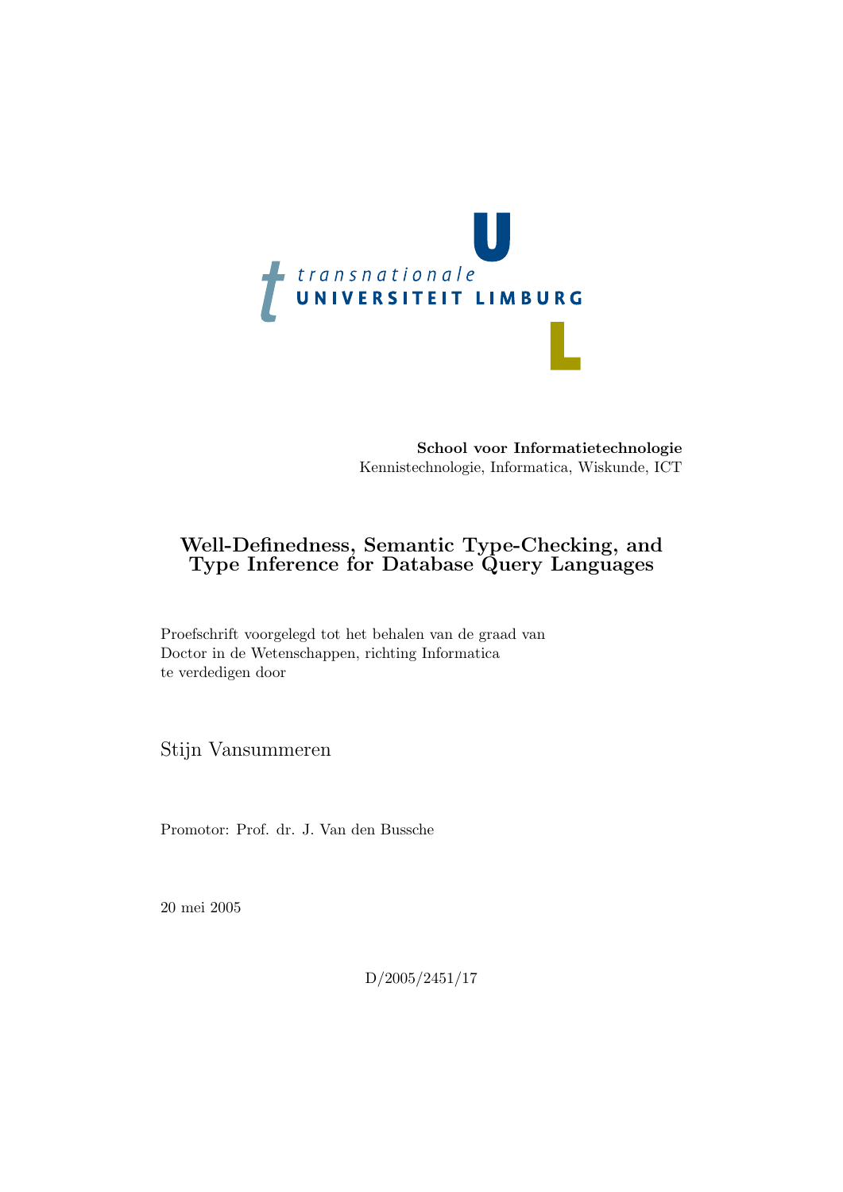transnationale UNIVERSITEIT LIMBURG

**School voor Informatietechnologie**
Kennistechnologie, Informatica, Wiskunde, ICT

# Well-Definedness, Semantic Type-Checking, and Type Inference for Database Query Languages

Proefschrift voorgelegd tot het behalen van de graad van
Doctor in de Wetenschappen, richting Informatica
te verdedigen door

Stijn Vansummeren

Promotor: Prof. dr. J. Van den Bussche

20 mei 2005

D/2005/2451/17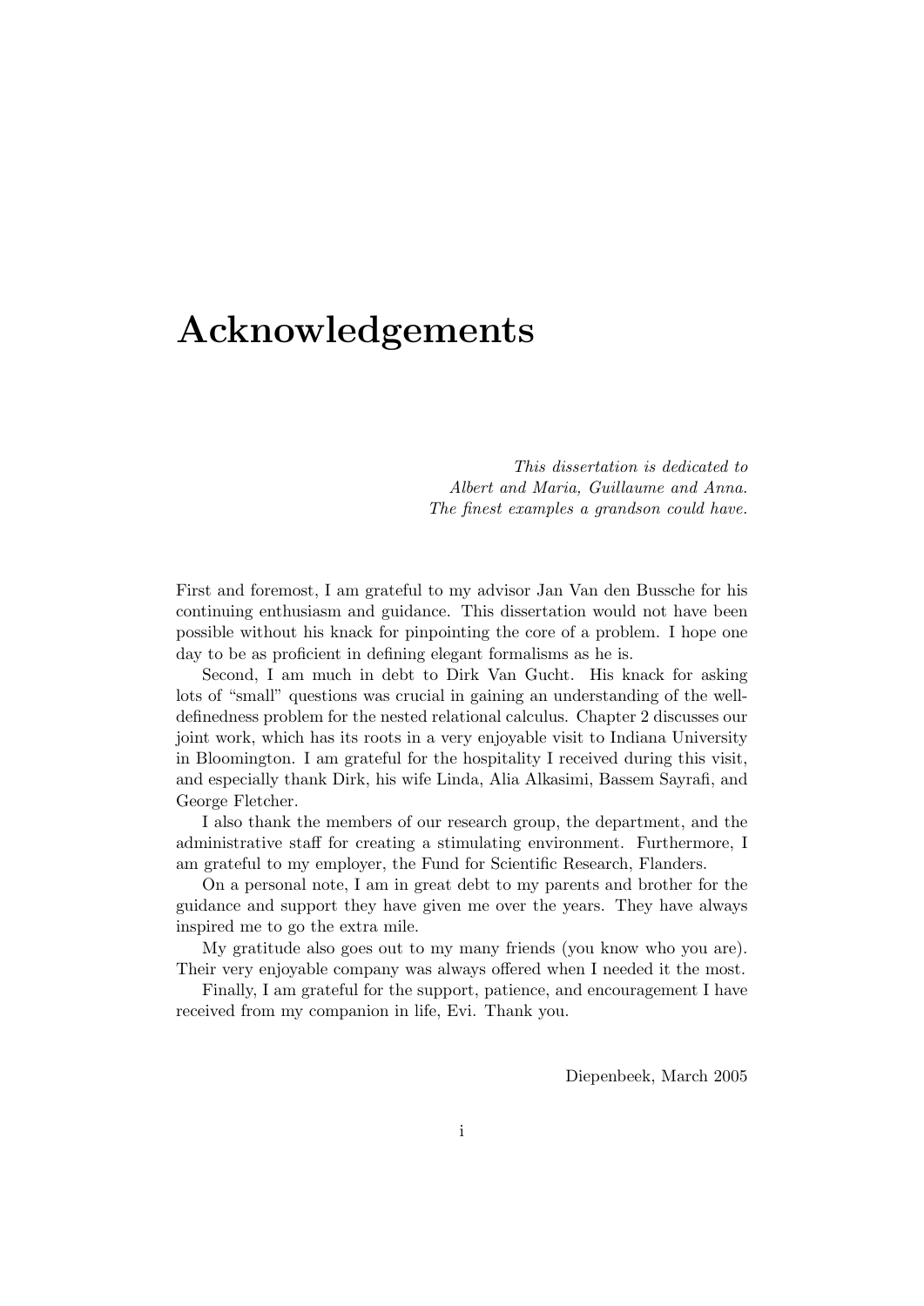# Acknowledgements

*This dissertation is dedicated to*
*Albert and Maria, Guillaume and Anna.*
*The finest examples a grandson could have.*

First and foremost, I am grateful to my advisor Jan Van den Bussche for his continuing enthusiasm and guidance. This dissertation would not have been possible without his knack for pinpointing the core of a problem. I hope one day to be as proficient in defining elegant formalisms as he is.

Second, I am much in debt to Dirk Van Gucht. His knack for asking lots of "small" questions was crucial in gaining an understanding of the well-definedness problem for the nested relational calculus. Chapter 2 discusses our joint work, which has its roots in a very enjoyable visit to Indiana University in Bloomington. I am grateful for the hospitality I received during this visit, and especially thank Dirk, his wife Linda, Alia Alkasimi, Bassem Sayrafi, and George Fletcher.

I also thank the members of our research group, the department, and the administrative staff for creating a stimulating environment. Furthermore, I am grateful to my employer, the Fund for Scientific Research, Flanders.

On a personal note, I am in great debt to my parents and brother for the guidance and support they have given me over the years. They have always inspired me to go the extra mile.

My gratitude also goes out to my many friends (you know who you are). Their very enjoyable company was always offered when I needed it the most.

Finally, I am grateful for the support, patience, and encouragement I have received from my companion in life, Evi. Thank you.

Diepenbeek, March 2005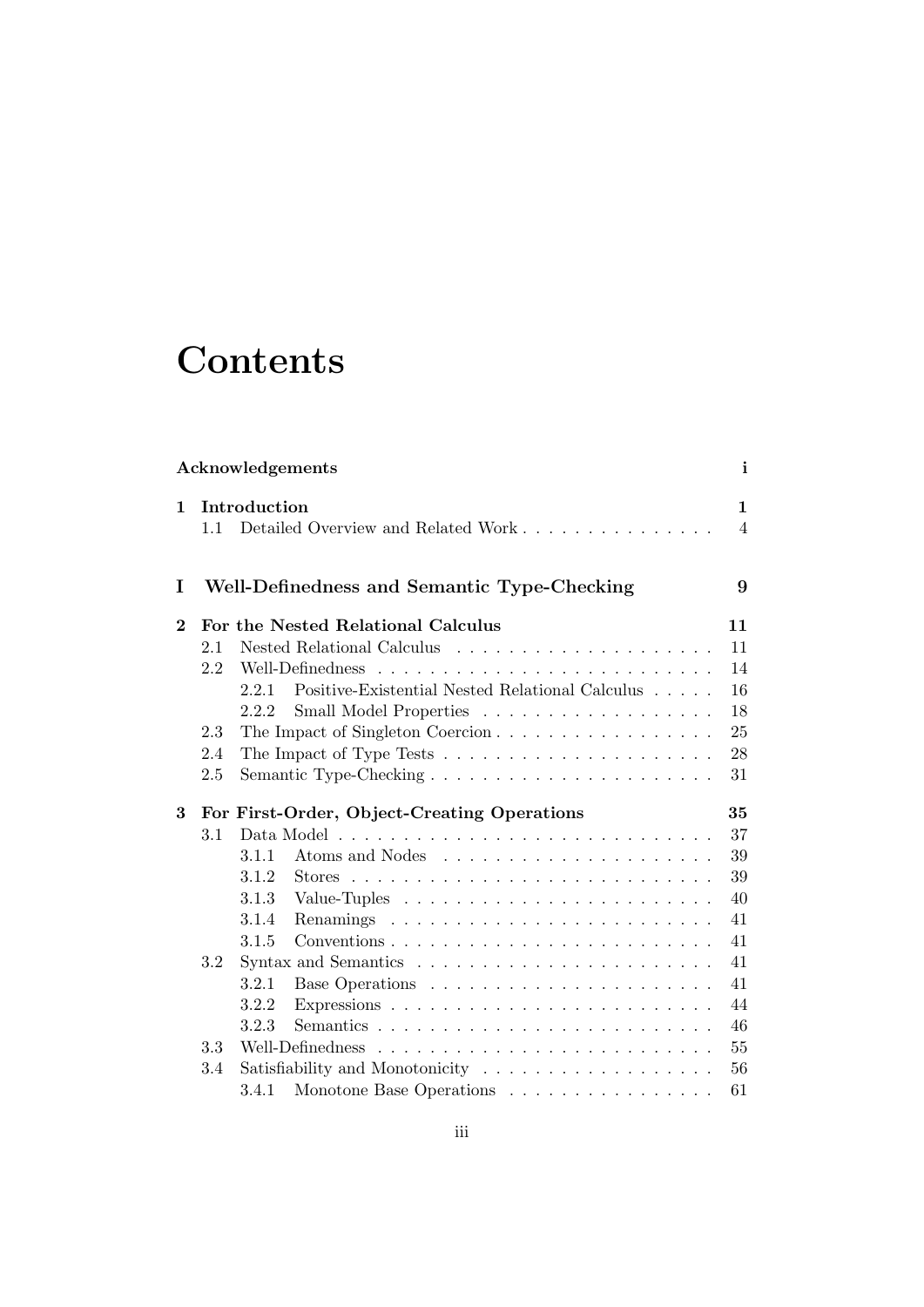# Contents

**Acknowledgements** **i**

**1 Introduction** **1**

- 1.1 Detailed Overview and Related Work . . . . . . . . . . . . . . . 4

**I Well-Definedness and Semantic Type-Checking** **9**

**2 For the Nested Relational Calculus** **11**

- 2.1 Nested Relational Calculus . . . . . . . . . . . . . . . . . . . . 11
- 2.2 Well-Definedness . . . . . . . . . . . . . . . . . . . . . . . . . . 14
  - 2.2.1 Positive-Existential Nested Relational Calculus . . . . . 16
  - 2.2.2 Small Model Properties . . . . . . . . . . . . . . . . . . 18
- 2.3 The Impact of Singleton Coercion . . . . . . . . . . . . . . . . . 25
- 2.4 The Impact of Type Tests . . . . . . . . . . . . . . . . . . . . . 28
- 2.5 Semantic Type-Checking . . . . . . . . . . . . . . . . . . . . . . 31

**3 For First-Order, Object-Creating Operations** **35**

- 3.1 Data Model . . . . . . . . . . . . . . . . . . . . . . . . . . . . . 37
  - 3.1.1 Atoms and Nodes . . . . . . . . . . . . . . . . . . . . . 39
  - 3.1.2 Stores . . . . . . . . . . . . . . . . . . . . . . . . . . . . 39
  - 3.1.3 Value-Tuples . . . . . . . . . . . . . . . . . . . . . . . . 40
  - 3.1.4 Renamings . . . . . . . . . . . . . . . . . . . . . . . . . 41
  - 3.1.5 Conventions . . . . . . . . . . . . . . . . . . . . . . . . . 41
- 3.2 Syntax and Semantics . . . . . . . . . . . . . . . . . . . . . . . 41
  - 3.2.1 Base Operations . . . . . . . . . . . . . . . . . . . . . . 41
  - 3.2.2 Expressions . . . . . . . . . . . . . . . . . . . . . . . . . 44
  - 3.2.3 Semantics . . . . . . . . . . . . . . . . . . . . . . . . . . 46
- 3.3 Well-Definedness . . . . . . . . . . . . . . . . . . . . . . . . . . 55
- 3.4 Satisfiability and Monotonicity . . . . . . . . . . . . . . . . . . 56
  - 3.4.1 Monotone Base Operations . . . . . . . . . . . . . . . . 61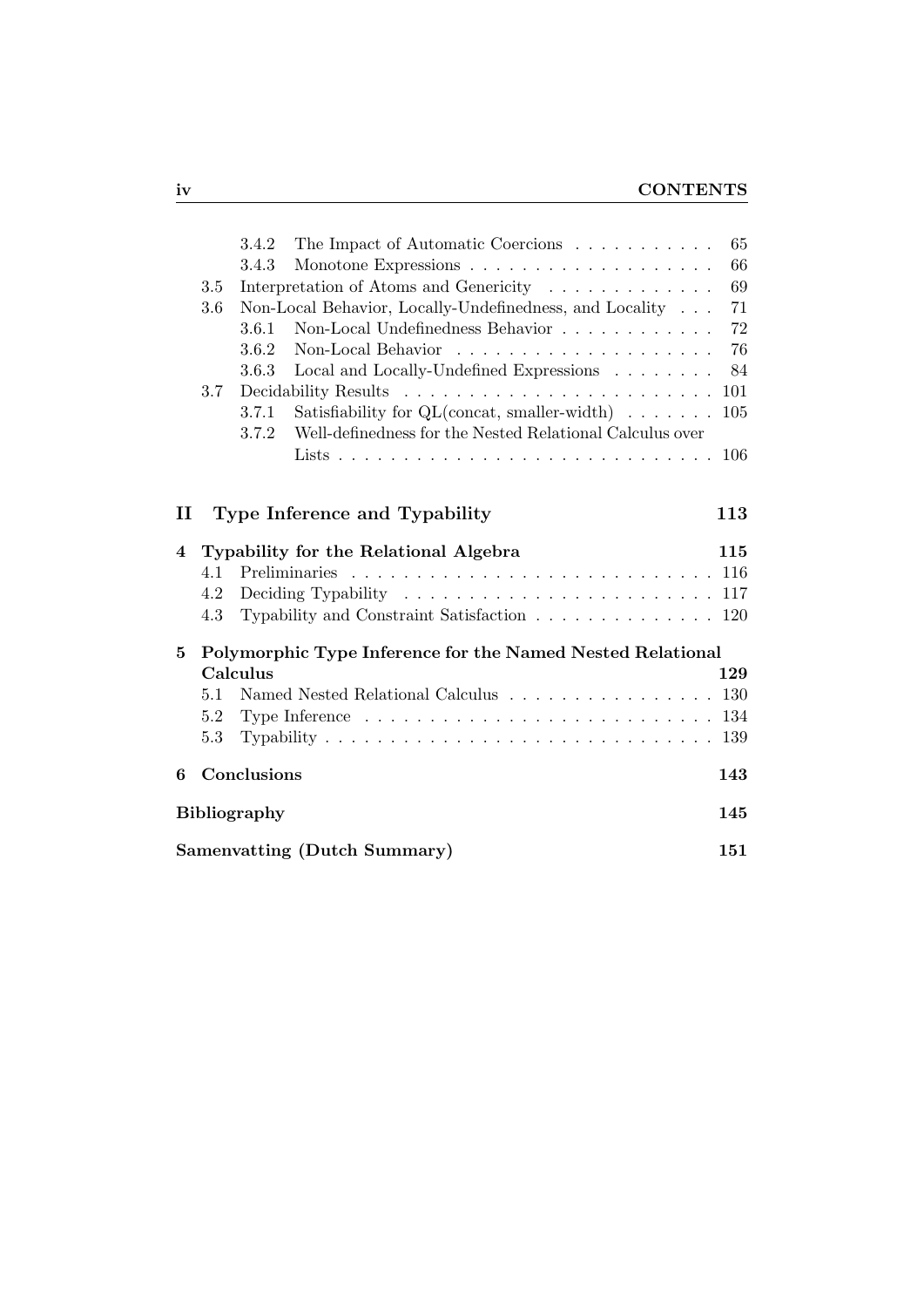- 3.4.2 The Impact of Automatic Coercions . . . . . . . . . . . 65
- 3.4.3 Monotone Expressions . . . . . . . . . . . . . . . . . . . 66
- 3.5 Interpretation of Atoms and Genericity . . . . . . . . . . . . 69
- 3.6 Non-Local Behavior, Locally-Undefinedness, and Locality . . . 71
  - 3.6.1 Non-Local Undefinedness Behavior . . . . . . . . . . . . 72
  - 3.6.2 Non-Local Behavior . . . . . . . . . . . . . . . . . . . 76
  - 3.6.3 Local and Locally-Undefined Expressions . . . . . . . . 84
- 3.7 Decidability Results . . . . . . . . . . . . . . . . . . . . . . . 101
  - 3.7.1 Satisfiability for QL(concat, smaller-width) . . . . . . . 105
  - 3.7.2 Well-definedness for the Nested Relational Calculus over Lists . . . . . . . . . . . . . . . . . . . . . . . . . . . 106

**II Type Inference and Typability** **113**

**4 Typability for the Relational Algebra** **115**

- 4.1 Preliminaries . . . . . . . . . . . . . . . . . . . . . . . . . . . 116
- 4.2 Deciding Typability . . . . . . . . . . . . . . . . . . . . . . . 117
- 4.3 Typability and Constraint Satisfaction . . . . . . . . . . . . . 120

**5 Polymorphic Type Inference for the Named Nested Relational Calculus** **129**

- 5.1 Named Nested Relational Calculus . . . . . . . . . . . . . . . 130
- 5.2 Type Inference . . . . . . . . . . . . . . . . . . . . . . . . . . 134
- 5.3 Typability . . . . . . . . . . . . . . . . . . . . . . . . . . . . . 139

**6 Conclusions** **143**

**Bibliography** **145**

**Samenvatting (Dutch Summary)** **151**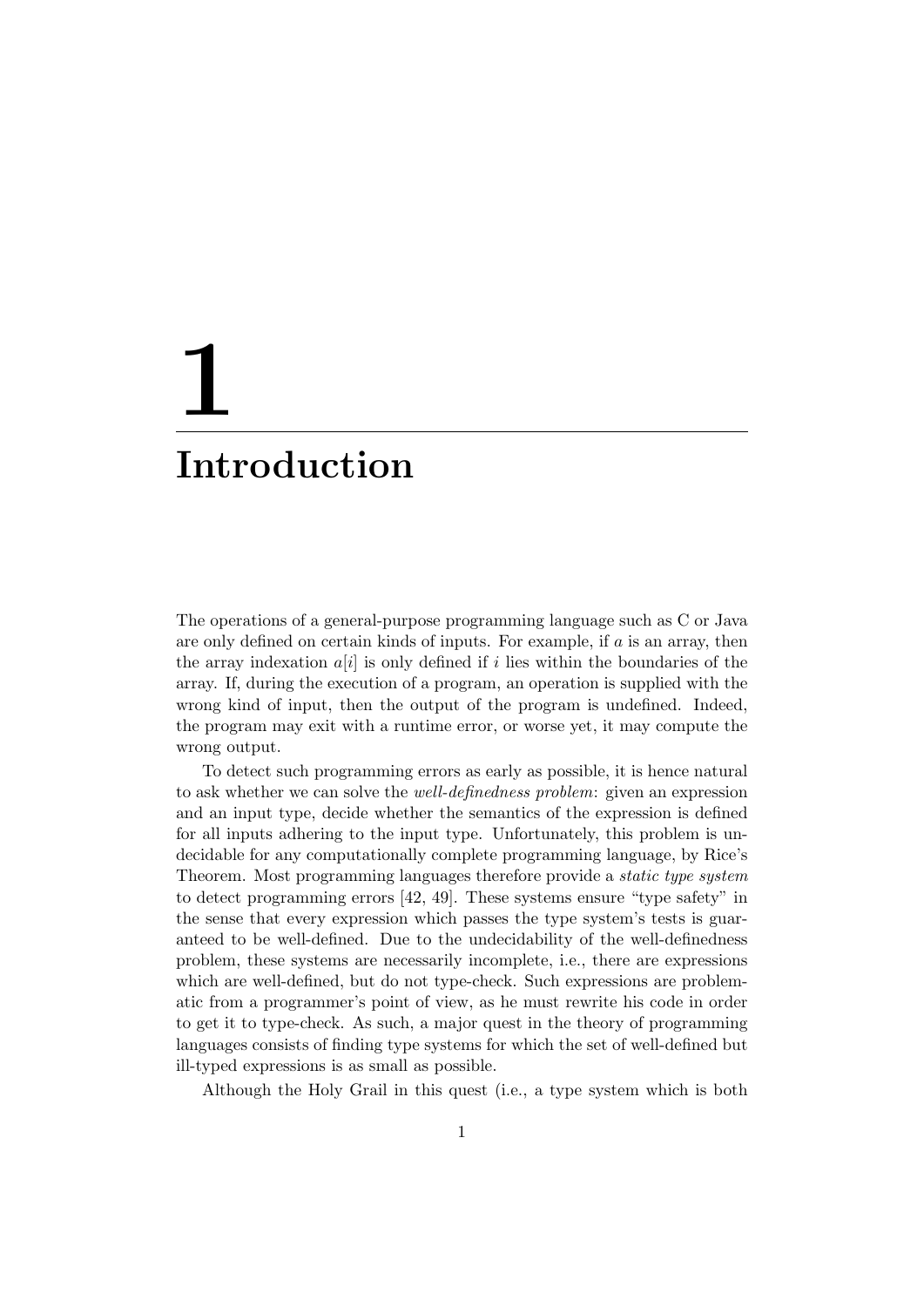# 1 Introduction

The operations of a general-purpose programming language such as C or Java are only defined on certain kinds of inputs. For example, if $a$ is an array, then the array indexation $a[i]$ is only defined if $i$ lies within the boundaries of the array. If, during the execution of a program, an operation is supplied with the wrong kind of input, then the output of the program is undefined. Indeed, the program may exit with a runtime error, or worse yet, it may compute the wrong output.

To detect such programming errors as early as possible, it is hence natural to ask whether we can solve the *well-definedness problem*: given an expression and an input type, decide whether the semantics of the expression is defined for all inputs adhering to the input type. Unfortunately, this problem is undecidable for any computationally complete programming language, by Rice's Theorem. Most programming languages therefore provide a *static type system* to detect programming errors [42, 49]. These systems ensure "type safety" in the sense that every expression which passes the type system's tests is guaranteed to be well-defined. Due to the undecidability of the well-definedness problem, these systems are necessarily incomplete, i.e., there are expressions which are well-defined, but do not type-check. Such expressions are problematic from a programmer's point of view, as he must rewrite his code in order to get it to type-check. As such, a major quest in the theory of programming languages consists of finding type systems for which the set of well-defined but ill-typed expressions is as small as possible.

Although the Holy Grail in this quest (i.e., a type system which is both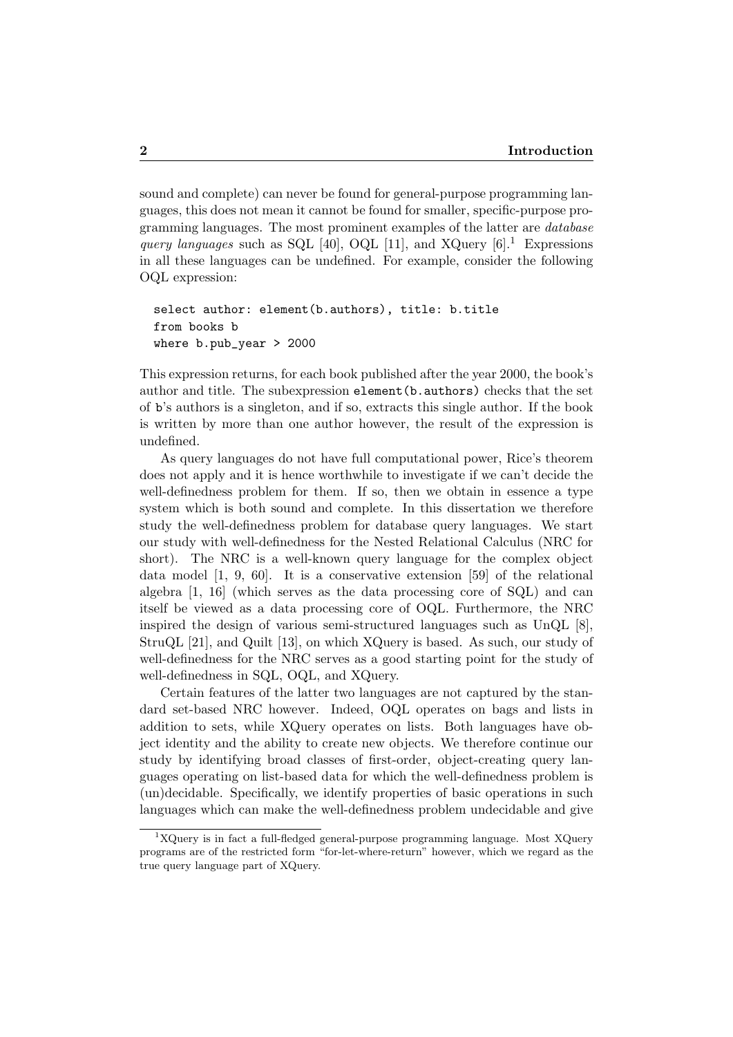sound and complete) can never be found for general-purpose programming languages, this does not mean it cannot be found for smaller, specific-purpose programming languages. The most prominent examples of the latter are *database query languages* such as SQL [40], OQL [11], and XQuery [6].[1] Expressions in all these languages can be undefined. For example, consider the following OQL expression:

```
select author: element(b.authors), title: b.title
from books b
where b.pub_year > 2000
```

This expression returns, for each book published after the year 2000, the book's author and title. The subexpression `element(b.authors)` checks that the set of `b`'s authors is a singleton, and if so, extracts this single author. If the book is written by more than one author however, the result of the expression is undefined.

As query languages do not have full computational power, Rice's theorem does not apply and it is hence worthwhile to investigate if we can't decide the well-definedness problem for them. If so, then we obtain in essence a type system which is both sound and complete. In this dissertation we therefore study the well-definedness problem for database query languages. We start our study with well-definedness for the Nested Relational Calculus (NRC for short). The NRC is a well-known query language for the complex object data model [1, 9, 60]. It is a conservative extension [59] of the relational algebra [1, 16] (which serves as the data processing core of SQL) and can itself be viewed as a data processing core of OQL. Furthermore, the NRC inspired the design of various semi-structured languages such as UnQL [8], StruQL [21], and Quilt [13], on which XQuery is based. As such, our study of well-definedness for the NRC serves as a good starting point for the study of well-definedness in SQL, OQL, and XQuery.

Certain features of the latter two languages are not captured by the standard set-based NRC however. Indeed, OQL operates on bags and lists in addition to sets, while XQuery operates on lists. Both languages have object identity and the ability to create new objects. We therefore continue our study by identifying broad classes of first-order, object-creating query languages operating on list-based data for which the well-definedness problem is (un)decidable. Specifically, we identify properties of basic operations in such languages which can make the well-definedness problem undecidable and give

[1] XQuery is in fact a full-fledged general-purpose programming language. Most XQuery programs are of the restricted form "for-let-where-return" however, which we regard as the true query language part of XQuery.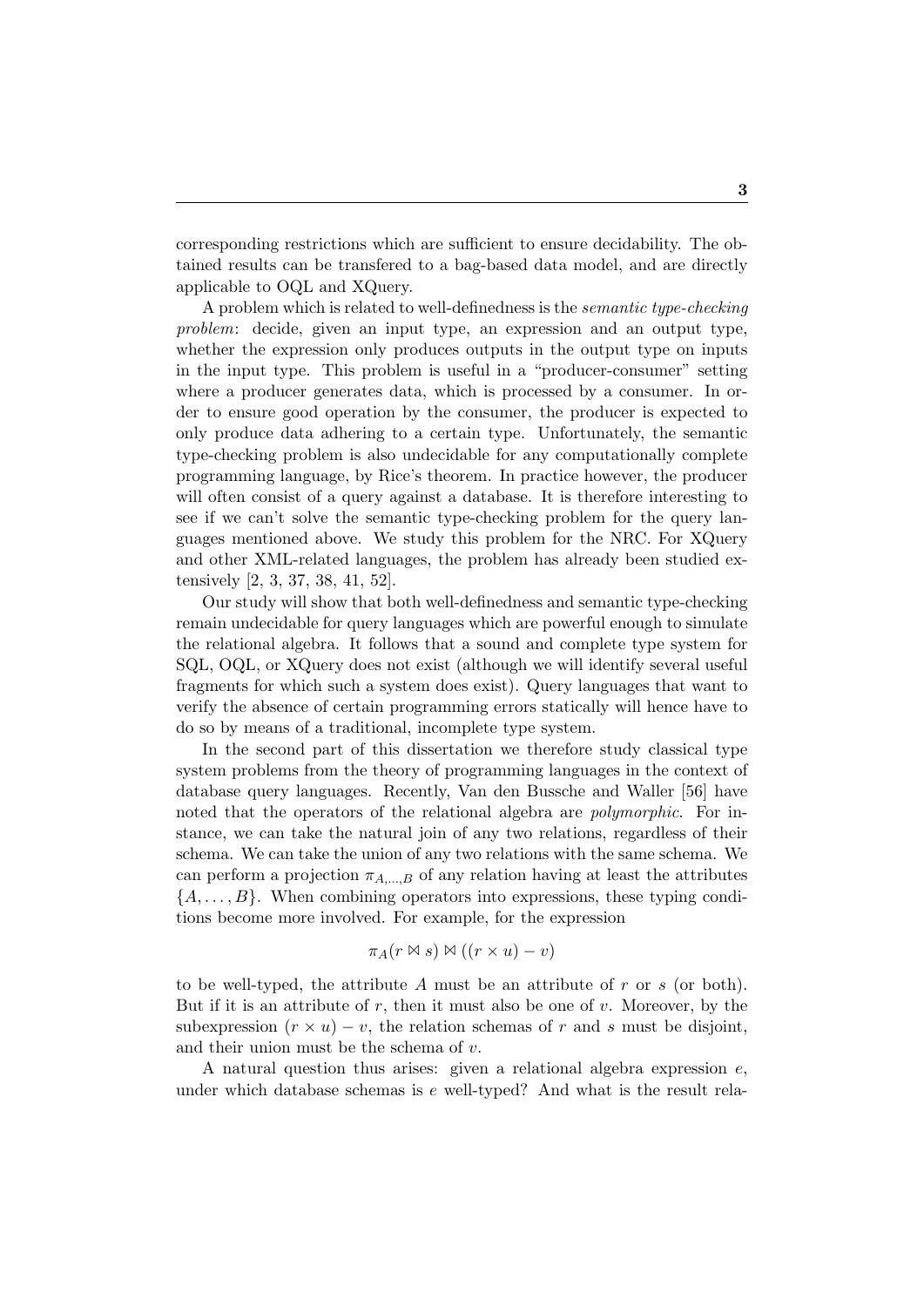corresponding restrictions which are sufficient to ensure decidability. The obtained results can be transfered to a bag-based data model, and are directly applicable to OQL and XQuery.

A problem which is related to well-definedness is the *semantic type-checking problem*: decide, given an input type, an expression and an output type, whether the expression only produces outputs in the output type on inputs in the input type. This problem is useful in a "producer-consumer" setting where a producer generates data, which is processed by a consumer. In order to ensure good operation by the consumer, the producer is expected to only produce data adhering to a certain type. Unfortunately, the semantic type-checking problem is also undecidable for any computationally complete programming language, by Rice's theorem. In practice however, the producer will often consist of a query against a database. It is therefore interesting to see if we can't solve the semantic type-checking problem for the query languages mentioned above. We study this problem for the NRC. For XQuery and other XML-related languages, the problem has already been studied extensively [2, 3, 37, 38, 41, 52].

Our study will show that both well-definedness and semantic type-checking remain undecidable for query languages which are powerful enough to simulate the relational algebra. It follows that a sound and complete type system for SQL, OQL, or XQuery does not exist (although we will identify several useful fragments for which such a system does exist). Query languages that want to verify the absence of certain programming errors statically will hence have to do so by means of a traditional, incomplete type system.

In the second part of this dissertation we therefore study classical type system problems from the theory of programming languages in the context of database query languages. Recently, Van den Bussche and Waller [56] have noted that the operators of the relational algebra are *polymorphic*. For instance, we can take the natural join of any two relations, regardless of their schema. We can take the union of any two relations with the same schema. We can perform a projection $\pi_{A,\dots,B}$ of any relation having at least the attributes $\{A, \dots, B\}$. When combining operators into expressions, these typing conditions become more involved. For example, for the expression

$$\pi_A(r \bowtie s) \bowtie ((r \times u) - v)$$

to be well-typed, the attribute $A$ must be an attribute of $r$ or $s$ (or both). But if it is an attribute of $r$, then it must also be one of $v$. Moreover, by the subexpression $(r \times u) - v$, the relation schemas of $r$ and $s$ must be disjoint, and their union must be the schema of $v$.

A natural question thus arises: given a relational algebra expression $e$, under which database schemas is $e$ well-typed? And what is the result rela-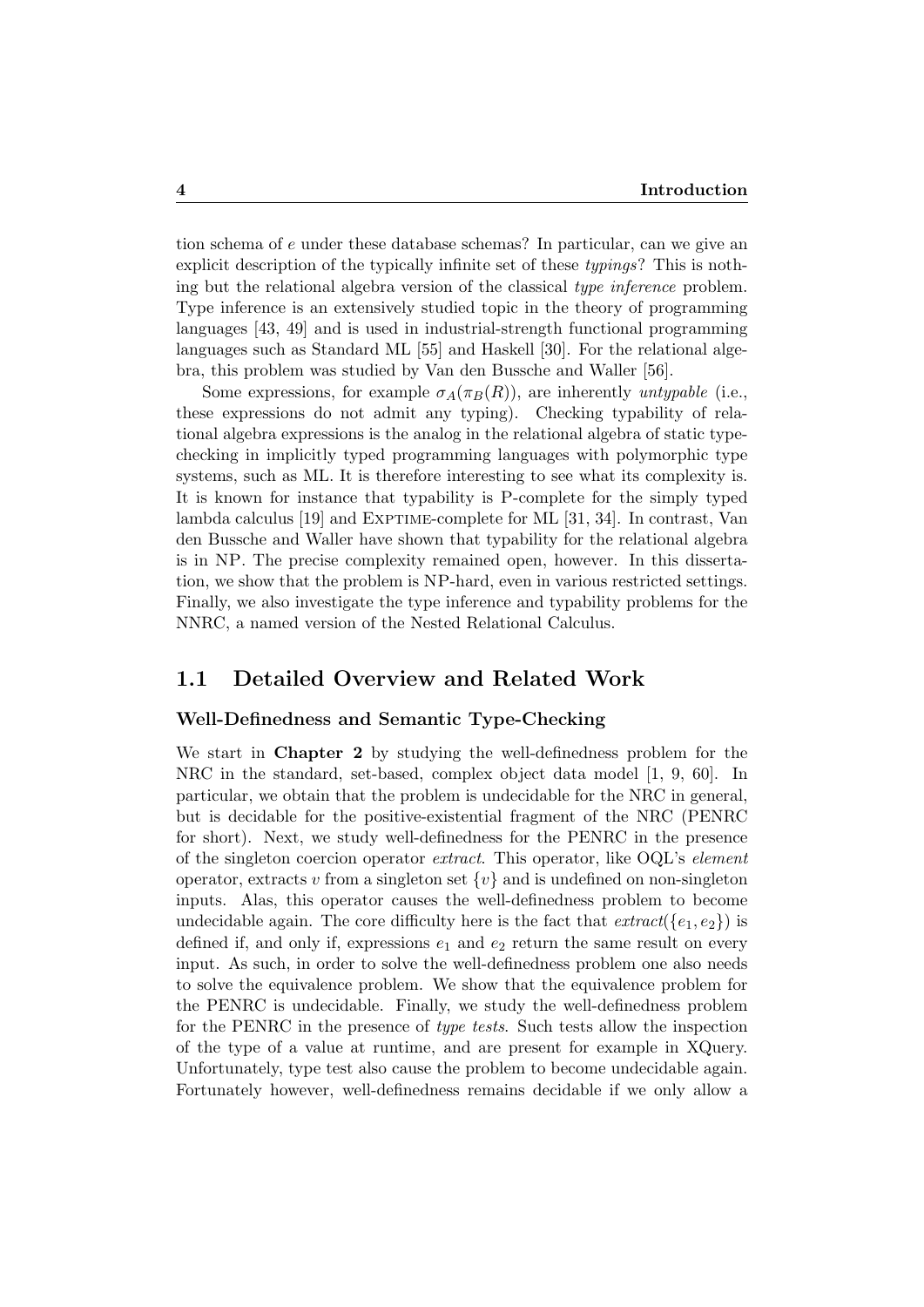tion schema of $e$ under these database schemas? In particular, can we give an explicit description of the typically infinite set of these *typings*? This is nothing but the relational algebra version of the classical *type inference* problem. Type inference is an extensively studied topic in the theory of programming languages [43, 49] and is used in industrial-strength functional programming languages such as Standard ML [55] and Haskell [30]. For the relational algebra, this problem was studied by Van den Bussche and Waller [56].

Some expressions, for example $\sigma_A(\pi_B(R))$, are inherently *untypable* (i.e., these expressions do not admit any typing). Checking typability of relational algebra expressions is the analog in the relational algebra of static type-checking in implicitly typed programming languages with polymorphic type systems, such as ML. It is therefore interesting to see what its complexity is. It is known for instance that typability is P-complete for the simply typed lambda calculus [19] and EXPTIME-complete for ML [31, 34]. In contrast, Van den Bussche and Waller have shown that typability for the relational algebra is in NP. The precise complexity remained open, however. In this dissertation, we show that the problem is NP-hard, even in various restricted settings. Finally, we also investigate the type inference and typability problems for the NNRC, a named version of the Nested Relational Calculus.

## 1.1 Detailed Overview and Related Work

### Well-Definedness and Semantic Type-Checking

We start in **Chapter 2** by studying the well-definedness problem for the NRC in the standard, set-based, complex object data model [1, 9, 60]. In particular, we obtain that the problem is undecidable for the NRC in general, but is decidable for the positive-existential fragment of the NRC (PENRC for short). Next, we study well-definedness for the PENRC in the presence of the singleton coercion operator *extract*. This operator, like OQL's *element* operator, extracts $v$ from a singleton set $\{v\}$ and is undefined on non-singleton inputs. Alas, this operator causes the well-definedness problem to become undecidable again. The core difficulty here is the fact that $\mathit{extract}(\{e_1, e_2\})$ is defined if, and only if, expressions $e_1$ and $e_2$ return the same result on every input. As such, in order to solve the well-definedness problem one also needs to solve the equivalence problem. We show that the equivalence problem for the PENRC is undecidable. Finally, we study the well-definedness problem for the PENRC in the presence of *type tests*. Such tests allow the inspection of the type of a value at runtime, and are present for example in XQuery. Unfortunately, type test also cause the problem to become undecidable again. Fortunately however, well-definedness remains decidable if we only allow a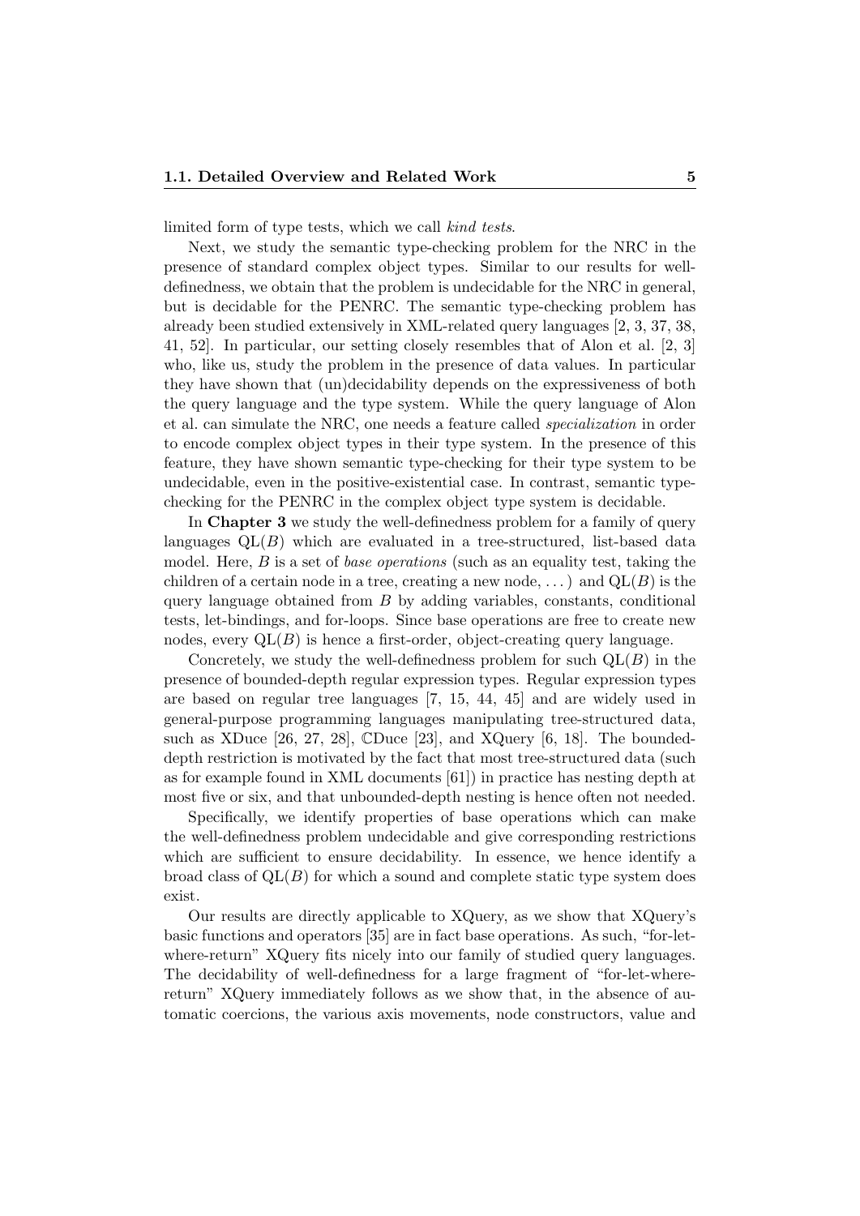limited form of type tests, which we call *kind tests*.

Next, we study the semantic type-checking problem for the NRC in the presence of standard complex object types. Similar to our results for well-definedness, we obtain that the problem is undecidable for the NRC in general, but is decidable for the PENRC. The semantic type-checking problem has already been studied extensively in XML-related query languages [2, 3, 37, 38, 41, 52]. In particular, our setting closely resembles that of Alon et al. [2, 3] who, like us, study the problem in the presence of data values. In particular they have shown that (un)decidability depends on the expressiveness of both the query language and the type system. While the query language of Alon et al. can simulate the NRC, one needs a feature called *specialization* in order to encode complex object types in their type system. In the presence of this feature, they have shown semantic type-checking for their type system to be undecidable, even in the positive-existential case. In contrast, semantic type-checking for the PENRC in the complex object type system is decidable.

In **Chapter 3** we study the well-definedness problem for a family of query languages $\mathrm{QL}(B)$ which are evaluated in a tree-structured, list-based data model. Here, $B$ is a set of *base operations* (such as an equality test, taking the children of a certain node in a tree, creating a new node, . . . ) and $\mathrm{QL}(B)$ is the query language obtained from $B$ by adding variables, constants, conditional tests, let-bindings, and for-loops. Since base operations are free to create new nodes, every $\mathrm{QL}(B)$ is hence a first-order, object-creating query language.

Concretely, we study the well-definedness problem for such $\mathrm{QL}(B)$ in the presence of bounded-depth regular expression types. Regular expression types are based on regular tree languages [7, 15, 44, 45] and are widely used in general-purpose programming languages manipulating tree-structured data, such as XDuce [26, 27, 28], $\mathbb{C}$Duce [23], and XQuery [6, 18]. The bounded-depth restriction is motivated by the fact that most tree-structured data (such as for example found in XML documents [61]) in practice has nesting depth at most five or six, and that unbounded-depth nesting is hence often not needed.

Specifically, we identify properties of base operations which can make the well-definedness problem undecidable and give corresponding restrictions which are sufficient to ensure decidability. In essence, we hence identify a broad class of $\mathrm{QL}(B)$ for which a sound and complete static type system does exist.

Our results are directly applicable to XQuery, as we show that XQuery's basic functions and operators [35] are in fact base operations. As such, "for-let-where-return" XQuery fits nicely into our family of studied query languages. The decidability of well-definedness for a large fragment of "for-let-where-return" XQuery immediately follows as we show that, in the absence of automatic coercions, the various axis movements, node constructors, value and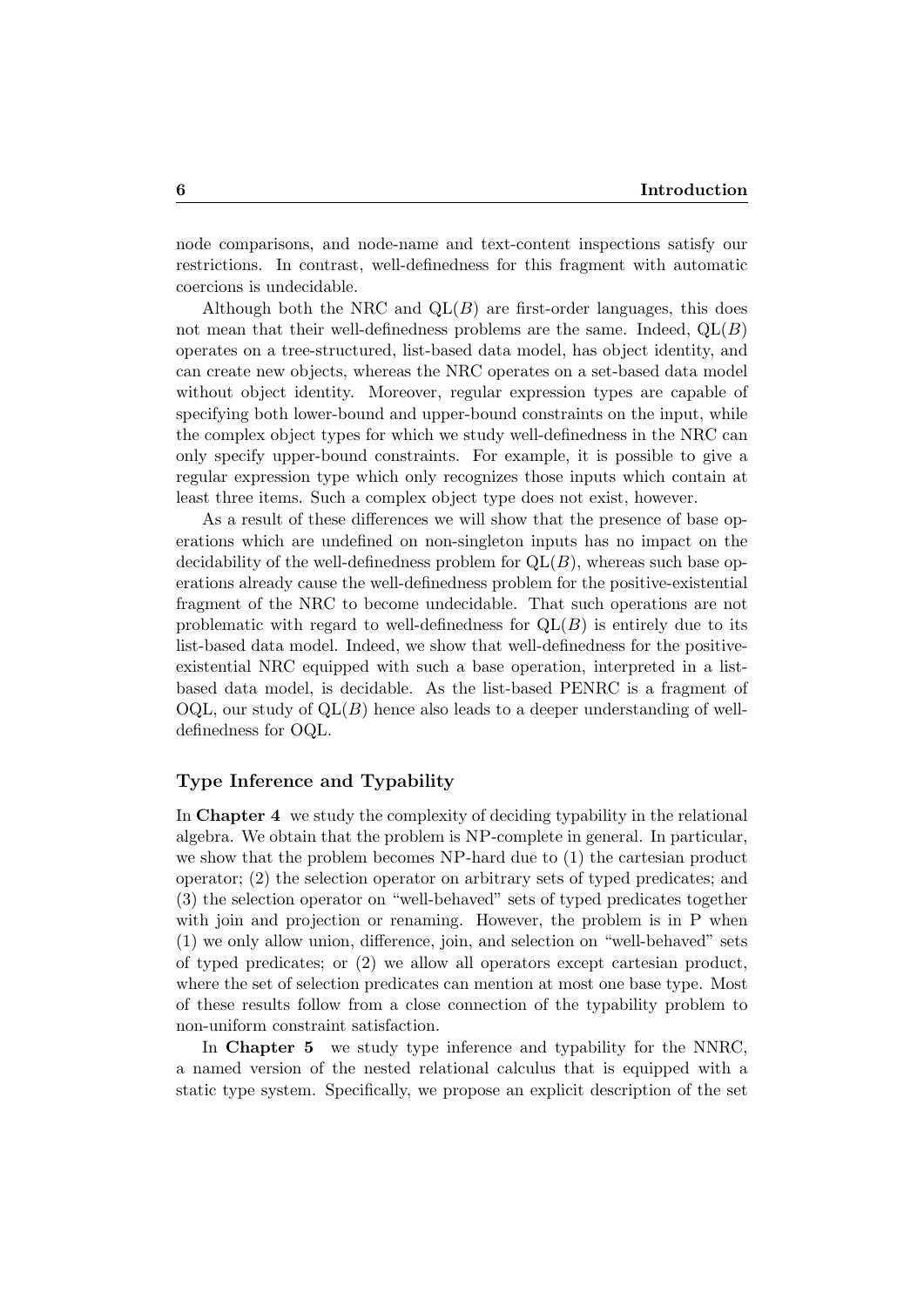node comparisons, and node-name and text-content inspections satisfy our restrictions. In contrast, well-definedness for this fragment with automatic coercions is undecidable.

Although both the NRC and $\mathrm{QL}(B)$ are first-order languages, this does not mean that their well-definedness problems are the same. Indeed, $\mathrm{QL}(B)$ operates on a tree-structured, list-based data model, has object identity, and can create new objects, whereas the NRC operates on a set-based data model without object identity. Moreover, regular expression types are capable of specifying both lower-bound and upper-bound constraints on the input, while the complex object types for which we study well-definedness in the NRC can only specify upper-bound constraints. For example, it is possible to give a regular expression type which only recognizes those inputs which contain at least three items. Such a complex object type does not exist, however.

As a result of these differences we will show that the presence of base operations which are undefined on non-singleton inputs has no impact on the decidability of the well-definedness problem for $\mathrm{QL}(B)$, whereas such base operations already cause the well-definedness problem for the positive-existential fragment of the NRC to become undecidable. That such operations are not problematic with regard to well-definedness for $\mathrm{QL}(B)$ is entirely due to its list-based data model. Indeed, we show that well-definedness for the positive-existential NRC equipped with such a base operation, interpreted in a list-based data model, is decidable. As the list-based PENRC is a fragment of OQL, our study of $\mathrm{QL}(B)$ hence also leads to a deeper understanding of well-definedness for OQL.

### Type Inference and Typability

In **Chapter 4** we study the complexity of deciding typability in the relational algebra. We obtain that the problem is NP-complete in general. In particular, we show that the problem becomes NP-hard due to (1) the cartesian product operator; (2) the selection operator on arbitrary sets of typed predicates; and (3) the selection operator on "well-behaved" sets of typed predicates together with join and projection or renaming. However, the problem is in P when (1) we only allow union, difference, join, and selection on "well-behaved" sets of typed predicates; or (2) we allow all operators except cartesian product, where the set of selection predicates can mention at most one base type. Most of these results follow from a close connection of the typability problem to non-uniform constraint satisfaction.

In **Chapter 5** we study type inference and typability for the NNRC, a named version of the nested relational calculus that is equipped with a static type system. Specifically, we propose an explicit description of the set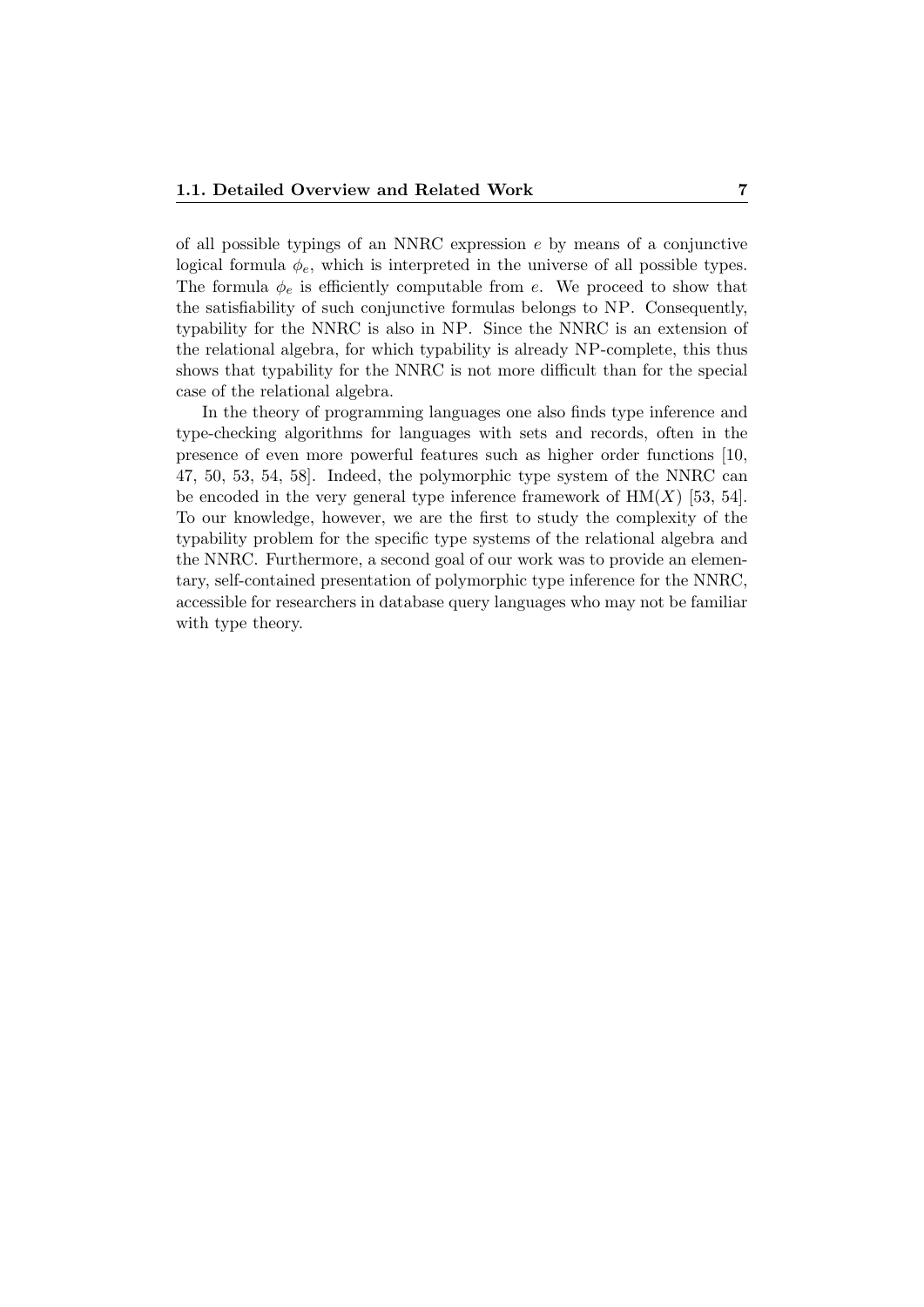of all possible typings of an NNRC expression $e$ by means of a conjunctive logical formula $\phi_e$, which is interpreted in the universe of all possible types. The formula $\phi_e$ is efficiently computable from $e$. We proceed to show that the satisfiability of such conjunctive formulas belongs to NP. Consequently, typability for the NNRC is also in NP. Since the NNRC is an extension of the relational algebra, for which typability is already NP-complete, this thus shows that typability for the NNRC is not more difficult than for the special case of the relational algebra.

In the theory of programming languages one also finds type inference and type-checking algorithms for languages with sets and records, often in the presence of even more powerful features such as higher order functions [10, 47, 50, 53, 54, 58]. Indeed, the polymorphic type system of the NNRC can be encoded in the very general type inference framework of HM($X$) [53, 54]. To our knowledge, however, we are the first to study the complexity of the typability problem for the specific type systems of the relational algebra and the NNRC. Furthermore, a second goal of our work was to provide an elementary, self-contained presentation of polymorphic type inference for the NNRC, accessible for researchers in database query languages who may not be familiar with type theory.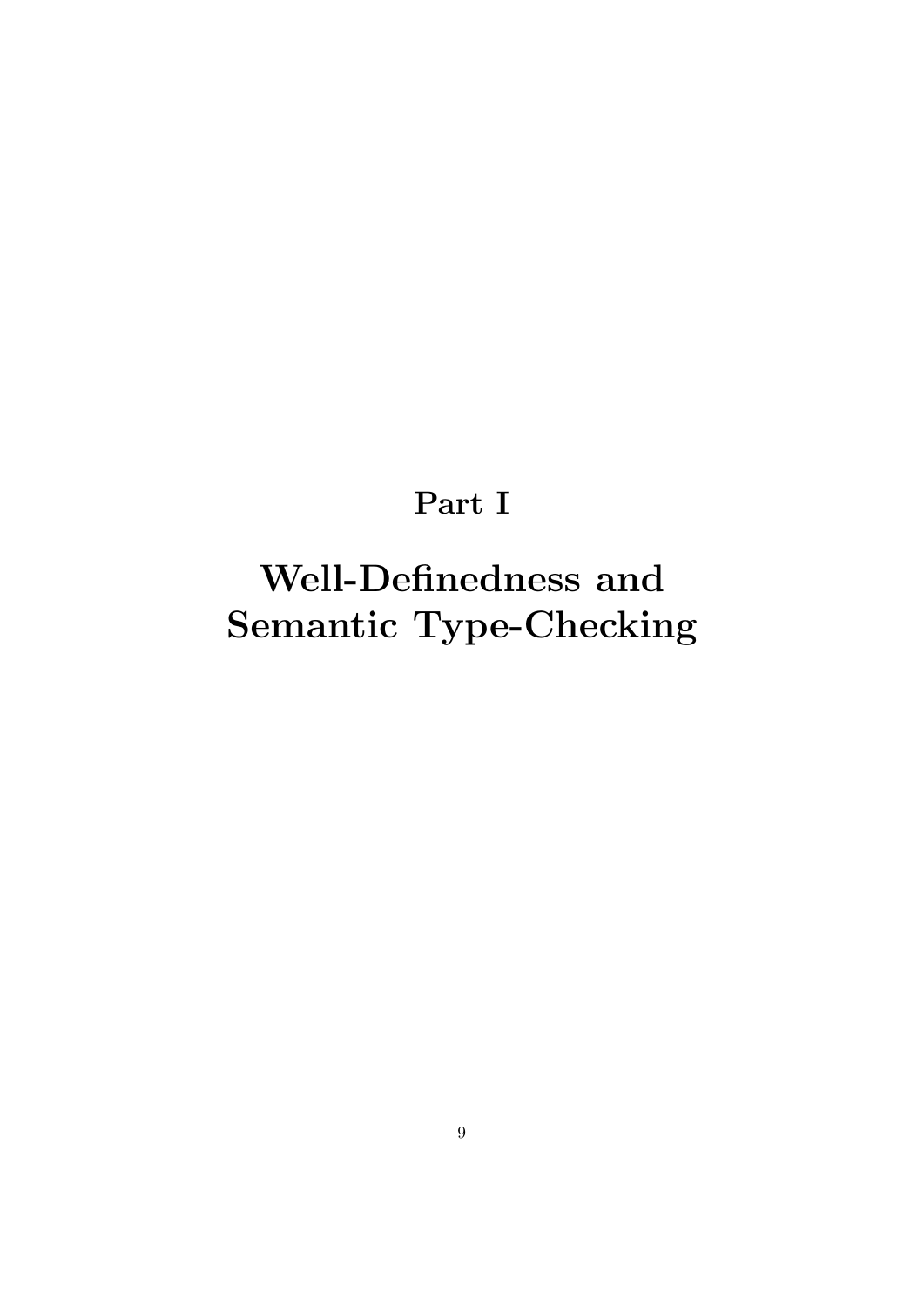# Part I

# Well-Definedness and Semantic Type-Checking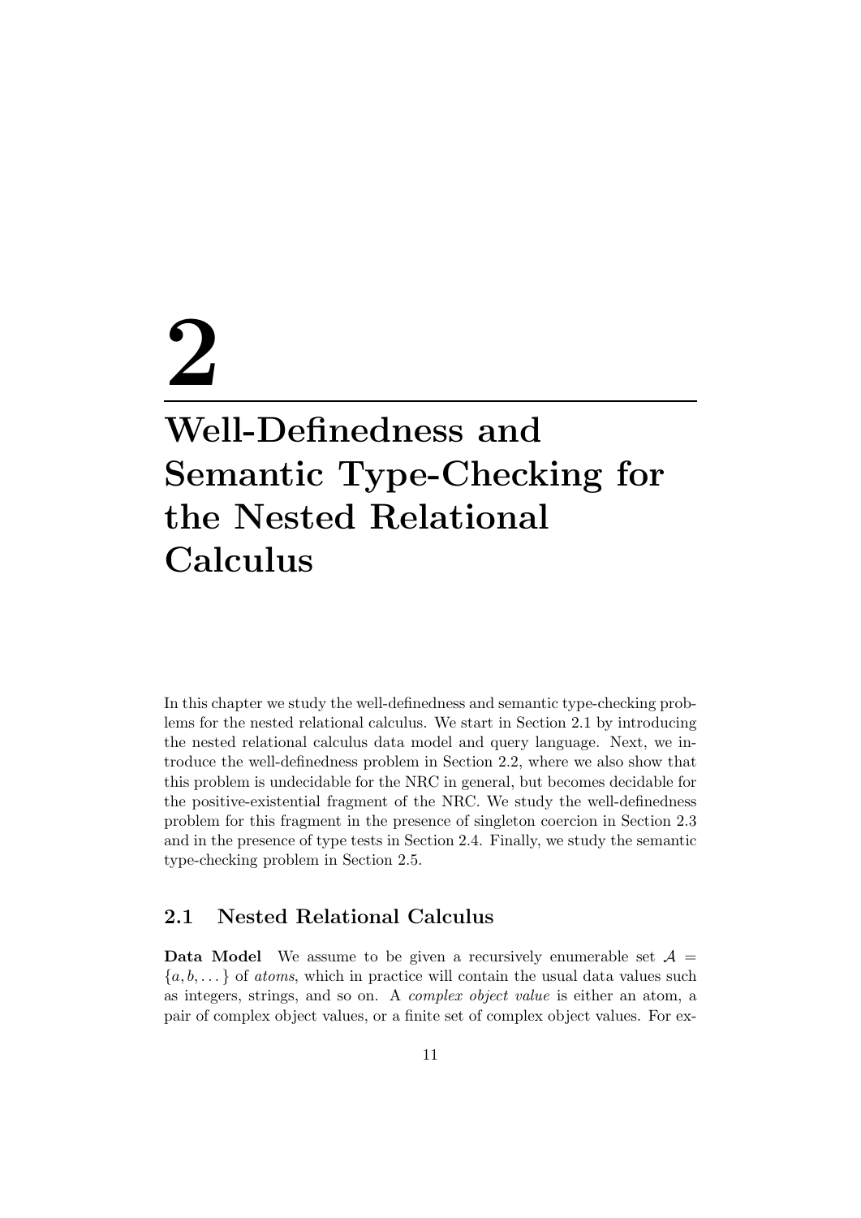# 2

# Well-Definedness and Semantic Type-Checking for the Nested Relational Calculus

In this chapter we study the well-definedness and semantic type-checking problems for the nested relational calculus. We start in Section 2.1 by introducing the nested relational calculus data model and query language. Next, we introduce the well-definedness problem in Section 2.2, where we also show that this problem is undecidable for the NRC in general, but becomes decidable for the positive-existential fragment of the NRC. We study the well-definedness problem for this fragment in the presence of singleton coercion in Section 2.3 and in the presence of type tests in Section 2.4. Finally, we study the semantic type-checking problem in Section 2.5.

## 2.1 Nested Relational Calculus

**Data Model** We assume to be given a recursively enumerable set $\mathcal{A} = \{a, b, \dots\}$ of *atoms*, which in practice will contain the usual data values such as integers, strings, and so on. A *complex object value* is either an atom, a pair of complex object values, or a finite set of complex object values. For ex-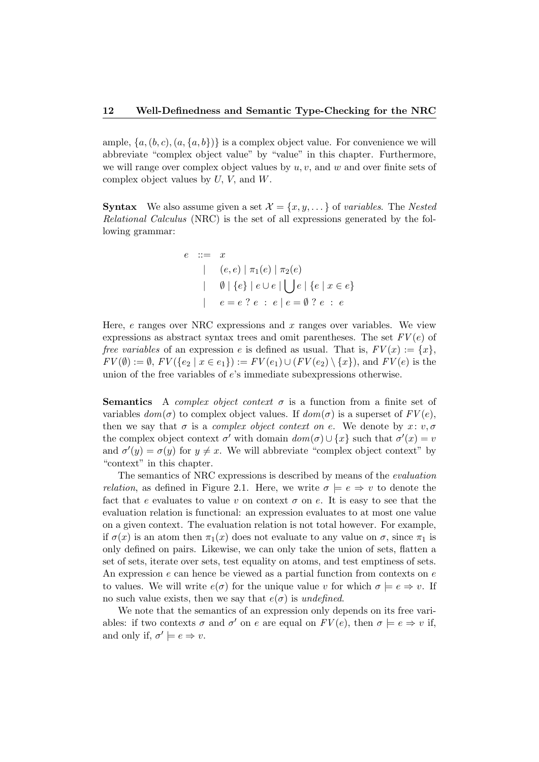ample, $\{a, (b, c), (a, \{a, b\})\}$ is a complex object value. For convenience we will abbreviate "complex object value" by "value" in this chapter. Furthermore, we will range over complex object values by $u, v$, and $w$ and over finite sets of complex object values by $U$, $V$, and $W$.

**Syntax** We also assume given a set $\mathcal{X} = \{x, y, \dots\}$ of *variables*. The *Nested Relational Calculus* (NRC) is the set of all expressions generated by the following grammar:

$$
\begin{array}{rcl}
e & ::= & x \\
 & | & (e, e) \mid \pi_1(e) \mid \pi_2(e) \\
 & | & \emptyset \mid \{e\} \mid e \cup e \mid \bigcup e \mid \{e \mid x \in e\} \\
 & | & e = e \ ?\ e \ :\ e \mid e = \emptyset \ ?\ e \ :\ e
\end{array}
$$

Here, $e$ ranges over NRC expressions and $x$ ranges over variables. We view expressions as abstract syntax trees and omit parentheses. The set $FV(e)$ of *free variables* of an expression $e$ is defined as usual. That is, $FV(x) := \{x\}$, $FV(\emptyset) := \emptyset$, $FV(\{e_2 \mid x \in e_1\}) := FV(e_1) \cup (FV(e_2) \setminus \{x\})$, and $FV(e)$ is the union of the free variables of $e$'s immediate subexpressions otherwise.

**Semantics** A *complex object context* $\sigma$ is a function from a finite set of variables $dom(\sigma)$ to complex object values. If $dom(\sigma)$ is a superset of $FV(e)$, then we say that $\sigma$ is a *complex object context on* $e$. We denote by $x \colon v, \sigma$ the complex object context $\sigma'$ with domain $dom(\sigma) \cup \{x\}$ such that $\sigma'(x) = v$ and $\sigma'(y) = \sigma(y)$ for $y \neq x$. We will abbreviate "complex object context" by "context" in this chapter.

The semantics of NRC expressions is described by means of the *evaluation relation*, as defined in Figure 2.1. Here, we write $\sigma \models e \Rightarrow v$ to denote the fact that $e$ evaluates to value $v$ on context $\sigma$ on $e$. It is easy to see that the evaluation relation is functional: an expression evaluates to at most one value on a given context. The evaluation relation is not total however. For example, if $\sigma(x)$ is an atom then $\pi_1(x)$ does not evaluate to any value on $\sigma$, since $\pi_1$ is only defined on pairs. Likewise, we can only take the union of sets, flatten a set of sets, iterate over sets, test equality on atoms, and test emptiness of sets. An expression $e$ can hence be viewed as a partial function from contexts on $e$ to values. We will write $e(\sigma)$ for the unique value $v$ for which $\sigma \models e \Rightarrow v$. If no such value exists, then we say that $e(\sigma)$ is *undefined*.

We note that the semantics of an expression only depends on its free variables: if two contexts $\sigma$ and $\sigma'$ on $e$ are equal on $FV(e)$, then $\sigma \models e \Rightarrow v$ if, and only if, $\sigma' \models e \Rightarrow v$.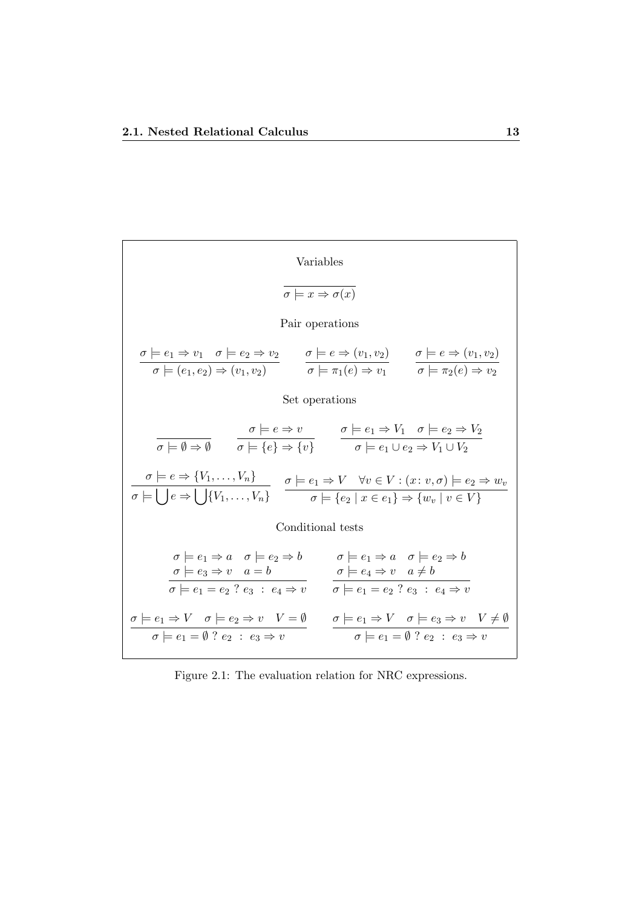Variables

$$\frac{}{\sigma \models x \Rightarrow \sigma(x)}$$

Pair operations

$$\frac{\sigma \models e_1 \Rightarrow v_1 \quad \sigma \models e_2 \Rightarrow v_2}{\sigma \models (e_1, e_2) \Rightarrow (v_1, v_2)} \qquad \frac{\sigma \models e \Rightarrow (v_1, v_2)}{\sigma \models \pi_1(e) \Rightarrow v_1} \qquad \frac{\sigma \models e \Rightarrow (v_1, v_2)}{\sigma \models \pi_2(e) \Rightarrow v_2}$$

Set operations

$$\frac{}{\sigma \models \emptyset \Rightarrow \emptyset} \qquad \frac{\sigma \models e \Rightarrow v}{\sigma \models \{e\} \Rightarrow \{v\}} \qquad \frac{\sigma \models e_1 \Rightarrow V_1 \quad \sigma \models e_2 \Rightarrow V_2}{\sigma \models e_1 \cup e_2 \Rightarrow V_1 \cup V_2}$$

$$\frac{\sigma \models e \Rightarrow \{V_1, \ldots, V_n\}}{\sigma \models \bigcup e \Rightarrow \bigcup \{V_1, \ldots, V_n\}} \qquad \frac{\sigma \models e_1 \Rightarrow V \quad \forall v \in V : (x\colon v, \sigma) \models e_2 \Rightarrow w_v}{\sigma \models \{e_2 \mid x \in e_1\} \Rightarrow \{w_v \mid v \in V\}}$$

Conditional tests

$$\frac{\sigma \models e_1 \Rightarrow a \quad \sigma \models e_2 \Rightarrow b \quad \sigma \models e_3 \Rightarrow v \quad a = b}{\sigma \models e_1 = e_2 \ ? \ e_3 \ : \ e_4 \Rightarrow v} \qquad \frac{\sigma \models e_1 \Rightarrow a \quad \sigma \models e_2 \Rightarrow b \quad \sigma \models e_4 \Rightarrow v \quad a \neq b}{\sigma \models e_1 = e_2 \ ? \ e_3 \ : \ e_4 \Rightarrow v}$$

$$\frac{\sigma \models e_1 \Rightarrow V \quad \sigma \models e_2 \Rightarrow v \quad V = \emptyset}{\sigma \models e_1 = \emptyset \ ? \ e_2 \ : \ e_3 \Rightarrow v} \qquad \frac{\sigma \models e_1 \Rightarrow V \quad \sigma \models e_3 \Rightarrow v \quad V \neq \emptyset}{\sigma \models e_1 = \emptyset \ ? \ e_2 \ : \ e_3 \Rightarrow v}$$

Figure 2.1: The evaluation relation for NRC expressions.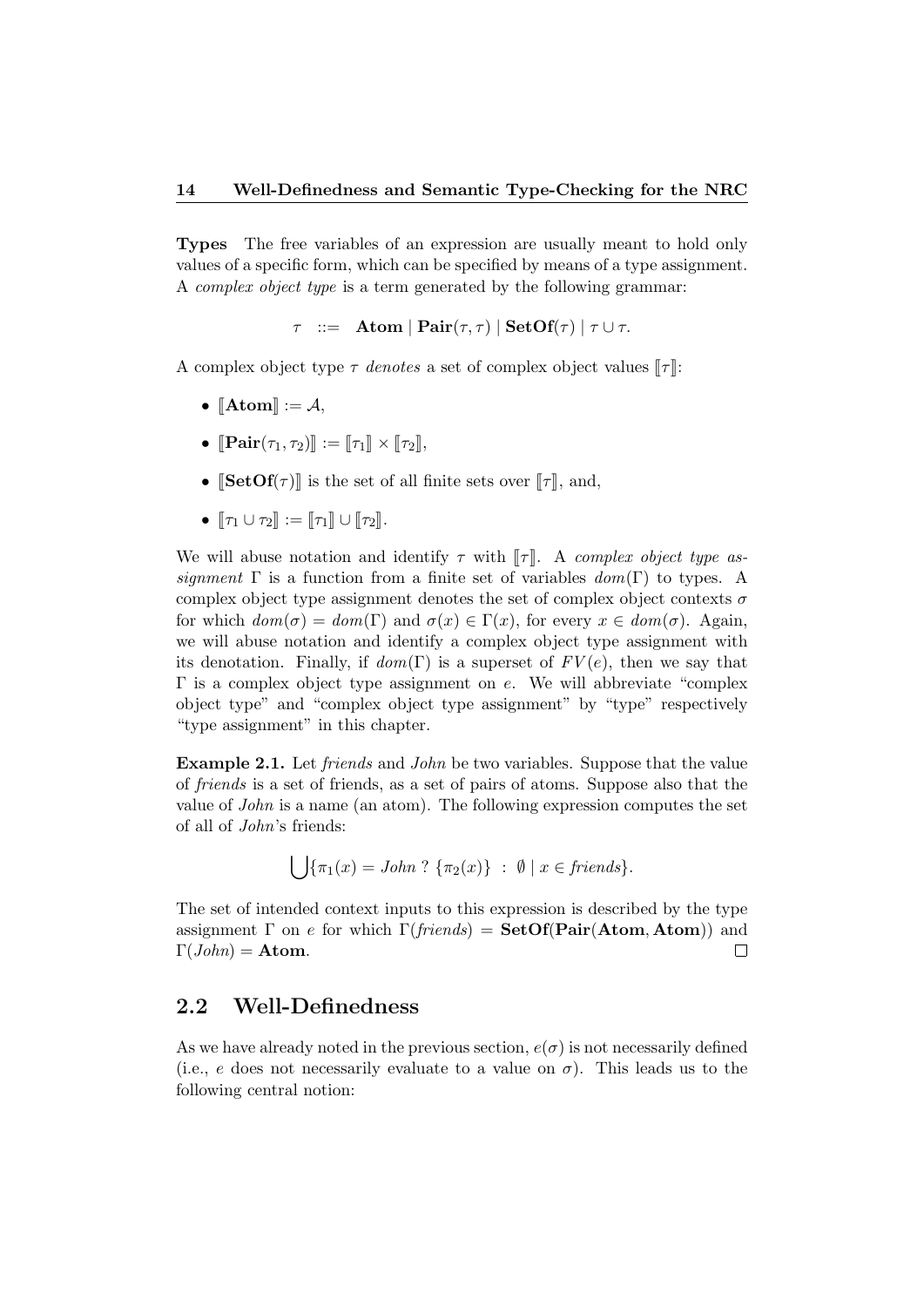**Types** The free variables of an expression are usually meant to hold only values of a specific form, which can be specified by means of a type assignment. A *complex object type* is a term generated by the following grammar:

$$\tau \ ::= \ \mathbf{Atom} \mid \mathbf{Pair}(\tau, \tau) \mid \mathbf{SetOf}(\tau) \mid \tau \cup \tau.$$

A complex object type $\tau$ *denotes* a set of complex object values $[\![\tau]\!]$:

- $[\![\mathbf{Atom}]\!] := \mathcal{A}$,
- $[\![\mathbf{Pair}(\tau_1, \tau_2)]\!] := [\![\tau_1]\!] \times [\![\tau_2]\!]$,
- $[\![\mathbf{SetOf}(\tau)]\!]$ is the set of all finite sets over $[\![\tau]\!]$, and,
- $[\![\tau_1 \cup \tau_2]\!] := [\![\tau_1]\!] \cup [\![\tau_2]\!]$.

We will abuse notation and identify $\tau$ with $[\![\tau]\!]$. A *complex object type assignment* $\Gamma$ is a function from a finite set of variables $dom(\Gamma)$ to types. A complex object type assignment denotes the set of complex object contexts $\sigma$ for which $dom(\sigma) = dom(\Gamma)$ and $\sigma(x) \in \Gamma(x)$, for every $x \in dom(\sigma)$. Again, we will abuse notation and identify a complex object type assignment with its denotation. Finally, if $dom(\Gamma)$ is a superset of $FV(e)$, then we say that $\Gamma$ is a complex object type assignment on $e$. We will abbreviate "complex object type" and "complex object type assignment" by "type" respectively "type assignment" in this chapter.

**Example 2.1.** Let *friends* and *John* be two variables. Suppose that the value of *friends* is a set of friends, as a set of pairs of atoms. Suppose also that the value of *John* is a name (an atom). The following expression computes the set of all of *John*'s friends:

$$\bigcup\{\pi_1(x) = \mathit{John}\ ?\ \{\pi_2(x)\}\ :\ \emptyset \mid x \in \mathit{friends}\}.$$

The set of intended context inputs to this expression is described by the type assignment $\Gamma$ on $e$ for which $\Gamma(\mathit{friends}) = \mathbf{SetOf}(\mathbf{Pair}(\mathbf{Atom}, \mathbf{Atom}))$ and $\Gamma(\mathit{John}) = \mathbf{Atom}$. $\square$

## 2.2 Well-Definedness

As we have already noted in the previous section, $e(\sigma)$ is not necessarily defined (i.e., $e$ does not necessarily evaluate to a value on $\sigma$). This leads us to the following central notion: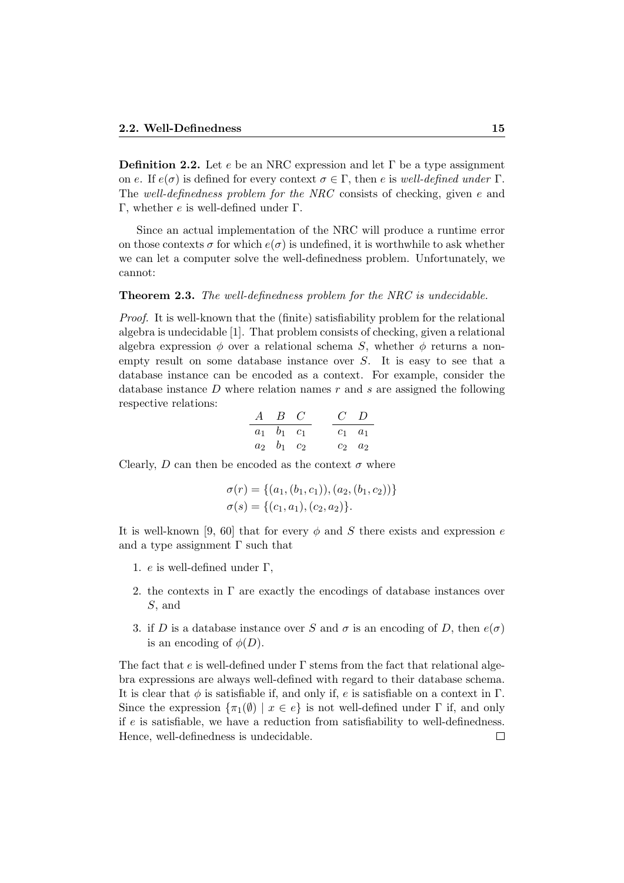**Definition 2.2.** Let $e$ be an NRC expression and let $\Gamma$ be a type assignment on $e$. If $e(\sigma)$ is defined for every context $\sigma \in \Gamma$, then $e$ is *well-defined under* $\Gamma$. The *well-definedness problem for the NRC* consists of checking, given $e$ and $\Gamma$, whether $e$ is well-defined under $\Gamma$.

Since an actual implementation of the NRC will produce a runtime error on those contexts $\sigma$ for which $e(\sigma)$ is undefined, it is worthwhile to ask whether we can let a computer solve the well-definedness problem. Unfortunately, we cannot:

**Theorem 2.3.** *The well-definedness problem for the NRC is undecidable.*

*Proof.* It is well-known that the (finite) satisfiability problem for the relational algebra is undecidable [1]. That problem consists of checking, given a relational algebra expression $\phi$ over a relational schema $S$, whether $\phi$ returns a non-empty result on some database instance over $S$. It is easy to see that a database instance can be encoded as a context. For example, consider the database instance $D$ where relation names $r$ and $s$ are assigned the following respective relations:

| $A$ | $B$ | $C$ |
|---|---|---|
| $a_1$ | $b_1$ | $c_1$ |
| $a_2$ | $b_1$ | $c_2$ |

| $C$ | $D$ |
|---|---|
| $c_1$ | $a_1$ |
| $c_2$ | $a_2$ |

Clearly, $D$ can then be encoded as the context $\sigma$ where

$$\sigma(r) = \{(a_1, (b_1, c_1)), (a_2, (b_1, c_2))\}$$
$$\sigma(s) = \{(c_1, a_1), (c_2, a_2)\}.$$

It is well-known [9, 60] that for every $\phi$ and $S$ there exists and expression $e$ and a type assignment $\Gamma$ such that

1. $e$ is well-defined under $\Gamma$,
2. the contexts in $\Gamma$ are exactly the encodings of database instances over $S$, and
3. if $D$ is a database instance over $S$ and $\sigma$ is an encoding of $D$, then $e(\sigma)$ is an encoding of $\phi(D)$.

The fact that $e$ is well-defined under $\Gamma$ stems from the fact that relational algebra expressions are always well-defined with regard to their database schema. It is clear that $\phi$ is satisfiable if, and only if, $e$ is satisfiable on a context in $\Gamma$. Since the expression $\{\pi_1(\emptyset) \mid x \in e\}$ is not well-defined under $\Gamma$ if, and only if $e$ is satisfiable, we have a reduction from satisfiability to well-definedness. Hence, well-definedness is undecidable. $\square$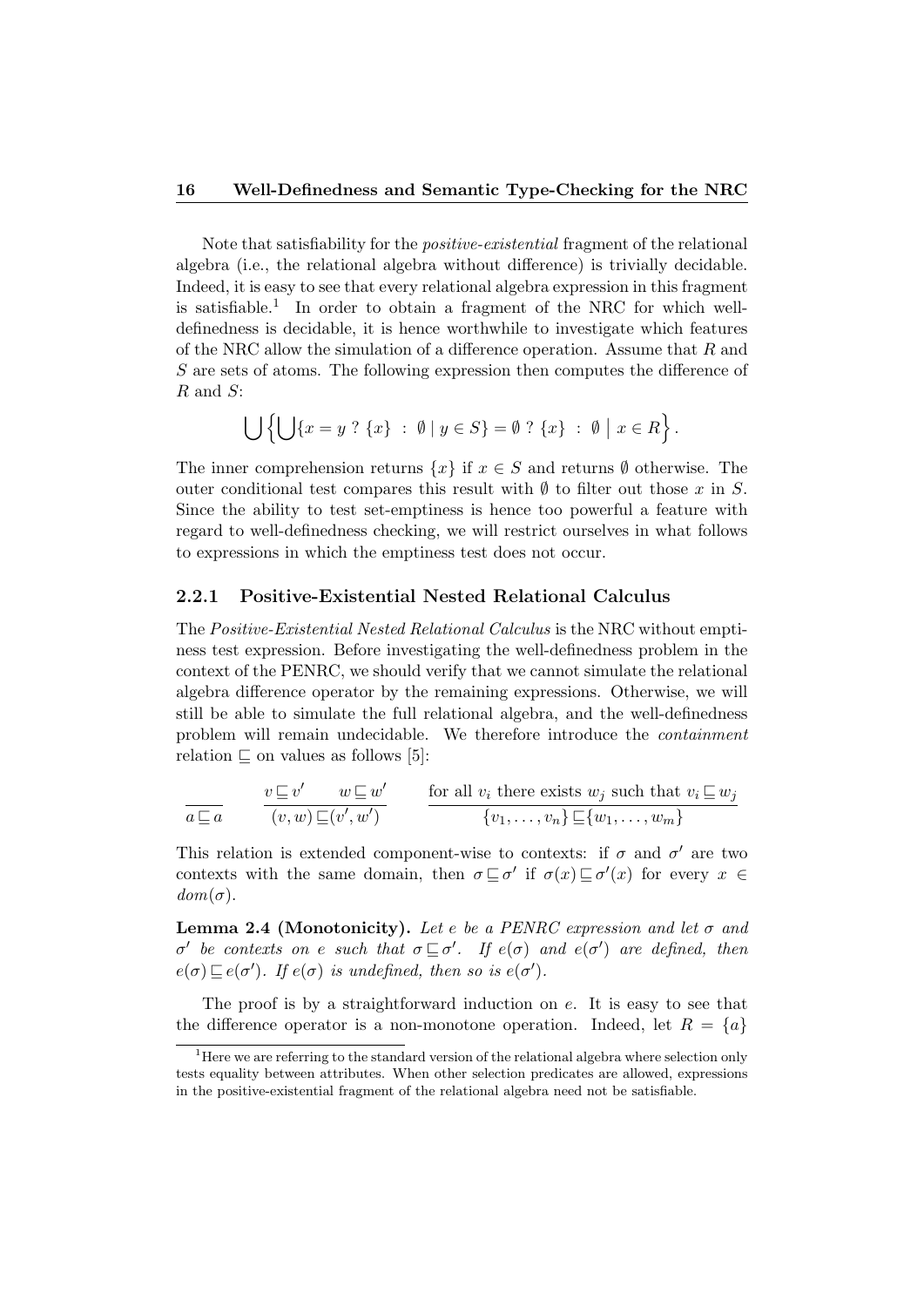Note that satisfiability for the *positive-existential* fragment of the relational algebra (i.e., the relational algebra without difference) is trivially decidable. Indeed, it is easy to see that every relational algebra expression in this fragment is satisfiable.[1] In order to obtain a fragment of the NRC for which well-definedness is decidable, it is hence worthwhile to investigate which features of the NRC allow the simulation of a difference operation. Assume that $R$ and $S$ are sets of atoms. The following expression then computes the difference of $R$ and $S$:

$$\bigcup\Big\{\bigcup\{x = y \ ? \ \{x\} \ : \ \emptyset \mid y \in S\} = \emptyset \ ? \ \{x\} \ : \ \emptyset \ \Big| \ x \in R\Big\}.$$

The inner comprehension returns $\{x\}$ if $x \in S$ and returns $\emptyset$ otherwise. The outer conditional test compares this result with $\emptyset$ to filter out those $x$ in $S$. Since the ability to test set-emptiness is hence too powerful a feature with regard to well-definedness checking, we will restrict ourselves in what follows to expressions in which the emptiness test does not occur.

### 2.2.1 Positive-Existential Nested Relational Calculus

The *Positive-Existential Nested Relational Calculus* is the NRC without emptiness test expression. Before investigating the well-definedness problem in the context of the PENRC, we should verify that we cannot simulate the relational algebra difference operator by the remaining expressions. Otherwise, we will still be able to simulate the full relational algebra, and the well-definedness problem will remain undecidable. We therefore introduce the *containment* relation $\sqsubseteq$ on values as follows [5]:

$$\frac{}{a \sqsubseteq a} \qquad \frac{v \sqsubseteq v' \qquad w \sqsubseteq w'}{(v, w) \sqsubseteq (v', w')} \qquad \frac{\text{for all } v_i \text{ there exists } w_j \text{ such that } v_i \sqsubseteq w_j}{\{v_1, \ldots, v_n\} \sqsubseteq \{w_1, \ldots, w_m\}}$$

This relation is extended component-wise to contexts: if $\sigma$ and $\sigma'$ are two contexts with the same domain, then $\sigma \sqsubseteq \sigma'$ if $\sigma(x) \sqsubseteq \sigma'(x)$ for every $x \in dom(\sigma)$.

**Lemma 2.4 (Monotonicity).** *Let $e$ be a PENRC expression and let $\sigma$ and $\sigma'$ be contexts on $e$ such that $\sigma \sqsubseteq \sigma'$. If $e(\sigma)$ and $e(\sigma')$ are defined, then $e(\sigma) \sqsubseteq e(\sigma')$. If $e(\sigma)$ is undefined, then so is $e(\sigma')$.*

The proof is by a straightforward induction on $e$. It is easy to see that the difference operator is a non-monotone operation. Indeed, let $R = \{a\}$

[1] Here we are referring to the standard version of the relational algebra where selection only tests equality between attributes. When other selection predicates are allowed, expressions in the positive-existential fragment of the relational algebra need not be satisfiable.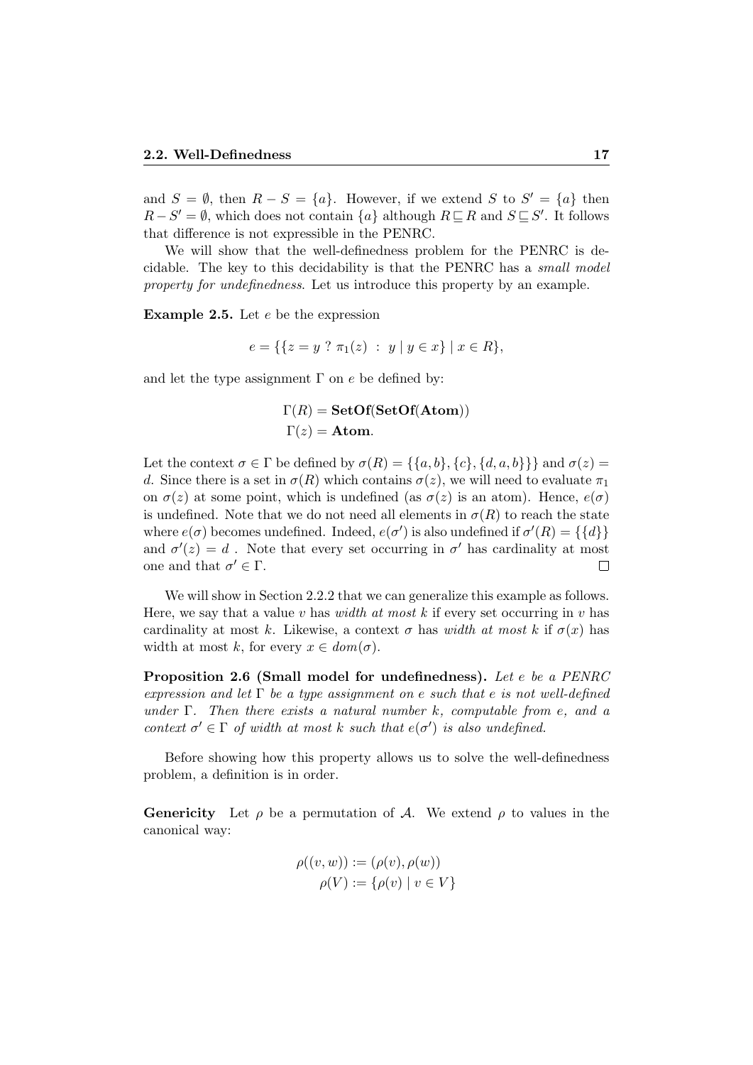and $S = \emptyset$, then $R - S = \{a\}$. However, if we extend $S$ to $S' = \{a\}$ then $R - S' = \emptyset$, which does not contain $\{a\}$ although $R \sqsubseteq R$ and $S \sqsubseteq S'$. It follows that difference is not expressible in the PENRC.

We will show that the well-definedness problem for the PENRC is decidable. The key to this decidability is that the PENRC has a *small model property for undefinedness*. Let us introduce this property by an example.

**Example 2.5.** Let $e$ be the expression

$$e = \{\{z = y \text{ ? } \pi_1(z) \ : \ y \mid y \in x\} \mid x \in R\},$$

and let the type assignment $\Gamma$ on $e$ be defined by:

$$\Gamma(R) = \mathbf{SetOf}(\mathbf{SetOf}(\mathbf{Atom}))$$
$$\Gamma(z) = \mathbf{Atom}.$$

Let the context $\sigma \in \Gamma$ be defined by $\sigma(R) = \{\{a, b\}, \{c\}, \{d, a, b\}\}$ and $\sigma(z) = d$. Since there is a set in $\sigma(R)$ which contains $\sigma(z)$, we will need to evaluate $\pi_1$ on $\sigma(z)$ at some point, which is undefined (as $\sigma(z)$ is an atom). Hence, $e(\sigma)$ is undefined. Note that we do not need all elements in $\sigma(R)$ to reach the state where $e(\sigma)$ becomes undefined. Indeed, $e(\sigma')$ is also undefined if $\sigma'(R) = \{\{d\}\}$ and $\sigma'(z) = d$ . Note that every set occurring in $\sigma'$ has cardinality at most one and that $\sigma' \in \Gamma$. $\square$

We will show in Section 2.2.2 that we can generalize this example as follows. Here, we say that a value $v$ has *width at most $k$* if every set occurring in $v$ has cardinality at most $k$. Likewise, a context $\sigma$ has *width at most $k$* if $\sigma(x)$ has width at most $k$, for every $x \in dom(\sigma)$.

**Proposition 2.6 (Small model for undefinedness).** *Let $e$ be a PENRC expression and let $\Gamma$ be a type assignment on $e$ such that $e$ is not well-defined under $\Gamma$. Then there exists a natural number $k$, computable from $e$, and a context $\sigma' \in \Gamma$ of width at most $k$ such that $e(\sigma')$ is also undefined.*

Before showing how this property allows us to solve the well-definedness problem, a definition is in order.

**Genericity** Let $\rho$ be a permutation of $\mathcal{A}$. We extend $\rho$ to values in the canonical way:

$$\rho((v, w)) := (\rho(v), \rho(w))$$
$$\rho(V) := \{\rho(v) \mid v \in V\}$$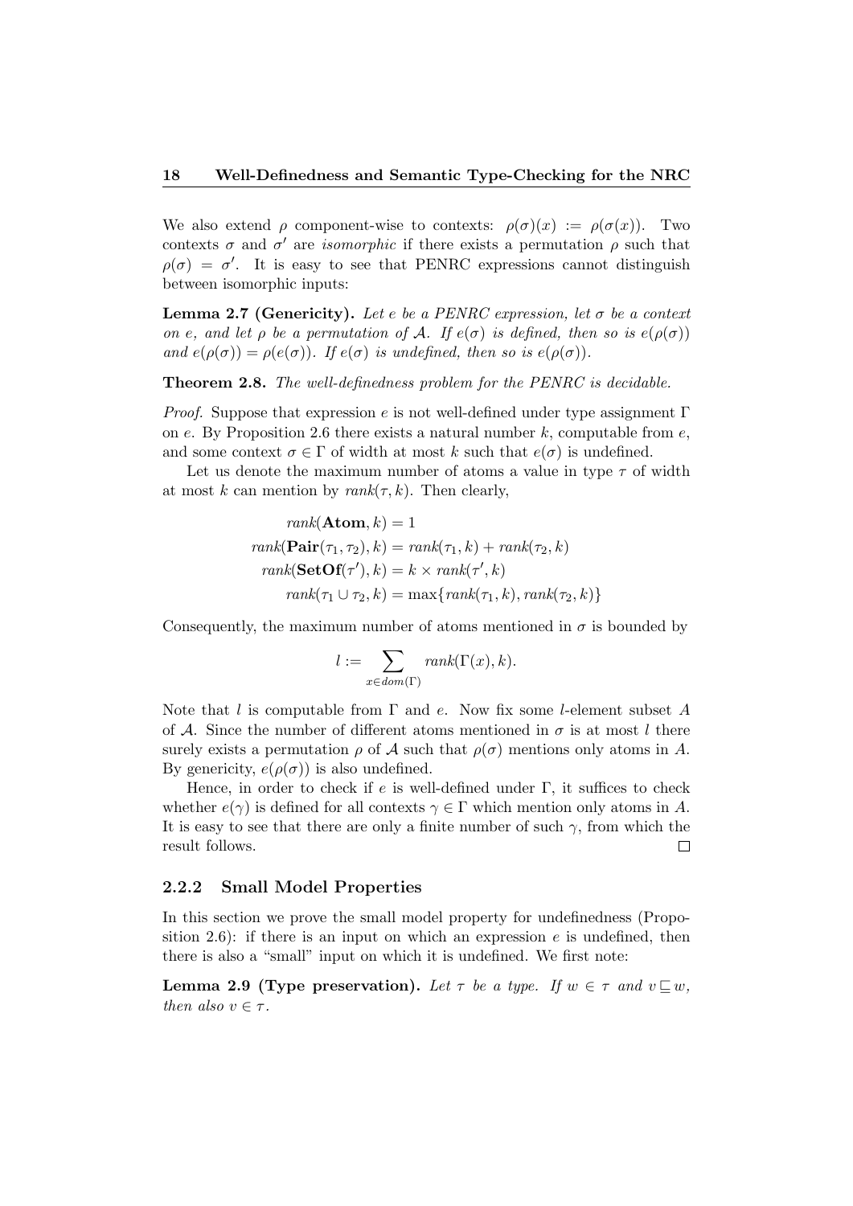We also extend $\rho$ component-wise to contexts: $\rho(\sigma)(x) := \rho(\sigma(x))$. Two contexts $\sigma$ and $\sigma'$ are *isomorphic* if there exists a permutation $\rho$ such that $\rho(\sigma) = \sigma'$. It is easy to see that PENRC expressions cannot distinguish between isomorphic inputs:

**Lemma 2.7 (Genericity).** *Let $e$ be a PENRC expression, let $\sigma$ be a context on $e$, and let $\rho$ be a permutation of $\mathcal{A}$. If $e(\sigma)$ is defined, then so is $e(\rho(\sigma))$ and $e(\rho(\sigma)) = \rho(e(\sigma))$. If $e(\sigma)$ is undefined, then so is $e(\rho(\sigma))$.*

**Theorem 2.8.** *The well-definedness problem for the PENRC is decidable.*

*Proof.* Suppose that expression $e$ is not well-defined under type assignment $\Gamma$ on $e$. By Proposition 2.6 there exists a natural number $k$, computable from $e$, and some context $\sigma \in \Gamma$ of width at most $k$ such that $e(\sigma)$ is undefined.

Let us denote the maximum number of atoms a value in type $\tau$ of width at most $k$ can mention by $\mathit{rank}(\tau, k)$. Then clearly,

$$
\begin{aligned}
\mathit{rank}(\mathbf{Atom}, k) &= 1 \\
\mathit{rank}(\mathbf{Pair}(\tau_1, \tau_2), k) &= \mathit{rank}(\tau_1, k) + \mathit{rank}(\tau_2, k) \\
\mathit{rank}(\mathbf{SetOf}(\tau'), k) &= k \times \mathit{rank}(\tau', k) \\
\mathit{rank}(\tau_1 \cup \tau_2, k) &= \max\{\mathit{rank}(\tau_1, k), \mathit{rank}(\tau_2, k)\}
\end{aligned}
$$

Consequently, the maximum number of atoms mentioned in $\sigma$ is bounded by

$$
l := \sum_{x \in \mathit{dom}(\Gamma)} \mathit{rank}(\Gamma(x), k).
$$

Note that $l$ is computable from $\Gamma$ and $e$. Now fix some $l$-element subset $A$ of $\mathcal{A}$. Since the number of different atoms mentioned in $\sigma$ is at most $l$ there surely exists a permutation $\rho$ of $\mathcal{A}$ such that $\rho(\sigma)$ mentions only atoms in $A$. By genericity, $e(\rho(\sigma))$ is also undefined.

Hence, in order to check if $e$ is well-defined under $\Gamma$, it suffices to check whether $e(\gamma)$ is defined for all contexts $\gamma \in \Gamma$ which mention only atoms in $A$. It is easy to see that there are only a finite number of such $\gamma$, from which the result follows. $\square$

### 2.2.2 Small Model Properties

In this section we prove the small model property for undefinedness (Proposition 2.6): if there is an input on which an expression $e$ is undefined, then there is also a "small" input on which it is undefined. We first note:

**Lemma 2.9 (Type preservation).** *Let $\tau$ be a type. If $w \in \tau$ and $v \sqsubseteq w$, then also $v \in \tau$.*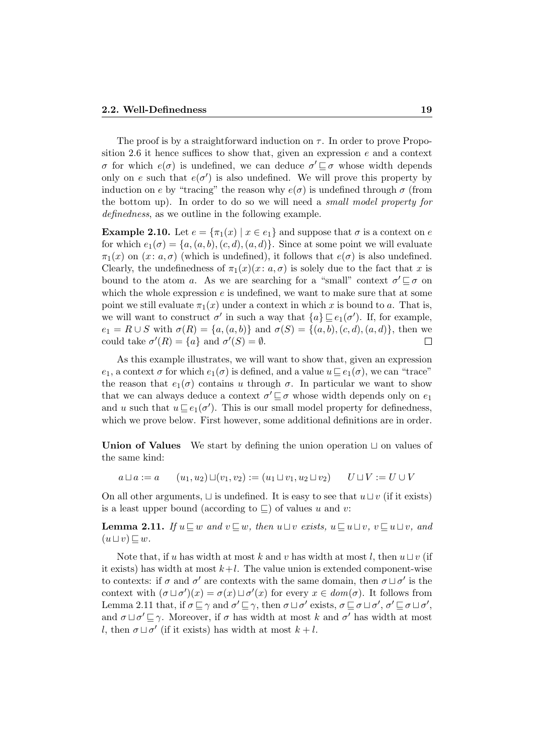The proof is by a straightforward induction on $\tau$. In order to prove Proposition 2.6 it hence suffices to show that, given an expression $e$ and a context $\sigma$ for which $e(\sigma)$ is undefined, we can deduce $\sigma' \sqsubseteq \sigma$ whose width depends only on $e$ such that $e(\sigma')$ is also undefined. We will prove this property by induction on $e$ by "tracing" the reason why $e(\sigma)$ is undefined through $\sigma$ (from the bottom up). In order to do so we will need a *small model property for definedness*, as we outline in the following example.

**Example 2.10.** Let $e = \{\pi_1(x) \mid x \in e_1\}$ and suppose that $\sigma$ is a context on $e$ for which $e_1(\sigma) = \{a, (a,b), (c,d), (a,d)\}$. Since at some point we will evaluate $\pi_1(x)$ on $(x\colon a, \sigma)$ (which is undefined), it follows that $e(\sigma)$ is also undefined. Clearly, the undefinedness of $\pi_1(x)(x\colon a, \sigma)$ is solely due to the fact that $x$ is bound to the atom $a$. As we are searching for a "small" context $\sigma' \sqsubseteq \sigma$ on which the whole expression $e$ is undefined, we want to make sure that at some point we still evaluate $\pi_1(x)$ under a context in which $x$ is bound to $a$. That is, we will want to construct $\sigma'$ in such a way that $\{a\} \sqsubseteq e_1(\sigma')$. If, for example, $e_1 = R \cup S$ with $\sigma(R) = \{a, (a,b)\}$ and $\sigma(S) = \{(a,b), (c,d), (a,d)\}$, then we could take $\sigma'(R) = \{a\}$ and $\sigma'(S) = \emptyset$. □

As this example illustrates, we will want to show that, given an expression $e_1$, a context $\sigma$ for which $e_1(\sigma)$ is defined, and a value $u \sqsubseteq e_1(\sigma)$, we can "trace" the reason that $e_1(\sigma)$ contains $u$ through $\sigma$. In particular we want to show that we can always deduce a context $\sigma' \sqsubseteq \sigma$ whose width depends only on $e_1$ and $u$ such that $u \sqsubseteq e_1(\sigma')$. This is our small model property for definedness, which we prove below. First however, some additional definitions are in order.

**Union of Values** We start by defining the union operation $\sqcup$ on values of the same kind:

$$a \sqcup a := a \qquad (u_1, u_2) \sqcup (v_1, v_2) := (u_1 \sqcup v_1, u_2 \sqcup v_2) \qquad U \sqcup V := U \cup V$$

On all other arguments, $\sqcup$ is undefined. It is easy to see that $u \sqcup v$ (if it exists) is a least upper bound (according to $\sqsubseteq$) of values $u$ and $v$:

**Lemma 2.11.** *If $u \sqsubseteq w$ and $v \sqsubseteq w$, then $u \sqcup v$ exists, $u \sqsubseteq u \sqcup v$, $v \sqsubseteq u \sqcup v$, and $(u \sqcup v) \sqsubseteq w$.*

Note that, if $u$ has width at most $k$ and $v$ has width at most $l$, then $u \sqcup v$ (if it exists) has width at most $k + l$. The value union is extended component-wise to contexts: if $\sigma$ and $\sigma'$ are contexts with the same domain, then $\sigma \sqcup \sigma'$ is the context with $(\sigma \sqcup \sigma')(x) = \sigma(x) \sqcup \sigma'(x)$ for every $x \in dom(\sigma)$. It follows from Lemma 2.11 that, if $\sigma \sqsubseteq \gamma$ and $\sigma' \sqsubseteq \gamma$, then $\sigma \sqcup \sigma'$ exists, $\sigma \sqsubseteq \sigma \sqcup \sigma'$, $\sigma' \sqsubseteq \sigma \sqcup \sigma'$, and $\sigma \sqcup \sigma' \sqsubseteq \gamma$. Moreover, if $\sigma$ has width at most $k$ and $\sigma'$ has width at most $l$, then $\sigma \sqcup \sigma'$ (if it exists) has width at most $k + l$.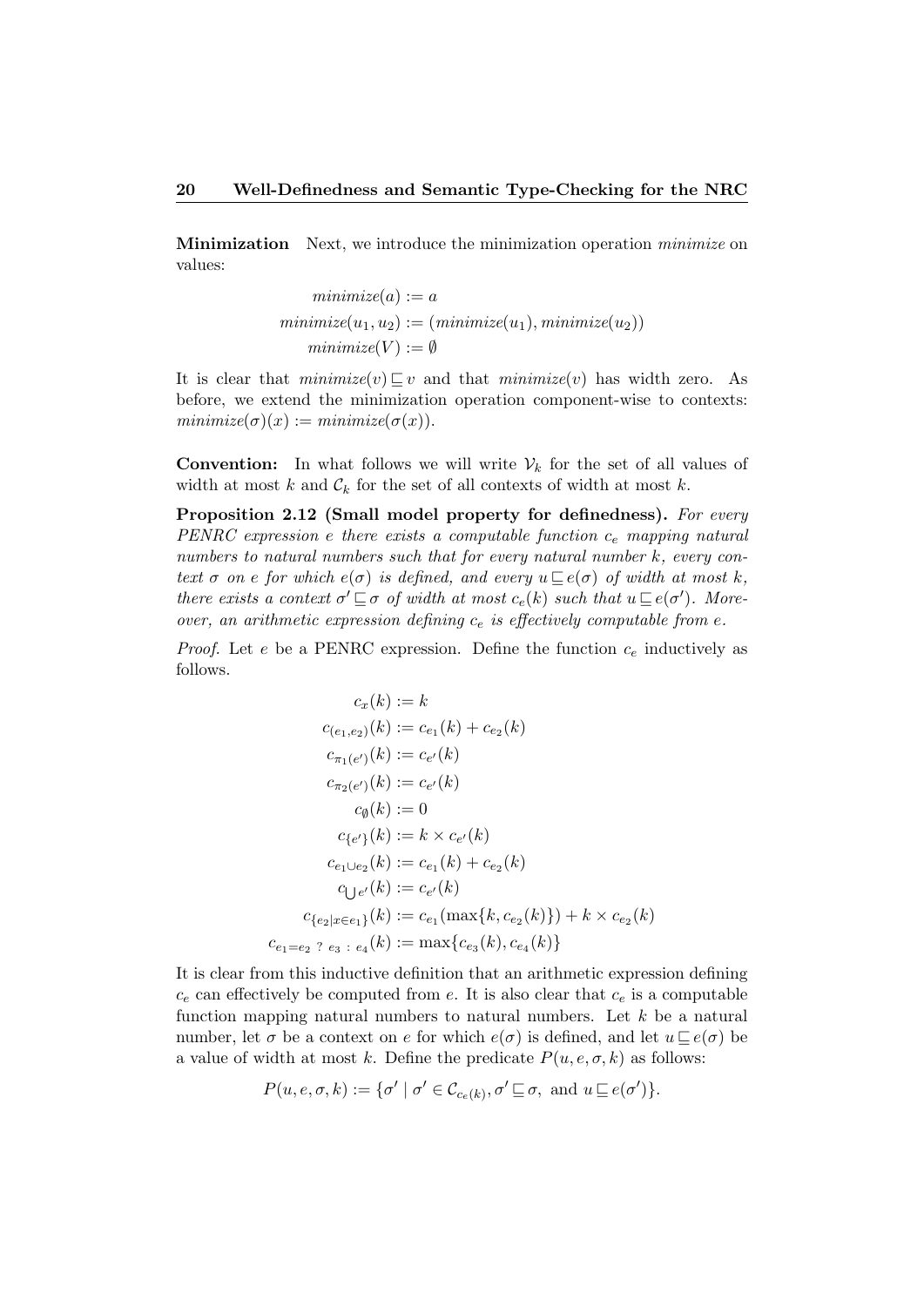**Minimization** Next, we introduce the minimization operation *minimize* on values:

$$
\begin{aligned}
minimize(a) &:= a \\
minimize(u_1, u_2) &:= (minimize(u_1), minimize(u_2)) \\
minimize(V) &:= \emptyset
\end{aligned}
$$

It is clear that $minimize(v) \sqsubseteq v$ and that $minimize(v)$ has width zero. As before, we extend the minimization operation component-wise to contexts: $minimize(\sigma)(x) := minimize(\sigma(x))$.

**Convention:** In what follows we will write $\mathcal{V}_k$ for the set of all values of width at most $k$ and $\mathcal{C}_k$ for the set of all contexts of width at most $k$.

**Proposition 2.12 (Small model property for definedness).** *For every PENRC expression $e$ there exists a computable function $c_e$ mapping natural numbers to natural numbers such that for every natural number $k$, every context $\sigma$ on $e$ for which $e(\sigma)$ is defined, and every $u \sqsubseteq e(\sigma)$ of width at most $k$, there exists a context $\sigma' \sqsubseteq \sigma$ of width at most $c_e(k)$ such that $u \sqsubseteq e(\sigma')$. Moreover, an arithmetic expression defining $c_e$ is effectively computable from $e$.*

*Proof.* Let $e$ be a PENRC expression. Define the function $c_e$ inductively as follows.

$$
\begin{aligned}
c_x(k) &:= k \\
c_{(e_1,e_2)}(k) &:= c_{e_1}(k) + c_{e_2}(k) \\
c_{\pi_1(e')}(k) &:= c_{e'}(k) \\
c_{\pi_2(e')}(k) &:= c_{e'}(k) \\
c_{\emptyset}(k) &:= 0 \\
c_{\{e'\}}(k) &:= k \times c_{e'}(k) \\
c_{e_1 \cup e_2}(k) &:= c_{e_1}(k) + c_{e_2}(k) \\
c_{\bigcup e'}(k) &:= c_{e'}(k) \\
c_{\{e_2 | x \in e_1\}}(k) &:= c_{e_1}(\max\{k, c_{e_2}(k)\}) + k \times c_{e_2}(k) \\
c_{e_1 = e_2 \ ? \ e_3 \ : \ e_4}(k) &:= \max\{c_{e_3}(k), c_{e_4}(k)\}
\end{aligned}
$$

It is clear from this inductive definition that an arithmetic expression defining $c_e$ can effectively be computed from $e$. It is also clear that $c_e$ is a computable function mapping natural numbers to natural numbers. Let $k$ be a natural number, let $\sigma$ be a context on $e$ for which $e(\sigma)$ is defined, and let $u \sqsubseteq e(\sigma)$ be a value of width at most $k$. Define the predicate $P(u, e, \sigma, k)$ as follows:

$$
P(u, e, \sigma, k) := \{\sigma' \mid \sigma' \in \mathcal{C}_{c_e(k)}, \sigma' \sqsubseteq \sigma, \text{ and } u \sqsubseteq e(\sigma')\}.
$$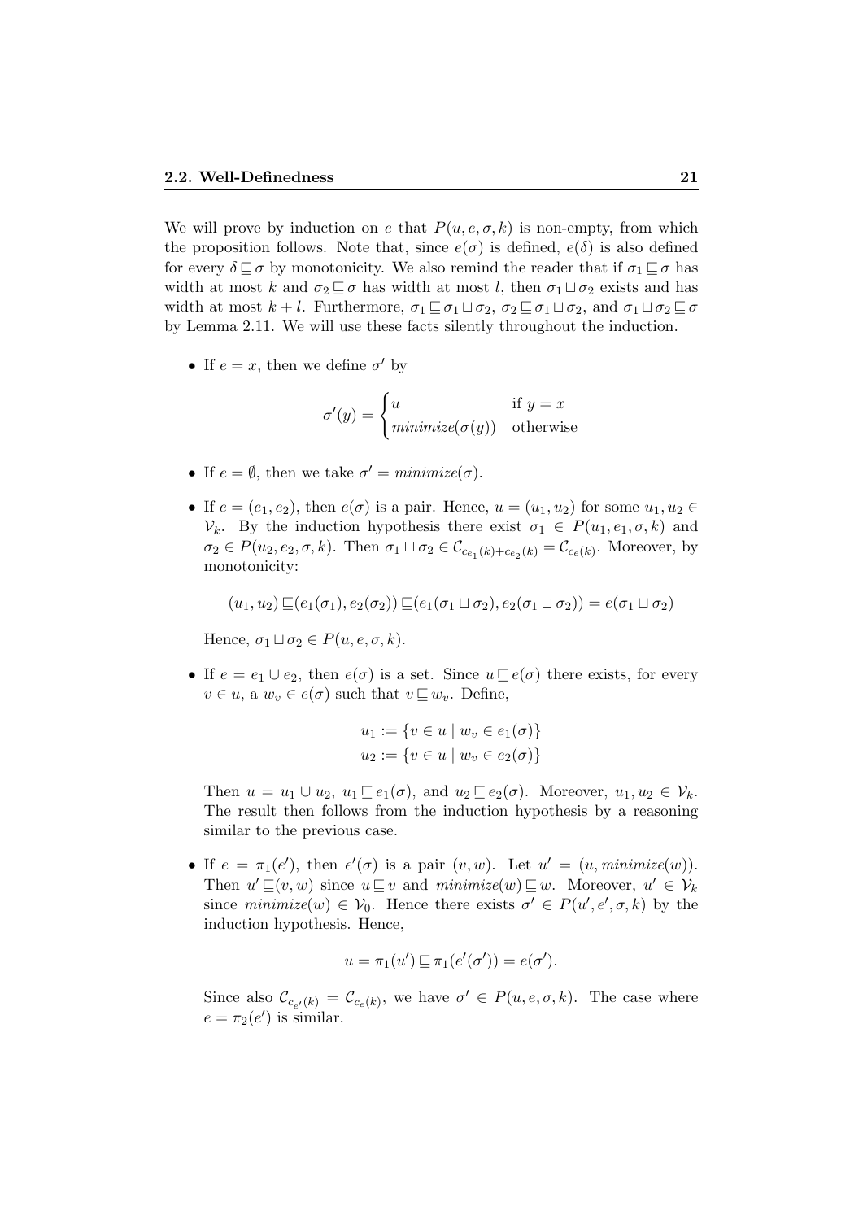We will prove by induction on $e$ that $P(u, e, \sigma, k)$ is non-empty, from which the proposition follows. Note that, since $e(\sigma)$ is defined, $e(\delta)$ is also defined for every $\delta \sqsubseteq \sigma$ by monotonicity. We also remind the reader that if $\sigma_1 \sqsubseteq \sigma$ has width at most $k$ and $\sigma_2 \sqsubseteq \sigma$ has width at most $l$, then $\sigma_1 \sqcup \sigma_2$ exists and has width at most $k + l$. Furthermore, $\sigma_1 \sqsubseteq \sigma_1 \sqcup \sigma_2$, $\sigma_2 \sqsubseteq \sigma_1 \sqcup \sigma_2$, and $\sigma_1 \sqcup \sigma_2 \sqsubseteq \sigma$ by Lemma 2.11. We will use these facts silently throughout the induction.

- If $e = x$, then we define $\sigma'$ by

$$\sigma'(y) = \begin{cases} u & \text{if } y = x \\ \mathit{minimize}(\sigma(y)) & \text{otherwise} \end{cases}$$

- If $e = \emptyset$, then we take $\sigma' = \mathit{minimize}(\sigma)$.

- If $e = (e_1, e_2)$, then $e(\sigma)$ is a pair. Hence, $u = (u_1, u_2)$ for some $u_1, u_2 \in \mathcal{V}_k$. By the induction hypothesis there exist $\sigma_1 \in P(u_1, e_1, \sigma, k)$ and $\sigma_2 \in P(u_2, e_2, \sigma, k)$. Then $\sigma_1 \sqcup \sigma_2 \in \mathcal{C}_{c_{e_1}(k)+c_{e_2}(k)} = \mathcal{C}_{c_e(k)}$. Moreover, by monotonicity:

$$(u_1, u_2) \sqsubseteq (e_1(\sigma_1), e_2(\sigma_2)) \sqsubseteq (e_1(\sigma_1 \sqcup \sigma_2), e_2(\sigma_1 \sqcup \sigma_2)) = e(\sigma_1 \sqcup \sigma_2)$$

  Hence, $\sigma_1 \sqcup \sigma_2 \in P(u, e, \sigma, k)$.

- If $e = e_1 \cup e_2$, then $e(\sigma)$ is a set. Since $u \sqsubseteq e(\sigma)$ there exists, for every $v \in u$, a $w_v \in e(\sigma)$ such that $v \sqsubseteq w_v$. Define,

$$u_1 := \{v \in u \mid w_v \in e_1(\sigma)\}$$
$$u_2 := \{v \in u \mid w_v \in e_2(\sigma)\}$$

  Then $u = u_1 \cup u_2$, $u_1 \sqsubseteq e_1(\sigma)$, and $u_2 \sqsubseteq e_2(\sigma)$. Moreover, $u_1, u_2 \in \mathcal{V}_k$. The result then follows from the induction hypothesis by a reasoning similar to the previous case.

- If $e = \pi_1(e')$, then $e'(\sigma)$ is a pair $(v, w)$. Let $u' = (u, \mathit{minimize}(w))$. Then $u' \sqsubseteq (v, w)$ since $u \sqsubseteq v$ and $\mathit{minimize}(w) \sqsubseteq w$. Moreover, $u' \in \mathcal{V}_k$ since $\mathit{minimize}(w) \in \mathcal{V}_0$. Hence there exists $\sigma' \in P(u', e', \sigma, k)$ by the induction hypothesis. Hence,

$$u = \pi_1(u') \sqsubseteq \pi_1(e'(\sigma')) = e(\sigma').$$

  Since also $\mathcal{C}_{c_{e'}(k)} = \mathcal{C}_{c_e(k)}$, we have $\sigma' \in P(u, e, \sigma, k)$. The case where $e = \pi_2(e')$ is similar.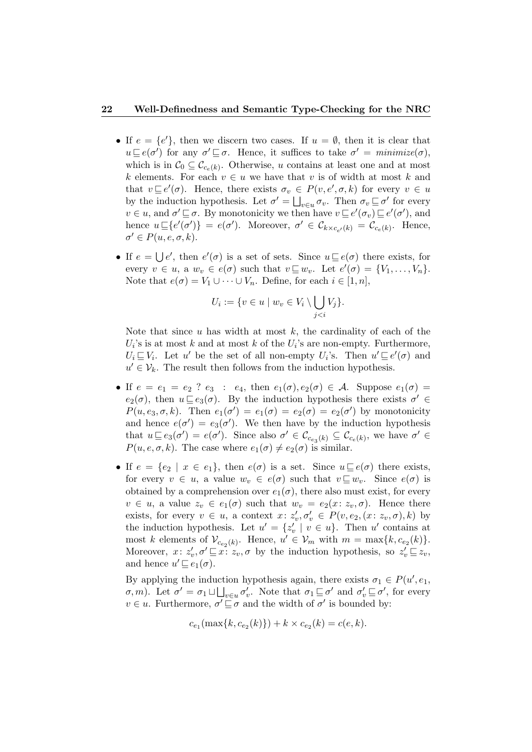- If $e = \{e'\}$, then we discern two cases. If $u = \emptyset$, then it is clear that $u \sqsubseteq e(\sigma')$ for any $\sigma' \sqsubseteq \sigma$. Hence, it suffices to take $\sigma' = \mathit{minimize}(\sigma)$, which is in $\mathcal{C}_0 \subseteq \mathcal{C}_{c_e(k)}$. Otherwise, $u$ contains at least one and at most $k$ elements. For each $v \in u$ we have that $v$ is of width at most $k$ and that $v \sqsubseteq e'(\sigma)$. Hence, there exists $\sigma_v \in P(v, e', \sigma, k)$ for every $v \in u$ by the induction hypothesis. Let $\sigma' = \bigsqcup_{v \in u} \sigma_v$. Then $\sigma_v \sqsubseteq \sigma'$ for every $v \in u$, and $\sigma' \sqsubseteq \sigma$. By monotonicity we then have $v \sqsubseteq e'(\sigma_v) \sqsubseteq e'(\sigma')$, and hence $u \sqsubseteq \{e'(\sigma')\} = e(\sigma')$. Moreover, $\sigma' \in \mathcal{C}_{k \times c_{e'}(k)} = \mathcal{C}_{c_e(k)}$. Hence, $\sigma' \in P(u, e, \sigma, k)$.

- If $e = \bigcup e'$, then $e'(\sigma)$ is a set of sets. Since $u \sqsubseteq e(\sigma)$ there exists, for every $v \in u$, a $w_v \in e(\sigma)$ such that $v \sqsubseteq w_v$. Let $e'(\sigma) = \{V_1, \ldots, V_n\}$. Note that $e(\sigma) = V_1 \cup \cdots \cup V_n$. Define, for each $i \in [1, n]$,

$$U_i := \{v \in u \mid w_v \in V_i \setminus \bigcup_{j<i} V_j\}.$$

  Note that since $u$ has width at most $k$, the cardinality of each of the $U_i$'s is at most $k$ and at most $k$ of the $U_i$'s are non-empty. Furthermore, $U_i \sqsubseteq V_i$. Let $u'$ be the set of all non-empty $U_i$'s. Then $u' \sqsubseteq e'(\sigma)$ and $u' \in \mathcal{V}_k$. The result then follows from the induction hypothesis.

- If $e = e_1 = e_2 \; ? \; e_3 \; : \; e_4$, then $e_1(\sigma), e_2(\sigma) \in \mathcal{A}$. Suppose $e_1(\sigma) = e_2(\sigma)$, then $u \sqsubseteq e_3(\sigma)$. By the induction hypothesis there exists $\sigma' \in P(u, e_3, \sigma, k)$. Then $e_1(\sigma') = e_1(\sigma) = e_2(\sigma) = e_2(\sigma')$ by monotonicity and hence $e(\sigma') = e_3(\sigma')$. We then have by the induction hypothesis that $u \sqsubseteq e_3(\sigma') = e(\sigma')$. Since also $\sigma' \in \mathcal{C}_{c_{e_3}(k)} \subseteq \mathcal{C}_{c_e(k)}$, we have $\sigma' \in P(u, e, \sigma, k)$. The case where $e_1(\sigma) \neq e_2(\sigma)$ is similar.

- If $e = \{e_2 \mid x \in e_1\}$, then $e(\sigma)$ is a set. Since $u \sqsubseteq e(\sigma)$ there exists, for every $v \in u$, a value $w_v \in e(\sigma)$ such that $v \sqsubseteq w_v$. Since $e(\sigma)$ is obtained by a comprehension over $e_1(\sigma)$, there also must exist, for every $v \in u$, a value $z_v \in e_1(\sigma)$ such that $w_v = e_2(x\colon z_v, \sigma)$. Hence there exists, for every $v \in u$, a context $x\colon z'_v, \sigma'_v \in P(v, e_2, (x\colon z_v, \sigma), k)$ by the induction hypothesis. Let $u' = \{z'_v \mid v \in u\}$. Then $u'$ contains at most $k$ elements of $\mathcal{V}_{c_{e_2}(k)}$. Hence, $u' \in \mathcal{V}_m$ with $m = \max\{k, c_{e_2}(k)\}$. Moreover, $x\colon z'_v, \sigma' \sqsubseteq x\colon z_v, \sigma$ by the induction hypothesis, so $z'_v \sqsubseteq z_v$, and hence $u' \sqsubseteq e_1(\sigma)$.

  By applying the induction hypothesis again, there exists $\sigma_1 \in P(u', e_1, \sigma, m)$. Let $\sigma' = \sigma_1 \sqcup \bigsqcup_{v \in u} \sigma'_v$. Note that $\sigma_1 \sqsubseteq \sigma'$ and $\sigma'_v \sqsubseteq \sigma'$, for every $v \in u$. Furthermore, $\sigma' \sqsubseteq \sigma$ and the width of $\sigma'$ is bounded by:

$$c_{e_1}(\max\{k, c_{e_2}(k)\}) + k \times c_{e_2}(k) = c(e, k).$$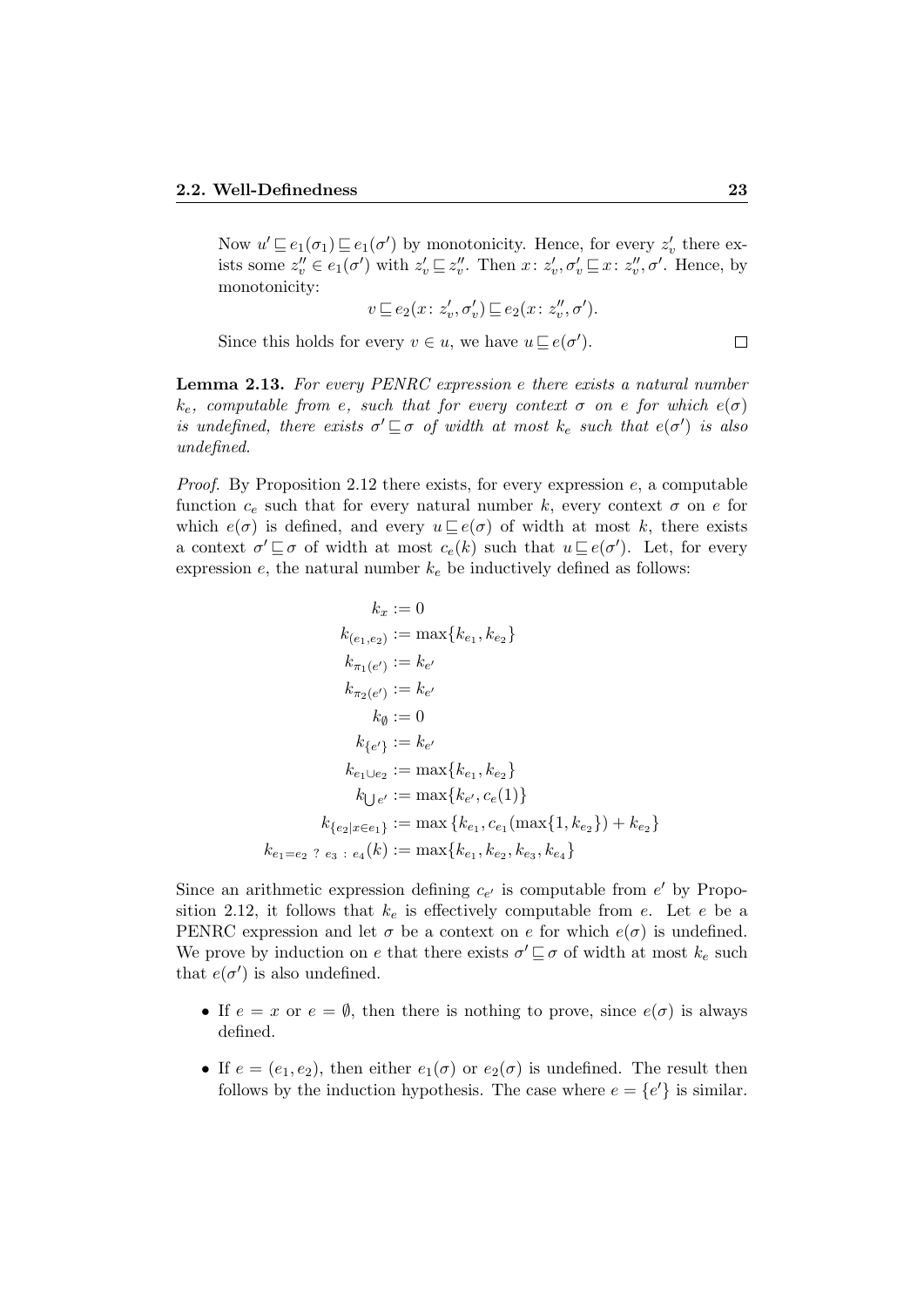Now $u' \sqsubseteq e_1(\sigma_1) \sqsubseteq e_1(\sigma')$ by monotonicity. Hence, for every $z'_v$ there exists some $z''_v \in e_1(\sigma')$ with $z'_v \sqsubseteq z''_v$. Then $x\colon z'_v, \sigma'_v \sqsubseteq x\colon z''_v, \sigma'$. Hence, by monotonicity:

$$v \sqsubseteq e_2(x\colon z'_v, \sigma'_v) \sqsubseteq e_2(x\colon z''_v, \sigma').$$

Since this holds for every $v \in u$, we have $u \sqsubseteq e(\sigma')$. $\square$

**Lemma 2.13.** *For every PENRC expression $e$ there exists a natural number $k_e$, computable from $e$, such that for every context $\sigma$ on $e$ for which $e(\sigma)$ is undefined, there exists $\sigma' \sqsubseteq \sigma$ of width at most $k_e$ such that $e(\sigma')$ is also undefined.*

*Proof.* By Proposition 2.12 there exists, for every expression $e$, a computable function $c_e$ such that for every natural number $k$, every context $\sigma$ on $e$ for which $e(\sigma)$ is defined, and every $u \sqsubseteq e(\sigma)$ of width at most $k$, there exists a context $\sigma' \sqsubseteq \sigma$ of width at most $c_e(k)$ such that $u \sqsubseteq e(\sigma')$. Let, for every expression $e$, the natural number $k_e$ be inductively defined as follows:

$$\begin{aligned}
k_x &:= 0\\
k_{(e_1,e_2)} &:= \max\{k_{e_1}, k_{e_2}\}\\
k_{\pi_1(e')} &:= k_{e'}\\
k_{\pi_2(e')} &:= k_{e'}\\
k_{\emptyset} &:= 0\\
k_{\{e'\}} &:= k_{e'}\\
k_{e_1 \cup e_2} &:= \max\{k_{e_1}, k_{e_2}\}\\
k_{\bigcup e'} &:= \max\{k_{e'}, c_e(1)\}\\
k_{\{e_2 \mid x \in e_1\}} &:= \max\left\{k_{e_1}, c_{e_1}(\max\{1, k_{e_2}\}) + k_{e_2}\right\}\\
k_{e_1 = e_2 \ ? \ e_3 \ : \ e_4}(k) &:= \max\{k_{e_1}, k_{e_2}, k_{e_3}, k_{e_4}\}
\end{aligned}$$

Since an arithmetic expression defining $c_{e'}$ is computable from $e'$ by Proposition 2.12, it follows that $k_e$ is effectively computable from $e$. Let $e$ be a PENRC expression and let $\sigma$ be a context on $e$ for which $e(\sigma)$ is undefined. We prove by induction on $e$ that there exists $\sigma' \sqsubseteq \sigma$ of width at most $k_e$ such that $e(\sigma')$ is also undefined.

- If $e = x$ or $e = \emptyset$, then there is nothing to prove, since $e(\sigma)$ is always defined.
- If $e = (e_1, e_2)$, then either $e_1(\sigma)$ or $e_2(\sigma)$ is undefined. The result then follows by the induction hypothesis. The case where $e = \{e'\}$ is similar.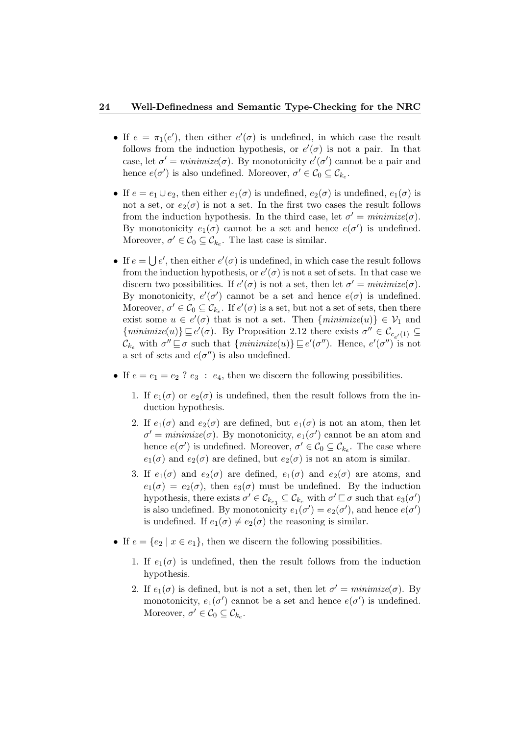- If $e = \pi_1(e')$, then either $e'(\sigma)$ is undefined, in which case the result follows from the induction hypothesis, or $e'(\sigma)$ is not a pair. In that case, let $\sigma' = \mathit{minimize}(\sigma)$. By monotonicity $e'(\sigma')$ cannot be a pair and hence $e(\sigma')$ is also undefined. Moreover, $\sigma' \in \mathcal{C}_0 \subseteq \mathcal{C}_{k_e}$.

- If $e = e_1 \cup e_2$, then either $e_1(\sigma)$ is undefined, $e_2(\sigma)$ is undefined, $e_1(\sigma)$ is not a set, or $e_2(\sigma)$ is not a set. In the first two cases the result follows from the induction hypothesis. In the third case, let $\sigma' = \mathit{minimize}(\sigma)$. By monotonicity $e_1(\sigma)$ cannot be a set and hence $e(\sigma')$ is undefined. Moreover, $\sigma' \in \mathcal{C}_0 \subseteq \mathcal{C}_{k_e}$. The last case is similar.

- If $e = \bigcup e'$, then either $e'(\sigma)$ is undefined, in which case the result follows from the induction hypothesis, or $e'(\sigma)$ is not a set of sets. In that case we discern two possibilities. If $e'(\sigma)$ is not a set, then let $\sigma' = \mathit{minimize}(\sigma)$. By monotonicity, $e'(\sigma')$ cannot be a set and hence $e(\sigma)$ is undefined. Moreover, $\sigma' \in \mathcal{C}_0 \subseteq \mathcal{C}_{k_e}$. If $e'(\sigma)$ is a set, but not a set of sets, then there exist some $u \in e'(\sigma)$ that is not a set. Then $\{\mathit{minimize}(u)\} \in \mathcal{V}_1$ and $\{\mathit{minimize}(u)\} \sqsubseteq e'(\sigma)$. By Proposition 2.12 there exists $\sigma'' \in \mathcal{C}_{c_{e'}(1)} \subseteq \mathcal{C}_{k_e}$ with $\sigma'' \sqsubseteq \sigma$ such that $\{\mathit{minimize}(u)\} \sqsubseteq e'(\sigma'')$. Hence, $e'(\sigma'')$ is not a set of sets and $e(\sigma'')$ is also undefined.

- If $e = e_1 = e_2 \ ? \ e_3 \ : \ e_4$, then we discern the following possibilities.

  1. If $e_1(\sigma)$ or $e_2(\sigma)$ is undefined, then the result follows from the induction hypothesis.
  2. If $e_1(\sigma)$ and $e_2(\sigma)$ are defined, but $e_1(\sigma)$ is not an atom, then let $\sigma' = \mathit{minimize}(\sigma)$. By monotonicity, $e_1(\sigma')$ cannot be an atom and hence $e(\sigma')$ is undefined. Moreover, $\sigma' \in \mathcal{C}_0 \subseteq \mathcal{C}_{k_e}$. The case where $e_1(\sigma)$ and $e_2(\sigma)$ are defined, but $e_2(\sigma)$ is not an atom is similar.
  3. If $e_1(\sigma)$ and $e_2(\sigma)$ are defined, $e_1(\sigma)$ and $e_2(\sigma)$ are atoms, and $e_1(\sigma) = e_2(\sigma)$, then $e_3(\sigma)$ must be undefined. By the induction hypothesis, there exists $\sigma' \in \mathcal{C}_{k_{e_3}} \subseteq \mathcal{C}_{k_e}$ with $\sigma' \sqsubseteq \sigma$ such that $e_3(\sigma')$ is also undefined. By monotonicity $e_1(\sigma') = e_2(\sigma')$, and hence $e(\sigma')$ is undefined. If $e_1(\sigma) \neq e_2(\sigma)$ the reasoning is similar.

- If $e = \{e_2 \mid x \in e_1\}$, then we discern the following possibilities.

  1. If $e_1(\sigma)$ is undefined, then the result follows from the induction hypothesis.
  2. If $e_1(\sigma)$ is defined, but is not a set, then let $\sigma' = \mathit{minimize}(\sigma)$. By monotonicity, $e_1(\sigma')$ cannot be a set and hence $e(\sigma')$ is undefined. Moreover, $\sigma' \in \mathcal{C}_0 \subseteq \mathcal{C}_{k_e}$.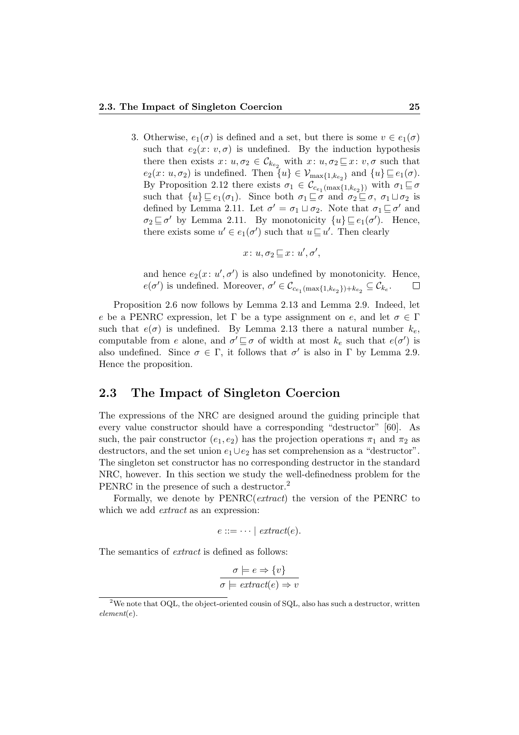3. Otherwise, $e_1(\sigma)$ is defined and a set, but there is some $v \in e_1(\sigma)$ such that $e_2(x\colon v, \sigma)$ is undefined. By the induction hypothesis there then exists $x\colon u, \sigma_2 \in \mathcal{C}_{k_{e_2}}$ with $x\colon u, \sigma_2 \sqsubseteq x\colon v, \sigma$ such that $e_2(x\colon u, \sigma_2)$ is undefined. Then $\{u\} \in \mathcal{V}_{\max\{1,k_{e_2}\}}$ and $\{u\} \sqsubseteq e_1(\sigma)$. By Proposition 2.12 there exists $\sigma_1 \in \mathcal{C}_{c_{e_1}(\max\{1,k_{e_2}\})}$ with $\sigma_1 \sqsubseteq \sigma$ such that $\{u\} \sqsubseteq e_1(\sigma_1)$. Since both $\sigma_1 \sqsubseteq \sigma$ and $\sigma_2 \sqsubseteq \sigma$, $\sigma_1 \sqcup \sigma_2$ is defined by Lemma 2.11. Let $\sigma' = \sigma_1 \sqcup \sigma_2$. Note that $\sigma_1 \sqsubseteq \sigma'$ and $\sigma_2 \sqsubseteq \sigma'$ by Lemma 2.11. By monotonicity $\{u\} \sqsubseteq e_1(\sigma')$. Hence, there exists some $u' \in e_1(\sigma')$ such that $u \sqsubseteq u'$. Then clearly

$$x\colon u, \sigma_2 \sqsubseteq x\colon u', \sigma',$$

and hence $e_2(x\colon u', \sigma')$ is also undefined by monotonicity. Hence, $e(\sigma')$ is undefined. Moreover, $\sigma' \in \mathcal{C}_{c_{e_1}(\max\{1,k_{e_2}\})+k_{e_2}} \subseteq \mathcal{C}_{k_e}$. □

Proposition 2.6 now follows by Lemma 2.13 and Lemma 2.9. Indeed, let $e$ be a PENRC expression, let $\Gamma$ be a type assignment on $e$, and let $\sigma \in \Gamma$ such that $e(\sigma)$ is undefined. By Lemma 2.13 there a natural number $k_e$, computable from $e$ alone, and $\sigma' \sqsubseteq \sigma$ of width at most $k_e$ such that $e(\sigma')$ is also undefined. Since $\sigma \in \Gamma$, it follows that $\sigma'$ is also in $\Gamma$ by Lemma 2.9. Hence the proposition.

## 2.3 The Impact of Singleton Coercion

The expressions of the NRC are designed around the guiding principle that every value constructor should have a corresponding "destructor" [60]. As such, the pair constructor $(e_1, e_2)$ has the projection operations $\pi_1$ and $\pi_2$ as destructors, and the set union $e_1 \cup e_2$ has set comprehension as a "destructor". The singleton set constructor has no corresponding destructor in the standard NRC, however. In this section we study the well-definedness problem for the PENRC in the presence of such a destructor.[2]

Formally, we denote by PENRC(*extract*) the version of the PENRC to which we add *extract* as an expression:

$$e ::= \cdots \mid \mathit{extract}(e).$$

The semantics of *extract* is defined as follows:

$$\frac{\sigma \models e \Rightarrow \{v\}}{\sigma \models \mathit{extract}(e) \Rightarrow v}$$

[2] We note that OQL, the object-oriented cousin of SQL, also has such a destructor, written *element*($e$).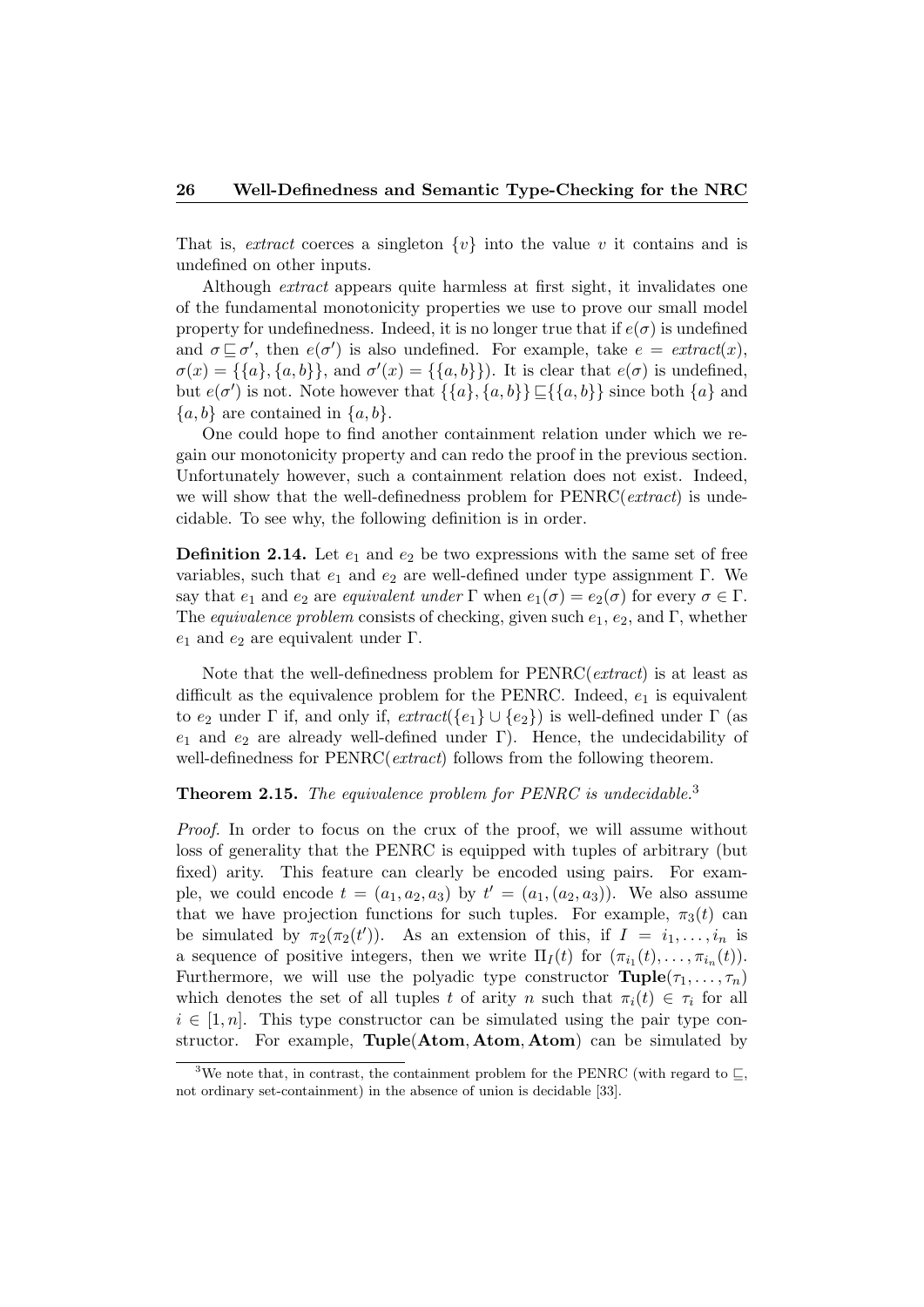That is, *extract* coerces a singleton $\{v\}$ into the value $v$ it contains and is undefined on other inputs.

Although *extract* appears quite harmless at first sight, it invalidates one of the fundamental monotonicity properties we use to prove our small model property for undefinedness. Indeed, it is no longer true that if $e(\sigma)$ is undefined and $\sigma \sqsubseteq \sigma'$, then $e(\sigma')$ is also undefined. For example, take $e = \mathit{extract}(x)$, $\sigma(x) = \{\{a\}, \{a, b\}\}$, and $\sigma'(x) = \{\{a, b\}\}$). It is clear that $e(\sigma)$ is undefined, but $e(\sigma')$ is not. Note however that $\{\{a\}, \{a, b\}\} \sqsubseteq \{\{a, b\}\}$ since both $\{a\}$ and $\{a, b\}$ are contained in $\{a, b\}$.

One could hope to find another containment relation under which we regain our monotonicity property and can redo the proof in the previous section. Unfortunately however, such a containment relation does not exist. Indeed, we will show that the well-definedness problem for PENRC(*extract*) is undecidable. To see why, the following definition is in order.

**Definition 2.14.** Let $e_1$ and $e_2$ be two expressions with the same set of free variables, such that $e_1$ and $e_2$ are well-defined under type assignment $\Gamma$. We say that $e_1$ and $e_2$ are *equivalent under* $\Gamma$ when $e_1(\sigma) = e_2(\sigma)$ for every $\sigma \in \Gamma$. The *equivalence problem* consists of checking, given such $e_1$, $e_2$, and $\Gamma$, whether $e_1$ and $e_2$ are equivalent under $\Gamma$.

Note that the well-definedness problem for PENRC(*extract*) is at least as difficult as the equivalence problem for the PENRC. Indeed, $e_1$ is equivalent to $e_2$ under $\Gamma$ if, and only if, $\mathit{extract}(\{e_1\} \cup \{e_2\})$ is well-defined under $\Gamma$ (as $e_1$ and $e_2$ are already well-defined under $\Gamma$). Hence, the undecidability of well-definedness for PENRC(*extract*) follows from the following theorem.

**Theorem 2.15.** *The equivalence problem for PENRC is undecidable.*[3]

*Proof.* In order to focus on the crux of the proof, we will assume without loss of generality that the PENRC is equipped with tuples of arbitrary (but fixed) arity. This feature can clearly be encoded using pairs. For example, we could encode $t = (a_1, a_2, a_3)$ by $t' = (a_1, (a_2, a_3))$. We also assume that we have projection functions for such tuples. For example, $\pi_3(t)$ can be simulated by $\pi_2(\pi_2(t'))$. As an extension of this, if $I = i_1, \ldots, i_n$ is a sequence of positive integers, then we write $\Pi_I(t)$ for $(\pi_{i_1}(t), \ldots, \pi_{i_n}(t))$. Furthermore, we will use the polyadic type constructor $\mathbf{Tuple}(\tau_1, \ldots, \tau_n)$ which denotes the set of all tuples $t$ of arity $n$ such that $\pi_i(t) \in \tau_i$ for all $i \in [1, n]$. This type constructor can be simulated using the pair type constructor. For example, $\mathbf{Tuple}(\mathbf{Atom}, \mathbf{Atom}, \mathbf{Atom})$ can be simulated by

[3] We note that, in contrast, the containment problem for the PENRC (with regard to $\sqsubseteq$, not ordinary set-containment) in the absence of union is decidable [33].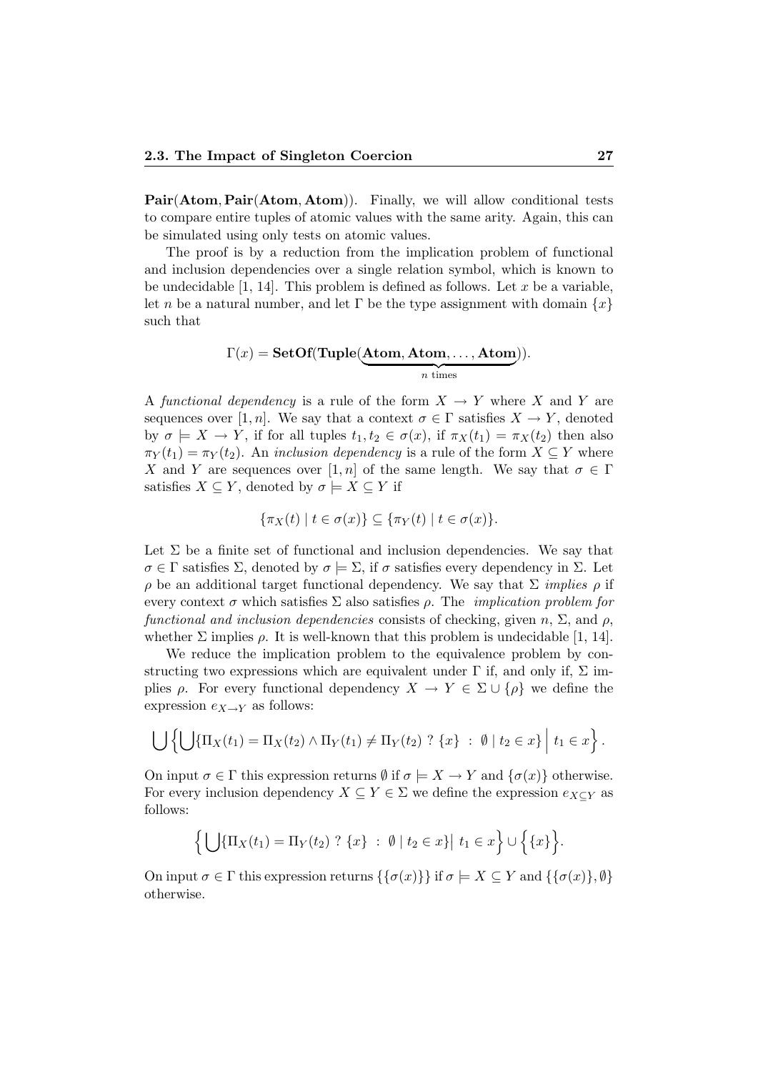**Pair**(**Atom**, **Pair**(**Atom**, **Atom**)). Finally, we will allow conditional tests to compare entire tuples of atomic values with the same arity. Again, this can be simulated using only tests on atomic values.

The proof is by a reduction from the implication problem of functional and inclusion dependencies over a single relation symbol, which is known to be undecidable [1, 14]. This problem is defined as follows. Let $x$ be a variable, let $n$ be a natural number, and let $\Gamma$ be the type assignment with domain $\{x\}$ such that

$$\Gamma(x) = \mathbf{SetOf}(\mathbf{Tuple}(\underbrace{\mathbf{Atom}, \mathbf{Atom}, \ldots, \mathbf{Atom}}_{n \text{ times}})).$$

A *functional dependency* is a rule of the form $X \to Y$ where $X$ and $Y$ are sequences over $[1, n]$. We say that a context $\sigma \in \Gamma$ satisfies $X \to Y$, denoted by $\sigma \models X \to Y$, if for all tuples $t_1, t_2 \in \sigma(x)$, if $\pi_X(t_1) = \pi_X(t_2)$ then also $\pi_Y(t_1) = \pi_Y(t_2)$. An *inclusion dependency* is a rule of the form $X \subseteq Y$ where $X$ and $Y$ are sequences over $[1, n]$ of the same length. We say that $\sigma \in \Gamma$ satisfies $X \subseteq Y$, denoted by $\sigma \models X \subseteq Y$ if

$$\{\pi_X(t) \mid t \in \sigma(x)\} \subseteq \{\pi_Y(t) \mid t \in \sigma(x)\}.$$

Let $\Sigma$ be a finite set of functional and inclusion dependencies. We say that $\sigma \in \Gamma$ satisfies $\Sigma$, denoted by $\sigma \models \Sigma$, if $\sigma$ satisfies every dependency in $\Sigma$. Let $\rho$ be an additional target functional dependency. We say that $\Sigma$ *implies* $\rho$ if every context $\sigma$ which satisfies $\Sigma$ also satisfies $\rho$. The *implication problem for functional and inclusion dependencies* consists of checking, given $n$, $\Sigma$, and $\rho$, whether $\Sigma$ implies $\rho$. It is well-known that this problem is undecidable [1, 14].

We reduce the implication problem to the equivalence problem by constructing two expressions which are equivalent under $\Gamma$ if, and only if, $\Sigma$ implies $\rho$. For every functional dependency $X \to Y \in \Sigma \cup \{\rho\}$ we define the expression $e_{X \to Y}$ as follows:

$$\bigcup \left\{ \bigcup \{\Pi_X(t_1) = \Pi_X(t_2) \wedge \Pi_Y(t_1) \neq \Pi_Y(t_2) \ ? \ \{x\} \ : \ \emptyset \mid t_2 \in x\} \ \middle| \ t_1 \in x \right\}.$$

On input $\sigma \in \Gamma$ this expression returns $\emptyset$ if $\sigma \models X \to Y$ and $\{\sigma(x)\}$ otherwise. For every inclusion dependency $X \subseteq Y \in \Sigma$ we define the expression $e_{X \subseteq Y}$ as follows:

$$\left\{ \bigcup \{\Pi_X(t_1) = \Pi_Y(t_2) \ ? \ \{x\} \ : \ \emptyset \mid t_2 \in x\} \middle| \ t_1 \in x \right\} \cup \left\{ \{x\} \right\}.$$

On input $\sigma \in \Gamma$ this expression returns $\{\{\sigma(x)\}\}$ if $\sigma \models X \subseteq Y$ and $\{\{\sigma(x)\}, \emptyset\}$ otherwise.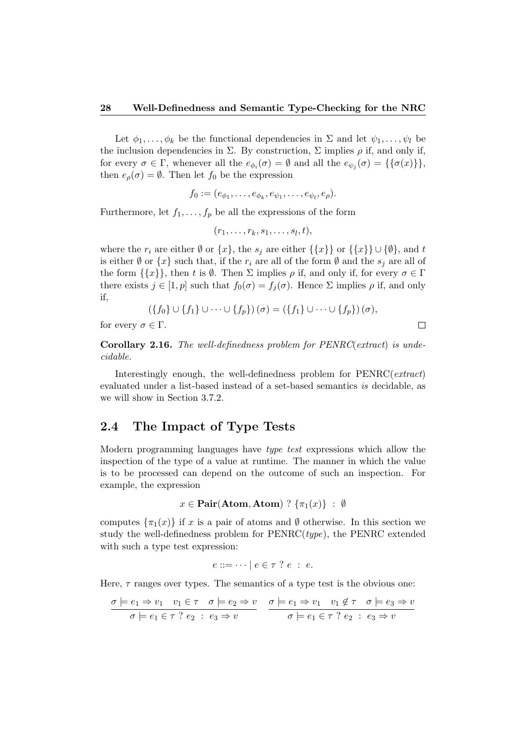Let $\phi_1, \ldots, \phi_k$ be the functional dependencies in $\Sigma$ and let $\psi_1, \ldots, \psi_l$ be the inclusion dependencies in $\Sigma$. By construction, $\Sigma$ implies $\rho$ if, and only if, for every $\sigma \in \Gamma$, whenever all the $e_{\phi_i}(\sigma) = \emptyset$ and all the $e_{\psi_j}(\sigma) = \{\{\sigma(x)\}\}$, then $e_\rho(\sigma) = \emptyset$. Then let $f_0$ be the expression

$$f_0 := (e_{\phi_1}, \ldots, e_{\phi_k}, e_{\psi_1}, \ldots, e_{\psi_l}, e_\rho).$$

Furthermore, let $f_1, \ldots, f_p$ be all the expressions of the form

$$(r_1, \ldots, r_k, s_1, \ldots, s_l, t),$$

where the $r_i$ are either $\emptyset$ or $\{x\}$, the $s_j$ are either $\{\{x\}\}$ or $\{\{x\}\} \cup \{\emptyset\}$, and $t$ is either $\emptyset$ or $\{x\}$ such that, if the $r_i$ are all of the form $\emptyset$ and the $s_j$ are all of the form $\{\{x\}\}$, then $t$ is $\emptyset$. Then $\Sigma$ implies $\rho$ if, and only if, for every $\sigma \in \Gamma$ there exists $j \in [1, p]$ such that $f_0(\sigma) = f_j(\sigma)$. Hence $\Sigma$ implies $\rho$ if, and only if,

$$(\{f_0\} \cup \{f_1\} \cup \cdots \cup \{f_p\})(\sigma) = (\{f_1\} \cup \cdots \cup \{f_p\})(\sigma),$$

for every $\sigma \in \Gamma$. □

**Corollary 2.16.** *The well-definedness problem for PENRC(extract) is undecidable.*

Interestingly enough, the well-definedness problem for PENRC(*extract*) evaluated under a list-based instead of a set-based semantics *is* decidable, as we will show in Section 3.7.2.

## 2.4 The Impact of Type Tests

Modern programming languages have *type test* expressions which allow the inspection of the type of a value at runtime. The manner in which the value is to be processed can depend on the outcome of such an inspection. For example, the expression

$$x \in \mathbf{Pair}(\mathbf{Atom}, \mathbf{Atom}) \ ? \ \{\pi_1(x)\} \ : \ \emptyset$$

computes $\{\pi_1(x)\}$ if $x$ is a pair of atoms and $\emptyset$ otherwise. In this section we study the well-definedness problem for PENRC(*type*), the PENRC extended with such a type test expression:

$$e ::= \cdots \mid e \in \tau \ ? \ e \ : \ e.$$

Here, $\tau$ ranges over types. The semantics of a type test is the obvious one:

$$\frac{\sigma \models e_1 \Rightarrow v_1 \quad v_1 \in \tau \quad \sigma \models e_2 \Rightarrow v}{\sigma \models e_1 \in \tau \ ? \ e_2 \ : \ e_3 \Rightarrow v} \qquad \frac{\sigma \models e_1 \Rightarrow v_1 \quad v_1 \notin \tau \quad \sigma \models e_3 \Rightarrow v}{\sigma \models e_1 \in \tau \ ? \ e_2 \ : \ e_3 \Rightarrow v}$$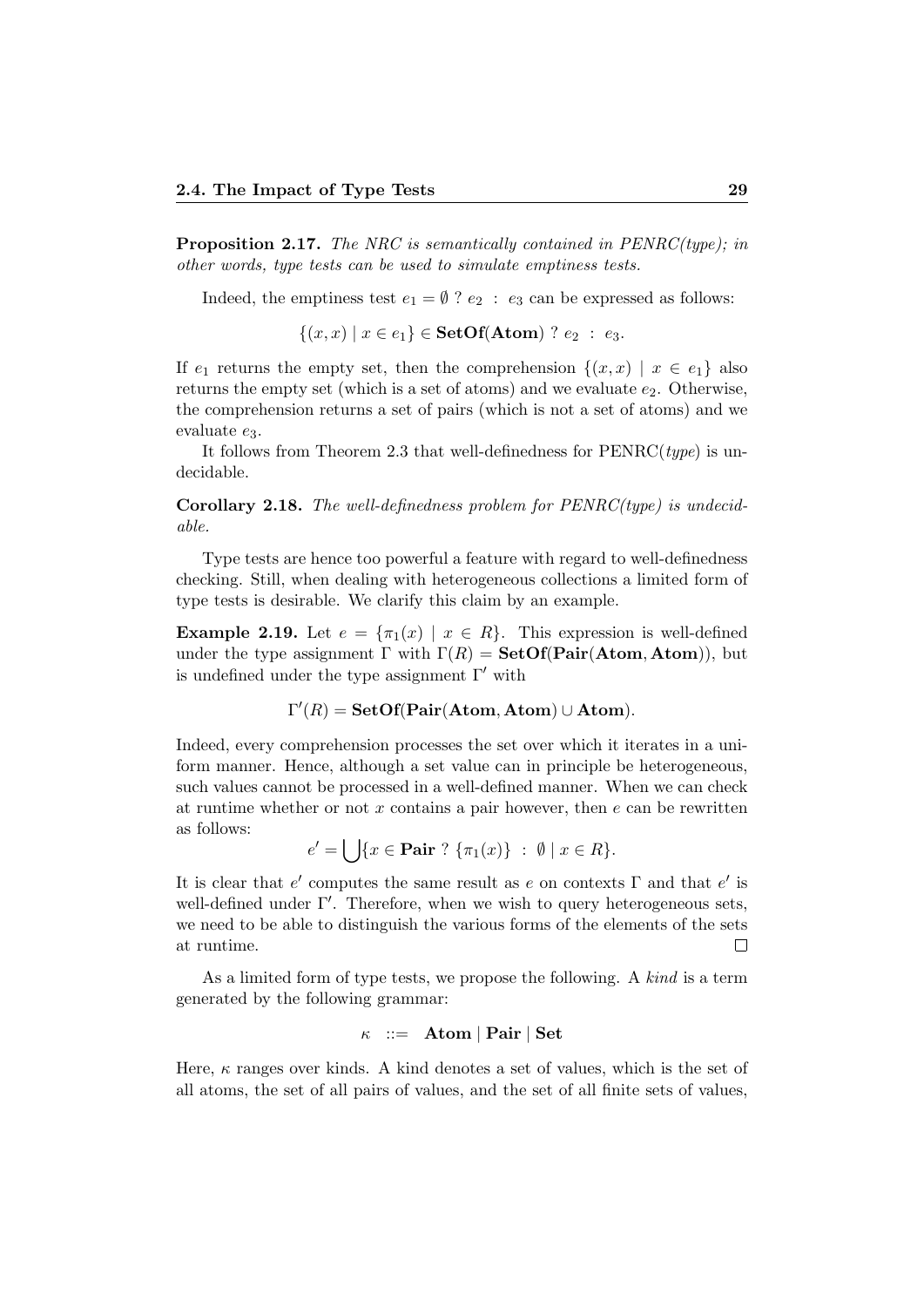**Proposition 2.17.** *The NRC is semantically contained in PENRC(type); in other words, type tests can be used to simulate emptiness tests.*

Indeed, the emptiness test $e_1 = \emptyset \; ? \; e_2 \; : \; e_3$ can be expressed as follows:

$$\{(x, x) \mid x \in e_1\} \in \mathbf{SetOf}(\mathbf{Atom}) \; ? \; e_2 \; : \; e_3.$$

If $e_1$ returns the empty set, then the comprehension $\{(x, x) \mid x \in e_1\}$ also returns the empty set (which is a set of atoms) and we evaluate $e_2$. Otherwise, the comprehension returns a set of pairs (which is not a set of atoms) and we evaluate $e_3$.

It follows from Theorem 2.3 that well-definedness for PENRC(*type*) is undecidable.

**Corollary 2.18.** *The well-definedness problem for PENRC(type) is undecidable.*

Type tests are hence too powerful a feature with regard to well-definedness checking. Still, when dealing with heterogeneous collections a limited form of type tests is desirable. We clarify this claim by an example.

**Example 2.19.** Let $e = \{\pi_1(x) \mid x \in R\}$. This expression is well-defined under the type assignment $\Gamma$ with $\Gamma(R) = \mathbf{SetOf}(\mathbf{Pair}(\mathbf{Atom}, \mathbf{Atom}))$, but is undefined under the type assignment $\Gamma'$ with

$$\Gamma'(R) = \mathbf{SetOf}(\mathbf{Pair}(\mathbf{Atom}, \mathbf{Atom}) \cup \mathbf{Atom}).$$

Indeed, every comprehension processes the set over which it iterates in a uniform manner. Hence, although a set value can in principle be heterogeneous, such values cannot be processed in a well-defined manner. When we can check at runtime whether or not $x$ contains a pair however, then $e$ can be rewritten as follows:

$$e' = \bigcup \{x \in \mathbf{Pair} \; ? \; \{\pi_1(x)\} \; : \; \emptyset \mid x \in R\}.$$

It is clear that $e'$ computes the same result as $e$ on contexts $\Gamma$ and that $e'$ is well-defined under $\Gamma'$. Therefore, when we wish to query heterogeneous sets, we need to be able to distinguish the various forms of the elements of the sets at runtime. $\square$

As a limited form of type tests, we propose the following. A *kind* is a term generated by the following grammar:

$$\kappa \;\; ::= \;\; \mathbf{Atom} \mid \mathbf{Pair} \mid \mathbf{Set}$$

Here, $\kappa$ ranges over kinds. A kind denotes a set of values, which is the set of all atoms, the set of all pairs of values, and the set of all finite sets of values,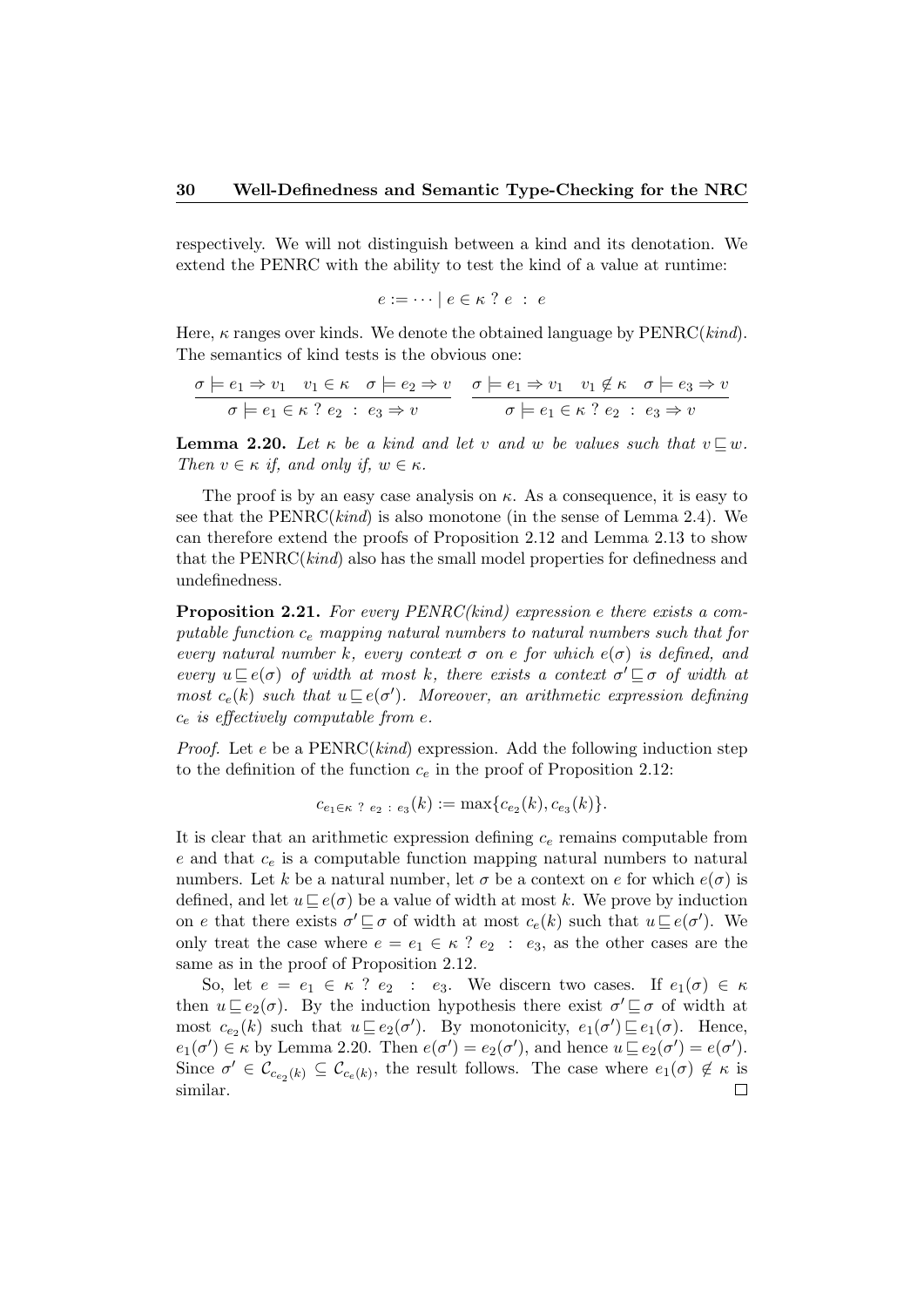respectively. We will not distinguish between a kind and its denotation. We extend the PENRC with the ability to test the kind of a value at runtime:

$$e := \cdots \mid e \in \kappa \ ? \ e \ : \ e$$

Here, $\kappa$ ranges over kinds. We denote the obtained language by PENRC(*kind*). The semantics of kind tests is the obvious one:

$$\frac{\sigma \models e_1 \Rightarrow v_1 \quad v_1 \in \kappa \quad \sigma \models e_2 \Rightarrow v}{\sigma \models e_1 \in \kappa \ ? \ e_2 \ : \ e_3 \Rightarrow v} \qquad \frac{\sigma \models e_1 \Rightarrow v_1 \quad v_1 \notin \kappa \quad \sigma \models e_3 \Rightarrow v}{\sigma \models e_1 \in \kappa \ ? \ e_2 \ : \ e_3 \Rightarrow v}$$

**Lemma 2.20.** *Let $\kappa$ be a kind and let $v$ and $w$ be values such that $v \sqsubseteq w$. Then $v \in \kappa$ if, and only if, $w \in \kappa$.*

The proof is by an easy case analysis on $\kappa$. As a consequence, it is easy to see that the PENRC(*kind*) is also monotone (in the sense of Lemma 2.4). We can therefore extend the proofs of Proposition 2.12 and Lemma 2.13 to show that the PENRC(*kind*) also has the small model properties for definedness and undefinedness.

**Proposition 2.21.** *For every PENRC(kind) expression $e$ there exists a computable function $c_e$ mapping natural numbers to natural numbers such that for every natural number $k$, every context $\sigma$ on $e$ for which $e(\sigma)$ is defined, and every $u \sqsubseteq e(\sigma)$ of width at most $k$, there exists a context $\sigma' \sqsubseteq \sigma$ of width at most $c_e(k)$ such that $u \sqsubseteq e(\sigma')$. Moreover, an arithmetic expression defining $c_e$ is effectively computable from $e$.*

*Proof.* Let $e$ be a PENRC(*kind*) expression. Add the following induction step to the definition of the function $c_e$ in the proof of Proposition 2.12:

$$c_{e_1 \in \kappa \ ? \ e_2 \ : \ e_3}(k) := \max\{c_{e_2}(k), c_{e_3}(k)\}.$$

It is clear that an arithmetic expression defining $c_e$ remains computable from $e$ and that $c_e$ is a computable function mapping natural numbers to natural numbers. Let $k$ be a natural number, let $\sigma$ be a context on $e$ for which $e(\sigma)$ is defined, and let $u \sqsubseteq e(\sigma)$ be a value of width at most $k$. We prove by induction on $e$ that there exists $\sigma' \sqsubseteq \sigma$ of width at most $c_e(k)$ such that $u \sqsubseteq e(\sigma')$. We only treat the case where $e = e_1 \in \kappa \ ? \ e_2 \ : \ e_3$, as the other cases are the same as in the proof of Proposition 2.12.

So, let $e = e_1 \in \kappa \ ? \ e_2 \ : \ e_3$. We discern two cases. If $e_1(\sigma) \in \kappa$ then $u \sqsubseteq e_2(\sigma)$. By the induction hypothesis there exist $\sigma' \sqsubseteq \sigma$ of width at most $c_{e_2}(k)$ such that $u \sqsubseteq e_2(\sigma')$. By monotonicity, $e_1(\sigma') \sqsubseteq e_1(\sigma)$. Hence, $e_1(\sigma') \in \kappa$ by Lemma 2.20. Then $e(\sigma') = e_2(\sigma')$, and hence $u \sqsubseteq e_2(\sigma') = e(\sigma')$. Since $\sigma' \in \mathcal{C}_{c_{e_2}(k)} \subseteq \mathcal{C}_{c_e(k)}$, the result follows. The case where $e_1(\sigma) \notin \kappa$ is similar. $\square$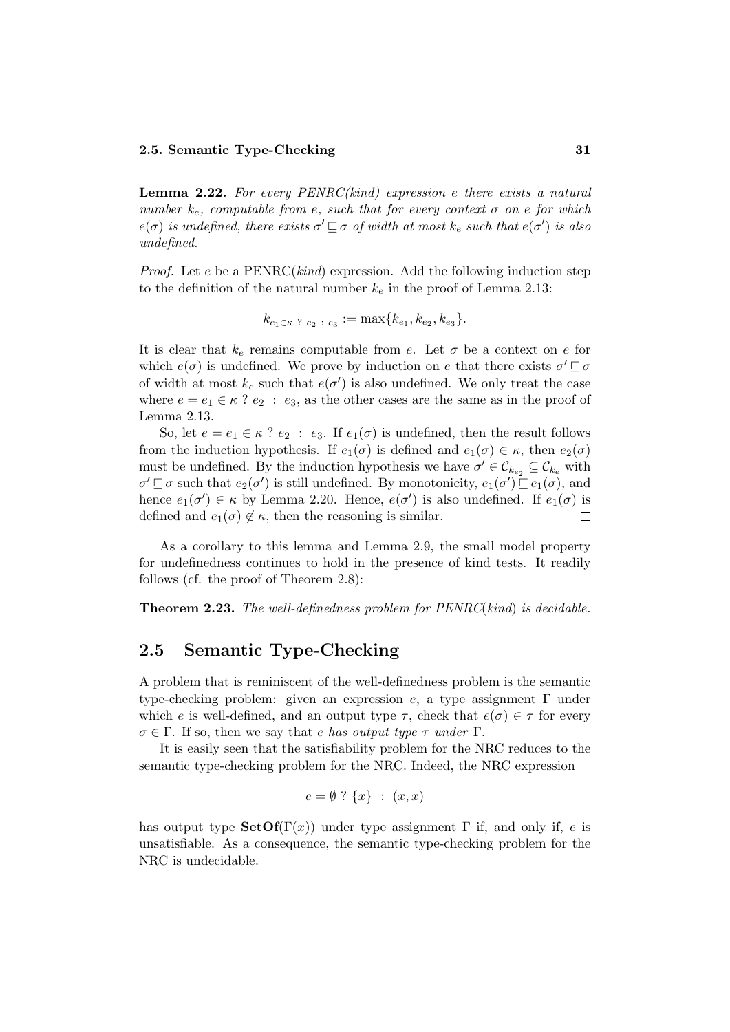**Lemma 2.22.** *For every PENRC(kind) expression $e$ there exists a natural number $k_e$, computable from $e$, such that for every context $\sigma$ on $e$ for which $e(\sigma)$ is undefined, there exists $\sigma' \sqsubseteq \sigma$ of width at most $k_e$ such that $e(\sigma')$ is also undefined.*

*Proof.* Let $e$ be a PENRC(*kind*) expression. Add the following induction step to the definition of the natural number $k_e$ in the proof of Lemma 2.13:

$$k_{e_1 \in \kappa \ ? \ e_2 \ : \ e_3} := \max\{k_{e_1}, k_{e_2}, k_{e_3}\}.$$

It is clear that $k_e$ remains computable from $e$. Let $\sigma$ be a context on $e$ for which $e(\sigma)$ is undefined. We prove by induction on $e$ that there exists $\sigma' \sqsubseteq \sigma$ of width at most $k_e$ such that $e(\sigma')$ is also undefined. We only treat the case where $e = e_1 \in \kappa \ ? \ e_2 \ : \ e_3$, as the other cases are the same as in the proof of Lemma 2.13.

So, let $e = e_1 \in \kappa \ ? \ e_2 \ : \ e_3$. If $e_1(\sigma)$ is undefined, then the result follows from the induction hypothesis. If $e_1(\sigma)$ is defined and $e_1(\sigma) \in \kappa$, then $e_2(\sigma)$ must be undefined. By the induction hypothesis we have $\sigma' \in \mathcal{C}_{k_{e_2}} \subseteq \mathcal{C}_{k_e}$ with $\sigma' \sqsubseteq \sigma$ such that $e_2(\sigma')$ is still undefined. By monotonicity, $e_1(\sigma') \sqsubseteq e_1(\sigma)$, and hence $e_1(\sigma') \in \kappa$ by Lemma 2.20. Hence, $e(\sigma')$ is also undefined. If $e_1(\sigma)$ is defined and $e_1(\sigma) \notin \kappa$, then the reasoning is similar. $\square$

As a corollary to this lemma and Lemma 2.9, the small model property for undefinedness continues to hold in the presence of kind tests. It readily follows (cf. the proof of Theorem 2.8):

**Theorem 2.23.** *The well-definedness problem for PENRC(kind) is decidable.*

## 2.5 Semantic Type-Checking

A problem that is reminiscent of the well-definedness problem is the semantic type-checking problem: given an expression $e$, a type assignment $\Gamma$ under which $e$ is well-defined, and an output type $\tau$, check that $e(\sigma) \in \tau$ for every $\sigma \in \Gamma$. If so, then we say that *$e$ has output type $\tau$ under $\Gamma$*.

It is easily seen that the satisfiability problem for the NRC reduces to the semantic type-checking problem for the NRC. Indeed, the NRC expression

$$e = \emptyset \ ? \ \{x\} \ : \ (x, x)$$

has output type $\mathbf{SetOf}(\Gamma(x))$ under type assignment $\Gamma$ if, and only if, $e$ is unsatisfiable. As a consequence, the semantic type-checking problem for the NRC is undecidable.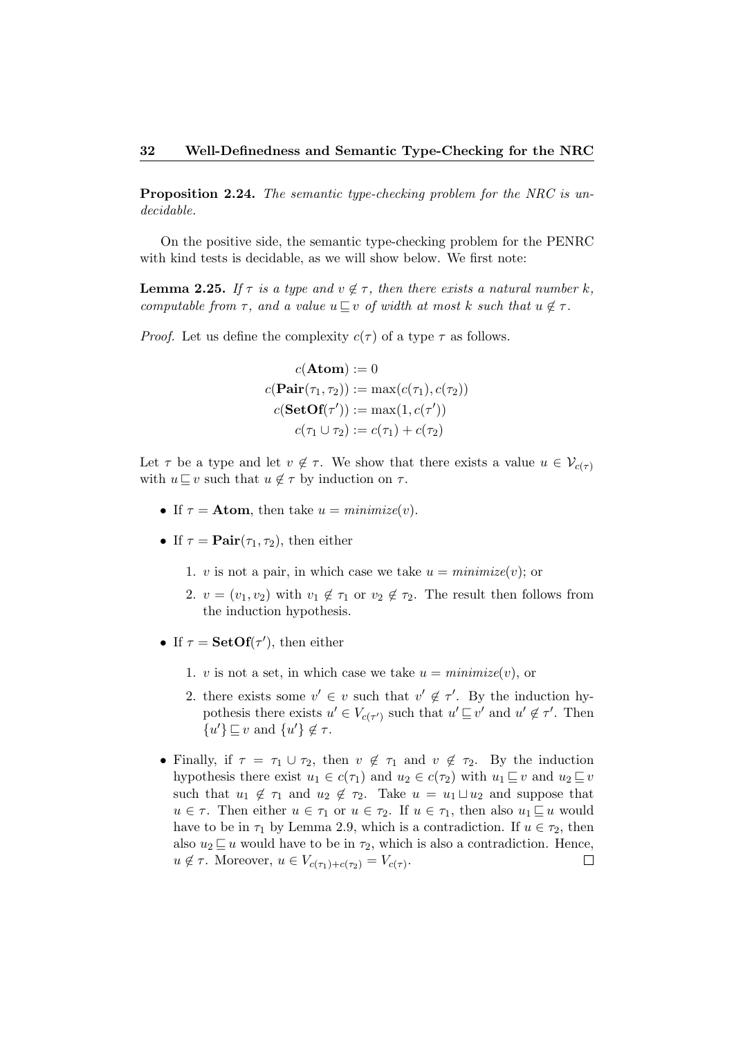**Proposition 2.24.** *The semantic type-checking problem for the NRC is undecidable.*

On the positive side, the semantic type-checking problem for the PENRC with kind tests is decidable, as we will show below. We first note:

**Lemma 2.25.** *If $\tau$ is a type and $v \notin \tau$, then there exists a natural number $k$, computable from $\tau$, and a value $u \sqsubseteq v$ of width at most $k$ such that $u \notin \tau$.*

*Proof.* Let us define the complexity $c(\tau)$ of a type $\tau$ as follows.

$$
\begin{aligned}
c(\mathbf{Atom}) &:= 0 \\
c(\mathbf{Pair}(\tau_1, \tau_2)) &:= \max(c(\tau_1), c(\tau_2)) \\
c(\mathbf{SetOf}(\tau')) &:= \max(1, c(\tau')) \\
c(\tau_1 \cup \tau_2) &:= c(\tau_1) + c(\tau_2)
\end{aligned}
$$

Let $\tau$ be a type and let $v \notin \tau$. We show that there exists a value $u \in \mathcal{V}_{c(\tau)}$ with $u \sqsubseteq v$ such that $u \notin \tau$ by induction on $\tau$.

- If $\tau = \mathbf{Atom}$, then take $u = \mathit{minimize}(v)$.
- If $\tau = \mathbf{Pair}(\tau_1, \tau_2)$, then either
  1. $v$ is not a pair, in which case we take $u = \mathit{minimize}(v)$; or
  2. $v = (v_1, v_2)$ with $v_1 \notin \tau_1$ or $v_2 \notin \tau_2$. The result then follows from the induction hypothesis.
- If $\tau = \mathbf{SetOf}(\tau')$, then either
  1. $v$ is not a set, in which case we take $u = \mathit{minimize}(v)$, or
  2. there exists some $v' \in v$ such that $v' \notin \tau'$. By the induction hypothesis there exists $u' \in V_{c(\tau')}$ such that $u' \sqsubseteq v'$ and $u' \notin \tau'$. Then $\{u'\} \sqsubseteq v$ and $\{u'\} \notin \tau$.
- Finally, if $\tau = \tau_1 \cup \tau_2$, then $v \notin \tau_1$ and $v \notin \tau_2$. By the induction hypothesis there exist $u_1 \in c(\tau_1)$ and $u_2 \in c(\tau_2)$ with $u_1 \sqsubseteq v$ and $u_2 \sqsubseteq v$ such that $u_1 \notin \tau_1$ and $u_2 \notin \tau_2$. Take $u = u_1 \sqcup u_2$ and suppose that $u \in \tau$. Then either $u \in \tau_1$ or $u \in \tau_2$. If $u \in \tau_1$, then also $u_1 \sqsubseteq u$ would have to be in $\tau_1$ by Lemma 2.9, which is a contradiction. If $u \in \tau_2$, then also $u_2 \sqsubseteq u$ would have to be in $\tau_2$, which is also a contradiction. Hence, $u \notin \tau$. Moreover, $u \in V_{c(\tau_1)+c(\tau_2)} = V_{c(\tau)}$. $\square$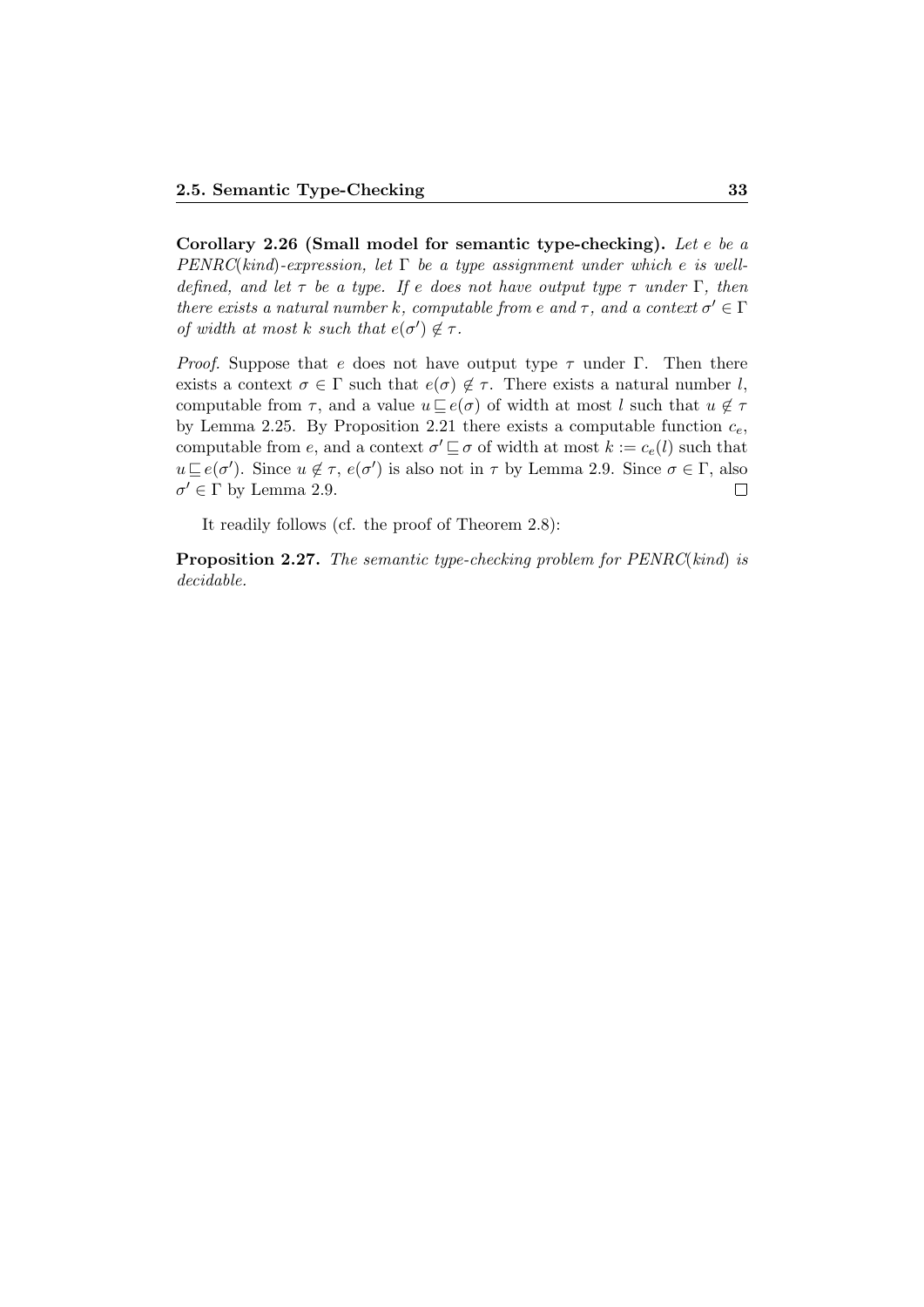**Corollary 2.26 (Small model for semantic type-checking).** *Let $e$ be a PENRC(kind)-expression, let $\Gamma$ be a type assignment under which $e$ is well-defined, and let $\tau$ be a type. If $e$ does not have output type $\tau$ under $\Gamma$, then there exists a natural number $k$, computable from $e$ and $\tau$, and a context $\sigma' \in \Gamma$ of width at most $k$ such that $e(\sigma') \notin \tau$.*

*Proof.* Suppose that $e$ does not have output type $\tau$ under $\Gamma$. Then there exists a context $\sigma \in \Gamma$ such that $e(\sigma) \notin \tau$. There exists a natural number $l$, computable from $\tau$, and a value $u \sqsubseteq e(\sigma)$ of width at most $l$ such that $u \notin \tau$ by Lemma 2.25. By Proposition 2.21 there exists a computable function $c_e$, computable from $e$, and a context $\sigma' \sqsubseteq \sigma$ of width at most $k := c_e(l)$ such that $u \sqsubseteq e(\sigma')$. Since $u \notin \tau$, $e(\sigma')$ is also not in $\tau$ by Lemma 2.9. Since $\sigma \in \Gamma$, also $\sigma' \in \Gamma$ by Lemma 2.9. ∎

It readily follows (cf. the proof of Theorem 2.8):

**Proposition 2.27.** *The semantic type-checking problem for PENRC(kind) is decidable.*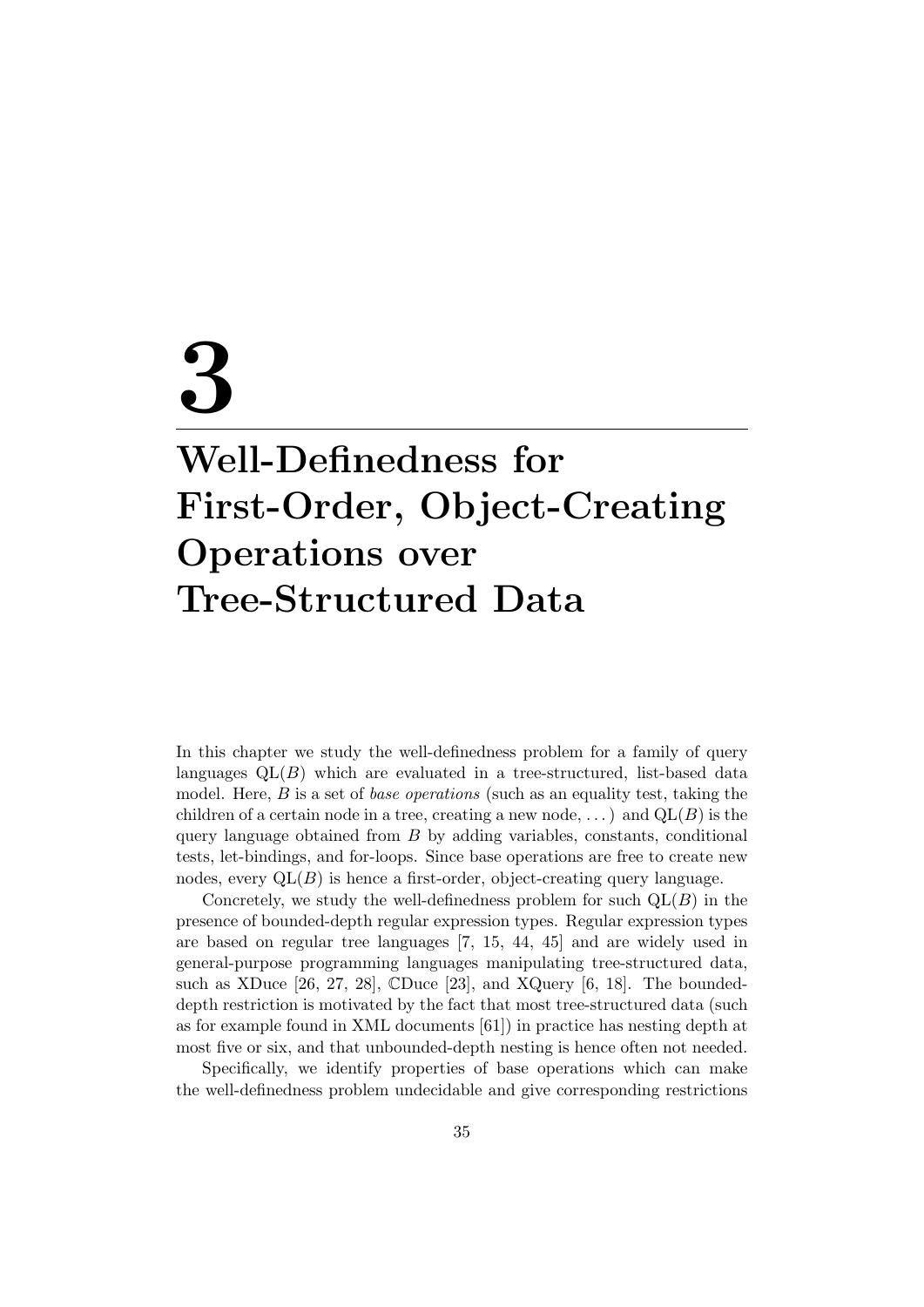# 3

# Well-Definedness for First-Order, Object-Creating Operations over Tree-Structured Data

In this chapter we study the well-definedness problem for a family of query languages $\mathrm{QL}(B)$ which are evaluated in a tree-structured, list-based data model. Here, $B$ is a set of *base operations* (such as an equality test, taking the children of a certain node in a tree, creating a new node, ...) and $\mathrm{QL}(B)$ is the query language obtained from $B$ by adding variables, constants, conditional tests, let-bindings, and for-loops. Since base operations are free to create new nodes, every $\mathrm{QL}(B)$ is hence a first-order, object-creating query language.

Concretely, we study the well-definedness problem for such $\mathrm{QL}(B)$ in the presence of bounded-depth regular expression types. Regular expression types are based on regular tree languages [7, 15, 44, 45] and are widely used in general-purpose programming languages manipulating tree-structured data, such as XDuce [26, 27, 28], $\mathbb{C}$Duce [23], and XQuery [6, 18]. The bounded-depth restriction is motivated by the fact that most tree-structured data (such as for example found in XML documents [61]) in practice has nesting depth at most five or six, and that unbounded-depth nesting is hence often not needed.

Specifically, we identify properties of base operations which can make the well-definedness problem undecidable and give corresponding restrictions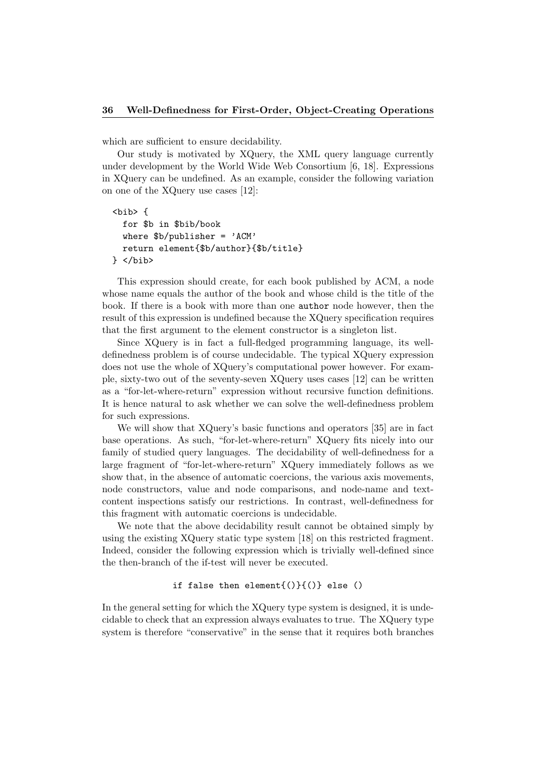which are sufficient to ensure decidability.

Our study is motivated by XQuery, the XML query language currently under development by the World Wide Web Consortium [6, 18]. Expressions in XQuery can be undefined. As an example, consider the following variation on one of the XQuery use cases [12]:

```
<bib> {
  for $b in $bib/book
  where $b/publisher = 'ACM'
  return element{$b/author}{$b/title}
} </bib>
```

This expression should create, for each book published by ACM, a node whose name equals the author of the book and whose child is the title of the book. If there is a book with more than one `author` node however, then the result of this expression is undefined because the XQuery specification requires that the first argument to the element constructor is a singleton list.

Since XQuery is in fact a full-fledged programming language, its well-definedness problem is of course undecidable. The typical XQuery expression does not use the whole of XQuery's computational power however. For example, sixty-two out of the seventy-seven XQuery uses cases [12] can be written as a "for-let-where-return" expression without recursive function definitions. It is hence natural to ask whether we can solve the well-definedness problem for such expressions.

We will show that XQuery's basic functions and operators [35] are in fact base operations. As such, "for-let-where-return" XQuery fits nicely into our family of studied query languages. The decidability of well-definedness for a large fragment of "for-let-where-return" XQuery immediately follows as we show that, in the absence of automatic coercions, the various axis movements, node constructors, value and node comparisons, and node-name and text-content inspections satisfy our restrictions. In contrast, well-definedness for this fragment with automatic coercions is undecidable.

We note that the above decidability result cannot be obtained simply by using the existing XQuery static type system [18] on this restricted fragment. Indeed, consider the following expression which is trivially well-defined since the then-branch of the if-test will never be executed.

```
if false then element{()}{()} else ()
```

In the general setting for which the XQuery type system is designed, it is undecidable to check that an expression always evaluates to true. The XQuery type system is therefore "conservative" in the sense that it requires both branches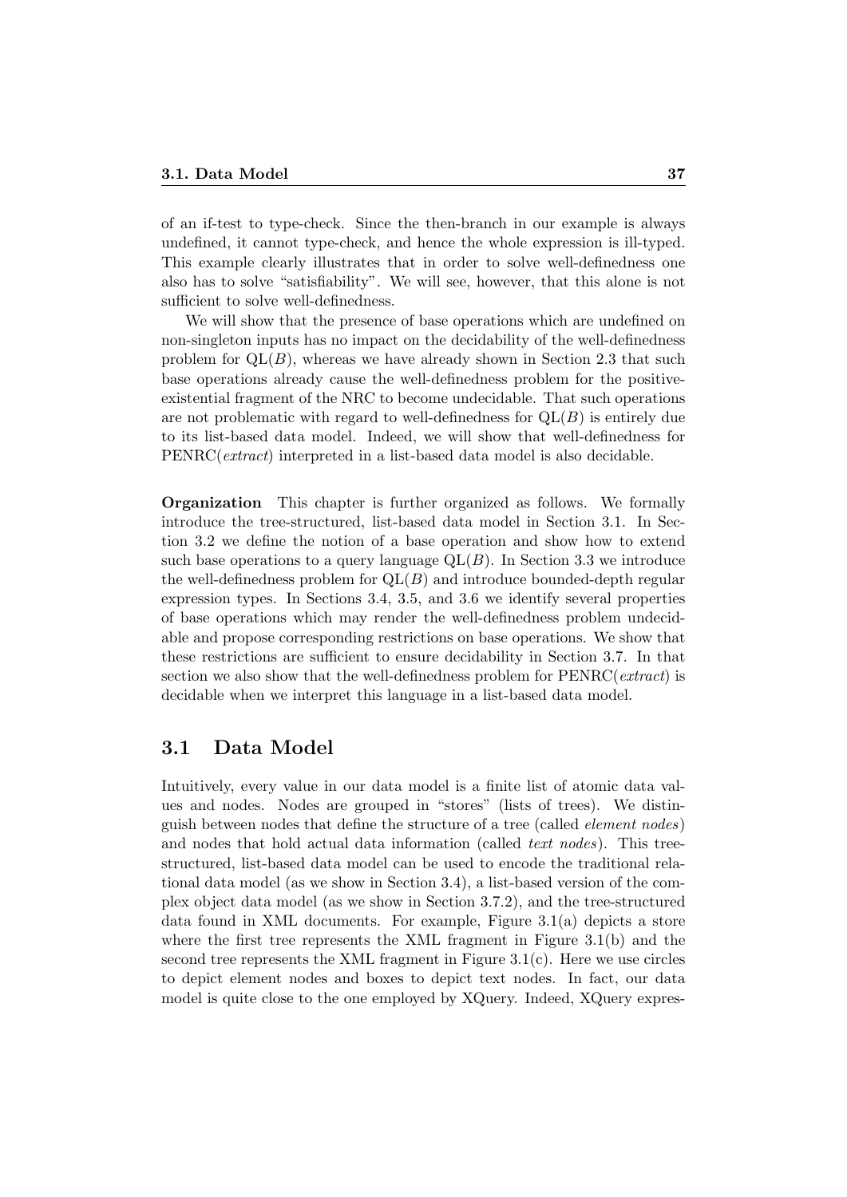of an if-test to type-check. Since the then-branch in our example is always undefined, it cannot type-check, and hence the whole expression is ill-typed. This example clearly illustrates that in order to solve well-definedness one also has to solve "satisfiability". We will see, however, that this alone is not sufficient to solve well-definedness.

We will show that the presence of base operations which are undefined on non-singleton inputs has no impact on the decidability of the well-definedness problem for $\mathrm{QL}(B)$, whereas we have already shown in Section 2.3 that such base operations already cause the well-definedness problem for the positive-existential fragment of the NRC to become undecidable. That such operations are not problematic with regard to well-definedness for $\mathrm{QL}(B)$ is entirely due to its list-based data model. Indeed, we will show that well-definedness for PENRC(*extract*) interpreted in a list-based data model is also decidable.

**Organization** This chapter is further organized as follows. We formally introduce the tree-structured, list-based data model in Section 3.1. In Section 3.2 we define the notion of a base operation and show how to extend such base operations to a query language $\mathrm{QL}(B)$. In Section 3.3 we introduce the well-definedness problem for $\mathrm{QL}(B)$ and introduce bounded-depth regular expression types. In Sections 3.4, 3.5, and 3.6 we identify several properties of base operations which may render the well-definedness problem undecidable and propose corresponding restrictions on base operations. We show that these restrictions are sufficient to ensure decidability in Section 3.7. In that section we also show that the well-definedness problem for PENRC(*extract*) is decidable when we interpret this language in a list-based data model.

## 3.1 Data Model

Intuitively, every value in our data model is a finite list of atomic data values and nodes. Nodes are grouped in "stores" (lists of trees). We distinguish between nodes that define the structure of a tree (called *element nodes*) and nodes that hold actual data information (called *text nodes*). This tree-structured, list-based data model can be used to encode the traditional relational data model (as we show in Section 3.4), a list-based version of the complex object data model (as we show in Section 3.7.2), and the tree-structured data found in XML documents. For example, Figure 3.1(a) depicts a store where the first tree represents the XML fragment in Figure 3.1(b) and the second tree represents the XML fragment in Figure 3.1(c). Here we use circles to depict element nodes and boxes to depict text nodes. In fact, our data model is quite close to the one employed by XQuery. Indeed, XQuery expres-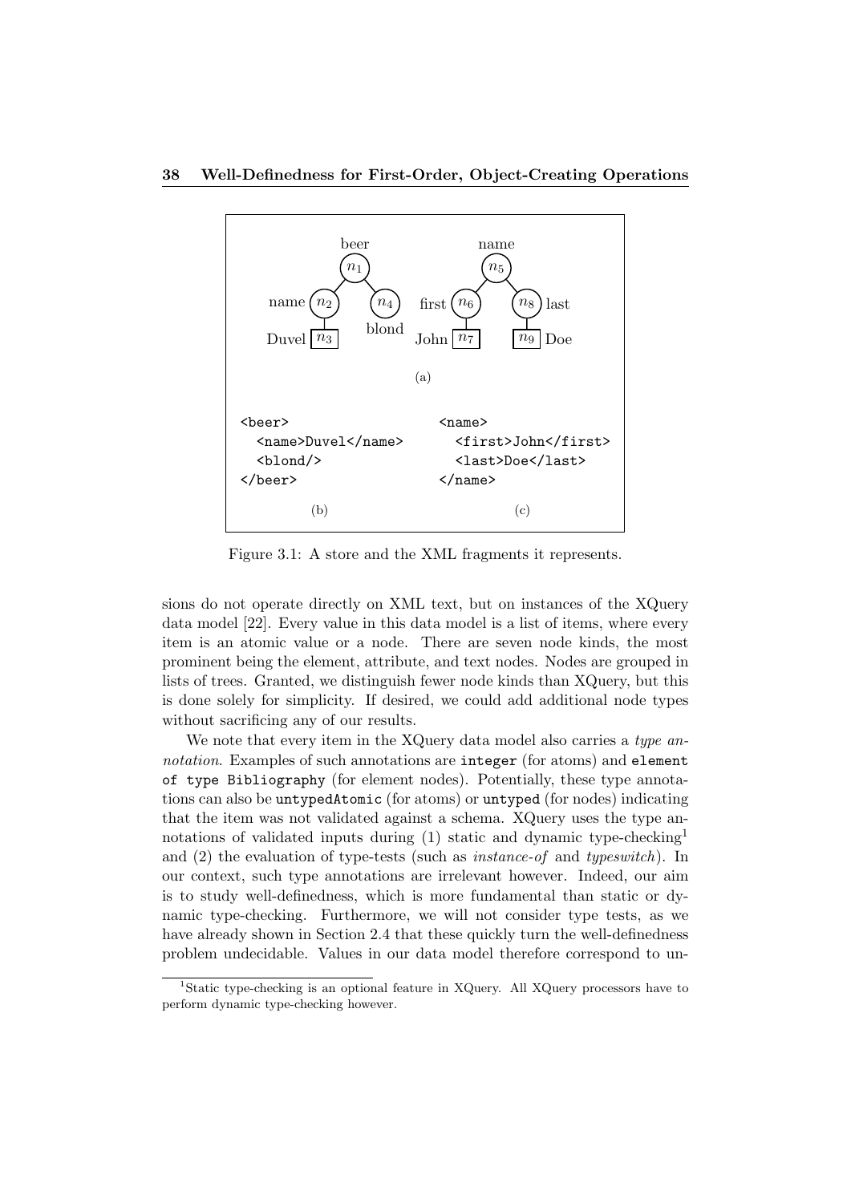```
<beer>
  <name>Duvel</name>
  <blond/>
</beer>
```

(b)

```
<name>
  <first>John</first>
  <last>Doe</last>
</name>
```

(c)

Figure 3.1: A store and the XML fragments it represents.

sions do not operate directly on XML text, but on instances of the XQuery data model [22]. Every value in this data model is a list of items, where every item is an atomic value or a node. There are seven node kinds, the most prominent being the element, attribute, and text nodes. Nodes are grouped in lists of trees. Granted, we distinguish fewer node kinds than XQuery, but this is done solely for simplicity. If desired, we could add additional node types without sacrificing any of our results.

We note that every item in the XQuery data model also carries a *type annotation*. Examples of such annotations are `integer` (for atoms) and `element of type Bibliography` (for element nodes). Potentially, these type annotations can also be `untypedAtomic` (for atoms) or `untyped` (for nodes) indicating that the item was not validated against a schema. XQuery uses the type annotations of validated inputs during (1) static and dynamic type-checking[1] and (2) the evaluation of type-tests (such as *instance-of* and *typeswitch*). In our context, such type annotations are irrelevant however. Indeed, our aim is to study well-definedness, which is more fundamental than static or dynamic type-checking. Furthermore, we will not consider type tests, as we have already shown in Section 2.4 that these quickly turn the well-definedness problem undecidable. Values in our data model therefore correspond to un-

[1] Static type-checking is an optional feature in XQuery. All XQuery processors have to perform dynamic type-checking however.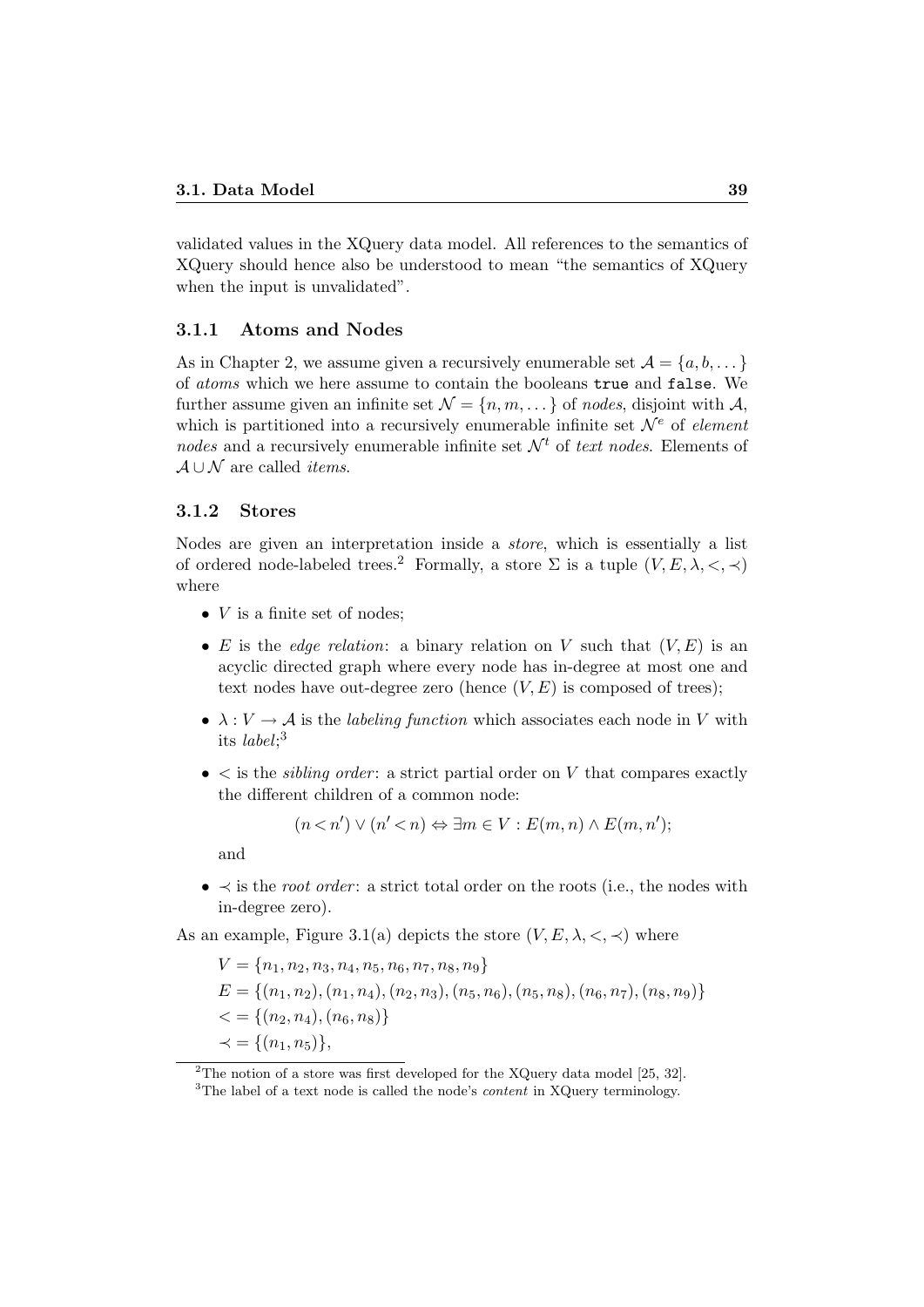validated values in the XQuery data model. All references to the semantics of XQuery should hence also be understood to mean "the semantics of XQuery when the input is unvalidated".

### 3.1.1 Atoms and Nodes

As in Chapter 2, we assume given a recursively enumerable set $\mathcal{A} = \{a, b, \dots\}$ of *atoms* which we here assume to contain the booleans `true` and `false`. We further assume given an infinite set $\mathcal{N} = \{n, m, \dots\}$ of *nodes*, disjoint with $\mathcal{A}$, which is partitioned into a recursively enumerable infinite set $\mathcal{N}^e$ of *element nodes* and a recursively enumerable infinite set $\mathcal{N}^t$ of *text nodes*. Elements of $\mathcal{A} \cup \mathcal{N}$ are called *items*.

### 3.1.2 Stores

Nodes are given an interpretation inside a *store*, which is essentially a list of ordered node-labeled trees.[2] Formally, a store $\Sigma$ is a tuple $(V, E, \lambda, <, \prec)$ where

- $V$ is a finite set of nodes;
- $E$ is the *edge relation*: a binary relation on $V$ such that $(V, E)$ is an acyclic directed graph where every node has in-degree at most one and text nodes have out-degree zero (hence $(V, E)$ is composed of trees);
- $\lambda : V \to \mathcal{A}$ is the *labeling function* which associates each node in $V$ with its *label*;[3]
- $<$ is the *sibling order*: a strict partial order on $V$ that compares exactly the different children of a common node:

$$(n < n') \vee (n' < n) \Leftrightarrow \exists m \in V : E(m, n) \wedge E(m, n');$$

  and
- $\prec$ is the *root order*: a strict total order on the roots (i.e., the nodes with in-degree zero).

As an example, Figure 3.1(a) depicts the store $(V, E, \lambda, <, \prec)$ where

$$
\begin{aligned}
V &= \{n_1, n_2, n_3, n_4, n_5, n_6, n_7, n_8, n_9\} \\
E &= \{(n_1, n_2), (n_1, n_4), (n_2, n_3), (n_5, n_6), (n_5, n_8), (n_6, n_7), (n_8, n_9)\} \\
< &= \{(n_2, n_4), (n_6, n_8)\} \\
\prec &= \{(n_1, n_5)\},
\end{aligned}
$$

[2] The notion of a store was first developed for the XQuery data model [25, 32].

[3] The label of a text node is called the node's *content* in XQuery terminology.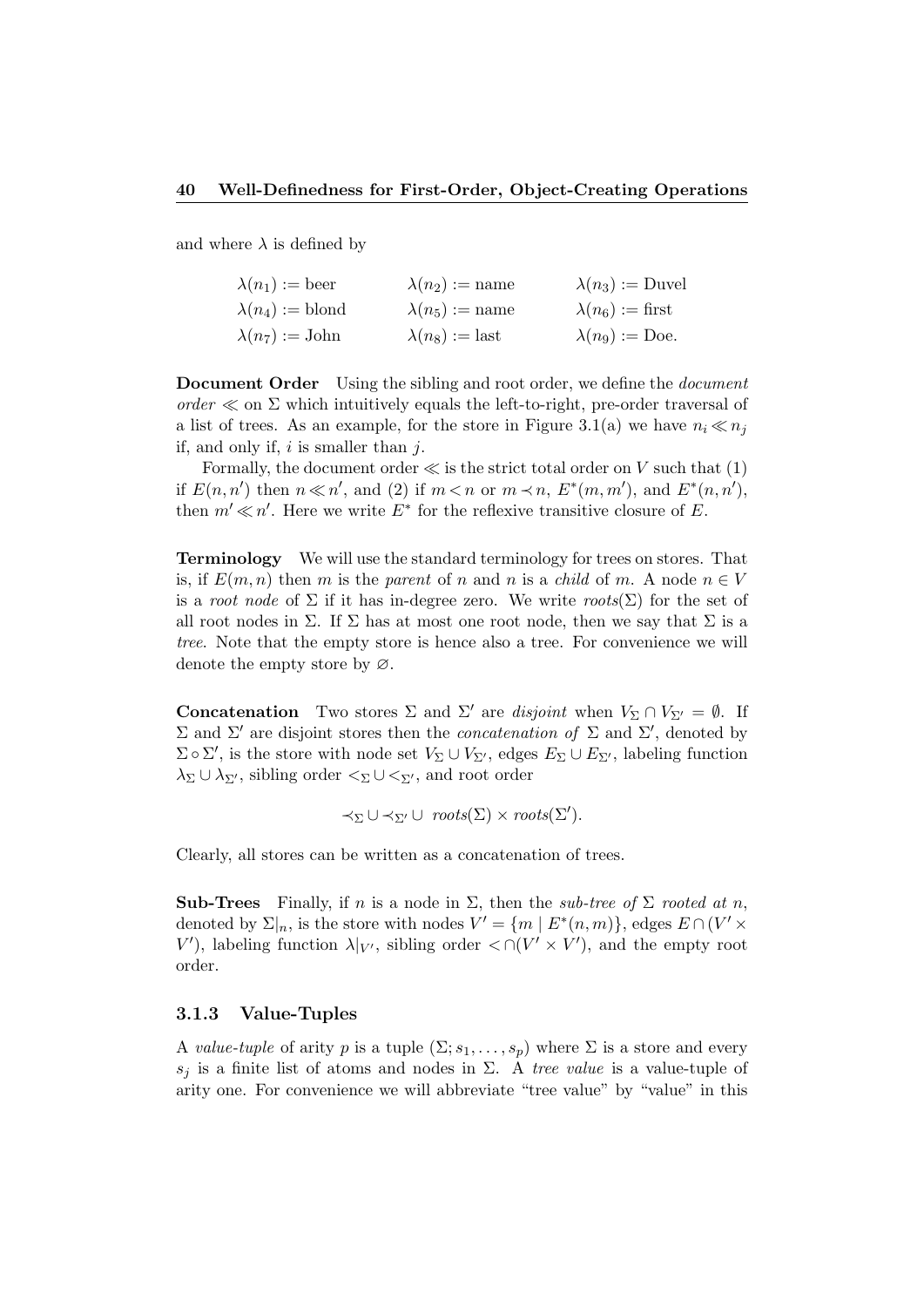and where $\lambda$ is defined by

$$
\begin{array}{lll}
\lambda(n_1) := \text{beer} & \lambda(n_2) := \text{name} & \lambda(n_3) := \text{Duvel} \\
\lambda(n_4) := \text{blond} & \lambda(n_5) := \text{name} & \lambda(n_6) := \text{first} \\
\lambda(n_7) := \text{John} & \lambda(n_8) := \text{last} & \lambda(n_9) := \text{Doe.}
\end{array}
$$

**Document Order** Using the sibling and root order, we define the *document order* $\ll$ on $\Sigma$ which intuitively equals the left-to-right, pre-order traversal of a list of trees. As an example, for the store in Figure 3.1(a) we have $n_i \ll n_j$ if, and only if, $i$ is smaller than $j$.

Formally, the document order $\ll$ is the strict total order on $V$ such that (1) if $E(n, n')$ then $n \ll n'$, and (2) if $m < n$ or $m \prec n$, $E^*(m, m')$, and $E^*(n, n')$, then $m' \ll n'$. Here we write $E^*$ for the reflexive transitive closure of $E$.

**Terminology** We will use the standard terminology for trees on stores. That is, if $E(m, n)$ then $m$ is the *parent* of $n$ and $n$ is a *child* of $m$. A node $n \in V$ is a *root node* of $\Sigma$ if it has in-degree zero. We write $\mathit{roots}(\Sigma)$ for the set of all root nodes in $\Sigma$. If $\Sigma$ has at most one root node, then we say that $\Sigma$ is a *tree*. Note that the empty store is hence also a tree. For convenience we will denote the empty store by $\varnothing$.

**Concatenation** Two stores $\Sigma$ and $\Sigma'$ are *disjoint* when $V_\Sigma \cap V_{\Sigma'} = \emptyset$. If $\Sigma$ and $\Sigma'$ are disjoint stores then the *concatenation of* $\Sigma$ and $\Sigma'$, denoted by $\Sigma \circ \Sigma'$, is the store with node set $V_\Sigma \cup V_{\Sigma'}$, edges $E_\Sigma \cup E_{\Sigma'}$, labeling function $\lambda_\Sigma \cup \lambda_{\Sigma'}$, sibling order $<_\Sigma \cup <_{\Sigma'}$, and root order

$$\prec_\Sigma \cup \prec_{\Sigma'} \cup \; \mathit{roots}(\Sigma) \times \mathit{roots}(\Sigma').$$

Clearly, all stores can be written as a concatenation of trees.

**Sub-Trees** Finally, if $n$ is a node in $\Sigma$, then the *sub-tree of* $\Sigma$ *rooted at* $n$, denoted by $\Sigma|_n$, is the store with nodes $V' = \{m \mid E^*(n, m)\}$, edges $E \cap (V' \times V')$, labeling function $\lambda|_{V'}$, sibling order $< \cap (V' \times V')$, and the empty root order.

### 3.1.3 Value-Tuples

A *value-tuple* of arity $p$ is a tuple $(\Sigma; s_1, \ldots, s_p)$ where $\Sigma$ is a store and every $s_j$ is a finite list of atoms and nodes in $\Sigma$. A *tree value* is a value-tuple of arity one. For convenience we will abbreviate "tree value" by "value" in this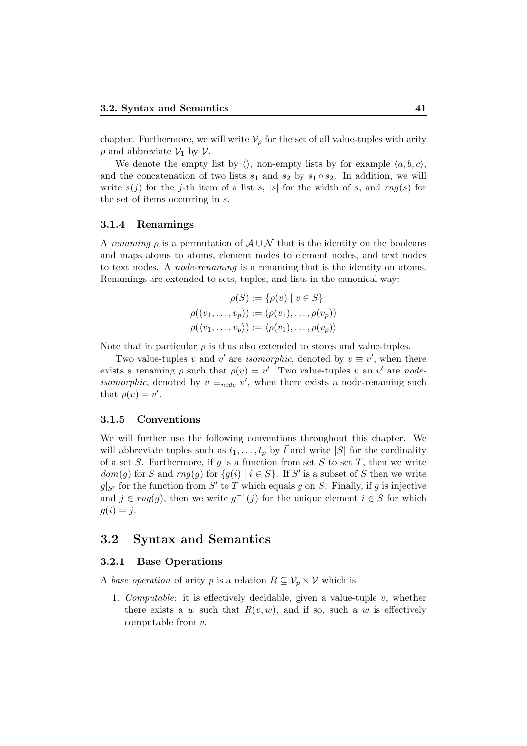chapter. Furthermore, we will write $\mathcal{V}_p$ for the set of all value-tuples with arity $p$ and abbreviate $\mathcal{V}_1$ by $\mathcal{V}$.

We denote the empty list by $\langle\rangle$, non-empty lists by for example $\langle a, b, c\rangle$, and the concatenation of two lists $s_1$ and $s_2$ by $s_1 \circ s_2$. In addition, we will write $s(j)$ for the $j$-th item of a list $s$, $|s|$ for the width of $s$, and $rng(s)$ for the set of items occurring in $s$.

### 3.1.4 Renamings

A *renaming* $\rho$ is a permutation of $\mathcal{A} \cup \mathcal{N}$ that is the identity on the booleans and maps atoms to atoms, element nodes to element nodes, and text nodes to text nodes. A *node-renaming* is a renaming that is the identity on atoms. Renamings are extended to sets, tuples, and lists in the canonical way:

$$\rho(S) := \{\rho(v) \mid v \in S\}$$
$$\rho((v_1, \ldots, v_p)) := (\rho(v_1), \ldots, \rho(v_p))$$
$$\rho(\langle v_1, \ldots, v_p\rangle) := \langle \rho(v_1), \ldots, \rho(v_p)\rangle$$

Note that in particular $\rho$ is thus also extended to stores and value-tuples.

Two value-tuples $v$ and $v'$ are *isomorphic*, denoted by $v \equiv v'$, when there exists a renaming $\rho$ such that $\rho(v) = v'$. Two value-tuples $v$ an $v'$ are *node-isomorphic*, denoted by $v \equiv_{node} v'$, when there exists a node-renaming such that $\rho(v) = v'$.

### 3.1.5 Conventions

We will further use the following conventions throughout this chapter. We will abbreviate tuples such as $t_1, \ldots, t_p$ by $\vec{t}$ and write $|S|$ for the cardinality of a set $S$. Furthermore, if $g$ is a function from set $S$ to set $T$, then we write $dom(g)$ for $S$ and $rng(g)$ for $\{g(i) \mid i \in S\}$. If $S'$ is a subset of $S$ then we write $g|_{S'}$ for the function from $S'$ to $T$ which equals $g$ on $S$. Finally, if $g$ is injective and $j \in rng(g)$, then we write $g^{-1}(j)$ for the unique element $i \in S$ for which $g(i) = j$.

## 3.2 Syntax and Semantics

### 3.2.1 Base Operations

A *base operation* of arity $p$ is a relation $R \subseteq \mathcal{V}_p \times \mathcal{V}$ which is

1. *Computable*: it is effectively decidable, given a value-tuple $v$, whether there exists a $w$ such that $R(v, w)$, and if so, such a $w$ is effectively computable from $v$.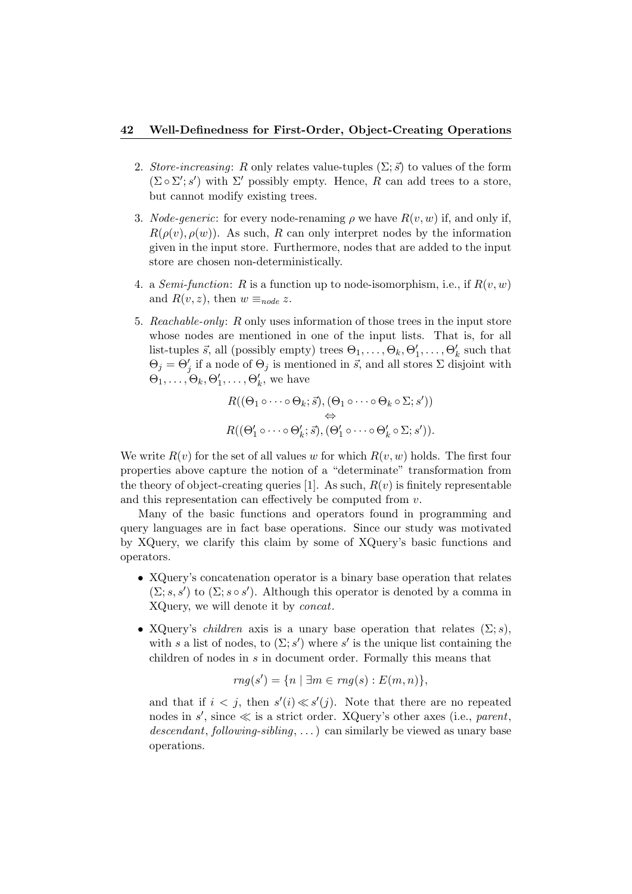2. *Store-increasing*: $R$ only relates value-tuples $(\Sigma; \vec{s})$ to values of the form $(\Sigma \circ \Sigma'; s')$ with $\Sigma'$ possibly empty. Hence, $R$ can add trees to a store, but cannot modify existing trees.

3. *Node-generic*: for every node-renaming $\rho$ we have $R(v, w)$ if, and only if, $R(\rho(v), \rho(w))$. As such, $R$ can only interpret nodes by the information given in the input store. Furthermore, nodes that are added to the input store are chosen non-deterministically.

4. a *Semi-function*: $R$ is a function up to node-isomorphism, i.e., if $R(v, w)$ and $R(v, z)$, then $w \equiv_{node} z$.

5. *Reachable-only*: $R$ only uses information of those trees in the input store whose nodes are mentioned in one of the input lists. That is, for all list-tuples $\vec{s}$, all (possibly empty) trees $\Theta_1, \ldots, \Theta_k, \Theta'_1, \ldots, \Theta'_k$ such that $\Theta_j = \Theta'_j$ if a node of $\Theta_j$ is mentioned in $\vec{s}$, and all stores $\Sigma$ disjoint with $\Theta_1, \ldots, \Theta_k, \Theta'_1, \ldots, \Theta'_k$, we have

$$R((\Theta_1 \circ \cdots \circ \Theta_k; \vec{s}), (\Theta_1 \circ \cdots \circ \Theta_k \circ \Sigma; s'))$$
$$\Leftrightarrow$$
$$R((\Theta'_1 \circ \cdots \circ \Theta'_k; \vec{s}), (\Theta'_1 \circ \cdots \circ \Theta'_k \circ \Sigma; s')).$$

We write $R(v)$ for the set of all values $w$ for which $R(v, w)$ holds. The first four properties above capture the notion of a "determinate" transformation from the theory of object-creating queries [1]. As such, $R(v)$ is finitely representable and this representation can effectively be computed from $v$.

Many of the basic functions and operators found in programming and query languages are in fact base operations. Since our study was motivated by XQuery, we clarify this claim by some of XQuery's basic functions and operators.

- XQuery's concatenation operator is a binary base operation that relates $(\Sigma; s, s')$ to $(\Sigma; s \circ s')$. Although this operator is denoted by a comma in XQuery, we will denote it by *concat*.

- XQuery's *children* axis is a unary base operation that relates $(\Sigma; s)$, with $s$ a list of nodes, to $(\Sigma; s')$ where $s'$ is the unique list containing the children of nodes in $s$ in document order. Formally this means that

$$rng(s') = \{n \mid \exists m \in rng(s) : E(m, n)\},$$

  and that if $i < j$, then $s'(i) \ll s'(j)$. Note that there are no repeated nodes in $s'$, since $\ll$ is a strict order. XQuery's other axes (i.e., *parent*, *descendant*, *following-sibling*, ...) can similarly be viewed as unary base operations.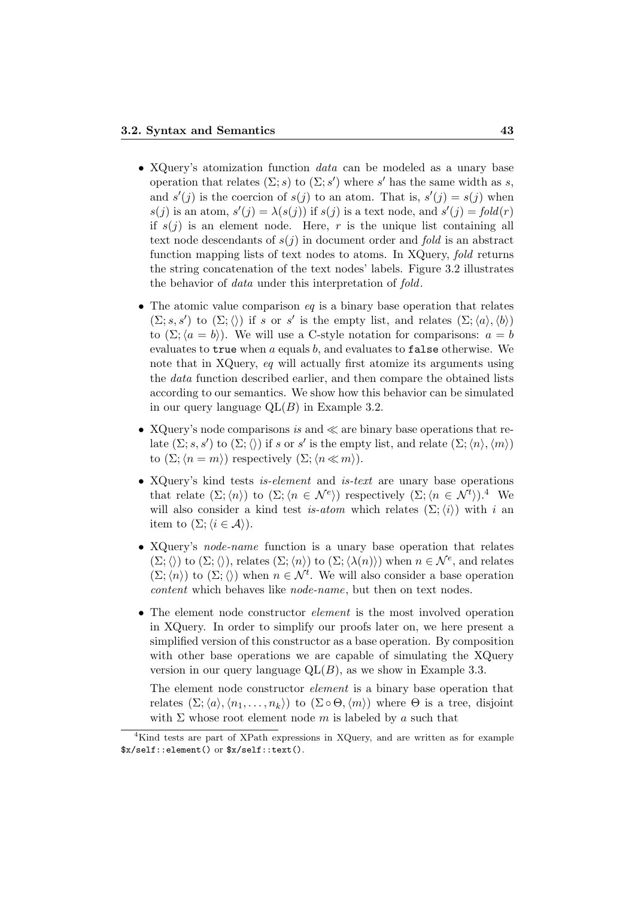- XQuery's atomization function *data* can be modeled as a unary base operation that relates $(\Sigma; s)$ to $(\Sigma; s')$ where $s'$ has the same width as $s$, and $s'(j)$ is the coercion of $s(j)$ to an atom. That is, $s'(j) = s(j)$ when $s(j)$ is an atom, $s'(j) = \lambda(s(j))$ if $s(j)$ is a text node, and $s'(j) = \mathit{fold}(r)$ if $s(j)$ is an element node. Here, $r$ is the unique list containing all text node descendants of $s(j)$ in document order and *fold* is an abstract function mapping lists of text nodes to atoms. In XQuery, *fold* returns the string concatenation of the text nodes' labels. Figure 3.2 illustrates the behavior of *data* under this interpretation of *fold*.

- The atomic value comparison *eq* is a binary base operation that relates $(\Sigma; s, s')$ to $(\Sigma; \langle\rangle)$ if $s$ or $s'$ is the empty list, and relates $(\Sigma; \langle a \rangle, \langle b \rangle)$ to $(\Sigma; \langle a = b \rangle)$. We will use a C-style notation for comparisons: $a = b$ evaluates to `true` when $a$ equals $b$, and evaluates to `false` otherwise. We note that in XQuery, *eq* will actually first atomize its arguments using the *data* function described earlier, and then compare the obtained lists according to our semantics. We show how this behavior can be simulated in our query language $\mathrm{QL}(B)$ in Example 3.2.

- XQuery's node comparisons *is* and $\ll$ are binary base operations that relate $(\Sigma; s, s')$ to $(\Sigma; \langle\rangle)$ if $s$ or $s'$ is the empty list, and relate $(\Sigma; \langle n \rangle, \langle m \rangle)$ to $(\Sigma; \langle n = m \rangle)$ respectively $(\Sigma; \langle n \ll m \rangle)$.

- XQuery's kind tests *is-element* and *is-text* are unary base operations that relate $(\Sigma; \langle n \rangle)$ to $(\Sigma; \langle n \in \mathcal{N}^e \rangle)$ respectively $(\Sigma; \langle n \in \mathcal{N}^t \rangle)$.[4] We will also consider a kind test *is-atom* which relates $(\Sigma; \langle i \rangle)$ with $i$ an item to $(\Sigma; \langle i \in \mathcal{A} \rangle)$.

- XQuery's *node-name* function is a unary base operation that relates $(\Sigma; \langle\rangle)$ to $(\Sigma; \langle\rangle)$, relates $(\Sigma; \langle n \rangle)$ to $(\Sigma; \langle \lambda(n) \rangle)$ when $n \in \mathcal{N}^e$, and relates $(\Sigma; \langle n \rangle)$ to $(\Sigma; \langle\rangle)$ when $n \in \mathcal{N}^t$. We will also consider a base operation *content* which behaves like *node-name*, but then on text nodes.

- The element node constructor *element* is the most involved operation in XQuery. In order to simplify our proofs later on, we here present a simplified version of this constructor as a base operation. By composition with other base operations we are capable of simulating the XQuery version in our query language $\mathrm{QL}(B)$, as we show in Example 3.3.

  The element node constructor *element* is a binary base operation that relates $(\Sigma; \langle a \rangle, \langle n_1, \ldots, n_k \rangle)$ to $(\Sigma \circ \Theta, \langle m \rangle)$ where $\Theta$ is a tree, disjoint with $\Sigma$ whose root element node $m$ is labeled by $a$ such that

[4] Kind tests are part of XPath expressions in XQuery, and are written as for example `$x/self::element()` or `$x/self::text()`.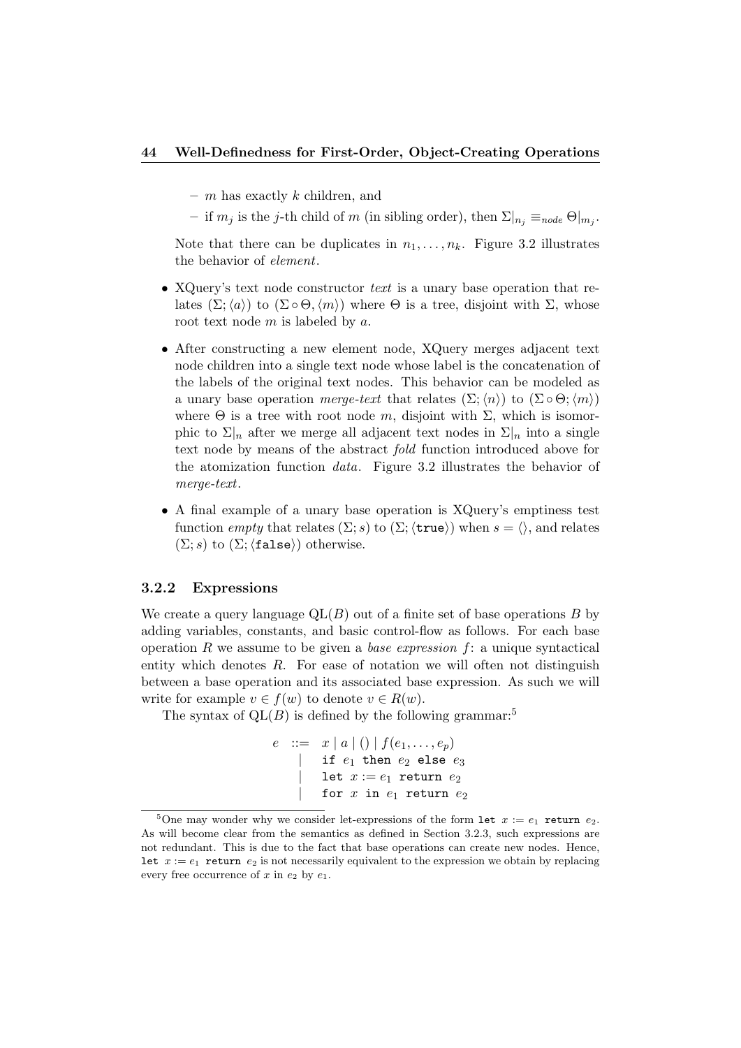- $m$ has exactly $k$ children, and
  - if $m_j$ is the $j$-th child of $m$ (in sibling order), then $\Sigma|_{n_j} \equiv_{node} \Theta|_{m_j}$.

  Note that there can be duplicates in $n_1, \ldots, n_k$. Figure 3.2 illustrates the behavior of *element*.

- XQuery's text node constructor *text* is a unary base operation that relates $(\Sigma; \langle a \rangle)$ to $(\Sigma \circ \Theta, \langle m \rangle)$ where $\Theta$ is a tree, disjoint with $\Sigma$, whose root text node $m$ is labeled by $a$.

- After constructing a new element node, XQuery merges adjacent text node children into a single text node whose label is the concatenation of the labels of the original text nodes. This behavior can be modeled as a unary base operation *merge-text* that relates $(\Sigma; \langle n \rangle)$ to $(\Sigma \circ \Theta; \langle m \rangle)$ where $\Theta$ is a tree with root node $m$, disjoint with $\Sigma$, which is isomorphic to $\Sigma|_n$ after we merge all adjacent text nodes in $\Sigma|_n$ into a single text node by means of the abstract *fold* function introduced above for the atomization function *data*. Figure 3.2 illustrates the behavior of *merge-text*.

- A final example of a unary base operation is XQuery's emptiness test function *empty* that relates $(\Sigma; s)$ to $(\Sigma; \langle \texttt{true} \rangle)$ when $s = \langle \rangle$, and relates $(\Sigma; s)$ to $(\Sigma; \langle \texttt{false} \rangle)$ otherwise.

### 3.2.2 Expressions

We create a query language $\mathrm{QL}(B)$ out of a finite set of base operations $B$ by adding variables, constants, and basic control-flow as follows. For each base operation $R$ we assume to be given a *base expression* $f$: a unique syntactical entity which denotes $R$. For ease of notation we will often not distinguish between a base operation and its associated base expression. As such we will write for example $v \in f(w)$ to denote $v \in R(w)$.

The syntax of $\mathrm{QL}(B)$ is defined by the following grammar:[5]

$$
\begin{array}{rcl}
e & ::= & x \mid a \mid () \mid f(e_1, \ldots, e_p) \\
 & \mid & \texttt{if } e_1 \texttt{ then } e_2 \texttt{ else } e_3 \\
 & \mid & \texttt{let } x := e_1 \texttt{ return } e_2 \\
 & \mid & \texttt{for } x \texttt{ in } e_1 \texttt{ return } e_2
\end{array}
$$

[5] One may wonder why we consider let-expressions of the form `let` $x := e_1$ `return` $e_2$. As will become clear from the semantics as defined in Section 3.2.3, such expressions are not redundant. This is due to the fact that base operations can create new nodes. Hence, `let` $x := e_1$ `return` $e_2$ is not necessarily equivalent to the expression we obtain by replacing every free occurrence of $x$ in $e_2$ by $e_1$.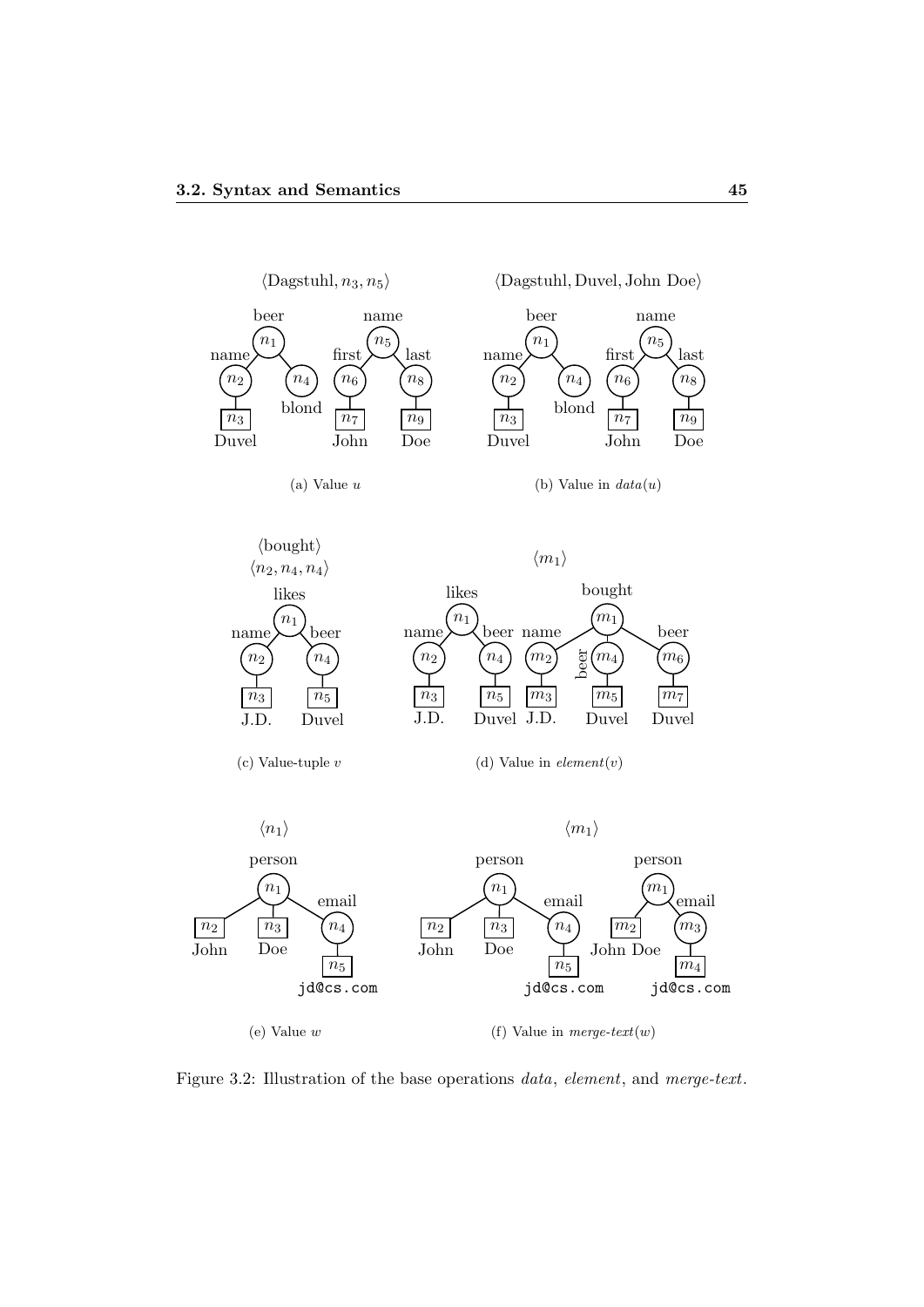Figure 3.2: Illustration of the base operations *data*, *element*, and *merge-text*.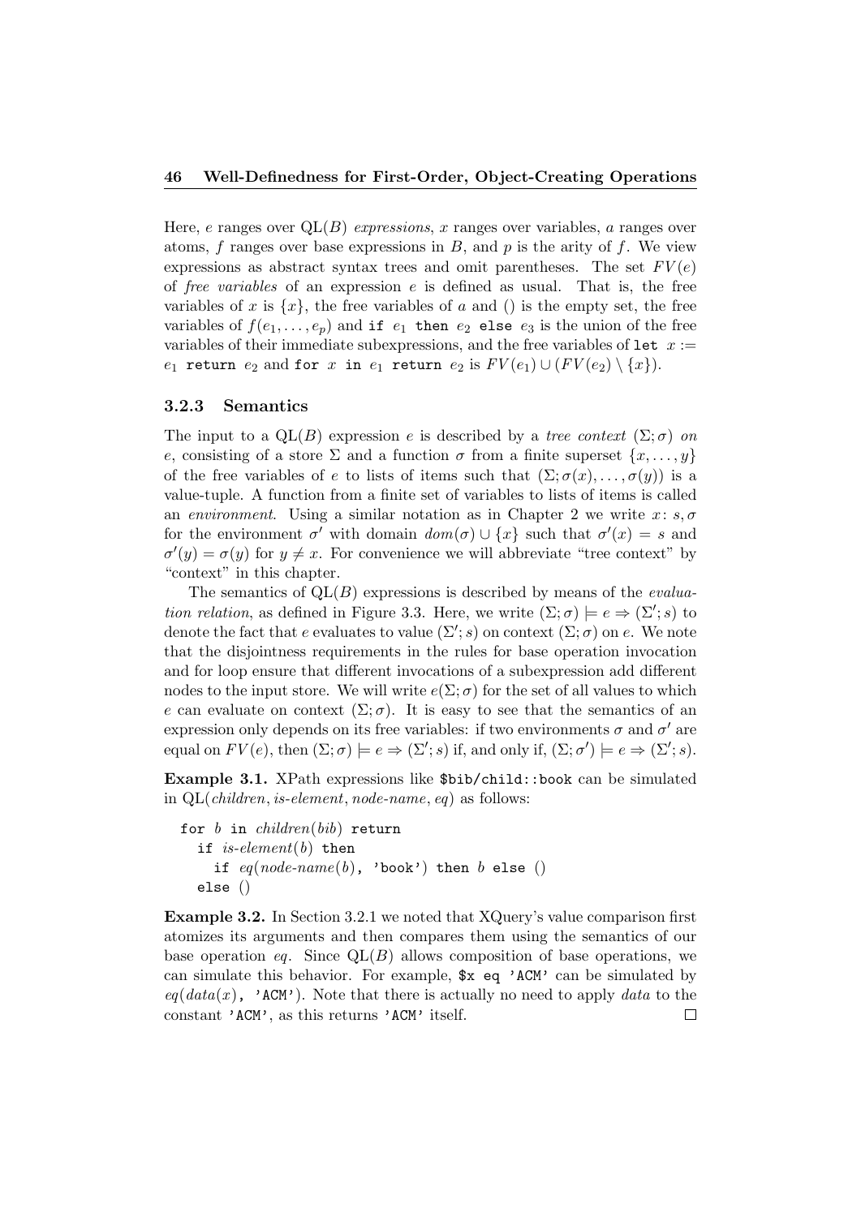Here, $e$ ranges over QL($B$) *expressions*, $x$ ranges over variables, $a$ ranges over atoms, $f$ ranges over base expressions in $B$, and $p$ is the arity of $f$. We view expressions as abstract syntax trees and omit parentheses. The set $FV(e)$ of *free variables* of an expression $e$ is defined as usual. That is, the free variables of $x$ is $\{x\}$, the free variables of $a$ and () is the empty set, the free variables of $f(e_1, \ldots, e_p)$ and `if` $e_1$ `then` $e_2$ `else` $e_3$ is the union of the free variables of their immediate subexpressions, and the free variables of `let` $x :=$ $e_1$ `return` $e_2$ and `for` $x$ `in` $e_1$ `return` $e_2$ is $FV(e_1) \cup (FV(e_2) \setminus \{x\})$.

### 3.2.3 Semantics

The input to a QL($B$) expression $e$ is described by a *tree context* $(\Sigma; \sigma)$ *on* $e$, consisting of a store $\Sigma$ and a function $\sigma$ from a finite superset $\{x, \ldots, y\}$ of the free variables of $e$ to lists of items such that $(\Sigma; \sigma(x), \ldots, \sigma(y))$ is a value-tuple. A function from a finite set of variables to lists of items is called an *environment*. Using a similar notation as in Chapter 2 we write $x\colon s, \sigma$ for the environment $\sigma'$ with domain $dom(\sigma) \cup \{x\}$ such that $\sigma'(x) = s$ and $\sigma'(y) = \sigma(y)$ for $y \neq x$. For convenience we will abbreviate "tree context" by "context" in this chapter.

The semantics of QL($B$) expressions is described by means of the *evaluation relation*, as defined in Figure 3.3. Here, we write $(\Sigma; \sigma) \models e \Rightarrow (\Sigma'; s)$ to denote the fact that $e$ evaluates to value $(\Sigma'; s)$ on context $(\Sigma; \sigma)$ on $e$. We note that the disjointness requirements in the rules for base operation invocation and for loop ensure that different invocations of a subexpression add different nodes to the input store. We will write $e(\Sigma; \sigma)$ for the set of all values to which $e$ can evaluate on context $(\Sigma; \sigma)$. It is easy to see that the semantics of an expression only depends on its free variables: if two environments $\sigma$ and $\sigma'$ are equal on $FV(e)$, then $(\Sigma; \sigma) \models e \Rightarrow (\Sigma'; s)$ if, and only if, $(\Sigma; \sigma') \models e \Rightarrow (\Sigma'; s)$.

**Example 3.1.** XPath expressions like `$bib/child::book` can be simulated in QL(*children*, *is-element*, *node-name*, *eq*) as follows:

```
for b in children(bib) return
  if is-element(b) then
    if eq(node-name(b), 'book') then b else ()
  else ()
```

**Example 3.2.** In Section 3.2.1 we noted that XQuery's value comparison first atomizes its arguments and then compares them using the semantics of our base operation *eq*. Since QL($B$) allows composition of base operations, we can simulate this behavior. For example, `$x eq 'ACM'` can be simulated by *eq*(*data*($x$), `'ACM'`). Note that there is actually no need to apply *data* to the constant `'ACM'`, as this returns `'ACM'` itself. □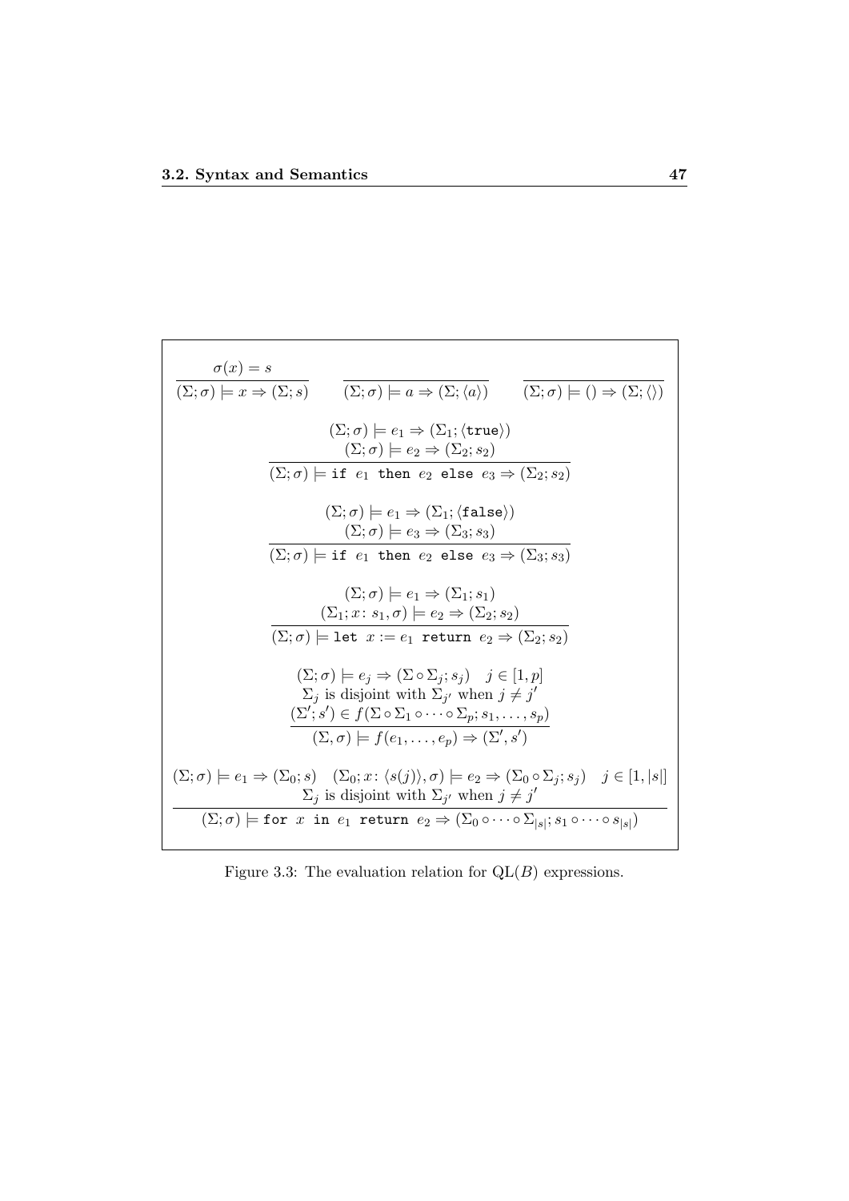$$\frac{\sigma(x) = s}{(\Sigma; \sigma) \models x \Rightarrow (\Sigma; s)} \qquad \frac{}{(\Sigma; \sigma) \models a \Rightarrow (\Sigma; \langle a \rangle)} \qquad \frac{}{(\Sigma; \sigma) \models () \Rightarrow (\Sigma; \langle\rangle)}$$

$$\frac{\begin{array}{c}(\Sigma; \sigma) \models e_1 \Rightarrow (\Sigma_1; \langle \texttt{true} \rangle) \\ (\Sigma; \sigma) \models e_2 \Rightarrow (\Sigma_2; s_2)\end{array}}{(\Sigma; \sigma) \models \texttt{if } e_1 \texttt{ then } e_2 \texttt{ else } e_3 \Rightarrow (\Sigma_2; s_2)}$$

$$\frac{\begin{array}{c}(\Sigma; \sigma) \models e_1 \Rightarrow (\Sigma_1; \langle \texttt{false} \rangle) \\ (\Sigma; \sigma) \models e_3 \Rightarrow (\Sigma_3; s_3)\end{array}}{(\Sigma; \sigma) \models \texttt{if } e_1 \texttt{ then } e_2 \texttt{ else } e_3 \Rightarrow (\Sigma_3; s_3)}$$

$$\frac{\begin{array}{c}(\Sigma; \sigma) \models e_1 \Rightarrow (\Sigma_1; s_1) \\ (\Sigma_1; x \colon s_1, \sigma) \models e_2 \Rightarrow (\Sigma_2; s_2)\end{array}}{(\Sigma; \sigma) \models \texttt{let } x := e_1 \texttt{ return } e_2 \Rightarrow (\Sigma_2; s_2)}$$

$$\frac{\begin{array}{c}(\Sigma; \sigma) \models e_j \Rightarrow (\Sigma \circ \Sigma_j; s_j) \quad j \in [1, p] \\ \Sigma_j \text{ is disjoint with } \Sigma_{j'} \text{ when } j \neq j' \\ (\Sigma'; s') \in f(\Sigma \circ \Sigma_1 \circ \cdots \circ \Sigma_p; s_1, \ldots, s_p)\end{array}}{(\Sigma, \sigma) \models f(e_1, \ldots, e_p) \Rightarrow (\Sigma', s')}$$

$$\frac{\begin{array}{c}(\Sigma; \sigma) \models e_1 \Rightarrow (\Sigma_0; s) \quad (\Sigma_0; x \colon \langle s(j) \rangle, \sigma) \models e_2 \Rightarrow (\Sigma_0 \circ \Sigma_j; s_j) \quad j \in [1, |s|] \\ \Sigma_j \text{ is disjoint with } \Sigma_{j'} \text{ when } j \neq j'\end{array}}{(\Sigma; \sigma) \models \texttt{for } x \texttt{ in } e_1 \texttt{ return } e_2 \Rightarrow (\Sigma_0 \circ \cdots \circ \Sigma_{|s|}; s_1 \circ \cdots \circ s_{|s|})}$$

Figure 3.3: The evaluation relation for QL($B$) expressions.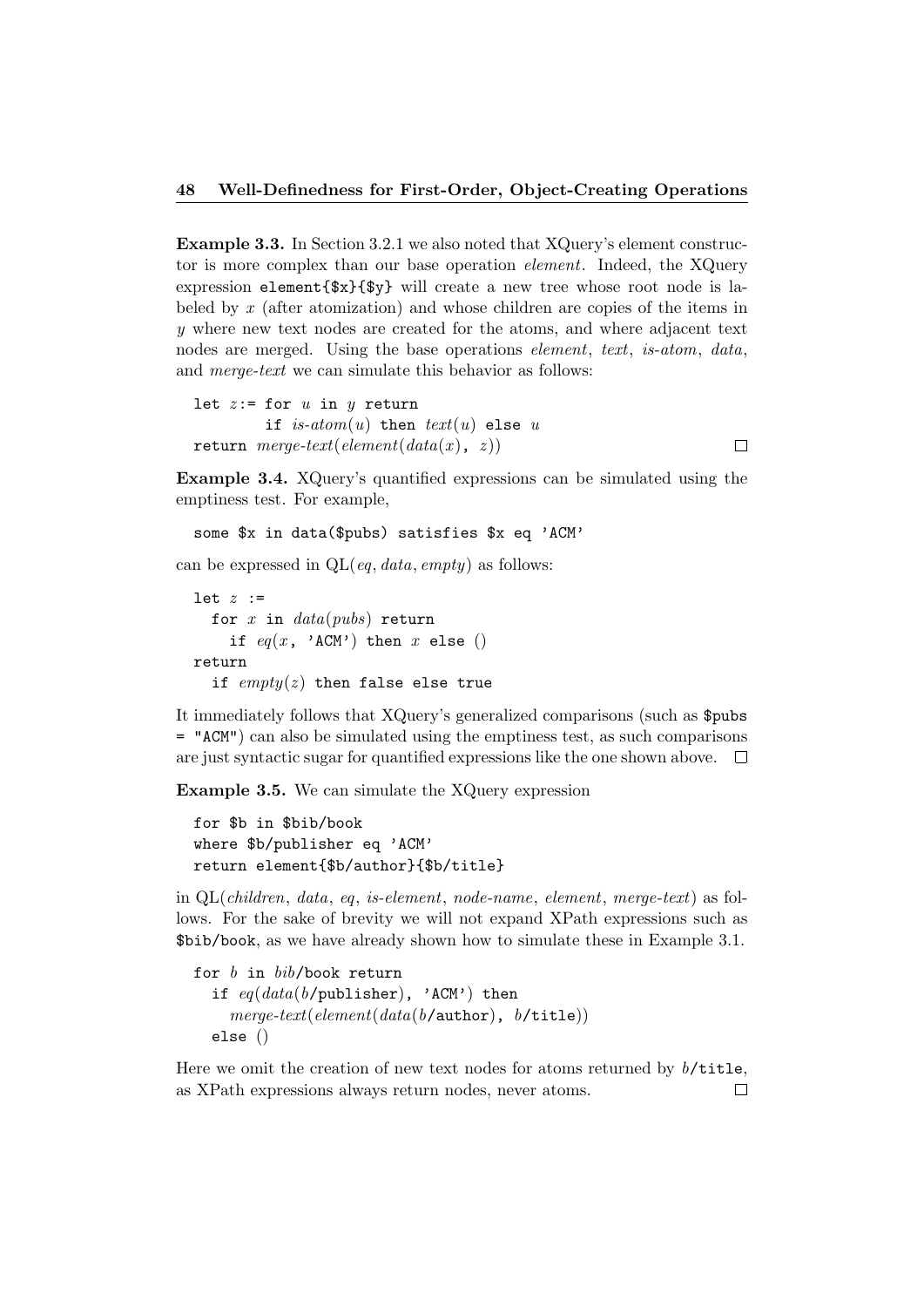**Example 3.3.** In Section 3.2.1 we also noted that XQuery's element constructor is more complex than our base operation *element*. Indeed, the XQuery expression `element{$x}{$y}` will create a new tree whose root node is labeled by $x$ (after atomization) and whose children are copies of the items in $y$ where new text nodes are created for the atoms, and where adjacent text nodes are merged. Using the base operations *element*, *text*, *is-atom*, *data*, and *merge-text* we can simulate this behavior as follows:

```
let z := for u in y return
         if is-atom(u) then text(u) else u
return merge-text(element(data(x), z))
```

□

**Example 3.4.** XQuery's quantified expressions can be simulated using the emptiness test. For example,

```
some $x in data($pubs) satisfies $x eq 'ACM'
```

can be expressed in QL(*eq*, *data*, *empty*) as follows:

```
let z :=
  for x in data(pubs) return
    if eq(x, 'ACM') then x else ()
return
  if empty(z) then false else true
```

It immediately follows that XQuery's generalized comparisons (such as `$pubs = "ACM"`) can also be simulated using the emptiness test, as such comparisons are just syntactic sugar for quantified expressions like the one shown above. □

**Example 3.5.** We can simulate the XQuery expression

```
for $b in $bib/book
where $b/publisher eq 'ACM'
return element{$b/author}{$b/title}
```

in QL(*children*, *data*, *eq*, *is-element*, *node-name*, *element*, *merge-text*) as follows. For the sake of brevity we will not expand XPath expressions such as `$bib/book`, as we have already shown how to simulate these in Example 3.1.

```
for b in bib/book return
  if eq(data(b/publisher), 'ACM') then
    merge-text(element(data(b/author), b/title))
  else ()
```

Here we omit the creation of new text nodes for atoms returned by *b*/`title`, as XPath expressions always return nodes, never atoms. □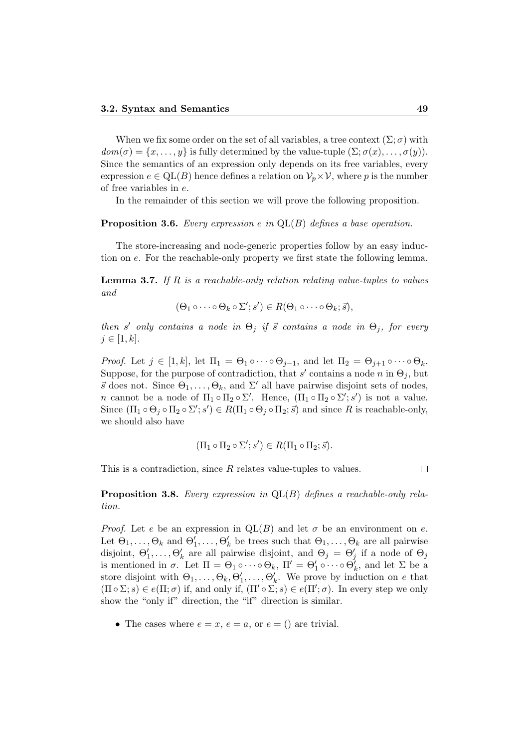When we fix some order on the set of all variables, a tree context $(\Sigma; \sigma)$ with $dom(\sigma) = \{x, \ldots, y\}$ is fully determined by the value-tuple $(\Sigma; \sigma(x), \ldots, \sigma(y))$. Since the semantics of an expression only depends on its free variables, every expression $e \in \mathrm{QL}(B)$ hence defines a relation on $\mathcal{V}_p \times \mathcal{V}$, where $p$ is the number of free variables in $e$.

In the remainder of this section we will prove the following proposition.

**Proposition 3.6.** *Every expression $e$ in $\mathrm{QL}(B)$ defines a base operation.*

The store-increasing and node-generic properties follow by an easy induction on $e$. For the reachable-only property we first state the following lemma.

**Lemma 3.7.** *If $R$ is a reachable-only relation relating value-tuples to values and*

$$(\Theta_1 \circ \cdots \circ \Theta_k \circ \Sigma'; s') \in R(\Theta_1 \circ \cdots \circ \Theta_k; \vec{s}),$$

*then $s'$ only contains a node in $\Theta_j$ if $\vec{s}$ contains a node in $\Theta_j$, for every $j \in [1, k]$.*

*Proof.* Let $j \in [1, k]$, let $\Pi_1 = \Theta_1 \circ \cdots \circ \Theta_{j-1}$, and let $\Pi_2 = \Theta_{j+1} \circ \cdots \circ \Theta_k$. Suppose, for the purpose of contradiction, that $s'$ contains a node $n$ in $\Theta_j$, but $\vec{s}$ does not. Since $\Theta_1, \ldots, \Theta_k$, and $\Sigma'$ all have pairwise disjoint sets of nodes, $n$ cannot be a node of $\Pi_1 \circ \Pi_2 \circ \Sigma'$. Hence, $(\Pi_1 \circ \Pi_2 \circ \Sigma'; s')$ is not a value. Since $(\Pi_1 \circ \Theta_j \circ \Pi_2 \circ \Sigma'; s') \in R(\Pi_1 \circ \Theta_j \circ \Pi_2; \vec{s})$ and since $R$ is reachable-only, we should also have

$$(\Pi_1 \circ \Pi_2 \circ \Sigma'; s') \in R(\Pi_1 \circ \Pi_2; \vec{s}).$$

This is a contradiction, since $R$ relates value-tuples to values. $\square$

**Proposition 3.8.** *Every expression in $\mathrm{QL}(B)$ defines a reachable-only relation.*

*Proof.* Let $e$ be an expression in $\mathrm{QL}(B)$ and let $\sigma$ be an environment on $e$. Let $\Theta_1, \ldots, \Theta_k$ and $\Theta'_1, \ldots, \Theta'_k$ be trees such that $\Theta_1, \ldots, \Theta_k$ are all pairwise disjoint, $\Theta'_1, \ldots, \Theta'_k$ are all pairwise disjoint, and $\Theta_j = \Theta'_j$ if a node of $\Theta_j$ is mentioned in $\sigma$. Let $\Pi = \Theta_1 \circ \cdots \circ \Theta_k$, $\Pi' = \Theta'_1 \circ \cdots \circ \Theta'_k$, and let $\Sigma$ be a store disjoint with $\Theta_1, \ldots, \Theta_k, \Theta'_1, \ldots, \Theta'_k$. We prove by induction on $e$ that $(\Pi \circ \Sigma; s) \in e(\Pi; \sigma)$ if, and only if, $(\Pi' \circ \Sigma; s) \in e(\Pi'; \sigma)$. In every step we only show the "only if" direction, the "if" direction is similar.

- The cases where $e = x$, $e = a$, or $e = ()$ are trivial.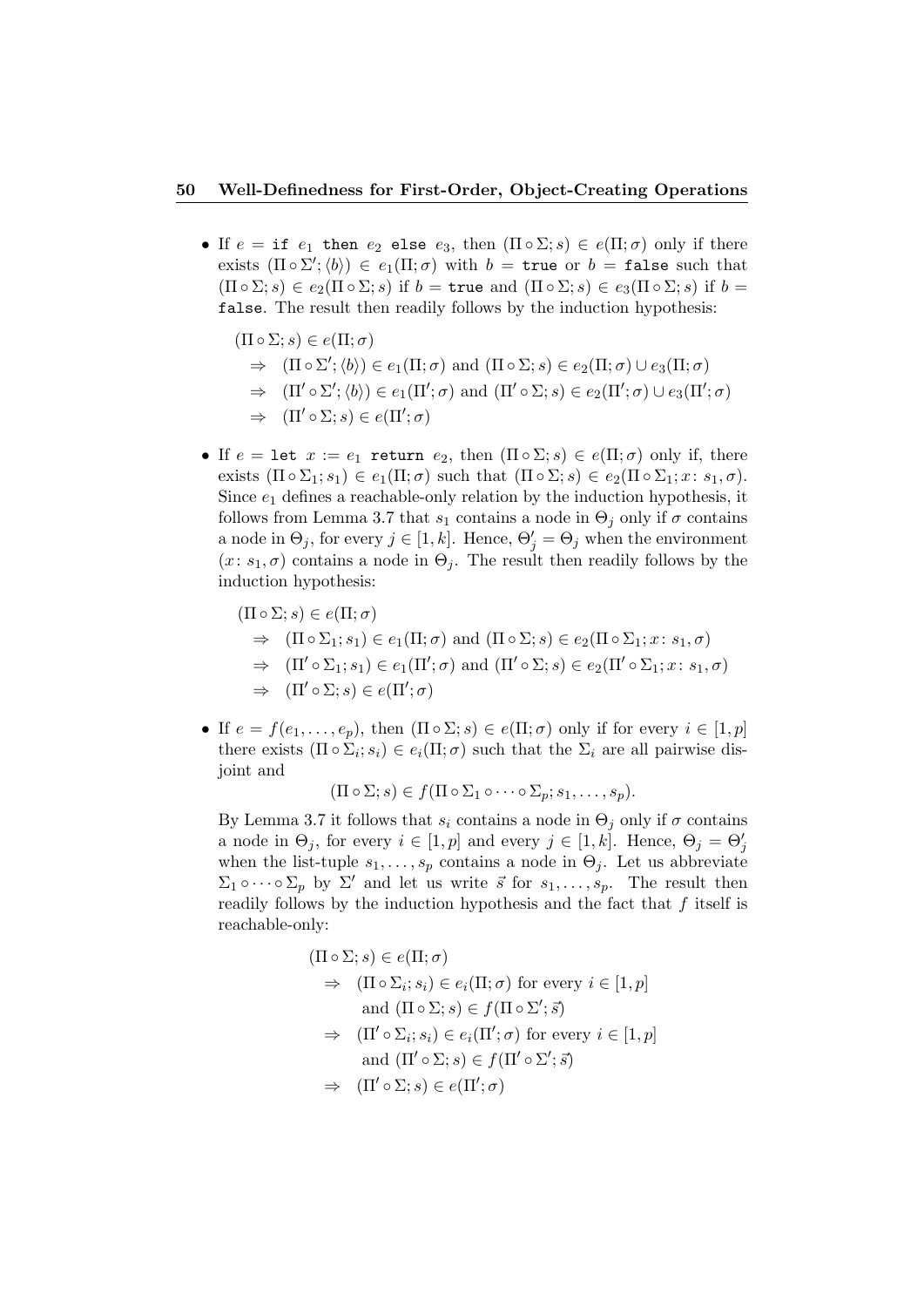- If $e =$ `if` $e_1$ `then` $e_2$ `else` $e_3$, then $(\Pi \circ \Sigma; s) \in e(\Pi; \sigma)$ only if there exists $(\Pi \circ \Sigma'; \langle b \rangle) \in e_1(\Pi; \sigma)$ with $b =$ `true` or $b =$ `false` such that $(\Pi \circ \Sigma; s) \in e_2(\Pi \circ \Sigma; s)$ if $b =$ `true` and $(\Pi \circ \Sigma; s) \in e_3(\Pi \circ \Sigma; s)$ if $b =$ `false`. The result then readily follows by the induction hypothesis:

$$
\begin{aligned}
&(\Pi \circ \Sigma; s) \in e(\Pi; \sigma) \\
&\quad \Rightarrow \quad (\Pi \circ \Sigma'; \langle b \rangle) \in e_1(\Pi; \sigma) \text{ and } (\Pi \circ \Sigma; s) \in e_2(\Pi; \sigma) \cup e_3(\Pi; \sigma) \\
&\quad \Rightarrow \quad (\Pi' \circ \Sigma'; \langle b \rangle) \in e_1(\Pi'; \sigma) \text{ and } (\Pi' \circ \Sigma; s) \in e_2(\Pi'; \sigma) \cup e_3(\Pi'; \sigma) \\
&\quad \Rightarrow \quad (\Pi' \circ \Sigma; s) \in e(\Pi'; \sigma)
\end{aligned}
$$

- If $e =$ `let` $x := e_1$ `return` $e_2$, then $(\Pi \circ \Sigma; s) \in e(\Pi; \sigma)$ only if, there exists $(\Pi \circ \Sigma_1; s_1) \in e_1(\Pi; \sigma)$ such that $(\Pi \circ \Sigma; s) \in e_2(\Pi \circ \Sigma_1; x\colon s_1, \sigma)$. Since $e_1$ defines a reachable-only relation by the induction hypothesis, it follows from Lemma 3.7 that $s_1$ contains a node in $\Theta_j$ only if $\sigma$ contains a node in $\Theta_j$, for every $j \in [1, k]$. Hence, $\Theta'_j = \Theta_j$ when the environment $(x\colon s_1, \sigma)$ contains a node in $\Theta_j$. The result then readily follows by the induction hypothesis:

$$
\begin{aligned}
&(\Pi \circ \Sigma; s) \in e(\Pi; \sigma) \\
&\quad \Rightarrow \quad (\Pi \circ \Sigma_1; s_1) \in e_1(\Pi; \sigma) \text{ and } (\Pi \circ \Sigma; s) \in e_2(\Pi \circ \Sigma_1; x\colon s_1, \sigma) \\
&\quad \Rightarrow \quad (\Pi' \circ \Sigma_1; s_1) \in e_1(\Pi'; \sigma) \text{ and } (\Pi' \circ \Sigma; s) \in e_2(\Pi' \circ \Sigma_1; x\colon s_1, \sigma) \\
&\quad \Rightarrow \quad (\Pi' \circ \Sigma; s) \in e(\Pi'; \sigma)
\end{aligned}
$$

- If $e = f(e_1, \ldots, e_p)$, then $(\Pi \circ \Sigma; s) \in e(\Pi; \sigma)$ only if for every $i \in [1, p]$ there exists $(\Pi \circ \Sigma_i; s_i) \in e_i(\Pi; \sigma)$ such that the $\Sigma_i$ are all pairwise disjoint and

$$(\Pi \circ \Sigma; s) \in f(\Pi \circ \Sigma_1 \circ \cdots \circ \Sigma_p; s_1, \ldots, s_p).$$

By Lemma 3.7 it follows that $s_i$ contains a node in $\Theta_j$ only if $\sigma$ contains a node in $\Theta_j$, for every $i \in [1, p]$ and every $j \in [1, k]$. Hence, $\Theta_j = \Theta'_j$ when the list-tuple $s_1, \ldots, s_p$ contains a node in $\Theta_j$. Let us abbreviate $\Sigma_1 \circ \cdots \circ \Sigma_p$ by $\Sigma'$ and let us write $\vec{s}$ for $s_1, \ldots, s_p$. The result then readily follows by the induction hypothesis and the fact that $f$ itself is reachable-only:

$$
\begin{aligned}
&(\Pi \circ \Sigma; s) \in e(\Pi; \sigma) \\
&\quad \Rightarrow \quad (\Pi \circ \Sigma_i; s_i) \in e_i(\Pi; \sigma) \text{ for every } i \in [1, p] \\
&\qquad\quad \text{and } (\Pi \circ \Sigma; s) \in f(\Pi \circ \Sigma'; \vec{s}) \\
&\quad \Rightarrow \quad (\Pi' \circ \Sigma_i; s_i) \in e_i(\Pi'; \sigma) \text{ for every } i \in [1, p] \\
&\qquad\quad \text{and } (\Pi' \circ \Sigma; s) \in f(\Pi' \circ \Sigma'; \vec{s}) \\
&\quad \Rightarrow \quad (\Pi' \circ \Sigma; s) \in e(\Pi'; \sigma)
\end{aligned}
$$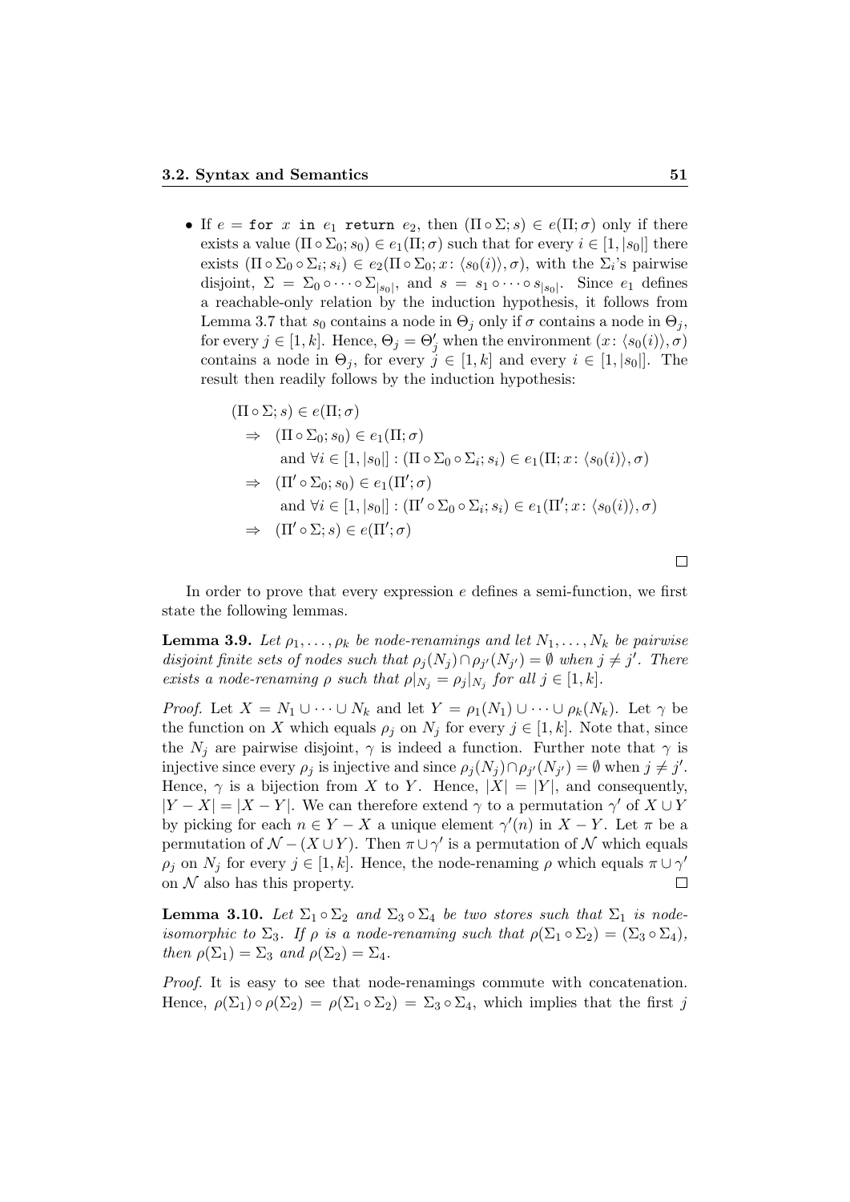- If $e = \texttt{for}\ x\ \texttt{in}\ e_1\ \texttt{return}\ e_2$, then $(\Pi \circ \Sigma; s) \in e(\Pi; \sigma)$ only if there exists a value $(\Pi \circ \Sigma_0; s_0) \in e_1(\Pi; \sigma)$ such that for every $i \in [1, |s_0|]$ there exists $(\Pi \circ \Sigma_0 \circ \Sigma_i; s_i) \in e_2(\Pi \circ \Sigma_0; x\colon \langle s_0(i)\rangle, \sigma)$, with the $\Sigma_i$'s pairwise disjoint, $\Sigma = \Sigma_0 \circ \cdots \circ \Sigma_{|s_0|}$, and $s = s_1 \circ \cdots \circ s_{|s_0|}$. Since $e_1$ defines a reachable-only relation by the induction hypothesis, it follows from Lemma 3.7 that $s_0$ contains a node in $\Theta_j$ only if $\sigma$ contains a node in $\Theta_j$, for every $j \in [1, k]$. Hence, $\Theta_j = \Theta'_j$ when the environment $(x\colon \langle s_0(i)\rangle, \sigma)$ contains a node in $\Theta_j$, for every $j \in [1, k]$ and every $i \in [1, |s_0|]$. The result then readily follows by the induction hypothesis:

$$
\begin{aligned}
&(\Pi \circ \Sigma; s) \in e(\Pi; \sigma) \\
&\quad \Rightarrow \quad (\Pi \circ \Sigma_0; s_0) \in e_1(\Pi; \sigma) \\
&\quad\quad\quad \text{and } \forall i \in [1, |s_0|] : (\Pi \circ \Sigma_0 \circ \Sigma_i; s_i) \in e_1(\Pi; x\colon \langle s_0(i)\rangle, \sigma) \\
&\quad \Rightarrow \quad (\Pi' \circ \Sigma_0; s_0) \in e_1(\Pi'; \sigma) \\
&\quad\quad\quad \text{and } \forall i \in [1, |s_0|] : (\Pi' \circ \Sigma_0 \circ \Sigma_i; s_i) \in e_1(\Pi'; x\colon \langle s_0(i)\rangle, \sigma) \\
&\quad \Rightarrow \quad (\Pi' \circ \Sigma; s) \in e(\Pi'; \sigma)
\end{aligned}
$$

□

In order to prove that every expression $e$ defines a semi-function, we first state the following lemmas.

**Lemma 3.9.** *Let $\rho_1, \ldots, \rho_k$ be node-renamings and let $N_1, \ldots, N_k$ be pairwise disjoint finite sets of nodes such that $\rho_j(N_j) \cap \rho_{j'}(N_{j'}) = \emptyset$ when $j \neq j'$. There exists a node-renaming $\rho$ such that $\rho|_{N_j} = \rho_j|_{N_j}$ for all $j \in [1, k]$.*

*Proof.* Let $X = N_1 \cup \cdots \cup N_k$ and let $Y = \rho_1(N_1) \cup \cdots \cup \rho_k(N_k)$. Let $\gamma$ be the function on $X$ which equals $\rho_j$ on $N_j$ for every $j \in [1, k]$. Note that, since the $N_j$ are pairwise disjoint, $\gamma$ is indeed a function. Further note that $\gamma$ is injective since every $\rho_j$ is injective and since $\rho_j(N_j) \cap \rho_{j'}(N_{j'}) = \emptyset$ when $j \neq j'$. Hence, $\gamma$ is a bijection from $X$ to $Y$. Hence, $|X| = |Y|$, and consequently, $|Y - X| = |X - Y|$. We can therefore extend $\gamma$ to a permutation $\gamma'$ of $X \cup Y$ by picking for each $n \in Y - X$ a unique element $\gamma'(n)$ in $X - Y$. Let $\pi$ be a permutation of $\mathcal{N} - (X \cup Y)$. Then $\pi \cup \gamma'$ is a permutation of $\mathcal{N}$ which equals $\rho_j$ on $N_j$ for every $j \in [1, k]$. Hence, the node-renaming $\rho$ which equals $\pi \cup \gamma'$ on $\mathcal{N}$ also has this property. □

**Lemma 3.10.** *Let $\Sigma_1 \circ \Sigma_2$ and $\Sigma_3 \circ \Sigma_4$ be two stores such that $\Sigma_1$ is node-isomorphic to $\Sigma_3$. If $\rho$ is a node-renaming such that $\rho(\Sigma_1 \circ \Sigma_2) = (\Sigma_3 \circ \Sigma_4)$, then $\rho(\Sigma_1) = \Sigma_3$ and $\rho(\Sigma_2) = \Sigma_4$.*

*Proof.* It is easy to see that node-renamings commute with concatenation. Hence, $\rho(\Sigma_1) \circ \rho(\Sigma_2) = \rho(\Sigma_1 \circ \Sigma_2) = \Sigma_3 \circ \Sigma_4$, which implies that the first $j$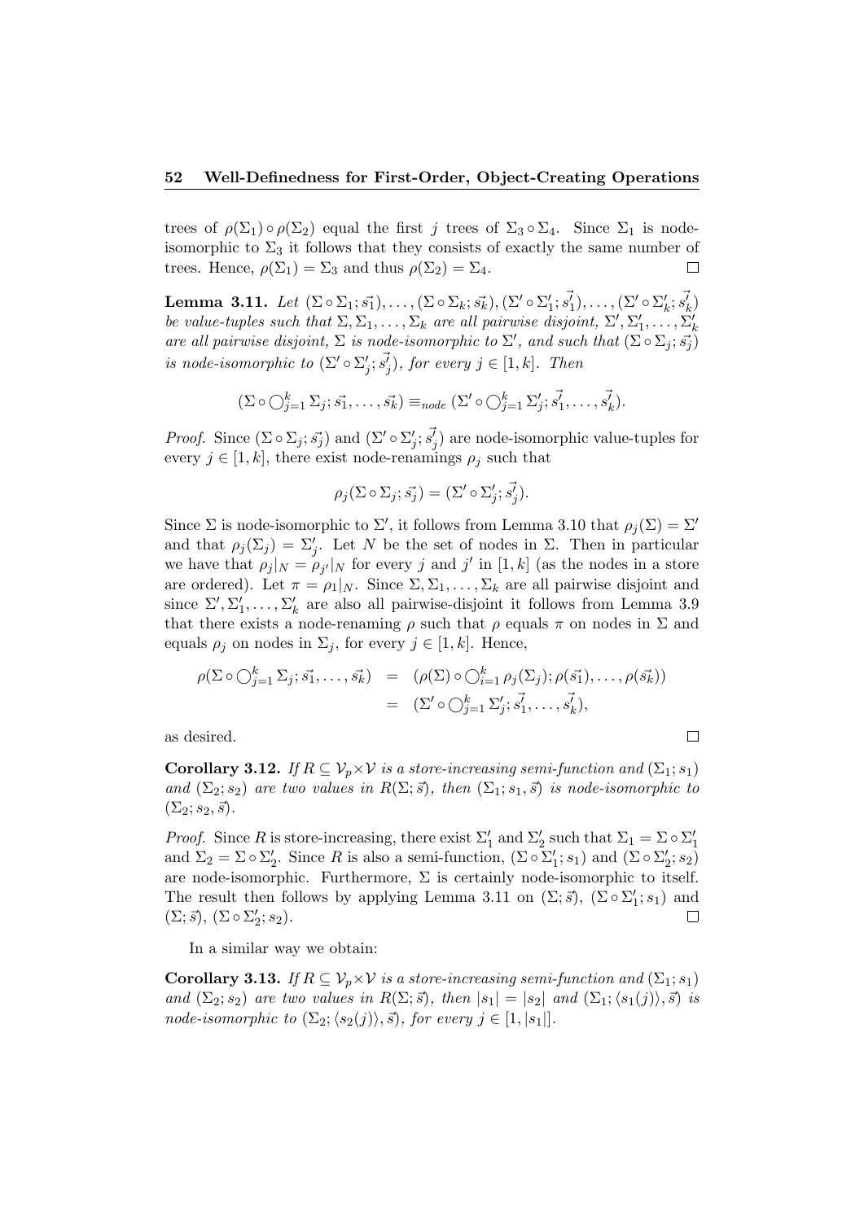trees of $\rho(\Sigma_1) \circ \rho(\Sigma_2)$ equal the first $j$ trees of $\Sigma_3 \circ \Sigma_4$. Since $\Sigma_1$ is node-isomorphic to $\Sigma_3$ it follows that they consists of exactly the same number of trees. Hence, $\rho(\Sigma_1) = \Sigma_3$ and thus $\rho(\Sigma_2) = \Sigma_4$. □

**Lemma 3.11.** *Let* $(\Sigma \circ \Sigma_1; \vec{s_1}), \ldots, (\Sigma \circ \Sigma_k; \vec{s_k}), (\Sigma' \circ \Sigma'_1; \vec{s'_1}), \ldots, (\Sigma' \circ \Sigma'_k; \vec{s'_k})$ *be value-tuples such that* $\Sigma, \Sigma_1, \ldots, \Sigma_k$ *are all pairwise disjoint,* $\Sigma', \Sigma'_1, \ldots, \Sigma'_k$ *are all pairwise disjoint,* $\Sigma$ *is node-isomorphic to* $\Sigma'$*, and such that* $(\Sigma \circ \Sigma_j; \vec{s_j})$ *is node-isomorphic to* $(\Sigma' \circ \Sigma'_j; \vec{s'_j})$*, for every* $j \in [1, k]$*. Then*

$$(\Sigma \circ \bigcirc_{j=1}^{k} \Sigma_j; \vec{s_1}, \ldots, \vec{s_k}) \equiv_{node} (\Sigma' \circ \bigcirc_{j=1}^{k} \Sigma'_j; \vec{s'_1}, \ldots, \vec{s'_k}).$$

*Proof.* Since $(\Sigma \circ \Sigma_j; \vec{s_j})$ and $(\Sigma' \circ \Sigma'_j; \vec{s'_j})$ are node-isomorphic value-tuples for every $j \in [1, k]$, there exist node-renamings $\rho_j$ such that

$$\rho_j(\Sigma \circ \Sigma_j; \vec{s_j}) = (\Sigma' \circ \Sigma'_j; \vec{s'_j}).$$

Since $\Sigma$ is node-isomorphic to $\Sigma'$, it follows from Lemma 3.10 that $\rho_j(\Sigma) = \Sigma'$ and that $\rho_j(\Sigma_j) = \Sigma'_j$. Let $N$ be the set of nodes in $\Sigma$. Then in particular we have that $\rho_j|_N = \rho_{j'}|_N$ for every $j$ and $j'$ in $[1, k]$ (as the nodes in a store are ordered). Let $\pi = \rho_1|_N$. Since $\Sigma, \Sigma_1, \ldots, \Sigma_k$ are all pairwise disjoint and since $\Sigma', \Sigma'_1, \ldots, \Sigma'_k$ are also all pairwise-disjoint it follows from Lemma 3.9 that there exists a node-renaming $\rho$ such that $\rho$ equals $\pi$ on nodes in $\Sigma$ and equals $\rho_j$ on nodes in $\Sigma_j$, for every $j \in [1, k]$. Hence,

$$\begin{aligned}
\rho(\Sigma \circ \bigcirc_{j=1}^{k} \Sigma_j; \vec{s_1}, \ldots, \vec{s_k}) &= (\rho(\Sigma) \circ \bigcirc_{i=1}^{k} \rho_j(\Sigma_j); \rho(\vec{s_1}), \ldots, \rho(\vec{s_k})) \\
&= (\Sigma' \circ \bigcirc_{j=1}^{k} \Sigma'_j; \vec{s'_1}, \ldots, \vec{s'_k}),
\end{aligned}$$

as desired. □

**Corollary 3.12.** *If* $R \subseteq \mathcal{V}_p \times \mathcal{V}$ *is a store-increasing semi-function and* $(\Sigma_1; s_1)$ *and* $(\Sigma_2; s_2)$ *are two values in* $R(\Sigma; \vec{s})$*, then* $(\Sigma_1; s_1, \vec{s})$ *is node-isomorphic to* $(\Sigma_2; s_2, \vec{s})$*.*

*Proof.* Since $R$ is store-increasing, there exist $\Sigma'_1$ and $\Sigma'_2$ such that $\Sigma_1 = \Sigma \circ \Sigma'_1$ and $\Sigma_2 = \Sigma \circ \Sigma'_2$. Since $R$ is also a semi-function, $(\Sigma \circ \Sigma'_1; s_1)$ and $(\Sigma \circ \Sigma'_2; s_2)$ are node-isomorphic. Furthermore, $\Sigma$ is certainly node-isomorphic to itself. The result then follows by applying Lemma 3.11 on $(\Sigma; \vec{s})$, $(\Sigma \circ \Sigma'_1; s_1)$ and $(\Sigma; \vec{s})$, $(\Sigma \circ \Sigma'_2; s_2)$. □

In a similar way we obtain:

**Corollary 3.13.** *If* $R \subseteq \mathcal{V}_p \times \mathcal{V}$ *is a store-increasing semi-function and* $(\Sigma_1; s_1)$ *and* $(\Sigma_2; s_2)$ *are two values in* $R(\Sigma; \vec{s})$*, then* $|s_1| = |s_2|$ *and* $(\Sigma_1; \langle s_1(j) \rangle, \vec{s})$ *is node-isomorphic to* $(\Sigma_2; \langle s_2(j) \rangle, \vec{s})$*, for every* $j \in [1, |s_1|]$*.*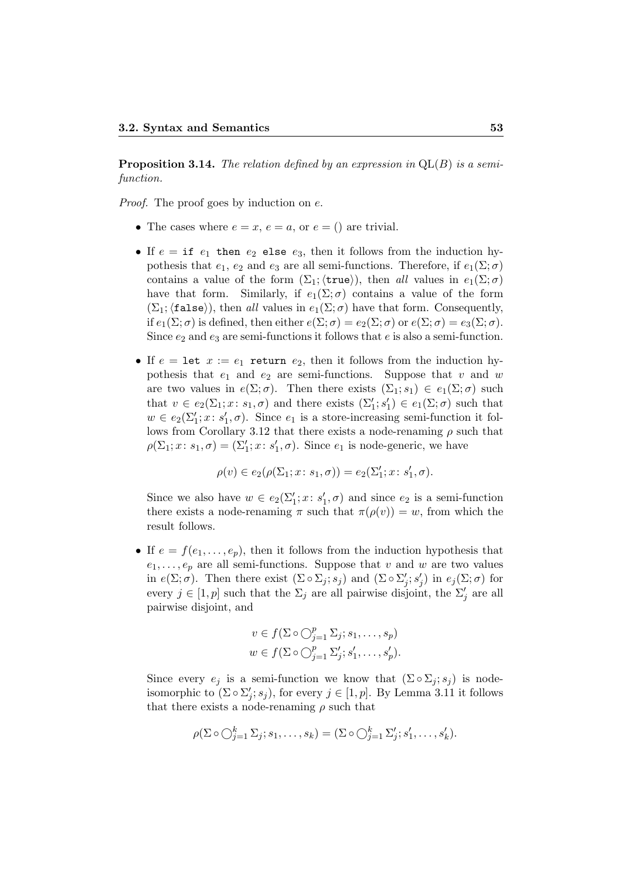**Proposition 3.14.** *The relation defined by an expression in* $\mathrm{QL}(B)$ *is a semi-function.*

*Proof.* The proof goes by induction on $e$.

- The cases where $e = x$, $e = a$, or $e = ()$ are trivial.

- If $e = \texttt{if}\ e_1\ \texttt{then}\ e_2\ \texttt{else}\ e_3$, then it follows from the induction hypothesis that $e_1$, $e_2$ and $e_3$ are all semi-functions. Therefore, if $e_1(\Sigma;\sigma)$ contains a value of the form $(\Sigma_1;\langle\texttt{true}\rangle)$, then *all* values in $e_1(\Sigma;\sigma)$ have that form. Similarly, if $e_1(\Sigma;\sigma)$ contains a value of the form $(\Sigma_1;\langle\texttt{false}\rangle)$, then *all* values in $e_1(\Sigma;\sigma)$ have that form. Consequently, if $e_1(\Sigma;\sigma)$ is defined, then either $e(\Sigma;\sigma) = e_2(\Sigma;\sigma)$ or $e(\Sigma;\sigma) = e_3(\Sigma;\sigma)$. Since $e_2$ and $e_3$ are semi-functions it follows that $e$ is also a semi-function.

- If $e = \texttt{let}\ x := e_1\ \texttt{return}\ e_2$, then it follows from the induction hypothesis that $e_1$ and $e_2$ are semi-functions. Suppose that $v$ and $w$ are two values in $e(\Sigma;\sigma)$. Then there exists $(\Sigma_1;s_1) \in e_1(\Sigma;\sigma)$ such that $v \in e_2(\Sigma_1;x\colon s_1,\sigma)$ and there exists $(\Sigma_1';s_1') \in e_1(\Sigma;\sigma)$ such that $w \in e_2(\Sigma_1';x\colon s_1',\sigma)$. Since $e_1$ is a store-increasing semi-function it follows from Corollary 3.12 that there exists a node-renaming $\rho$ such that $\rho(\Sigma_1;x\colon s_1,\sigma) = (\Sigma_1';x\colon s_1',\sigma)$. Since $e_1$ is node-generic, we have

$$\rho(v) \in e_2(\rho(\Sigma_1;x\colon s_1,\sigma)) = e_2(\Sigma_1';x\colon s_1',\sigma).$$

  Since we also have $w \in e_2(\Sigma_1';x\colon s_1',\sigma)$ and since $e_2$ is a semi-function there exists a node-renaming $\pi$ such that $\pi(\rho(v)) = w$, from which the result follows.

- If $e = f(e_1,\ldots,e_p)$, then it follows from the induction hypothesis that $e_1,\ldots,e_p$ are all semi-functions. Suppose that $v$ and $w$ are two values in $e(\Sigma;\sigma)$. Then there exist $(\Sigma\circ\Sigma_j;s_j)$ and $(\Sigma\circ\Sigma_j';s_j')$ in $e_j(\Sigma;\sigma)$ for every $j \in [1,p]$ such that the $\Sigma_j$ are all pairwise disjoint, the $\Sigma_j'$ are all pairwise disjoint, and

$$v \in f(\Sigma\circ\textstyle\bigcirc_{j=1}^{p}\Sigma_j;s_1,\ldots,s_p)$$
$$w \in f(\Sigma\circ\textstyle\bigcirc_{j=1}^{p}\Sigma_j';s_1',\ldots,s_p').$$

  Since every $e_j$ is a semi-function we know that $(\Sigma\circ\Sigma_j;s_j)$ is node-isomorphic to $(\Sigma\circ\Sigma_j';s_j)$, for every $j \in [1,p]$. By Lemma 3.11 it follows that there exists a node-renaming $\rho$ such that

$$\rho(\Sigma\circ\textstyle\bigcirc_{j=1}^{k}\Sigma_j;s_1,\ldots,s_k) = (\Sigma\circ\textstyle\bigcirc_{j=1}^{k}\Sigma_j';s_1',\ldots,s_k').$$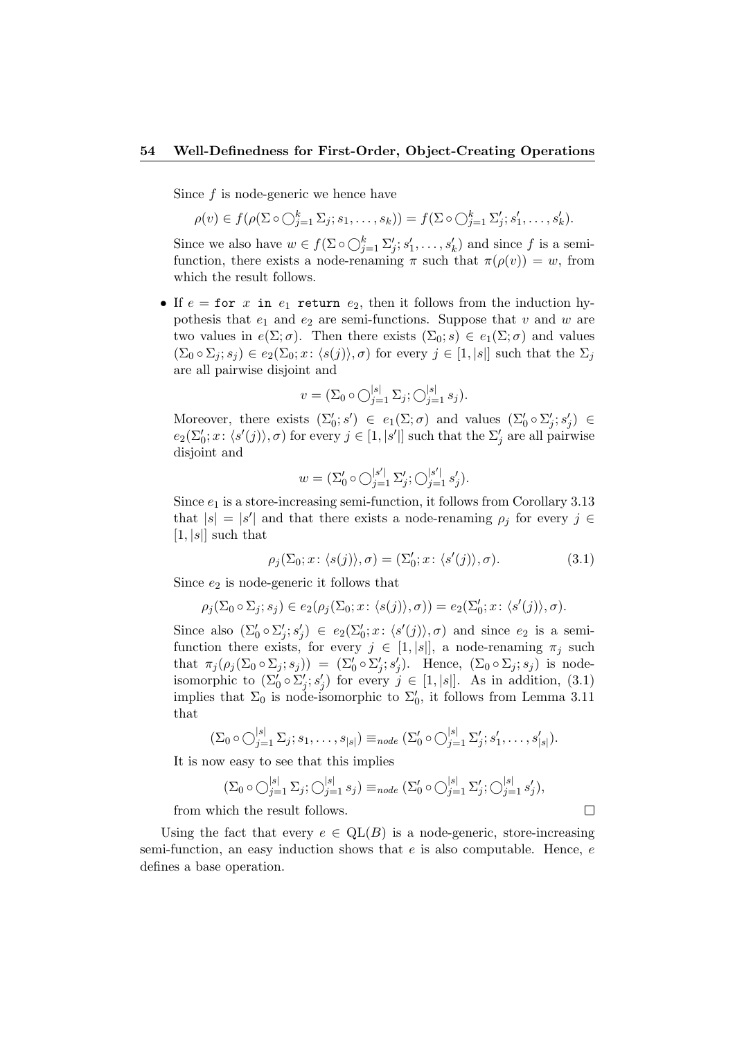Since $f$ is node-generic we hence have

$$\rho(v) \in f(\rho(\Sigma \circ \bigcirc_{j=1}^{k} \Sigma_j; s_1, \ldots, s_k)) = f(\Sigma \circ \bigcirc_{j=1}^{k} \Sigma'_j; s'_1, \ldots, s'_k).$$

Since we also have $w \in f(\Sigma \circ \bigcirc_{j=1}^{k} \Sigma'_j; s'_1, \ldots, s'_k)$ and since $f$ is a semi-function, there exists a node-renaming $\pi$ such that $\pi(\rho(v)) = w$, from which the result follows.

- If $e = \texttt{for}\ x\ \texttt{in}\ e_1\ \texttt{return}\ e_2$, then it follows from the induction hypothesis that $e_1$ and $e_2$ are semi-functions. Suppose that $v$ and $w$ are two values in $e(\Sigma; \sigma)$. Then there exists $(\Sigma_0; s) \in e_1(\Sigma; \sigma)$ and values $(\Sigma_0 \circ \Sigma_j; s_j) \in e_2(\Sigma_0; x\colon \langle s(j)\rangle, \sigma)$ for every $j \in [1, |s|]$ such that the $\Sigma_j$ are all pairwise disjoint and

  $$v = (\Sigma_0 \circ \bigcirc_{j=1}^{|s|} \Sigma_j; \bigcirc_{j=1}^{|s|} s_j).$$

  Moreover, there exists $(\Sigma'_0; s') \in e_1(\Sigma; \sigma)$ and values $(\Sigma'_0 \circ \Sigma'_j; s'_j) \in e_2(\Sigma'_0; x\colon \langle s'(j)\rangle, \sigma)$ for every $j \in [1, |s'|]$ such that the $\Sigma'_j$ are all pairwise disjoint and

  $$w = (\Sigma'_0 \circ \bigcirc_{j=1}^{|s'|} \Sigma'_j; \bigcirc_{j=1}^{|s'|} s'_j).$$

  Since $e_1$ is a store-increasing semi-function, it follows from Corollary 3.13 that $|s| = |s'|$ and that there exists a node-renaming $\rho_j$ for every $j \in [1, |s|]$ such that

  $$\rho_j(\Sigma_0; x\colon \langle s(j)\rangle, \sigma) = (\Sigma'_0; x\colon \langle s'(j)\rangle, \sigma). \tag{3.1}$$

  Since $e_2$ is node-generic it follows that

  $$\rho_j(\Sigma_0 \circ \Sigma_j; s_j) \in e_2(\rho_j(\Sigma_0; x\colon \langle s(j)\rangle, \sigma)) = e_2(\Sigma'_0; x\colon \langle s'(j)\rangle, \sigma).$$

  Since also $(\Sigma'_0 \circ \Sigma'_j; s'_j) \in e_2(\Sigma'_0; x\colon \langle s'(j)\rangle, \sigma)$ and since $e_2$ is a semi-function there exists, for every $j \in [1, |s|]$, a node-renaming $\pi_j$ such that $\pi_j(\rho_j(\Sigma_0 \circ \Sigma_j; s_j)) = (\Sigma'_0 \circ \Sigma'_j; s'_j)$. Hence, $(\Sigma_0 \circ \Sigma_j; s_j)$ is node-isomorphic to $(\Sigma'_0 \circ \Sigma'_j; s'_j)$ for every $j \in [1, |s|]$. As in addition, (3.1) implies that $\Sigma_0$ is node-isomorphic to $\Sigma'_0$, it follows from Lemma 3.11 that

  $$(\Sigma_0 \circ \bigcirc_{j=1}^{|s|} \Sigma_j; s_1, \ldots, s_{|s|}) \equiv_{node} (\Sigma'_0 \circ \bigcirc_{j=1}^{|s|} \Sigma'_j; s'_1, \ldots, s'_{|s|}).$$

  It is now easy to see that this implies

  $$(\Sigma_0 \circ \bigcirc_{j=1}^{|s|} \Sigma_j; \bigcirc_{j=1}^{|s|} s_j) \equiv_{node} (\Sigma'_0 \circ \bigcirc_{j=1}^{|s|} \Sigma'_j; \bigcirc_{j=1}^{|s|} s'_j),$$

  from which the result follows. □

Using the fact that every $e \in \mathrm{QL}(B)$ is a node-generic, store-increasing semi-function, an easy induction shows that $e$ is also computable. Hence, $e$ defines a base operation.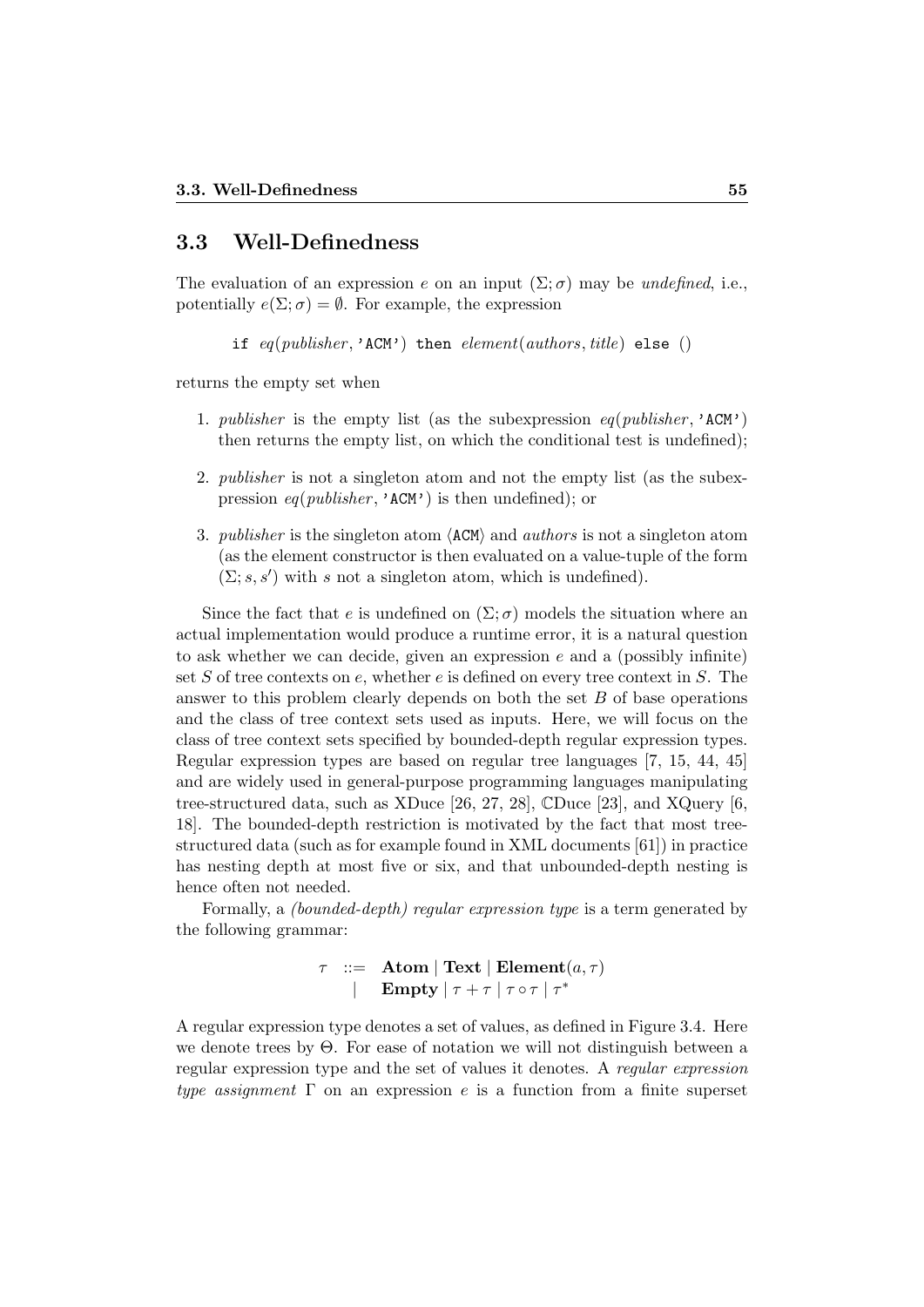## 3.3 Well-Definedness

The evaluation of an expression $e$ on an input $(\Sigma; \sigma)$ may be *undefined*, i.e., potentially $e(\Sigma; \sigma) = \emptyset$. For example, the expression

$$\texttt{if } eq(publisher, \texttt{'ACM'}) \texttt{ then } element(authors, title) \texttt{ else } ()$$

returns the empty set when

1. *publisher* is the empty list (as the subexpression $eq(publisher, \texttt{'ACM'})$ then returns the empty list, on which the conditional test is undefined);
2. *publisher* is not a singleton atom and not the empty list (as the subexpression $eq(publisher, \texttt{'ACM'})$ is then undefined); or
3. *publisher* is the singleton atom $\langle \texttt{ACM} \rangle$ and *authors* is not a singleton atom (as the element constructor is then evaluated on a value-tuple of the form $(\Sigma; s, s')$ with $s$ not a singleton atom, which is undefined).

Since the fact that $e$ is undefined on $(\Sigma; \sigma)$ models the situation where an actual implementation would produce a runtime error, it is a natural question to ask whether we can decide, given an expression $e$ and a (possibly infinite) set $S$ of tree contexts on $e$, whether $e$ is defined on every tree context in $S$. The answer to this problem clearly depends on both the set $B$ of base operations and the class of tree context sets used as inputs. Here, we will focus on the class of tree context sets specified by bounded-depth regular expression types. Regular expression types are based on regular tree languages [7, 15, 44, 45] and are widely used in general-purpose programming languages manipulating tree-structured data, such as XDuce [26, 27, 28], ℂDuce [23], and XQuery [6, 18]. The bounded-depth restriction is motivated by the fact that most tree-structured data (such as for example found in XML documents [61]) in practice has nesting depth at most five or six, and that unbounded-depth nesting is hence often not needed.

Formally, a *(bounded-depth) regular expression type* is a term generated by the following grammar:

$$\begin{array}{rcl} \tau & ::= & \textbf{Atom} \mid \textbf{Text} \mid \textbf{Element}(a, \tau) \\ & \mid & \textbf{Empty} \mid \tau + \tau \mid \tau \circ \tau \mid \tau^* \end{array}$$

A regular expression type denotes a set of values, as defined in Figure 3.4. Here we denote trees by $\Theta$. For ease of notation we will not distinguish between a regular expression type and the set of values it denotes. A *regular expression type assignment* $\Gamma$ on an expression $e$ is a function from a finite superset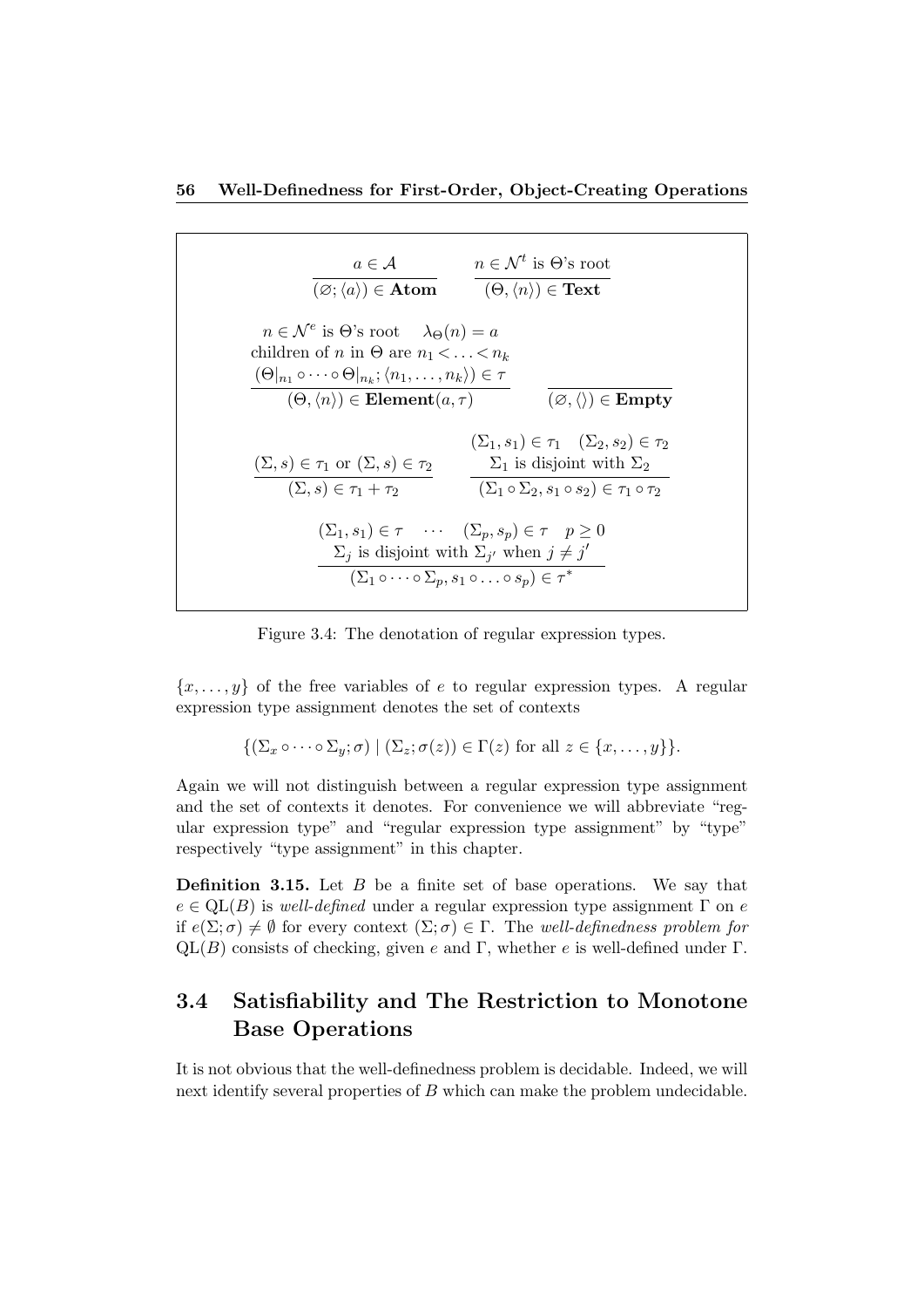$$\frac{a \in \mathcal{A}}{(\varnothing; \langle a \rangle) \in \mathbf{Atom}} \qquad \frac{n \in \mathcal{N}^t \text{ is } \Theta\text{'s root}}{(\Theta, \langle n \rangle) \in \mathbf{Text}}$$

$$\frac{\begin{array}{c} n \in \mathcal{N}^e \text{ is } \Theta\text{'s root} \quad \lambda_\Theta(n) = a \\ \text{children of } n \text{ in } \Theta \text{ are } n_1 < \ldots < n_k \\ (\Theta|_{n_1} \circ \cdots \circ \Theta|_{n_k}; \langle n_1, \ldots, n_k \rangle) \in \tau \end{array}}{(\Theta, \langle n \rangle) \in \mathbf{Element}(a, \tau)} \qquad \frac{}{(\varnothing, \langle\rangle) \in \mathbf{Empty}}$$

$$\frac{(\Sigma, s) \in \tau_1 \text{ or } (\Sigma, s) \in \tau_2}{(\Sigma, s) \in \tau_1 + \tau_2} \qquad \frac{\begin{array}{c} (\Sigma_1, s_1) \in \tau_1 \quad (\Sigma_2, s_2) \in \tau_2 \\ \Sigma_1 \text{ is disjoint with } \Sigma_2 \end{array}}{(\Sigma_1 \circ \Sigma_2, s_1 \circ s_2) \in \tau_1 \circ \tau_2}$$

$$\frac{\begin{array}{c} (\Sigma_1, s_1) \in \tau \quad \cdots \quad (\Sigma_p, s_p) \in \tau \quad p \geq 0 \\ \Sigma_j \text{ is disjoint with } \Sigma_{j'} \text{ when } j \neq j' \end{array}}{(\Sigma_1 \circ \cdots \circ \Sigma_p, s_1 \circ \ldots \circ s_p) \in \tau^*}$$

Figure 3.4: The denotation of regular expression types.

$\{x, \ldots, y\}$ of the free variables of $e$ to regular expression types. A regular expression type assignment denotes the set of contexts

$$\{(\Sigma_x \circ \cdots \circ \Sigma_y; \sigma) \mid (\Sigma_z; \sigma(z)) \in \Gamma(z) \text{ for all } z \in \{x, \ldots, y\}\}.$$

Again we will not distinguish between a regular expression type assignment and the set of contexts it denotes. For convenience we will abbreviate "regular expression type" and "regular expression type assignment" by "type" respectively "type assignment" in this chapter.

**Definition 3.15.** Let $B$ be a finite set of base operations. We say that $e \in \mathrm{QL}(B)$ is *well-defined* under a regular expression type assignment $\Gamma$ on $e$ if $e(\Sigma; \sigma) \neq \emptyset$ for every context $(\Sigma; \sigma) \in \Gamma$. The *well-definedness problem for* $\mathrm{QL}(B)$ consists of checking, given $e$ and $\Gamma$, whether $e$ is well-defined under $\Gamma$.

## 3.4 Satisfiability and The Restriction to Monotone Base Operations

It is not obvious that the well-definedness problem is decidable. Indeed, we will next identify several properties of $B$ which can make the problem undecidable.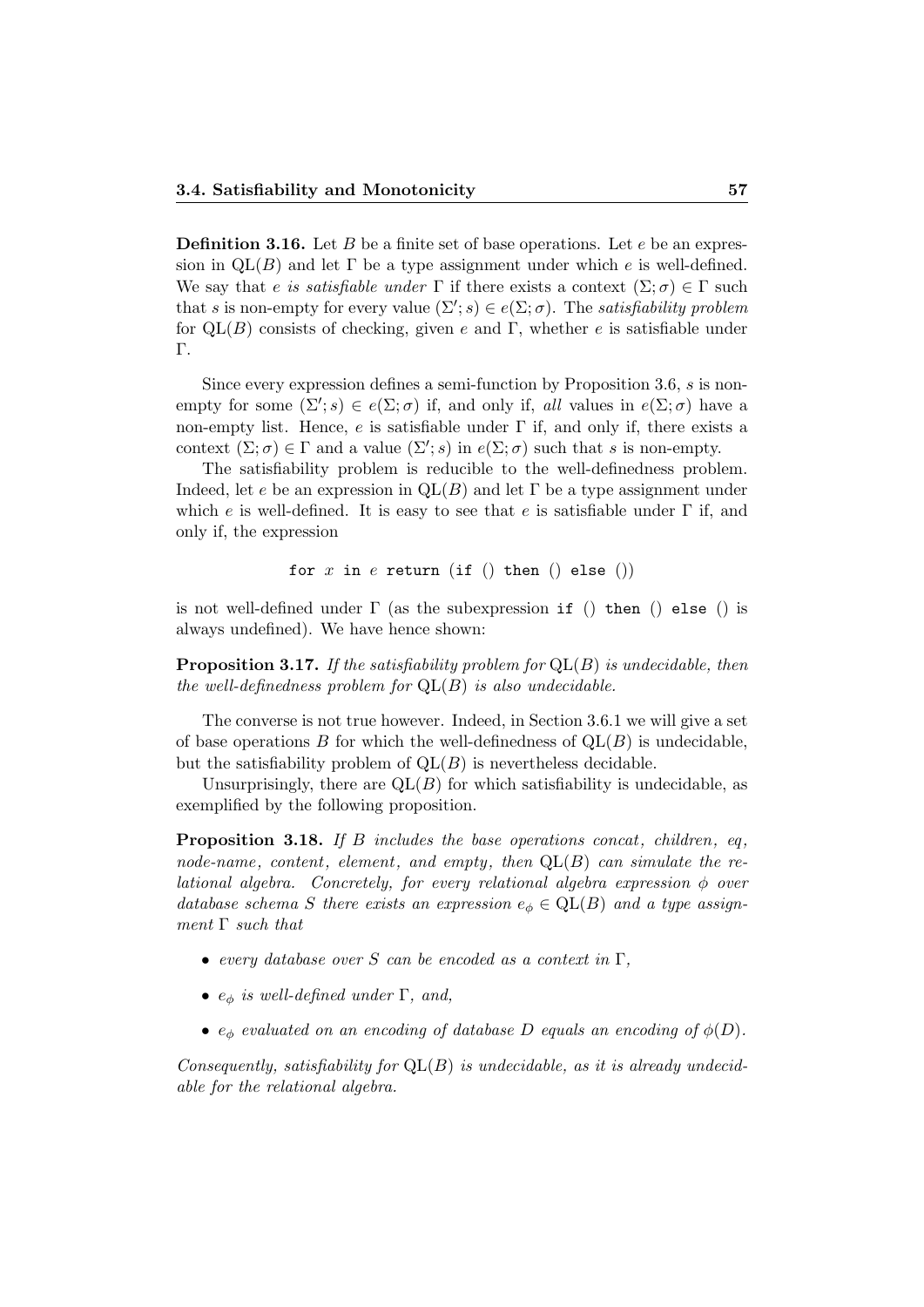**Definition 3.16.** Let $B$ be a finite set of base operations. Let $e$ be an expression in $\mathrm{QL}(B)$ and let $\Gamma$ be a type assignment under which $e$ is well-defined. We say that $e$ *is satisfiable under* $\Gamma$ if there exists a context $(\Sigma;\sigma) \in \Gamma$ such that $s$ is non-empty for every value $(\Sigma';s) \in e(\Sigma;\sigma)$. The *satisfiability problem* for $\mathrm{QL}(B)$ consists of checking, given $e$ and $\Gamma$, whether $e$ is satisfiable under $\Gamma$.

Since every expression defines a semi-function by Proposition 3.6, $s$ is non-empty for some $(\Sigma';s) \in e(\Sigma;\sigma)$ if, and only if, *all* values in $e(\Sigma;\sigma)$ have a non-empty list. Hence, $e$ is satisfiable under $\Gamma$ if, and only if, there exists a context $(\Sigma;\sigma) \in \Gamma$ and a value $(\Sigma';s)$ in $e(\Sigma;\sigma)$ such that $s$ is non-empty.

The satisfiability problem is reducible to the well-definedness problem. Indeed, let $e$ be an expression in $\mathrm{QL}(B)$ and let $\Gamma$ be a type assignment under which $e$ is well-defined. It is easy to see that $e$ is satisfiable under $\Gamma$ if, and only if, the expression

```
for x in e return (if () then () else ())
```

is not well-defined under $\Gamma$ (as the subexpression `if () then () else ()` is always undefined). We have hence shown:

**Proposition 3.17.** *If the satisfiability problem for* $\mathrm{QL}(B)$ *is undecidable, then the well-definedness problem for* $\mathrm{QL}(B)$ *is also undecidable.*

The converse is not true however. Indeed, in Section 3.6.1 we will give a set of base operations $B$ for which the well-definedness of $\mathrm{QL}(B)$ is undecidable, but the satisfiability problem of $\mathrm{QL}(B)$ is nevertheless decidable.

Unsurprisingly, there are $\mathrm{QL}(B)$ for which satisfiability is undecidable, as exemplified by the following proposition.

**Proposition 3.18.** *If $B$ includes the base operations concat, children, eq, node-name, content, element, and empty, then* $\mathrm{QL}(B)$ *can simulate the relational algebra. Concretely, for every relational algebra expression $\phi$ over database schema $S$ there exists an expression $e_\phi \in \mathrm{QL}(B)$ and a type assignment $\Gamma$ such that*

- *every database over $S$ can be encoded as a context in $\Gamma$,*
- *$e_\phi$ is well-defined under $\Gamma$, and,*
- *$e_\phi$ evaluated on an encoding of database $D$ equals an encoding of $\phi(D)$.*

*Consequently, satisfiability for* $\mathrm{QL}(B)$ *is undecidable, as it is already undecidable for the relational algebra.*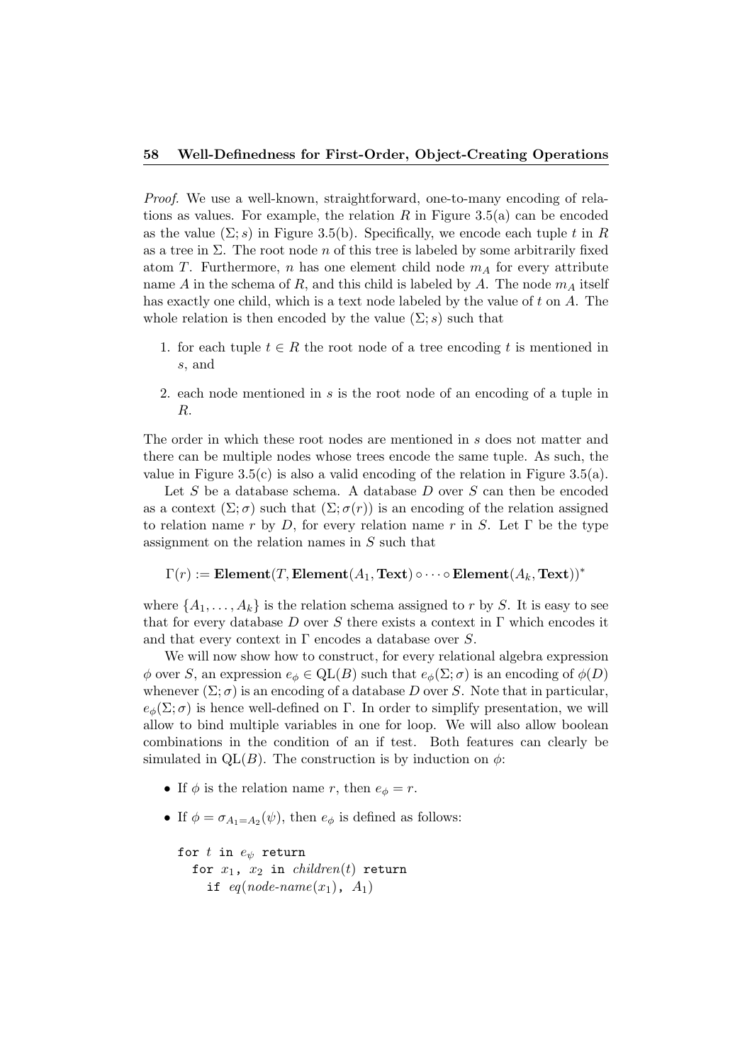*Proof.* We use a well-known, straightforward, one-to-many encoding of relations as values. For example, the relation $R$ in Figure 3.5(a) can be encoded as the value $(\Sigma; s)$ in Figure 3.5(b). Specifically, we encode each tuple $t$ in $R$ as a tree in $\Sigma$. The root node $n$ of this tree is labeled by some arbitrarily fixed atom $T$. Furthermore, $n$ has one element child node $m_A$ for every attribute name $A$ in the schema of $R$, and this child is labeled by $A$. The node $m_A$ itself has exactly one child, which is a text node labeled by the value of $t$ on $A$. The whole relation is then encoded by the value $(\Sigma; s)$ such that

1. for each tuple $t \in R$ the root node of a tree encoding $t$ is mentioned in $s$, and
2. each node mentioned in $s$ is the root node of an encoding of a tuple in $R$.

The order in which these root nodes are mentioned in $s$ does not matter and there can be multiple nodes whose trees encode the same tuple. As such, the value in Figure 3.5(c) is also a valid encoding of the relation in Figure 3.5(a).

Let $S$ be a database schema. A database $D$ over $S$ can then be encoded as a context $(\Sigma; \sigma)$ such that $(\Sigma; \sigma(r))$ is an encoding of the relation assigned to relation name $r$ by $D$, for every relation name $r$ in $S$. Let $\Gamma$ be the type assignment on the relation names in $S$ such that

$$\Gamma(r) := \mathbf{Element}(T, \mathbf{Element}(A_1, \mathbf{Text}) \circ \cdots \circ \mathbf{Element}(A_k, \mathbf{Text}))^*$$

where $\{A_1, \ldots, A_k\}$ is the relation schema assigned to $r$ by $S$. It is easy to see that for every database $D$ over $S$ there exists a context in $\Gamma$ which encodes it and that every context in $\Gamma$ encodes a database over $S$.

We will now show how to construct, for every relational algebra expression $\phi$ over $S$, an expression $e_\phi \in \mathrm{QL}(B)$ such that $e_\phi(\Sigma; \sigma)$ is an encoding of $\phi(D)$ whenever $(\Sigma; \sigma)$ is an encoding of a database $D$ over $S$. Note that in particular, $e_\phi(\Sigma; \sigma)$ is hence well-defined on $\Gamma$. In order to simplify presentation, we will allow to bind multiple variables in one for loop. We will also allow boolean combinations in the condition of an if test. Both features can clearly be simulated in $\mathrm{QL}(B)$. The construction is by induction on $\phi$:

- If $\phi$ is the relation name $r$, then $e_\phi = r$.
- If $\phi = \sigma_{A_1 = A_2}(\psi)$, then $e_\phi$ is defined as follows:

```
for t in e_ψ return
  for x_1, x_2 in children(t) return
    if eq(node-name(x_1), A_1)
```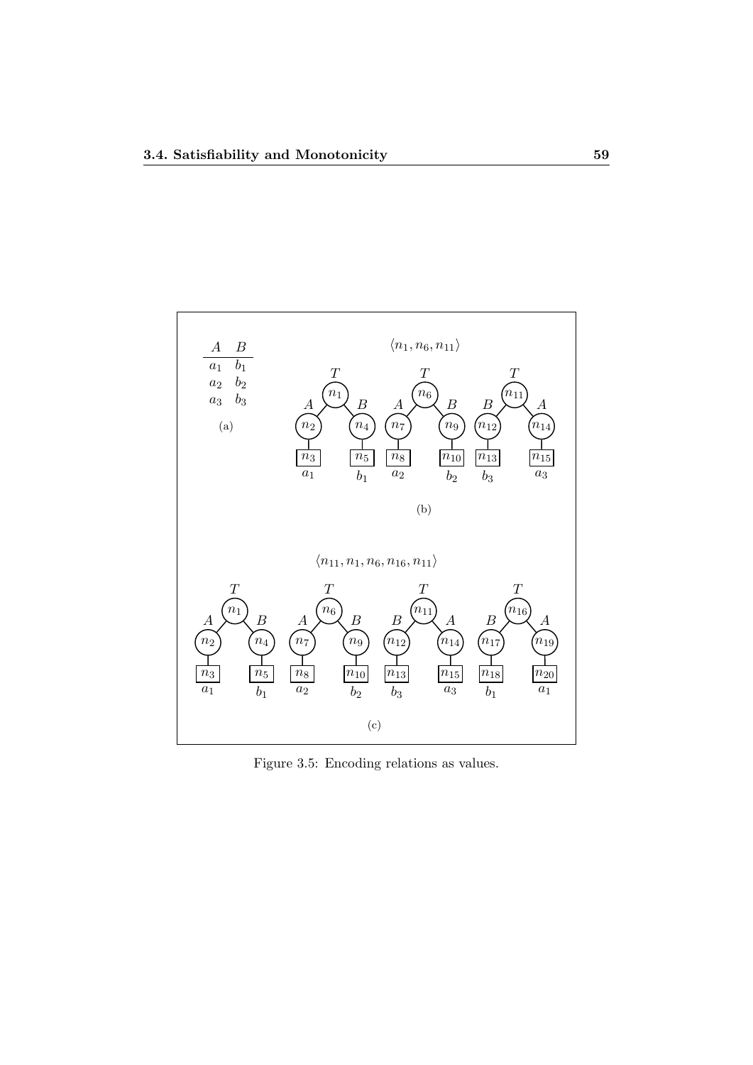| $A$ | $B$ |
| --- | --- |
| $a_1$ | $b_1$ |
| $a_2$ | $b_2$ |
| $a_3$ | $b_3$ |

(a)

$\langle n_1, n_6, n_{11} \rangle$

(b)

$\langle n_{11}, n_1, n_6, n_{16}, n_{11} \rangle$

(c)

Figure 3.5: Encoding relations as values.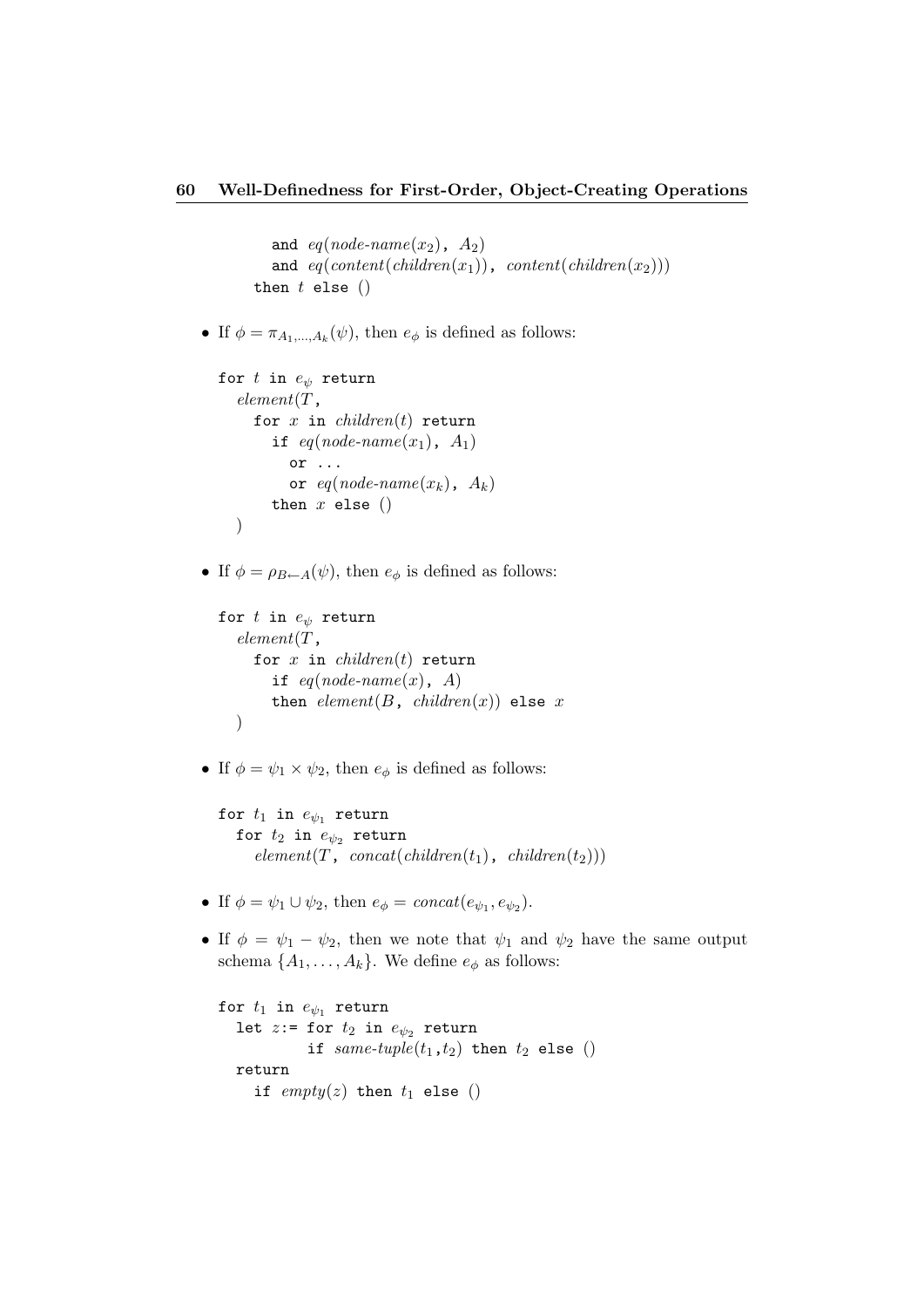```
      and eq(node-name(x_2), A_2)
      and eq(content(children(x_1)), content(children(x_2)))
    then t else ()
```

- If $\phi = \pi_{A_1,\ldots,A_k}(\psi)$, then $e_\phi$ is defined as follows:

```
for t in e_ψ return
  element(T,
    for x in children(t) return
      if eq(node-name(x_1), A_1)
        or ...
        or eq(node-name(x_k), A_k)
      then x else ()
  )
```

- If $\phi = \rho_{B \leftarrow A}(\psi)$, then $e_\phi$ is defined as follows:

```
for t in e_ψ return
  element(T,
    for x in children(t) return
      if eq(node-name(x), A)
      then element(B, children(x)) else x
  )
```

- If $\phi = \psi_1 \times \psi_2$, then $e_\phi$ is defined as follows:

```
for t_1 in e_ψ1 return
  for t_2 in e_ψ2 return
    element(T, concat(children(t_1), children(t_2)))
```

- If $\phi = \psi_1 \cup \psi_2$, then $e_\phi = concat(e_{\psi_1}, e_{\psi_2})$.

- If $\phi = \psi_1 - \psi_2$, then we note that $\psi_1$ and $\psi_2$ have the same output schema $\{A_1, \ldots, A_k\}$. We define $e_\phi$ as follows:

```
for t_1 in e_ψ1 return
  let z:= for t_2 in e_ψ2 return
          if same-tuple(t_1,t_2) then t_2 else ()
  return
    if empty(z) then t_1 else ()
```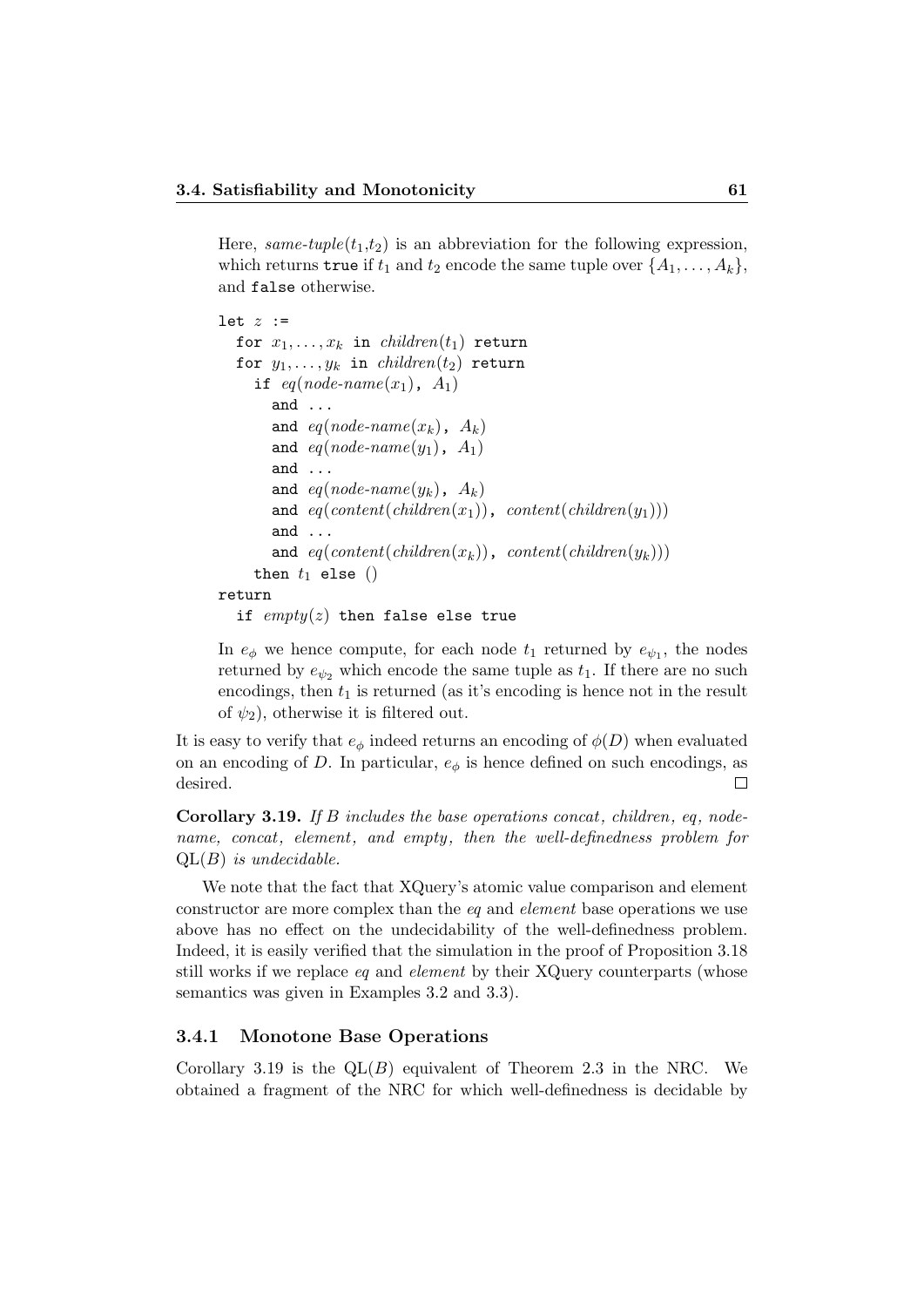Here, *same-tuple*($t_1$,$t_2$) is an abbreviation for the following expression, which returns true if $t_1$ and $t_2$ encode the same tuple over $\{A_1, \ldots, A_k\}$, and false otherwise.

```
let z :=
  for x_1,...,x_k in children(t_1) return
  for y_1,...,y_k in children(t_2) return
    if eq(node-name(x_1), A_1)
      and ...
      and eq(node-name(x_k), A_k)
      and eq(node-name(y_1), A_1)
      and ...
      and eq(node-name(y_k), A_k)
      and eq(content(children(x_1)), content(children(y_1)))
      and ...
      and eq(content(children(x_k)), content(children(y_k)))
    then t_1 else ()
return
  if empty(z) then false else true
```

In $e_\phi$ we hence compute, for each node $t_1$ returned by $e_{\psi_1}$, the nodes returned by $e_{\psi_2}$ which encode the same tuple as $t_1$. If there are no such encodings, then $t_1$ is returned (as it's encoding is hence not in the result of $\psi_2$), otherwise it is filtered out.

It is easy to verify that $e_\phi$ indeed returns an encoding of $\phi(D)$ when evaluated on an encoding of $D$. In particular, $e_\phi$ is hence defined on such encodings, as desired. □

**Corollary 3.19.** *If $B$ includes the base operations concat, children, eq, node-name, concat, element, and empty, then the well-definedness problem for* QL($B$) *is undecidable.*

We note that the fact that XQuery's atomic value comparison and element constructor are more complex than the *eq* and *element* base operations we use above has no effect on the undecidability of the well-definedness problem. Indeed, it is easily verified that the simulation in the proof of Proposition 3.18 still works if we replace *eq* and *element* by their XQuery counterparts (whose semantics was given in Examples 3.2 and 3.3).

### 3.4.1 Monotone Base Operations

Corollary 3.19 is the QL($B$) equivalent of Theorem 2.3 in the NRC. We obtained a fragment of the NRC for which well-definedness is decidable by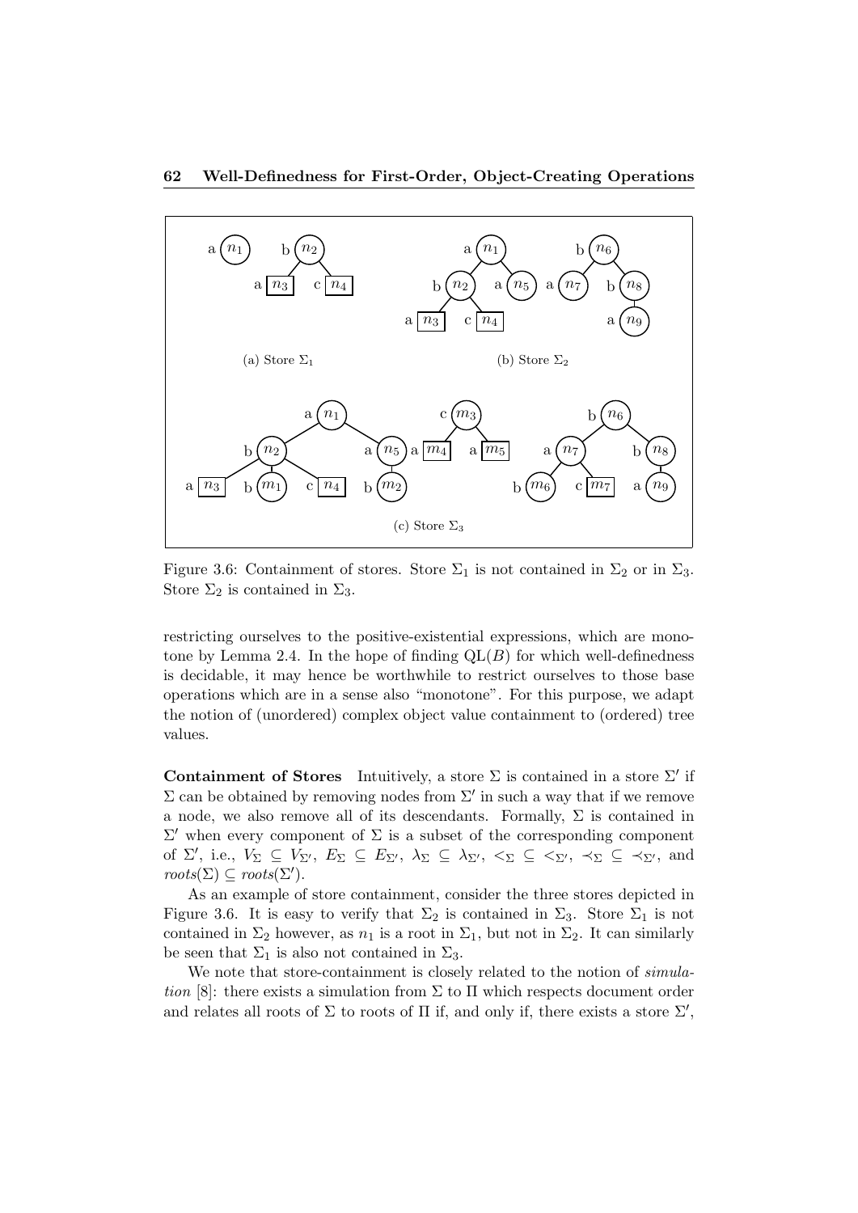Figure 3.6: Containment of stores. Store $\Sigma_1$ is not contained in $\Sigma_2$ or in $\Sigma_3$. Store $\Sigma_2$ is contained in $\Sigma_3$.

restricting ourselves to the positive-existential expressions, which are monotone by Lemma 2.4. In the hope of finding $\mathrm{QL}(B)$ for which well-definedness is decidable, it may hence be worthwhile to restrict ourselves to those base operations which are in a sense also "monotone". For this purpose, we adapt the notion of (unordered) complex object value containment to (ordered) tree values.

**Containment of Stores** Intuitively, a store $\Sigma$ is contained in a store $\Sigma'$ if $\Sigma$ can be obtained by removing nodes from $\Sigma'$ in such a way that if we remove a node, we also remove all of its descendants. Formally, $\Sigma$ is contained in $\Sigma'$ when every component of $\Sigma$ is a subset of the corresponding component of $\Sigma'$, i.e., $V_\Sigma \subseteq V_{\Sigma'}$, $E_\Sigma \subseteq E_{\Sigma'}$, $\lambda_\Sigma \subseteq \lambda_{\Sigma'}$, $<_\Sigma \subseteq <_{\Sigma'}$, $\prec_\Sigma \subseteq \prec_{\Sigma'}$, and $roots(\Sigma) \subseteq roots(\Sigma')$.

As an example of store containment, consider the three stores depicted in Figure 3.6. It is easy to verify that $\Sigma_2$ is contained in $\Sigma_3$. Store $\Sigma_1$ is not contained in $\Sigma_2$ however, as $n_1$ is a root in $\Sigma_1$, but not in $\Sigma_2$. It can similarly be seen that $\Sigma_1$ is also not contained in $\Sigma_3$.

We note that store-containment is closely related to the notion of *simulation* [8]: there exists a simulation from $\Sigma$ to $\Pi$ which respects document order and relates all roots of $\Sigma$ to roots of $\Pi$ if, and only if, there exists a store $\Sigma'$,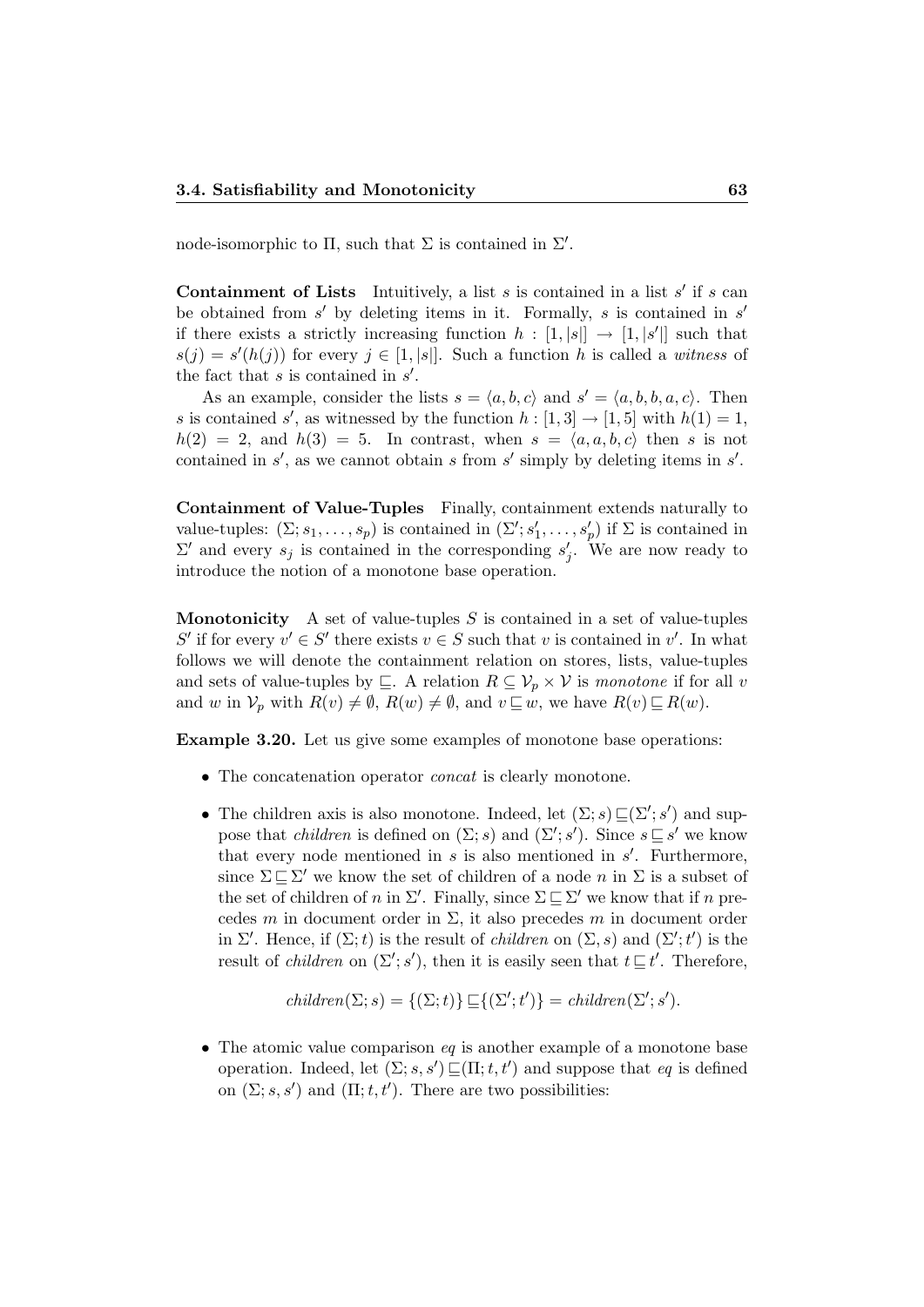node-isomorphic to Π, such that Σ is contained in Σ′.

**Containment of Lists** Intuitively, a list $s$ is contained in a list $s'$ if $s$ can be obtained from $s'$ by deleting items in it. Formally, $s$ is contained in $s'$ if there exists a strictly increasing function $h : [1, |s|] \to [1, |s'|]$ such that $s(j) = s'(h(j))$ for every $j \in [1, |s|]$. Such a function $h$ is called a *witness* of the fact that $s$ is contained in $s'$.

As an example, consider the lists $s = \langle a, b, c \rangle$ and $s' = \langle a, b, b, a, c \rangle$. Then $s$ is contained $s'$, as witnessed by the function $h : [1, 3] \to [1, 5]$ with $h(1) = 1$, $h(2) = 2$, and $h(3) = 5$. In contrast, when $s = \langle a, a, b, c \rangle$ then $s$ is not contained in $s'$, as we cannot obtain $s$ from $s'$ simply by deleting items in $s'$.

**Containment of Value-Tuples** Finally, containment extends naturally to value-tuples: $(\Sigma; s_1, \dots, s_p)$ is contained in $(\Sigma'; s'_1, \dots, s'_p)$ if $\Sigma$ is contained in $\Sigma'$ and every $s_j$ is contained in the corresponding $s'_j$. We are now ready to introduce the notion of a monotone base operation.

**Monotonicity** A set of value-tuples $S$ is contained in a set of value-tuples $S'$ if for every $v' \in S'$ there exists $v \in S$ such that $v$ is contained in $v'$. In what follows we will denote the containment relation on stores, lists, value-tuples and sets of value-tuples by $\sqsubseteq$. A relation $R \subseteq \mathcal{V}_p \times \mathcal{V}$ is *monotone* if for all $v$ and $w$ in $\mathcal{V}_p$ with $R(v) \neq \emptyset$, $R(w) \neq \emptyset$, and $v \sqsubseteq w$, we have $R(v) \sqsubseteq R(w)$.

**Example 3.20.** Let us give some examples of monotone base operations:

- The concatenation operator *concat* is clearly monotone.
- The children axis is also monotone. Indeed, let $(\Sigma; s) \sqsubseteq (\Sigma'; s')$ and suppose that *children* is defined on $(\Sigma; s)$ and $(\Sigma'; s')$. Since $s \sqsubseteq s'$ we know that every node mentioned in $s$ is also mentioned in $s'$. Furthermore, since $\Sigma \sqsubseteq \Sigma'$ we know the set of children of a node $n$ in $\Sigma$ is a subset of the set of children of $n$ in $\Sigma'$. Finally, since $\Sigma \sqsubseteq \Sigma'$ we know that if $n$ precedes $m$ in document order in $\Sigma$, it also precedes $m$ in document order in $\Sigma'$. Hence, if $(\Sigma; t)$ is the result of *children* on $(\Sigma, s)$ and $(\Sigma'; t')$ is the result of *children* on $(\Sigma'; s')$, then it is easily seen that $t \sqsubseteq t'$. Therefore,

$$children(\Sigma; s) = \{(\Sigma; t)\} \sqsubseteq \{(\Sigma'; t')\} = children(\Sigma'; s').$$

- The atomic value comparison *eq* is another example of a monotone base operation. Indeed, let $(\Sigma; s, s') \sqsubseteq (\Pi; t, t')$ and suppose that *eq* is defined on $(\Sigma; s, s')$ and $(\Pi; t, t')$. There are two possibilities: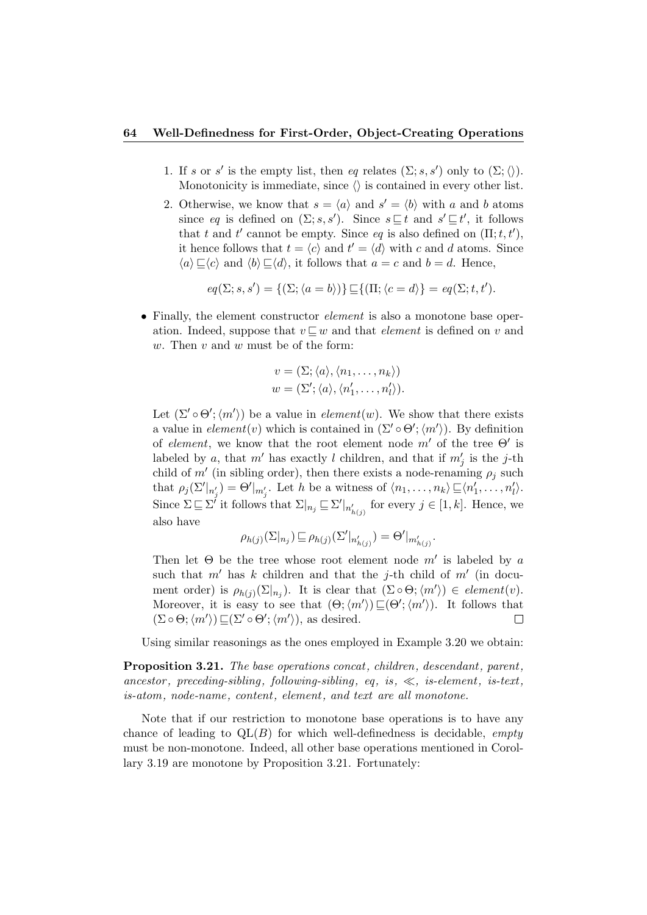1. If $s$ or $s'$ is the empty list, then *eq* relates $(\Sigma; s, s')$ only to $(\Sigma; \langle\rangle)$. Monotonicity is immediate, since $\langle\rangle$ is contained in every other list.
2. Otherwise, we know that $s = \langle a \rangle$ and $s' = \langle b \rangle$ with $a$ and $b$ atoms since *eq* is defined on $(\Sigma; s, s')$. Since $s \sqsubseteq t$ and $s' \sqsubseteq t'$, it follows that $t$ and $t'$ cannot be empty. Since *eq* is also defined on $(\Pi; t, t')$, it hence follows that $t = \langle c \rangle$ and $t' = \langle d \rangle$ with $c$ and $d$ atoms. Since $\langle a \rangle \sqsubseteq \langle c \rangle$ and $\langle b \rangle \sqsubseteq \langle d \rangle$, it follows that $a = c$ and $b = d$. Hence,

$$eq(\Sigma; s, s') = \{(\Sigma; \langle a = b \rangle)\} \sqsubseteq \{(\Pi; \langle c = d \rangle\} = eq(\Sigma; t, t').$$

- Finally, the element constructor *element* is also a monotone base operation. Indeed, suppose that $v \sqsubseteq w$ and that *element* is defined on $v$ and $w$. Then $v$ and $w$ must be of the form:

$$v = (\Sigma; \langle a \rangle, \langle n_1, \dots, n_k \rangle)$$
$$w = (\Sigma'; \langle a \rangle, \langle n'_1, \dots, n'_l \rangle).$$

Let $(\Sigma' \circ \Theta'; \langle m' \rangle)$ be a value in *element*$(w)$. We show that there exists a value in *element*$(v)$ which is contained in $(\Sigma' \circ \Theta'; \langle m' \rangle)$. By definition of *element*, we know that the root element node $m'$ of the tree $\Theta'$ is labeled by $a$, that $m'$ has exactly $l$ children, and that if $m'_j$ is the $j$-th child of $m'$ (in sibling order), then there exists a node-renaming $\rho_j$ such that $\rho_j(\Sigma'|_{n'_j}) = \Theta'|_{m'_j}$. Let $h$ be a witness of $\langle n_1, \dots, n_k \rangle \sqsubseteq \langle n'_1, \dots, n'_l \rangle$. Since $\Sigma \sqsubseteq \Sigma'$ it follows that $\Sigma|_{n_j} \sqsubseteq \Sigma'|_{n'_{h(j)}}$ for every $j \in [1, k]$. Hence, we also have

$$\rho_{h(j)}(\Sigma|_{n_j}) \sqsubseteq \rho_{h(j)}(\Sigma'|_{n'_{h(j)}}) = \Theta'|_{m'_{h(j)}}.$$

Then let $\Theta$ be the tree whose root element node $m'$ is labeled by $a$ such that $m'$ has $k$ children and that the $j$-th child of $m'$ (in document order) is $\rho_{h(j)}(\Sigma|_{n_j})$. It is clear that $(\Sigma \circ \Theta; \langle m' \rangle) \in$ *element*$(v)$. Moreover, it is easy to see that $(\Theta; \langle m' \rangle) \sqsubseteq (\Theta'; \langle m' \rangle)$. It follows that $(\Sigma \circ \Theta; \langle m' \rangle) \sqsubseteq (\Sigma' \circ \Theta'; \langle m' \rangle)$, as desired. $\square$

Using similar reasonings as the ones employed in Example 3.20 we obtain:

**Proposition 3.21.** *The base operations concat, children, descendant, parent, ancestor, preceding-sibling, following-sibling, eq, is, $\ll$, is-element, is-text, is-atom, node-name, content, element, and text are all monotone.*

Note that if our restriction to monotone base operations is to have any chance of leading to QL$(B)$ for which well-definedness is decidable, *empty* must be non-monotone. Indeed, all other base operations mentioned in Corollary 3.19 are monotone by Proposition 3.21. Fortunately: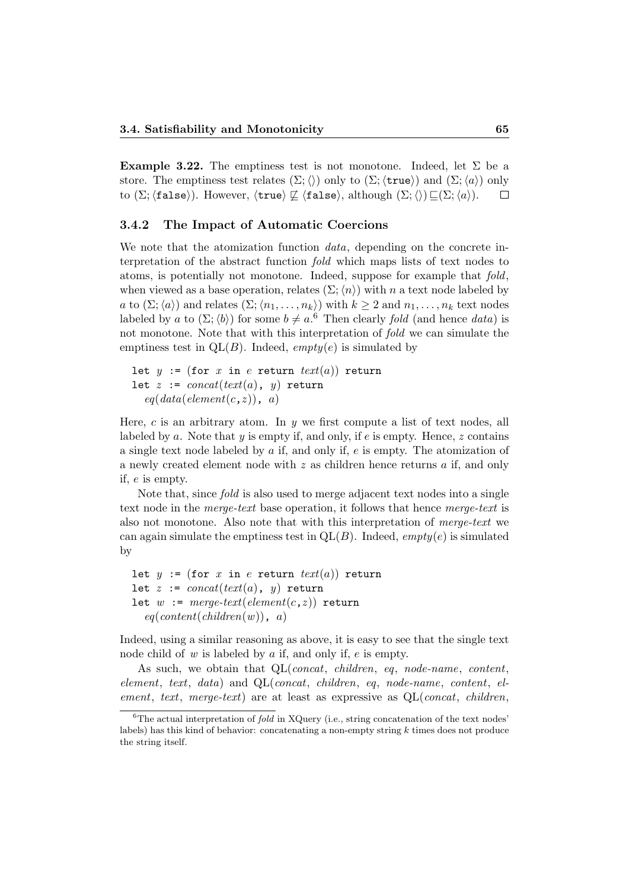**Example 3.22.** The emptiness test is not monotone. Indeed, let $\Sigma$ be a store. The emptiness test relates $(\Sigma; \langle\rangle)$ only to $(\Sigma; \langle \texttt{true} \rangle)$ and $(\Sigma; \langle a \rangle)$ only to $(\Sigma; \langle \texttt{false} \rangle)$. However, $\langle \texttt{true} \rangle \not\sqsubseteq \langle \texttt{false} \rangle$, although $(\Sigma; \langle\rangle) \sqsubseteq (\Sigma; \langle a \rangle)$. $\square$

### 3.4.2 The Impact of Automatic Coercions

We note that the atomization function *data*, depending on the concrete interpretation of the abstract function *fold* which maps lists of text nodes to atoms, is potentially not monotone. Indeed, suppose for example that *fold*, when viewed as a base operation, relates $(\Sigma; \langle n \rangle)$ with $n$ a text node labeled by $a$ to $(\Sigma; \langle a \rangle)$ and relates $(\Sigma; \langle n_1, \ldots, n_k \rangle)$ with $k \geq 2$ and $n_1, \ldots, n_k$ text nodes labeled by $a$ to $(\Sigma; \langle b \rangle)$ for some $b \neq a$.[6] Then clearly *fold* (and hence *data*) is not monotone. Note that with this interpretation of *fold* we can simulate the emptiness test in QL($B$). Indeed, *empty*($e$) is simulated by

```
let y := (for x in e return text(a)) return
let z := concat(text(a), y) return
  eq(data(element(c,z)), a)
```

Here, $c$ is an arbitrary atom. In $y$ we first compute a list of text nodes, all labeled by $a$. Note that $y$ is empty if, and only if, $e$ is empty. Hence, $z$ contains a single text node labeled by $a$ if, and only if, $e$ is empty. The atomization of a newly created element node with $z$ as children hence returns $a$ if, and only if, $e$ is empty.

Note that, since *fold* is also used to merge adjacent text nodes into a single text node in the *merge-text* base operation, it follows that hence *merge-text* is also not monotone. Also note that with this interpretation of *merge-text* we can again simulate the emptiness test in QL($B$). Indeed, *empty*($e$) is simulated by

```
let y := (for x in e return text(a)) return
let z := concat(text(a), y) return
let w := merge-text(element(c,z)) return
  eq(content(children(w)), a)
```

Indeed, using a similar reasoning as above, it is easy to see that the single text node child of $w$ is labeled by $a$ if, and only if, $e$ is empty.

As such, we obtain that QL(*concat*, *children*, *eq*, *node-name*, *content*, *element*, *text*, *data*) and QL(*concat*, *children*, *eq*, *node-name*, *content*, *element*, *text*, *merge-text*) are at least as expressive as QL(*concat*, *children*,

[6] The actual interpretation of *fold* in XQuery (i.e., string concatenation of the text nodes' labels) has this kind of behavior: concatenating a non-empty string $k$ times does not produce the string itself.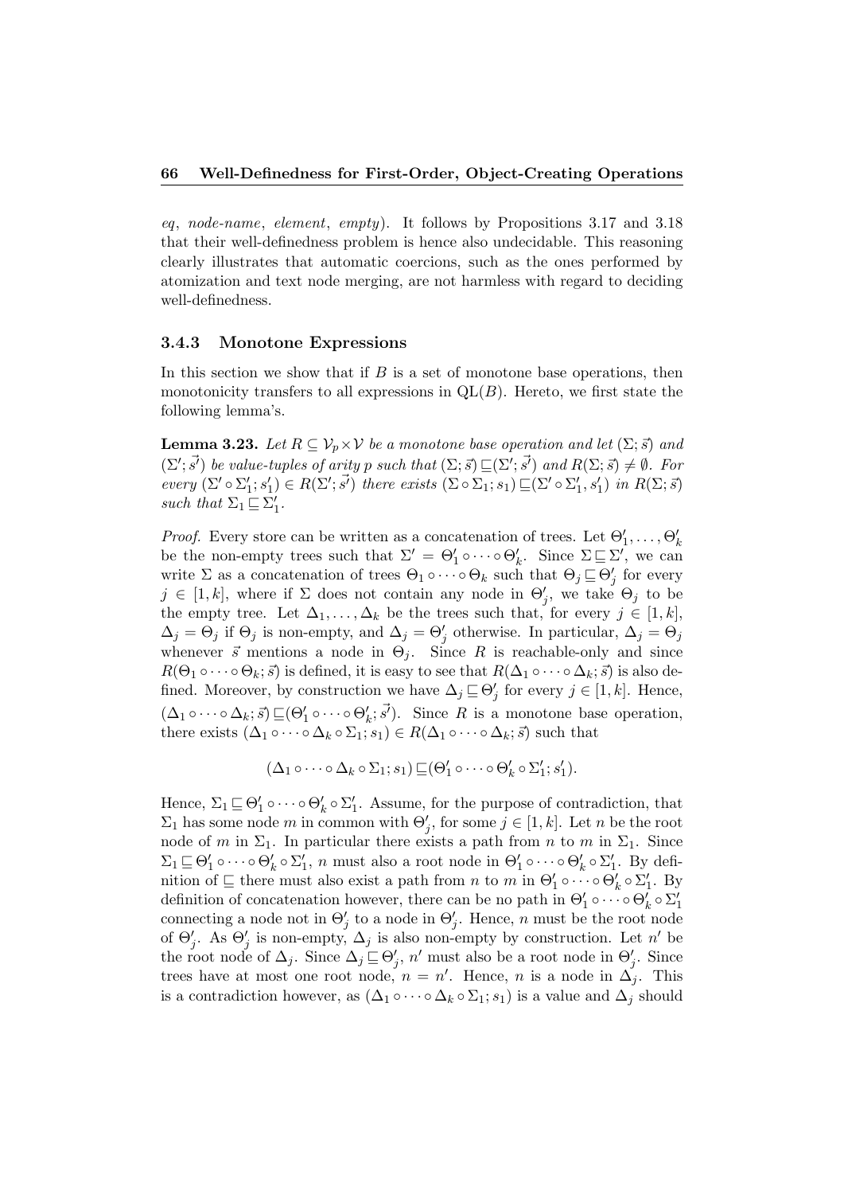*eq*, *node-name*, *element*, *empty*). It follows by Propositions 3.17 and 3.18 that their well-definedness problem is hence also undecidable. This reasoning clearly illustrates that automatic coercions, such as the ones performed by atomization and text node merging, are not harmless with regard to deciding well-definedness.

### 3.4.3 Monotone Expressions

In this section we show that if $B$ is a set of monotone base operations, then monotonicity transfers to all expressions in $\mathrm{QL}(B)$. Hereto, we first state the following lemma's.

**Lemma 3.23.** *Let $R \subseteq \mathcal{V}_p \times \mathcal{V}$ be a monotone base operation and let $(\Sigma; \vec{s})$ and $(\Sigma'; \vec{s'})$ be value-tuples of arity $p$ such that $(\Sigma; \vec{s}) \sqsubseteq (\Sigma'; \vec{s'})$ and $R(\Sigma; \vec{s}) \neq \emptyset$. For every $(\Sigma' \circ \Sigma'_1; s'_1) \in R(\Sigma'; \vec{s'})$ there exists $(\Sigma \circ \Sigma_1; s_1) \sqsubseteq (\Sigma' \circ \Sigma'_1, s'_1)$ in $R(\Sigma; \vec{s})$ such that $\Sigma_1 \sqsubseteq \Sigma'_1$.*

*Proof.* Every store can be written as a concatenation of trees. Let $\Theta'_1, \ldots, \Theta'_k$ be the non-empty trees such that $\Sigma' = \Theta'_1 \circ \cdots \circ \Theta'_k$. Since $\Sigma \sqsubseteq \Sigma'$, we can write $\Sigma$ as a concatenation of trees $\Theta_1 \circ \cdots \circ \Theta_k$ such that $\Theta_j \sqsubseteq \Theta'_j$ for every $j \in [1, k]$, where if $\Sigma$ does not contain any node in $\Theta'_j$, we take $\Theta_j$ to be the empty tree. Let $\Delta_1, \ldots, \Delta_k$ be the trees such that, for every $j \in [1, k]$, $\Delta_j = \Theta_j$ if $\Theta_j$ is non-empty, and $\Delta_j = \Theta'_j$ otherwise. In particular, $\Delta_j = \Theta_j$ whenever $\vec{s}$ mentions a node in $\Theta_j$. Since $R$ is reachable-only and since $R(\Theta_1 \circ \cdots \circ \Theta_k; \vec{s})$ is defined, it is easy to see that $R(\Delta_1 \circ \cdots \circ \Delta_k; \vec{s})$ is also defined. Moreover, by construction we have $\Delta_j \sqsubseteq \Theta'_j$ for every $j \in [1, k]$. Hence, $(\Delta_1 \circ \cdots \circ \Delta_k; \vec{s}) \sqsubseteq (\Theta'_1 \circ \cdots \circ \Theta'_k; \vec{s'})$. Since $R$ is a monotone base operation, there exists $(\Delta_1 \circ \cdots \circ \Delta_k \circ \Sigma_1; s_1) \in R(\Delta_1 \circ \cdots \circ \Delta_k; \vec{s})$ such that

$$(\Delta_1 \circ \cdots \circ \Delta_k \circ \Sigma_1; s_1) \sqsubseteq (\Theta'_1 \circ \cdots \circ \Theta'_k \circ \Sigma'_1; s'_1).$$

Hence, $\Sigma_1 \sqsubseteq \Theta'_1 \circ \cdots \circ \Theta'_k \circ \Sigma'_1$. Assume, for the purpose of contradiction, that $\Sigma_1$ has some node $m$ in common with $\Theta'_j$, for some $j \in [1, k]$. Let $n$ be the root node of $m$ in $\Sigma_1$. In particular there exists a path from $n$ to $m$ in $\Sigma_1$. Since $\Sigma_1 \sqsubseteq \Theta'_1 \circ \cdots \circ \Theta'_k \circ \Sigma'_1$, $n$ must also a root node in $\Theta'_1 \circ \cdots \circ \Theta'_k \circ \Sigma'_1$. By definition of $\sqsubseteq$ there must also exist a path from $n$ to $m$ in $\Theta'_1 \circ \cdots \circ \Theta'_k \circ \Sigma'_1$. By definition of concatenation however, there can be no path in $\Theta'_1 \circ \cdots \circ \Theta'_k \circ \Sigma'_1$ connecting a node not in $\Theta'_j$ to a node in $\Theta'_j$. Hence, $n$ must be the root node of $\Theta'_j$. As $\Theta'_j$ is non-empty, $\Delta_j$ is also non-empty by construction. Let $n'$ be the root node of $\Delta_j$. Since $\Delta_j \sqsubseteq \Theta'_j$, $n'$ must also be a root node in $\Theta'_j$. Since trees have at most one root node, $n = n'$. Hence, $n$ is a node in $\Delta_j$. This is a contradiction however, as $(\Delta_1 \circ \cdots \circ \Delta_k \circ \Sigma_1; s_1)$ is a value and $\Delta_j$ should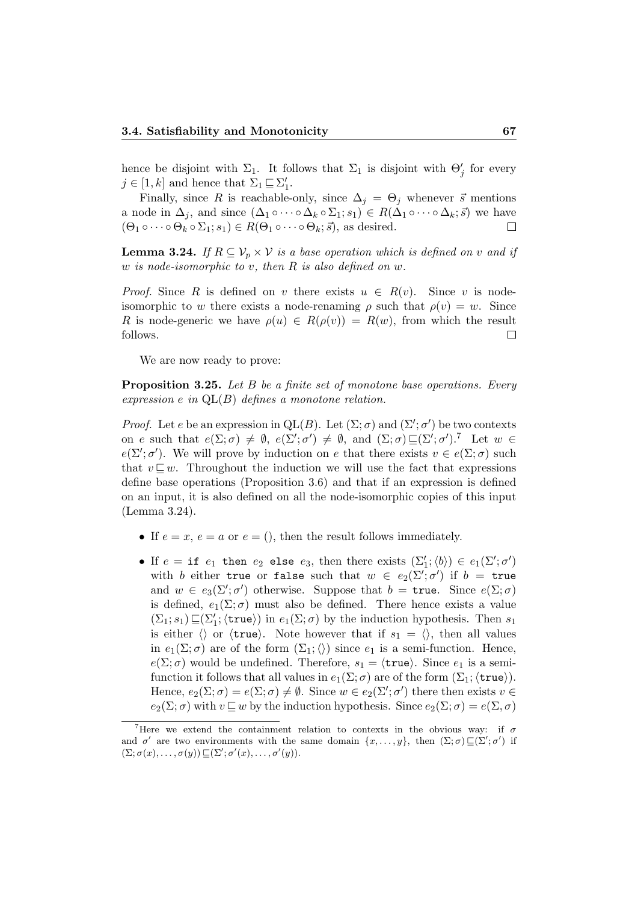hence be disjoint with $\Sigma_1$. It follows that $\Sigma_1$ is disjoint with $\Theta'_j$ for every $j \in [1, k]$ and hence that $\Sigma_1 \sqsubseteq \Sigma'_1$.

Finally, since $R$ is reachable-only, since $\Delta_j = \Theta_j$ whenever $\vec{s}$ mentions a node in $\Delta_j$, and since $(\Delta_1 \circ \cdots \circ \Delta_k \circ \Sigma_1; s_1) \in R(\Delta_1 \circ \cdots \circ \Delta_k; \vec{s})$ we have $(\Theta_1 \circ \cdots \circ \Theta_k \circ \Sigma_1; s_1) \in R(\Theta_1 \circ \cdots \circ \Theta_k; \vec{s})$, as desired. □

**Lemma 3.24.** *If $R \subseteq \mathcal{V}_p \times \mathcal{V}$ is a base operation which is defined on $v$ and if $w$ is node-isomorphic to $v$, then $R$ is also defined on $w$.*

*Proof.* Since $R$ is defined on $v$ there exists $u \in R(v)$. Since $v$ is node-isomorphic to $w$ there exists a node-renaming $\rho$ such that $\rho(v) = w$. Since $R$ is node-generic we have $\rho(u) \in R(\rho(v)) = R(w)$, from which the result follows. □

We are now ready to prove:

**Proposition 3.25.** *Let $B$ be a finite set of monotone base operations. Every expression $e$ in $\mathrm{QL}(B)$ defines a monotone relation.*

*Proof.* Let $e$ be an expression in $\mathrm{QL}(B)$. Let $(\Sigma; \sigma)$ and $(\Sigma'; \sigma')$ be two contexts on $e$ such that $e(\Sigma; \sigma) \neq \emptyset$, $e(\Sigma'; \sigma') \neq \emptyset$, and $(\Sigma; \sigma) \sqsubseteq (\Sigma'; \sigma')$.[7] Let $w \in e(\Sigma'; \sigma')$. We will prove by induction on $e$ that there exists $v \in e(\Sigma; \sigma)$ such that $v \sqsubseteq w$. Throughout the induction we will use the fact that expressions define base operations (Proposition 3.6) and that if an expression is defined on an input, it is also defined on all the node-isomorphic copies of this input (Lemma 3.24).

- If $e = x$, $e = a$ or $e = ()$, then the result follows immediately.
- If $e =$ `if` $e_1$ `then` $e_2$ `else` $e_3$, then there exists $(\Sigma'_1; \langle b \rangle) \in e_1(\Sigma'; \sigma')$ with $b$ either `true` or `false` such that $w \in e_2(\Sigma'; \sigma')$ if $b =$ `true` and $w \in e_3(\Sigma'; \sigma')$ otherwise. Suppose that $b =$ `true`. Since $e(\Sigma; \sigma)$ is defined, $e_1(\Sigma; \sigma)$ must also be defined. There hence exists a value $(\Sigma_1; s_1) \sqsubseteq (\Sigma'_1; \langle \mathtt{true} \rangle)$ in $e_1(\Sigma; \sigma)$ by the induction hypothesis. Then $s_1$ is either $\langle\rangle$ or $\langle \mathtt{true} \rangle$. Note however that if $s_1 = \langle\rangle$, then all values in $e_1(\Sigma; \sigma)$ are of the form $(\Sigma_1; \langle\rangle)$ since $e_1$ is a semi-function. Hence, $e(\Sigma; \sigma)$ would be undefined. Therefore, $s_1 = \langle \mathtt{true} \rangle$. Since $e_1$ is a semi-function it follows that all values in $e_1(\Sigma; \sigma)$ are of the form $(\Sigma_1; \langle \mathtt{true} \rangle)$. Hence, $e_2(\Sigma; \sigma) = e(\Sigma; \sigma) \neq \emptyset$. Since $w \in e_2(\Sigma'; \sigma')$ there then exists $v \in e_2(\Sigma; \sigma)$ with $v \sqsubseteq w$ by the induction hypothesis. Since $e_2(\Sigma; \sigma) = e(\Sigma, \sigma)$

[7] Here we extend the containment relation to contexts in the obvious way: if $\sigma$ and $\sigma'$ are two environments with the same domain $\{x, \ldots, y\}$, then $(\Sigma; \sigma) \sqsubseteq (\Sigma'; \sigma')$ if $(\Sigma; \sigma(x), \ldots, \sigma(y)) \sqsubseteq (\Sigma'; \sigma'(x), \ldots, \sigma'(y))$.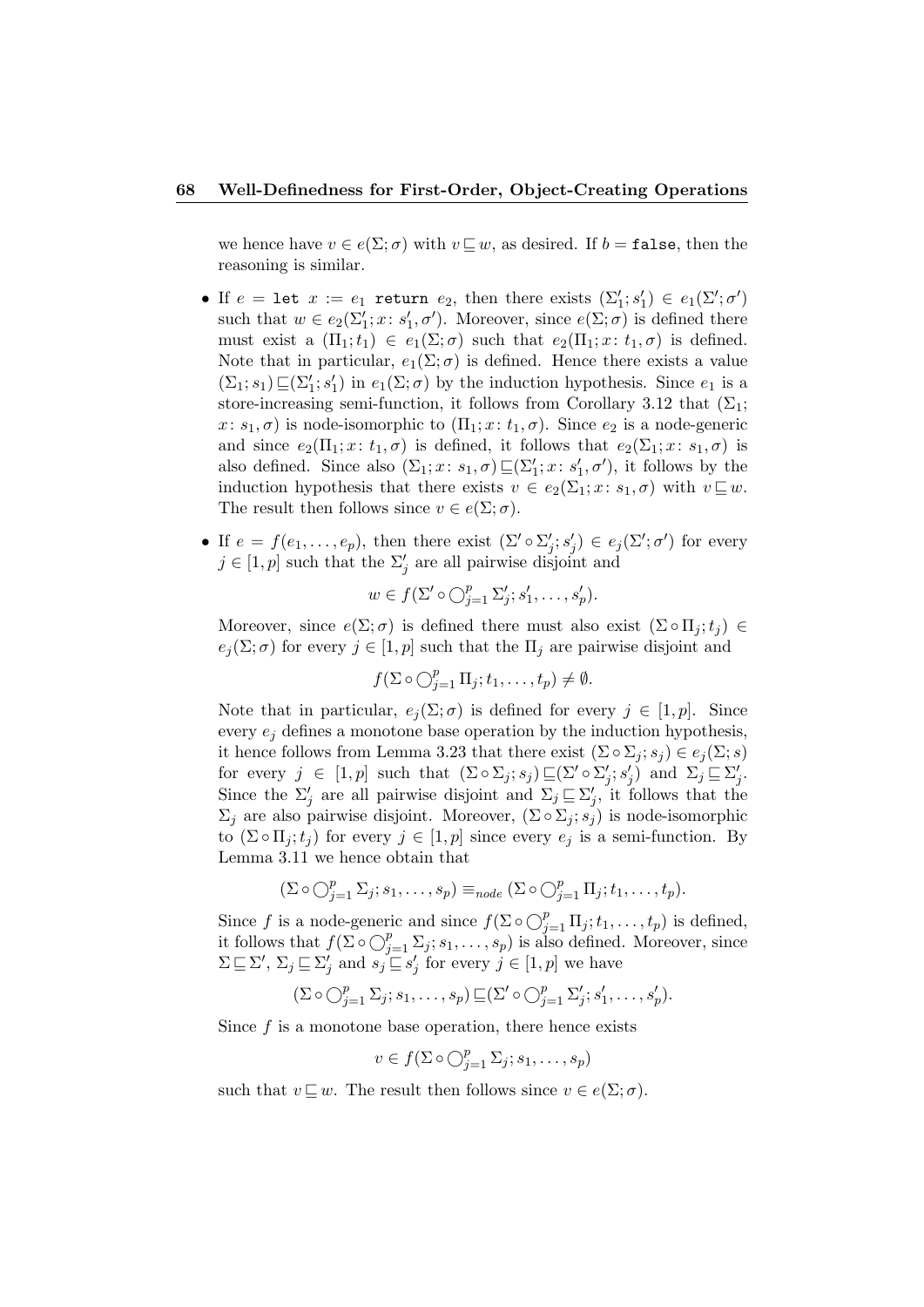we hence have $v \in e(\Sigma; \sigma)$ with $v \sqsubseteq w$, as desired. If $b = \texttt{false}$, then the reasoning is similar.

- If $e = \texttt{let}\ x := e_1\ \texttt{return}\ e_2$, then there exists $(\Sigma_1'; s_1') \in e_1(\Sigma'; \sigma')$ such that $w \in e_2(\Sigma_1'; x\colon s_1', \sigma')$. Moreover, since $e(\Sigma; \sigma)$ is defined there must exist a $(\Pi_1; t_1) \in e_1(\Sigma; \sigma)$ such that $e_2(\Pi_1; x\colon t_1, \sigma)$ is defined. Note that in particular, $e_1(\Sigma; \sigma)$ is defined. Hence there exists a value $(\Sigma_1; s_1) \sqsubseteq (\Sigma_1'; s_1')$ in $e_1(\Sigma; \sigma)$ by the induction hypothesis. Since $e_1$ is a store-increasing semi-function, it follows from Corollary 3.12 that $(\Sigma_1; x\colon s_1, \sigma)$ is node-isomorphic to $(\Pi_1; x\colon t_1, \sigma)$. Since $e_2$ is a node-generic and since $e_2(\Pi_1; x\colon t_1, \sigma)$ is defined, it follows that $e_2(\Sigma_1; x\colon s_1, \sigma)$ is also defined. Since also $(\Sigma_1; x\colon s_1, \sigma) \sqsubseteq (\Sigma_1'; x\colon s_1', \sigma')$, it follows by the induction hypothesis that there exists $v \in e_2(\Sigma_1; x\colon s_1, \sigma)$ with $v \sqsubseteq w$. The result then follows since $v \in e(\Sigma; \sigma)$.

- If $e = f(e_1, \ldots, e_p)$, then there exist $(\Sigma' \circ \Sigma_j'; s_j') \in e_j(\Sigma'; \sigma')$ for every $j \in [1, p]$ such that the $\Sigma_j'$ are all pairwise disjoint and

$$w \in f(\Sigma' \circ \bigcirc_{j=1}^{p} \Sigma_j'; s_1', \ldots, s_p').$$

Moreover, since $e(\Sigma; \sigma)$ is defined there must also exist $(\Sigma \circ \Pi_j; t_j) \in e_j(\Sigma; \sigma)$ for every $j \in [1, p]$ such that the $\Pi_j$ are pairwise disjoint and

$$f(\Sigma \circ \bigcirc_{j=1}^{p} \Pi_j; t_1, \ldots, t_p) \neq \emptyset.$$

Note that in particular, $e_j(\Sigma; \sigma)$ is defined for every $j \in [1, p]$. Since every $e_j$ defines a monotone base operation by the induction hypothesis, it hence follows from Lemma 3.23 that there exist $(\Sigma \circ \Sigma_j; s_j) \in e_j(\Sigma; s)$ for every $j \in [1, p]$ such that $(\Sigma \circ \Sigma_j; s_j) \sqsubseteq (\Sigma' \circ \Sigma_j'; s_j')$ and $\Sigma_j \sqsubseteq \Sigma_j'$. Since the $\Sigma_j'$ are all pairwise disjoint and $\Sigma_j \sqsubseteq \Sigma_j'$, it follows that the $\Sigma_j$ are also pairwise disjoint. Moreover, $(\Sigma \circ \Sigma_j; s_j)$ is node-isomorphic to $(\Sigma \circ \Pi_j; t_j)$ for every $j \in [1, p]$ since every $e_j$ is a semi-function. By Lemma 3.11 we hence obtain that

$$(\Sigma \circ \bigcirc_{j=1}^{p} \Sigma_j; s_1, \ldots, s_p) \equiv_{node} (\Sigma \circ \bigcirc_{j=1}^{p} \Pi_j; t_1, \ldots, t_p).$$

Since $f$ is a node-generic and since $f(\Sigma \circ \bigcirc_{j=1}^{p} \Pi_j; t_1, \ldots, t_p)$ is defined, it follows that $f(\Sigma \circ \bigcirc_{j=1}^{p} \Sigma_j; s_1, \ldots, s_p)$ is also defined. Moreover, since $\Sigma \sqsubseteq \Sigma'$, $\Sigma_j \sqsubseteq \Sigma_j'$ and $s_j \sqsubseteq s_j'$ for every $j \in [1, p]$ we have

$$(\Sigma \circ \bigcirc_{j=1}^{p} \Sigma_j; s_1, \ldots, s_p) \sqsubseteq (\Sigma' \circ \bigcirc_{j=1}^{p} \Sigma_j'; s_1', \ldots, s_p').$$

Since $f$ is a monotone base operation, there hence exists

$$v \in f(\Sigma \circ \bigcirc_{j=1}^{p} \Sigma_j; s_1, \ldots, s_p)$$

such that $v \sqsubseteq w$. The result then follows since $v \in e(\Sigma; \sigma)$.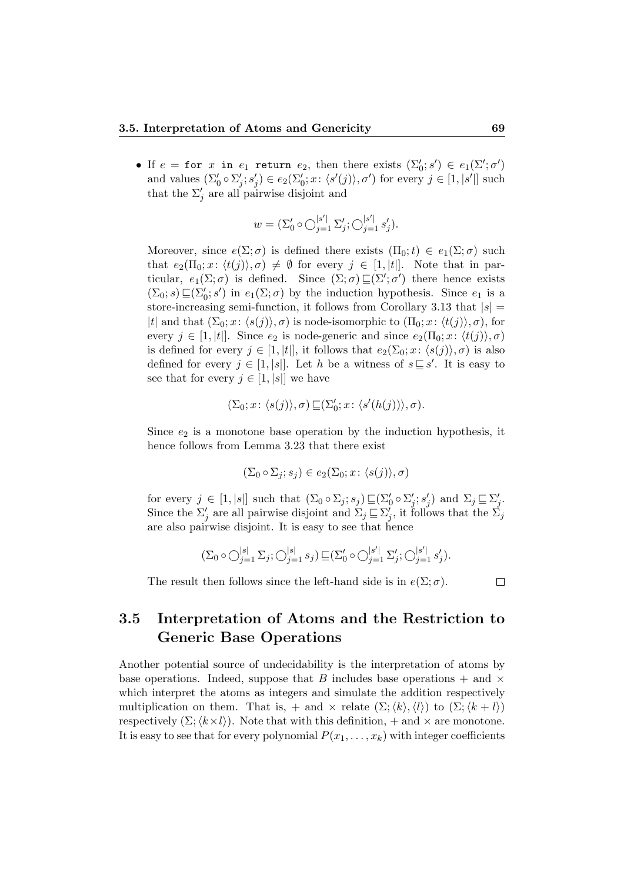- If $e = \texttt{for } x \texttt{ in } e_1 \texttt{ return } e_2$, then there exists $(\Sigma'_0; s') \in e_1(\Sigma'; \sigma')$ and values $(\Sigma'_0 \circ \Sigma'_j; s'_j) \in e_2(\Sigma'_0; x\colon \langle s'(j)\rangle, \sigma')$ for every $j \in [1, |s'|]$ such that the $\Sigma'_j$ are all pairwise disjoint and

$$w = (\Sigma'_0 \circ \bigcirc_{j=1}^{|s'|} \Sigma'_j; \bigcirc_{j=1}^{|s'|} s'_j).$$

Moreover, since $e(\Sigma; \sigma)$ is defined there exists $(\Pi_0; t) \in e_1(\Sigma; \sigma)$ such that $e_2(\Pi_0; x\colon \langle t(j)\rangle, \sigma) \neq \emptyset$ for every $j \in [1, |t|]$. Note that in particular, $e_1(\Sigma; \sigma)$ is defined. Since $(\Sigma; \sigma) \sqsubseteq (\Sigma'; \sigma')$ there hence exists $(\Sigma_0; s) \sqsubseteq (\Sigma'_0; s')$ in $e_1(\Sigma; \sigma)$ by the induction hypothesis. Since $e_1$ is a store-increasing semi-function, it follows from Corollary 3.13 that $|s| = |t|$ and that $(\Sigma_0; x\colon \langle s(j)\rangle, \sigma)$ is node-isomorphic to $(\Pi_0; x\colon \langle t(j)\rangle, \sigma)$, for every $j \in [1, |t|]$. Since $e_2$ is node-generic and since $e_2(\Pi_0; x\colon \langle t(j)\rangle, \sigma)$ is defined for every $j \in [1, |t|]$, it follows that $e_2(\Sigma_0; x\colon \langle s(j)\rangle, \sigma)$ is also defined for every $j \in [1, |s|]$. Let $h$ be a witness of $s \sqsubseteq s'$. It is easy to see that for every $j \in [1, |s|]$ we have

$$(\Sigma_0; x\colon \langle s(j)\rangle, \sigma) \sqsubseteq (\Sigma'_0; x\colon \langle s'(h(j))\rangle, \sigma).$$

Since $e_2$ is a monotone base operation by the induction hypothesis, it hence follows from Lemma 3.23 that there exist

$$(\Sigma_0 \circ \Sigma_j; s_j) \in e_2(\Sigma_0; x\colon \langle s(j)\rangle, \sigma)$$

for every $j \in [1, |s|]$ such that $(\Sigma_0 \circ \Sigma_j; s_j) \sqsubseteq (\Sigma'_0 \circ \Sigma'_j; s'_j)$ and $\Sigma_j \sqsubseteq \Sigma'_j$. Since the $\Sigma'_j$ are all pairwise disjoint and $\Sigma_j \sqsubseteq \Sigma'_j$, it follows that the $\Sigma_j$ are also pairwise disjoint. It is easy to see that hence

$$(\Sigma_0 \circ \bigcirc_{j=1}^{|s|} \Sigma_j; \bigcirc_{j=1}^{|s|} s_j) \sqsubseteq (\Sigma'_0 \circ \bigcirc_{j=1}^{|s'|} \Sigma'_j; \bigcirc_{j=1}^{|s'|} s'_j).$$

The result then follows since the left-hand side is in $e(\Sigma; \sigma)$. □

## 3.5 Interpretation of Atoms and the Restriction to Generic Base Operations

Another potential source of undecidability is the interpretation of atoms by base operations. Indeed, suppose that $B$ includes base operations $+$ and $\times$ which interpret the atoms as integers and simulate the addition respectively multiplication on them. That is, $+$ and $\times$ relate $(\Sigma; \langle k\rangle, \langle l\rangle)$ to $(\Sigma; \langle k + l\rangle)$ respectively $(\Sigma; \langle k \times l\rangle)$. Note that with this definition, $+$ and $\times$ are monotone. It is easy to see that for every polynomial $P(x_1, \dots, x_k)$ with integer coefficients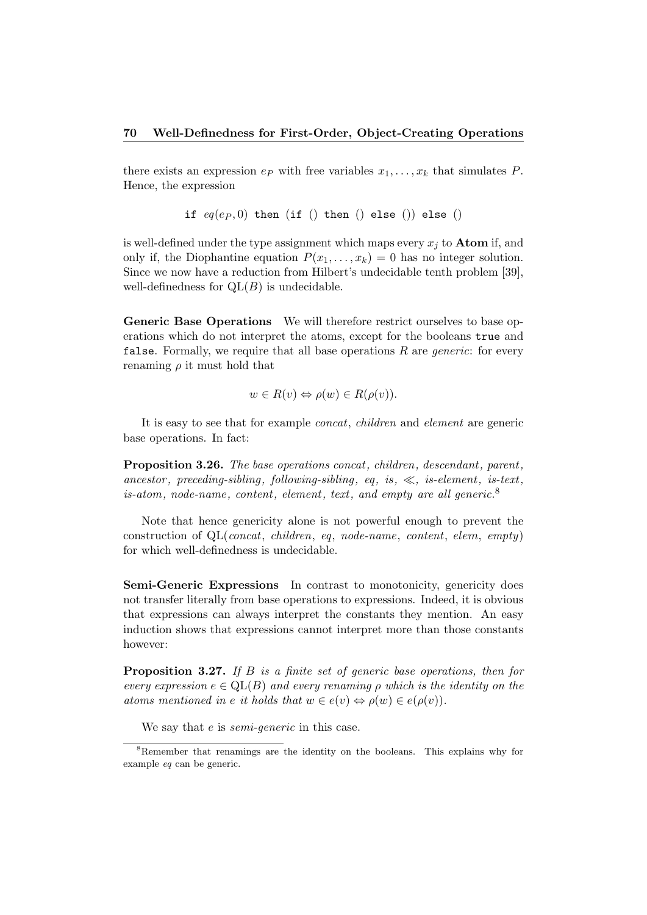there exists an expression $e_P$ with free variables $x_1, \ldots, x_k$ that simulates $P$. Hence, the expression

$$\texttt{if } eq(e_P, 0) \texttt{ then } (\texttt{if } () \texttt{ then } () \texttt{ else } ()) \texttt{ else } ()$$

is well-defined under the type assignment which maps every $x_j$ to **Atom** if, and only if, the Diophantine equation $P(x_1, \ldots, x_k) = 0$ has no integer solution. Since we now have a reduction from Hilbert's undecidable tenth problem [39], well-definedness for $\mathrm{QL}(B)$ is undecidable.

**Generic Base Operations** We will therefore restrict ourselves to base operations which do not interpret the atoms, except for the booleans `true` and `false`. Formally, we require that all base operations $R$ are *generic*: for every renaming $\rho$ it must hold that

$$w \in R(v) \Leftrightarrow \rho(w) \in R(\rho(v)).$$

It is easy to see that for example *concat*, *children* and *element* are generic base operations. In fact:

**Proposition 3.26.** *The base operations concat, children, descendant, parent, ancestor, preceding-sibling, following-sibling, eq, is, $\ll$, is-element, is-text, is-atom, node-name, content, element, text, and empty are all generic.*[8]

Note that hence genericity alone is not powerful enough to prevent the construction of $\mathrm{QL}(concat, children, eq, node\text{-}name, content, elem, empty)$ for which well-definedness is undecidable.

**Semi-Generic Expressions** In contrast to monotonicity, genericity does not transfer literally from base operations to expressions. Indeed, it is obvious that expressions can always interpret the constants they mention. An easy induction shows that expressions cannot interpret more than those constants however:

**Proposition 3.27.** *If $B$ is a finite set of generic base operations, then for every expression $e \in \mathrm{QL}(B)$ and every renaming $\rho$ which is the identity on the atoms mentioned in $e$ it holds that $w \in e(v) \Leftrightarrow \rho(w) \in e(\rho(v))$.*

We say that $e$ is *semi-generic* in this case.

[8] Remember that renamings are the identity on the booleans. This explains why for example *eq* can be generic.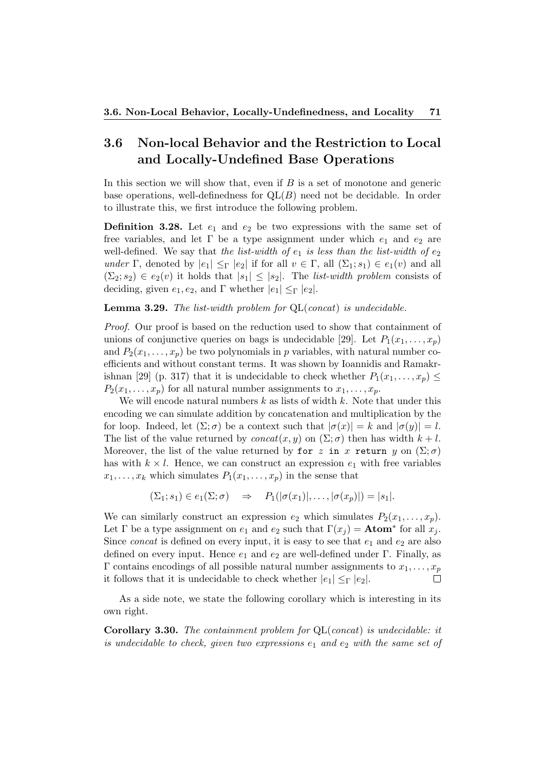## 3.6 Non-local Behavior and the Restriction to Local and Locally-Undefined Base Operations

In this section we will show that, even if $B$ is a set of monotone and generic base operations, well-definedness for $\mathrm{QL}(B)$ need not be decidable. In order to illustrate this, we first introduce the following problem.

**Definition 3.28.** Let $e_1$ and $e_2$ be two expressions with the same set of free variables, and let $\Gamma$ be a type assignment under which $e_1$ and $e_2$ are well-defined. We say that *the list-width of $e_1$ is less than the list-width of $e_2$ under* $\Gamma$, denoted by $|e_1| \leq_\Gamma |e_2|$ if for all $v \in \Gamma$, all $(\Sigma_1; s_1) \in e_1(v)$ and all $(\Sigma_2; s_2) \in e_2(v)$ it holds that $|s_1| \leq |s_2|$. The *list-width problem* consists of deciding, given $e_1, e_2$, and $\Gamma$ whether $|e_1| \leq_\Gamma |e_2|$.

**Lemma 3.29.** *The list-width problem for* $\mathrm{QL}(\mathit{concat})$ *is undecidable.*

*Proof.* Our proof is based on the reduction used to show that containment of unions of conjunctive queries on bags is undecidable [29]. Let $P_1(x_1, \ldots, x_p)$ and $P_2(x_1, \ldots, x_p)$ be two polynomials in $p$ variables, with natural number coefficients and without constant terms. It was shown by Ioannidis and Ramakrishnan [29] (p. 317) that it is undecidable to check whether $P_1(x_1, \ldots, x_p) \leq P_2(x_1, \ldots, x_p)$ for all natural number assignments to $x_1, \ldots, x_p$.

We will encode natural numbers $k$ as lists of width $k$. Note that under this encoding we can simulate addition by concatenation and multiplication by the for loop. Indeed, let $(\Sigma; \sigma)$ be a context such that $|\sigma(x)| = k$ and $|\sigma(y)| = l$. The list of the value returned by $\mathit{concat}(x, y)$ on $(\Sigma; \sigma)$ then has width $k + l$. Moreover, the list of the value returned by `for` $z$ `in` $x$ `return` $y$ on $(\Sigma; \sigma)$ has with $k \times l$. Hence, we can construct an expression $e_1$ with free variables $x_1, \ldots, x_k$ which simulates $P_1(x_1, \ldots, x_p)$ in the sense that

$$(\Sigma_1; s_1) \in e_1(\Sigma; \sigma) \quad \Rightarrow \quad P_1(|\sigma(x_1)|, \ldots, |\sigma(x_p)|) = |s_1|.$$

We can similarly construct an expression $e_2$ which simulates $P_2(x_1, \ldots, x_p)$. Let $\Gamma$ be a type assignment on $e_1$ and $e_2$ such that $\Gamma(x_j) = \mathbf{Atom}^*$ for all $x_j$. Since *concat* is defined on every input, it is easy to see that $e_1$ and $e_2$ are also defined on every input. Hence $e_1$ and $e_2$ are well-defined under $\Gamma$. Finally, as $\Gamma$ contains encodings of all possible natural number assignments to $x_1, \ldots, x_p$ it follows that it is undecidable to check whether $|e_1| \leq_\Gamma |e_2|$. $\square$

As a side note, we state the following corollary which is interesting in its own right.

**Corollary 3.30.** *The containment problem for* $\mathrm{QL}(\mathit{concat})$ *is undecidable: it is undecidable to check, given two expressions $e_1$ and $e_2$ with the same set of*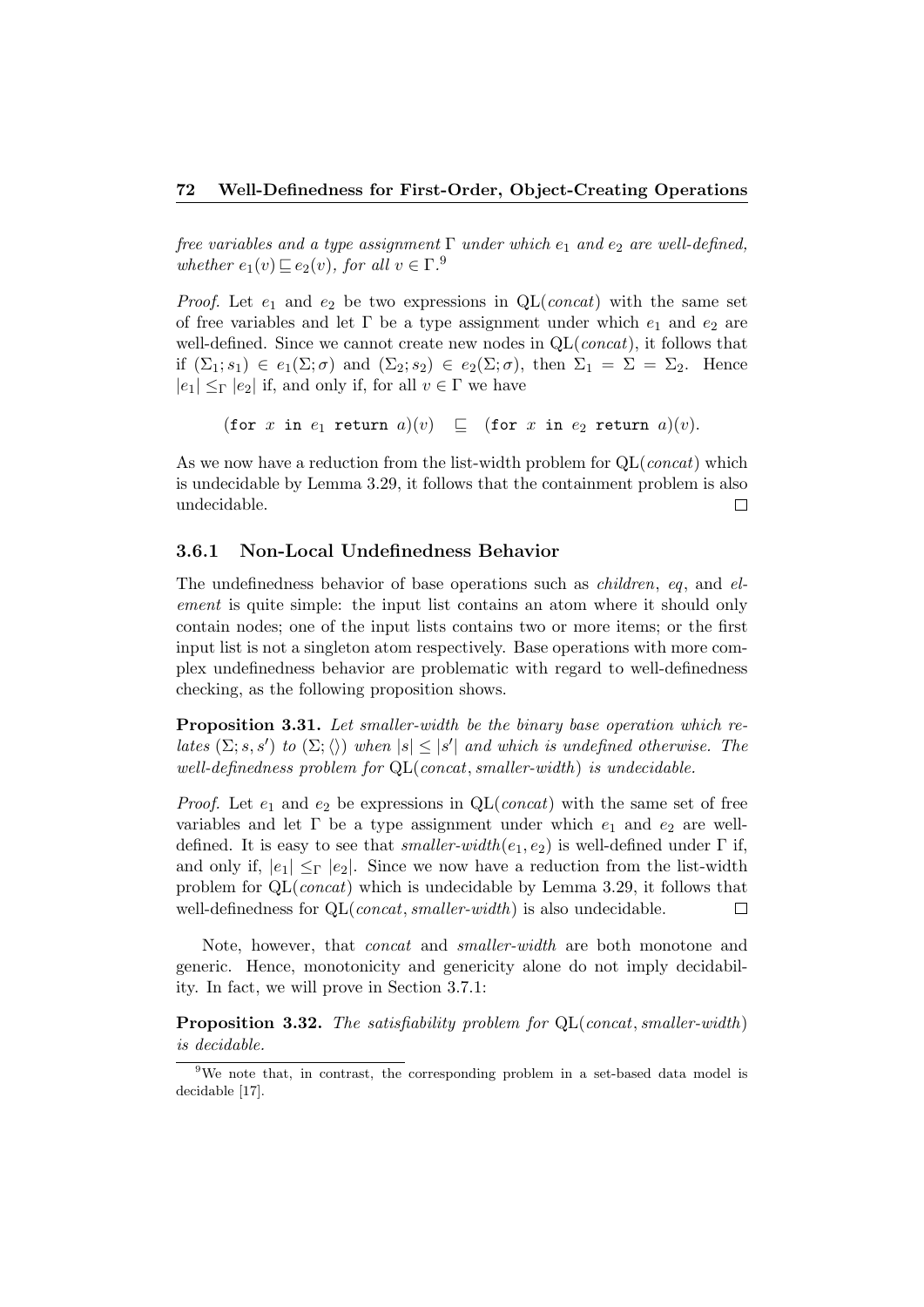*free variables and a type assignment* $\Gamma$ *under which* $e_1$ *and* $e_2$ *are well-defined, whether* $e_1(v) \sqsubseteq e_2(v)$*, for all* $v \in \Gamma$.[9]

*Proof.* Let $e_1$ and $e_2$ be two expressions in QL(*concat*) with the same set of free variables and let $\Gamma$ be a type assignment under which $e_1$ and $e_2$ are well-defined. Since we cannot create new nodes in QL(*concat*), it follows that if $(\Sigma_1; s_1) \in e_1(\Sigma; \sigma)$ and $(\Sigma_2; s_2) \in e_2(\Sigma; \sigma)$, then $\Sigma_1 = \Sigma = \Sigma_2$. Hence $|e_1| \leq_\Gamma |e_2|$ if, and only if, for all $v \in \Gamma$ we have

$$(\texttt{for } x \texttt{ in } e_1 \texttt{ return } a)(v) \quad \sqsubseteq \quad (\texttt{for } x \texttt{ in } e_2 \texttt{ return } a)(v).$$

As we now have a reduction from the list-width problem for QL(*concat*) which is undecidable by Lemma 3.29, it follows that the containment problem is also undecidable. ◻

### 3.6.1 Non-Local Undefinedness Behavior

The undefinedness behavior of base operations such as *children*, *eq*, and *element* is quite simple: the input list contains an atom where it should only contain nodes; one of the input lists contains two or more items; or the first input list is not a singleton atom respectively. Base operations with more complex undefinedness behavior are problematic with regard to well-definedness checking, as the following proposition shows.

**Proposition 3.31.** *Let smaller-width be the binary base operation which relates* $(\Sigma; s, s')$ *to* $(\Sigma; \langle\rangle)$ *when* $|s| \leq |s'|$ *and which is undefined otherwise. The well-definedness problem for* QL(*concat*, *smaller-width*) *is undecidable.*

*Proof.* Let $e_1$ and $e_2$ be expressions in QL(*concat*) with the same set of free variables and let $\Gamma$ be a type assignment under which $e_1$ and $e_2$ are well-defined. It is easy to see that *smaller-width*$(e_1, e_2)$ is well-defined under $\Gamma$ if, and only if, $|e_1| \leq_\Gamma |e_2|$. Since we now have a reduction from the list-width problem for QL(*concat*) which is undecidable by Lemma 3.29, it follows that well-definedness for QL(*concat*, *smaller-width*) is also undecidable. ◻

Note, however, that *concat* and *smaller-width* are both monotone and generic. Hence, monotonicity and genericity alone do not imply decidability. In fact, we will prove in Section 3.7.1:

**Proposition 3.32.** *The satisfiability problem for* QL(*concat*, *smaller-width*) *is decidable.*

---

[9] We note that, in contrast, the corresponding problem in a set-based data model is decidable [17].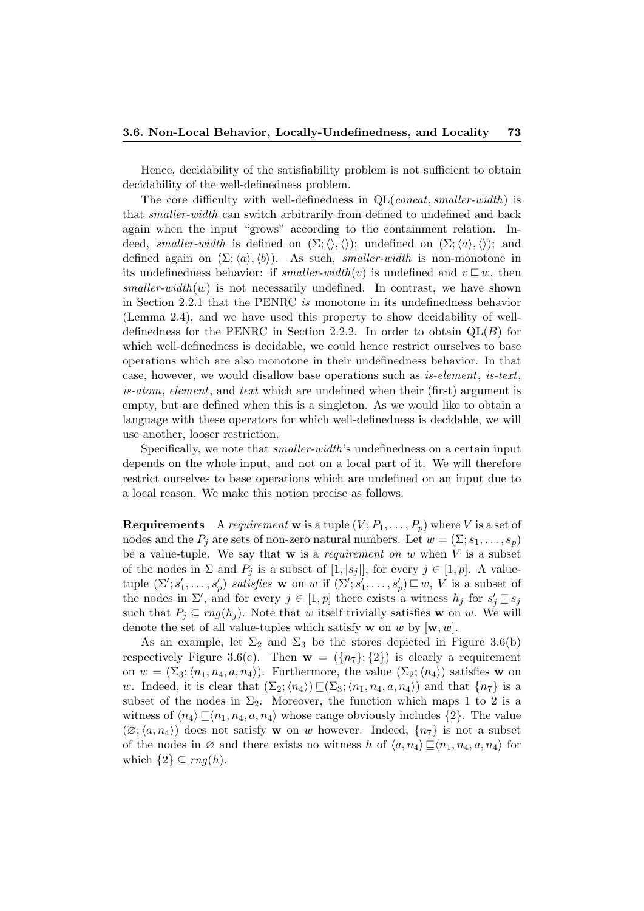Hence, decidability of the satisfiability problem is not sufficient to obtain decidability of the well-definedness problem.

The core difficulty with well-definedness in QL(*concat*, *smaller-width*) is that *smaller-width* can switch arbitrarily from defined to undefined and back again when the input "grows" according to the containment relation. Indeed, *smaller-width* is defined on $(\Sigma; \langle\rangle, \langle\rangle)$; undefined on $(\Sigma; \langle a\rangle, \langle\rangle)$; and defined again on $(\Sigma; \langle a\rangle, \langle b\rangle)$. As such, *smaller-width* is non-monotone in its undefinedness behavior: if *smaller-width*$(v)$ is undefined and $v \sqsubseteq w$, then *smaller-width*$(w)$ is not necessarily undefined. In contrast, we have shown in Section 2.2.1 that the PENRC *is* monotone in its undefinedness behavior (Lemma 2.4), and we have used this property to show decidability of well-definedness for the PENRC in Section 2.2.2. In order to obtain QL($B$) for which well-definedness is decidable, we could hence restrict ourselves to base operations which are also monotone in their undefinedness behavior. In that case, however, we would disallow base operations such as *is-element*, *is-text*, *is-atom*, *element*, and *text* which are undefined when their (first) argument is empty, but are defined when this is a singleton. As we would like to obtain a language with these operators for which well-definedness is decidable, we will use another, looser restriction.

Specifically, we note that *smaller-width*'s undefinedness on a certain input depends on the whole input, and not on a local part of it. We will therefore restrict ourselves to base operations which are undefined on an input due to a local reason. We make this notion precise as follows.

**Requirements** A *requirement* $\mathbf{w}$ is a tuple $(V; P_1, \ldots, P_p)$ where $V$ is a set of nodes and the $P_j$ are sets of non-zero natural numbers. Let $w = (\Sigma; s_1, \ldots, s_p)$ be a value-tuple. We say that $\mathbf{w}$ is a *requirement on* $w$ when $V$ is a subset of the nodes in $\Sigma$ and $P_j$ is a subset of $[1, |s_j|]$, for every $j \in [1, p]$. A value-tuple $(\Sigma'; s'_1, \ldots, s'_p)$ *satisfies* $\mathbf{w}$ on $w$ if $(\Sigma'; s'_1, \ldots, s'_p) \sqsubseteq w$, $V$ is a subset of the nodes in $\Sigma'$, and for every $j \in [1, p]$ there exists a witness $h_j$ for $s'_j \sqsubseteq s_j$ such that $P_j \subseteq rng(h_j)$. Note that $w$ itself trivially satisfies $\mathbf{w}$ on $w$. We will denote the set of all value-tuples which satisfy $\mathbf{w}$ on $w$ by $[\mathbf{w}, w]$.

As an example, let $\Sigma_2$ and $\Sigma_3$ be the stores depicted in Figure 3.6(b) respectively Figure 3.6(c). Then $\mathbf{w} = (\{n_7\}; \{2\})$ is clearly a requirement on $w = (\Sigma_3; \langle n_1, n_4, a, n_4\rangle)$. Furthermore, the value $(\Sigma_2; \langle n_4\rangle)$ satisfies $\mathbf{w}$ on $w$. Indeed, it is clear that $(\Sigma_2; \langle n_4\rangle) \sqsubseteq (\Sigma_3; \langle n_1, n_4, a, n_4\rangle)$ and that $\{n_7\}$ is a subset of the nodes in $\Sigma_2$. Moreover, the function which maps 1 to 2 is a witness of $\langle n_4\rangle \sqsubseteq \langle n_1, n_4, a, n_4\rangle$ whose range obviously includes $\{2\}$. The value $(\varnothing; \langle a, n_4\rangle)$ does not satisfy $\mathbf{w}$ on $w$ however. Indeed, $\{n_7\}$ is not a subset of the nodes in $\varnothing$ and there exists no witness $h$ of $\langle a, n_4\rangle \sqsubseteq \langle n_1, n_4, a, n_4\rangle$ for which $\{2\} \subseteq rng(h)$.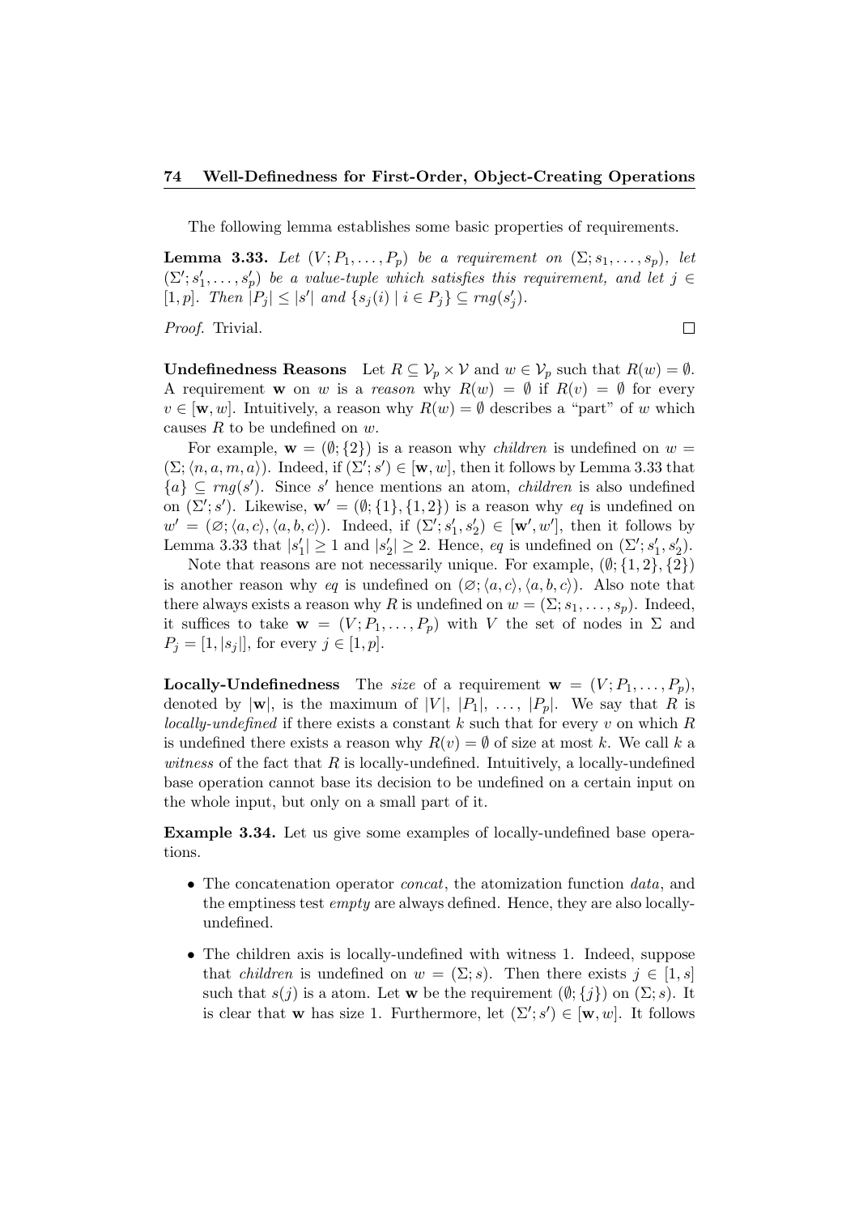The following lemma establishes some basic properties of requirements.

**Lemma 3.33.** *Let $(V; P_1, \ldots, P_p)$ be a requirement on $(\Sigma; s_1, \ldots, s_p)$, let $(\Sigma'; s'_1, \ldots, s'_p)$ be a value-tuple which satisfies this requirement, and let $j \in [1, p]$. Then $|P_j| \leq |s'|$ and $\{s_j(i) \mid i \in P_j\} \subseteq rng(s'_j)$.*

*Proof.* Trivial. $\square$

**Undefinedness Reasons** Let $R \subseteq \mathcal{V}_p \times \mathcal{V}$ and $w \in \mathcal{V}_p$ such that $R(w) = \emptyset$. A requirement $\mathbf{w}$ on $w$ is a *reason* why $R(w) = \emptyset$ if $R(v) = \emptyset$ for every $v \in [\mathbf{w}, w]$. Intuitively, a reason why $R(w) = \emptyset$ describes a "part" of $w$ which causes $R$ to be undefined on $w$.

For example, $\mathbf{w} = (\emptyset; \{2\})$ is a reason why *children* is undefined on $w = (\Sigma; \langle n, a, m, a \rangle)$. Indeed, if $(\Sigma'; s') \in [\mathbf{w}, w]$, then it follows by Lemma 3.33 that $\{a\} \subseteq rng(s')$. Since $s'$ hence mentions an atom, *children* is also undefined on $(\Sigma'; s')$. Likewise, $\mathbf{w}' = (\emptyset; \{1\}, \{1, 2\})$ is a reason why *eq* is undefined on $w' = (\varnothing; \langle a, c \rangle, \langle a, b, c \rangle)$. Indeed, if $(\Sigma'; s'_1, s'_2) \in [\mathbf{w}', w']$, then it follows by Lemma 3.33 that $|s'_1| \geq 1$ and $|s'_2| \geq 2$. Hence, *eq* is undefined on $(\Sigma'; s'_1, s'_2)$.

Note that reasons are not necessarily unique. For example, $(\emptyset; \{1, 2\}, \{2\})$ is another reason why *eq* is undefined on $(\varnothing; \langle a, c \rangle, \langle a, b, c \rangle)$. Also note that there always exists a reason why $R$ is undefined on $w = (\Sigma; s_1, \ldots, s_p)$. Indeed, it suffices to take $\mathbf{w} = (V; P_1, \ldots, P_p)$ with $V$ the set of nodes in $\Sigma$ and $P_j = [1, |s_j|]$, for every $j \in [1, p]$.

**Locally-Undefinedness** The *size* of a requirement $\mathbf{w} = (V; P_1, \ldots, P_p)$, denoted by $|\mathbf{w}|$, is the maximum of $|V|$, $|P_1|$, $\ldots$, $|P_p|$. We say that $R$ is *locally-undefined* if there exists a constant $k$ such that for every $v$ on which $R$ is undefined there exists a reason why $R(v) = \emptyset$ of size at most $k$. We call $k$ a *witness* of the fact that $R$ is locally-undefined. Intuitively, a locally-undefined base operation cannot base its decision to be undefined on a certain input on the whole input, but only on a small part of it.

**Example 3.34.** Let us give some examples of locally-undefined base operations.

- The concatenation operator *concat*, the atomization function *data*, and the emptiness test *empty* are always defined. Hence, they are also locally-undefined.
- The children axis is locally-undefined with witness 1. Indeed, suppose that *children* is undefined on $w = (\Sigma; s)$. Then there exists $j \in [1, s]$ such that $s(j)$ is a atom. Let $\mathbf{w}$ be the requirement $(\emptyset; \{j\})$ on $(\Sigma; s)$. It is clear that $\mathbf{w}$ has size 1. Furthermore, let $(\Sigma'; s') \in [\mathbf{w}, w]$. It follows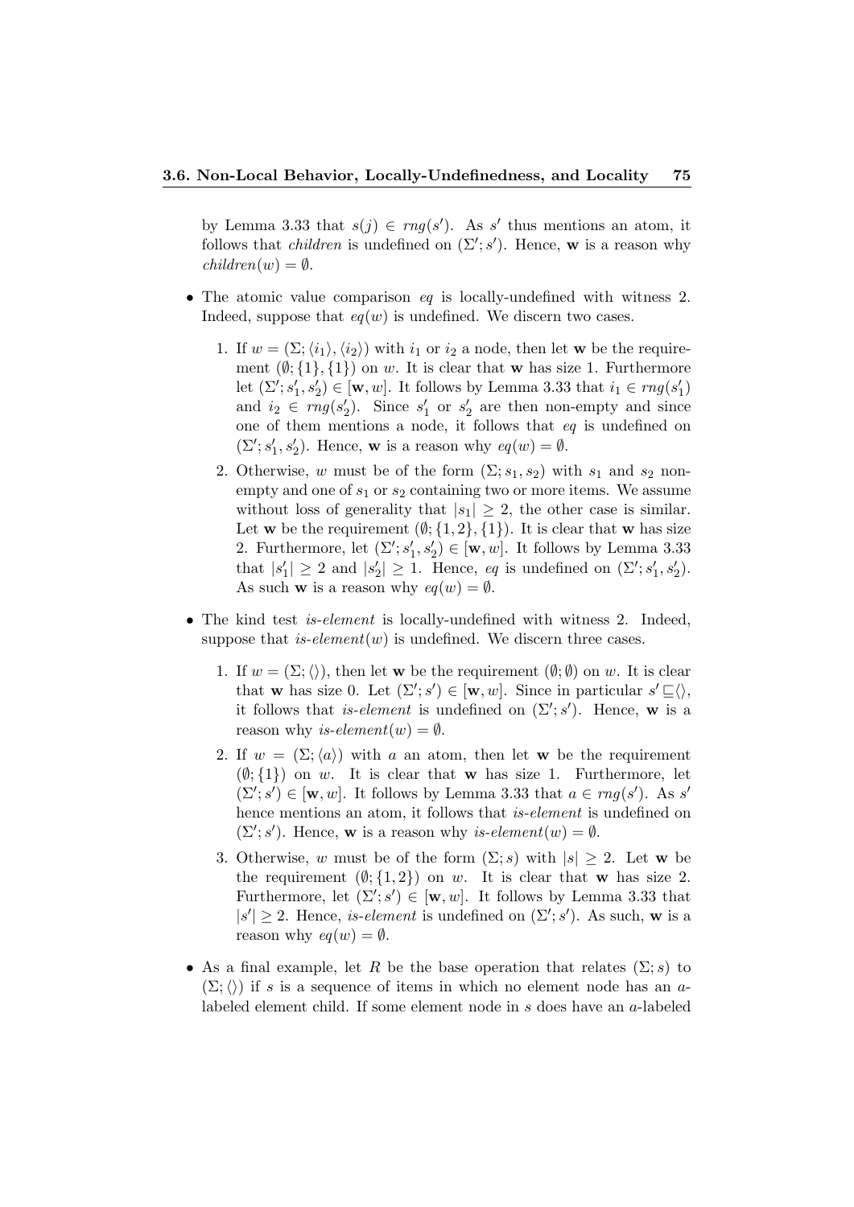by Lemma 3.33 that $s(j) \in rng(s')$. As $s'$ thus mentions an atom, it follows that *children* is undefined on $(\Sigma'; s')$. Hence, $\mathbf{w}$ is a reason why $children(w) = \emptyset$.

- The atomic value comparison *eq* is locally-undefined with witness 2. Indeed, suppose that $eq(w)$ is undefined. We discern two cases.

  1. If $w = (\Sigma; \langle i_1 \rangle, \langle i_2 \rangle)$ with $i_1$ or $i_2$ a node, then let $\mathbf{w}$ be the requirement $(\emptyset; \{1\}, \{1\})$ on $w$. It is clear that $\mathbf{w}$ has size 1. Furthermore let $(\Sigma'; s'_1, s'_2) \in [\mathbf{w}, w]$. It follows by Lemma 3.33 that $i_1 \in rng(s'_1)$ and $i_2 \in rng(s'_2)$. Since $s'_1$ or $s'_2$ are then non-empty and since one of them mentions a node, it follows that *eq* is undefined on $(\Sigma'; s'_1, s'_2)$. Hence, $\mathbf{w}$ is a reason why $eq(w) = \emptyset$.
  2. Otherwise, $w$ must be of the form $(\Sigma; s_1, s_2)$ with $s_1$ and $s_2$ non-empty and one of $s_1$ or $s_2$ containing two or more items. We assume without loss of generality that $|s_1| \geq 2$, the other case is similar. Let $\mathbf{w}$ be the requirement $(\emptyset; \{1, 2\}, \{1\})$. It is clear that $\mathbf{w}$ has size 2. Furthermore, let $(\Sigma'; s'_1, s'_2) \in [\mathbf{w}, w]$. It follows by Lemma 3.33 that $|s'_1| \geq 2$ and $|s'_2| \geq 1$. Hence, *eq* is undefined on $(\Sigma'; s'_1, s'_2)$. As such $\mathbf{w}$ is a reason why $eq(w) = \emptyset$.

- The kind test *is-element* is locally-undefined with witness 2. Indeed, suppose that *is-element*$(w)$ is undefined. We discern three cases.

  1. If $w = (\Sigma; \langle\rangle)$, then let $\mathbf{w}$ be the requirement $(\emptyset; \emptyset)$ on $w$. It is clear that $\mathbf{w}$ has size 0. Let $(\Sigma'; s') \in [\mathbf{w}, w]$. Since in particular $s' \sqsubseteq \langle\rangle$, it follows that *is-element* is undefined on $(\Sigma'; s')$. Hence, $\mathbf{w}$ is a reason why *is-element*$(w) = \emptyset$.
  2. If $w = (\Sigma; \langle a \rangle)$ with $a$ an atom, then let $\mathbf{w}$ be the requirement $(\emptyset; \{1\})$ on $w$. It is clear that $\mathbf{w}$ has size 1. Furthermore, let $(\Sigma'; s') \in [\mathbf{w}, w]$. It follows by Lemma 3.33 that $a \in rng(s')$. As $s'$ hence mentions an atom, it follows that *is-element* is undefined on $(\Sigma'; s')$. Hence, $\mathbf{w}$ is a reason why *is-element*$(w) = \emptyset$.
  3. Otherwise, $w$ must be of the form $(\Sigma; s)$ with $|s| \geq 2$. Let $\mathbf{w}$ be the requirement $(\emptyset; \{1, 2\})$ on $w$. It is clear that $\mathbf{w}$ has size 2. Furthermore, let $(\Sigma'; s') \in [\mathbf{w}, w]$. It follows by Lemma 3.33 that $|s'| \geq 2$. Hence, *is-element* is undefined on $(\Sigma'; s')$. As such, $\mathbf{w}$ is a reason why $eq(w) = \emptyset$.

- As a final example, let $R$ be the base operation that relates $(\Sigma; s)$ to $(\Sigma; \langle\rangle)$ if $s$ is a sequence of items in which no element node has an $a$-labeled element child. If some element node in $s$ does have an $a$-labeled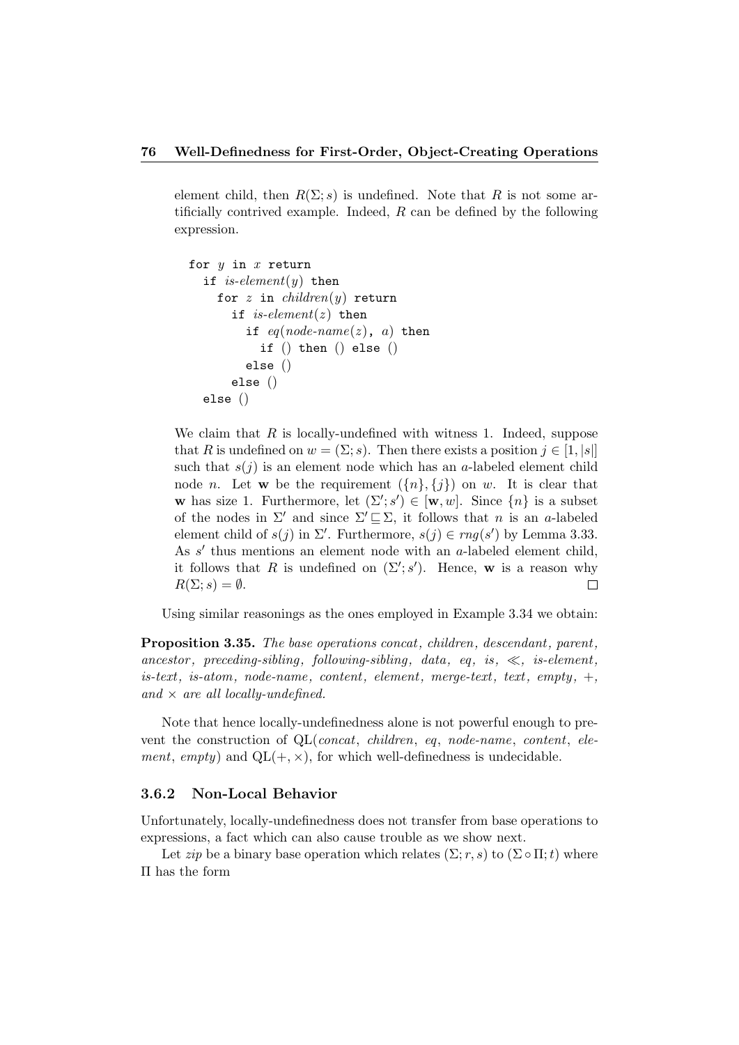element child, then $R(\Sigma; s)$ is undefined. Note that $R$ is not some artificially contrived example. Indeed, $R$ can be defined by the following expression.

```
for y in x return
  if is-element(y) then
    for z in children(y) return
      if is-element(z) then
        if eq(node-name(z), a) then
          if () then () else ()
        else ()
      else ()
  else ()
```

We claim that $R$ is locally-undefined with witness 1. Indeed, suppose that $R$ is undefined on $w = (\Sigma; s)$. Then there exists a position $j \in [1, |s|]$ such that $s(j)$ is an element node which has an $a$-labeled element child node $n$. Let $\mathbf{w}$ be the requirement $(\{n\}, \{j\})$ on $w$. It is clear that $\mathbf{w}$ has size 1. Furthermore, let $(\Sigma'; s') \in [\mathbf{w}, w]$. Since $\{n\}$ is a subset of the nodes in $\Sigma'$ and since $\Sigma' \sqsubseteq \Sigma$, it follows that $n$ is an $a$-labeled element child of $s(j)$ in $\Sigma'$. Furthermore, $s(j) \in rng(s')$ by Lemma 3.33. As $s'$ thus mentions an element node with an $a$-labeled element child, it follows that $R$ is undefined on $(\Sigma'; s')$. Hence, $\mathbf{w}$ is a reason why $R(\Sigma; s) = \emptyset$. $\square$

Using similar reasonings as the ones employed in Example 3.34 we obtain:

**Proposition 3.35.** *The base operations concat, children, descendant, parent, ancestor, preceding-sibling, following-sibling, data, eq, is, $\ll$, is-element, is-text, is-atom, node-name, content, element, merge-text, text, empty, $+$, and $\times$ are all locally-undefined.*

Note that hence locally-undefinedness alone is not powerful enough to prevent the construction of QL(*concat*, *children*, *eq*, *node-name*, *content*, *element*, *empty*) and QL($+, \times$), for which well-definedness is undecidable.

### 3.6.2 Non-Local Behavior

Unfortunately, locally-undefinedness does not transfer from base operations to expressions, a fact which can also cause trouble as we show next.

Let *zip* be a binary base operation which relates $(\Sigma; r, s)$ to $(\Sigma \circ \Pi; t)$ where $\Pi$ has the form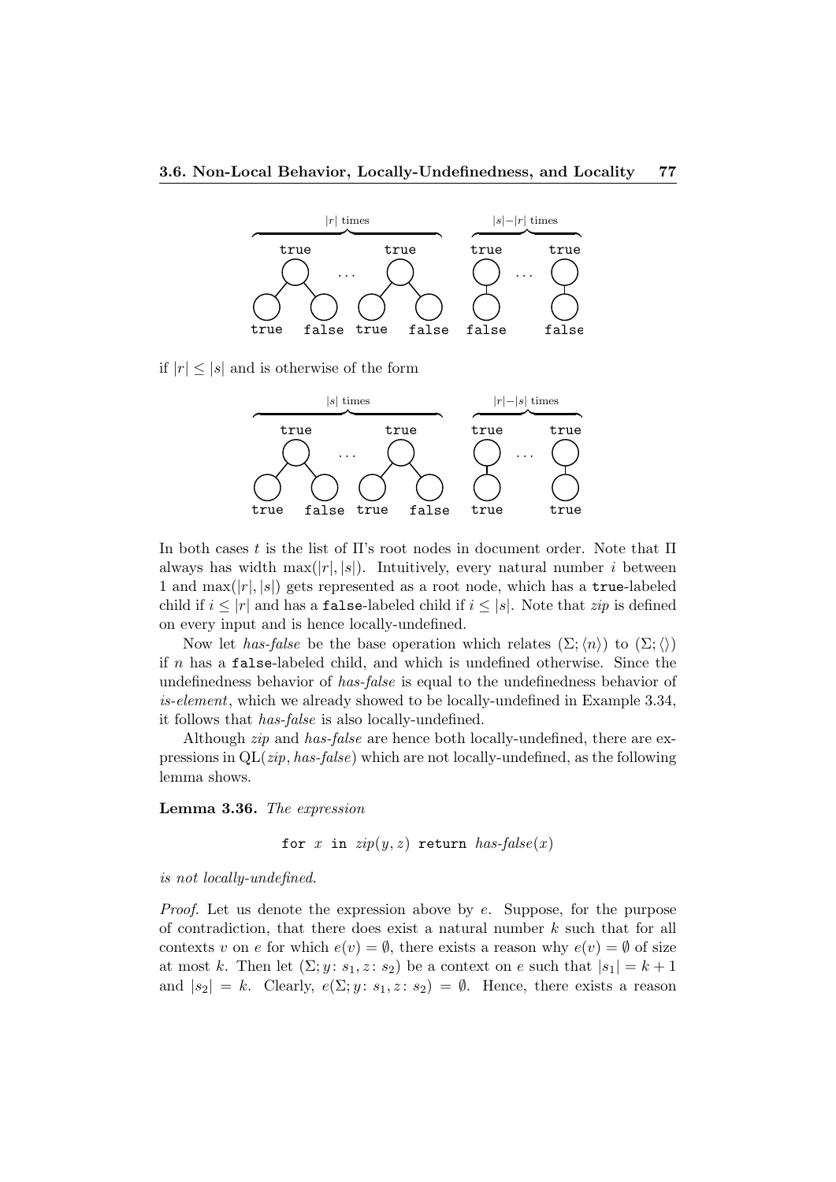if $|r| \leq |s|$ and is otherwise of the form

In both cases $t$ is the list of $\Pi$'s root nodes in document order. Note that $\Pi$ always has width $\max(|r|, |s|)$. Intuitively, every natural number $i$ between 1 and $\max(|r|, |s|)$ gets represented as a root node, which has a `true`-labeled child if $i \leq |r|$ and has a `false`-labeled child if $i \leq |s|$. Note that *zip* is defined on every input and is hence locally-undefined.

Now let *has-false* be the base operation which relates $(\Sigma; \langle n \rangle)$ to $(\Sigma; \langle\rangle)$ if $n$ has a `false`-labeled child, and which is undefined otherwise. Since the undefinedness behavior of *has-false* is equal to the undefinedness behavior of *is-element*, which we already showed to be locally-undefined in Example 3.34, it follows that *has-false* is also locally-undefined.

Although *zip* and *has-false* are hence both locally-undefined, there are expressions in $\mathrm{QL}(zip, \textit{has-false})$ which are not locally-undefined, as the following lemma shows.

**Lemma 3.36.** *The expression*

$$\texttt{for } x \texttt{ in } zip(y, z) \texttt{ return } \textit{has-false}(x)$$

*is not locally-undefined.*

*Proof.* Let us denote the expression above by $e$. Suppose, for the purpose of contradiction, that there does exist a natural number $k$ such that for all contexts $v$ on $e$ for which $e(v) = \emptyset$, there exists a reason why $e(v) = \emptyset$ of size at most $k$. Then let $(\Sigma; y\colon s_1, z\colon s_2)$ be a context on $e$ such that $|s_1| = k + 1$ and $|s_2| = k$. Clearly, $e(\Sigma; y\colon s_1, z\colon s_2) = \emptyset$. Hence, there exists a reason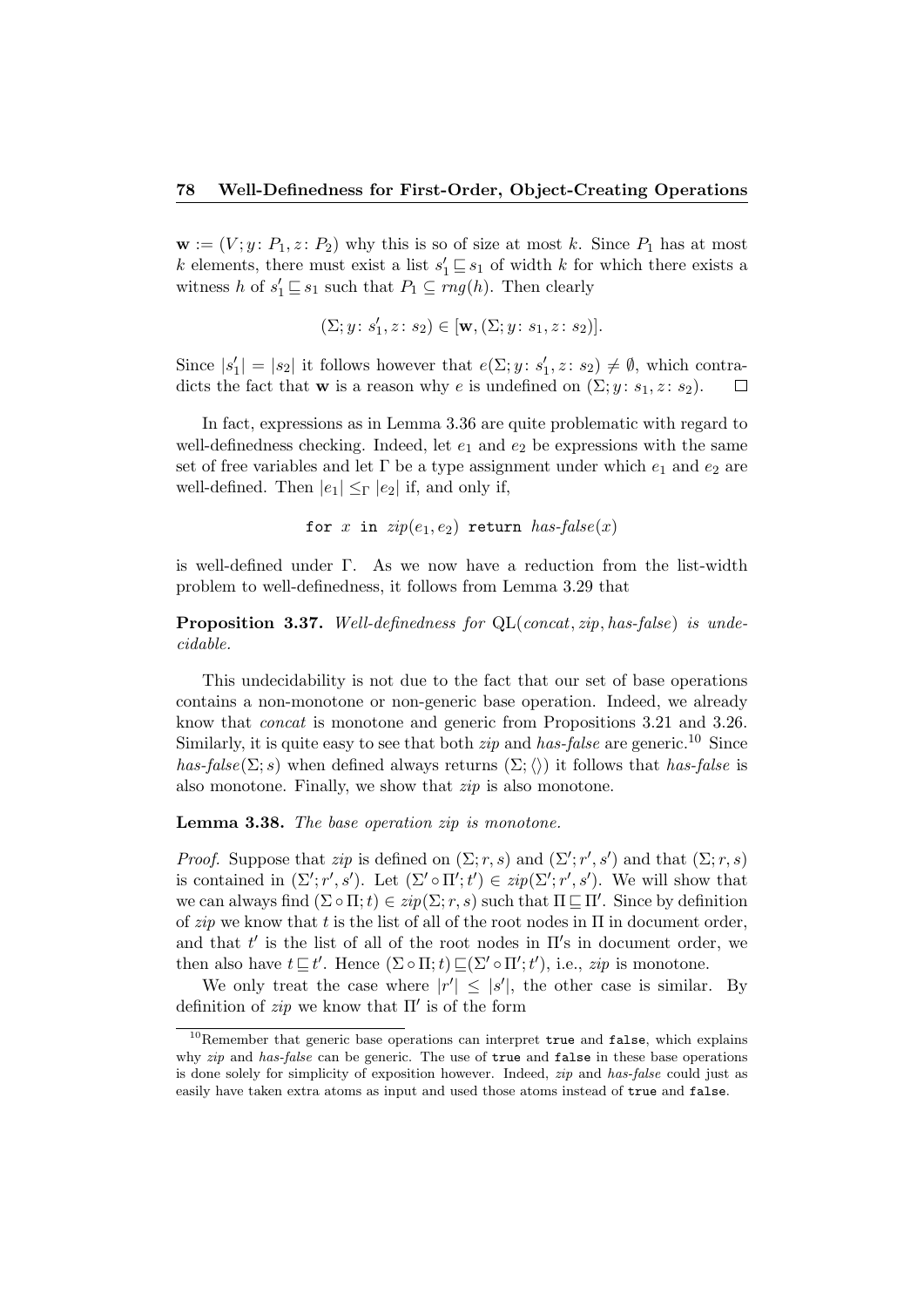$\mathbf{w} := (V; y\colon P_1, z\colon P_2)$ why this is so of size at most $k$. Since $P_1$ has at most $k$ elements, there must exist a list $s'_1 \sqsubseteq s_1$ of width $k$ for which there exists a witness $h$ of $s'_1 \sqsubseteq s_1$ such that $P_1 \subseteq rng(h)$. Then clearly

$$(\Sigma; y\colon s'_1, z\colon s_2) \in [\mathbf{w}, (\Sigma; y\colon s_1, z\colon s_2)].$$

Since $|s'_1| = |s_2|$ it follows however that $e(\Sigma; y\colon s'_1, z\colon s_2) \neq \emptyset$, which contradicts the fact that $\mathbf{w}$ is a reason why $e$ is undefined on $(\Sigma; y\colon s_1, z\colon s_2)$. $\square$

In fact, expressions as in Lemma 3.36 are quite problematic with regard to well-definedness checking. Indeed, let $e_1$ and $e_2$ be expressions with the same set of free variables and let $\Gamma$ be a type assignment under which $e_1$ and $e_2$ are well-defined. Then $|e_1| \leq_\Gamma |e_2|$ if, and only if,

$$\texttt{for } x \texttt{ in } zip(e_1, e_2) \texttt{ return } \textit{has-false}(x)$$

is well-defined under $\Gamma$. As we now have a reduction from the list-width problem to well-definedness, it follows from Lemma 3.29 that

**Proposition 3.37.** *Well-definedness for* QL(*concat*, *zip*, *has-false*) *is undecidable.*

This undecidability is not due to the fact that our set of base operations contains a non-monotone or non-generic base operation. Indeed, we already know that *concat* is monotone and generic from Propositions 3.21 and 3.26. Similarly, it is quite easy to see that both *zip* and *has-false* are generic.[10] Since *has-false*$(\Sigma; s)$ when defined always returns $(\Sigma; \langle\rangle)$ it follows that *has-false* is also monotone. Finally, we show that *zip* is also monotone.

**Lemma 3.38.** *The base operation zip is monotone.*

*Proof.* Suppose that *zip* is defined on $(\Sigma; r, s)$ and $(\Sigma'; r', s')$ and that $(\Sigma; r, s)$ is contained in $(\Sigma'; r', s')$. Let $(\Sigma' \circ \Pi'; t') \in zip(\Sigma'; r', s')$. We will show that we can always find $(\Sigma \circ \Pi; t) \in zip(\Sigma; r, s)$ such that $\Pi \sqsubseteq \Pi'$. Since by definition of *zip* we know that $t$ is the list of all of the root nodes in $\Pi$ in document order, and that $t'$ is the list of all of the root nodes in $\Pi'$s in document order, we then also have $t \sqsubseteq t'$. Hence $(\Sigma \circ \Pi; t) \sqsubseteq (\Sigma' \circ \Pi'; t')$, i.e., *zip* is monotone.

We only treat the case where $|r'| \leq |s'|$, the other case is similar. By definition of *zip* we know that $\Pi'$ is of the form

[10] Remember that generic base operations can interpret `true` and `false`, which explains why *zip* and *has-false* can be generic. The use of `true` and `false` in these base operations is done solely for simplicity of exposition however. Indeed, *zip* and *has-false* could just as easily have taken extra atoms as input and used those atoms instead of `true` and `false`.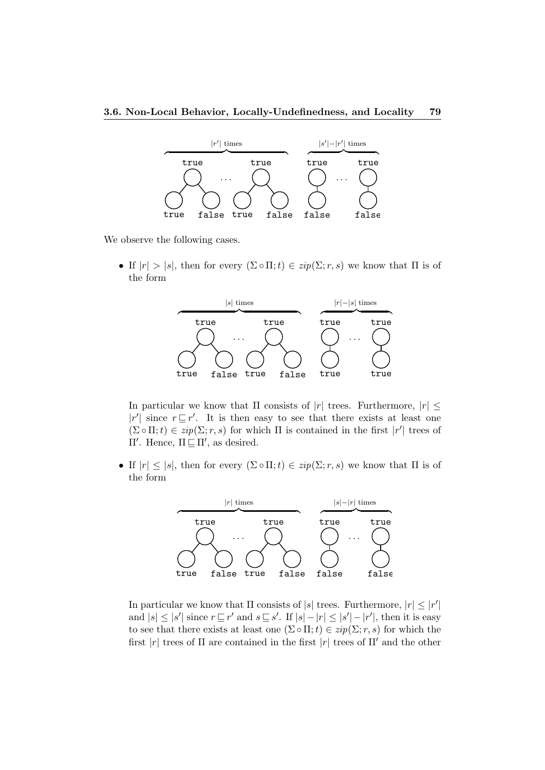We observe the following cases.

- If $|r| > |s|$, then for every $(\Sigma \circ \Pi; t) \in zip(\Sigma; r, s)$ we know that $\Pi$ is of the form

  In particular we know that $\Pi$ consists of $|r|$ trees. Furthermore, $|r| \leq |r'|$ since $r \sqsubseteq r'$. It is then easy to see that there exists at least one $(\Sigma \circ \Pi; t) \in zip(\Sigma; r, s)$ for which $\Pi$ is contained in the first $|r'|$ trees of $\Pi'$. Hence, $\Pi \sqsubseteq \Pi'$, as desired.

- If $|r| \leq |s|$, then for every $(\Sigma \circ \Pi; t) \in zip(\Sigma; r, s)$ we know that $\Pi$ is of the form

  In particular we know that $\Pi$ consists of $|s|$ trees. Furthermore, $|r| \leq |r'|$ and $|s| \leq |s'|$ since $r \sqsubseteq r'$ and $s \sqsubseteq s'$. If $|s| - |r| \leq |s'| - |r'|$, then it is easy to see that there exists at least one $(\Sigma \circ \Pi; t) \in zip(\Sigma; r, s)$ for which the first $|r|$ trees of $\Pi$ are contained in the first $|r|$ trees of $\Pi'$ and the other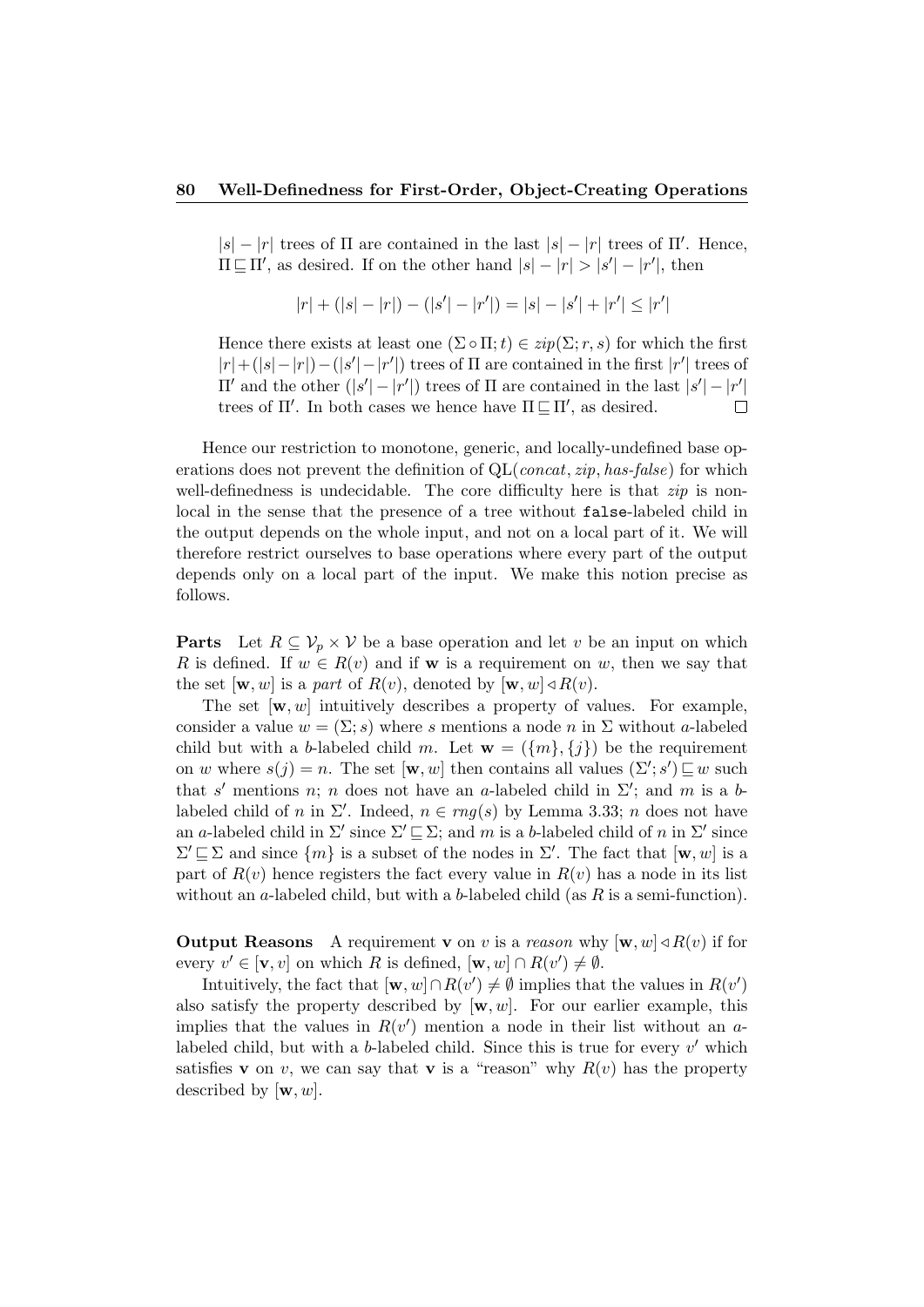$|s| - |r|$ trees of $\Pi$ are contained in the last $|s| - |r|$ trees of $\Pi'$. Hence, $\Pi \sqsubseteq \Pi'$, as desired. If on the other hand $|s| - |r| > |s'| - |r'|$, then

$$|r| + (|s| - |r|) - (|s'| - |r'|) = |s| - |s'| + |r'| \leq |r'|$$

Hence there exists at least one $(\Sigma \circ \Pi; t) \in zip(\Sigma; r, s)$ for which the first $|r| + (|s| - |r|) - (|s'| - |r'|)$ trees of $\Pi$ are contained in the first $|r'|$ trees of $\Pi'$ and the other $(|s'| - |r'|)$ trees of $\Pi$ are contained in the last $|s'| - |r'|$ trees of $\Pi'$. In both cases we hence have $\Pi \sqsubseteq \Pi'$, as desired. □

Hence our restriction to monotone, generic, and locally-undefined base operations does not prevent the definition of QL(*concat*, *zip*, *has-false*) for which well-definedness is undecidable. The core difficulty here is that *zip* is non-local in the sense that the presence of a tree without `false`-labeled child in the output depends on the whole input, and not on a local part of it. We will therefore restrict ourselves to base operations where every part of the output depends only on a local part of the input. We make this notion precise as follows.

**Parts** Let $R \subseteq \mathcal{V}_p \times \mathcal{V}$ be a base operation and let $v$ be an input on which $R$ is defined. If $w \in R(v)$ and if $\mathbf{w}$ is a requirement on $w$, then we say that the set $[\mathbf{w}, w]$ is a *part* of $R(v)$, denoted by $[\mathbf{w}, w] \lhd R(v)$.

The set $[\mathbf{w}, w]$ intuitively describes a property of values. For example, consider a value $w = (\Sigma; s)$ where $s$ mentions a node $n$ in $\Sigma$ without $a$-labeled child but with a $b$-labeled child $m$. Let $\mathbf{w} = (\{m\}, \{j\})$ be the requirement on $w$ where $s(j) = n$. The set $[\mathbf{w}, w]$ then contains all values $(\Sigma'; s') \sqsubseteq w$ such that $s'$ mentions $n$; $n$ does not have an $a$-labeled child in $\Sigma'$; and $m$ is a $b$-labeled child of $n$ in $\Sigma'$. Indeed, $n \in rng(s)$ by Lemma 3.33; $n$ does not have an $a$-labeled child in $\Sigma'$ since $\Sigma' \sqsubseteq \Sigma$; and $m$ is a $b$-labeled child of $n$ in $\Sigma'$ since $\Sigma' \sqsubseteq \Sigma$ and since $\{m\}$ is a subset of the nodes in $\Sigma'$. The fact that $[\mathbf{w}, w]$ is a part of $R(v)$ hence registers the fact every value in $R(v)$ has a node in its list without an $a$-labeled child, but with a $b$-labeled child (as $R$ is a semi-function).

**Output Reasons** A requirement $\mathbf{v}$ on $v$ is a *reason* why $[\mathbf{w}, w] \lhd R(v)$ if for every $v' \in [\mathbf{v}, v]$ on which $R$ is defined, $[\mathbf{w}, w] \cap R(v') \neq \emptyset$.

Intuitively, the fact that $[\mathbf{w}, w] \cap R(v') \neq \emptyset$ implies that the values in $R(v')$ also satisfy the property described by $[\mathbf{w}, w]$. For our earlier example, this implies that the values in $R(v')$ mention a node in their list without an $a$-labeled child, but with a $b$-labeled child. Since this is true for every $v'$ which satisfies $\mathbf{v}$ on $v$, we can say that $\mathbf{v}$ is a "reason" why $R(v)$ has the property described by $[\mathbf{w}, w]$.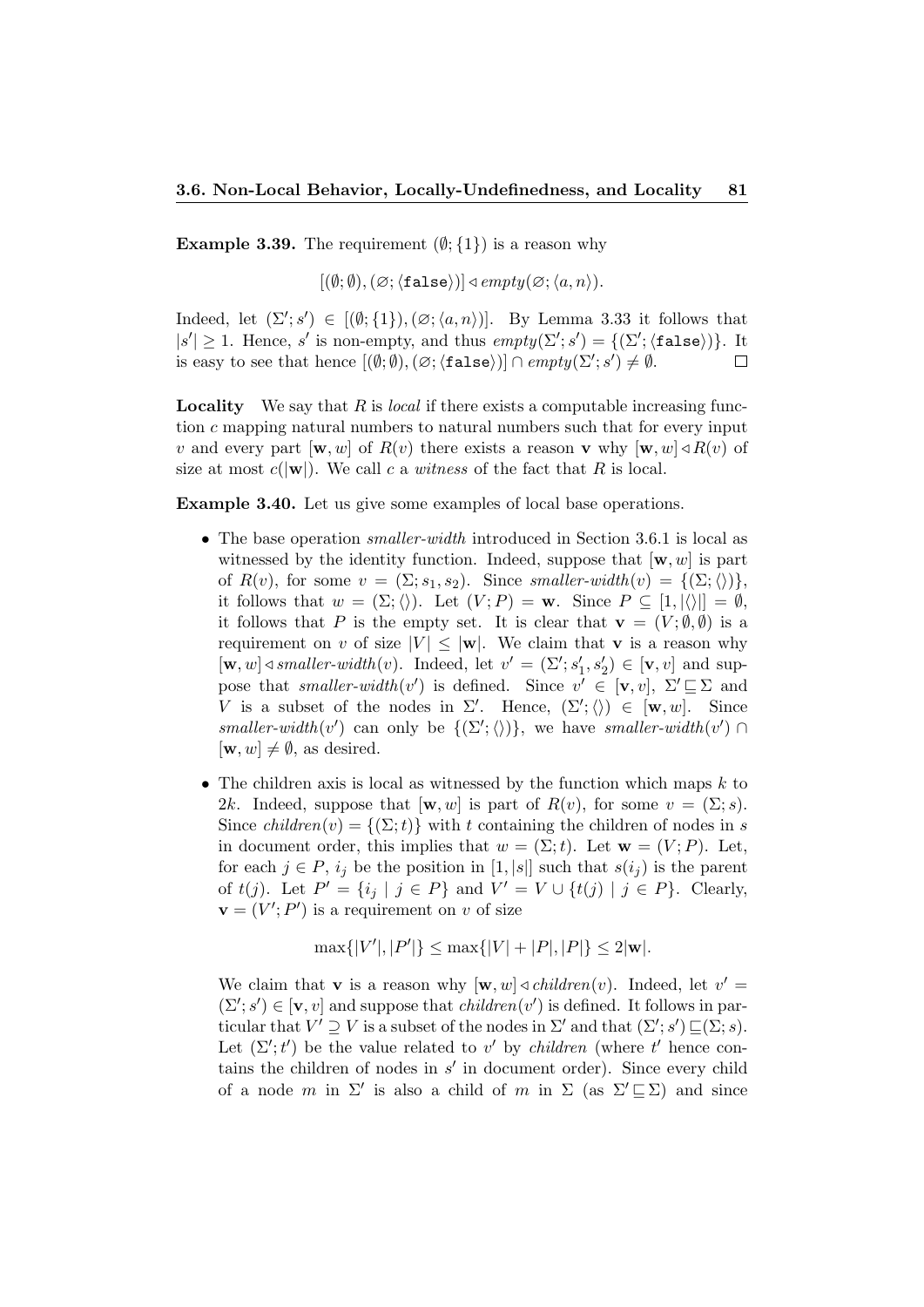**Example 3.39.** The requirement $(\emptyset; \{1\})$ is a reason why

$$[(\emptyset;\emptyset),(\varnothing;\langle \texttt{false}\rangle)] \lhd \mathit{empty}(\varnothing;\langle a,n\rangle).$$

Indeed, let $(\Sigma'; s') \in [(\emptyset;\{1\}),(\varnothing;\langle a,n\rangle)]$. By Lemma 3.33 it follows that $|s'| \geq 1$. Hence, $s'$ is non-empty, and thus $\mathit{empty}(\Sigma'; s') = \{(\Sigma'; \langle \texttt{false}\rangle)\}$. It is easy to see that hence $[(\emptyset;\emptyset),(\varnothing;\langle \texttt{false}\rangle)] \cap \mathit{empty}(\Sigma'; s') \neq \emptyset$. $\square$

**Locality** We say that $R$ is *local* if there exists a computable increasing function $c$ mapping natural numbers to natural numbers such that for every input $v$ and every part $[\mathbf{w}, w]$ of $R(v)$ there exists a reason $\mathbf{v}$ why $[\mathbf{w}, w] \lhd R(v)$ of size at most $c(|\mathbf{w}|)$. We call $c$ a *witness* of the fact that $R$ is local.

**Example 3.40.** Let us give some examples of local base operations.

- The base operation *smaller-width* introduced in Section 3.6.1 is local as witnessed by the identity function. Indeed, suppose that $[\mathbf{w}, w]$ is part of $R(v)$, for some $v = (\Sigma; s_1, s_2)$. Since $\mathit{smaller\text{-}width}(v) = \{(\Sigma; \langle\rangle)\}$, it follows that $w = (\Sigma; \langle\rangle)$. Let $(V; P) = \mathbf{w}$. Since $P \subseteq [1, |\langle\rangle|] = \emptyset$, it follows that $P$ is the empty set. It is clear that $\mathbf{v} = (V; \emptyset, \emptyset)$ is a requirement on $v$ of size $|V| \leq |\mathbf{w}|$. We claim that $\mathbf{v}$ is a reason why $[\mathbf{w}, w] \lhd \mathit{smaller\text{-}width}(v)$. Indeed, let $v' = (\Sigma'; s'_1, s'_2) \in [\mathbf{v}, v]$ and suppose that $\mathit{smaller\text{-}width}(v')$ is defined. Since $v' \in [\mathbf{v}, v]$, $\Sigma' \sqsubseteq \Sigma$ and $V$ is a subset of the nodes in $\Sigma'$. Hence, $(\Sigma'; \langle\rangle) \in [\mathbf{w}, w]$. Since $\mathit{smaller\text{-}width}(v')$ can only be $\{(\Sigma'; \langle\rangle)\}$, we have $\mathit{smaller\text{-}width}(v') \cap [\mathbf{w}, w] \neq \emptyset$, as desired.

- The children axis is local as witnessed by the function which maps $k$ to $2k$. Indeed, suppose that $[\mathbf{w}, w]$ is part of $R(v)$, for some $v = (\Sigma; s)$. Since $\mathit{children}(v) = \{(\Sigma; t)\}$ with $t$ containing the children of nodes in $s$ in document order, this implies that $w = (\Sigma; t)$. Let $\mathbf{w} = (V; P)$. Let, for each $j \in P$, $i_j$ be the position in $[1, |s|]$ such that $s(i_j)$ is the parent of $t(j)$. Let $P' = \{i_j \mid j \in P\}$ and $V' = V \cup \{t(j) \mid j \in P\}$. Clearly, $\mathbf{v} = (V'; P')$ is a requirement on $v$ of size

$$\max\{|V'|, |P'|\} \leq \max\{|V| + |P|, |P|\} \leq 2|\mathbf{w}|.$$

We claim that $\mathbf{v}$ is a reason why $[\mathbf{w}, w] \lhd \mathit{children}(v)$. Indeed, let $v' = (\Sigma'; s') \in [\mathbf{v}, v]$ and suppose that $\mathit{children}(v')$ is defined. It follows in particular that $V' \supseteq V$ is a subset of the nodes in $\Sigma'$ and that $(\Sigma'; s') \sqsubseteq (\Sigma; s)$. Let $(\Sigma'; t')$ be the value related to $v'$ by *children* (where $t'$ hence contains the children of nodes in $s'$ in document order). Since every child of a node $m$ in $\Sigma'$ is also a child of $m$ in $\Sigma$ (as $\Sigma' \sqsubseteq \Sigma$) and since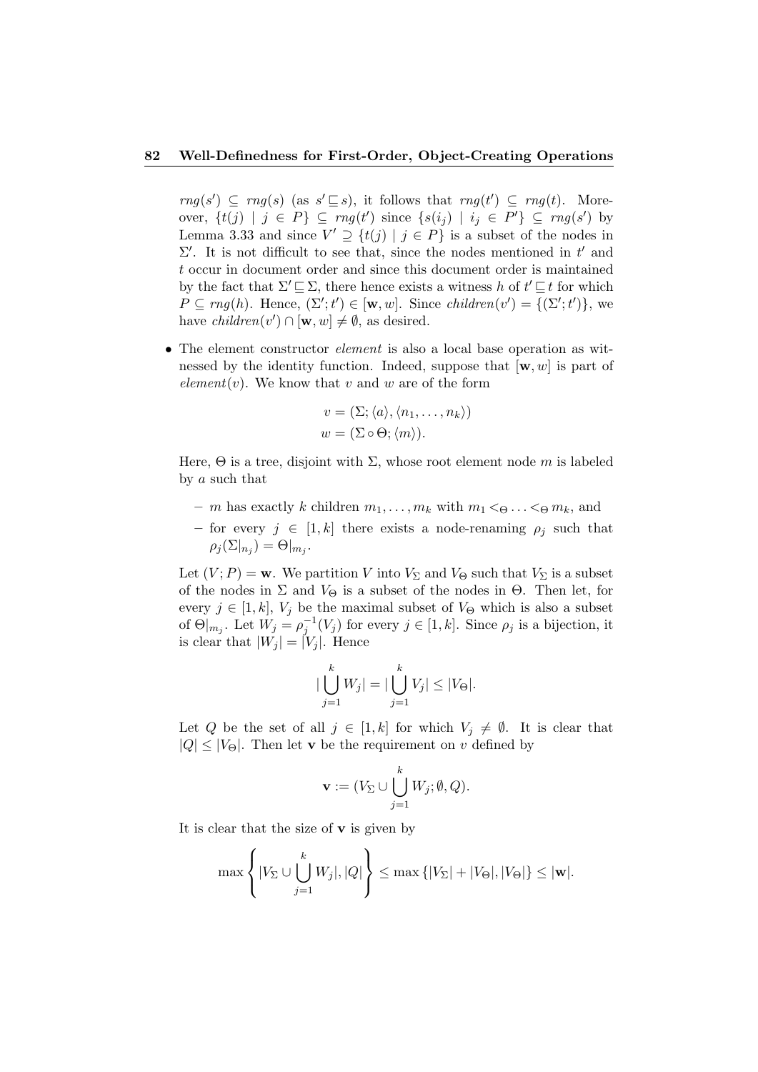$rng(s') \subseteq rng(s)$ (as $s' \sqsubseteq s$), it follows that $rng(t') \subseteq rng(t)$. Moreover, $\{t(j) \mid j \in P\} \subseteq rng(t')$ since $\{s(i_j) \mid i_j \in P'\} \subseteq rng(s')$ by Lemma 3.33 and since $V' \supseteq \{t(j) \mid j \in P\}$ is a subset of the nodes in $\Sigma'$. It is not difficult to see that, since the nodes mentioned in $t'$ and $t$ occur in document order and since this document order is maintained by the fact that $\Sigma' \sqsubseteq \Sigma$, there hence exists a witness $h$ of $t' \sqsubseteq t$ for which $P \subseteq rng(h)$. Hence, $(\Sigma'; t') \in [\mathbf{w}, w]$. Since $children(v') = \{(\Sigma'; t')\}$, we have $children(v') \cap [\mathbf{w}, w] \neq \emptyset$, as desired.

- The element constructor *element* is also a local base operation as witnessed by the identity function. Indeed, suppose that $[\mathbf{w}, w]$ is part of $element(v)$. We know that $v$ and $w$ are of the form

$$v = (\Sigma; \langle a \rangle, \langle n_1, \ldots, n_k \rangle)$$
$$w = (\Sigma \circ \Theta; \langle m \rangle).$$

Here, $\Theta$ is a tree, disjoint with $\Sigma$, whose root element node $m$ is labeled by $a$ such that

  - $m$ has exactly $k$ children $m_1, \ldots, m_k$ with $m_1 <_\Theta \ldots <_\Theta m_k$, and
  - for every $j \in [1, k]$ there exists a node-renaming $\rho_j$ such that $\rho_j(\Sigma|_{n_j}) = \Theta|_{m_j}$.

Let $(V; P) = \mathbf{w}$. We partition $V$ into $V_\Sigma$ and $V_\Theta$ such that $V_\Sigma$ is a subset of the nodes in $\Sigma$ and $V_\Theta$ is a subset of the nodes in $\Theta$. Then let, for every $j \in [1, k]$, $V_j$ be the maximal subset of $V_\Theta$ which is also a subset of $\Theta|_{m_j}$. Let $W_j = \rho_j^{-1}(V_j)$ for every $j \in [1, k]$. Since $\rho_j$ is a bijection, it is clear that $|W_j| = |V_j|$. Hence

$$|\bigcup_{j=1}^{k} W_j| = |\bigcup_{j=1}^{k} V_j| \leq |V_\Theta|.$$

Let $Q$ be the set of all $j \in [1, k]$ for which $V_j \neq \emptyset$. It is clear that $|Q| \leq |V_\Theta|$. Then let $\mathbf{v}$ be the requirement on $v$ defined by

$$\mathbf{v} := (V_\Sigma \cup \bigcup_{j=1}^{k} W_j; \emptyset, Q).$$

It is clear that the size of $\mathbf{v}$ is given by

$$\max \left\{ |V_\Sigma \cup \bigcup_{j=1}^{k} W_j|, |Q| \right\} \leq \max \{|V_\Sigma| + |V_\Theta|, |V_\Theta|\} \leq |\mathbf{w}|.$$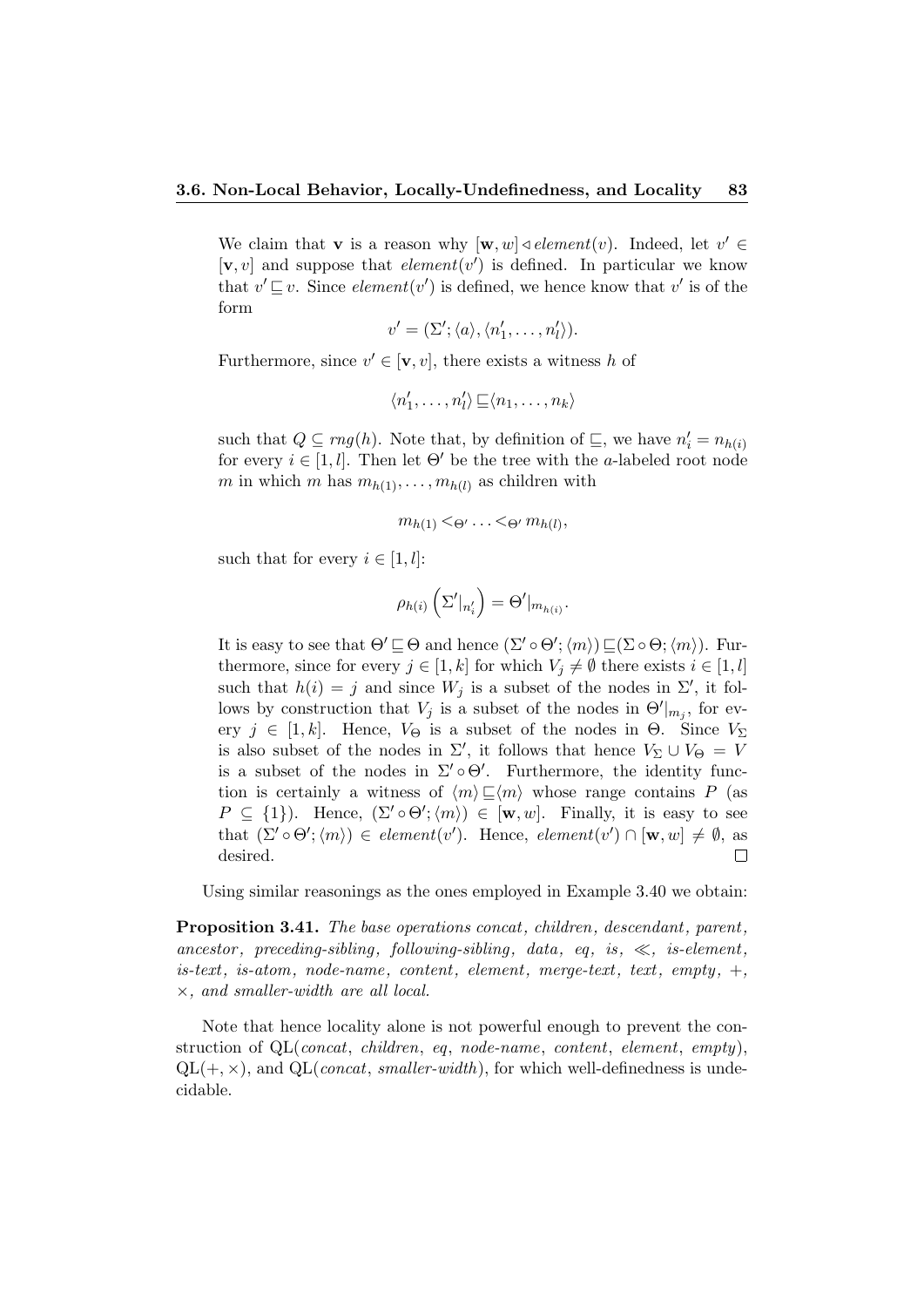We claim that $\mathbf{v}$ is a reason why $[\mathbf{w}, w] \triangleleft element(v)$. Indeed, let $v' \in [\mathbf{v}, v]$ and suppose that $element(v')$ is defined. In particular we know that $v' \sqsubseteq v$. Since $element(v')$ is defined, we hence know that $v'$ is of the form

$$v' = (\Sigma'; \langle a \rangle, \langle n'_1, \ldots, n'_l \rangle).$$

Furthermore, since $v' \in [\mathbf{v}, v]$, there exists a witness $h$ of

$$\langle n'_1, \ldots, n'_l \rangle \sqsubseteq \langle n_1, \ldots, n_k \rangle$$

such that $Q \subseteq rng(h)$. Note that, by definition of $\sqsubseteq$, we have $n'_i = n_{h(i)}$ for every $i \in [1, l]$. Then let $\Theta'$ be the tree with the $a$-labeled root node $m$ in which $m$ has $m_{h(1)}, \ldots, m_{h(l)}$ as children with

$$m_{h(1)} <_{\Theta'} \ldots <_{\Theta'} m_{h(l)},$$

such that for every $i \in [1, l]$:

$$\rho_{h(i)} \left( \Sigma'|_{n'_i} \right) = \Theta'|_{m_{h(i)}}.$$

It is easy to see that $\Theta' \sqsubseteq \Theta$ and hence $(\Sigma' \circ \Theta'; \langle m \rangle) \sqsubseteq (\Sigma \circ \Theta; \langle m \rangle)$. Furthermore, since for every $j \in [1, k]$ for which $V_j \neq \emptyset$ there exists $i \in [1, l]$ such that $h(i) = j$ and since $W_j$ is a subset of the nodes in $\Sigma'$, it follows by construction that $V_j$ is a subset of the nodes in $\Theta'|_{m_j}$, for every $j \in [1, k]$. Hence, $V_\Theta$ is a subset of the nodes in $\Theta$. Since $V_\Sigma$ is also subset of the nodes in $\Sigma'$, it follows that hence $V_\Sigma \cup V_\Theta = V$ is a subset of the nodes in $\Sigma' \circ \Theta'$. Furthermore, the identity function is certainly a witness of $\langle m \rangle \sqsubseteq \langle m \rangle$ whose range contains $P$ (as $P \subseteq \{1\}$). Hence, $(\Sigma' \circ \Theta'; \langle m \rangle) \in [\mathbf{w}, w]$. Finally, it is easy to see that $(\Sigma' \circ \Theta'; \langle m \rangle) \in element(v')$. Hence, $element(v') \cap [\mathbf{w}, w] \neq \emptyset$, as desired. $\square$

Using similar reasonings as the ones employed in Example 3.40 we obtain:

**Proposition 3.41.** *The base operations concat, children, descendant, parent, ancestor, preceding-sibling, following-sibling, data, eq, is, $\ll$, is-element, is-text, is-atom, node-name, content, element, merge-text, text, empty, $+$, $\times$, and smaller-width are all local.*

Note that hence locality alone is not powerful enough to prevent the construction of QL(*concat*, *children*, *eq*, *node-name*, *content*, *element*, *empty*), QL($+, \times$), and QL(*concat*, *smaller-width*), for which well-definedness is undecidable.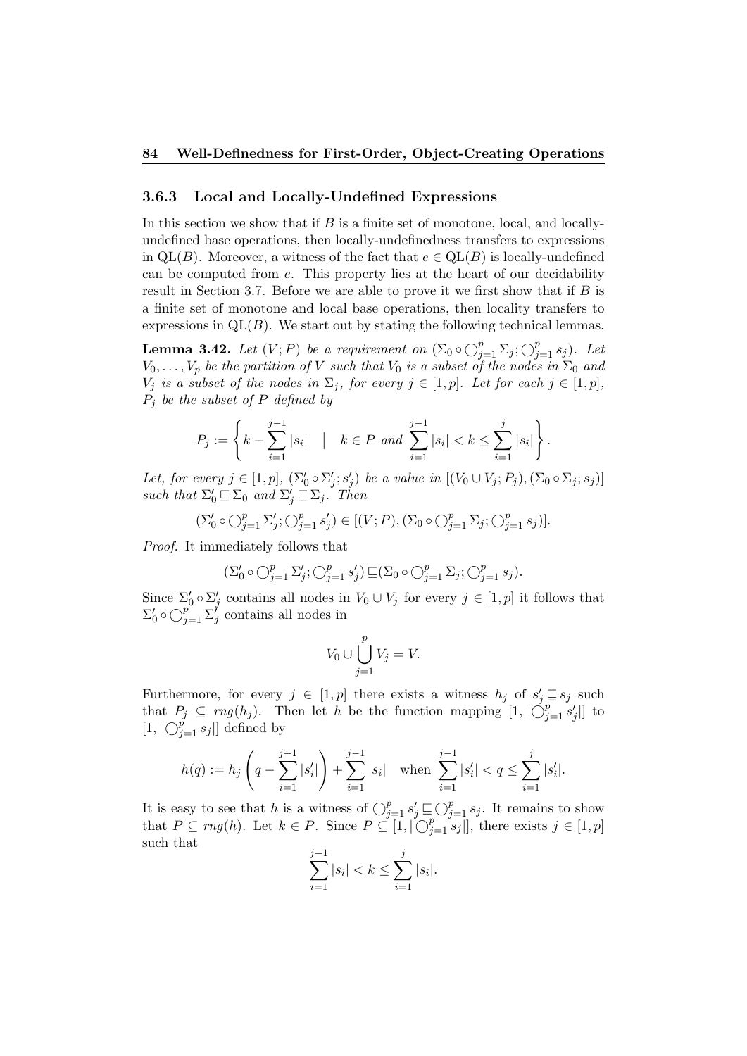### 3.6.3 Local and Locally-Undefined Expressions

In this section we show that if $B$ is a finite set of monotone, local, and locally-undefined base operations, then locally-undefinedness transfers to expressions in $\mathrm{QL}(B)$. Moreover, a witness of the fact that $e \in \mathrm{QL}(B)$ is locally-undefined can be computed from $e$. This property lies at the heart of our decidability result in Section 3.7. Before we are able to prove it we first show that if $B$ is a finite set of monotone and local base operations, then locality transfers to expressions in $\mathrm{QL}(B)$. We start out by stating the following technical lemmas.

**Lemma 3.42.** *Let $(V; P)$ be a requirement on $(\Sigma_0 \circ \bigcirc_{j=1}^{p} \Sigma_j; \bigcirc_{j=1}^{p} s_j)$. Let $V_0, \ldots, V_p$ be the partition of $V$ such that $V_0$ is a subset of the nodes in $\Sigma_0$ and $V_j$ is a subset of the nodes in $\Sigma_j$, for every $j \in [1,p]$. Let for each $j \in [1,p]$, $P_j$ be the subset of $P$ defined by*

$$P_j := \left\{ k - \sum_{i=1}^{j-1} |s_i| \quad \Big| \quad k \in P \text{ and } \sum_{i=1}^{j-1} |s_i| < k \leq \sum_{i=1}^{j} |s_i| \right\}.$$

*Let, for every $j \in [1,p]$, $(\Sigma_0' \circ \Sigma_j'; s_j')$ be a value in $[(V_0 \cup V_j; P_j), (\Sigma_0 \circ \Sigma_j; s_j)]$ such that $\Sigma_0' \sqsubseteq \Sigma_0$ and $\Sigma_j' \sqsubseteq \Sigma_j$. Then*

$$(\Sigma_0' \circ \textstyle\bigcirc_{j=1}^{p} \Sigma_j'; \bigcirc_{j=1}^{p} s_j') \in [(V; P), (\Sigma_0 \circ \bigcirc_{j=1}^{p} \Sigma_j; \bigcirc_{j=1}^{p} s_j)].$$

*Proof.* It immediately follows that

$$(\Sigma_0' \circ \textstyle\bigcirc_{j=1}^{p} \Sigma_j'; \bigcirc_{j=1}^{p} s_j') \sqsubseteq (\Sigma_0 \circ \bigcirc_{j=1}^{p} \Sigma_j; \bigcirc_{j=1}^{p} s_j).$$

Since $\Sigma_0' \circ \Sigma_j'$ contains all nodes in $V_0 \cup V_j$ for every $j \in [1,p]$ it follows that $\Sigma_0' \circ \bigcirc_{j=1}^{p} \Sigma_j'$ contains all nodes in

$$V_0 \cup \bigcup_{j=1}^{p} V_j = V.$$

Furthermore, for every $j \in [1,p]$ there exists a witness $h_j$ of $s_j' \sqsubseteq s_j$ such that $P_j \subseteq rng(h_j)$. Then let $h$ be the function mapping $[1, |\bigcirc_{j=1}^{p} s_j'|]$ to $[1, |\bigcirc_{j=1}^{p} s_j|]$ defined by

$$h(q) := h_j \left( q - \sum_{i=1}^{j-1} |s_i'| \right) + \sum_{i=1}^{j-1} |s_i| \quad \text{when } \sum_{i=1}^{j-1} |s_i'| < q \leq \sum_{i=1}^{j} |s_i'|.$$

It is easy to see that $h$ is a witness of $\bigcirc_{j=1}^{p} s_j' \sqsubseteq \bigcirc_{j=1}^{p} s_j$. It remains to show that $P \subseteq rng(h)$. Let $k \in P$. Since $P \subseteq [1, |\bigcirc_{j=1}^{p} s_j|]$, there exists $j \in [1,p]$ such that

$$\sum_{i=1}^{j-1} |s_i| < k \leq \sum_{i=1}^{j} |s_i|.$$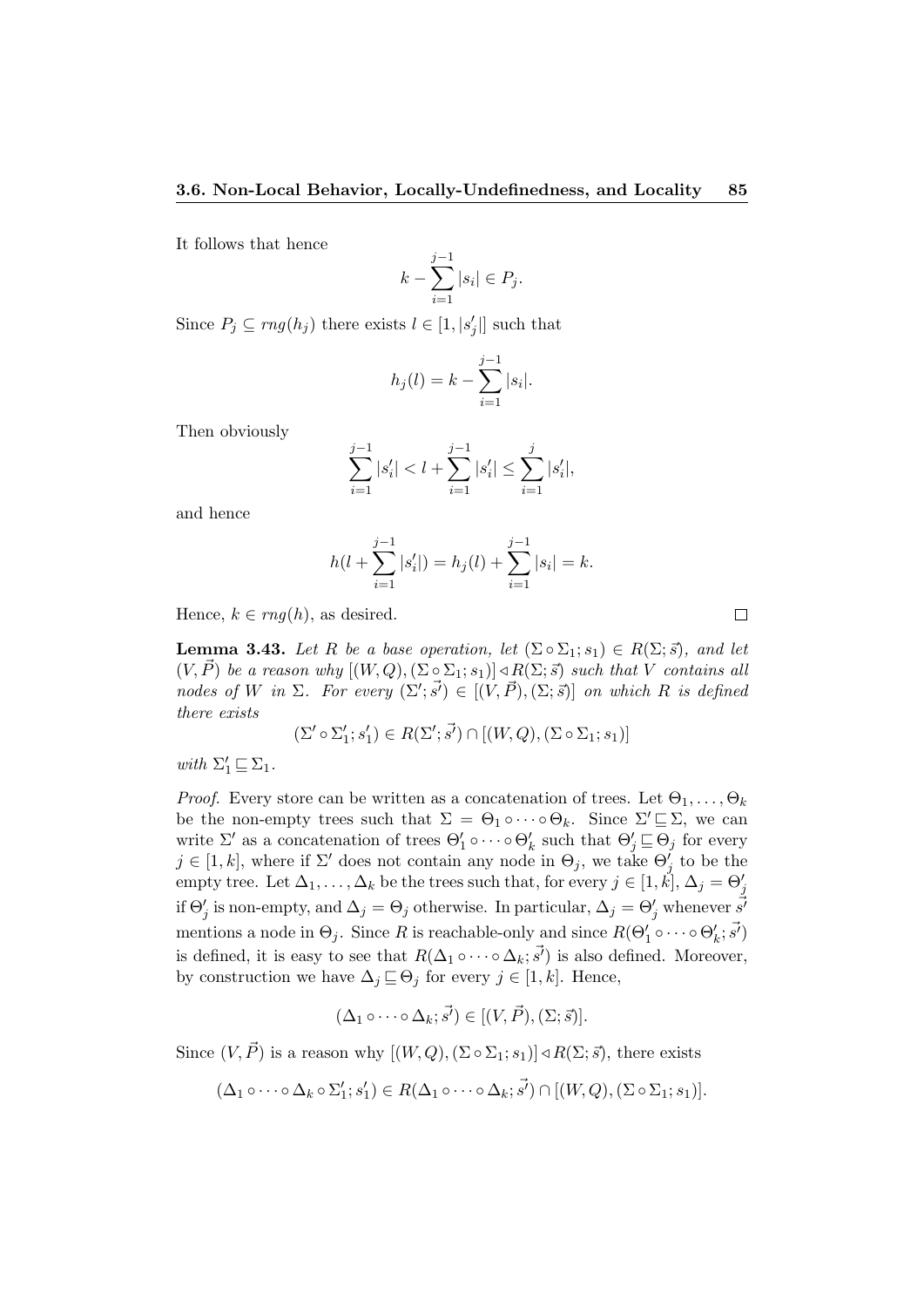It follows that hence

$$k - \sum_{i=1}^{j-1} |s_i| \in P_j.$$

Since $P_j \subseteq rng(h_j)$ there exists $l \in [1, |s'_j|]$ such that

$$h_j(l) = k - \sum_{i=1}^{j-1} |s_i|.$$

Then obviously

$$\sum_{i=1}^{j-1} |s'_i| < l + \sum_{i=1}^{j-1} |s'_i| \leq \sum_{i=1}^{j} |s'_i|,$$

and hence

$$h(l + \sum_{i=1}^{j-1} |s'_i|) = h_j(l) + \sum_{i=1}^{j-1} |s_i| = k.$$

Hence, $k \in rng(h)$, as desired. $\square$

**Lemma 3.43.** *Let $R$ be a base operation, let $(\Sigma \circ \Sigma_1; s_1) \in R(\Sigma; \vec{s})$, and let $(V, \vec{P})$ be a reason why $[(W, Q), (\Sigma \circ \Sigma_1; s_1)] \lhd R(\Sigma; \vec{s})$ such that $V$ contains all nodes of $W$ in $\Sigma$. For every $(\Sigma'; \vec{s'}) \in [(V, \vec{P}), (\Sigma; \vec{s})]$ on which $R$ is defined there exists*

$$(\Sigma' \circ \Sigma'_1; s'_1) \in R(\Sigma'; \vec{s'}) \cap [(W, Q), (\Sigma \circ \Sigma_1; s_1)]$$

*with $\Sigma'_1 \sqsubseteq \Sigma_1$.*

*Proof.* Every store can be written as a concatenation of trees. Let $\Theta_1, \ldots, \Theta_k$ be the non-empty trees such that $\Sigma = \Theta_1 \circ \cdots \circ \Theta_k$. Since $\Sigma' \sqsubseteq \Sigma$, we can write $\Sigma'$ as a concatenation of trees $\Theta'_1 \circ \cdots \circ \Theta'_k$ such that $\Theta'_j \sqsubseteq \Theta_j$ for every $j \in [1, k]$, where if $\Sigma'$ does not contain any node in $\Theta_j$, we take $\Theta'_j$ to be the empty tree. Let $\Delta_1, \ldots, \Delta_k$ be the trees such that, for every $j \in [1, k]$, $\Delta_j = \Theta'_j$ if $\Theta'_j$ is non-empty, and $\Delta_j = \Theta_j$ otherwise. In particular, $\Delta_j = \Theta'_j$ whenever $\vec{s'}$ mentions a node in $\Theta_j$. Since $R$ is reachable-only and since $R(\Theta'_1 \circ \cdots \circ \Theta'_k; \vec{s'})$ is defined, it is easy to see that $R(\Delta_1 \circ \cdots \circ \Delta_k; \vec{s'})$ is also defined. Moreover, by construction we have $\Delta_j \sqsubseteq \Theta_j$ for every $j \in [1, k]$. Hence,

$$(\Delta_1 \circ \cdots \circ \Delta_k; \vec{s'}) \in [(V, \vec{P}), (\Sigma; \vec{s})].$$

Since $(V, \vec{P})$ is a reason why $[(W, Q), (\Sigma \circ \Sigma_1; s_1)] \lhd R(\Sigma; \vec{s})$, there exists

$$(\Delta_1 \circ \cdots \circ \Delta_k \circ \Sigma'_1; s'_1) \in R(\Delta_1 \circ \cdots \circ \Delta_k; \vec{s'}) \cap [(W, Q), (\Sigma \circ \Sigma_1; s_1)].$$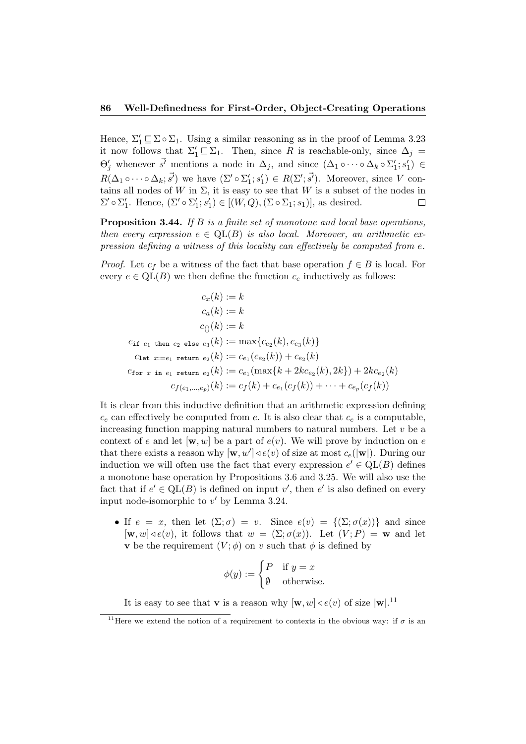Hence, $\Sigma'_1 \sqsubseteq \Sigma \circ \Sigma_1$. Using a similar reasoning as in the proof of Lemma 3.23 it now follows that $\Sigma'_1 \sqsubseteq \Sigma_1$. Then, since $R$ is reachable-only, since $\Delta_j = \Theta'_j$ whenever $\vec{s'}$ mentions a node in $\Delta_j$, and since $(\Delta_1 \circ \cdots \circ \Delta_k \circ \Sigma'_1; s'_1) \in R(\Delta_1 \circ \cdots \circ \Delta_k; \vec{s'})$ we have $(\Sigma' \circ \Sigma'_1; s'_1) \in R(\Sigma'; \vec{s'})$. Moreover, since $V$ contains all nodes of $W$ in $\Sigma$, it is easy to see that $W$ is a subset of the nodes in $\Sigma' \circ \Sigma'_1$. Hence, $(\Sigma' \circ \Sigma'_1; s'_1) \in [(W, Q), (\Sigma \circ \Sigma_1; s_1)]$, as desired. □

**Proposition 3.44.** *If $B$ is a finite set of monotone and local base operations, then every expression $e \in \mathrm{QL}(B)$ is also local. Moreover, an arithmetic expression defining a witness of this locality can effectively be computed from $e$.*

*Proof.* Let $c_f$ be a witness of the fact that base operation $f \in B$ is local. For every $e \in \mathrm{QL}(B)$ we then define the function $c_e$ inductively as follows:

$$
\begin{aligned}
c_x(k) &:= k \\
c_a(k) &:= k \\
c_{()}(k) &:= k \\
c_{\texttt{if } e_1 \texttt{ then } e_2 \texttt{ else } e_3}(k) &:= \max\{c_{e_2}(k), c_{e_3}(k)\} \\
c_{\texttt{let } x:=e_1 \texttt{ return } e_2}(k) &:= c_{e_1}(c_{e_2}(k)) + c_{e_2}(k) \\
c_{\texttt{for } x \texttt{ in } e_1 \texttt{ return } e_2}(k) &:= c_{e_1}(\max\{k + 2kc_{e_2}(k), 2k\}) + 2kc_{e_2}(k) \\
c_{f(e_1,\ldots,e_p)}(k) &:= c_f(k) + c_{e_1}(c_f(k)) + \cdots + c_{e_p}(c_f(k))
\end{aligned}
$$

It is clear from this inductive definition that an arithmetic expression defining $c_e$ can effectively be computed from $e$. It is also clear that $c_e$ is a computable, increasing function mapping natural numbers to natural numbers. Let $v$ be a context of $e$ and let $[\mathbf{w}, w]$ be a part of $e(v)$. We will prove by induction on $e$ that there exists a reason why $[\mathbf{w}, w'] \lhd e(v)$ of size at most $c_e(|\mathbf{w}|)$. During our induction we will often use the fact that every expression $e' \in \mathrm{QL}(B)$ defines a monotone base operation by Propositions 3.6 and 3.25. We will also use the fact that if $e' \in \mathrm{QL}(B)$ is defined on input $v'$, then $e'$ is also defined on every input node-isomorphic to $v'$ by Lemma 3.24.

- If $e = x$, then let $(\Sigma; \sigma) = v$. Since $e(v) = \{(\Sigma; \sigma(x))\}$ and since $[\mathbf{w}, w] \lhd e(v)$, it follows that $w = (\Sigma; \sigma(x))$. Let $(V; P) = \mathbf{w}$ and let $\mathbf{v}$ be the requirement $(V; \phi)$ on $v$ such that $\phi$ is defined by

$$
\phi(y) := \begin{cases} P & \text{if } y = x \\ \emptyset & \text{otherwise.} \end{cases}
$$

It is easy to see that $\mathbf{v}$ is a reason why $[\mathbf{w}, w] \lhd e(v)$ of size $|\mathbf{w}|$.[11]

[11] Here we extend the notion of a requirement to contexts in the obvious way: if $\sigma$ is an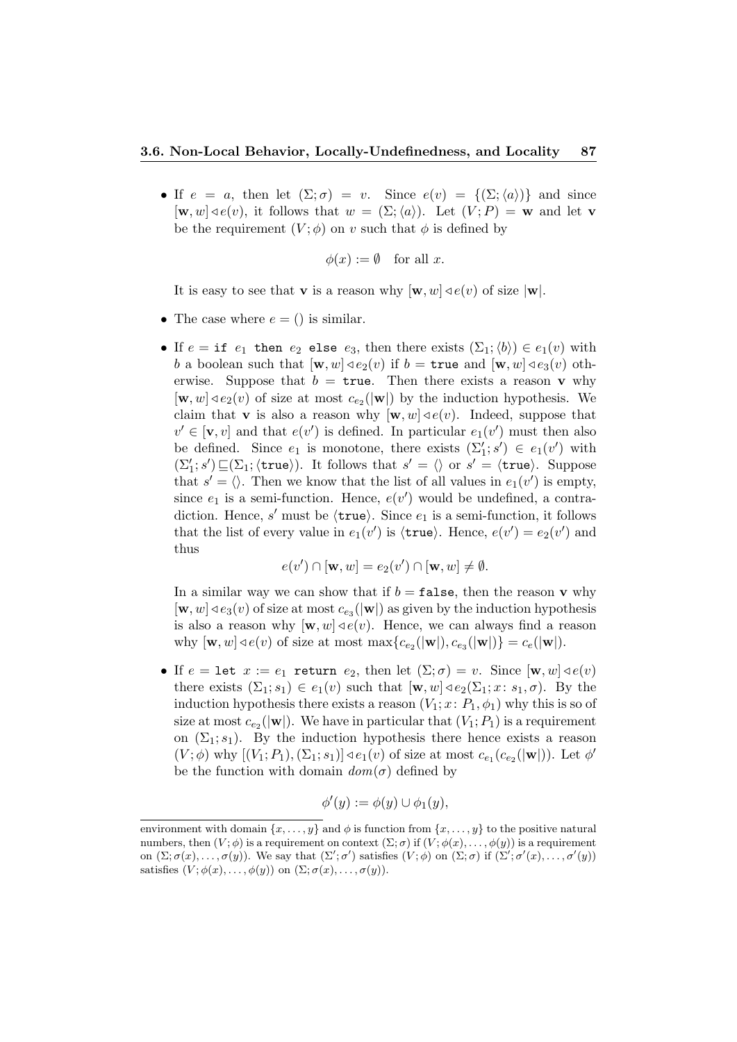- If $e = a$, then let $(\Sigma; \sigma) = v$. Since $e(v) = \{(\Sigma; \langle a \rangle)\}$ and since $[\mathbf{w}, w] \lhd e(v)$, it follows that $w = (\Sigma; \langle a \rangle)$. Let $(V; P) = \mathbf{w}$ and let $\mathbf{v}$ be the requirement $(V; \phi)$ on $v$ such that $\phi$ is defined by

$$\phi(x) := \emptyset \quad \text{for all } x.$$

  It is easy to see that $\mathbf{v}$ is a reason why $[\mathbf{w}, w] \lhd e(v)$ of size $|\mathbf{w}|$.

- The case where $e = ()$ is similar.

- If $e = \texttt{if } e_1 \texttt{ then } e_2 \texttt{ else } e_3$, then there exists $(\Sigma_1; \langle b \rangle) \in e_1(v)$ with $b$ a boolean such that $[\mathbf{w}, w] \lhd e_2(v)$ if $b = \texttt{true}$ and $[\mathbf{w}, w] \lhd e_3(v)$ otherwise. Suppose that $b = \texttt{true}$. Then there exists a reason $\mathbf{v}$ why $[\mathbf{w}, w] \lhd e_2(v)$ of size at most $c_{e_2}(|\mathbf{w}|)$ by the induction hypothesis. We claim that $\mathbf{v}$ is also a reason why $[\mathbf{w}, w] \lhd e(v)$. Indeed, suppose that $v' \in [\mathbf{v}, v]$ and that $e(v')$ is defined. In particular $e_1(v')$ must then also be defined. Since $e_1$ is monotone, there exists $(\Sigma_1'; s') \in e_1(v')$ with $(\Sigma_1'; s') \sqsubseteq (\Sigma_1; \langle \texttt{true} \rangle)$. It follows that $s' = \langle\rangle$ or $s' = \langle \texttt{true} \rangle$. Suppose that $s' = \langle\rangle$. Then we know that the list of all values in $e_1(v')$ is empty, since $e_1$ is a semi-function. Hence, $e(v')$ would be undefined, a contradiction. Hence, $s'$ must be $\langle \texttt{true} \rangle$. Since $e_1$ is a semi-function, it follows that the list of every value in $e_1(v')$ is $\langle \texttt{true} \rangle$. Hence, $e(v') = e_2(v')$ and thus

$$e(v') \cap [\mathbf{w}, w] = e_2(v') \cap [\mathbf{w}, w] \neq \emptyset.$$

  In a similar way we can show that if $b = \texttt{false}$, then the reason $\mathbf{v}$ why $[\mathbf{w}, w] \lhd e_3(v)$ of size at most $c_{e_3}(|\mathbf{w}|)$ as given by the induction hypothesis is also a reason why $[\mathbf{w}, w] \lhd e(v)$. Hence, we can always find a reason why $[\mathbf{w}, w] \lhd e(v)$ of size at most $\max\{c_{e_2}(|\mathbf{w}|), c_{e_3}(|\mathbf{w}|)\} = c_e(|\mathbf{w}|)$.

- If $e = \texttt{let } x := e_1 \texttt{ return } e_2$, then let $(\Sigma; \sigma) = v$. Since $[\mathbf{w}, w] \lhd e(v)$ there exists $(\Sigma_1; s_1) \in e_1(v)$ such that $[\mathbf{w}, w] \lhd e_2(\Sigma_1; x\colon s_1, \sigma)$. By the induction hypothesis there exists a reason $(V_1; x\colon P_1, \phi_1)$ why this is so of size at most $c_{e_2}(|\mathbf{w}|)$. We have in particular that $(V_1; P_1)$ is a requirement on $(\Sigma_1; s_1)$. By the induction hypothesis there hence exists a reason $(V; \phi)$ why $[(V_1; P_1), (\Sigma_1; s_1)] \lhd e_1(v)$ of size at most $c_{e_1}(c_{e_2}(|\mathbf{w}|))$. Let $\phi'$ be the function with domain $dom(\sigma)$ defined by

$$\phi'(y) := \phi(y) \cup \phi_1(y),$$

---

environment with domain $\{x, \ldots, y\}$ and $\phi$ is function from $\{x, \ldots, y\}$ to the positive natural numbers, then $(V; \phi)$ is a requirement on context $(\Sigma; \sigma)$ if $(V; \phi(x), \ldots, \phi(y))$ is a requirement on $(\Sigma; \sigma(x), \ldots, \sigma(y))$. We say that $(\Sigma'; \sigma')$ satisfies $(V; \phi)$ on $(\Sigma; \sigma)$ if $(\Sigma'; \sigma'(x), \ldots, \sigma'(y))$ satisfies $(V; \phi(x), \ldots, \phi(y))$ on $(\Sigma; \sigma(x), \ldots, \sigma(y))$.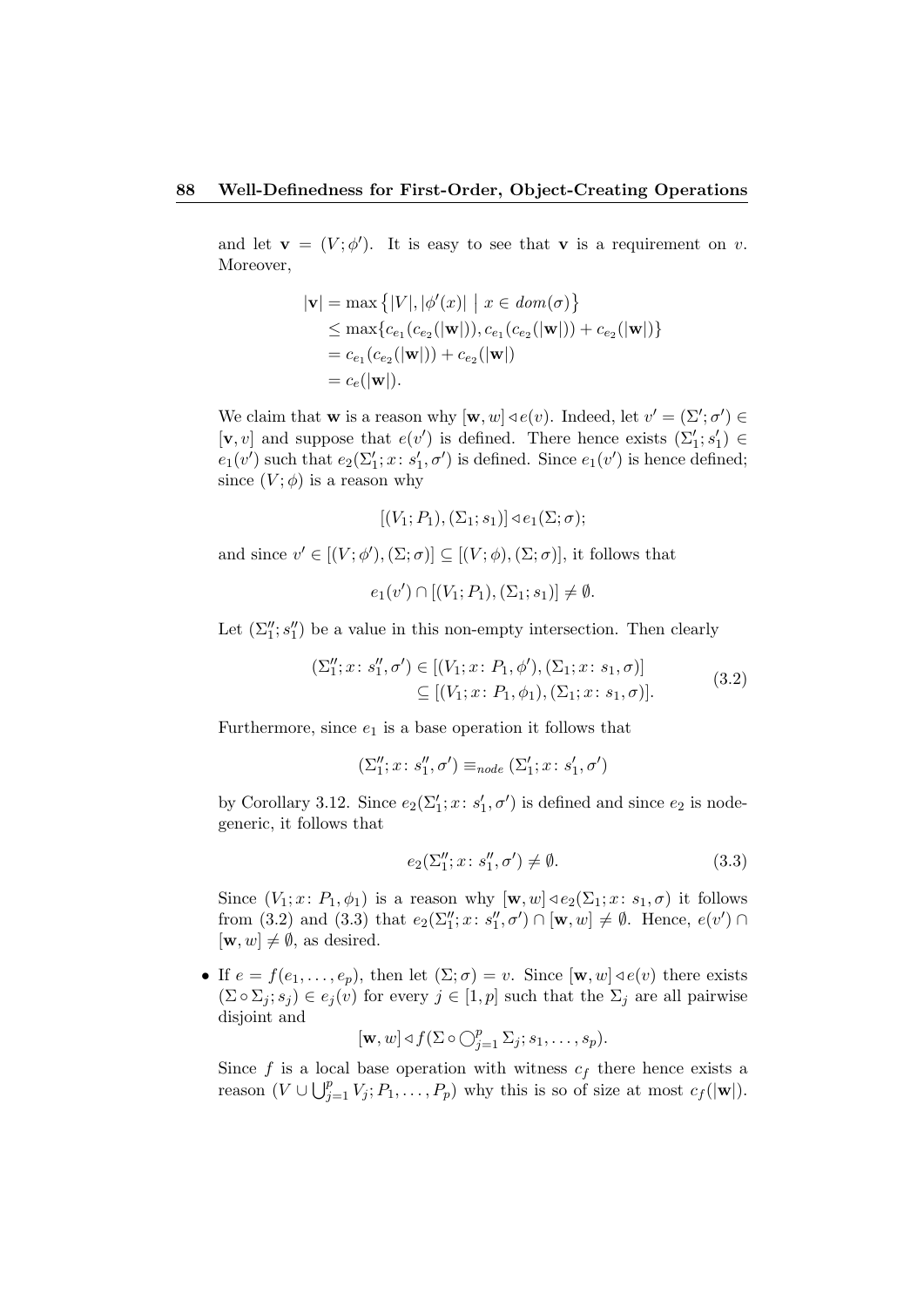and let $\mathbf{v} = (V; \phi')$. It is easy to see that $\mathbf{v}$ is a requirement on $v$. Moreover,

$$
\begin{aligned}
|\mathbf{v}| &= \max\{|V|, |\phi'(x)| \mid x \in dom(\sigma)\} \\
&\leq \max\{c_{e_1}(c_{e_2}(|\mathbf{w}|)), c_{e_1}(c_{e_2}(|\mathbf{w}|)) + c_{e_2}(|\mathbf{w}|)\} \\
&= c_{e_1}(c_{e_2}(|\mathbf{w}|)) + c_{e_2}(|\mathbf{w}|) \\
&= c_e(|\mathbf{w}|).
\end{aligned}
$$

We claim that $\mathbf{w}$ is a reason why $[\mathbf{w}, w] \triangleleft e(v)$. Indeed, let $v' = (\Sigma'; \sigma') \in [\mathbf{v}, v]$ and suppose that $e(v')$ is defined. There hence exists $(\Sigma'_1; s'_1) \in e_1(v')$ such that $e_2(\Sigma'_1; x\colon s'_1, \sigma')$ is defined. Since $e_1(v')$ is hence defined; since $(V; \phi)$ is a reason why

$$[(V_1; P_1), (\Sigma_1; s_1)] \triangleleft e_1(\Sigma; \sigma);$$

and since $v' \in [(V; \phi'), (\Sigma; \sigma)] \subseteq [(V; \phi), (\Sigma; \sigma)]$, it follows that

$$e_1(v') \cap [(V_1; P_1), (\Sigma_1; s_1)] \neq \emptyset.$$

Let $(\Sigma''_1; s''_1)$ be a value in this non-empty intersection. Then clearly

$$
\begin{aligned}
(\Sigma''_1; x\colon s''_1, \sigma') &\in [(V_1; x\colon P_1, \phi'), (\Sigma_1; x\colon s_1, \sigma)] \\
&\subseteq [(V_1; x\colon P_1, \phi_1), (\Sigma_1; x\colon s_1, \sigma)].
\end{aligned}
\tag{3.2}
$$

Furthermore, since $e_1$ is a base operation it follows that

$$(\Sigma''_1; x\colon s''_1, \sigma') \equiv_{node} (\Sigma'_1; x\colon s'_1, \sigma')$$

by Corollary 3.12. Since $e_2(\Sigma'_1; x\colon s'_1, \sigma')$ is defined and since $e_2$ is node-generic, it follows that

$$e_2(\Sigma''_1; x\colon s''_1, \sigma') \neq \emptyset. \tag{3.3}$$

Since $(V_1; x\colon P_1, \phi_1)$ is a reason why $[\mathbf{w}, w] \triangleleft e_2(\Sigma_1; x\colon s_1, \sigma)$ it follows from (3.2) and (3.3) that $e_2(\Sigma''_1; x\colon s''_1, \sigma') \cap [\mathbf{w}, w] \neq \emptyset$. Hence, $e(v') \cap [\mathbf{w}, w] \neq \emptyset$, as desired.

- If $e = f(e_1, \ldots, e_p)$, then let $(\Sigma; \sigma) = v$. Since $[\mathbf{w}, w] \triangleleft e(v)$ there exists $(\Sigma \circ \Sigma_j; s_j) \in e_j(v)$ for every $j \in [1, p]$ such that the $\Sigma_j$ are all pairwise disjoint and

  $$[\mathbf{w}, w] \triangleleft f(\Sigma \circ \textstyle\bigcirc_{j=1}^{p} \Sigma_j; s_1, \ldots, s_p).$$

  Since $f$ is a local base operation with witness $c_f$ there hence exists a reason $(V \cup \bigcup_{j=1}^{p} V_j; P_1, \ldots, P_p)$ why this is so of size at most $c_f(|\mathbf{w}|)$.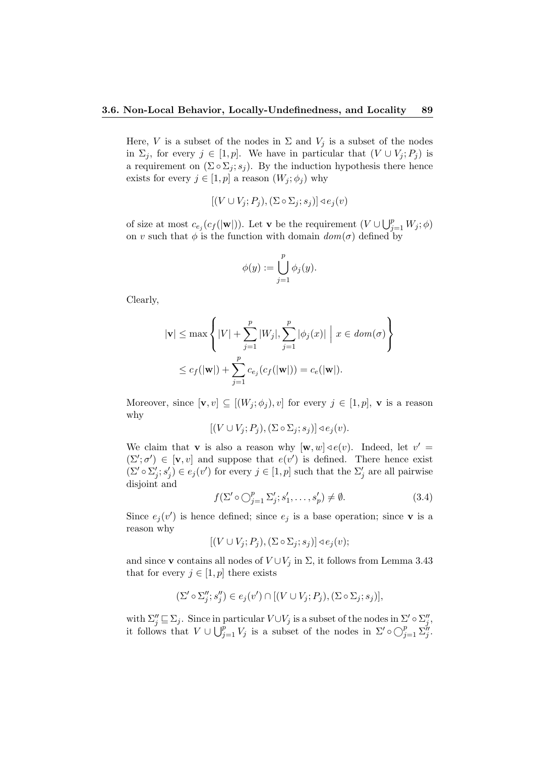Here, $V$ is a subset of the nodes in $\Sigma$ and $V_j$ is a subset of the nodes in $\Sigma_j$, for every $j \in [1,p]$. We have in particular that $(V \cup V_j; P_j)$ is a requirement on $(\Sigma \circ \Sigma_j; s_j)$. By the induction hypothesis there hence exists for every $j \in [1,p]$ a reason $(W_j; \phi_j)$ why

$$[(V \cup V_j; P_j), (\Sigma \circ \Sigma_j; s_j)] \lhd e_j(v)$$

of size at most $c_{e_j}(c_f(|\mathbf{w}|))$. Let $\mathbf{v}$ be the requirement $(V \cup \bigcup_{j=1}^{p} W_j; \phi)$ on $v$ such that $\phi$ is the function with domain $dom(\sigma)$ defined by

$$\phi(y) := \bigcup_{j=1}^{p} \phi_j(y).$$

Clearly,

$$\begin{aligned} |\mathbf{v}| &\leq \max \left\{ |V| + \sum_{j=1}^{p} |W_j|, \sum_{j=1}^{p} |\phi_j(x)| \;\middle|\; x \in dom(\sigma) \right\} \\ &\leq c_f(|\mathbf{w}|) + \sum_{j=1}^{p} c_{e_j}(c_f(|\mathbf{w}|)) = c_e(|\mathbf{w}|). \end{aligned}$$

Moreover, since $[\mathbf{v}, v] \subseteq [(W_j; \phi_j), v]$ for every $j \in [1,p]$, $\mathbf{v}$ is a reason why

$$[(V \cup V_j; P_j), (\Sigma \circ \Sigma_j; s_j)] \lhd e_j(v).$$

We claim that $\mathbf{v}$ is also a reason why $[\mathbf{w}, w] \lhd e(v)$. Indeed, let $v' = (\Sigma'; \sigma') \in [\mathbf{v}, v]$ and suppose that $e(v')$ is defined. There hence exist $(\Sigma' \circ \Sigma'_j; s'_j) \in e_j(v')$ for every $j \in [1,p]$ such that the $\Sigma'_j$ are all pairwise disjoint and

$$f(\Sigma' \circ \bigcirc_{j=1}^{p} \Sigma'_j; s'_1, \ldots, s'_p) \neq \emptyset. \tag{3.4}$$

Since $e_j(v')$ is hence defined; since $e_j$ is a base operation; since $\mathbf{v}$ is a reason why

$$[(V \cup V_j; P_j), (\Sigma \circ \Sigma_j; s_j)] \lhd e_j(v);$$

and since $\mathbf{v}$ contains all nodes of $V \cup V_j$ in $\Sigma$, it follows from Lemma 3.43 that for every $j \in [1,p]$ there exists

$$(\Sigma' \circ \Sigma''_j; s''_j) \in e_j(v') \cap [(V \cup V_j; P_j), (\Sigma \circ \Sigma_j; s_j)],$$

with $\Sigma''_j \sqsubseteq \Sigma_j$. Since in particular $V \cup V_j$ is a subset of the nodes in $\Sigma' \circ \Sigma''_j$, it follows that $V \cup \bigcup_{j=1}^{p} V_j$ is a subset of the nodes in $\Sigma' \circ \bigcirc_{j=1}^{p} \Sigma''_j$.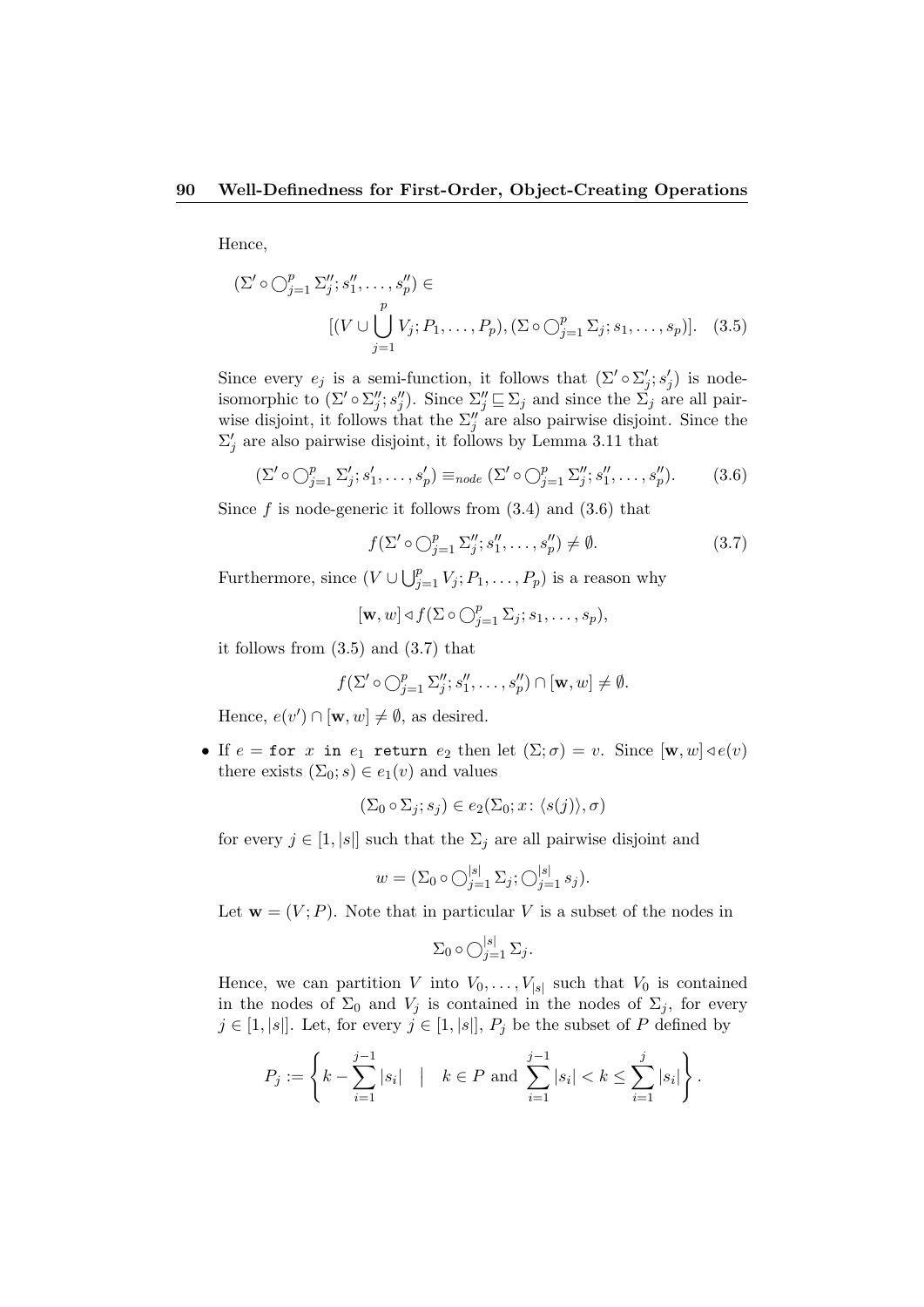Hence,

$$(\Sigma' \circ \bigcirc_{j=1}^{p} \Sigma''_j; s''_1, \ldots, s''_p) \in [(V \cup \bigcup_{j=1}^{p} V_j; P_1, \ldots, P_p), (\Sigma \circ \bigcirc_{j=1}^{p} \Sigma_j; s_1, \ldots, s_p)]. \quad (3.5)$$

Since every $e_j$ is a semi-function, it follows that $(\Sigma' \circ \Sigma'_j; s'_j)$ is node-isomorphic to $(\Sigma' \circ \Sigma''_j; s''_j)$. Since $\Sigma''_j \sqsubseteq \Sigma_j$ and since the $\Sigma_j$ are all pairwise disjoint, it follows that the $\Sigma''_j$ are also pairwise disjoint. Since the $\Sigma'_j$ are also pairwise disjoint, it follows by Lemma 3.11 that

$$(\Sigma' \circ \bigcirc_{j=1}^{p} \Sigma'_j; s'_1, \ldots, s'_p) \equiv_{node} (\Sigma' \circ \bigcirc_{j=1}^{p} \Sigma''_j; s''_1, \ldots, s''_p). \quad (3.6)$$

Since $f$ is node-generic it follows from (3.4) and (3.6) that

$$f(\Sigma' \circ \bigcirc_{j=1}^{p} \Sigma''_j; s''_1, \ldots, s''_p) \neq \emptyset. \quad (3.7)$$

Furthermore, since $(V \cup \bigcup_{j=1}^{p} V_j; P_1, \ldots, P_p)$ is a reason why

$$[\mathbf{w}, w] \lhd f(\Sigma \circ \bigcirc_{j=1}^{p} \Sigma_j; s_1, \ldots, s_p),$$

it follows from (3.5) and (3.7) that

$$f(\Sigma' \circ \bigcirc_{j=1}^{p} \Sigma''_j; s''_1, \ldots, s''_p) \cap [\mathbf{w}, w] \neq \emptyset.$$

Hence, $e(v') \cap [\mathbf{w}, w] \neq \emptyset$, as desired.

- If $e =$ `for` $x$ `in` $e_1$ `return` $e_2$ then let $(\Sigma; \sigma) = v$. Since $[\mathbf{w}, w] \lhd e(v)$ there exists $(\Sigma_0; s) \in e_1(v)$ and values

  $$(\Sigma_0 \circ \Sigma_j; s_j) \in e_2(\Sigma_0; x\colon \langle s(j) \rangle, \sigma)$$

  for every $j \in [1, |s|]$ such that the $\Sigma_j$ are all pairwise disjoint and

  $$w = (\Sigma_0 \circ \bigcirc_{j=1}^{|s|} \Sigma_j; \bigcirc_{j=1}^{|s|} s_j).$$

  Let $\mathbf{w} = (V; P)$. Note that in particular $V$ is a subset of the nodes in

  $$\Sigma_0 \circ \bigcirc_{j=1}^{|s|} \Sigma_j.$$

  Hence, we can partition $V$ into $V_0, \ldots, V_{|s|}$ such that $V_0$ is contained in the nodes of $\Sigma_0$ and $V_j$ is contained in the nodes of $\Sigma_j$, for every $j \in [1, |s|]$. Let, for every $j \in [1, |s|]$, $P_j$ be the subset of $P$ defined by

  $$P_j := \left\{ k - \sum_{i=1}^{j-1} |s_i| \quad \middle| \quad k \in P \text{ and } \sum_{i=1}^{j-1} |s_i| < k \leq \sum_{i=1}^{j} |s_i| \right\}.$$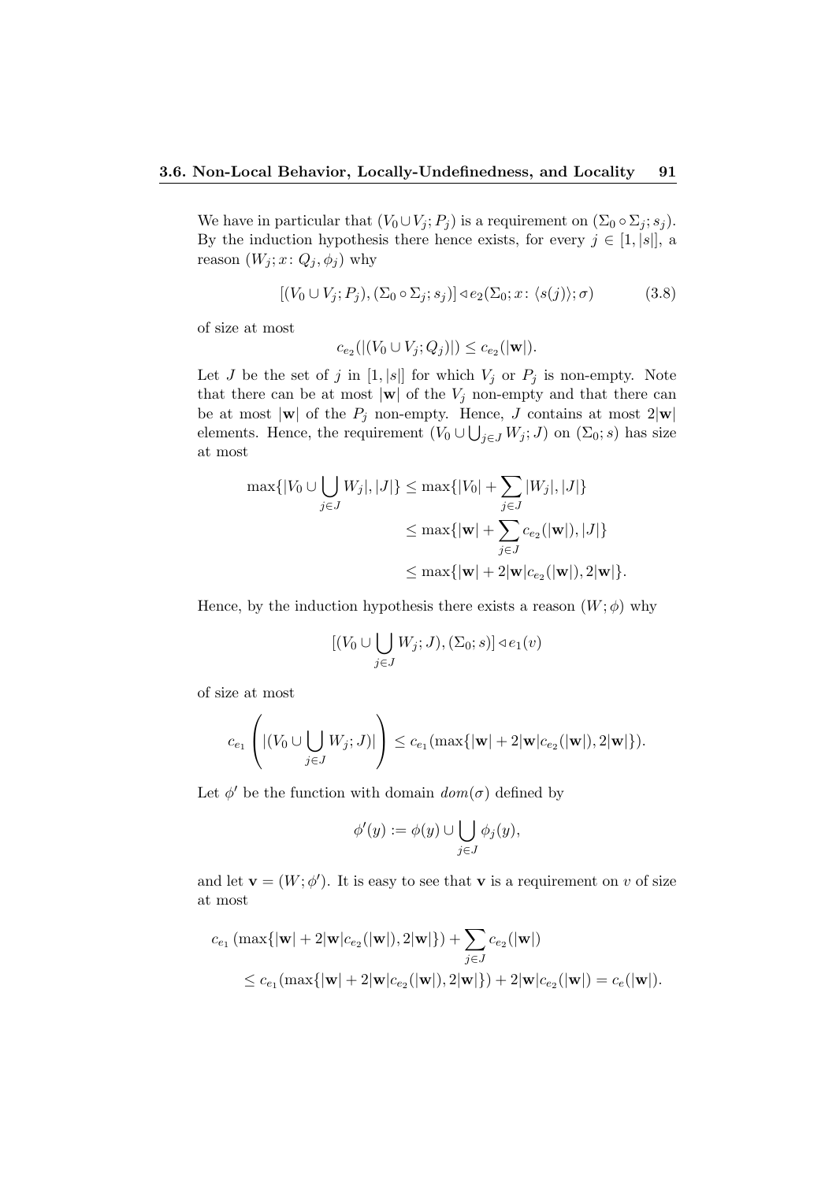We have in particular that $(V_0 \cup V_j; P_j)$ is a requirement on $(\Sigma_0 \circ \Sigma_j; s_j)$. By the induction hypothesis there hence exists, for every $j \in [1, |s|]$, a reason $(W_j; x\colon Q_j, \phi_j)$ why

$$[(V_0 \cup V_j; P_j), (\Sigma_0 \circ \Sigma_j; s_j)] \triangleleft e_2(\Sigma_0; x\colon \langle s(j)\rangle; \sigma) \tag{3.8}$$

of size at most

$$c_{e_2}(|(V_0 \cup V_j; Q_j)|) \leq c_{e_2}(|\mathbf{w}|).$$

Let $J$ be the set of $j$ in $[1, |s|]$ for which $V_j$ or $P_j$ is non-empty. Note that there can be at most $|\mathbf{w}|$ of the $V_j$ non-empty and that there can be at most $|\mathbf{w}|$ of the $P_j$ non-empty. Hence, $J$ contains at most $2|\mathbf{w}|$ elements. Hence, the requirement $(V_0 \cup \bigcup_{j \in J} W_j; J)$ on $(\Sigma_0; s)$ has size at most

$$\begin{aligned}
\max\{|V_0 \cup \bigcup_{j\in J} W_j|, |J|\} &\leq \max\{|V_0| + \sum_{j\in J} |W_j|, |J|\} \\
&\leq \max\{|\mathbf{w}| + \sum_{j\in J} c_{e_2}(|\mathbf{w}|), |J|\} \\
&\leq \max\{|\mathbf{w}| + 2|\mathbf{w}|c_{e_2}(|\mathbf{w}|), 2|\mathbf{w}|\}.
\end{aligned}$$

Hence, by the induction hypothesis there exists a reason $(W; \phi)$ why

$$[(V_0 \cup \bigcup_{j\in J} W_j; J), (\Sigma_0; s)] \triangleleft e_1(v)$$

of size at most

$$c_{e_1}\left(|(V_0 \cup \bigcup_{j\in J} W_j; J)|\right) \leq c_{e_1}(\max\{|\mathbf{w}| + 2|\mathbf{w}|c_{e_2}(|\mathbf{w}|), 2|\mathbf{w}|\}).$$

Let $\phi'$ be the function with domain $dom(\sigma)$ defined by

$$\phi'(y) := \phi(y) \cup \bigcup_{j\in J} \phi_j(y),$$

and let $\mathbf{v} = (W; \phi')$. It is easy to see that $\mathbf{v}$ is a requirement on $v$ of size at most

$$\begin{aligned}
&c_{e_1}(\max\{|\mathbf{w}| + 2|\mathbf{w}|c_{e_2}(|\mathbf{w}|), 2|\mathbf{w}|\}) + \sum_{j\in J} c_{e_2}(|\mathbf{w}|) \\
&\quad \leq c_{e_1}(\max\{|\mathbf{w}| + 2|\mathbf{w}|c_{e_2}(|\mathbf{w}|), 2|\mathbf{w}|\}) + 2|\mathbf{w}|c_{e_2}(|\mathbf{w}|) = c_e(|\mathbf{w}|).
\end{aligned}$$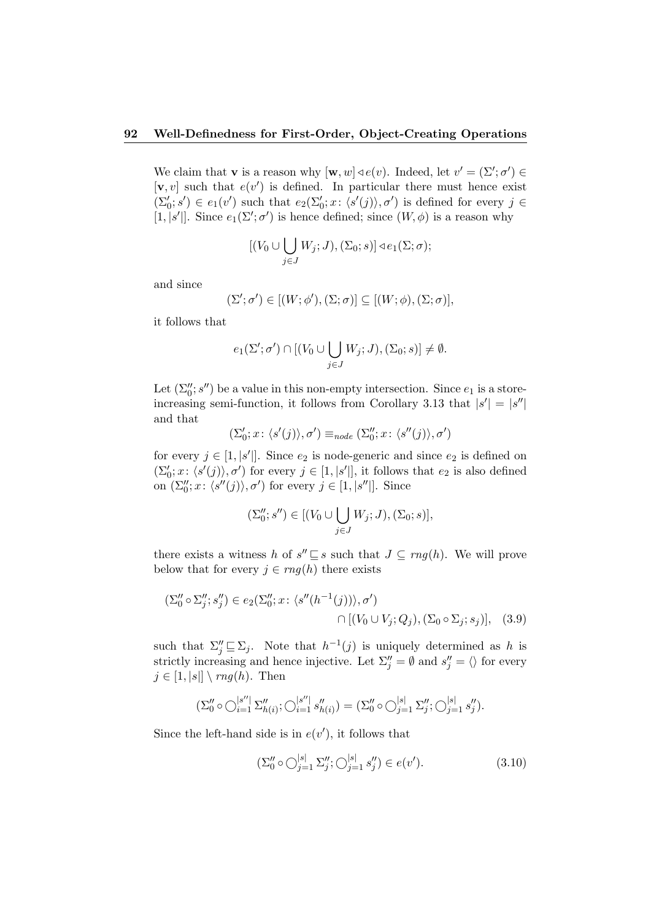We claim that $\mathbf{v}$ is a reason why $[\mathbf{w}, w] \triangleleft e(v)$. Indeed, let $v' = (\Sigma'; \sigma') \in [\mathbf{v}, v]$ such that $e(v')$ is defined. In particular there must hence exist $(\Sigma'_0; s') \in e_1(v')$ such that $e_2(\Sigma'_0; x\colon \langle s'(j)\rangle, \sigma')$ is defined for every $j \in [1, |s'|]$. Since $e_1(\Sigma'; \sigma')$ is hence defined; since $(W, \phi)$ is a reason why

$$[(V_0 \cup \bigcup_{j \in J} W_j; J), (\Sigma_0; s)] \triangleleft e_1(\Sigma; \sigma);$$

and since

$$(\Sigma'; \sigma') \in [(W; \phi'), (\Sigma; \sigma)] \subseteq [(W; \phi), (\Sigma; \sigma)],$$

it follows that

$$e_1(\Sigma'; \sigma') \cap [(V_0 \cup \bigcup_{j \in J} W_j; J), (\Sigma_0; s)] \neq \emptyset.$$

Let $(\Sigma''_0; s'')$ be a value in this non-empty intersection. Since $e_1$ is a store-increasing semi-function, it follows from Corollary 3.13 that $|s'| = |s''|$ and that

$$(\Sigma'_0; x\colon \langle s'(j)\rangle, \sigma') \equiv_{node} (\Sigma''_0; x\colon \langle s''(j)\rangle, \sigma')$$

for every $j \in [1, |s'|]$. Since $e_2$ is node-generic and since $e_2$ is defined on $(\Sigma'_0; x\colon \langle s'(j)\rangle, \sigma')$ for every $j \in [1, |s'|]$, it follows that $e_2$ is also defined on $(\Sigma''_0; x\colon \langle s''(j)\rangle, \sigma')$ for every $j \in [1, |s''|]$. Since

$$(\Sigma''_0; s'') \in [(V_0 \cup \bigcup_{j \in J} W_j; J), (\Sigma_0; s)],$$

there exists a witness $h$ of $s'' \sqsubseteq s$ such that $J \subseteq rng(h)$. We will prove below that for every $j \in rng(h)$ there exists

$$(\Sigma''_0 \circ \Sigma''_j; s''_j) \in e_2(\Sigma''_0; x\colon \langle s''(h^{-1}(j))\rangle, \sigma') \cap [(V_0 \cup V_j; Q_j), (\Sigma_0 \circ \Sigma_j; s_j)], \quad (3.9)$$

such that $\Sigma''_j \sqsubseteq \Sigma_j$. Note that $h^{-1}(j)$ is uniquely determined as $h$ is strictly increasing and hence injective. Let $\Sigma''_j = \emptyset$ and $s''_j = \langle\rangle$ for every $j \in [1, |s|] \setminus rng(h)$. Then

$$(\Sigma''_0 \circ \bigcirc_{i=1}^{|s''|} \Sigma''_{h(i)}; \bigcirc_{i=1}^{|s''|} s''_{h(i)}) = (\Sigma''_0 \circ \bigcirc_{j=1}^{|s|} \Sigma''_j; \bigcirc_{j=1}^{|s|} s''_j).$$

Since the left-hand side is in $e(v')$, it follows that

$$(\Sigma''_0 \circ \bigcirc_{j=1}^{|s|} \Sigma''_j; \bigcirc_{j=1}^{|s|} s''_j) \in e(v'). \quad (3.10)$$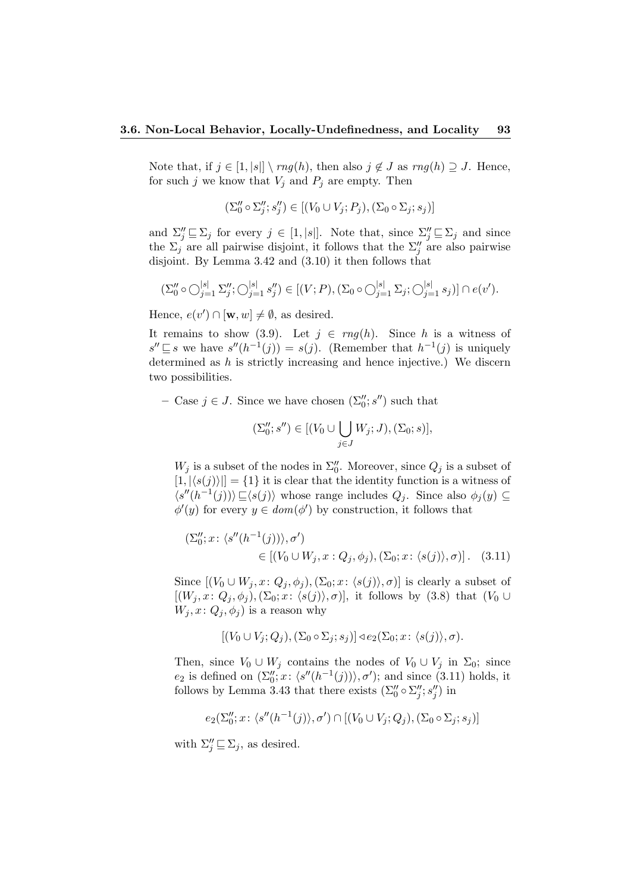Note that, if $j \in [1, |s|] \setminus rng(h)$, then also $j \notin J$ as $rng(h) \supseteq J$. Hence, for such $j$ we know that $V_j$ and $P_j$ are empty. Then

$$(\Sigma_0'' \circ \Sigma_j''; s_j'') \in [(V_0 \cup V_j; P_j), (\Sigma_0 \circ \Sigma_j; s_j)]$$

and $\Sigma_j'' \sqsubseteq \Sigma_j$ for every $j \in [1, |s|]$. Note that, since $\Sigma_j'' \sqsubseteq \Sigma_j$ and since the $\Sigma_j$ are all pairwise disjoint, it follows that the $\Sigma_j''$ are also pairwise disjoint. By Lemma 3.42 and (3.10) it then follows that

$$(\Sigma_0'' \circ \bigcirc_{j=1}^{|s|} \Sigma_j''; \bigcirc_{j=1}^{|s|} s_j'') \in [(V; P), (\Sigma_0 \circ \bigcirc_{j=1}^{|s|} \Sigma_j; \bigcirc_{j=1}^{|s|} s_j)] \cap e(v').$$

Hence, $e(v') \cap [\mathbf{w}, w] \neq \emptyset$, as desired.

It remains to show (3.9). Let $j \in rng(h)$. Since $h$ is a witness of $s'' \sqsubseteq s$ we have $s''(h^{-1}(j)) = s(j)$. (Remember that $h^{-1}(j)$ is uniquely determined as $h$ is strictly increasing and hence injective.) We discern two possibilities.

– Case $j \in J$. Since we have chosen $(\Sigma_0''; s'')$ such that

$$(\Sigma_0''; s'') \in [(V_0 \cup \bigcup_{j \in J} W_j; J), (\Sigma_0; s)],$$

$W_j$ is a subset of the nodes in $\Sigma_0''$. Moreover, since $Q_j$ is a subset of $[1, |\langle s(j) \rangle|] = \{1\}$ it is clear that the identity function is a witness of $\langle s''(h^{-1}(j)) \rangle \sqsubseteq \langle s(j) \rangle$ whose range includes $Q_j$. Since also $\phi_j(y) \subseteq \phi'(y)$ for every $y \in dom(\phi')$ by construction, it follows that

$$\begin{aligned}(\Sigma_0''; x \colon \langle s''(h^{-1}(j)) \rangle, \sigma') \\ \in [(V_0 \cup W_j, x : Q_j, \phi_j), (\Sigma_0; x \colon \langle s(j) \rangle, \sigma)]. \quad (3.11)\end{aligned}$$

Since $[(V_0 \cup W_j, x \colon Q_j, \phi_j), (\Sigma_0; x \colon \langle s(j) \rangle, \sigma)]$ is clearly a subset of $[(W_j, x \colon Q_j, \phi_j), (\Sigma_0; x \colon \langle s(j) \rangle, \sigma)]$, it follows by (3.8) that $(V_0 \cup W_j, x \colon Q_j, \phi_j)$ is a reason why

$$[(V_0 \cup V_j; Q_j), (\Sigma_0 \circ \Sigma_j; s_j)] \triangleleft e_2(\Sigma_0; x \colon \langle s(j) \rangle, \sigma).$$

Then, since $V_0 \cup W_j$ contains the nodes of $V_0 \cup V_j$ in $\Sigma_0$; since $e_2$ is defined on $(\Sigma_0''; x \colon \langle s''(h^{-1}(j)) \rangle, \sigma')$; and since (3.11) holds, it follows by Lemma 3.43 that there exists $(\Sigma_0'' \circ \Sigma_j''; s_j'')$ in

$$e_2(\Sigma_0''; x \colon \langle s''(h^{-1}(j)) \rangle, \sigma') \cap [(V_0 \cup V_j; Q_j), (\Sigma_0 \circ \Sigma_j; s_j)]$$

with $\Sigma_j'' \sqsubseteq \Sigma_j$, as desired.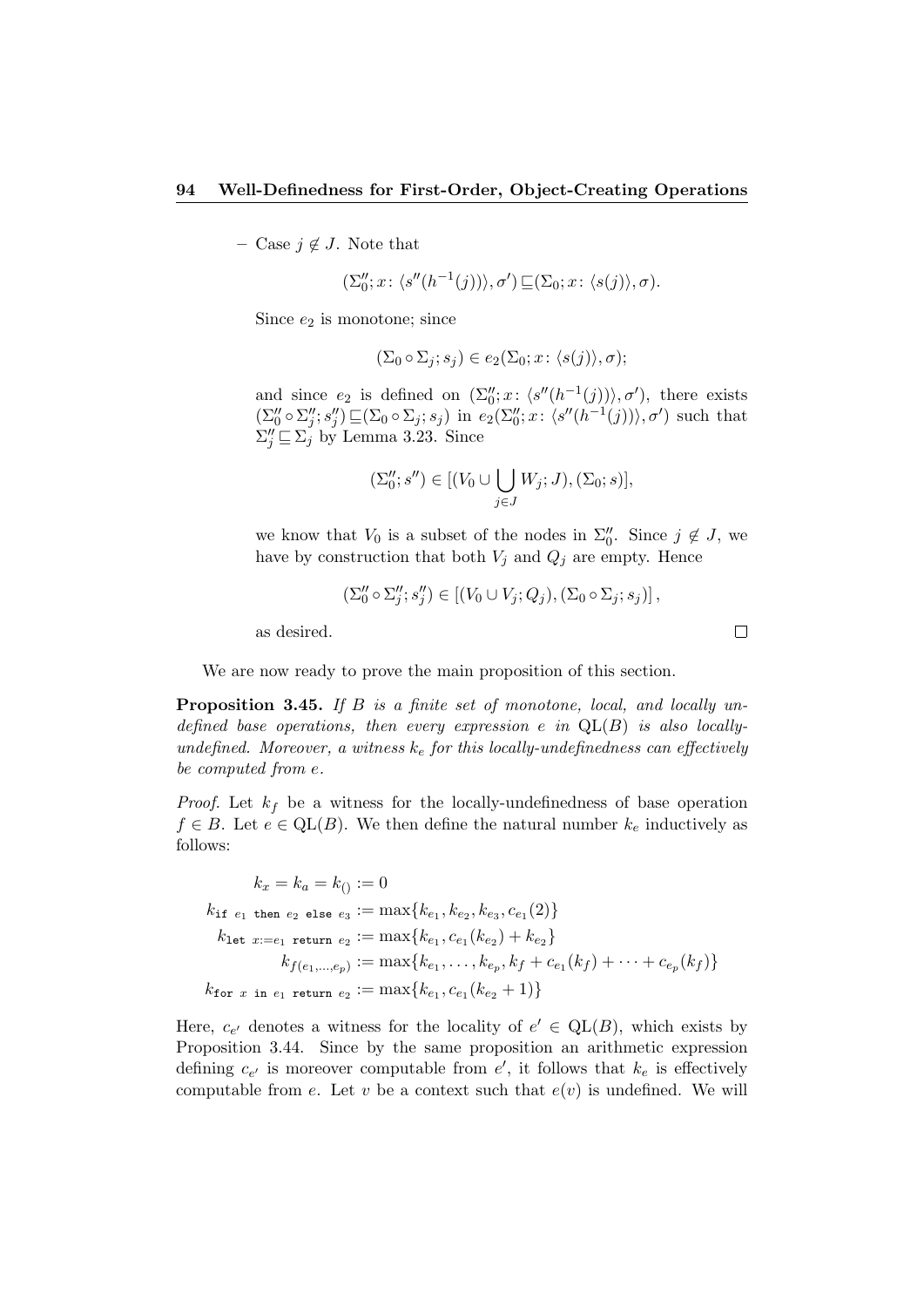– Case $j \notin J$. Note that

$$(\Sigma_0''; x\colon \langle s''(h^{-1}(j))\rangle, \sigma') \sqsubseteq (\Sigma_0; x\colon \langle s(j)\rangle, \sigma).$$

Since $e_2$ is monotone; since

$$(\Sigma_0 \circ \Sigma_j; s_j) \in e_2(\Sigma_0; x\colon \langle s(j)\rangle, \sigma);$$

and since $e_2$ is defined on $(\Sigma_0''; x\colon \langle s''(h^{-1}(j))\rangle, \sigma')$, there exists $(\Sigma_0'' \circ \Sigma_j''; s_j'') \sqsubseteq (\Sigma_0 \circ \Sigma_j; s_j)$ in $e_2(\Sigma_0''; x\colon \langle s''(h^{-1}(j))\rangle, \sigma')$ such that $\Sigma_j'' \sqsubseteq \Sigma_j$ by Lemma 3.23. Since

$$(\Sigma_0''; s'') \in [(V_0 \cup \bigcup_{j \in J} W_j; J), (\Sigma_0; s)],$$

we know that $V_0$ is a subset of the nodes in $\Sigma_0''$. Since $j \notin J$, we have by construction that both $V_j$ and $Q_j$ are empty. Hence

$$(\Sigma_0'' \circ \Sigma_j''; s_j'') \in [(V_0 \cup V_j; Q_j), (\Sigma_0 \circ \Sigma_j; s_j)],$$

as desired. □

We are now ready to prove the main proposition of this section.

**Proposition 3.45.** *If $B$ is a finite set of monotone, local, and locally undefined base operations, then every expression $e$ in $\mathrm{QL}(B)$ is also locally-undefined. Moreover, a witness $k_e$ for this locally-undefinedness can effectively be computed from $e$.*

*Proof.* Let $k_f$ be a witness for the locally-undefinedness of base operation $f \in B$. Let $e \in \mathrm{QL}(B)$. We then define the natural number $k_e$ inductively as follows:

$$
\begin{aligned}
k_x = k_a = k_{()} &:= 0 \\
k_{\texttt{if } e_1 \texttt{ then } e_2 \texttt{ else } e_3} &:= \max\{k_{e_1}, k_{e_2}, k_{e_3}, c_{e_1}(2)\} \\
k_{\texttt{let } x:=e_1 \texttt{ return } e_2} &:= \max\{k_{e_1}, c_{e_1}(k_{e_2}) + k_{e_2}\} \\
k_{f(e_1,\ldots,e_p)} &:= \max\{k_{e_1}, \ldots, k_{e_p}, k_f + c_{e_1}(k_f) + \cdots + c_{e_p}(k_f)\} \\
k_{\texttt{for } x \texttt{ in } e_1 \texttt{ return } e_2} &:= \max\{k_{e_1}, c_{e_1}(k_{e_2} + 1)\}
\end{aligned}
$$

Here, $c_{e'}$ denotes a witness for the locality of $e' \in \mathrm{QL}(B)$, which exists by Proposition 3.44. Since by the same proposition an arithmetic expression defining $c_{e'}$ is moreover computable from $e'$, it follows that $k_e$ is effectively computable from $e$. Let $v$ be a context such that $e(v)$ is undefined. We will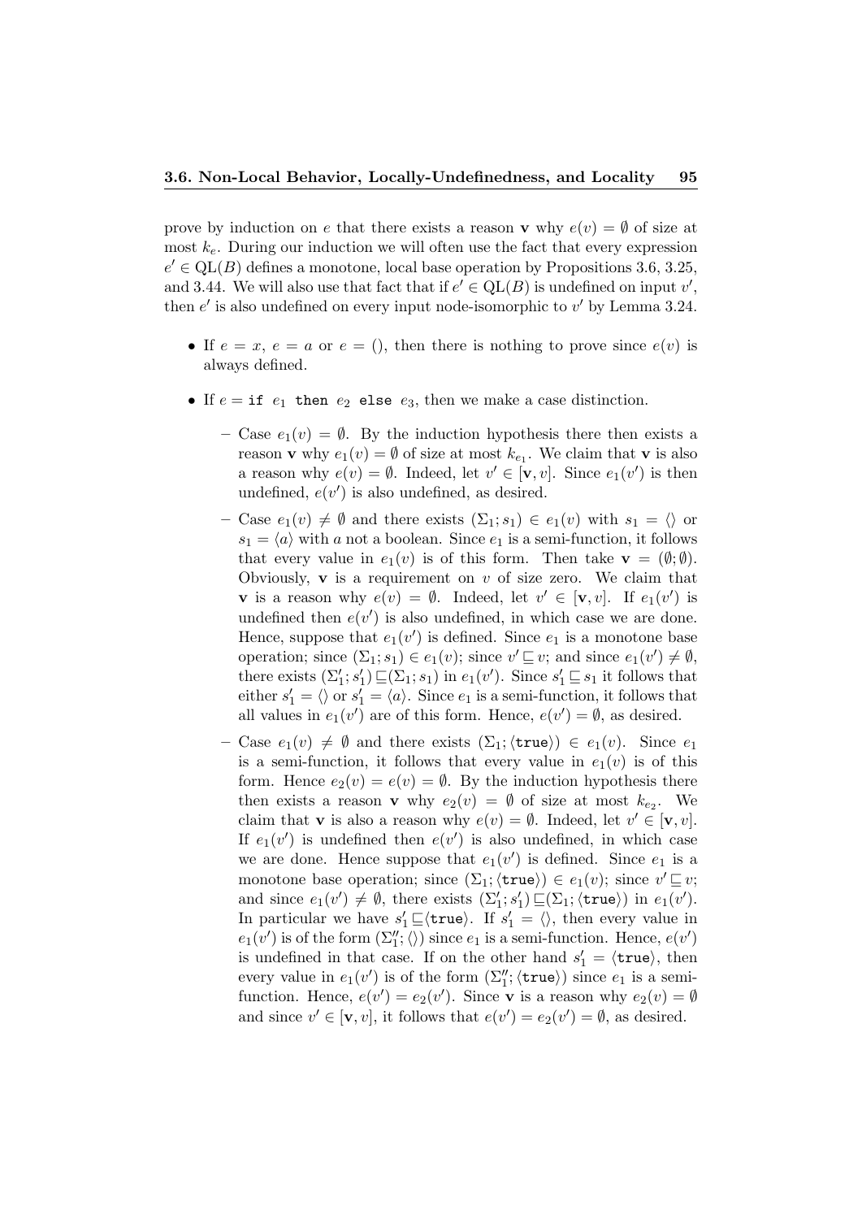prove by induction on $e$ that there exists a reason $\mathbf{v}$ why $e(v) = \emptyset$ of size at most $k_e$. During our induction we will often use the fact that every expression $e' \in \mathrm{QL}(B)$ defines a monotone, local base operation by Propositions 3.6, 3.25, and 3.44. We will also use that fact that if $e' \in \mathrm{QL}(B)$ is undefined on input $v'$, then $e'$ is also undefined on every input node-isomorphic to $v'$ by Lemma 3.24.

- If $e = x$, $e = a$ or $e = ()$, then there is nothing to prove since $e(v)$ is always defined.

- If $e = \texttt{if}\ e_1\ \texttt{then}\ e_2\ \texttt{else}\ e_3$, then we make a case distinction.

  - Case $e_1(v) = \emptyset$. By the induction hypothesis there then exists a reason $\mathbf{v}$ why $e_1(v) = \emptyset$ of size at most $k_{e_1}$. We claim that $\mathbf{v}$ is also a reason why $e(v) = \emptyset$. Indeed, let $v' \in [\mathbf{v}, v]$. Since $e_1(v')$ is then undefined, $e(v')$ is also undefined, as desired.

  - Case $e_1(v) \neq \emptyset$ and there exists $(\Sigma_1; s_1) \in e_1(v)$ with $s_1 = \langle\rangle$ or $s_1 = \langle a \rangle$ with $a$ not a boolean. Since $e_1$ is a semi-function, it follows that every value in $e_1(v)$ is of this form. Then take $\mathbf{v} = (\emptyset; \emptyset)$. Obviously, $\mathbf{v}$ is a requirement on $v$ of size zero. We claim that $\mathbf{v}$ is a reason why $e(v) = \emptyset$. Indeed, let $v' \in [\mathbf{v}, v]$. If $e_1(v')$ is undefined then $e(v')$ is also undefined, in which case we are done. Hence, suppose that $e_1(v')$ is defined. Since $e_1$ is a monotone base operation; since $(\Sigma_1; s_1) \in e_1(v)$; since $v' \sqsubseteq v$; and since $e_1(v') \neq \emptyset$, there exists $(\Sigma_1'; s_1') \sqsubseteq (\Sigma_1; s_1)$ in $e_1(v')$. Since $s_1' \sqsubseteq s_1$ it follows that either $s_1' = \langle\rangle$ or $s_1' = \langle a \rangle$. Since $e_1$ is a semi-function, it follows that all values in $e_1(v')$ are of this form. Hence, $e(v') = \emptyset$, as desired.

  - Case $e_1(v) \neq \emptyset$ and there exists $(\Sigma_1; \langle \texttt{true} \rangle) \in e_1(v)$. Since $e_1$ is a semi-function, it follows that every value in $e_1(v)$ is of this form. Hence $e_2(v) = e(v) = \emptyset$. By the induction hypothesis there then exists a reason $\mathbf{v}$ why $e_2(v) = \emptyset$ of size at most $k_{e_2}$. We claim that $\mathbf{v}$ is also a reason why $e(v) = \emptyset$. Indeed, let $v' \in [\mathbf{v}, v]$. If $e_1(v')$ is undefined then $e(v')$ is also undefined, in which case we are done. Hence suppose that $e_1(v')$ is defined. Since $e_1$ is a monotone base operation; since $(\Sigma_1; \langle \texttt{true} \rangle) \in e_1(v)$; since $v' \sqsubseteq v$; and since $e_1(v') \neq \emptyset$, there exists $(\Sigma_1'; s_1') \sqsubseteq (\Sigma_1; \langle \texttt{true} \rangle)$ in $e_1(v')$. In particular we have $s_1' \sqsubseteq \langle \texttt{true} \rangle$. If $s_1' = \langle\rangle$, then every value in $e_1(v')$ is of the form $(\Sigma_1''; \langle\rangle)$ since $e_1$ is a semi-function. Hence, $e(v')$ is undefined in that case. If on the other hand $s_1' = \langle \texttt{true} \rangle$, then every value in $e_1(v')$ is of the form $(\Sigma_1''; \langle \texttt{true} \rangle)$ since $e_1$ is a semi-function. Hence, $e(v') = e_2(v')$. Since $\mathbf{v}$ is a reason why $e_2(v) = \emptyset$ and since $v' \in [\mathbf{v}, v]$, it follows that $e(v') = e_2(v') = \emptyset$, as desired.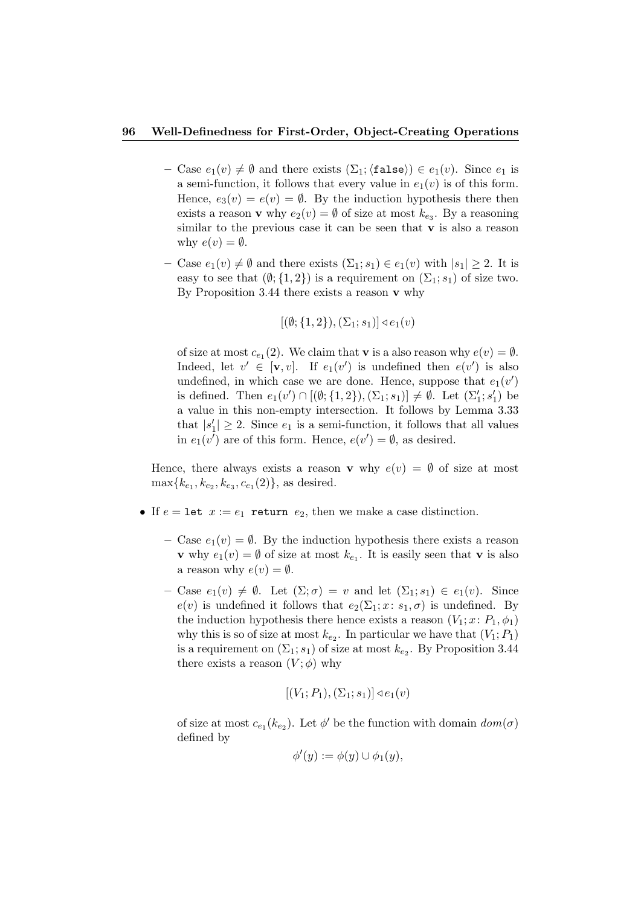- Case $e_1(v) \neq \emptyset$ and there exists $(\Sigma_1; \langle \texttt{false} \rangle) \in e_1(v)$. Since $e_1$ is a semi-function, it follows that every value in $e_1(v)$ is of this form. Hence, $e_3(v) = e(v) = \emptyset$. By the induction hypothesis there then exists a reason $\mathbf{v}$ why $e_2(v) = \emptyset$ of size at most $k_{e_3}$. By a reasoning similar to the previous case it can be seen that $\mathbf{v}$ is also a reason why $e(v) = \emptyset$.

- Case $e_1(v) \neq \emptyset$ and there exists $(\Sigma_1; s_1) \in e_1(v)$ with $|s_1| \geq 2$. It is easy to see that $(\emptyset; \{1, 2\})$ is a requirement on $(\Sigma_1; s_1)$ of size two. By Proposition 3.44 there exists a reason $\mathbf{v}$ why

$$[(\emptyset; \{1, 2\}), (\Sigma_1; s_1)] \triangleleft e_1(v)$$

of size at most $c_{e_1}(2)$. We claim that $\mathbf{v}$ is a also reason why $e(v) = \emptyset$. Indeed, let $v' \in [\mathbf{v}, v]$. If $e_1(v')$ is undefined then $e(v')$ is also undefined, in which case we are done. Hence, suppose that $e_1(v')$ is defined. Then $e_1(v') \cap [(\emptyset; \{1, 2\}), (\Sigma_1; s_1)] \neq \emptyset$. Let $(\Sigma_1'; s_1')$ be a value in this non-empty intersection. It follows by Lemma 3.33 that $|s_1'| \geq 2$. Since $e_1$ is a semi-function, it follows that all values in $e_1(v')$ are of this form. Hence, $e(v') = \emptyset$, as desired.

Hence, there always exists a reason $\mathbf{v}$ why $e(v) = \emptyset$ of size at most $\max\{k_{e_1}, k_{e_2}, k_{e_3}, c_{e_1}(2)\}$, as desired.

- If $e = \texttt{let } x := e_1 \texttt{ return } e_2$, then we make a case distinction.

  - Case $e_1(v) = \emptyset$. By the induction hypothesis there exists a reason $\mathbf{v}$ why $e_1(v) = \emptyset$ of size at most $k_{e_1}$. It is easily seen that $\mathbf{v}$ is also a reason why $e(v) = \emptyset$.

  - Case $e_1(v) \neq \emptyset$. Let $(\Sigma; \sigma) = v$ and let $(\Sigma_1; s_1) \in e_1(v)$. Since $e(v)$ is undefined it follows that $e_2(\Sigma_1; x\colon s_1, \sigma)$ is undefined. By the induction hypothesis there hence exists a reason $(V_1; x\colon P_1, \phi_1)$ why this is so of size at most $k_{e_2}$. In particular we have that $(V_1; P_1)$ is a requirement on $(\Sigma_1; s_1)$ of size at most $k_{e_2}$. By Proposition 3.44 there exists a reason $(V; \phi)$ why

$$[(V_1; P_1), (\Sigma_1; s_1)] \triangleleft e_1(v)$$

of size at most $c_{e_1}(k_{e_2})$. Let $\phi'$ be the function with domain $dom(\sigma)$ defined by

$$\phi'(y) := \phi(y) \cup \phi_1(y),$$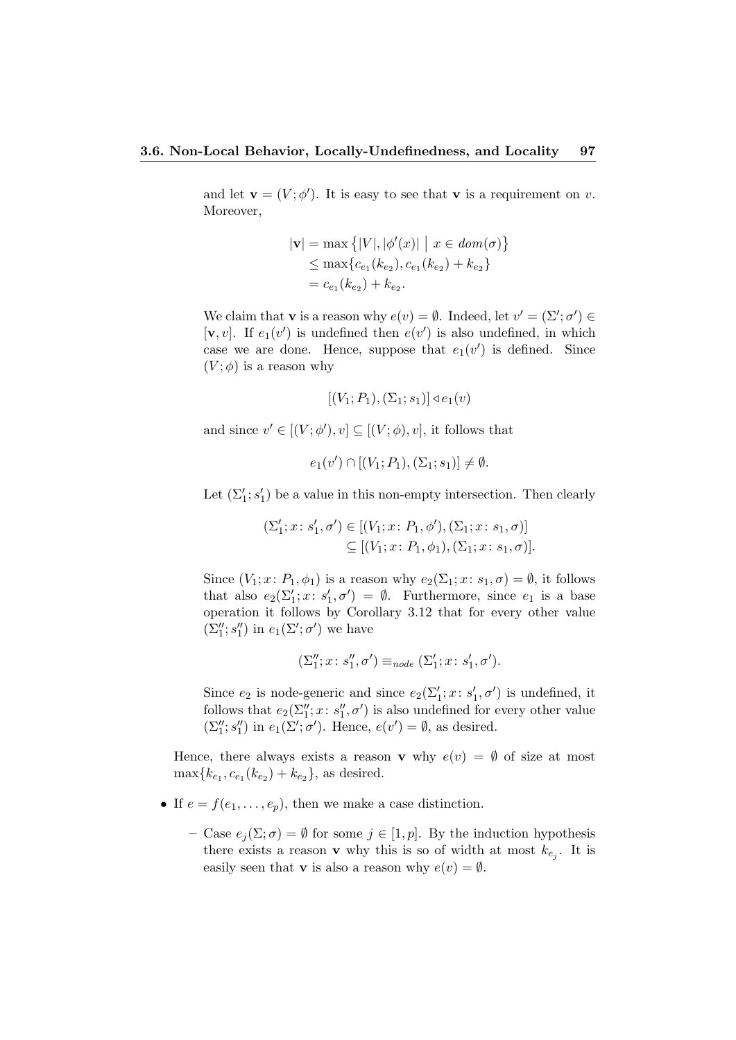and let $\mathbf{v} = (V; \phi')$. It is easy to see that $\mathbf{v}$ is a requirement on $v$. Moreover,

$$
\begin{aligned}
|\mathbf{v}| &= \max\left\{|V|, |\phi'(x)| \;\middle|\; x \in dom(\sigma)\right\} \\
&\leq \max\{c_{e_1}(k_{e_2}), c_{e_1}(k_{e_2}) + k_{e_2}\} \\
&= c_{e_1}(k_{e_2}) + k_{e_2}.
\end{aligned}
$$

We claim that $\mathbf{v}$ is a reason why $e(v) = \emptyset$. Indeed, let $v' = (\Sigma'; \sigma') \in [\mathbf{v}, v]$. If $e_1(v')$ is undefined then $e(v')$ is also undefined, in which case we are done. Hence, suppose that $e_1(v')$ is defined. Since $(V; \phi)$ is a reason why

$$[(V_1; P_1), (\Sigma_1; s_1)] \triangleleft e_1(v)$$

and since $v' \in [(V; \phi'), v] \subseteq [(V; \phi), v]$, it follows that

$$e_1(v') \cap [(V_1; P_1), (\Sigma_1; s_1)] \neq \emptyset.$$

Let $(\Sigma_1'; s_1')$ be a value in this non-empty intersection. Then clearly

$$
\begin{aligned}
(\Sigma_1'; x\colon s_1', \sigma') &\in [(V_1; x\colon P_1, \phi'), (\Sigma_1; x\colon s_1, \sigma)] \\
&\subseteq [(V_1; x\colon P_1, \phi_1), (\Sigma_1; x\colon s_1, \sigma)].
\end{aligned}
$$

Since $(V_1; x\colon P_1, \phi_1)$ is a reason why $e_2(\Sigma_1; x\colon s_1, \sigma) = \emptyset$, it follows that also $e_2(\Sigma_1'; x\colon s_1', \sigma') = \emptyset$. Furthermore, since $e_1$ is a base operation it follows by Corollary 3.12 that for every other value $(\Sigma_1''; s_1'')$ in $e_1(\Sigma'; \sigma')$ we have

$$(\Sigma_1''; x\colon s_1'', \sigma') \equiv_{node} (\Sigma_1'; x\colon s_1', \sigma').$$

Since $e_2$ is node-generic and since $e_2(\Sigma_1'; x\colon s_1', \sigma')$ is undefined, it follows that $e_2(\Sigma_1''; x\colon s_1'', \sigma')$ is also undefined for every other value $(\Sigma_1''; s_1'')$ in $e_1(\Sigma'; \sigma')$. Hence, $e(v') = \emptyset$, as desired.

Hence, there always exists a reason $\mathbf{v}$ why $e(v) = \emptyset$ of size at most $\max\{k_{e_1}, c_{e_1}(k_{e_2}) + k_{e_2}\}$, as desired.

- If $e = f(e_1, \ldots, e_p)$, then we make a case distinction.
  - Case $e_j(\Sigma; \sigma) = \emptyset$ for some $j \in [1, p]$. By the induction hypothesis there exists a reason $\mathbf{v}$ why this is so of width at most $k_{e_j}$. It is easily seen that $\mathbf{v}$ is also a reason why $e(v) = \emptyset$.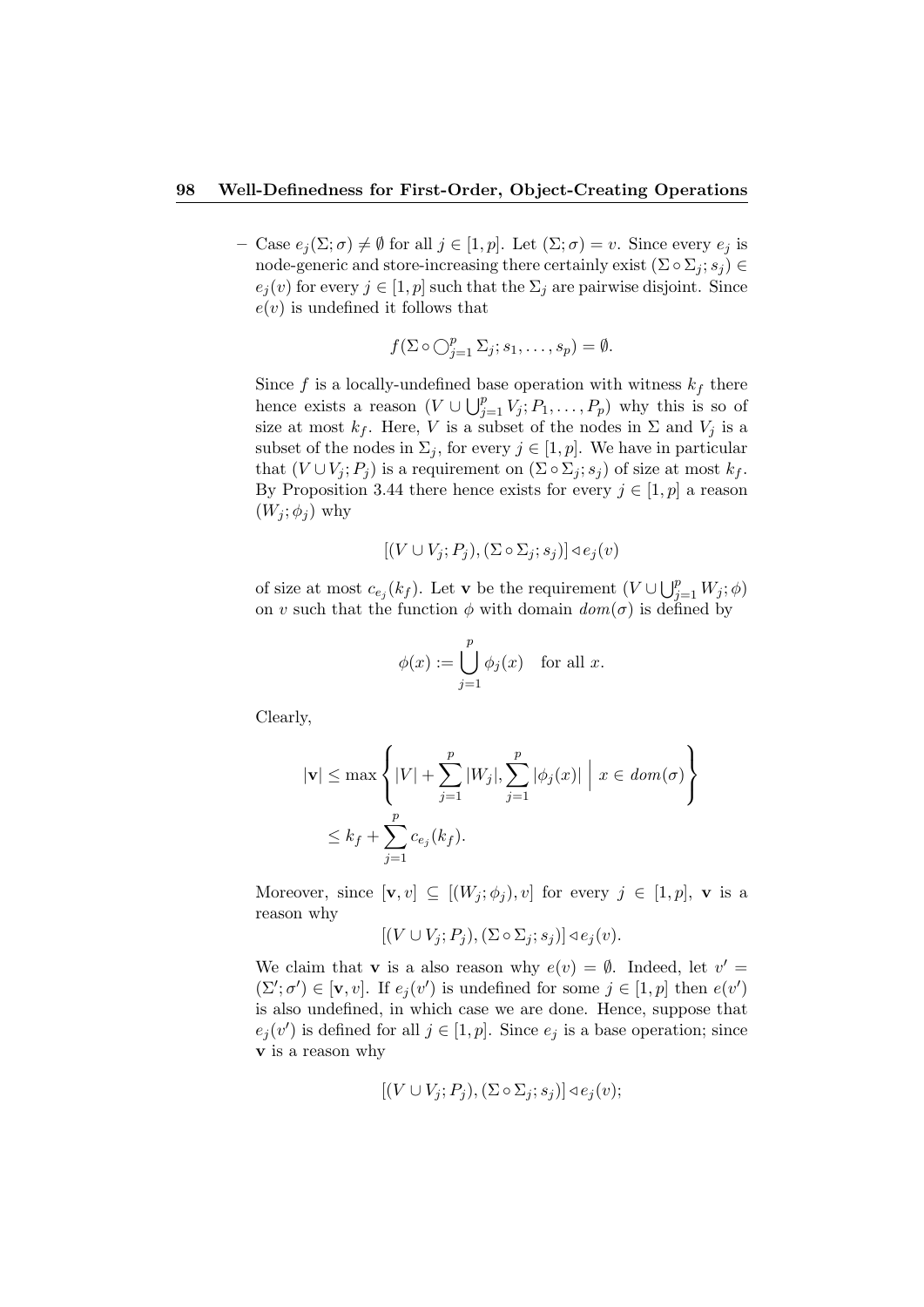– Case $e_j(\Sigma;\sigma) \neq \emptyset$ for all $j \in [1,p]$. Let $(\Sigma;\sigma) = v$. Since every $e_j$ is node-generic and store-increasing there certainly exist $(\Sigma \circ \Sigma_j; s_j) \in e_j(v)$ for every $j \in [1,p]$ such that the $\Sigma_j$ are pairwise disjoint. Since $e(v)$ is undefined it follows that

$$f(\Sigma \circ \bigcirc_{j=1}^{p} \Sigma_j; s_1, \ldots, s_p) = \emptyset.$$

Since $f$ is a locally-undefined base operation with witness $k_f$ there hence exists a reason $(V \cup \bigcup_{j=1}^{p} V_j; P_1, \ldots, P_p)$ why this is so of size at most $k_f$. Here, $V$ is a subset of the nodes in $\Sigma$ and $V_j$ is a subset of the nodes in $\Sigma_j$, for every $j \in [1,p]$. We have in particular that $(V \cup V_j; P_j)$ is a requirement on $(\Sigma \circ \Sigma_j; s_j)$ of size at most $k_f$. By Proposition 3.44 there hence exists for every $j \in [1,p]$ a reason $(W_j; \phi_j)$ why

$$[(V \cup V_j; P_j), (\Sigma \circ \Sigma_j; s_j)] \lhd e_j(v)$$

of size at most $c_{e_j}(k_f)$. Let $\mathbf{v}$ be the requirement $(V \cup \bigcup_{j=1}^{p} W_j; \phi)$ on $v$ such that the function $\phi$ with domain $dom(\sigma)$ is defined by

$$\phi(x) := \bigcup_{j=1}^{p} \phi_j(x) \quad \text{for all } x.$$

Clearly,

$$\begin{aligned}
|\mathbf{v}| &\leq \max\left\{ |V| + \sum_{j=1}^{p} |W_j|, \sum_{j=1}^{p} |\phi_j(x)| \;\middle|\; x \in dom(\sigma) \right\} \\
&\leq k_f + \sum_{j=1}^{p} c_{e_j}(k_f).
\end{aligned}$$

Moreover, since $[\mathbf{v}, v] \subseteq [(W_j; \phi_j), v]$ for every $j \in [1,p]$, $\mathbf{v}$ is a reason why

$$[(V \cup V_j; P_j), (\Sigma \circ \Sigma_j; s_j)] \lhd e_j(v).$$

We claim that $\mathbf{v}$ is a also reason why $e(v) = \emptyset$. Indeed, let $v' = (\Sigma'; \sigma') \in [\mathbf{v}, v]$. If $e_j(v')$ is undefined for some $j \in [1,p]$ then $e(v')$ is also undefined, in which case we are done. Hence, suppose that $e_j(v')$ is defined for all $j \in [1,p]$. Since $e_j$ is a base operation; since $\mathbf{v}$ is a reason why

$$[(V \cup V_j; P_j), (\Sigma \circ \Sigma_j; s_j)] \lhd e_j(v);$$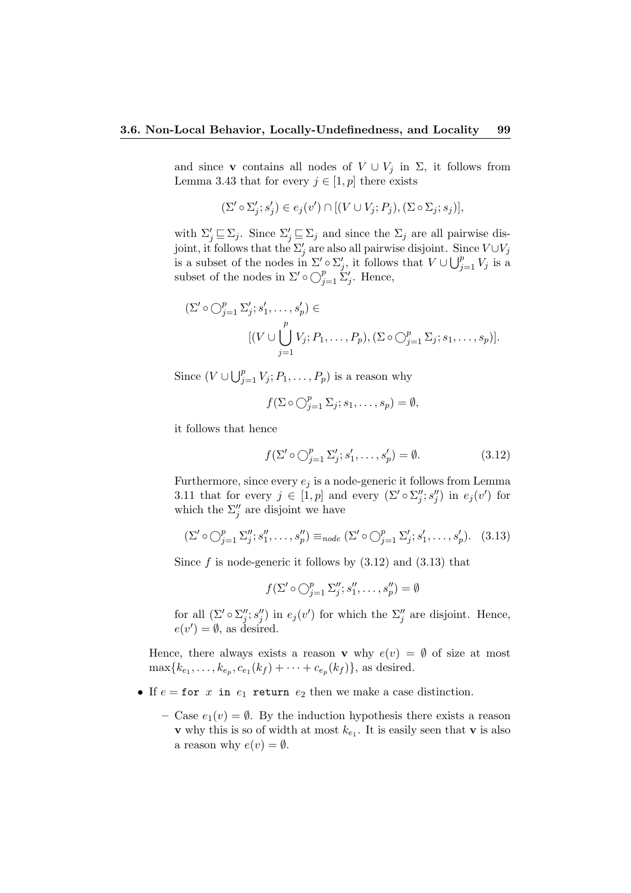and since $\mathbf{v}$ contains all nodes of $V \cup V_j$ in $\Sigma$, it follows from Lemma 3.43 that for every $j \in [1,p]$ there exists

$$(\Sigma' \circ \Sigma'_j; s'_j) \in e_j(v') \cap [(V \cup V_j; P_j), (\Sigma \circ \Sigma_j; s_j)],$$

with $\Sigma'_j \sqsubseteq \Sigma_j$. Since $\Sigma'_j \sqsubseteq \Sigma_j$ and since the $\Sigma_j$ are all pairwise disjoint, it follows that the $\Sigma'_j$ are also all pairwise disjoint. Since $V \cup V_j$ is a subset of the nodes in $\Sigma' \circ \Sigma'_j$, it follows that $V \cup \bigcup_{j=1}^{p} V_j$ is a subset of the nodes in $\Sigma' \circ \bigcirc_{j=1}^{p} \Sigma'_j$. Hence,

$$(\Sigma' \circ \bigcirc_{j=1}^{p} \Sigma'_j; s'_1, \ldots, s'_p) \in [(V \cup \bigcup_{j=1}^{p} V_j; P_1, \ldots, P_p), (\Sigma \circ \bigcirc_{j=1}^{p} \Sigma_j; s_1, \ldots, s_p)].$$

Since $(V \cup \bigcup_{j=1}^{p} V_j; P_1, \ldots, P_p)$ is a reason why

$$f(\Sigma \circ \bigcirc_{j=1}^{p} \Sigma_j; s_1, \ldots, s_p) = \emptyset,$$

it follows that hence

$$f(\Sigma' \circ \bigcirc_{j=1}^{p} \Sigma'_j; s'_1, \ldots, s'_p) = \emptyset. \tag{3.12}$$

Furthermore, since every $e_j$ is a node-generic it follows from Lemma 3.11 that for every $j \in [1,p]$ and every $(\Sigma' \circ \Sigma''_j; s''_j)$ in $e_j(v')$ for which the $\Sigma''_j$ are disjoint we have

$$(\Sigma' \circ \bigcirc_{j=1}^{p} \Sigma''_j; s''_1, \ldots, s''_p) \equiv_{node} (\Sigma' \circ \bigcirc_{j=1}^{p} \Sigma'_j; s'_1, \ldots, s'_p). \tag{3.13}$$

Since $f$ is node-generic it follows by (3.12) and (3.13) that

$$f(\Sigma' \circ \bigcirc_{j=1}^{p} \Sigma''_j; s''_1, \ldots, s''_p) = \emptyset$$

for all $(\Sigma' \circ \Sigma''_j; s''_j)$ in $e_j(v')$ for which the $\Sigma''_j$ are disjoint. Hence, $e(v') = \emptyset$, as desired.

Hence, there always exists a reason $\mathbf{v}$ why $e(v) = \emptyset$ of size at most $\max\{k_{e_1}, \ldots, k_{e_p}, c_{e_1}(k_f) + \cdots + c_{e_p}(k_f)\}$, as desired.

- If $e =$ `for` $x$ `in` $e_1$ `return` $e_2$ then we make a case distinction.
  - Case $e_1(v) = \emptyset$. By the induction hypothesis there exists a reason $\mathbf{v}$ why this is so of width at most $k_{e_1}$. It is easily seen that $\mathbf{v}$ is also a reason why $e(v) = \emptyset$.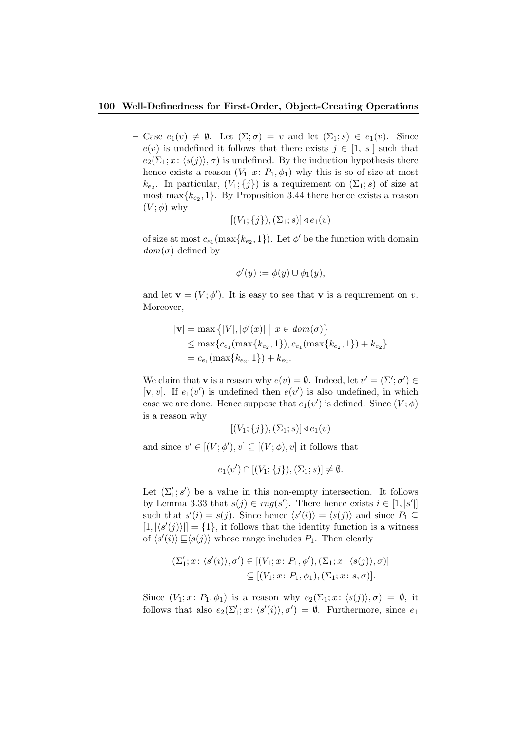– Case $e_1(v) \neq \emptyset$. Let $(\Sigma;\sigma) = v$ and let $(\Sigma_1; s) \in e_1(v)$. Since $e(v)$ is undefined it follows that there exists $j \in [1, |s|]$ such that $e_2(\Sigma_1; x\colon \langle s(j)\rangle, \sigma)$ is undefined. By the induction hypothesis there hence exists a reason $(V_1; x\colon P_1, \phi_1)$ why this is so of size at most $k_{e_2}$. In particular, $(V_1; \{j\})$ is a requirement on $(\Sigma_1; s)$ of size at most $\max\{k_{e_2}, 1\}$. By Proposition 3.44 there hence exists a reason $(V;\phi)$ why

$$[(V_1;\{j\}), (\Sigma_1; s)] \triangleleft e_1(v)$$

of size at most $c_{e_1}(\max\{k_{e_2}, 1\})$. Let $\phi'$ be the function with domain $dom(\sigma)$ defined by

$$\phi'(y) := \phi(y) \cup \phi_1(y),$$

and let $\mathbf{v} = (V;\phi')$. It is easy to see that $\mathbf{v}$ is a requirement on $v$. Moreover,

$$\begin{aligned}|\mathbf{v}| &= \max\{|V|, |\phi'(x)| \mid x \in dom(\sigma)\} \\ &\leq \max\{c_{e_1}(\max\{k_{e_2},1\}), c_{e_1}(\max\{k_{e_2},1\}) + k_{e_2}\} \\ &= c_{e_1}(\max\{k_{e_2},1\}) + k_{e_2}.\end{aligned}$$

We claim that $\mathbf{v}$ is a reason why $e(v) = \emptyset$. Indeed, let $v' = (\Sigma';\sigma') \in [\mathbf{v}, v]$. If $e_1(v')$ is undefined then $e(v')$ is also undefined, in which case we are done. Hence suppose that $e_1(v')$ is defined. Since $(V;\phi)$ is a reason why

$$[(V_1;\{j\}), (\Sigma_1; s)] \triangleleft e_1(v)$$

and since $v' \in [(V;\phi'), v] \subseteq [(V;\phi), v]$ it follows that

$$e_1(v') \cap [(V_1;\{j\}), (\Sigma_1; s)] \neq \emptyset.$$

Let $(\Sigma_1'; s')$ be a value in this non-empty intersection. It follows by Lemma 3.33 that $s(j) \in rng(s')$. There hence exists $i \in [1, |s'|]$ such that $s'(i) = s(j)$. Since hence $\langle s'(i)\rangle = \langle s(j)\rangle$ and since $P_1 \subseteq [1, |\langle s'(j)\rangle|] = \{1\}$, it follows that the identity function is a witness of $\langle s'(i)\rangle \sqsubseteq \langle s(j)\rangle$ whose range includes $P_1$. Then clearly

$$\begin{aligned}(\Sigma_1'; x\colon \langle s'(i)\rangle, \sigma') &\in [(V_1; x\colon P_1, \phi'), (\Sigma_1; x\colon \langle s(j)\rangle, \sigma)] \\ &\subseteq [(V_1; x\colon P_1, \phi_1), (\Sigma_1; x\colon s, \sigma)].\end{aligned}$$

Since $(V_1; x\colon P_1, \phi_1)$ is a reason why $e_2(\Sigma_1; x\colon \langle s(j)\rangle, \sigma) = \emptyset$, it follows that also $e_2(\Sigma_1'; x\colon \langle s'(i)\rangle, \sigma') = \emptyset$. Furthermore, since $e_1$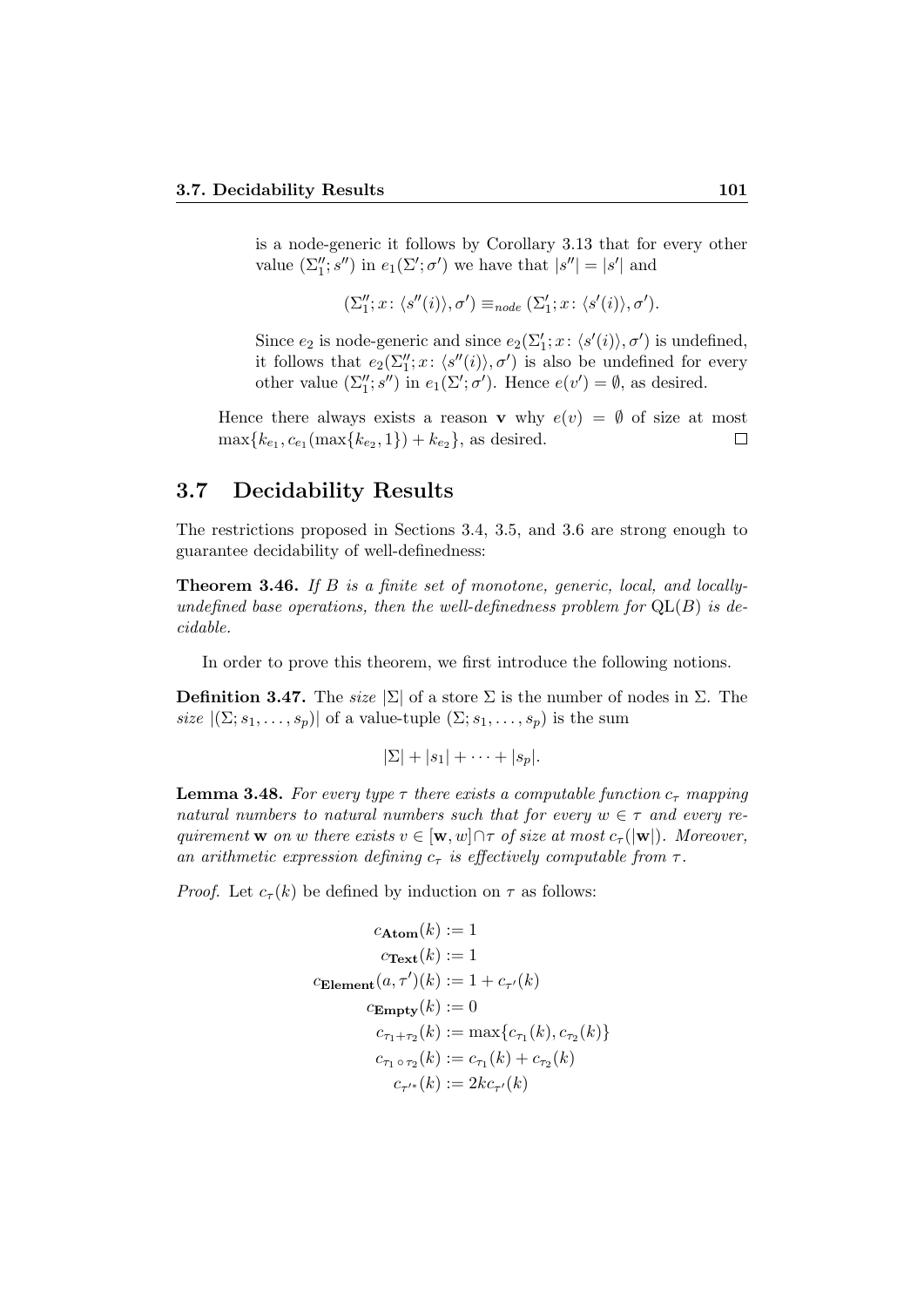is a node-generic it follows by Corollary 3.13 that for every other value $(\Sigma_1''; s'')$ in $e_1(\Sigma'; \sigma')$ we have that $|s''| = |s'|$ and

$$(\Sigma_1''; x\colon \langle s''(i)\rangle, \sigma') \equiv_{node} (\Sigma_1'; x\colon \langle s'(i)\rangle, \sigma').$$

Since $e_2$ is node-generic and since $e_2(\Sigma_1'; x\colon \langle s'(i)\rangle, \sigma')$ is undefined, it follows that $e_2(\Sigma_1''; x\colon \langle s''(i)\rangle, \sigma')$ is also be undefined for every other value $(\Sigma_1''; s'')$ in $e_1(\Sigma'; \sigma')$. Hence $e(v') = \emptyset$, as desired.

Hence there always exists a reason $\mathbf{v}$ why $e(v) = \emptyset$ of size at most $\max\{k_{e_1}, c_{e_1}(\max\{k_{e_2}, 1\}) + k_{e_2}\}$, as desired. $\square$

## 3.7 Decidability Results

The restrictions proposed in Sections 3.4, 3.5, and 3.6 are strong enough to guarantee decidability of well-definedness:

**Theorem 3.46.** *If $B$ is a finite set of monotone, generic, local, and locally-undefined base operations, then the well-definedness problem for $\mathrm{QL}(B)$ is decidable.*

In order to prove this theorem, we first introduce the following notions.

**Definition 3.47.** The *size* $|\Sigma|$ of a store $\Sigma$ is the number of nodes in $\Sigma$. The *size* $|(\Sigma; s_1, \ldots, s_p)|$ of a value-tuple $(\Sigma; s_1, \ldots, s_p)$ is the sum

$$|\Sigma| + |s_1| + \cdots + |s_p|.$$

**Lemma 3.48.** *For every type $\tau$ there exists a computable function $c_\tau$ mapping natural numbers to natural numbers such that for every $w \in \tau$ and every requirement $\mathbf{w}$ on $w$ there exists $v \in [\mathbf{w}, w] \cap \tau$ of size at most $c_\tau(|\mathbf{w}|)$. Moreover, an arithmetic expression defining $c_\tau$ is effectively computable from $\tau$.*

*Proof.* Let $c_\tau(k)$ be defined by induction on $\tau$ as follows:

$$
\begin{aligned}
c_{\mathbf{Atom}}(k) &:= 1 \\
c_{\mathbf{Text}}(k) &:= 1 \\
c_{\mathbf{Element}}(a, \tau')(k) &:= 1 + c_{\tau'}(k) \\
c_{\mathbf{Empty}}(k) &:= 0 \\
c_{\tau_1 + \tau_2}(k) &:= \max\{c_{\tau_1}(k), c_{\tau_2}(k)\} \\
c_{\tau_1 \circ \tau_2}(k) &:= c_{\tau_1}(k) + c_{\tau_2}(k) \\
c_{\tau'^*}(k) &:= 2k c_{\tau'}(k)
\end{aligned}
$$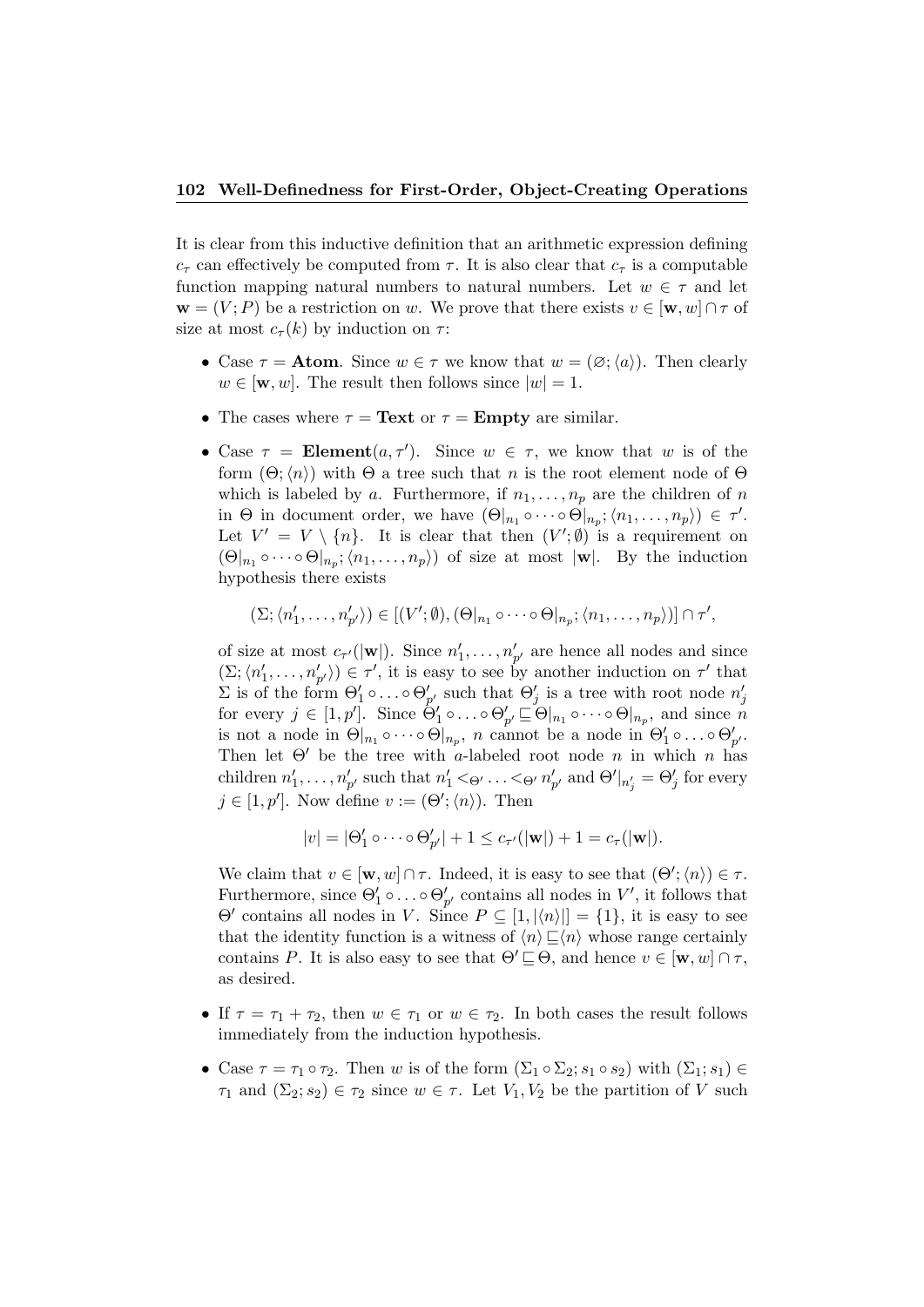It is clear from this inductive definition that an arithmetic expression defining $c_\tau$ can effectively be computed from $\tau$. It is also clear that $c_\tau$ is a computable function mapping natural numbers to natural numbers. Let $w \in \tau$ and let $\mathbf{w} = (V; P)$ be a restriction on $w$. We prove that there exists $v \in [\mathbf{w}, w] \cap \tau$ of size at most $c_\tau(k)$ by induction on $\tau$:

- Case $\tau = \mathbf{Atom}$. Since $w \in \tau$ we know that $w = (\varnothing; \langle a \rangle)$. Then clearly $w \in [\mathbf{w}, w]$. The result then follows since $|w| = 1$.
- The cases where $\tau = \mathbf{Text}$ or $\tau = \mathbf{Empty}$ are similar.
- Case $\tau = \mathbf{Element}(a, \tau')$. Since $w \in \tau$, we know that $w$ is of the form $(\Theta; \langle n \rangle)$ with $\Theta$ a tree such that $n$ is the root element node of $\Theta$ which is labeled by $a$. Furthermore, if $n_1, \dots, n_p$ are the children of $n$ in $\Theta$ in document order, we have $(\Theta|_{n_1} \circ \dots \circ \Theta|_{n_p}; \langle n_1, \dots, n_p \rangle) \in \tau'$. Let $V' = V \setminus \{n\}$. It is clear that then $(V'; \emptyset)$ is a requirement on $(\Theta|_{n_1} \circ \dots \circ \Theta|_{n_p}; \langle n_1, \dots, n_p \rangle)$ of size at most $|\mathbf{w}|$. By the induction hypothesis there exists

$$(\Sigma; \langle n'_1, \dots, n'_{p'} \rangle) \in [(V'; \emptyset), (\Theta|_{n_1} \circ \dots \circ \Theta|_{n_p}; \langle n_1, \dots, n_p \rangle)] \cap \tau',$$

  of size at most $c_{\tau'}(|\mathbf{w}|)$. Since $n'_1, \dots, n'_{p'}$ are hence all nodes and since $(\Sigma; \langle n'_1, \dots, n'_{p'} \rangle) \in \tau'$, it is easy to see by another induction on $\tau'$ that $\Sigma$ is of the form $\Theta'_1 \circ \dots \circ \Theta'_{p'}$ such that $\Theta'_j$ is a tree with root node $n'_j$ for every $j \in [1, p']$. Since $\Theta'_1 \circ \dots \circ \Theta'_{p'} \sqsubseteq \Theta|_{n_1} \circ \dots \circ \Theta|_{n_p}$, and since $n$ is not a node in $\Theta|_{n_1} \circ \dots \circ \Theta|_{n_p}$, $n$ cannot be a node in $\Theta'_1 \circ \dots \circ \Theta'_{p'}$. Then let $\Theta'$ be the tree with $a$-labeled root node $n$ in which $n$ has children $n'_1, \dots, n'_{p'}$ such that $n'_1 <_{\Theta'} \dots <_{\Theta'} n'_{p'}$ and $\Theta'|_{n'_j} = \Theta'_j$ for every $j \in [1, p']$. Now define $v := (\Theta'; \langle n \rangle)$. Then

$$|v| = |\Theta'_1 \circ \dots \circ \Theta'_{p'}| + 1 \leq c_{\tau'}(|\mathbf{w}|) + 1 = c_\tau(|\mathbf{w}|).$$

  We claim that $v \in [\mathbf{w}, w] \cap \tau$. Indeed, it is easy to see that $(\Theta'; \langle n \rangle) \in \tau$. Furthermore, since $\Theta'_1 \circ \dots \circ \Theta'_{p'}$ contains all nodes in $V'$, it follows that $\Theta'$ contains all nodes in $V$. Since $P \subseteq [1, |\langle n \rangle|] = \{1\}$, it is easy to see that the identity function is a witness of $\langle n \rangle \sqsubseteq \langle n \rangle$ whose range certainly contains $P$. It is also easy to see that $\Theta' \sqsubseteq \Theta$, and hence $v \in [\mathbf{w}, w] \cap \tau$, as desired.
- If $\tau = \tau_1 + \tau_2$, then $w \in \tau_1$ or $w \in \tau_2$. In both cases the result follows immediately from the induction hypothesis.
- Case $\tau = \tau_1 \circ \tau_2$. Then $w$ is of the form $(\Sigma_1 \circ \Sigma_2; s_1 \circ s_2)$ with $(\Sigma_1; s_1) \in \tau_1$ and $(\Sigma_2; s_2) \in \tau_2$ since $w \in \tau$. Let $V_1, V_2$ be the partition of $V$ such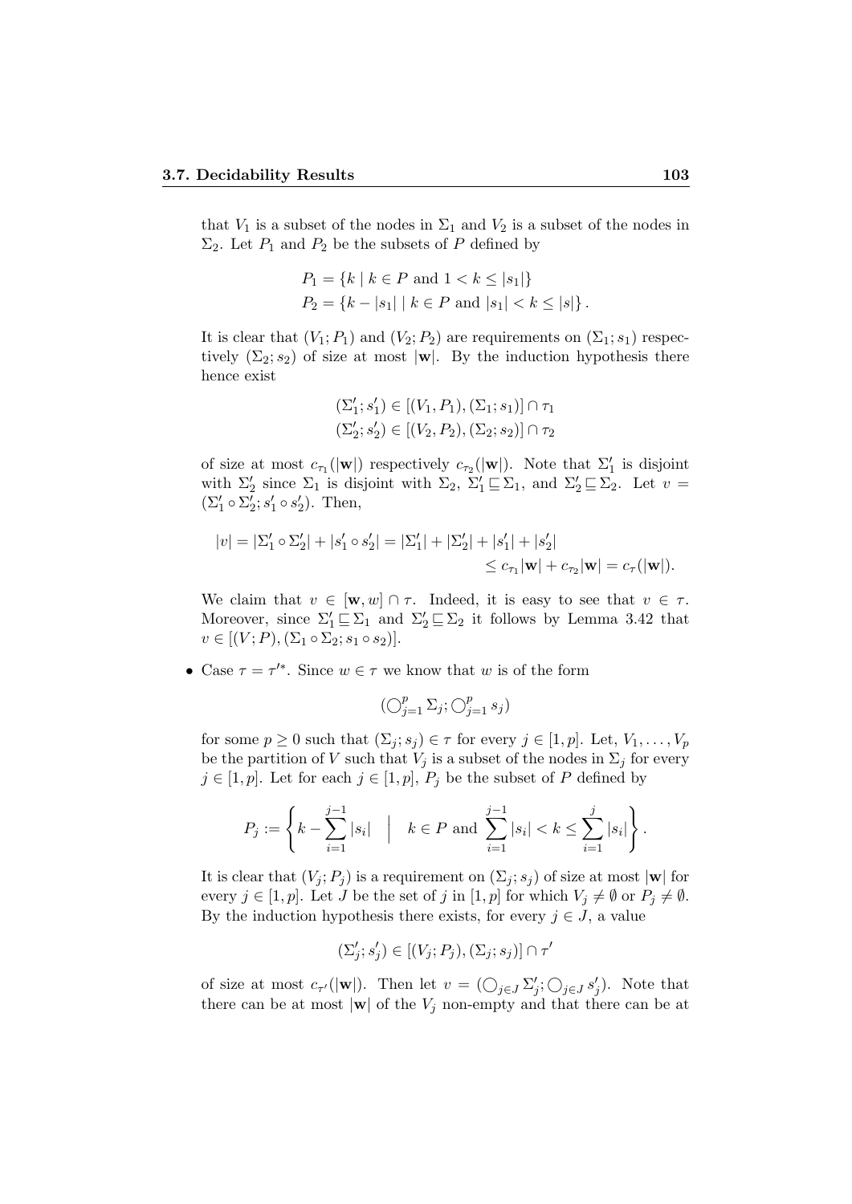that $V_1$ is a subset of the nodes in $\Sigma_1$ and $V_2$ is a subset of the nodes in $\Sigma_2$. Let $P_1$ and $P_2$ be the subsets of $P$ defined by

$$P_1 = \{k \mid k \in P \text{ and } 1 < k \leq |s_1|\}$$
$$P_2 = \{k - |s_1| \mid k \in P \text{ and } |s_1| < k \leq |s|\}.$$

It is clear that $(V_1; P_1)$ and $(V_2; P_2)$ are requirements on $(\Sigma_1; s_1)$ respectively $(\Sigma_2; s_2)$ of size at most $|\mathbf{w}|$. By the induction hypothesis there hence exist

$$(\Sigma_1'; s_1') \in [(V_1, P_1), (\Sigma_1; s_1)] \cap \tau_1$$
$$(\Sigma_2'; s_2') \in [(V_2, P_2), (\Sigma_2; s_2)] \cap \tau_2$$

of size at most $c_{\tau_1}(|\mathbf{w}|)$ respectively $c_{\tau_2}(|\mathbf{w}|)$. Note that $\Sigma_1'$ is disjoint with $\Sigma_2'$ since $\Sigma_1$ is disjoint with $\Sigma_2$, $\Sigma_1' \sqsubseteq \Sigma_1$, and $\Sigma_2' \sqsubseteq \Sigma_2$. Let $v = (\Sigma_1' \circ \Sigma_2'; s_1' \circ s_2')$. Then,

$$|v| = |\Sigma_1' \circ \Sigma_2'| + |s_1' \circ s_2'| = |\Sigma_1'| + |\Sigma_2'| + |s_1'| + |s_2'|$$
$$\leq c_{\tau_1}|\mathbf{w}| + c_{\tau_2}|\mathbf{w}| = c_\tau(|\mathbf{w}|).$$

We claim that $v \in [\mathbf{w}, w] \cap \tau$. Indeed, it is easy to see that $v \in \tau$. Moreover, since $\Sigma_1' \sqsubseteq \Sigma_1$ and $\Sigma_2' \sqsubseteq \Sigma_2$ it follows by Lemma 3.42 that $v \in [(V; P), (\Sigma_1 \circ \Sigma_2; s_1 \circ s_2)]$.

- Case $\tau = \tau'^*$. Since $w \in \tau$ we know that $w$ is of the form

$$(\bigcirc_{j=1}^{p} \Sigma_j; \bigcirc_{j=1}^{p} s_j)$$

for some $p \geq 0$ such that $(\Sigma_j; s_j) \in \tau$ for every $j \in [1, p]$. Let, $V_1, \ldots, V_p$ be the partition of $V$ such that $V_j$ is a subset of the nodes in $\Sigma_j$ for every $j \in [1, p]$. Let for each $j \in [1, p]$, $P_j$ be the subset of $P$ defined by

$$P_j := \left\{ k - \sum_{i=1}^{j-1} |s_i| \;\middle|\; k \in P \text{ and } \sum_{i=1}^{j-1} |s_i| < k \leq \sum_{i=1}^{j} |s_i| \right\}.$$

It is clear that $(V_j; P_j)$ is a requirement on $(\Sigma_j; s_j)$ of size at most $|\mathbf{w}|$ for every $j \in [1, p]$. Let $J$ be the set of $j$ in $[1, p]$ for which $V_j \neq \emptyset$ or $P_j \neq \emptyset$. By the induction hypothesis there exists, for every $j \in J$, a value

$$(\Sigma_j'; s_j') \in [(V_j; P_j), (\Sigma_j; s_j)] \cap \tau'$$

of size at most $c_{\tau'}(|\mathbf{w}|)$. Then let $v = (\bigcirc_{j \in J} \Sigma_j'; \bigcirc_{j \in J} s_j')$. Note that there can be at most $|\mathbf{w}|$ of the $V_j$ non-empty and that there can be at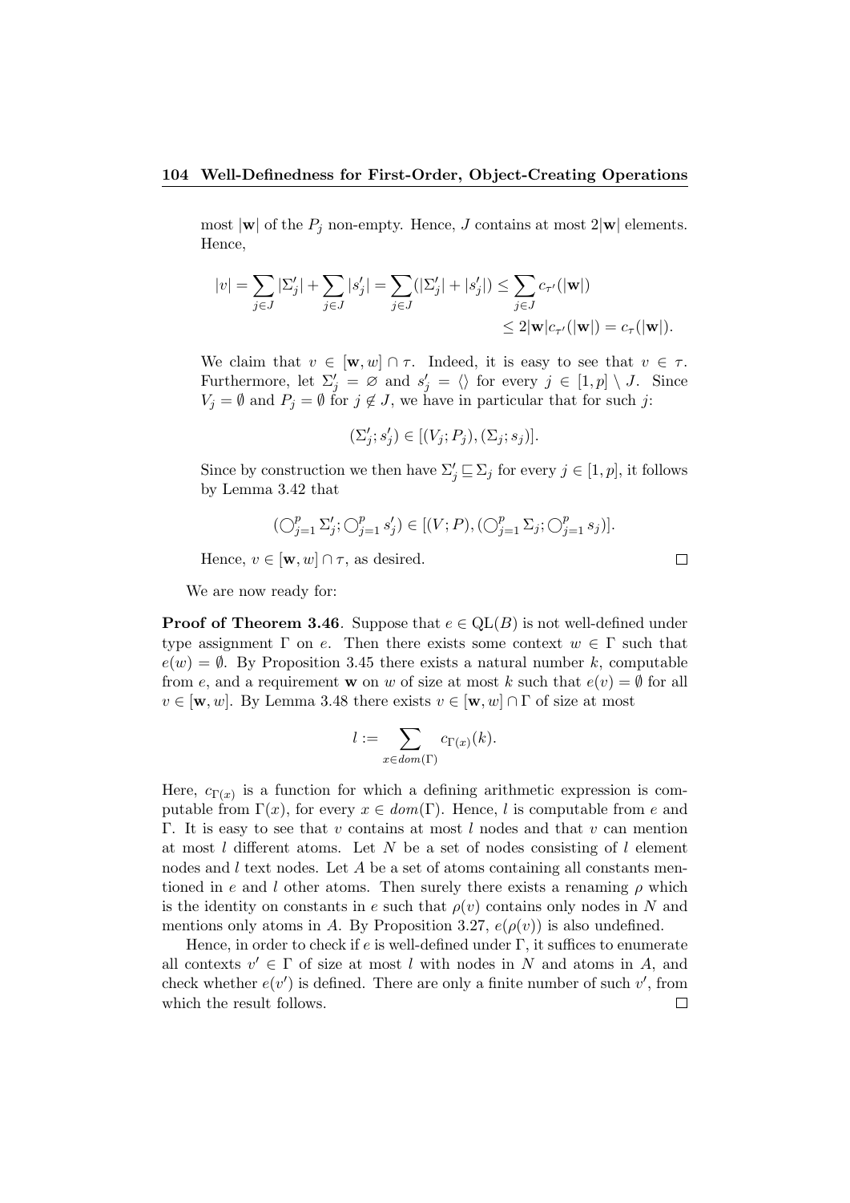most $|\mathbf{w}|$ of the $P_j$ non-empty. Hence, $J$ contains at most $2|\mathbf{w}|$ elements. Hence,

$$|v| = \sum_{j \in J} |\Sigma'_j| + \sum_{j \in J} |s'_j| = \sum_{j \in J} (|\Sigma'_j| + |s'_j|) \leq \sum_{j \in J} c_{\tau'}(|\mathbf{w}|)$$
$$\leq 2|\mathbf{w}| c_{\tau'}(|\mathbf{w}|) = c_\tau(|\mathbf{w}|).$$

We claim that $v \in [\mathbf{w}, w] \cap \tau$. Indeed, it is easy to see that $v \in \tau$. Furthermore, let $\Sigma'_j = \varnothing$ and $s'_j = \langle\rangle$ for every $j \in [1,p] \setminus J$. Since $V_j = \emptyset$ and $P_j = \emptyset$ for $j \notin J$, we have in particular that for such $j$:

$$(\Sigma'_j; s'_j) \in [(V_j; P_j), (\Sigma_j; s_j)].$$

Since by construction we then have $\Sigma'_j \sqsubseteq \Sigma_j$ for every $j \in [1,p]$, it follows by Lemma 3.42 that

$$(\bigodot_{j=1}^{p} \Sigma'_j; \bigodot_{j=1}^{p} s'_j) \in [(V; P), (\bigodot_{j=1}^{p} \Sigma_j; \bigodot_{j=1}^{p} s_j)].$$

Hence, $v \in [\mathbf{w}, w] \cap \tau$, as desired. ◻

We are now ready for:

**Proof of Theorem 3.46**. Suppose that $e \in \mathrm{QL}(B)$ is not well-defined under type assignment $\Gamma$ on $e$. Then there exists some context $w \in \Gamma$ such that $e(w) = \emptyset$. By Proposition 3.45 there exists a natural number $k$, computable from $e$, and a requirement $\mathbf{w}$ on $w$ of size at most $k$ such that $e(v) = \emptyset$ for all $v \in [\mathbf{w}, w]$. By Lemma 3.48 there exists $v \in [\mathbf{w}, w] \cap \Gamma$ of size at most

$$l := \sum_{x \in dom(\Gamma)} c_{\Gamma(x)}(k).$$

Here, $c_{\Gamma(x)}$ is a function for which a defining arithmetic expression is computable from $\Gamma(x)$, for every $x \in dom(\Gamma)$. Hence, $l$ is computable from $e$ and $\Gamma$. It is easy to see that $v$ contains at most $l$ nodes and that $v$ can mention at most $l$ different atoms. Let $N$ be a set of nodes consisting of $l$ element nodes and $l$ text nodes. Let $A$ be a set of atoms containing all constants mentioned in $e$ and $l$ other atoms. Then surely there exists a renaming $\rho$ which is the identity on constants in $e$ such that $\rho(v)$ contains only nodes in $N$ and mentions only atoms in $A$. By Proposition 3.27, $e(\rho(v))$ is also undefined.

Hence, in order to check if $e$ is well-defined under $\Gamma$, it suffices to enumerate all contexts $v' \in \Gamma$ of size at most $l$ with nodes in $N$ and atoms in $A$, and check whether $e(v')$ is defined. There are only a finite number of such $v'$, from which the result follows. ◻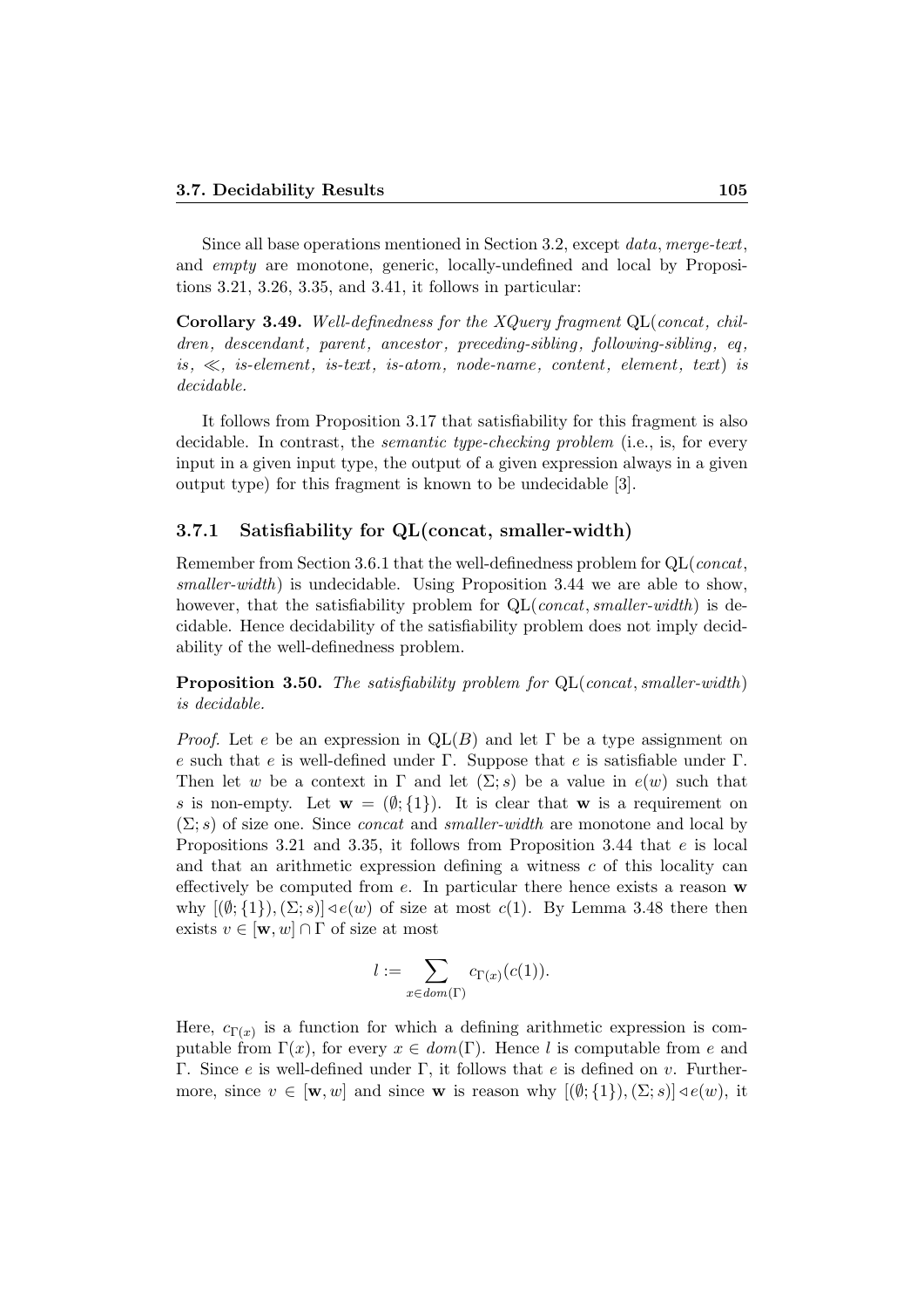Since all base operations mentioned in Section 3.2, except *data*, *merge-text*, and *empty* are monotone, generic, locally-undefined and local by Propositions 3.21, 3.26, 3.35, and 3.41, it follows in particular:

**Corollary 3.49.** *Well-definedness for the XQuery fragment* QL(*concat, children, descendant, parent, ancestor, preceding-sibling, following-sibling, eq, is, $\ll$, is-element, is-text, is-atom, node-name, content, element, text*) *is decidable.*

It follows from Proposition 3.17 that satisfiability for this fragment is also decidable. In contrast, the *semantic type-checking problem* (i.e., is, for every input in a given input type, the output of a given expression always in a given output type) for this fragment is known to be undecidable [3].

### 3.7.1 Satisfiability for QL(concat, smaller-width)

Remember from Section 3.6.1 that the well-definedness problem for QL(*concat*, *smaller-width*) is undecidable. Using Proposition 3.44 we are able to show, however, that the satisfiability problem for QL(*concat*, *smaller-width*) is decidable. Hence decidability of the satisfiability problem does not imply decidability of the well-definedness problem.

**Proposition 3.50.** *The satisfiability problem for* QL(*concat*, *smaller-width*) *is decidable.*

*Proof.* Let $e$ be an expression in QL($B$) and let $\Gamma$ be a type assignment on $e$ such that $e$ is well-defined under $\Gamma$. Suppose that $e$ is satisfiable under $\Gamma$. Then let $w$ be a context in $\Gamma$ and let $(\Sigma; s)$ be a value in $e(w)$ such that $s$ is non-empty. Let $\mathbf{w} = (\emptyset; \{1\})$. It is clear that $\mathbf{w}$ is a requirement on $(\Sigma; s)$ of size one. Since *concat* and *smaller-width* are monotone and local by Propositions 3.21 and 3.35, it follows from Proposition 3.44 that $e$ is local and that an arithmetic expression defining a witness $c$ of this locality can effectively be computed from $e$. In particular there hence exists a reason $\mathbf{w}$ why $[(\emptyset; \{1\}), (\Sigma; s)] \lhd e(w)$ of size at most $c(1)$. By Lemma 3.48 there then exists $v \in [\mathbf{w}, w] \cap \Gamma$ of size at most

$$l := \sum_{x \in dom(\Gamma)} c_{\Gamma(x)}(c(1)).$$

Here, $c_{\Gamma(x)}$ is a function for which a defining arithmetic expression is computable from $\Gamma(x)$, for every $x \in dom(\Gamma)$. Hence $l$ is computable from $e$ and $\Gamma$. Since $e$ is well-defined under $\Gamma$, it follows that $e$ is defined on $v$. Furthermore, since $v \in [\mathbf{w}, w]$ and since $\mathbf{w}$ is reason why $[(\emptyset; \{1\}), (\Sigma; s)] \lhd e(w)$, it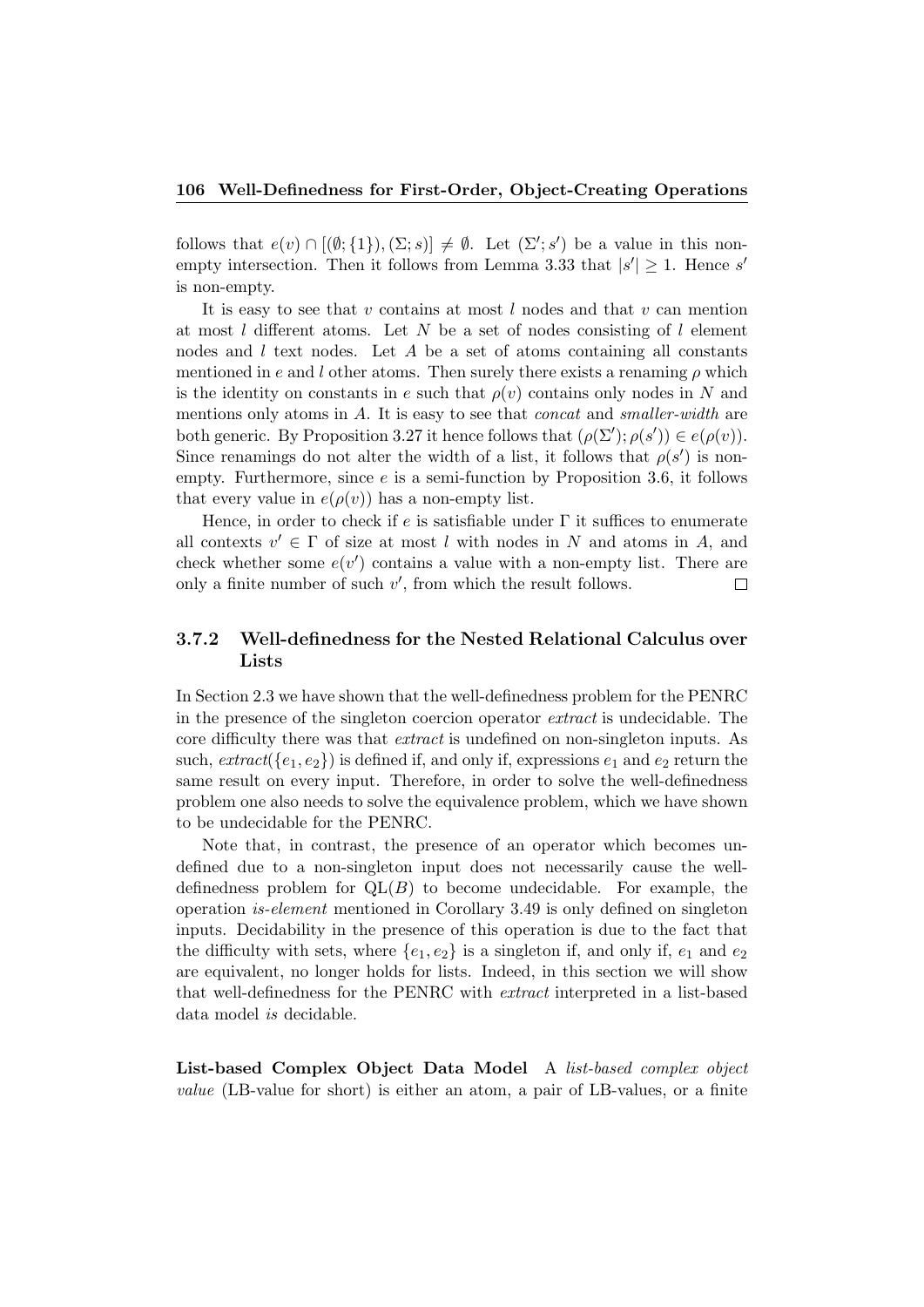follows that $e(v) \cap [(\emptyset; \{1\}), (\Sigma; s)] \neq \emptyset$. Let $(\Sigma'; s')$ be a value in this non-empty intersection. Then it follows from Lemma 3.33 that $|s'| \geq 1$. Hence $s'$ is non-empty.

It is easy to see that $v$ contains at most $l$ nodes and that $v$ can mention at most $l$ different atoms. Let $N$ be a set of nodes consisting of $l$ element nodes and $l$ text nodes. Let $A$ be a set of atoms containing all constants mentioned in $e$ and $l$ other atoms. Then surely there exists a renaming $\rho$ which is the identity on constants in $e$ such that $\rho(v)$ contains only nodes in $N$ and mentions only atoms in $A$. It is easy to see that *concat* and *smaller-width* are both generic. By Proposition 3.27 it hence follows that $(\rho(\Sigma'); \rho(s')) \in e(\rho(v))$. Since renamings do not alter the width of a list, it follows that $\rho(s')$ is non-empty. Furthermore, since $e$ is a semi-function by Proposition 3.6, it follows that every value in $e(\rho(v))$ has a non-empty list.

Hence, in order to check if $e$ is satisfiable under $\Gamma$ it suffices to enumerate all contexts $v' \in \Gamma$ of size at most $l$ with nodes in $N$ and atoms in $A$, and check whether some $e(v')$ contains a value with a non-empty list. There are only a finite number of such $v'$, from which the result follows. $\square$

### 3.7.2 Well-definedness for the Nested Relational Calculus over Lists

In Section 2.3 we have shown that the well-definedness problem for the PENRC in the presence of the singleton coercion operator *extract* is undecidable. The core difficulty there was that *extract* is undefined on non-singleton inputs. As such, $extract(\{e_1, e_2\})$ is defined if, and only if, expressions $e_1$ and $e_2$ return the same result on every input. Therefore, in order to solve the well-definedness problem one also needs to solve the equivalence problem, which we have shown to be undecidable for the PENRC.

Note that, in contrast, the presence of an operator which becomes undefined due to a non-singleton input does not necessarily cause the well-definedness problem for $\mathrm{QL}(B)$ to become undecidable. For example, the operation *is-element* mentioned in Corollary 3.49 is only defined on singleton inputs. Decidability in the presence of this operation is due to the fact that the difficulty with sets, where $\{e_1, e_2\}$ is a singleton if, and only if, $e_1$ and $e_2$ are equivalent, no longer holds for lists. Indeed, in this section we will show that well-definedness for the PENRC with *extract* interpreted in a list-based data model *is* decidable.

**List-based Complex Object Data Model** A *list-based complex object value* (LB-value for short) is either an atom, a pair of LB-values, or a finite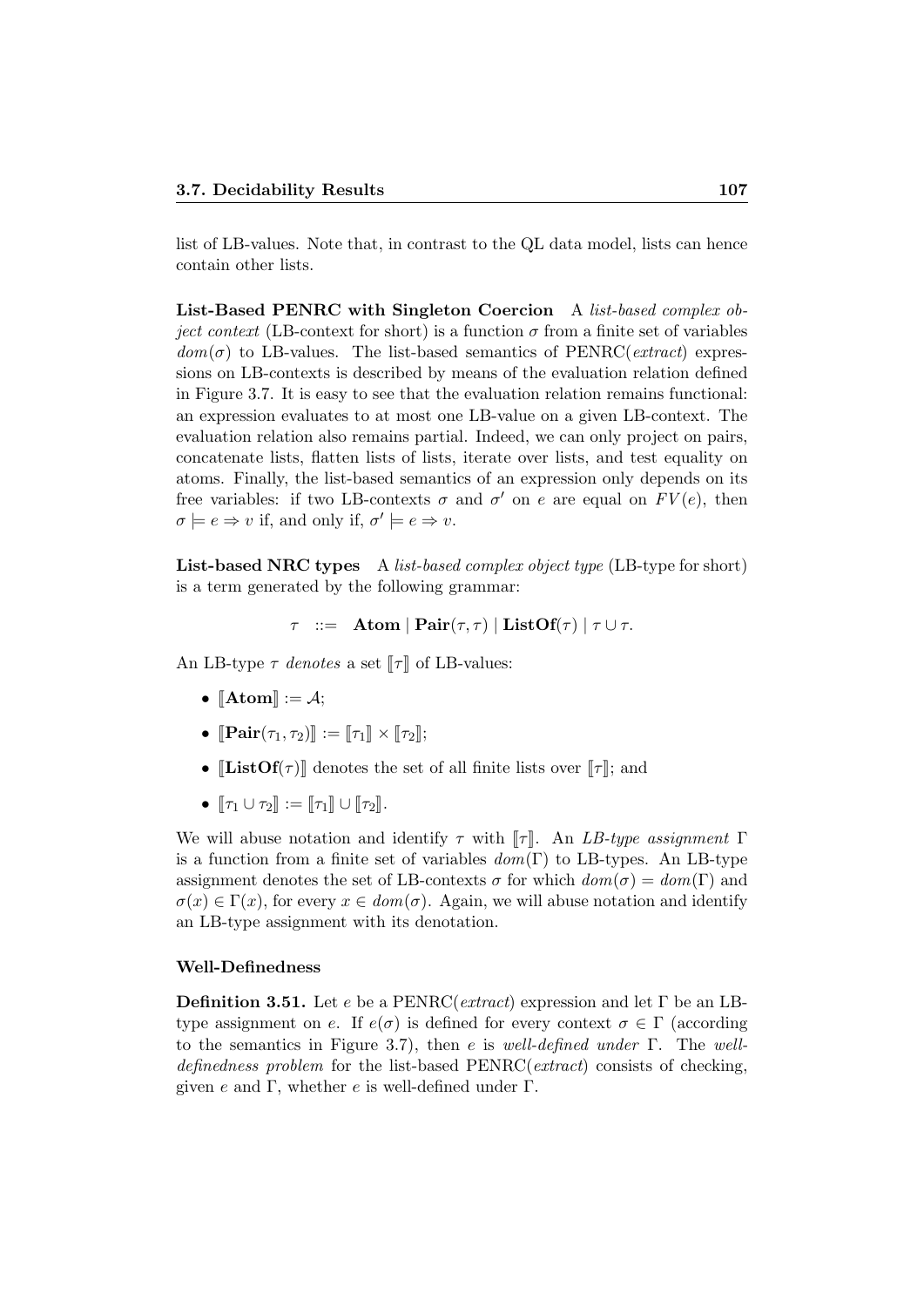list of LB-values. Note that, in contrast to the QL data model, lists can hence contain other lists.

**List-Based PENRC with Singleton Coercion** A *list-based complex object context* (LB-context for short) is a function $\sigma$ from a finite set of variables $dom(\sigma)$ to LB-values. The list-based semantics of PENRC(*extract*) expressions on LB-contexts is described by means of the evaluation relation defined in Figure 3.7. It is easy to see that the evaluation relation remains functional: an expression evaluates to at most one LB-value on a given LB-context. The evaluation relation also remains partial. Indeed, we can only project on pairs, concatenate lists, flatten lists of lists, iterate over lists, and test equality on atoms. Finally, the list-based semantics of an expression only depends on its free variables: if two LB-contexts $\sigma$ and $\sigma'$ on $e$ are equal on $FV(e)$, then $\sigma \models e \Rightarrow v$ if, and only if, $\sigma' \models e \Rightarrow v$.

**List-based NRC types** A *list-based complex object type* (LB-type for short) is a term generated by the following grammar:

$$\tau \quad ::= \quad \mathbf{Atom} \mid \mathbf{Pair}(\tau, \tau) \mid \mathbf{ListOf}(\tau) \mid \tau \cup \tau.$$

An LB-type $\tau$ *denotes* a set $[\![\tau]\!]$ of LB-values:

- $[\![\mathbf{Atom}]\!] := \mathcal{A}$;
- $[\![\mathbf{Pair}(\tau_1, \tau_2)]\!] := [\![\tau_1]\!] \times [\![\tau_2]\!]$;
- $[\![\mathbf{ListOf}(\tau)]\!]$ denotes the set of all finite lists over $[\![\tau]\!]$; and
- $[\![\tau_1 \cup \tau_2]\!] := [\![\tau_1]\!] \cup [\![\tau_2]\!]$.

We will abuse notation and identify $\tau$ with $[\![\tau]\!]$. An *LB-type assignment* $\Gamma$ is a function from a finite set of variables $dom(\Gamma)$ to LB-types. An LB-type assignment denotes the set of LB-contexts $\sigma$ for which $dom(\sigma) = dom(\Gamma)$ and $\sigma(x) \in \Gamma(x)$, for every $x \in dom(\sigma)$. Again, we will abuse notation and identify an LB-type assignment with its denotation.

### Well-Definedness

**Definition 3.51.** Let $e$ be a PENRC(*extract*) expression and let $\Gamma$ be an LB-type assignment on $e$. If $e(\sigma)$ is defined for every context $\sigma \in \Gamma$ (according to the semantics in Figure 3.7), then $e$ is *well-defined under* $\Gamma$. The *well-definedness problem* for the list-based PENRC(*extract*) consists of checking, given $e$ and $\Gamma$, whether $e$ is well-defined under $\Gamma$.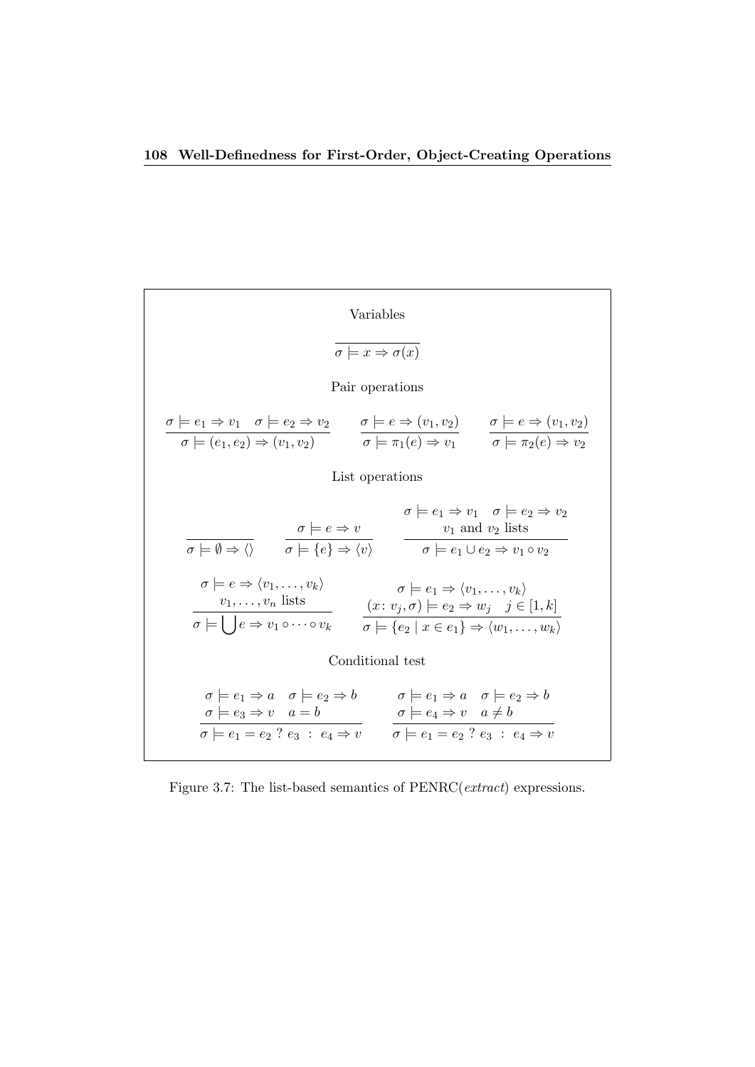Variables

$$\frac{}{\sigma \models x \Rightarrow \sigma(x)}$$

Pair operations

$$\frac{\sigma \models e_1 \Rightarrow v_1 \quad \sigma \models e_2 \Rightarrow v_2}{\sigma \models (e_1, e_2) \Rightarrow (v_1, v_2)} \qquad \frac{\sigma \models e \Rightarrow (v_1, v_2)}{\sigma \models \pi_1(e) \Rightarrow v_1} \qquad \frac{\sigma \models e \Rightarrow (v_1, v_2)}{\sigma \models \pi_2(e) \Rightarrow v_2}$$

List operations

$$\frac{}{\sigma \models \emptyset \Rightarrow \langle\rangle} \qquad \frac{\sigma \models e \Rightarrow v}{\sigma \models \{e\} \Rightarrow \langle v \rangle} \qquad \frac{\sigma \models e_1 \Rightarrow v_1 \quad \sigma \models e_2 \Rightarrow v_2 \quad v_1 \text{ and } v_2 \text{ lists}}{\sigma \models e_1 \cup e_2 \Rightarrow v_1 \circ v_2}$$

$$\frac{\sigma \models e \Rightarrow \langle v_1, \ldots, v_k \rangle \quad v_1, \ldots, v_n \text{ lists}}{\sigma \models \bigcup e \Rightarrow v_1 \circ \cdots \circ v_k} \qquad \frac{\sigma \models e_1 \Rightarrow \langle v_1, \ldots, v_k \rangle \quad (x\colon v_j, \sigma) \models e_2 \Rightarrow w_j \quad j \in [1, k]}{\sigma \models \{e_2 \mid x \in e_1\} \Rightarrow \langle w_1, \ldots, w_k \rangle}$$

Conditional test

$$\frac{\sigma \models e_1 \Rightarrow a \quad \sigma \models e_2 \Rightarrow b \quad \sigma \models e_3 \Rightarrow v \quad a = b}{\sigma \models e_1 = e_2 \ ?\ e_3 \ :\ e_4 \Rightarrow v} \qquad \frac{\sigma \models e_1 \Rightarrow a \quad \sigma \models e_2 \Rightarrow b \quad \sigma \models e_4 \Rightarrow v \quad a \neq b}{\sigma \models e_1 = e_2 \ ?\ e_3 \ :\ e_4 \Rightarrow v}$$

Figure 3.7: The list-based semantics of PENRC(*extract*) expressions.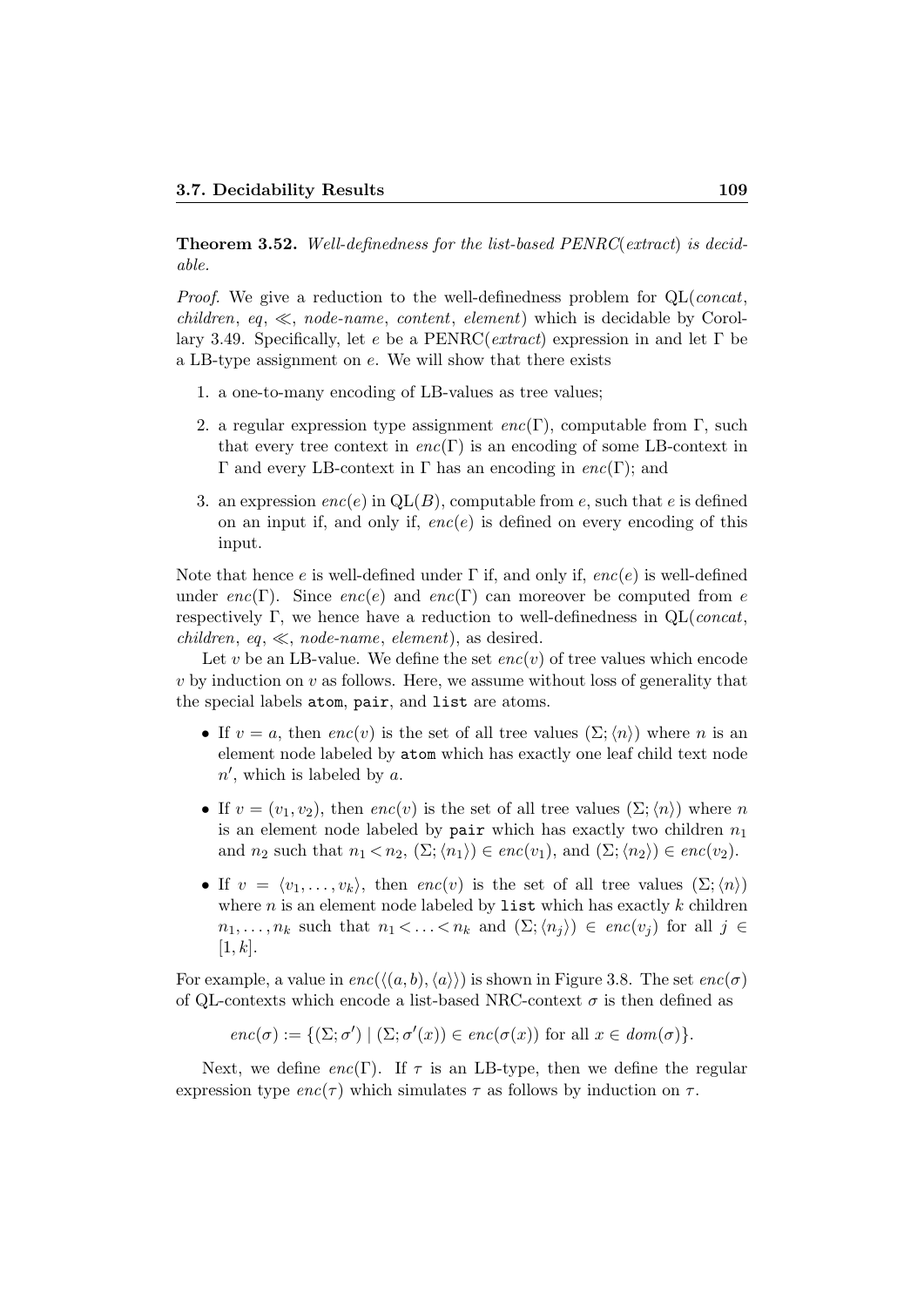**Theorem 3.52.** *Well-definedness for the list-based PENRC(extract) is decidable.*

*Proof.* We give a reduction to the well-definedness problem for QL(*concat*, *children*, *eq*, $\ll$, *node-name*, *content*, *element*) which is decidable by Corollary 3.49. Specifically, let $e$ be a PENRC(*extract*) expression in and let $\Gamma$ be a LB-type assignment on $e$. We will show that there exists

1. a one-to-many encoding of LB-values as tree values;
2. a regular expression type assignment $enc(\Gamma)$, computable from $\Gamma$, such that every tree context in $enc(\Gamma)$ is an encoding of some LB-context in $\Gamma$ and every LB-context in $\Gamma$ has an encoding in $enc(\Gamma)$; and
3. an expression $enc(e)$ in QL($B$), computable from $e$, such that $e$ is defined on an input if, and only if, $enc(e)$ is defined on every encoding of this input.

Note that hence $e$ is well-defined under $\Gamma$ if, and only if, $enc(e)$ is well-defined under $enc(\Gamma)$. Since $enc(e)$ and $enc(\Gamma)$ can moreover be computed from $e$ respectively $\Gamma$, we hence have a reduction to well-definedness in QL(*concat*, *children*, *eq*, $\ll$, *node-name*, *element*), as desired.

Let $v$ be an LB-value. We define the set $enc(v)$ of tree values which encode $v$ by induction on $v$ as follows. Here, we assume without loss of generality that the special labels `atom`, `pair`, and `list` are atoms.

- If $v = a$, then $enc(v)$ is the set of all tree values $(\Sigma; \langle n \rangle)$ where $n$ is an element node labeled by `atom` which has exactly one leaf child text node $n'$, which is labeled by $a$.
- If $v = (v_1, v_2)$, then $enc(v)$ is the set of all tree values $(\Sigma; \langle n \rangle)$ where $n$ is an element node labeled by `pair` which has exactly two children $n_1$ and $n_2$ such that $n_1 < n_2$, $(\Sigma; \langle n_1 \rangle) \in enc(v_1)$, and $(\Sigma; \langle n_2 \rangle) \in enc(v_2)$.
- If $v = \langle v_1, \dots, v_k \rangle$, then $enc(v)$ is the set of all tree values $(\Sigma; \langle n \rangle)$ where $n$ is an element node labeled by `list` which has exactly $k$ children $n_1, \dots, n_k$ such that $n_1 < \dots < n_k$ and $(\Sigma; \langle n_j \rangle) \in enc(v_j)$ for all $j \in [1, k]$.

For example, a value in $enc(\langle (a, b), \langle a \rangle \rangle)$ is shown in Figure 3.8. The set $enc(\sigma)$ of QL-contexts which encode a list-based NRC-context $\sigma$ is then defined as

$$enc(\sigma) := \{(\Sigma; \sigma') \mid (\Sigma; \sigma'(x)) \in enc(\sigma(x)) \text{ for all } x \in dom(\sigma)\}.$$

Next, we define $enc(\Gamma)$. If $\tau$ is an LB-type, then we define the regular expression type $enc(\tau)$ which simulates $\tau$ as follows by induction on $\tau$.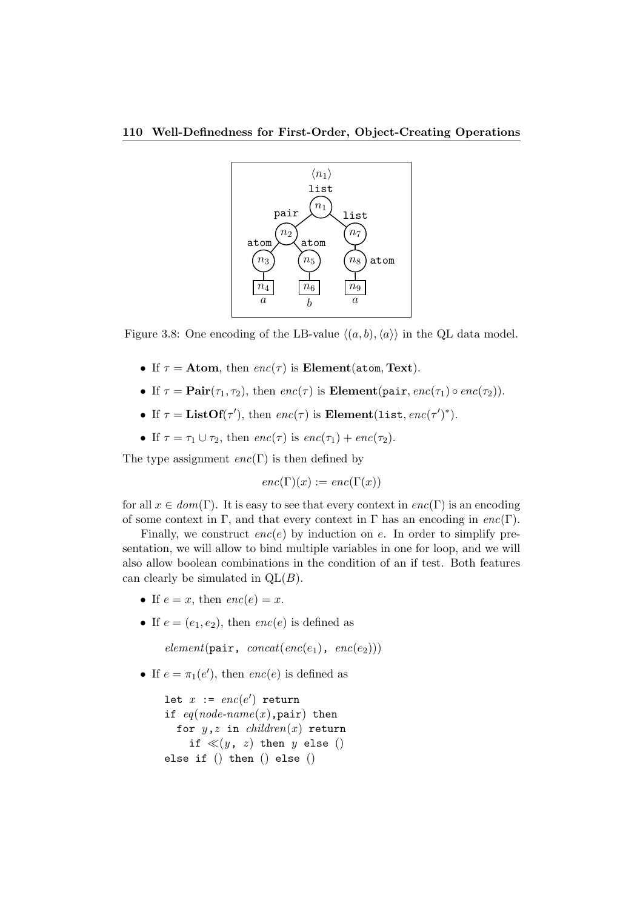Figure 3.8: One encoding of the LB-value $\langle (a, b), \langle a \rangle \rangle$ in the QL data model.

- If $\tau = \mathbf{Atom}$, then $enc(\tau)$ is $\mathbf{Element}(\mathtt{atom}, \mathbf{Text})$.
- If $\tau = \mathbf{Pair}(\tau_1, \tau_2)$, then $enc(\tau)$ is $\mathbf{Element}(\mathtt{pair}, enc(\tau_1) \circ enc(\tau_2))$.
- If $\tau = \mathbf{ListOf}(\tau')$, then $enc(\tau)$ is $\mathbf{Element}(\mathtt{list}, enc(\tau')^*)$.
- If $\tau = \tau_1 \cup \tau_2$, then $enc(\tau)$ is $enc(\tau_1) + enc(\tau_2)$.

The type assignment $enc(\Gamma)$ is then defined by

$$enc(\Gamma)(x) := enc(\Gamma(x))$$

for all $x \in dom(\Gamma)$. It is easy to see that every context in $enc(\Gamma)$ is an encoding of some context in $\Gamma$, and that every context in $\Gamma$ has an encoding in $enc(\Gamma)$.

Finally, we construct $enc(e)$ by induction on $e$. In order to simplify presentation, we will allow to bind multiple variables in one for loop, and we will also allow boolean combinations in the condition of an if test. Both features can clearly be simulated in QL($B$).

- If $e = x$, then $enc(e) = x$.
- If $e = (e_1, e_2)$, then $enc(e)$ is defined as

```
element(pair, concat(enc(e1), enc(e2)))
```

- If $e = \pi_1(e')$, then $enc(e)$ is defined as

```
let x := enc(e') return
if eq(node-name(x),pair) then
  for y,z in children(x) return
    if ≪(y, z) then y else ()
else if () then () else ()
```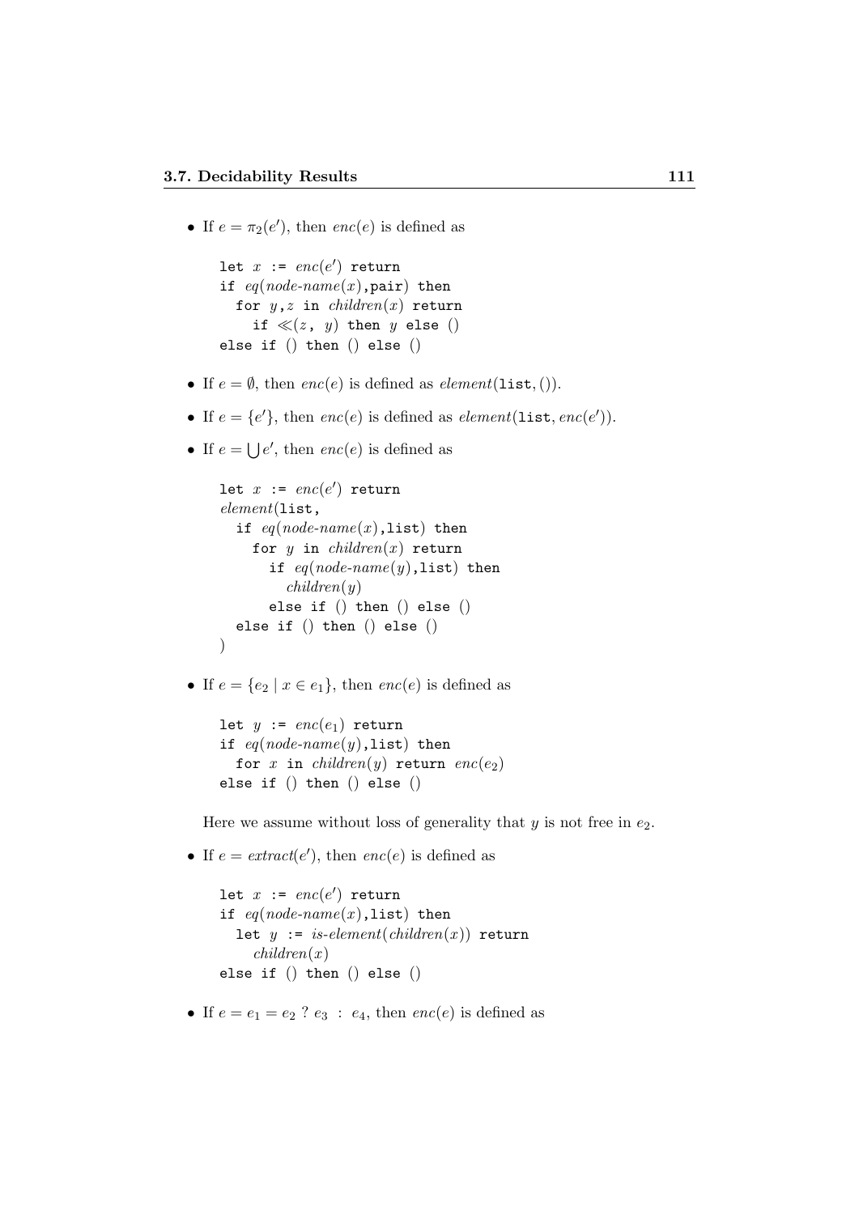- If $e = \pi_2(e')$, then $enc(e)$ is defined as

```
let x := enc(e') return
if eq(node-name(x),pair) then
  for y,z in children(x) return
    if ≪(z, y) then y else ()
else if () then () else ()
```

- If $e = \emptyset$, then $enc(e)$ is defined as $element(\texttt{list}, ())$.

- If $e = \{e'\}$, then $enc(e)$ is defined as $element(\texttt{list}, enc(e'))$.

- If $e = \bigcup e'$, then $enc(e)$ is defined as

```
let x := enc(e') return
element(list,
  if eq(node-name(x),list) then
    for y in children(x) return
      if eq(node-name(y),list) then
        children(y)
      else if () then () else ()
  else if () then () else ()
)
```

- If $e = \{e_2 \mid x \in e_1\}$, then $enc(e)$ is defined as

```
let y := enc(e1) return
if eq(node-name(y),list) then
  for x in children(y) return enc(e2)
else if () then () else ()
```

  Here we assume without loss of generality that $y$ is not free in $e_2$.

- If $e = extract(e')$, then $enc(e)$ is defined as

```
let x := enc(e') return
if eq(node-name(x),list) then
  let y := is-element(children(x)) return
    children(x)
else if () then () else ()
```

- If $e = e_1 = e_2 \; ? \; e_3 \; : \; e_4$, then $enc(e)$ is defined as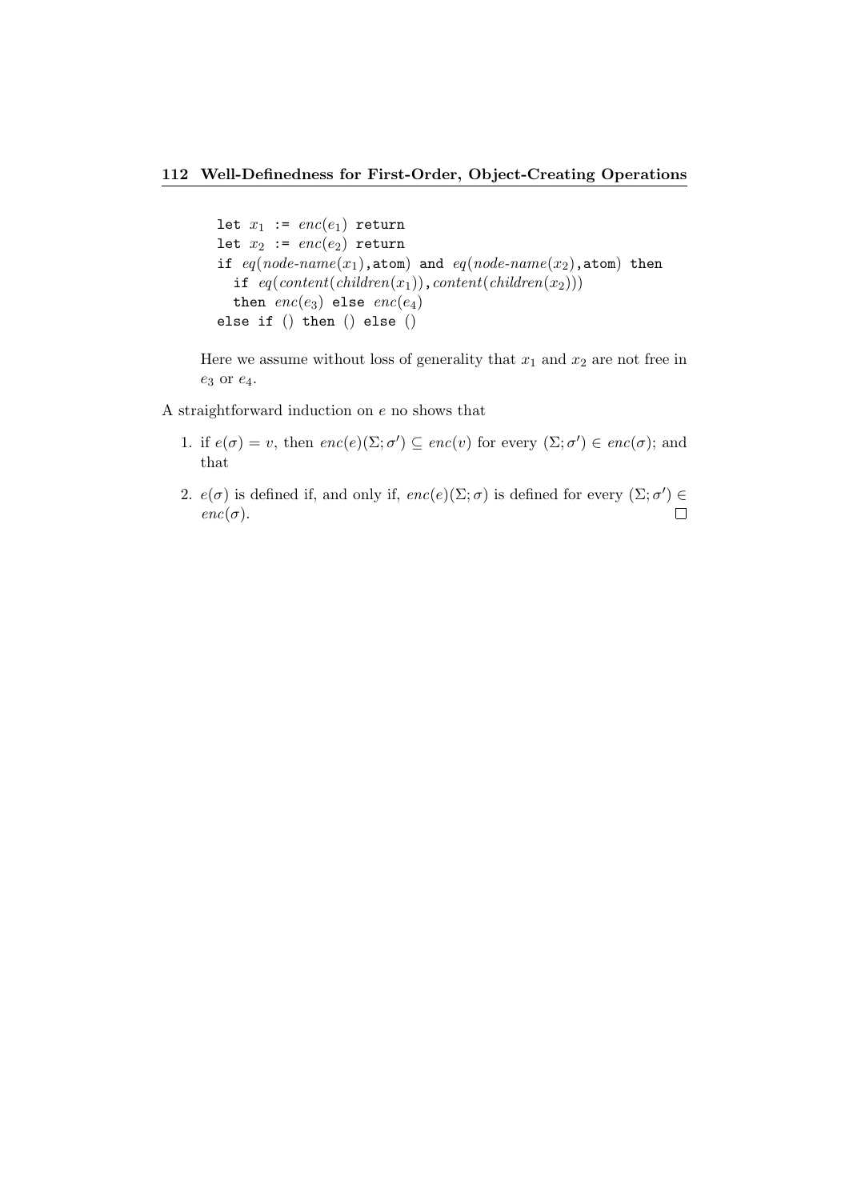```
let x1 := enc(e1) return
let x2 := enc(e2) return
if eq(node-name(x1),atom) and eq(node-name(x2),atom) then
  if eq(content(children(x1)),content(children(x2)))
  then enc(e3) else enc(e4)
else if () then () else ()
```

Here we assume without loss of generality that $x_1$ and $x_2$ are not free in $e_3$ or $e_4$.

A straightforward induction on $e$ no shows that

1. if $e(\sigma) = v$, then $enc(e)(\Sigma;\sigma') \subseteq enc(v)$ for every $(\Sigma;\sigma') \in enc(\sigma)$; and that
2. $e(\sigma)$ is defined if, and only if, $enc(e)(\Sigma;\sigma)$ is defined for every $(\Sigma;\sigma') \in enc(\sigma)$. □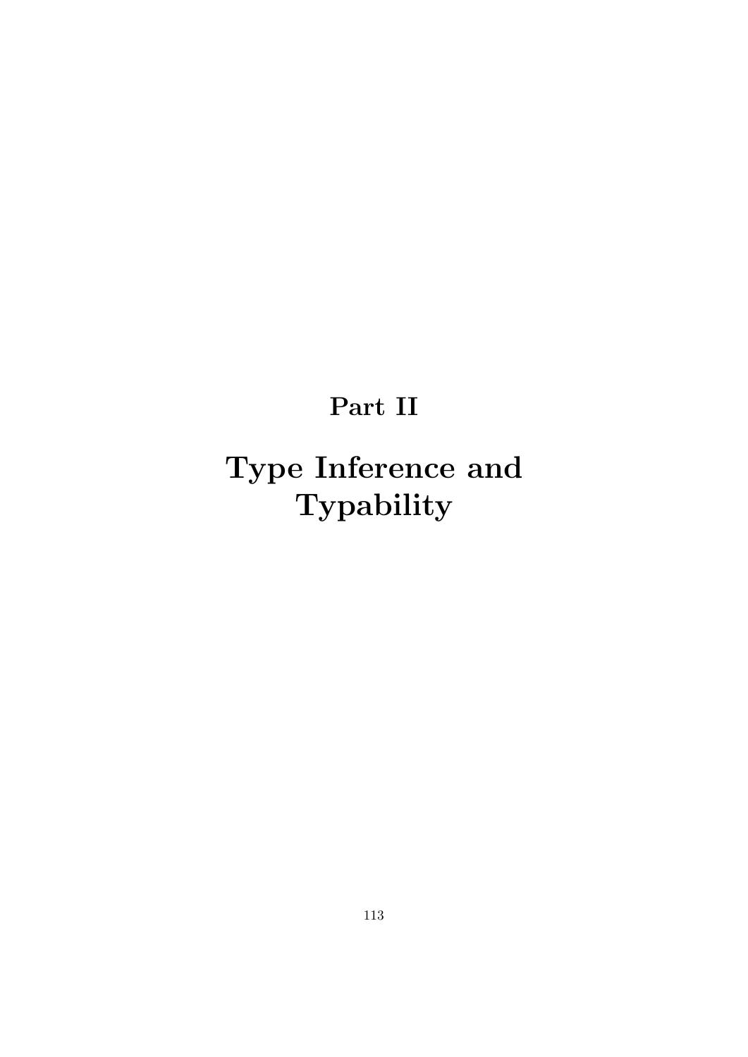# Part II

# Type Inference and Typability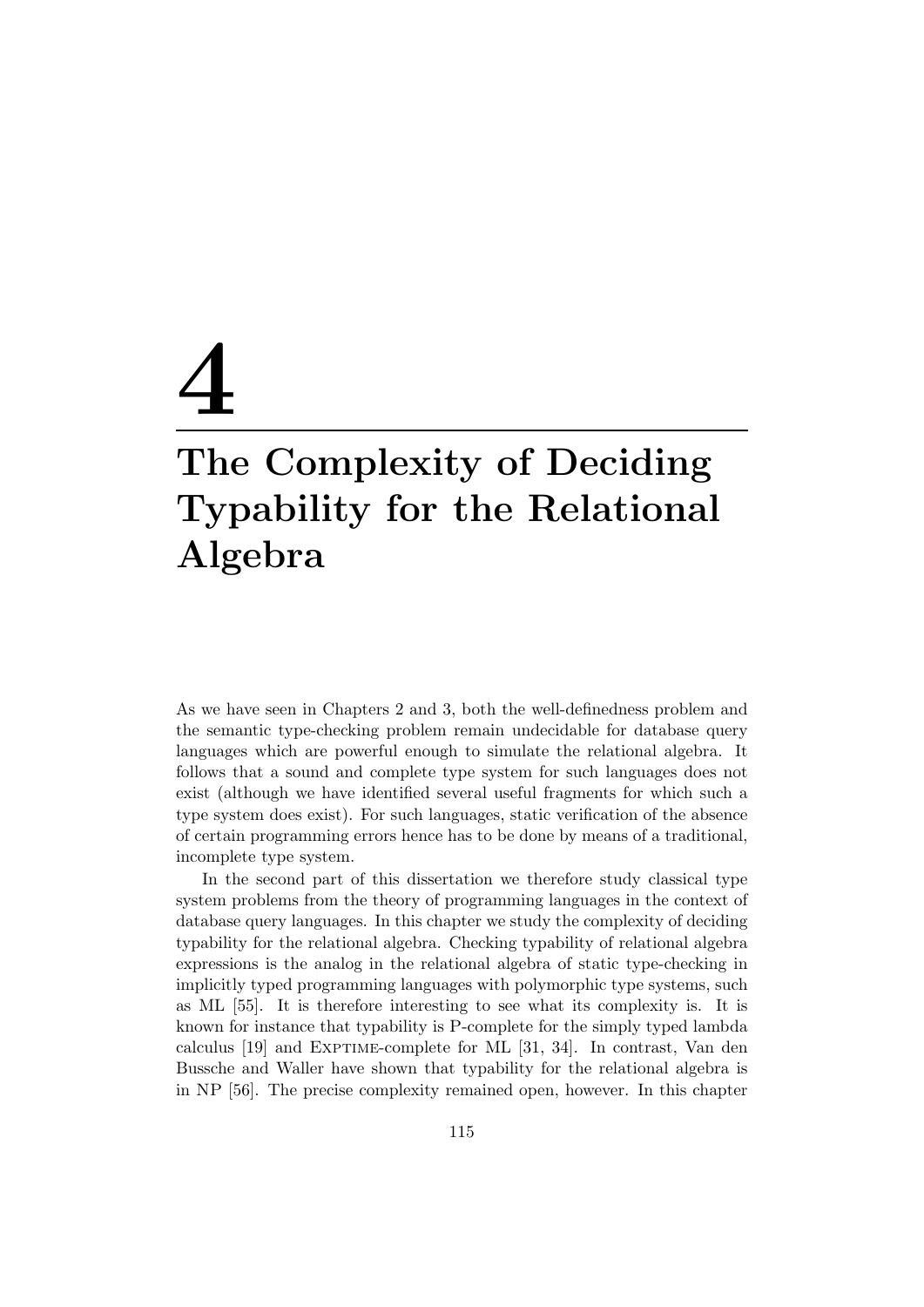# 4

# The Complexity of Deciding Typability for the Relational Algebra

As we have seen in Chapters 2 and 3, both the well-definedness problem and the semantic type-checking problem remain undecidable for database query languages which are powerful enough to simulate the relational algebra. It follows that a sound and complete type system for such languages does not exist (although we have identified several useful fragments for which such a type system does exist). For such languages, static verification of the absence of certain programming errors hence has to be done by means of a traditional, incomplete type system.

In the second part of this dissertation we therefore study classical type system problems from the theory of programming languages in the context of database query languages. In this chapter we study the complexity of deciding typability for the relational algebra. Checking typability of relational algebra expressions is the analog in the relational algebra of static type-checking in implicitly typed programming languages with polymorphic type systems, such as ML [55]. It is therefore interesting to see what its complexity is. It is known for instance that typability is P-complete for the simply typed lambda calculus [19] and EXPTIME-complete for ML [31, 34]. In contrast, Van den Bussche and Waller have shown that typability for the relational algebra is in NP [56]. The precise complexity remained open, however. In this chapter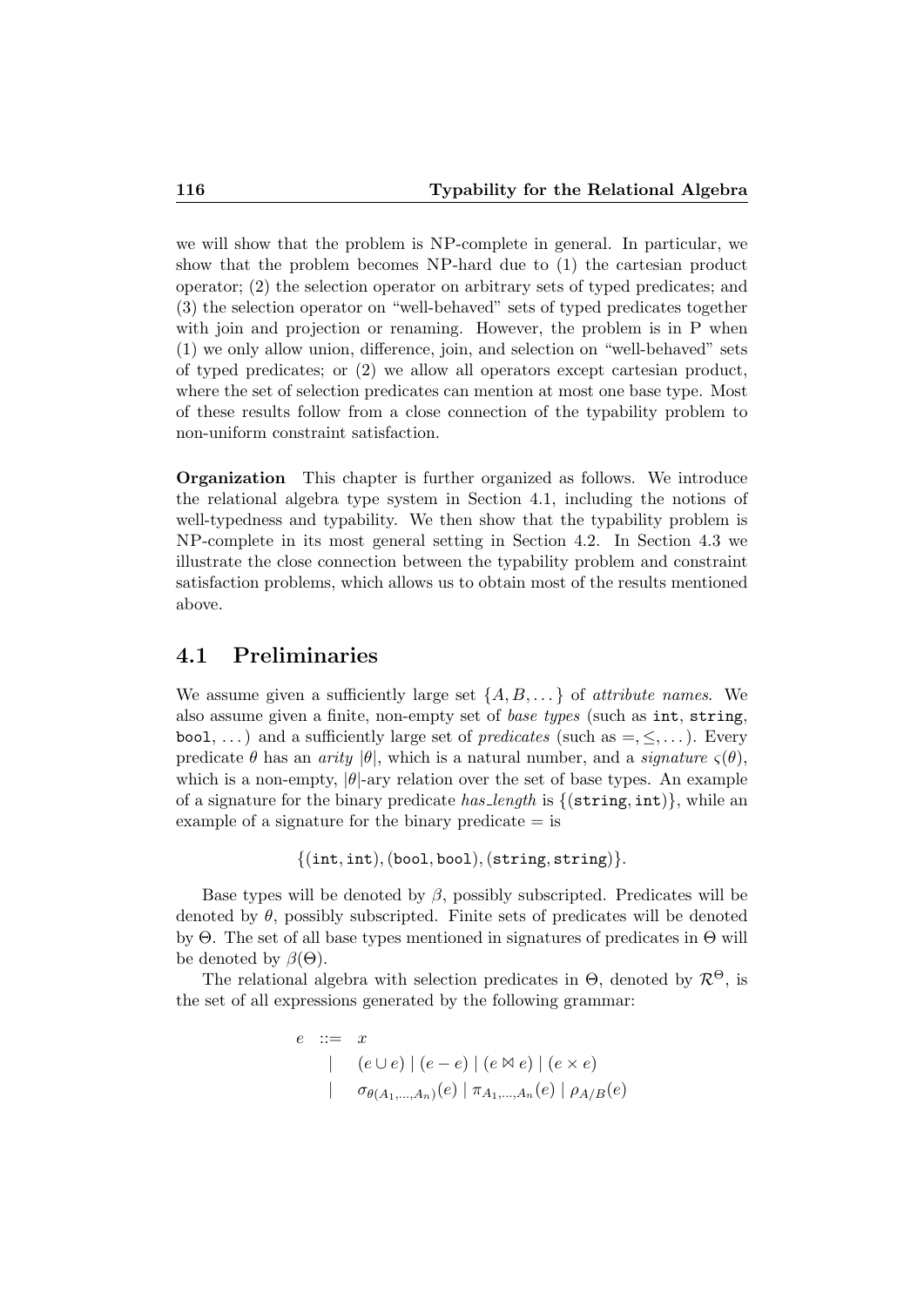we will show that the problem is NP-complete in general. In particular, we show that the problem becomes NP-hard due to (1) the cartesian product operator; (2) the selection operator on arbitrary sets of typed predicates; and (3) the selection operator on "well-behaved" sets of typed predicates together with join and projection or renaming. However, the problem is in P when (1) we only allow union, difference, join, and selection on "well-behaved" sets of typed predicates; or (2) we allow all operators except cartesian product, where the set of selection predicates can mention at most one base type. Most of these results follow from a close connection of the typability problem to non-uniform constraint satisfaction.

**Organization** This chapter is further organized as follows. We introduce the relational algebra type system in Section 4.1, including the notions of well-typedness and typability. We then show that the typability problem is NP-complete in its most general setting in Section 4.2. In Section 4.3 we illustrate the close connection between the typability problem and constraint satisfaction problems, which allows us to obtain most of the results mentioned above.

## 4.1 Preliminaries

We assume given a sufficiently large set $\{A, B, \dots\}$ of *attribute names*. We also assume given a finite, non-empty set of *base types* (such as `int`, `string`, `bool`, ...) and a sufficiently large set of *predicates* (such as $=, \leq, \dots$). Every predicate $\theta$ has an *arity* $|\theta|$, which is a natural number, and a *signature* $\varsigma(\theta)$, which is a non-empty, $|\theta|$-ary relation over the set of base types. An example of a signature for the binary predicate *has_length* is $\{(\texttt{string}, \texttt{int})\}$, while an example of a signature for the binary predicate $=$ is

$$\{(\texttt{int}, \texttt{int}), (\texttt{bool}, \texttt{bool}), (\texttt{string}, \texttt{string})\}.$$

Base types will be denoted by $\beta$, possibly subscripted. Predicates will be denoted by $\theta$, possibly subscripted. Finite sets of predicates will be denoted by $\Theta$. The set of all base types mentioned in signatures of predicates in $\Theta$ will be denoted by $\beta(\Theta)$.

The relational algebra with selection predicates in $\Theta$, denoted by $\mathcal{R}^{\Theta}$, is the set of all expressions generated by the following grammar:

$$\begin{array}{rcl} e & ::= & x \\ & | & (e \cup e) \mid (e - e) \mid (e \bowtie e) \mid (e \times e) \\ & | & \sigma_{\theta(A_1,\dots,A_n)}(e) \mid \pi_{A_1,\dots,A_n}(e) \mid \rho_{A/B}(e) \end{array}$$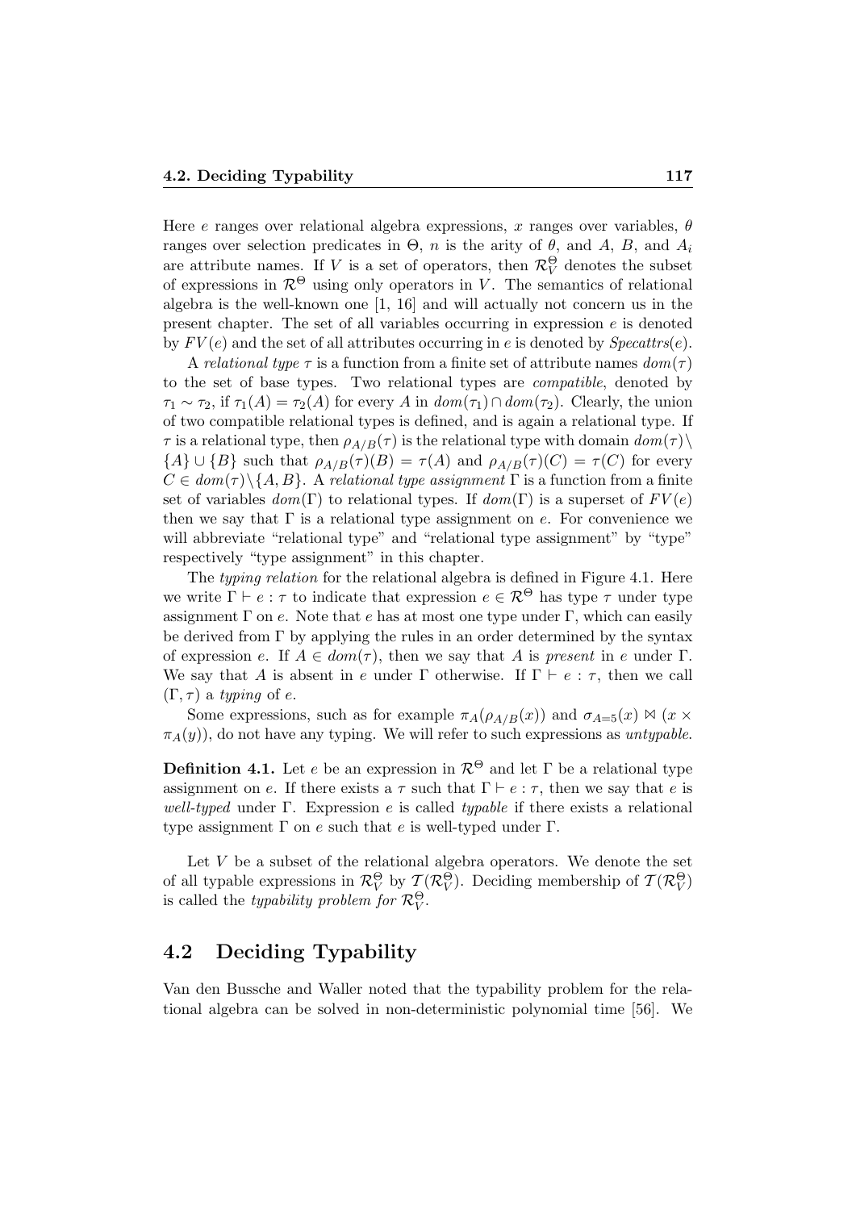Here $e$ ranges over relational algebra expressions, $x$ ranges over variables, $\theta$ ranges over selection predicates in $\Theta$, $n$ is the arity of $\theta$, and $A$, $B$, and $A_i$ are attribute names. If $V$ is a set of operators, then $\mathcal{R}^{\Theta}_V$ denotes the subset of expressions in $\mathcal{R}^{\Theta}$ using only operators in $V$. The semantics of relational algebra is the well-known one [1, 16] and will actually not concern us in the present chapter. The set of all variables occurring in expression $e$ is denoted by $FV(e)$ and the set of all attributes occurring in $e$ is denoted by $\mathit{Specattrs}(e)$.

A *relational type* $\tau$ is a function from a finite set of attribute names $dom(\tau)$ to the set of base types. Two relational types are *compatible*, denoted by $\tau_1 \sim \tau_2$, if $\tau_1(A) = \tau_2(A)$ for every $A$ in $dom(\tau_1) \cap dom(\tau_2)$. Clearly, the union of two compatible relational types is defined, and is again a relational type. If $\tau$ is a relational type, then $\rho_{A/B}(\tau)$ is the relational type with domain $dom(\tau) \setminus \{A\} \cup \{B\}$ such that $\rho_{A/B}(\tau)(B) = \tau(A)$ and $\rho_{A/B}(\tau)(C) = \tau(C)$ for every $C \in dom(\tau) \setminus \{A, B\}$. A *relational type assignment* $\Gamma$ is a function from a finite set of variables $dom(\Gamma)$ to relational types. If $dom(\Gamma)$ is a superset of $FV(e)$ then we say that $\Gamma$ is a relational type assignment on $e$. For convenience we will abbreviate "relational type" and "relational type assignment" by "type" respectively "type assignment" in this chapter.

The *typing relation* for the relational algebra is defined in Figure 4.1. Here we write $\Gamma \vdash e : \tau$ to indicate that expression $e \in \mathcal{R}^{\Theta}$ has type $\tau$ under type assignment $\Gamma$ on $e$. Note that $e$ has at most one type under $\Gamma$, which can easily be derived from $\Gamma$ by applying the rules in an order determined by the syntax of expression $e$. If $A \in dom(\tau)$, then we say that $A$ is *present* in $e$ under $\Gamma$. We say that $A$ is absent in $e$ under $\Gamma$ otherwise. If $\Gamma \vdash e : \tau$, then we call $(\Gamma, \tau)$ a *typing* of $e$.

Some expressions, such as for example $\pi_A(\rho_{A/B}(x))$ and $\sigma_{A=5}(x) \bowtie (x \times \pi_A(y))$, do not have any typing. We will refer to such expressions as *untypable*.

**Definition 4.1.** Let $e$ be an expression in $\mathcal{R}^{\Theta}$ and let $\Gamma$ be a relational type assignment on $e$. If there exists a $\tau$ such that $\Gamma \vdash e : \tau$, then we say that $e$ is *well-typed* under $\Gamma$. Expression $e$ is called *typable* if there exists a relational type assignment $\Gamma$ on $e$ such that $e$ is well-typed under $\Gamma$.

Let $V$ be a subset of the relational algebra operators. We denote the set of all typable expressions in $\mathcal{R}^{\Theta}_V$ by $\mathcal{T}(\mathcal{R}^{\Theta}_V)$. Deciding membership of $\mathcal{T}(\mathcal{R}^{\Theta}_V)$ is called the *typability problem for* $\mathcal{R}^{\Theta}_V$.

## 4.2 Deciding Typability

Van den Bussche and Waller noted that the typability problem for the relational algebra can be solved in non-deterministic polynomial time [56]. We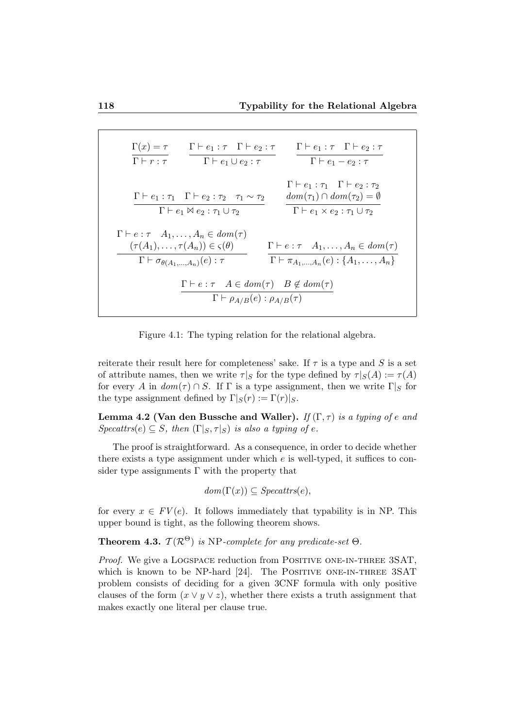$$\frac{\Gamma(x) = \tau}{\Gamma \vdash r : \tau} \qquad \frac{\Gamma \vdash e_1 : \tau \quad \Gamma \vdash e_2 : \tau}{\Gamma \vdash e_1 \cup e_2 : \tau} \qquad \frac{\Gamma \vdash e_1 : \tau \quad \Gamma \vdash e_2 : \tau}{\Gamma \vdash e_1 - e_2 : \tau}$$

$$\frac{\Gamma \vdash e_1 : \tau_1 \quad \Gamma \vdash e_2 : \tau_2 \quad \tau_1 \sim \tau_2}{\Gamma \vdash e_1 \bowtie e_2 : \tau_1 \cup \tau_2} \qquad \frac{\Gamma \vdash e_1 : \tau_1 \quad \Gamma \vdash e_2 : \tau_2 \quad dom(\tau_1) \cap dom(\tau_2) = \emptyset}{\Gamma \vdash e_1 \times e_2 : \tau_1 \cup \tau_2}$$

$$\frac{\Gamma \vdash e : \tau \quad A_1, \ldots, A_n \in dom(\tau) \quad (\tau(A_1), \ldots, \tau(A_n)) \in \varsigma(\theta)}{\Gamma \vdash \sigma_{\theta(A_1,\ldots,A_n)}(e) : \tau} \qquad \frac{\Gamma \vdash e : \tau \quad A_1, \ldots, A_n \in dom(\tau)}{\Gamma \vdash \pi_{A_1,\ldots,A_n}(e) : \{A_1, \ldots, A_n\}}$$

$$\frac{\Gamma \vdash e : \tau \quad A \in dom(\tau) \quad B \notin dom(\tau)}{\Gamma \vdash \rho_{A/B}(e) : \rho_{A/B}(\tau)}$$

Figure 4.1: The typing relation for the relational algebra.

reiterate their result here for completeness' sake. If $\tau$ is a type and $S$ is a set of attribute names, then we write $\tau|_S$ for the type defined by $\tau|_S(A) := \tau(A)$ for every $A$ in $dom(\tau) \cap S$. If $\Gamma$ is a type assignment, then we write $\Gamma|_S$ for the type assignment defined by $\Gamma|_S(r) := \Gamma(r)|_S$.

**Lemma 4.2 (Van den Bussche and Waller).** *If $(\Gamma, \tau)$ is a typing of $e$ and $Specattrs(e) \subseteq S$, then $(\Gamma|_S, \tau|_S)$ is also a typing of $e$.*

The proof is straightforward. As a consequence, in order to decide whether there exists a type assignment under which $e$ is well-typed, it suffices to consider type assignments $\Gamma$ with the property that

$$dom(\Gamma(x)) \subseteq Specattrs(e),$$

for every $x \in FV(e)$. It follows immediately that typability is in NP. This upper bound is tight, as the following theorem shows.

**Theorem 4.3.** *$\mathcal{T}(\mathcal{R}^{\Theta})$ is* NP*-complete for any predicate-set $\Theta$.*

*Proof.* We give a Logspace reduction from Positive one-in-three 3SAT, which is known to be NP-hard [24]. The Positive one-in-three 3SAT problem consists of deciding for a given 3CNF formula with only positive clauses of the form $(x \vee y \vee z)$, whether there exists a truth assignment that makes exactly one literal per clause true.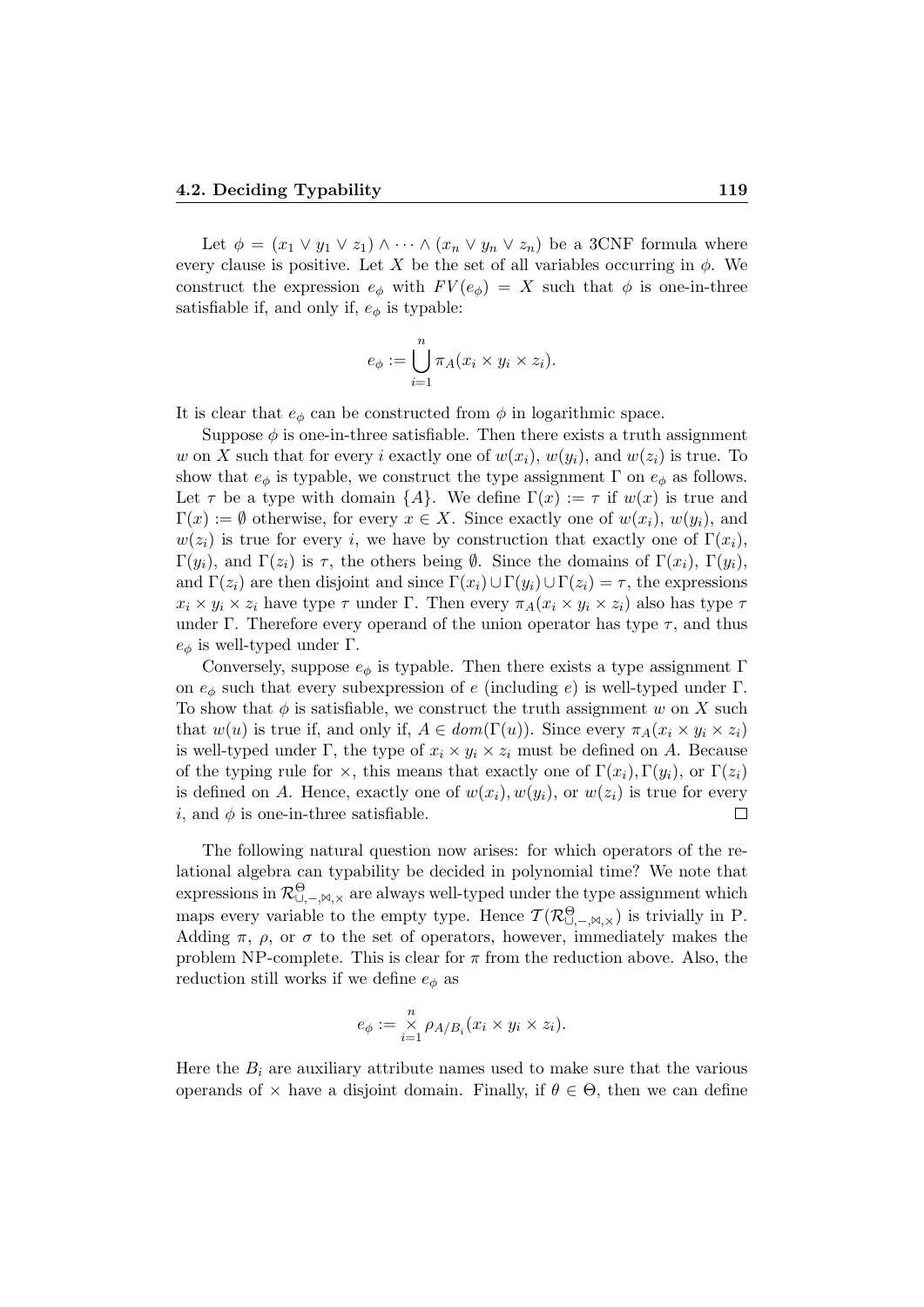Let $\phi = (x_1 \vee y_1 \vee z_1) \wedge \cdots \wedge (x_n \vee y_n \vee z_n)$ be a 3CNF formula where every clause is positive. Let $X$ be the set of all variables occurring in $\phi$. We construct the expression $e_\phi$ with $FV(e_\phi) = X$ such that $\phi$ is one-in-three satisfiable if, and only if, $e_\phi$ is typable:

$$e_\phi := \bigcup_{i=1}^{n} \pi_A(x_i \times y_i \times z_i).$$

It is clear that $e_\phi$ can be constructed from $\phi$ in logarithmic space.

Suppose $\phi$ is one-in-three satisfiable. Then there exists a truth assignment $w$ on $X$ such that for every $i$ exactly one of $w(x_i)$, $w(y_i)$, and $w(z_i)$ is true. To show that $e_\phi$ is typable, we construct the type assignment $\Gamma$ on $e_\phi$ as follows. Let $\tau$ be a type with domain $\{A\}$. We define $\Gamma(x) := \tau$ if $w(x)$ is true and $\Gamma(x) := \emptyset$ otherwise, for every $x \in X$. Since exactly one of $w(x_i)$, $w(y_i)$, and $w(z_i)$ is true for every $i$, we have by construction that exactly one of $\Gamma(x_i)$, $\Gamma(y_i)$, and $\Gamma(z_i)$ is $\tau$, the others being $\emptyset$. Since the domains of $\Gamma(x_i)$, $\Gamma(y_i)$, and $\Gamma(z_i)$ are then disjoint and since $\Gamma(x_i) \cup \Gamma(y_i) \cup \Gamma(z_i) = \tau$, the expressions $x_i \times y_i \times z_i$ have type $\tau$ under $\Gamma$. Then every $\pi_A(x_i \times y_i \times z_i)$ also has type $\tau$ under $\Gamma$. Therefore every operand of the union operator has type $\tau$, and thus $e_\phi$ is well-typed under $\Gamma$.

Conversely, suppose $e_\phi$ is typable. Then there exists a type assignment $\Gamma$ on $e_\phi$ such that every subexpression of $e$ (including $e$) is well-typed under $\Gamma$. To show that $\phi$ is satisfiable, we construct the truth assignment $w$ on $X$ such that $w(u)$ is true if, and only if, $A \in dom(\Gamma(u))$. Since every $\pi_A(x_i \times y_i \times z_i)$ is well-typed under $\Gamma$, the type of $x_i \times y_i \times z_i$ must be defined on $A$. Because of the typing rule for $\times$, this means that exactly one of $\Gamma(x_i), \Gamma(y_i)$, or $\Gamma(z_i)$ is defined on $A$. Hence, exactly one of $w(x_i), w(y_i)$, or $w(z_i)$ is true for every $i$, and $\phi$ is one-in-three satisfiable. ☐

The following natural question now arises: for which operators of the relational algebra can typability be decided in polynomial time? We note that expressions in $\mathcal{R}^{\Theta}_{\cup,-,\bowtie,\times}$ are always well-typed under the type assignment which maps every variable to the empty type. Hence $\mathcal{T}(\mathcal{R}^{\Theta}_{\cup,-,\bowtie,\times})$ is trivially in P. Adding $\pi$, $\rho$, or $\sigma$ to the set of operators, however, immediately makes the problem NP-complete. This is clear for $\pi$ from the reduction above. Also, the reduction still works if we define $e_\phi$ as

$$e_\phi := \mathop{\times}_{i=1}^{n} \rho_{A/B_i}(x_i \times y_i \times z_i).$$

Here the $B_i$ are auxiliary attribute names used to make sure that the various operands of $\times$ have a disjoint domain. Finally, if $\theta \in \Theta$, then we can define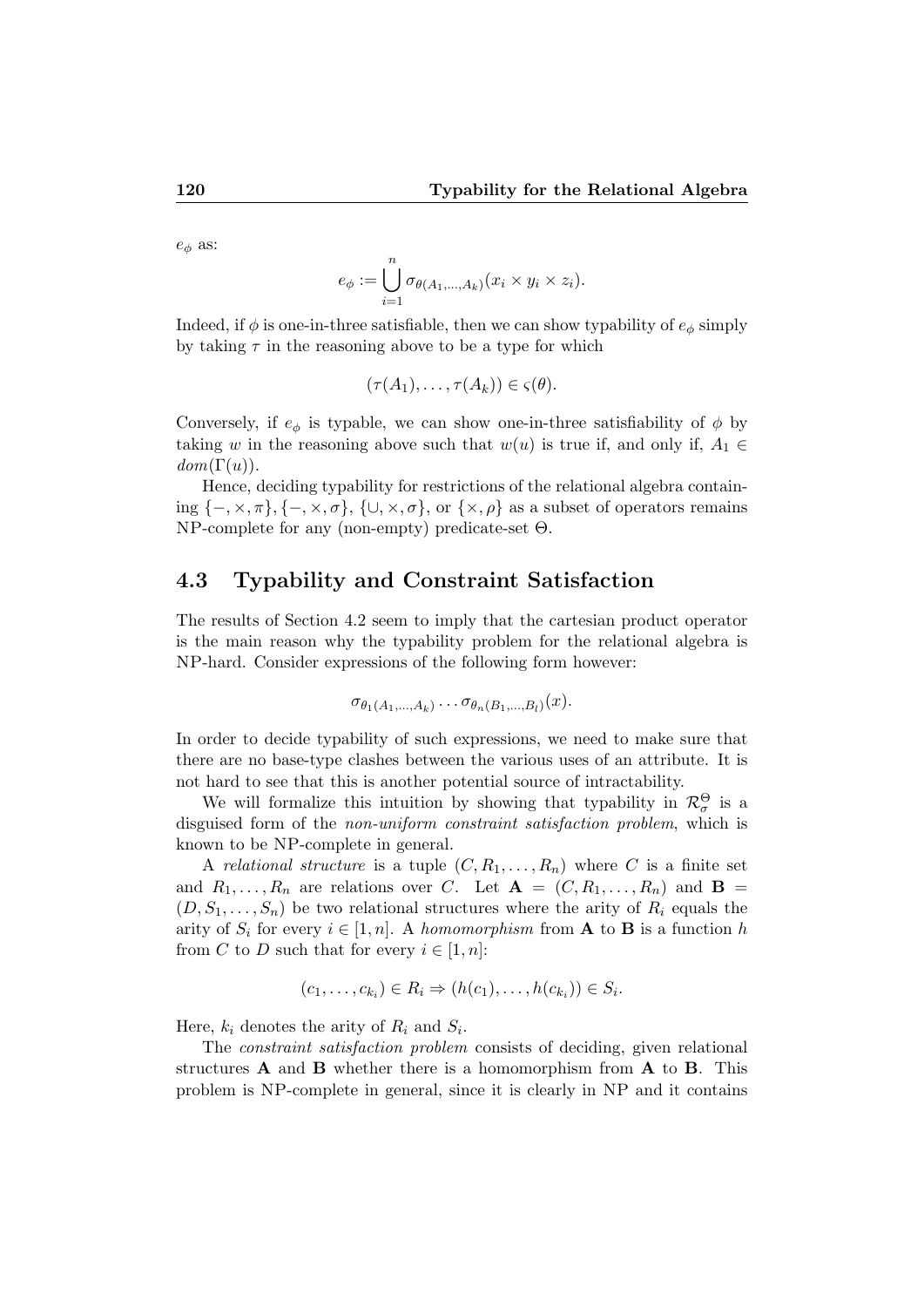$e_\phi$ as:

$$e_\phi := \bigcup_{i=1}^{n} \sigma_{\theta(A_1,\ldots,A_k)}(x_i \times y_i \times z_i).$$

Indeed, if $\phi$ is one-in-three satisfiable, then we can show typability of $e_\phi$ simply by taking $\tau$ in the reasoning above to be a type for which

$$(\tau(A_1), \ldots, \tau(A_k)) \in \varsigma(\theta).$$

Conversely, if $e_\phi$ is typable, we can show one-in-three satisfiability of $\phi$ by taking $w$ in the reasoning above such that $w(u)$ is true if, and only if, $A_1 \in dom(\Gamma(u))$.

Hence, deciding typability for restrictions of the relational algebra containing $\{-, \times, \pi\}, \{-, \times, \sigma\}$, $\{\cup, \times, \sigma\}$, or $\{\times, \rho\}$ as a subset of operators remains NP-complete for any (non-empty) predicate-set $\Theta$.

## 4.3 Typability and Constraint Satisfaction

The results of Section 4.2 seem to imply that the cartesian product operator is the main reason why the typability problem for the relational algebra is NP-hard. Consider expressions of the following form however:

$$\sigma_{\theta_1(A_1,\ldots,A_k)} \cdots \sigma_{\theta_n(B_1,\ldots,B_l)}(x).$$

In order to decide typability of such expressions, we need to make sure that there are no base-type clashes between the various uses of an attribute. It is not hard to see that this is another potential source of intractability.

We will formalize this intuition by showing that typability in $\mathcal{R}_\sigma^\Theta$ is a disguised form of the *non-uniform constraint satisfaction problem*, which is known to be NP-complete in general.

A *relational structure* is a tuple $(C, R_1, \ldots, R_n)$ where $C$ is a finite set and $R_1, \ldots, R_n$ are relations over $C$. Let $\mathbf{A} = (C, R_1, \ldots, R_n)$ and $\mathbf{B} = (D, S_1, \ldots, S_n)$ be two relational structures where the arity of $R_i$ equals the arity of $S_i$ for every $i \in [1, n]$. A *homomorphism* from $\mathbf{A}$ to $\mathbf{B}$ is a function $h$ from $C$ to $D$ such that for every $i \in [1, n]$:

$$(c_1, \ldots, c_{k_i}) \in R_i \Rightarrow (h(c_1), \ldots, h(c_{k_i})) \in S_i.$$

Here, $k_i$ denotes the arity of $R_i$ and $S_i$.

The *constraint satisfaction problem* consists of deciding, given relational structures $\mathbf{A}$ and $\mathbf{B}$ whether there is a homomorphism from $\mathbf{A}$ to $\mathbf{B}$. This problem is NP-complete in general, since it is clearly in NP and it contains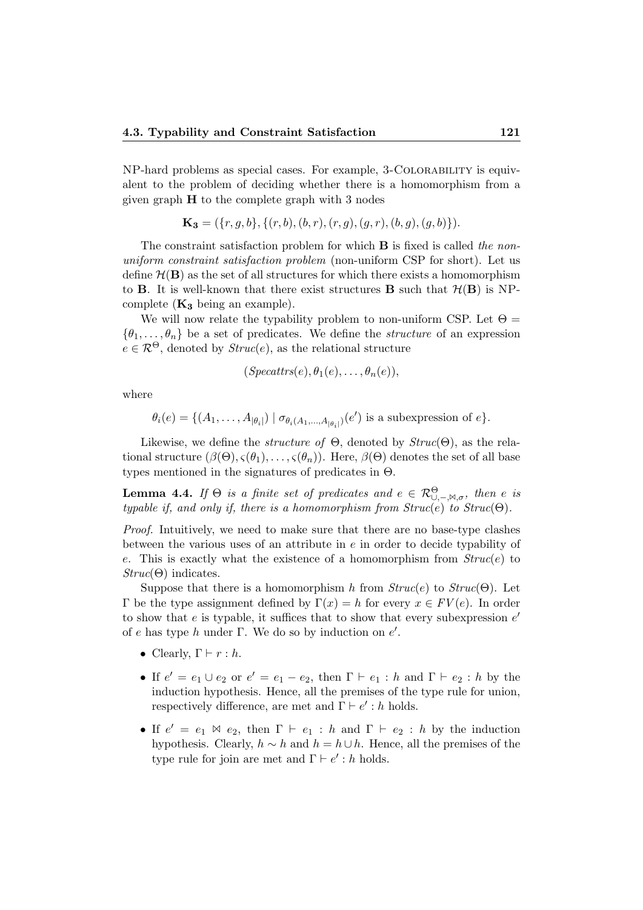NP-hard problems as special cases. For example, 3-Colorability is equivalent to the problem of deciding whether there is a homomorphism from a given graph $\mathbf{H}$ to the complete graph with 3 nodes

$$\mathbf{K_3} = (\{r, g, b\}, \{(r, b), (b, r), (r, g), (g, r), (b, g), (g, b)\}).$$

The constraint satisfaction problem for which $\mathbf{B}$ is fixed is called *the non-uniform constraint satisfaction problem* (non-uniform CSP for short). Let us define $\mathcal{H}(\mathbf{B})$ as the set of all structures for which there exists a homomorphism to $\mathbf{B}$. It is well-known that there exist structures $\mathbf{B}$ such that $\mathcal{H}(\mathbf{B})$ is NP-complete ($\mathbf{K_3}$ being an example).

We will now relate the typability problem to non-uniform CSP. Let $\Theta = \{\theta_1, \dots, \theta_n\}$ be a set of predicates. We define the *structure* of an expression $e \in \mathcal{R}^\Theta$, denoted by $\mathit{Struc}(e)$, as the relational structure

$$(\mathit{Specattrs}(e), \theta_1(e), \dots, \theta_n(e)),$$

where

$$\theta_i(e) = \{(A_1, \dots, A_{|\theta_i|}) \mid \sigma_{\theta_i(A_1,\dots,A_{|\theta_i|})}(e') \text{ is a subexpression of } e\}.$$

Likewise, we define the *structure of* $\Theta$, denoted by $\mathit{Struc}(\Theta)$, as the relational structure $(\beta(\Theta), \varsigma(\theta_1), \dots, \varsigma(\theta_n))$. Here, $\beta(\Theta)$ denotes the set of all base types mentioned in the signatures of predicates in $\Theta$.

**Lemma 4.4.** *If* $\Theta$ *is a finite set of predicates and* $e \in \mathcal{R}^\Theta_{\cup,-,\bowtie,\sigma}$*, then* $e$ *is typable if, and only if, there is a homomorphism from* $\mathit{Struc}(e)$ *to* $\mathit{Struc}(\Theta)$.

*Proof.* Intuitively, we need to make sure that there are no base-type clashes between the various uses of an attribute in $e$ in order to decide typability of $e$. This is exactly what the existence of a homomorphism from $\mathit{Struc}(e)$ to $\mathit{Struc}(\Theta)$ indicates.

Suppose that there is a homomorphism $h$ from $\mathit{Struc}(e)$ to $\mathit{Struc}(\Theta)$. Let $\Gamma$ be the type assignment defined by $\Gamma(x) = h$ for every $x \in FV(e)$. In order to show that $e$ is typable, it suffices that to show that every subexpression $e'$ of $e$ has type $h$ under $\Gamma$. We do so by induction on $e'$.

- Clearly, $\Gamma \vdash r : h$.
- If $e' = e_1 \cup e_2$ or $e' = e_1 - e_2$, then $\Gamma \vdash e_1 : h$ and $\Gamma \vdash e_2 : h$ by the induction hypothesis. Hence, all the premises of the type rule for union, respectively difference, are met and $\Gamma \vdash e' : h$ holds.
- If $e' = e_1 \bowtie e_2$, then $\Gamma \vdash e_1 : h$ and $\Gamma \vdash e_2 : h$ by the induction hypothesis. Clearly, $h \sim h$ and $h = h \cup h$. Hence, all the premises of the type rule for join are met and $\Gamma \vdash e' : h$ holds.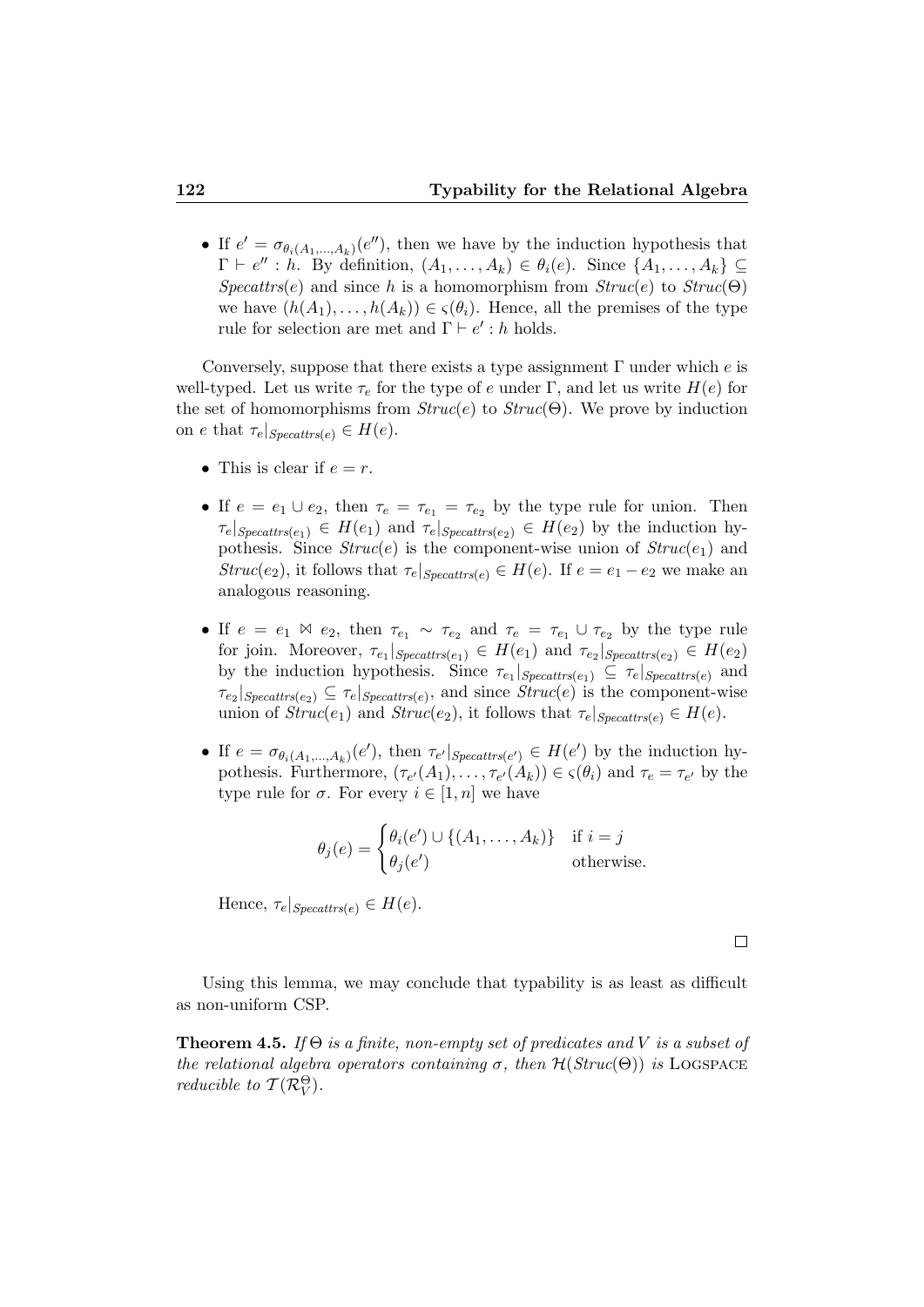- If $e' = \sigma_{\theta_i(A_1,\ldots,A_k)}(e'')$, then we have by the induction hypothesis that $\Gamma \vdash e'' : h$. By definition, $(A_1, \ldots, A_k) \in \theta_i(e)$. Since $\{A_1, \ldots, A_k\} \subseteq$ *Specattrs*$(e)$ and since $h$ is a homomorphism from *Struc*$(e)$ to *Struc*$(\Theta)$ we have $(h(A_1), \ldots, h(A_k)) \in \varsigma(\theta_i)$. Hence, all the premises of the type rule for selection are met and $\Gamma \vdash e' : h$ holds.

Conversely, suppose that there exists a type assignment $\Gamma$ under which $e$ is well-typed. Let us write $\tau_e$ for the type of $e$ under $\Gamma$, and let us write $H(e)$ for the set of homomorphisms from *Struc*$(e)$ to *Struc*$(\Theta)$. We prove by induction on $e$ that $\tau_e|_{Specattrs(e)} \in H(e)$.

- This is clear if $e = r$.
- If $e = e_1 \cup e_2$, then $\tau_e = \tau_{e_1} = \tau_{e_2}$ by the type rule for union. Then $\tau_e|_{Specattrs(e_1)} \in H(e_1)$ and $\tau_e|_{Specattrs(e_2)} \in H(e_2)$ by the induction hypothesis. Since *Struc*$(e)$ is the component-wise union of *Struc*$(e_1)$ and *Struc*$(e_2)$, it follows that $\tau_e|_{Specattrs(e)} \in H(e)$. If $e = e_1 - e_2$ we make an analogous reasoning.
- If $e = e_1 \bowtie e_2$, then $\tau_{e_1} \sim \tau_{e_2}$ and $\tau_e = \tau_{e_1} \cup \tau_{e_2}$ by the type rule for join. Moreover, $\tau_{e_1}|_{Specattrs(e_1)} \in H(e_1)$ and $\tau_{e_2}|_{Specattrs(e_2)} \in H(e_2)$ by the induction hypothesis. Since $\tau_{e_1}|_{Specattrs(e_1)} \subseteq \tau_e|_{Specattrs(e)}$ and $\tau_{e_2}|_{Specattrs(e_2)} \subseteq \tau_e|_{Specattrs(e)}$, and since *Struc*$(e)$ is the component-wise union of *Struc*$(e_1)$ and *Struc*$(e_2)$, it follows that $\tau_e|_{Specattrs(e)} \in H(e)$.
- If $e = \sigma_{\theta_i(A_1,\ldots,A_k)}(e')$, then $\tau_{e'}|_{Specattrs(e')} \in H(e')$ by the induction hypothesis. Furthermore, $(\tau_{e'}(A_1), \ldots, \tau_{e'}(A_k)) \in \varsigma(\theta_i)$ and $\tau_e = \tau_{e'}$ by the type rule for $\sigma$. For every $i \in [1, n]$ we have

$$\theta_j(e) = \begin{cases} \theta_i(e') \cup \{(A_1, \ldots, A_k)\} & \text{if } i = j \\ \theta_j(e') & \text{otherwise.} \end{cases}$$

Hence, $\tau_e|_{Specattrs(e)} \in H(e)$.

□

Using this lemma, we may conclude that typability is as least as difficult as non-uniform CSP.

**Theorem 4.5.** *If $\Theta$ is a finite, non-empty set of predicates and $V$ is a subset of the relational algebra operators containing $\sigma$, then $\mathcal{H}(Struc(\Theta))$ is* LOGSPACE *reducible to $\mathcal{T}(\mathcal{R}_V^{\Theta})$.*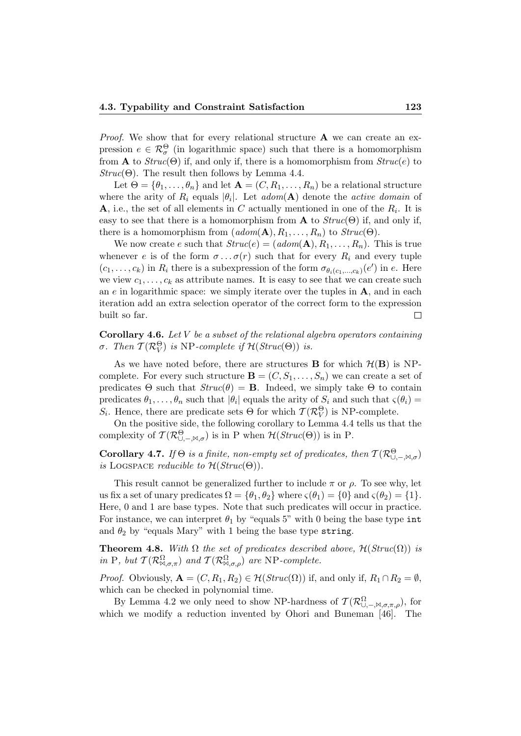*Proof.* We show that for every relational structure $\mathbf{A}$ we can create an expression $e \in \mathcal{R}^{\Theta}_{\sigma}$ (in logarithmic space) such that there is a homomorphism from $\mathbf{A}$ to $\mathit{Struc}(\Theta)$ if, and only if, there is a homomorphism from $\mathit{Struc}(e)$ to $\mathit{Struc}(\Theta)$. The result then follows by Lemma 4.4.

Let $\Theta = \{\theta_1, \ldots, \theta_n\}$ and let $\mathbf{A} = (C, R_1, \ldots, R_n)$ be a relational structure where the arity of $R_i$ equals $|\theta_i|$. Let $\mathit{adom}(\mathbf{A})$ denote the *active domain* of $\mathbf{A}$, i.e., the set of all elements in $C$ actually mentioned in one of the $R_i$. It is easy to see that there is a homomorphism from $\mathbf{A}$ to $\mathit{Struc}(\Theta)$ if, and only if, there is a homomorphism from $(\mathit{adom}(\mathbf{A}), R_1, \ldots, R_n)$ to $\mathit{Struc}(\Theta)$.

We now create $e$ such that $\mathit{Struc}(e) = (\mathit{adom}(\mathbf{A}), R_1, \ldots, R_n)$. This is true whenever $e$ is of the form $\sigma \ldots \sigma(r)$ such that for every $R_i$ and every tuple $(c_1, \ldots, c_k)$ in $R_i$ there is a subexpression of the form $\sigma_{\theta_i(c_1,\ldots,c_k)}(e')$ in $e$. Here we view $c_1, \ldots, c_k$ as attribute names. It is easy to see that we can create such an $e$ in logarithmic space: we simply iterate over the tuples in $\mathbf{A}$, and in each iteration add an extra selection operator of the correct form to the expression built so far. $\square$

**Corollary 4.6.** *Let $V$ be a subset of the relational algebra operators containing $\sigma$. Then $\mathcal{T}(\mathcal{R}^{\Theta}_{V})$ is* NP*-complete if $\mathcal{H}(\mathit{Struc}(\Theta))$ is.*

As we have noted before, there are structures $\mathbf{B}$ for which $\mathcal{H}(\mathbf{B})$ is NP-complete. For every such structure $\mathbf{B} = (C, S_1, \ldots, S_n)$ we can create a set of predicates $\Theta$ such that $\mathit{Struc}(\theta) = \mathbf{B}$. Indeed, we simply take $\Theta$ to contain predicates $\theta_1, \ldots, \theta_n$ such that $|\theta_i|$ equals the arity of $S_i$ and such that $\varsigma(\theta_i) = S_i$. Hence, there are predicate sets $\Theta$ for which $\mathcal{T}(\mathcal{R}^{\Theta}_{V})$ is NP-complete.

On the positive side, the following corollary to Lemma 4.4 tells us that the complexity of $\mathcal{T}(\mathcal{R}^{\Theta}_{\cup,-,\bowtie,\sigma})$ is in P when $\mathcal{H}(\mathit{Struc}(\Theta))$ is in P.

**Corollary 4.7.** *If $\Theta$ is a finite, non-empty set of predicates, then $\mathcal{T}(\mathcal{R}^{\Theta}_{\cup,-,\bowtie,\sigma})$ is* Logspace *reducible to $\mathcal{H}(\mathit{Struc}(\Theta))$.*

This result cannot be generalized further to include $\pi$ or $\rho$. To see why, let us fix a set of unary predicates $\Omega = \{\theta_1, \theta_2\}$ where $\varsigma(\theta_1) = \{0\}$ and $\varsigma(\theta_2) = \{1\}$. Here, 0 and 1 are base types. Note that such predicates will occur in practice. For instance, we can interpret $\theta_1$ by "equals 5" with 0 being the base type `int` and $\theta_2$ by "equals Mary" with 1 being the base type `string`.

**Theorem 4.8.** *With $\Omega$ the set of predicates described above, $\mathcal{H}(\mathit{Struc}(\Omega))$ is in* P*, but $\mathcal{T}(\mathcal{R}^{\Omega}_{\bowtie,\sigma,\pi})$ and $\mathcal{T}(\mathcal{R}^{\Omega}_{\bowtie,\sigma,\rho})$ are* NP*-complete.*

*Proof.* Obviously, $\mathbf{A} = (C, R_1, R_2) \in \mathcal{H}(\mathit{Struc}(\Omega))$ if, and only if, $R_1 \cap R_2 = \emptyset$, which can be checked in polynomial time.

By Lemma 4.2 we only need to show NP-hardness of $\mathcal{T}(\mathcal{R}^{\Omega}_{\cup,-,\bowtie,\sigma,\pi,\rho})$, for which we modify a reduction invented by Ohori and Buneman [46]. The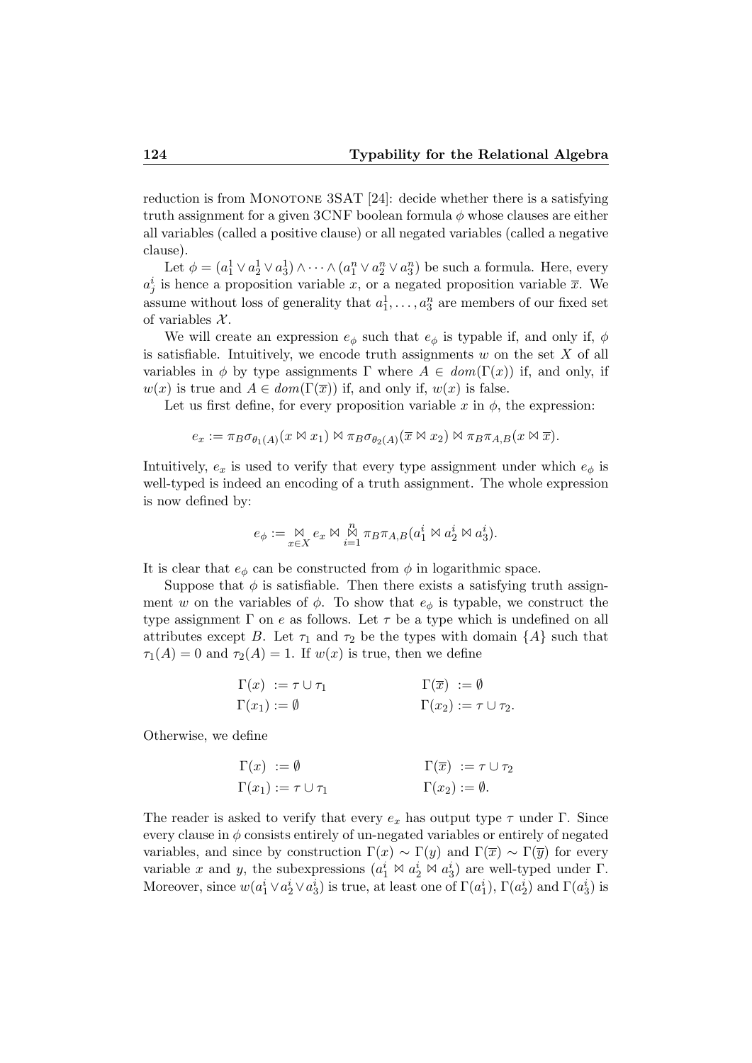reduction is from MONOTONE 3SAT [24]: decide whether there is a satisfying truth assignment for a given 3CNF boolean formula $\phi$ whose clauses are either all variables (called a positive clause) or all negated variables (called a negative clause).

Let $\phi = (a_1^1 \vee a_2^1 \vee a_3^1) \wedge \cdots \wedge (a_1^n \vee a_2^n \vee a_3^n)$ be such a formula. Here, every $a_j^i$ is hence a proposition variable $x$, or a negated proposition variable $\overline{x}$. We assume without loss of generality that $a_1^1, \ldots, a_3^n$ are members of our fixed set of variables $\mathcal{X}$.

We will create an expression $e_\phi$ such that $e_\phi$ is typable if, and only if, $\phi$ is satisfiable. Intuitively, we encode truth assignments $w$ on the set $X$ of all variables in $\phi$ by type assignments $\Gamma$ where $A \in dom(\Gamma(x))$ if, and only, if $w(x)$ is true and $A \in dom(\Gamma(\overline{x}))$ if, and only, if $w(x)$ is false.

Let us first define, for every proposition variable $x$ in $\phi$, the expression:

$$e_x := \pi_B \sigma_{\theta_1(A)}(x \bowtie x_1) \bowtie \pi_B \sigma_{\theta_2(A)}(\overline{x} \bowtie x_2) \bowtie \pi_B \pi_{A,B}(x \bowtie \overline{x}).$$

Intuitively, $e_x$ is used to verify that every type assignment under which $e_\phi$ is well-typed is indeed an encoding of a truth assignment. The whole expression is now defined by:

$$e_\phi := \mathop{\bowtie}_{x \in X} e_x \bowtie \mathop{\bowtie}_{i=1}^{n} \pi_B \pi_{A,B}(a_1^i \bowtie a_2^i \bowtie a_3^i).$$

It is clear that $e_\phi$ can be constructed from $\phi$ in logarithmic space.

Suppose that $\phi$ is satisfiable. Then there exists a satisfying truth assignment $w$ on the variables of $\phi$. To show that $e_\phi$ is typable, we construct the type assignment $\Gamma$ on $e$ as follows. Let $\tau$ be a type which is undefined on all attributes except $B$. Let $\tau_1$ and $\tau_2$ be the types with domain $\{A\}$ such that $\tau_1(A) = 0$ and $\tau_2(A) = 1$. If $w(x)$ is true, then we define

$$\begin{aligned} \Gamma(x) &:= \tau \cup \tau_1 & \qquad \Gamma(\overline{x}) &:= \emptyset \\ \Gamma(x_1) &:= \emptyset & \qquad \Gamma(x_2) &:= \tau \cup \tau_2. \end{aligned}$$

Otherwise, we define

$$\begin{aligned} \Gamma(x) &:= \emptyset & \qquad \Gamma(\overline{x}) &:= \tau \cup \tau_2 \\ \Gamma(x_1) &:= \tau \cup \tau_1 & \qquad \Gamma(x_2) &:= \emptyset. \end{aligned}$$

The reader is asked to verify that every $e_x$ has output type $\tau$ under $\Gamma$. Since every clause in $\phi$ consists entirely of un-negated variables or entirely of negated variables, and since by construction $\Gamma(x) \sim \Gamma(y)$ and $\Gamma(\overline{x}) \sim \Gamma(\overline{y})$ for every variable $x$ and $y$, the subexpressions $(a_1^i \bowtie a_2^i \bowtie a_3^i)$ are well-typed under $\Gamma$. Moreover, since $w(a_1^i \vee a_2^i \vee a_3^i)$ is true, at least one of $\Gamma(a_1^i)$, $\Gamma(a_2^i)$ and $\Gamma(a_3^i)$ is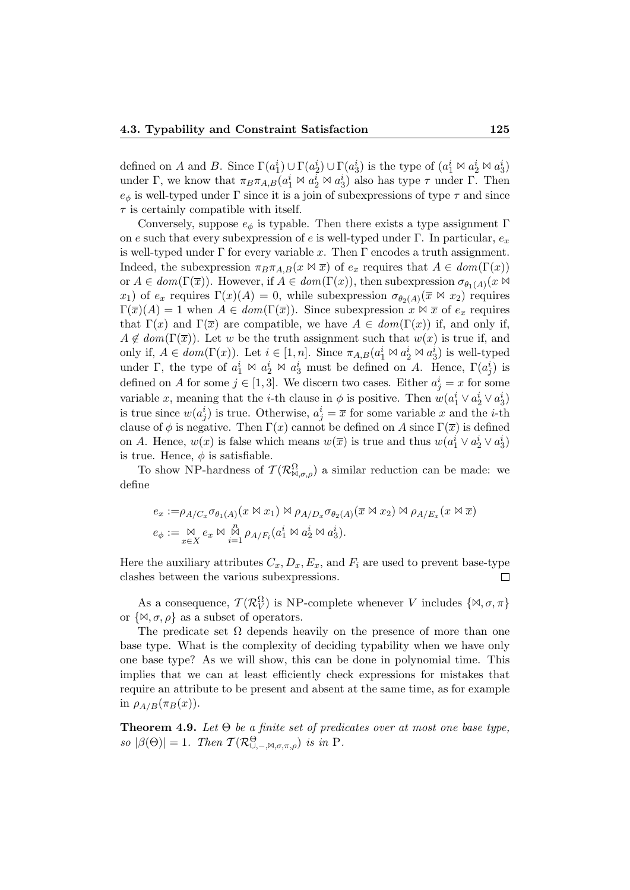defined on $A$ and $B$. Since $\Gamma(a_1^i) \cup \Gamma(a_2^i) \cup \Gamma(a_3^i)$ is the type of $(a_1^i \bowtie a_2^i \bowtie a_3^i)$ under $\Gamma$, we know that $\pi_B \pi_{A,B}(a_1^i \bowtie a_2^i \bowtie a_3^i)$ also has type $\tau$ under $\Gamma$. Then $e_\phi$ is well-typed under $\Gamma$ since it is a join of subexpressions of type $\tau$ and since $\tau$ is certainly compatible with itself.

Conversely, suppose $e_\phi$ is typable. Then there exists a type assignment $\Gamma$ on $e$ such that every subexpression of $e$ is well-typed under $\Gamma$. In particular, $e_x$ is well-typed under $\Gamma$ for every variable $x$. Then $\Gamma$ encodes a truth assignment. Indeed, the subexpression $\pi_B \pi_{A,B}(x \bowtie \overline{x})$ of $e_x$ requires that $A \in dom(\Gamma(x))$ or $A \in dom(\Gamma(\overline{x}))$. However, if $A \in dom(\Gamma(x))$, then subexpression $\sigma_{\theta_1(A)}(x \bowtie x_1)$ of $e_x$ requires $\Gamma(x)(A) = 0$, while subexpression $\sigma_{\theta_2(A)}(\overline{x} \bowtie x_2)$ requires $\Gamma(\overline{x})(A) = 1$ when $A \in dom(\Gamma(\overline{x}))$. Since subexpression $x \bowtie \overline{x}$ of $e_x$ requires that $\Gamma(x)$ and $\Gamma(\overline{x})$ are compatible, we have $A \in dom(\Gamma(x))$ if, and only if, $A \notin dom(\Gamma(\overline{x}))$. Let $w$ be the truth assignment such that $w(x)$ is true if, and only if, $A \in dom(\Gamma(x))$. Let $i \in [1, n]$. Since $\pi_{A,B}(a_1^i \bowtie a_2^i \bowtie a_3^i)$ is well-typed under $\Gamma$, the type of $a_1^i \bowtie a_2^i \bowtie a_3^i$ must be defined on $A$. Hence, $\Gamma(a_j^i)$ is defined on $A$ for some $j \in [1, 3]$. We discern two cases. Either $a_j^i = x$ for some variable $x$, meaning that the $i$-th clause in $\phi$ is positive. Then $w(a_1^i \vee a_2^i \vee a_3^i)$ is true since $w(a_j^i)$ is true. Otherwise, $a_j^i = \overline{x}$ for some variable $x$ and the $i$-th clause of $\phi$ is negative. Then $\Gamma(x)$ cannot be defined on $A$ since $\Gamma(\overline{x})$ is defined on $A$. Hence, $w(x)$ is false which means $w(\overline{x})$ is true and thus $w(a_1^i \vee a_2^i \vee a_3^i)$ is true. Hence, $\phi$ is satisfiable.

To show NP-hardness of $\mathcal{T}(\mathcal{R}^{\Omega}_{\bowtie,\sigma,\rho})$ a similar reduction can be made: we define

$$
\begin{aligned}
e_x &:= \rho_{A/C_x} \sigma_{\theta_1(A)}(x \bowtie x_1) \bowtie \rho_{A/D_x} \sigma_{\theta_2(A)}(\overline{x} \bowtie x_2) \bowtie \rho_{A/E_x}(x \bowtie \overline{x}) \\
e_\phi &:= \underset{x \in X}{\bowtie} e_x \bowtie \underset{i=1}{\overset{n}{\bowtie}} \rho_{A/F_i}(a_1^i \bowtie a_2^i \bowtie a_3^i).
\end{aligned}
$$

Here the auxiliary attributes $C_x, D_x, E_x$, and $F_i$ are used to prevent base-type clashes between the various subexpressions. $\square$

As a consequence, $\mathcal{T}(\mathcal{R}^{\Omega}_V)$ is NP-complete whenever $V$ includes $\{\bowtie, \sigma, \pi\}$ or $\{\bowtie, \sigma, \rho\}$ as a subset of operators.

The predicate set $\Omega$ depends heavily on the presence of more than one base type. What is the complexity of deciding typability when we have only one base type? As we will show, this can be done in polynomial time. This implies that we can at least efficiently check expressions for mistakes that require an attribute to be present and absent at the same time, as for example in $\rho_{A/B}(\pi_B(x))$.

**Theorem 4.9.** *Let $\Theta$ be a finite set of predicates over at most one base type, so $|\beta(\Theta)| = 1$. Then $\mathcal{T}(\mathcal{R}^{\Theta}_{\cup,-,\bowtie,\sigma,\pi,\rho})$ is in P.*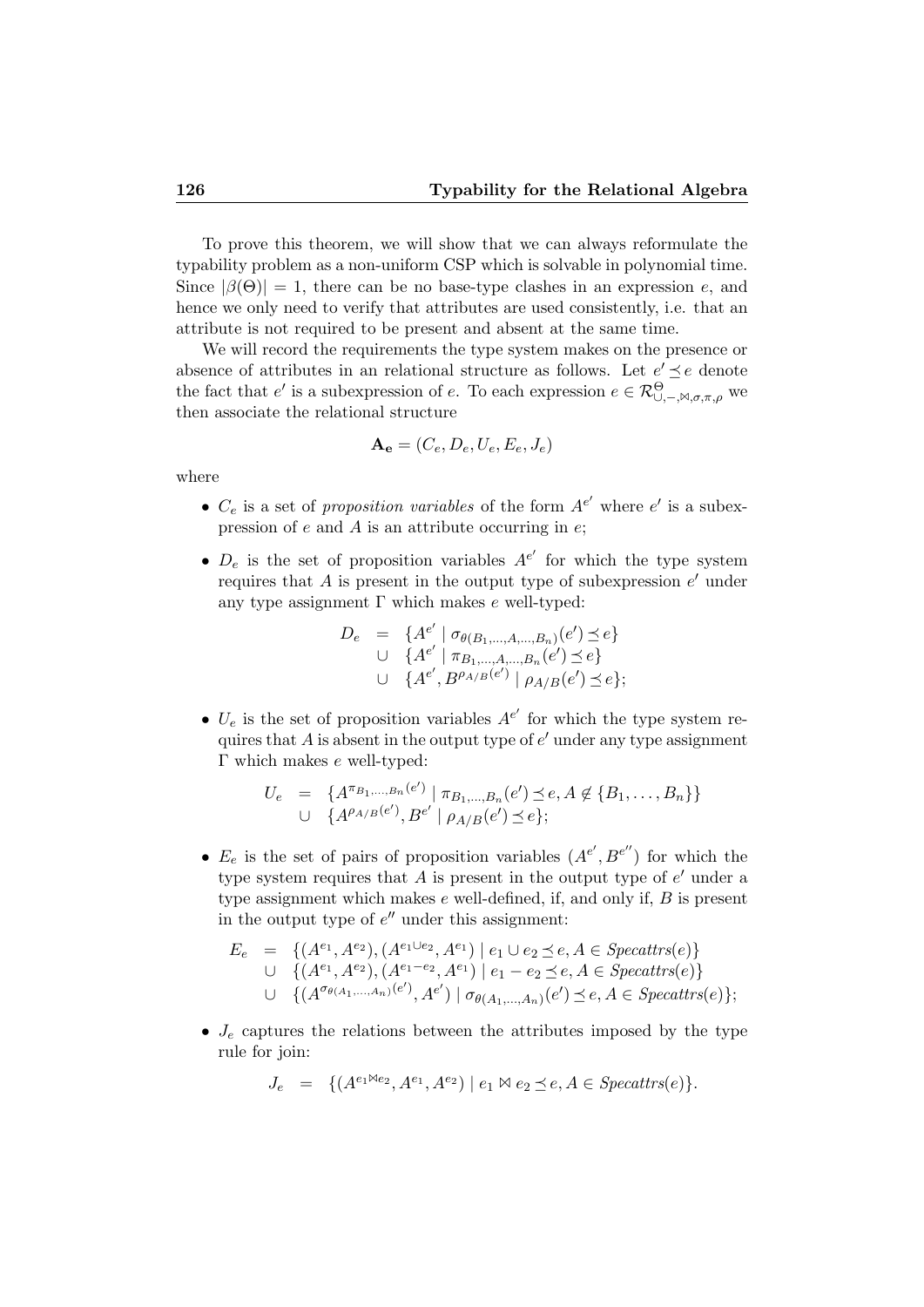To prove this theorem, we will show that we can always reformulate the typability problem as a non-uniform CSP which is solvable in polynomial time. Since $|\beta(\Theta)| = 1$, there can be no base-type clashes in an expression $e$, and hence we only need to verify that attributes are used consistently, i.e. that an attribute is not required to be present and absent at the same time.

We will record the requirements the type system makes on the presence or absence of attributes in an relational structure as follows. Let $e' \preceq e$ denote the fact that $e'$ is a subexpression of $e$. To each expression $e \in \mathcal{R}^{\Theta}_{\cup,-,\bowtie,\sigma,\pi,\rho}$ we then associate the relational structure

$$\mathbf{A_e} = (C_e, D_e, U_e, E_e, J_e)$$

where

- $C_e$ is a set of *proposition variables* of the form $A^{e'}$ where $e'$ is a subexpression of $e$ and $A$ is an attribute occurring in $e$;
- $D_e$ is the set of proposition variables $A^{e'}$ for which the type system requires that $A$ is present in the output type of subexpression $e'$ under any type assignment $\Gamma$ which makes $e$ well-typed:

$$\begin{array}{rcl} D_e & = & \{A^{e'} \mid \sigma_{\theta(B_1,\ldots,A,\ldots,B_n)}(e') \preceq e\} \\ & \cup & \{A^{e'} \mid \pi_{B_1,\ldots,A,\ldots,B_n}(e') \preceq e\} \\ & \cup & \{A^{e'}, B^{\rho_{A/B}(e')} \mid \rho_{A/B}(e') \preceq e\}; \end{array}$$

- $U_e$ is the set of proposition variables $A^{e'}$ for which the type system requires that $A$ is absent in the output type of $e'$ under any type assignment $\Gamma$ which makes $e$ well-typed:

$$\begin{array}{rcl} U_e & = & \{A^{\pi_{B_1,\ldots,B_n}(e')} \mid \pi_{B_1,\ldots,B_n}(e') \preceq e, A \notin \{B_1,\ldots,B_n\}\} \\ & \cup & \{A^{\rho_{A/B}(e')}, B^{e'} \mid \rho_{A/B}(e') \preceq e\}; \end{array}$$

- $E_e$ is the set of pairs of proposition variables $(A^{e'}, B^{e''})$ for which the type system requires that $A$ is present in the output type of $e'$ under a type assignment which makes $e$ well-defined, if, and only if, $B$ is present in the output type of $e''$ under this assignment:

$$\begin{array}{rcl} E_e & = & \{(A^{e_1}, A^{e_2}), (A^{e_1 \cup e_2}, A^{e_1}) \mid e_1 \cup e_2 \preceq e, A \in \mathit{Specattrs}(e)\} \\ & \cup & \{(A^{e_1}, A^{e_2}), (A^{e_1 - e_2}, A^{e_1}) \mid e_1 - e_2 \preceq e, A \in \mathit{Specattrs}(e)\} \\ & \cup & \{(A^{\sigma_{\theta(A_1,\ldots,A_n)}(e')}, A^{e'}) \mid \sigma_{\theta(A_1,\ldots,A_n)}(e') \preceq e, A \in \mathit{Specattrs}(e)\}; \end{array}$$

- $J_e$ captures the relations between the attributes imposed by the type rule for join:

$$J_e \;=\; \{(A^{e_1 \bowtie e_2}, A^{e_1}, A^{e_2}) \mid e_1 \bowtie e_2 \preceq e, A \in \mathit{Specattrs}(e)\}.$$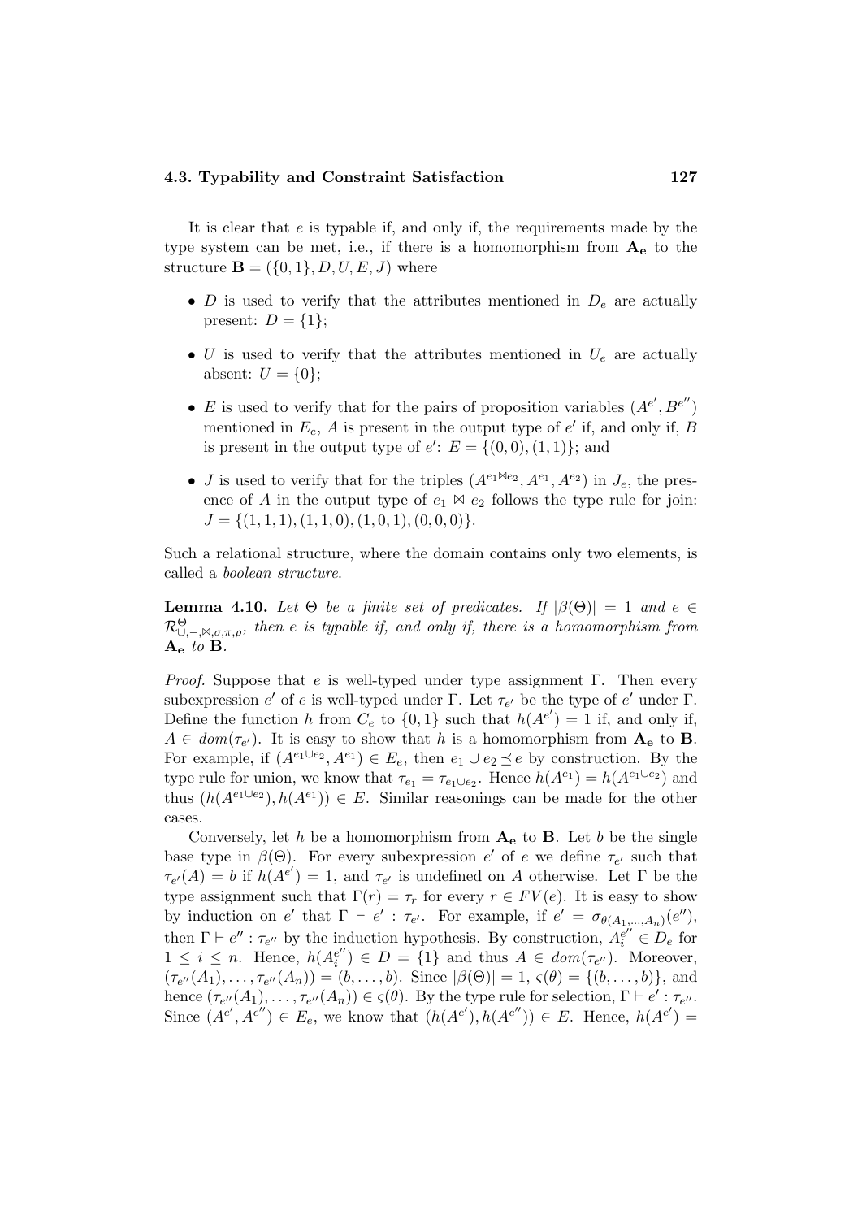It is clear that $e$ is typable if, and only if, the requirements made by the type system can be met, i.e., if there is a homomorphism from $\mathbf{A_e}$ to the structure $\mathbf{B} = (\{0,1\}, D, U, E, J)$ where

- $D$ is used to verify that the attributes mentioned in $D_e$ are actually present: $D = \{1\}$;
- $U$ is used to verify that the attributes mentioned in $U_e$ are actually absent: $U = \{0\}$;
- $E$ is used to verify that for the pairs of proposition variables $(A^{e'}, B^{e''})$ mentioned in $E_e$, $A$ is present in the output type of $e'$ if, and only if, $B$ is present in the output type of $e'$: $E = \{(0,0),(1,1)\}$; and
- $J$ is used to verify that for the triples $(A^{e_1 \bowtie e_2}, A^{e_1}, A^{e_2})$ in $J_e$, the presence of $A$ in the output type of $e_1 \bowtie e_2$ follows the type rule for join: $J = \{(1,1,1),(1,1,0),(1,0,1),(0,0,0)\}$.

Such a relational structure, where the domain contains only two elements, is called a *boolean structure*.

**Lemma 4.10.** *Let $\Theta$ be a finite set of predicates. If $|\beta(\Theta)| = 1$ and $e \in \mathcal{R}^{\Theta}_{\cup,-,\bowtie,\sigma,\pi,\rho}$, then $e$ is typable if, and only if, there is a homomorphism from $\mathbf{A_e}$ to $\mathbf{B}$.*

*Proof.* Suppose that $e$ is well-typed under type assignment $\Gamma$. Then every subexpression $e'$ of $e$ is well-typed under $\Gamma$. Let $\tau_{e'}$ be the type of $e'$ under $\Gamma$. Define the function $h$ from $C_e$ to $\{0,1\}$ such that $h(A^{e'}) = 1$ if, and only if, $A \in dom(\tau_{e'})$. It is easy to show that $h$ is a homomorphism from $\mathbf{A_e}$ to $\mathbf{B}$. For example, if $(A^{e_1 \cup e_2}, A^{e_1}) \in E_e$, then $e_1 \cup e_2 \preceq e$ by construction. By the type rule for union, we know that $\tau_{e_1} = \tau_{e_1 \cup e_2}$. Hence $h(A^{e_1}) = h(A^{e_1 \cup e_2})$ and thus $(h(A^{e_1 \cup e_2}), h(A^{e_1})) \in E$. Similar reasonings can be made for the other cases.

Conversely, let $h$ be a homomorphism from $\mathbf{A_e}$ to $\mathbf{B}$. Let $b$ be the single base type in $\beta(\Theta)$. For every subexpression $e'$ of $e$ we define $\tau_{e'}$ such that $\tau_{e'}(A) = b$ if $h(A^{e'}) = 1$, and $\tau_{e'}$ is undefined on $A$ otherwise. Let $\Gamma$ be the type assignment such that $\Gamma(r) = \tau_r$ for every $r \in FV(e)$. It is easy to show by induction on $e'$ that $\Gamma \vdash e' : \tau_{e'}$. For example, if $e' = \sigma_{\theta(A_1,\ldots,A_n)}(e'')$, then $\Gamma \vdash e'' : \tau_{e''}$ by the induction hypothesis. By construction, $A_i^{e''} \in D_e$ for $1 \leq i \leq n$. Hence, $h(A_i^{e''}) \in D = \{1\}$ and thus $A \in dom(\tau_{e''})$. Moreover, $(\tau_{e''}(A_1), \ldots, \tau_{e''}(A_n)) = (b, \ldots, b)$. Since $|\beta(\Theta)| = 1$, $\varsigma(\theta) = \{(b, \ldots, b)\}$, and hence $(\tau_{e''}(A_1), \ldots, \tau_{e''}(A_n)) \in \varsigma(\theta)$. By the type rule for selection, $\Gamma \vdash e' : \tau_{e''}$. Since $(A^{e'}, A^{e''}) \in E_e$, we know that $(h(A^{e'}), h(A^{e''})) \in E$. Hence, $h(A^{e'}) =$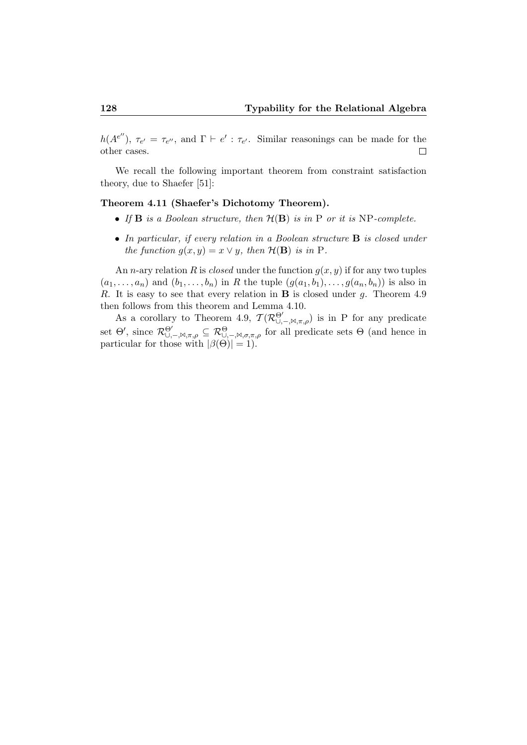$h(A^{e''})$, $\tau_{e'} = \tau_{e''}$, and $\Gamma \vdash e' : \tau_{e'}$. Similar reasonings can be made for the other cases. $\square$

We recall the following important theorem from constraint satisfaction theory, due to Shaefer [51]:

**Theorem 4.11 (Shaefer's Dichotomy Theorem).**

- *If* $\mathbf{B}$ *is a Boolean structure, then* $\mathcal{H}(\mathbf{B})$ *is in* P *or it is* NP*-complete.*
- *In particular, if every relation in a Boolean structure* $\mathbf{B}$ *is closed under the function* $g(x, y) = x \vee y$*, then* $\mathcal{H}(\mathbf{B})$ *is in* P*.*

An $n$-ary relation $R$ is *closed* under the function $g(x, y)$ if for any two tuples $(a_1, \dots, a_n)$ and $(b_1, \dots, b_n)$ in $R$ the tuple $(g(a_1, b_1), \dots, g(a_n, b_n))$ is also in $R$. It is easy to see that every relation in $\mathbf{B}$ is closed under $g$. Theorem 4.9 then follows from this theorem and Lemma 4.10.

As a corollary to Theorem 4.9, $\mathcal{T}(\mathcal{R}^{\Theta'}_{\cup,-,\bowtie,\pi,\rho})$ is in P for any predicate set $\Theta'$, since $\mathcal{R}^{\Theta'}_{\cup,-,\bowtie,\pi,\rho} \subseteq \mathcal{R}^{\Theta}_{\cup,-,\bowtie,\sigma,\pi,\rho}$ for all predicate sets $\Theta$ (and hence in particular for those with $|\beta(\Theta)| = 1$).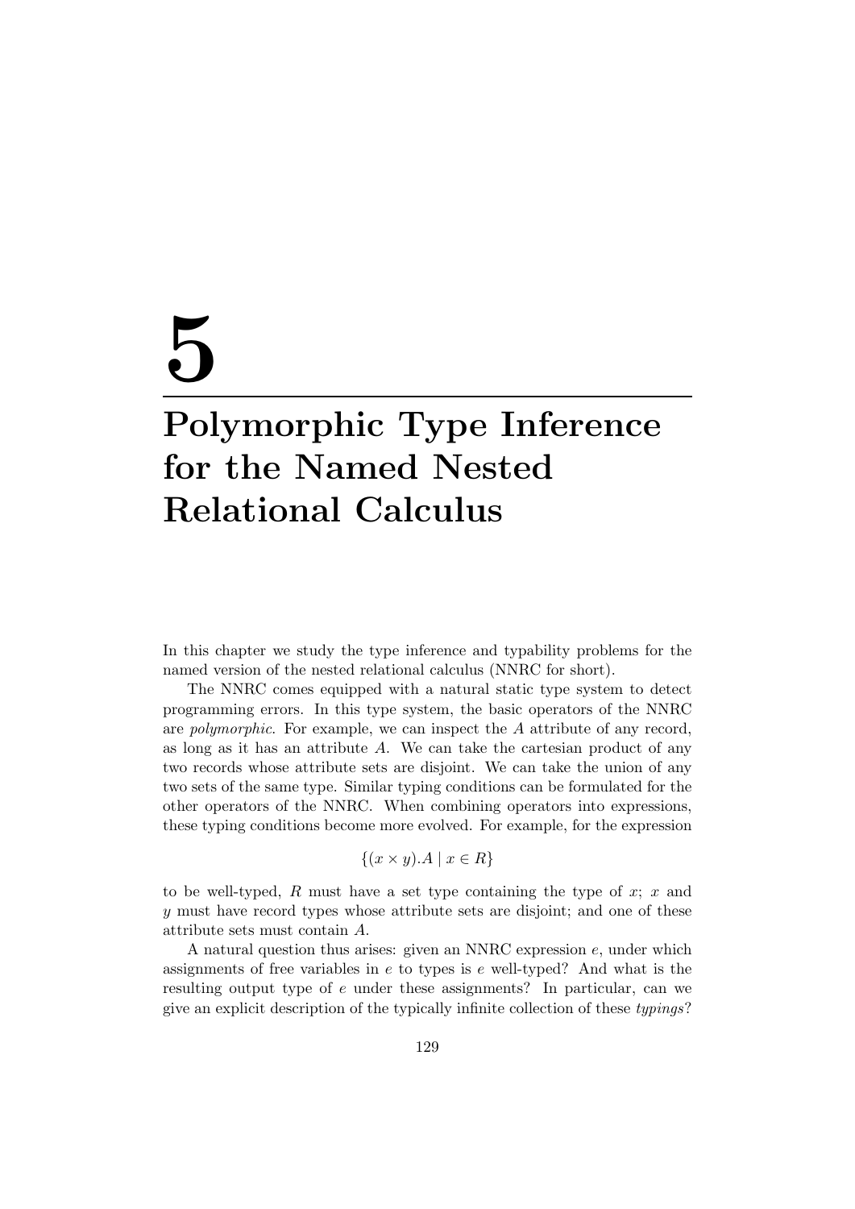# 5

# Polymorphic Type Inference for the Named Nested Relational Calculus

In this chapter we study the type inference and typability problems for the named version of the nested relational calculus (NNRC for short).

The NNRC comes equipped with a natural static type system to detect programming errors. In this type system, the basic operators of the NNRC are *polymorphic*. For example, we can inspect the $A$ attribute of any record, as long as it has an attribute $A$. We can take the cartesian product of any two records whose attribute sets are disjoint. We can take the union of any two sets of the same type. Similar typing conditions can be formulated for the other operators of the NNRC. When combining operators into expressions, these typing conditions become more evolved. For example, for the expression

$$\{(x \times y).A \mid x \in R\}$$

to be well-typed, $R$ must have a set type containing the type of $x$; $x$ and $y$ must have record types whose attribute sets are disjoint; and one of these attribute sets must contain $A$.

A natural question thus arises: given an NNRC expression $e$, under which assignments of free variables in $e$ to types is $e$ well-typed? And what is the resulting output type of $e$ under these assignments? In particular, can we give an explicit description of the typically infinite collection of these *typings*?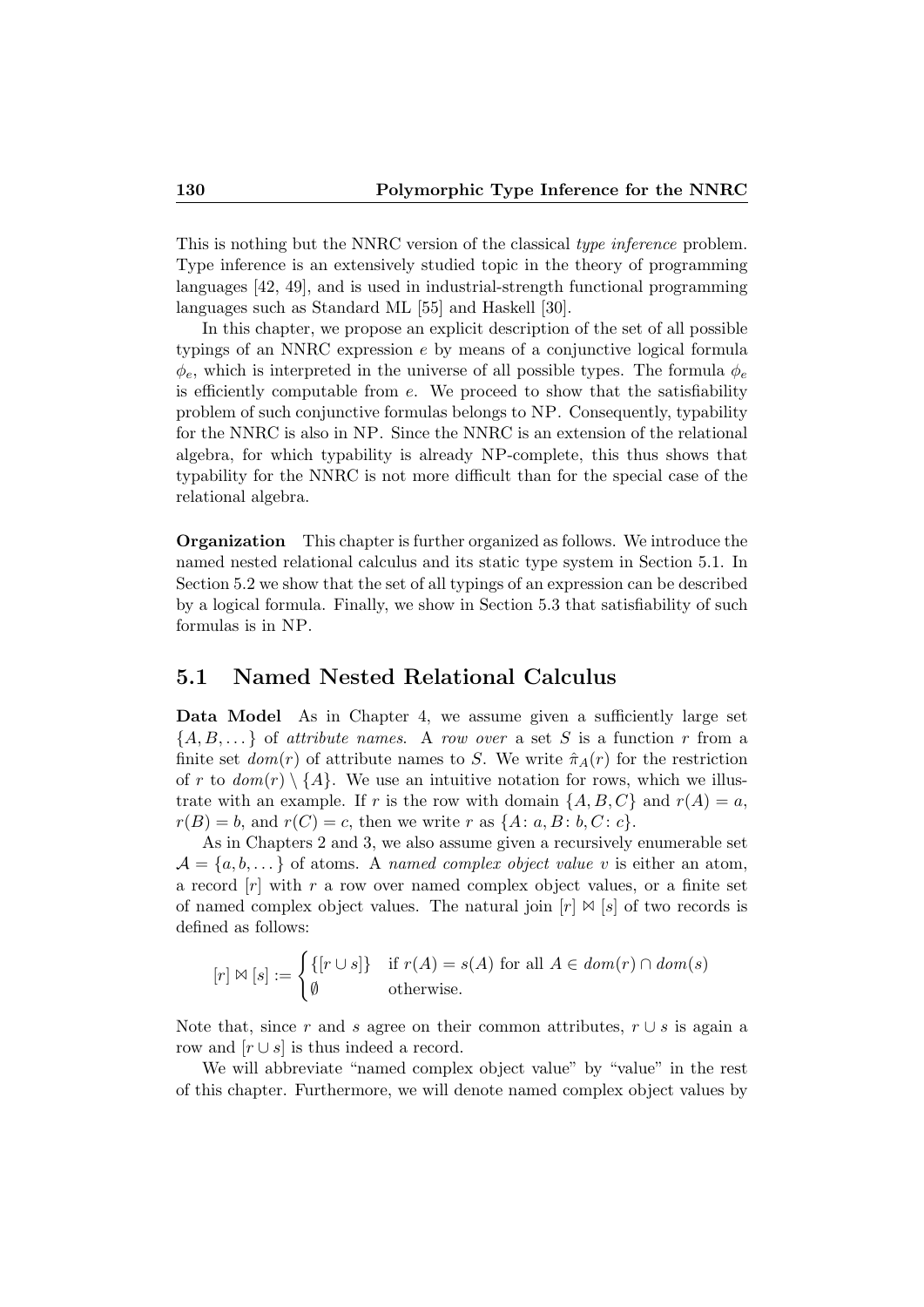This is nothing but the NNRC version of the classical *type inference* problem. Type inference is an extensively studied topic in the theory of programming languages [42, 49], and is used in industrial-strength functional programming languages such as Standard ML [55] and Haskell [30].

In this chapter, we propose an explicit description of the set of all possible typings of an NNRC expression $e$ by means of a conjunctive logical formula $\phi_e$, which is interpreted in the universe of all possible types. The formula $\phi_e$ is efficiently computable from $e$. We proceed to show that the satisfiability problem of such conjunctive formulas belongs to NP. Consequently, typability for the NNRC is also in NP. Since the NNRC is an extension of the relational algebra, for which typability is already NP-complete, this thus shows that typability for the NNRC is not more difficult than for the special case of the relational algebra.

**Organization** This chapter is further organized as follows. We introduce the named nested relational calculus and its static type system in Section 5.1. In Section 5.2 we show that the set of all typings of an expression can be described by a logical formula. Finally, we show in Section 5.3 that satisfiability of such formulas is in NP.

## 5.1 Named Nested Relational Calculus

**Data Model** As in Chapter 4, we assume given a sufficiently large set $\{A, B, \dots\}$ of *attribute names*. A *row over* a set $S$ is a function $r$ from a finite set $dom(r)$ of attribute names to $S$. We write $\hat{\pi}_A(r)$ for the restriction of $r$ to $dom(r) \setminus \{A\}$. We use an intuitive notation for rows, which we illustrate with an example. If $r$ is the row with domain $\{A, B, C\}$ and $r(A) = a$, $r(B) = b$, and $r(C) = c$, then we write $r$ as $\{A\colon a, B\colon b, C\colon c\}$.

As in Chapters 2 and 3, we also assume given a recursively enumerable set $\mathcal{A} = \{a, b, \dots\}$ of atoms. A *named complex object value* $v$ is either an atom, a record $[r]$ with $r$ a row over named complex object values, or a finite set of named complex object values. The natural join $[r] \bowtie [s]$ of two records is defined as follows:

$$[r] \bowtie [s] := \begin{cases} \{[r \cup s]\} & \text{if } r(A) = s(A) \text{ for all } A \in dom(r) \cap dom(s) \\ \emptyset & \text{otherwise.} \end{cases}$$

Note that, since $r$ and $s$ agree on their common attributes, $r \cup s$ is again a row and $[r \cup s]$ is thus indeed a record.

We will abbreviate "named complex object value" by "value" in the rest of this chapter. Furthermore, we will denote named complex object values by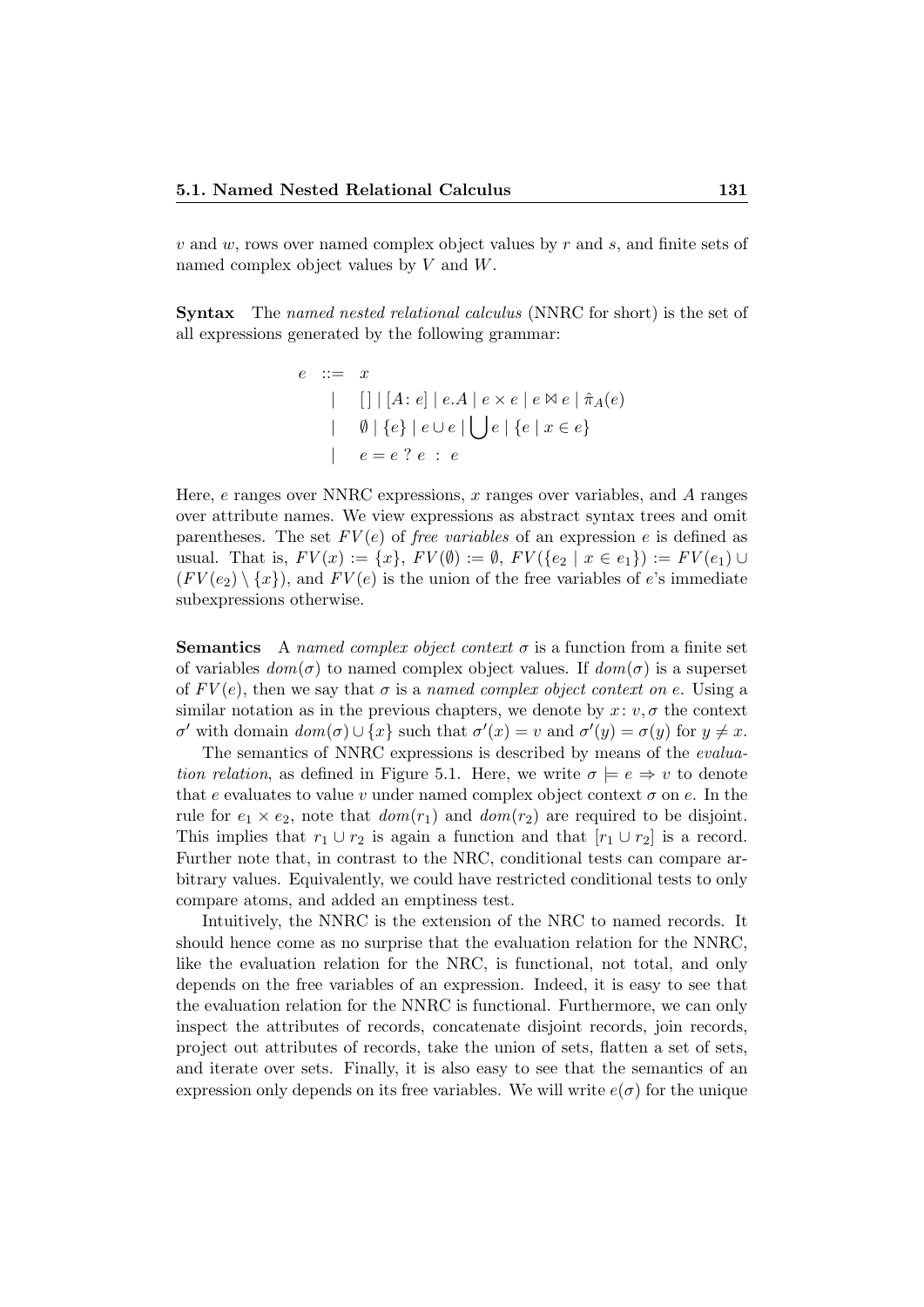$v$ and $w$, rows over named complex object values by $r$ and $s$, and finite sets of named complex object values by $V$ and $W$.

**Syntax** The *named nested relational calculus* (NNRC for short) is the set of all expressions generated by the following grammar:

$$
\begin{array}{rcl}
e & ::= & x \\
& | & [\,] \mid [A\colon e] \mid e.A \mid e \times e \mid e \bowtie e \mid \hat{\pi}_A(e) \\
& | & \emptyset \mid \{e\} \mid e \cup e \mid \bigcup e \mid \{e \mid x \in e\} \\
& | & e = e \;?\; e \;:\; e
\end{array}
$$

Here, $e$ ranges over NNRC expressions, $x$ ranges over variables, and $A$ ranges over attribute names. We view expressions as abstract syntax trees and omit parentheses. The set $FV(e)$ of *free variables* of an expression $e$ is defined as usual. That is, $FV(x) := \{x\}$, $FV(\emptyset) := \emptyset$, $FV(\{e_2 \mid x \in e_1\}) := FV(e_1) \cup (FV(e_2) \setminus \{x\})$, and $FV(e)$ is the union of the free variables of $e$'s immediate subexpressions otherwise.

**Semantics** A *named complex object context* $\sigma$ is a function from a finite set of variables $dom(\sigma)$ to named complex object values. If $dom(\sigma)$ is a superset of $FV(e)$, then we say that $\sigma$ is a *named complex object context on* $e$. Using a similar notation as in the previous chapters, we denote by $x\colon v, \sigma$ the context $\sigma'$ with domain $dom(\sigma) \cup \{x\}$ such that $\sigma'(x) = v$ and $\sigma'(y) = \sigma(y)$ for $y \neq x$.

The semantics of NNRC expressions is described by means of the *evaluation relation*, as defined in Figure 5.1. Here, we write $\sigma \models e \Rightarrow v$ to denote that $e$ evaluates to value $v$ under named complex object context $\sigma$ on $e$. In the rule for $e_1 \times e_2$, note that $dom(r_1)$ and $dom(r_2)$ are required to be disjoint. This implies that $r_1 \cup r_2$ is again a function and that $[r_1 \cup r_2]$ is a record. Further note that, in contrast to the NRC, conditional tests can compare arbitrary values. Equivalently, we could have restricted conditional tests to only compare atoms, and added an emptiness test.

Intuitively, the NNRC is the extension of the NRC to named records. It should hence come as no surprise that the evaluation relation for the NNRC, like the evaluation relation for the NRC, is functional, not total, and only depends on the free variables of an expression. Indeed, it is easy to see that the evaluation relation for the NNRC is functional. Furthermore, we can only inspect the attributes of records, concatenate disjoint records, join records, project out attributes of records, take the union of sets, flatten a set of sets, and iterate over sets. Finally, it is also easy to see that the semantics of an expression only depends on its free variables. We will write $e(\sigma)$ for the unique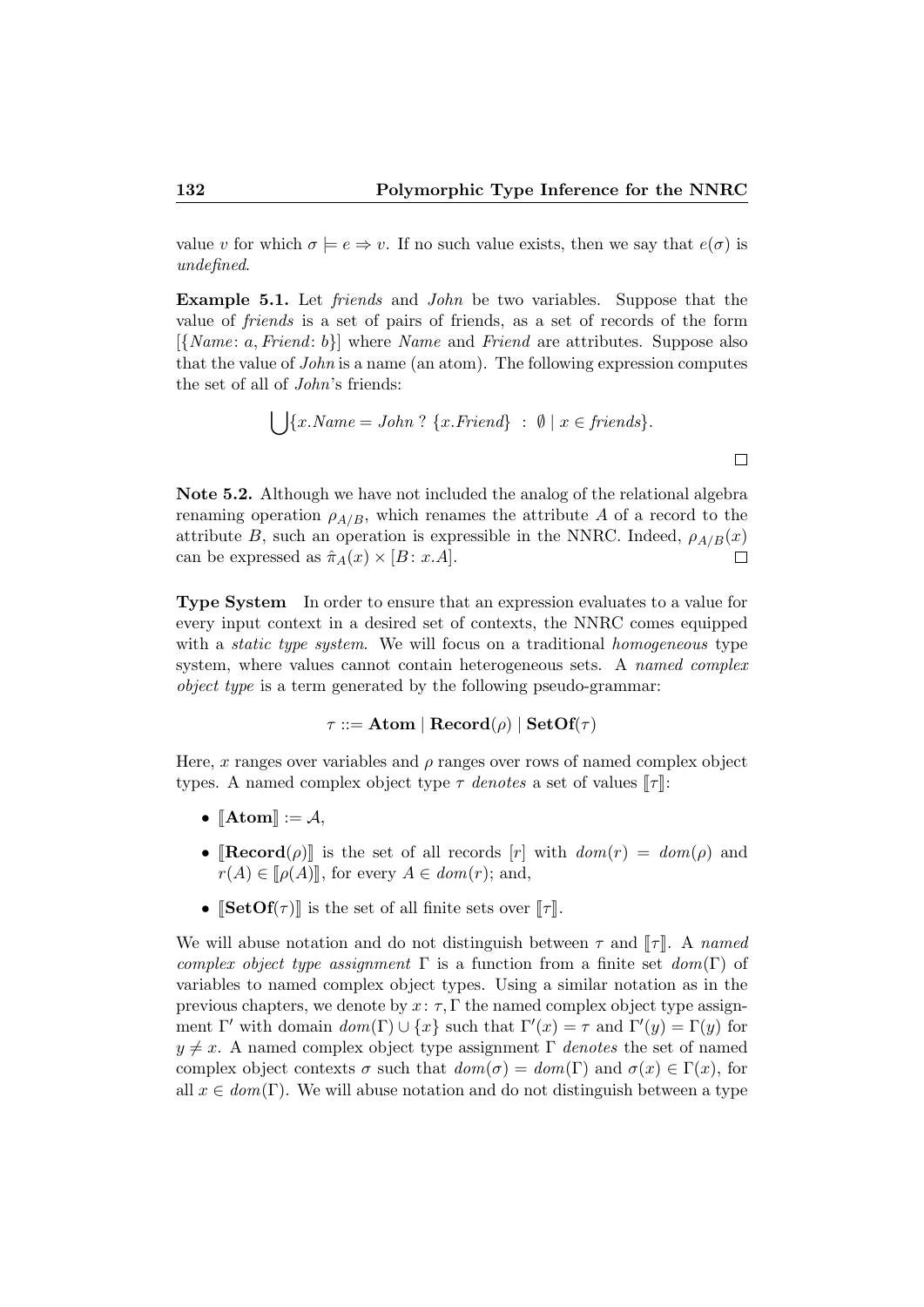value $v$ for which $\sigma \models e \Rightarrow v$. If no such value exists, then we say that $e(\sigma)$ is *undefined*.

**Example 5.1.** Let *friends* and *John* be two variables. Suppose that the value of *friends* is a set of pairs of friends, as a set of records of the form $[\{Name\colon a, Friend\colon b\}]$ where *Name* and *Friend* are attributes. Suppose also that the value of *John* is a name (an atom). The following expression computes the set of all of *John*'s friends:

$$\bigcup\{x.Name = John \ ? \ \{x.Friend\} \ : \ \emptyset \mid x \in friends\}.$$

□

**Note 5.2.** Although we have not included the analog of the relational algebra renaming operation $\rho_{A/B}$, which renames the attribute $A$ of a record to the attribute $B$, such an operation is expressible in the NNRC. Indeed, $\rho_{A/B}(x)$ can be expressed as $\hat{\pi}_A(x) \times [B\colon x.A]$. □

**Type System** In order to ensure that an expression evaluates to a value for every input context in a desired set of contexts, the NNRC comes equipped with a *static type system*. We will focus on a traditional *homogeneous* type system, where values cannot contain heterogeneous sets. A *named complex object type* is a term generated by the following pseudo-grammar:

$$\tau ::= \mathbf{Atom} \mid \mathbf{Record}(\rho) \mid \mathbf{SetOf}(\tau)$$

Here, $x$ ranges over variables and $\rho$ ranges over rows of named complex object types. A named complex object type $\tau$ *denotes* a set of values $[\![\tau]\!]$:

- $[\![\mathbf{Atom}]\!] := \mathcal{A}$,
- $[\![\mathbf{Record}(\rho)]\!]$ is the set of all records $[r]$ with $dom(r) = dom(\rho)$ and $r(A) \in [\![\rho(A)]\!]$, for every $A \in dom(r)$; and,
- $[\![\mathbf{SetOf}(\tau)]\!]$ is the set of all finite sets over $[\![\tau]\!]$.

We will abuse notation and do not distinguish between $\tau$ and $[\![\tau]\!]$. A *named complex object type assignment* $\Gamma$ is a function from a finite set $dom(\Gamma)$ of variables to named complex object types. Using a similar notation as in the previous chapters, we denote by $x\colon \tau, \Gamma$ the named complex object type assignment $\Gamma'$ with domain $dom(\Gamma) \cup \{x\}$ such that $\Gamma'(x) = \tau$ and $\Gamma'(y) = \Gamma(y)$ for $y \neq x$. A named complex object type assignment $\Gamma$ *denotes* the set of named complex object contexts $\sigma$ such that $dom(\sigma) = dom(\Gamma)$ and $\sigma(x) \in \Gamma(x)$, for all $x \in dom(\Gamma)$. We will abuse notation and do not distinguish between a type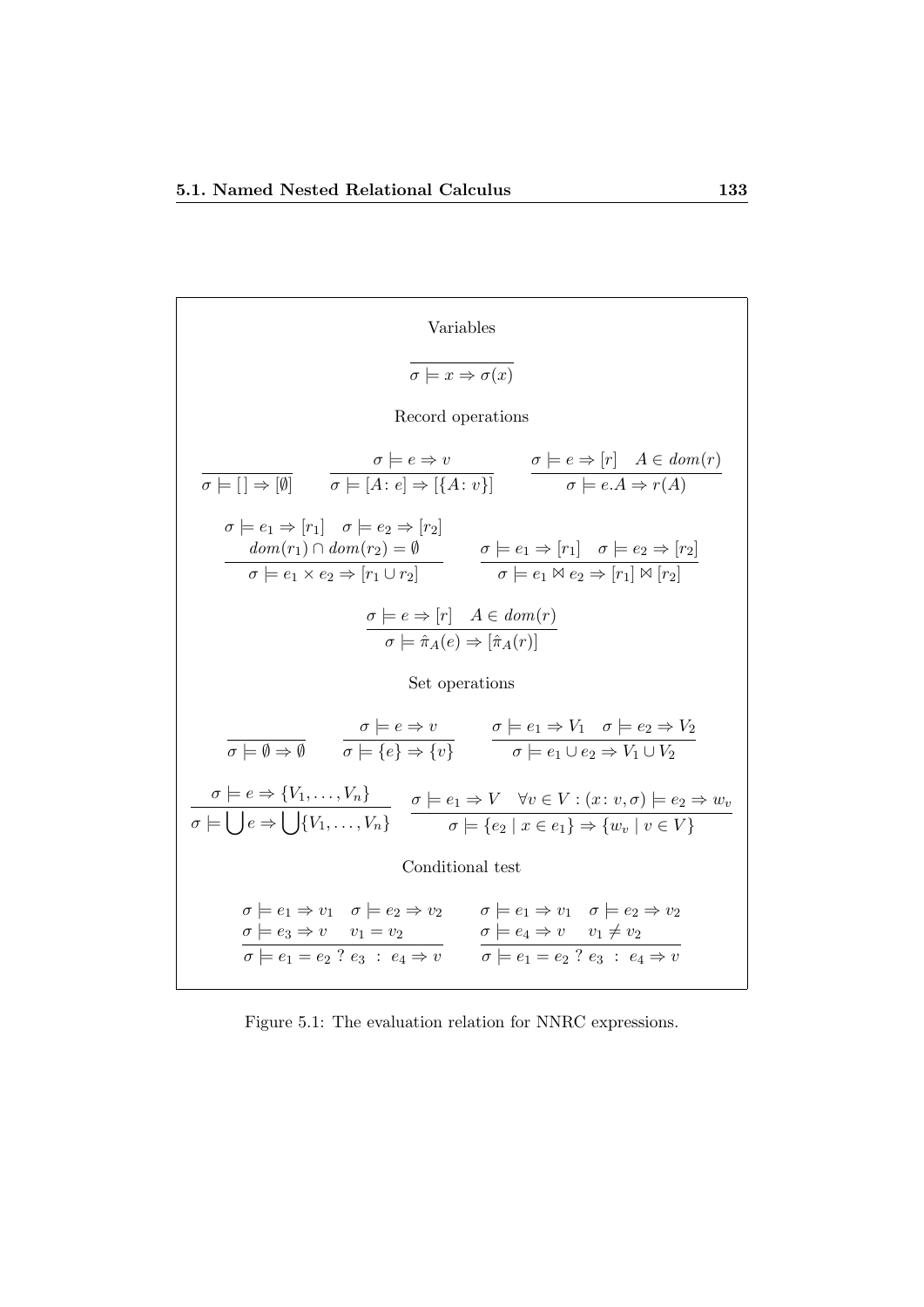Variables

$$\frac{}{\sigma \models x \Rightarrow \sigma(x)}$$

Record operations

$$\frac{}{\sigma \models [\,] \Rightarrow [\emptyset]} \qquad \frac{\sigma \models e \Rightarrow v}{\sigma \models [A\colon e] \Rightarrow [\{A\colon v\}]} \qquad \frac{\sigma \models e \Rightarrow [r] \quad A \in dom(r)}{\sigma \models e.A \Rightarrow r(A)}$$

$$\frac{\sigma \models e_1 \Rightarrow [r_1] \quad \sigma \models e_2 \Rightarrow [r_2] \quad dom(r_1) \cap dom(r_2) = \emptyset}{\sigma \models e_1 \times e_2 \Rightarrow [r_1 \cup r_2]} \qquad \frac{\sigma \models e_1 \Rightarrow [r_1] \quad \sigma \models e_2 \Rightarrow [r_2]}{\sigma \models e_1 \bowtie e_2 \Rightarrow [r_1] \bowtie [r_2]}$$

$$\frac{\sigma \models e \Rightarrow [r] \quad A \in dom(r)}{\sigma \models \hat{\pi}_A(e) \Rightarrow [\hat{\pi}_A(r)]}$$

Set operations

$$\frac{}{\sigma \models \emptyset \Rightarrow \emptyset} \qquad \frac{\sigma \models e \Rightarrow v}{\sigma \models \{e\} \Rightarrow \{v\}} \qquad \frac{\sigma \models e_1 \Rightarrow V_1 \quad \sigma \models e_2 \Rightarrow V_2}{\sigma \models e_1 \cup e_2 \Rightarrow V_1 \cup V_2}$$

$$\frac{\sigma \models e \Rightarrow \{V_1, \ldots, V_n\}}{\sigma \models \bigcup e \Rightarrow \bigcup\{V_1, \ldots, V_n\}} \qquad \frac{\sigma \models e_1 \Rightarrow V \quad \forall v \in V : (x\colon v, \sigma) \models e_2 \Rightarrow w_v}{\sigma \models \{e_2 \mid x \in e_1\} \Rightarrow \{w_v \mid v \in V\}}$$

Conditional test

$$\frac{\sigma \models e_1 \Rightarrow v_1 \quad \sigma \models e_2 \Rightarrow v_2 \quad \sigma \models e_3 \Rightarrow v \quad v_1 = v_2}{\sigma \models e_1 = e_2 \;?\; e_3 \;:\; e_4 \Rightarrow v} \qquad \frac{\sigma \models e_1 \Rightarrow v_1 \quad \sigma \models e_2 \Rightarrow v_2 \quad \sigma \models e_4 \Rightarrow v \quad v_1 \neq v_2}{\sigma \models e_1 = e_2 \;?\; e_3 \;:\; e_4 \Rightarrow v}$$

Figure 5.1: The evaluation relation for NNRC expressions.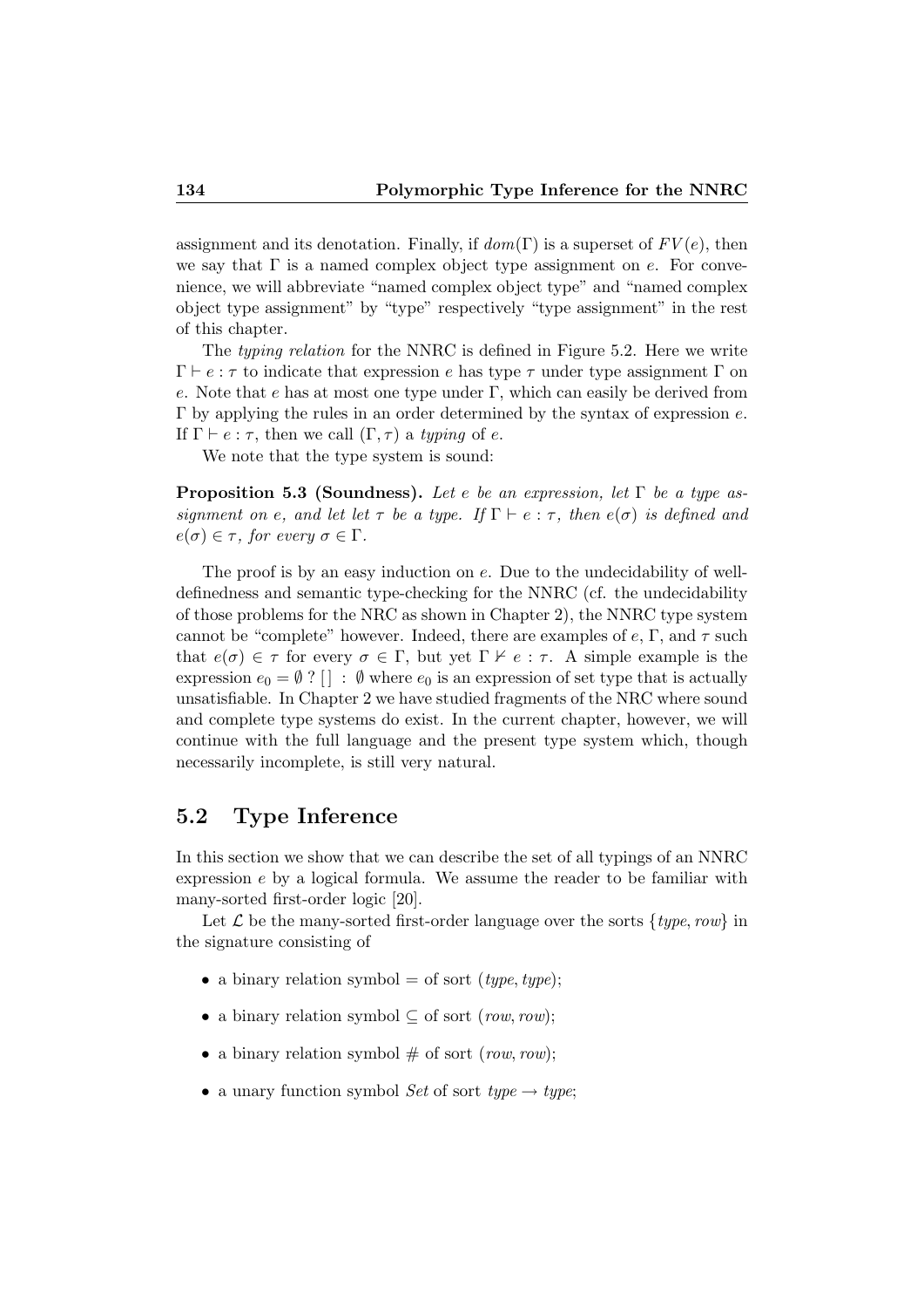assignment and its denotation. Finally, if $dom(\Gamma)$ is a superset of $FV(e)$, then we say that $\Gamma$ is a named complex object type assignment on $e$. For convenience, we will abbreviate "named complex object type" and "named complex object type assignment" by "type" respectively "type assignment" in the rest of this chapter.

The *typing relation* for the NNRC is defined in Figure 5.2. Here we write $\Gamma \vdash e : \tau$ to indicate that expression $e$ has type $\tau$ under type assignment $\Gamma$ on $e$. Note that $e$ has at most one type under $\Gamma$, which can easily be derived from $\Gamma$ by applying the rules in an order determined by the syntax of expression $e$. If $\Gamma \vdash e : \tau$, then we call $(\Gamma, \tau)$ a *typing* of $e$.

We note that the type system is sound:

**Proposition 5.3 (Soundness).** *Let $e$ be an expression, let $\Gamma$ be a type assignment on $e$, and let let $\tau$ be a type. If $\Gamma \vdash e : \tau$, then $e(\sigma)$ is defined and $e(\sigma) \in \tau$, for every $\sigma \in \Gamma$.*

The proof is by an easy induction on $e$. Due to the undecidability of well-definedness and semantic type-checking for the NNRC (cf. the undecidability of those problems for the NRC as shown in Chapter 2), the NNRC type system cannot be "complete" however. Indeed, there are examples of $e$, $\Gamma$, and $\tau$ such that $e(\sigma) \in \tau$ for every $\sigma \in \Gamma$, but yet $\Gamma \nvdash e : \tau$. A simple example is the expression $e_0 = \emptyset \; ? \; [\,] \; : \; \emptyset$ where $e_0$ is an expression of set type that is actually unsatisfiable. In Chapter 2 we have studied fragments of the NRC where sound and complete type systems do exist. In the current chapter, however, we will continue with the full language and the present type system which, though necessarily incomplete, is still very natural.

## 5.2 Type Inference

In this section we show that we can describe the set of all typings of an NNRC expression $e$ by a logical formula. We assume the reader to be familiar with many-sorted first-order logic [20].

Let $\mathcal{L}$ be the many-sorted first-order language over the sorts $\{type, row\}$ in the signature consisting of

- a binary relation symbol $=$ of sort $(type, type)$;
- a binary relation symbol $\subseteq$ of sort $(row, row)$;
- a binary relation symbol $\#$ of sort $(row, row)$;
- a unary function symbol $Set$ of sort $type \to type$;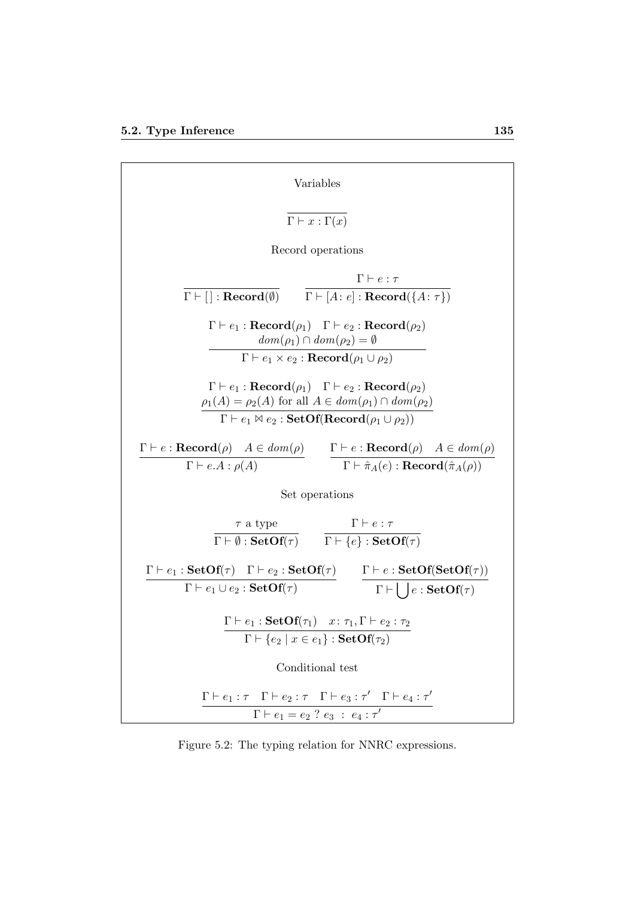Variables

$$\frac{}{\Gamma \vdash x : \Gamma(x)}$$

Record operations

$$\frac{}{\Gamma \vdash [\,] : \mathbf{Record}(\emptyset)} \qquad \frac{\Gamma \vdash e : \tau}{\Gamma \vdash [A\colon e] : \mathbf{Record}(\{A\colon \tau\})}$$

$$\frac{\Gamma \vdash e_1 : \mathbf{Record}(\rho_1) \quad \Gamma \vdash e_2 : \mathbf{Record}(\rho_2) \quad dom(\rho_1) \cap dom(\rho_2) = \emptyset}{\Gamma \vdash e_1 \times e_2 : \mathbf{Record}(\rho_1 \cup \rho_2)}$$

$$\frac{\Gamma \vdash e_1 : \mathbf{Record}(\rho_1) \quad \Gamma \vdash e_2 : \mathbf{Record}(\rho_2) \quad \rho_1(A) = \rho_2(A) \text{ for all } A \in dom(\rho_1) \cap dom(\rho_2)}{\Gamma \vdash e_1 \bowtie e_2 : \mathbf{SetOf}(\mathbf{Record}(\rho_1 \cup \rho_2))}$$

$$\frac{\Gamma \vdash e : \mathbf{Record}(\rho) \quad A \in dom(\rho)}{\Gamma \vdash e.A : \rho(A)} \qquad \frac{\Gamma \vdash e : \mathbf{Record}(\rho) \quad A \in dom(\rho)}{\Gamma \vdash \hat{\pi}_A(e) : \mathbf{Record}(\hat{\pi}_A(\rho))}$$

Set operations

$$\frac{\tau \text{ a type}}{\Gamma \vdash \emptyset : \mathbf{SetOf}(\tau)} \qquad \frac{\Gamma \vdash e : \tau}{\Gamma \vdash \{e\} : \mathbf{SetOf}(\tau)}$$

$$\frac{\Gamma \vdash e_1 : \mathbf{SetOf}(\tau) \quad \Gamma \vdash e_2 : \mathbf{SetOf}(\tau)}{\Gamma \vdash e_1 \cup e_2 : \mathbf{SetOf}(\tau)} \qquad \frac{\Gamma \vdash e : \mathbf{SetOf}(\mathbf{SetOf}(\tau))}{\Gamma \vdash \bigcup e : \mathbf{SetOf}(\tau)}$$

$$\frac{\Gamma \vdash e_1 : \mathbf{SetOf}(\tau_1) \quad x\colon \tau_1, \Gamma \vdash e_2 : \tau_2}{\Gamma \vdash \{e_2 \mid x \in e_1\} : \mathbf{SetOf}(\tau_2)}$$

Conditional test

$$\frac{\Gamma \vdash e_1 : \tau \quad \Gamma \vdash e_2 : \tau \quad \Gamma \vdash e_3 : \tau' \quad \Gamma \vdash e_4 : \tau'}{\Gamma \vdash e_1 = e_2 \;?\; e_3 \;:\; e_4 : \tau'}$$

Figure 5.2: The typing relation for NNRC expressions.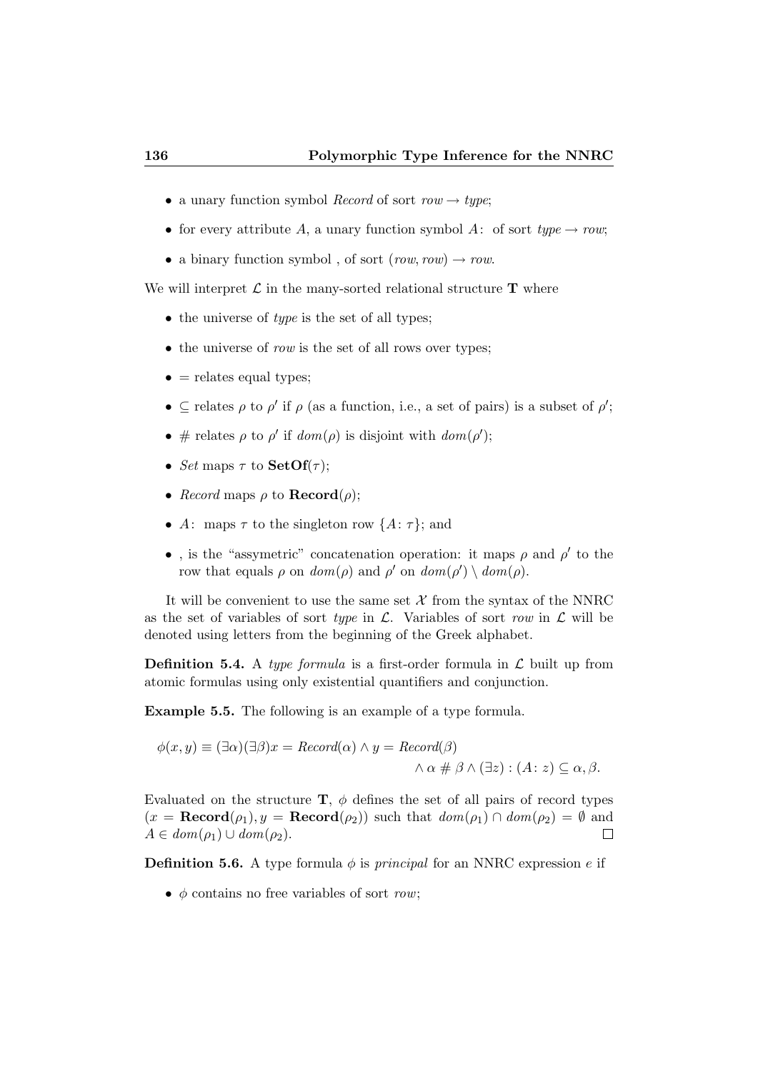- a unary function symbol *Record* of sort $row \to type$;
- for every attribute $A$, a unary function symbol $A\colon$ of sort $type \to row$;
- a binary function symbol , of sort $(row, row) \to row$.

We will interpret $\mathcal{L}$ in the many-sorted relational structure $\mathbf{T}$ where

- the universe of *type* is the set of all types;
- the universe of *row* is the set of all rows over types;
- $=$ relates equal types;
- $\subseteq$ relates $\rho$ to $\rho'$ if $\rho$ (as a function, i.e., a set of pairs) is a subset of $\rho'$;
- $\#$ relates $\rho$ to $\rho'$ if $dom(\rho)$ is disjoint with $dom(\rho')$;
- *Set* maps $\tau$ to $\mathbf{SetOf}(\tau)$;
- *Record* maps $\rho$ to $\mathbf{Record}(\rho)$;
- $A\colon$ maps $\tau$ to the singleton row $\{A\colon \tau\}$; and
- , is the "assymetric" concatenation operation: it maps $\rho$ and $\rho'$ to the row that equals $\rho$ on $dom(\rho)$ and $\rho'$ on $dom(\rho') \setminus dom(\rho)$.

It will be convenient to use the same set $\mathcal{X}$ from the syntax of the NNRC as the set of variables of sort *type* in $\mathcal{L}$. Variables of sort *row* in $\mathcal{L}$ will be denoted using letters from the beginning of the Greek alphabet.

**Definition 5.4.** A *type formula* is a first-order formula in $\mathcal{L}$ built up from atomic formulas using only existential quantifiers and conjunction.

**Example 5.5.** The following is an example of a type formula.

$$\begin{aligned}\phi(x, y) \equiv (\exists \alpha)(\exists \beta) x = \mathit{Record}(\alpha) \wedge y = \mathit{Record}(\beta) \\ \wedge\, \alpha \# \beta \wedge (\exists z) : (A\colon z) \subseteq \alpha, \beta.\end{aligned}$$

Evaluated on the structure $\mathbf{T}$, $\phi$ defines the set of all pairs of record types $(x = \mathbf{Record}(\rho_1), y = \mathbf{Record}(\rho_2))$ such that $dom(\rho_1) \cap dom(\rho_2) = \emptyset$ and $A \in dom(\rho_1) \cup dom(\rho_2)$. □

**Definition 5.6.** A type formula $\phi$ is *principal* for an NNRC expression $e$ if

- $\phi$ contains no free variables of sort *row*;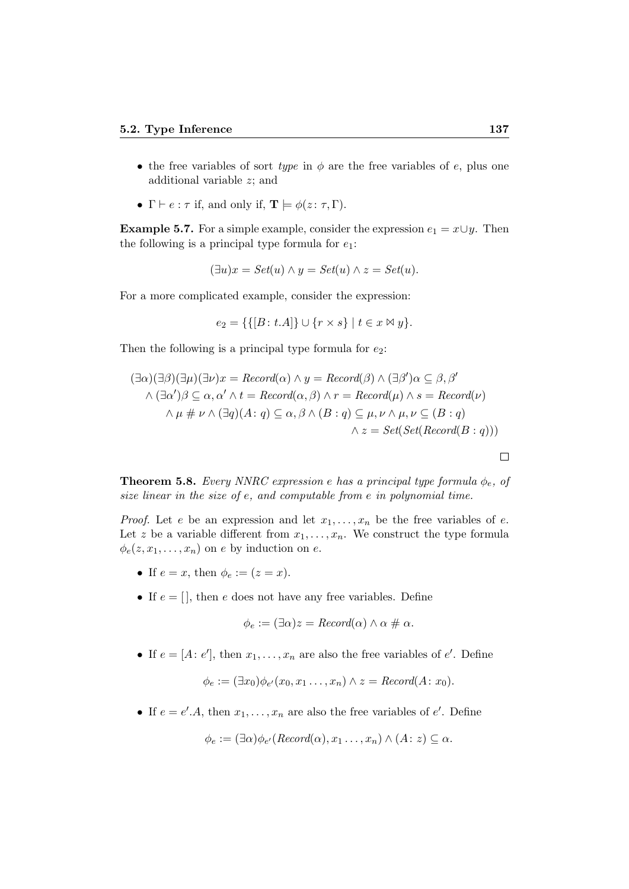- the free variables of sort *type* in $\phi$ are the free variables of $e$, plus one additional variable $z$; and
- $\Gamma \vdash e : \tau$ if, and only if, $\mathbf{T} \models \phi(z : \tau, \Gamma)$.

**Example 5.7.** For a simple example, consider the expression $e_1 = x \cup y$. Then the following is a principal type formula for $e_1$:

$$(\exists u) x = \mathit{Set}(u) \wedge y = \mathit{Set}(u) \wedge z = \mathit{Set}(u).$$

For a more complicated example, consider the expression:

$$e_2 = \{\{[B \colon t.A]\} \cup \{r \times s\} \mid t \in x \bowtie y\}.$$

Then the following is a principal type formula for $e_2$:

$$\begin{aligned}
(\exists \alpha)(\exists \beta)(\exists \mu)(\exists \nu) x = \mathit{Record}(\alpha) \wedge y = \mathit{Record}(\beta) \wedge (\exists \beta')\alpha \subseteq \beta, \beta' \\
\wedge (\exists \alpha')\beta \subseteq \alpha, \alpha' \wedge t = \mathit{Record}(\alpha, \beta) \wedge r = \mathit{Record}(\mu) \wedge s = \mathit{Record}(\nu) \\
\wedge \mu \# \nu \wedge (\exists q)(A \colon q) \subseteq \alpha, \beta \wedge (B : q) \subseteq \mu, \nu \wedge \mu, \nu \subseteq (B : q) \\
\wedge z = \mathit{Set}(\mathit{Set}(\mathit{Record}(B : q)))
\end{aligned}$$

$\square$

**Theorem 5.8.** *Every NNRC expression $e$ has a principal type formula $\phi_e$, of size linear in the size of $e$, and computable from $e$ in polynomial time.*

*Proof.* Let $e$ be an expression and let $x_1, \ldots, x_n$ be the free variables of $e$. Let $z$ be a variable different from $x_1, \ldots, x_n$. We construct the type formula $\phi_e(z, x_1, \ldots, x_n)$ on $e$ by induction on $e$.

- If $e = x$, then $\phi_e := (z = x)$.
- If $e = [\,]$, then $e$ does not have any free variables. Define

$$\phi_e := (\exists \alpha) z = \mathit{Record}(\alpha) \wedge \alpha \# \alpha.$$

- If $e = [A \colon e']$, then $x_1, \ldots, x_n$ are also the free variables of $e'$. Define

$$\phi_e := (\exists x_0)\phi_{e'}(x_0, x_1 \ldots, x_n) \wedge z = \mathit{Record}(A \colon x_0).$$

- If $e = e'.A$, then $x_1, \ldots, x_n$ are also the free variables of $e'$. Define

$$\phi_e := (\exists \alpha)\phi_{e'}(\mathit{Record}(\alpha), x_1 \ldots, x_n) \wedge (A \colon z) \subseteq \alpha.$$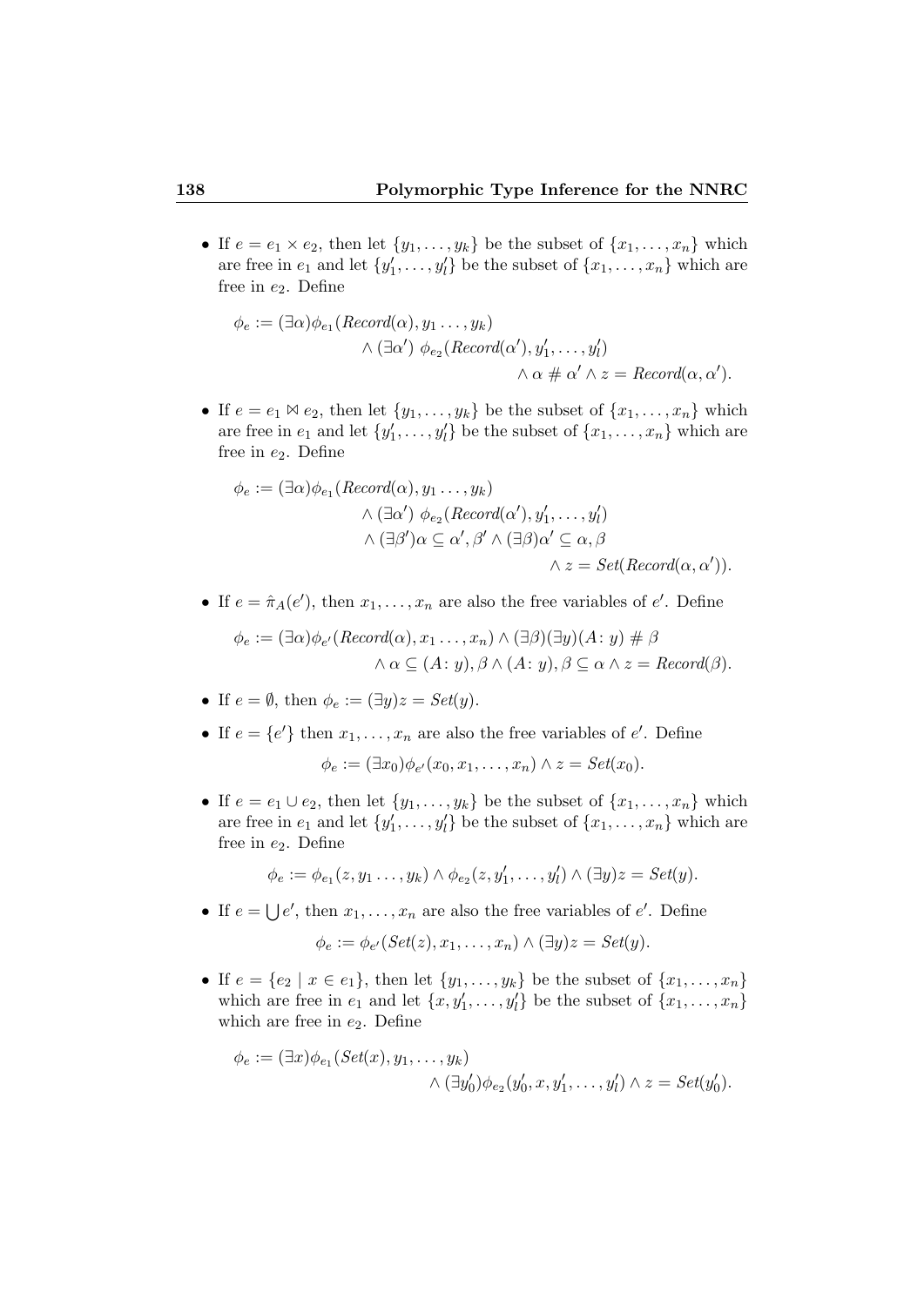- If $e = e_1 \times e_2$, then let $\{y_1, \ldots, y_k\}$ be the subset of $\{x_1, \ldots, x_n\}$ which are free in $e_1$ and let $\{y'_1, \ldots, y'_l\}$ be the subset of $\{x_1, \ldots, x_n\}$ which are free in $e_2$. Define

$$\begin{aligned}\phi_e := (\exists\alpha)\phi_{e_1}(\mathit{Record}(\alpha), y_1 \ldots, y_k) \\ \wedge (\exists\alpha')\ \phi_{e_2}(\mathit{Record}(\alpha'), y'_1, \ldots, y'_l) \\ \wedge\, \alpha \# \alpha' \wedge z = \mathit{Record}(\alpha, \alpha').\end{aligned}$$

- If $e = e_1 \bowtie e_2$, then let $\{y_1, \ldots, y_k\}$ be the subset of $\{x_1, \ldots, x_n\}$ which are free in $e_1$ and let $\{y'_1, \ldots, y'_l\}$ be the subset of $\{x_1, \ldots, x_n\}$ which are free in $e_2$. Define

$$\begin{aligned}\phi_e := (\exists\alpha)\phi_{e_1}(\mathit{Record}(\alpha), y_1 \ldots, y_k) \\ \wedge (\exists\alpha')\ \phi_{e_2}(\mathit{Record}(\alpha'), y'_1, \ldots, y'_l) \\ \wedge (\exists\beta')\alpha \subseteq \alpha', \beta' \wedge (\exists\beta)\alpha' \subseteq \alpha, \beta \\ \wedge\, z = \mathit{Set}(\mathit{Record}(\alpha, \alpha')).\end{aligned}$$

- If $e = \hat{\pi}_A(e')$, then $x_1, \ldots, x_n$ are also the free variables of $e'$. Define

$$\begin{aligned}\phi_e := (\exists\alpha)\phi_{e'}(\mathit{Record}(\alpha), x_1 \ldots, x_n) \wedge (\exists\beta)(\exists y)(A\colon y) \# \beta \\ \wedge\, \alpha \subseteq (A\colon y), \beta \wedge (A\colon y), \beta \subseteq \alpha \wedge z = \mathit{Record}(\beta).\end{aligned}$$

- If $e = \emptyset$, then $\phi_e := (\exists y) z = \mathit{Set}(y)$.
- If $e = \{e'\}$ then $x_1, \ldots, x_n$ are also the free variables of $e'$. Define

$$\phi_e := (\exists x_0)\phi_{e'}(x_0, x_1, \ldots, x_n) \wedge z = \mathit{Set}(x_0).$$

- If $e = e_1 \cup e_2$, then let $\{y_1, \ldots, y_k\}$ be the subset of $\{x_1, \ldots, x_n\}$ which are free in $e_1$ and let $\{y'_1, \ldots, y'_l\}$ be the subset of $\{x_1, \ldots, x_n\}$ which are free in $e_2$. Define

$$\phi_e := \phi_{e_1}(z, y_1 \ldots, y_k) \wedge \phi_{e_2}(z, y'_1, \ldots, y'_l) \wedge (\exists y) z = \mathit{Set}(y).$$

- If $e = \bigcup e'$, then $x_1, \ldots, x_n$ are also the free variables of $e'$. Define

$$\phi_e := \phi_{e'}(\mathit{Set}(z), x_1, \ldots, x_n) \wedge (\exists y) z = \mathit{Set}(y).$$

- If $e = \{e_2 \mid x \in e_1\}$, then let $\{y_1, \ldots, y_k\}$ be the subset of $\{x_1, \ldots, x_n\}$ which are free in $e_1$ and let $\{x, y'_1, \ldots, y'_l\}$ be the subset of $\{x_1, \ldots, x_n\}$ which are free in $e_2$. Define

$$\begin{aligned}\phi_e := (\exists x)\phi_{e_1}(\mathit{Set}(x), y_1, \ldots, y_k) \\ \wedge (\exists y'_0)\phi_{e_2}(y'_0, x, y'_1, \ldots, y'_l) \wedge z = \mathit{Set}(y'_0).\end{aligned}$$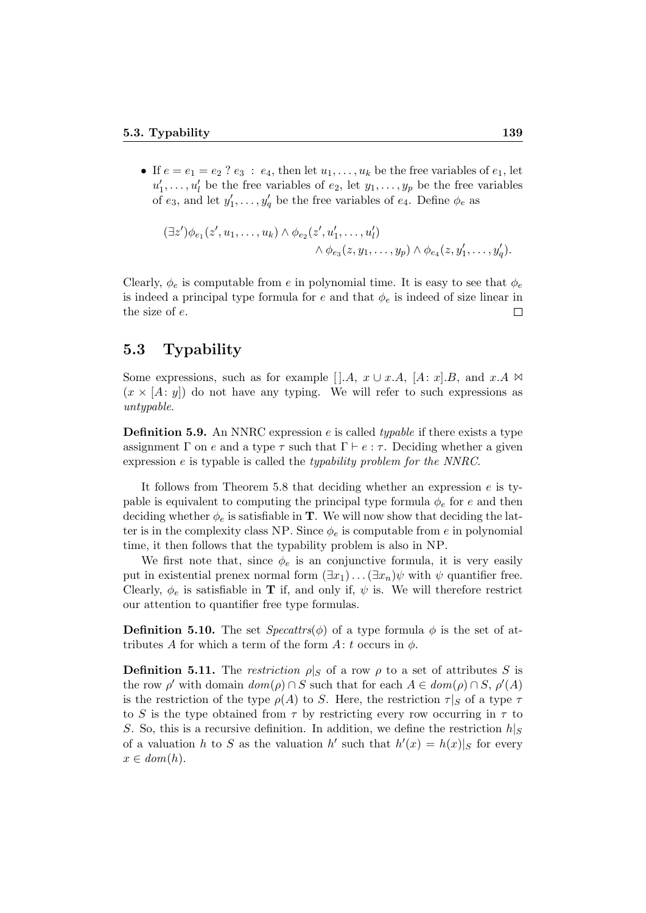- If $e = e_1 = e_2 \; ? \; e_3 \; : \; e_4$, then let $u_1, \ldots, u_k$ be the free variables of $e_1$, let $u'_1, \ldots, u'_l$ be the free variables of $e_2$, let $y_1, \ldots, y_p$ be the free variables of $e_3$, and let $y'_1, \ldots, y'_q$ be the free variables of $e_4$. Define $\phi_e$ as

$$(\exists z')\phi_{e_1}(z', u_1, \ldots, u_k) \wedge \phi_{e_2}(z', u'_1, \ldots, u'_l) \\ \wedge \phi_{e_3}(z, y_1, \ldots, y_p) \wedge \phi_{e_4}(z, y'_1, \ldots, y'_q).$$

Clearly, $\phi_e$ is computable from $e$ in polynomial time. It is easy to see that $\phi_e$ is indeed a principal type formula for $e$ and that $\phi_e$ is indeed of size linear in the size of $e$. □

## 5.3 Typability

Some expressions, such as for example $[].A$, $x \cup x.A$, $[A\colon x].B$, and $x.A \bowtie (x \times [A\colon y])$ do not have any typing. We will refer to such expressions as *untypable*.

**Definition 5.9.** An NNRC expression $e$ is called *typable* if there exists a type assignment $\Gamma$ on $e$ and a type $\tau$ such that $\Gamma \vdash e : \tau$. Deciding whether a given expression $e$ is typable is called the *typability problem for the NNRC*.

It follows from Theorem 5.8 that deciding whether an expression $e$ is typable is equivalent to computing the principal type formula $\phi_e$ for $e$ and then deciding whether $\phi_e$ is satisfiable in **T**. We will now show that deciding the latter is in the complexity class NP. Since $\phi_e$ is computable from $e$ in polynomial time, it then follows that the typability problem is also in NP.

We first note that, since $\phi_e$ is an conjunctive formula, it is very easily put in existential prenex normal form $(\exists x_1) \ldots (\exists x_n)\psi$ with $\psi$ quantifier free. Clearly, $\phi_e$ is satisfiable in **T** if, and only if, $\psi$ is. We will therefore restrict our attention to quantifier free type formulas.

**Definition 5.10.** The set *Specattrs*$(\phi)$ of a type formula $\phi$ is the set of attributes $A$ for which a term of the form $A\colon t$ occurs in $\phi$.

**Definition 5.11.** The *restriction* $\rho|_S$ of a row $\rho$ to a set of attributes $S$ is the row $\rho'$ with domain $dom(\rho) \cap S$ such that for each $A \in dom(\rho) \cap S$, $\rho'(A)$ is the restriction of the type $\rho(A)$ to $S$. Here, the restriction $\tau|_S$ of a type $\tau$ to $S$ is the type obtained from $\tau$ by restricting every row occurring in $\tau$ to $S$. So, this is a recursive definition. In addition, we define the restriction $h|_S$ of a valuation $h$ to $S$ as the valuation $h'$ such that $h'(x) = h(x)|_S$ for every $x \in dom(h)$.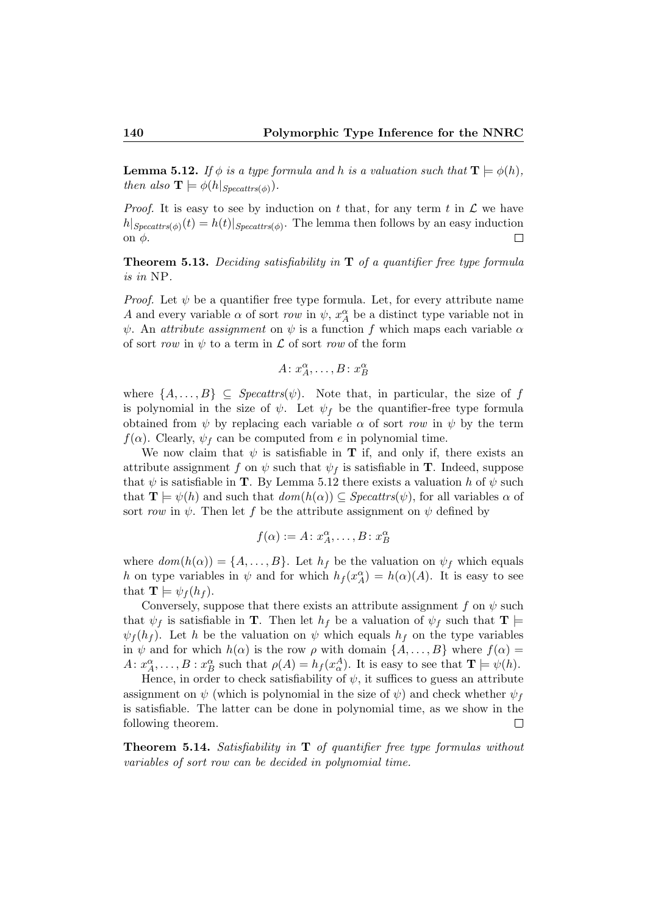**Lemma 5.12.** *If $\phi$ is a type formula and $h$ is a valuation such that $\mathbf{T} \models \phi(h)$, then also $\mathbf{T} \models \phi(h|_{Specattrs(\phi)})$.*

*Proof.* It is easy to see by induction on $t$ that, for any term $t$ in $\mathcal{L}$ we have $h|_{Specattrs(\phi)}(t) = h(t)|_{Specattrs(\phi)}$. The lemma then follows by an easy induction on $\phi$. $\square$

**Theorem 5.13.** *Deciding satisfiability in $\mathbf{T}$ of a quantifier free type formula is in* NP.

*Proof.* Let $\psi$ be a quantifier free type formula. Let, for every attribute name $A$ and every variable $\alpha$ of sort *row* in $\psi$, $x^\alpha_A$ be a distinct type variable not in $\psi$. An *attribute assignment* on $\psi$ is a function $f$ which maps each variable $\alpha$ of sort *row* in $\psi$ to a term in $\mathcal{L}$ of sort *row* of the form

$$A\colon x^\alpha_A, \ldots, B\colon x^\alpha_B$$

where $\{A, \ldots, B\} \subseteq Specattrs(\psi)$. Note that, in particular, the size of $f$ is polynomial in the size of $\psi$. Let $\psi_f$ be the quantifier-free type formula obtained from $\psi$ by replacing each variable $\alpha$ of sort *row* in $\psi$ by the term $f(\alpha)$. Clearly, $\psi_f$ can be computed from $e$ in polynomial time.

We now claim that $\psi$ is satisfiable in $\mathbf{T}$ if, and only if, there exists an attribute assignment $f$ on $\psi$ such that $\psi_f$ is satisfiable in $\mathbf{T}$. Indeed, suppose that $\psi$ is satisfiable in $\mathbf{T}$. By Lemma 5.12 there exists a valuation $h$ of $\psi$ such that $\mathbf{T} \models \psi(h)$ and such that $dom(h(\alpha)) \subseteq Specattrs(\psi)$, for all variables $\alpha$ of sort *row* in $\psi$. Then let $f$ be the attribute assignment on $\psi$ defined by

$$f(\alpha) := A\colon x^\alpha_A, \ldots, B\colon x^\alpha_B$$

where $dom(h(\alpha)) = \{A, \ldots, B\}$. Let $h_f$ be the valuation on $\psi_f$ which equals $h$ on type variables in $\psi$ and for which $h_f(x^\alpha_A) = h(\alpha)(A)$. It is easy to see that $\mathbf{T} \models \psi_f(h_f)$.

Conversely, suppose that there exists an attribute assignment $f$ on $\psi$ such that $\psi_f$ is satisfiable in $\mathbf{T}$. Then let $h_f$ be a valuation of $\psi_f$ such that $\mathbf{T} \models \psi_f(h_f)$. Let $h$ be the valuation on $\psi$ which equals $h_f$ on the type variables in $\psi$ and for which $h(\alpha)$ is the row $\rho$ with domain $\{A, \ldots, B\}$ where $f(\alpha) = A\colon x^\alpha_A, \ldots, B : x^\alpha_B$ such that $\rho(A) = h_f(x^A_\alpha)$. It is easy to see that $\mathbf{T} \models \psi(h)$.

Hence, in order to check satisfiability of $\psi$, it suffices to guess an attribute assignment on $\psi$ (which is polynomial in the size of $\psi$) and check whether $\psi_f$ is satisfiable. The latter can be done in polynomial time, as we show in the following theorem. $\square$

**Theorem 5.14.** *Satisfiability in $\mathbf{T}$ of quantifier free type formulas without variables of sort row can be decided in polynomial time.*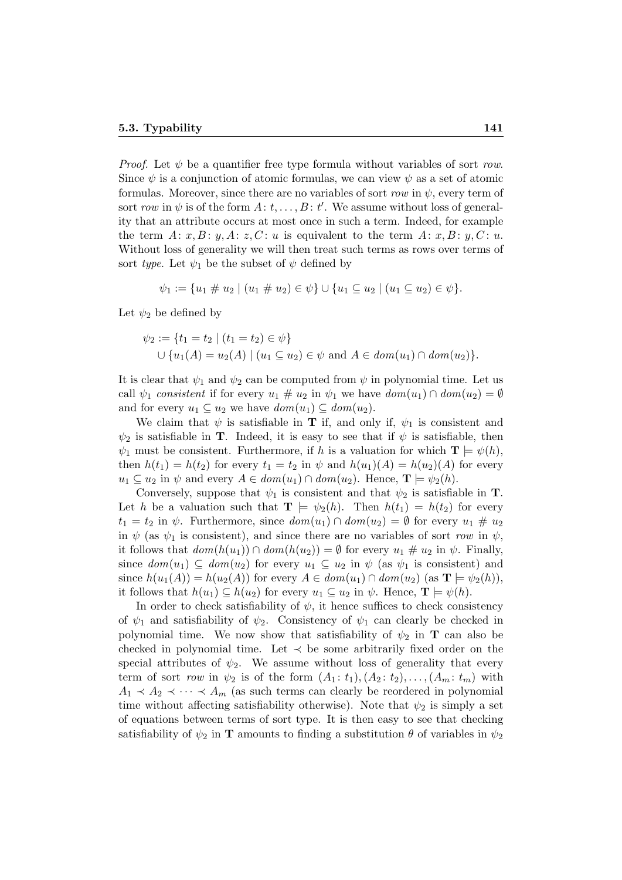*Proof.* Let $\psi$ be a quantifier free type formula without variables of sort *row*. Since $\psi$ is a conjunction of atomic formulas, we can view $\psi$ as a set of atomic formulas. Moreover, since there are no variables of sort *row* in $\psi$, every term of sort *row* in $\psi$ is of the form $A\colon t, \ldots, B\colon t'$. We assume without loss of generality that an attribute occurs at most once in such a term. Indeed, for example the term $A\colon x, B\colon y, A\colon z, C\colon u$ is equivalent to the term $A\colon x, B\colon y, C\colon u$. Without loss of generality we will then treat such terms as rows over terms of sort *type*. Let $\psi_1$ be the subset of $\psi$ defined by

$$\psi_1 := \{u_1 \mathbin{\#} u_2 \mid (u_1 \mathbin{\#} u_2) \in \psi\} \cup \{u_1 \subseteq u_2 \mid (u_1 \subseteq u_2) \in \psi\}.$$

Let $\psi_2$ be defined by

$$\begin{aligned}\psi_2 := &\{t_1 = t_2 \mid (t_1 = t_2) \in \psi\}\\ &\cup \{u_1(A) = u_2(A) \mid (u_1 \subseteq u_2) \in \psi \text{ and } A \in dom(u_1) \cap dom(u_2)\}.\end{aligned}$$

It is clear that $\psi_1$ and $\psi_2$ can be computed from $\psi$ in polynomial time. Let us call $\psi_1$ *consistent* if for every $u_1 \mathbin{\#} u_2$ in $\psi_1$ we have $dom(u_1) \cap dom(u_2) = \emptyset$ and for every $u_1 \subseteq u_2$ we have $dom(u_1) \subseteq dom(u_2)$.

We claim that $\psi$ is satisfiable in $\mathbf{T}$ if, and only if, $\psi_1$ is consistent and $\psi_2$ is satisfiable in $\mathbf{T}$. Indeed, it is easy to see that if $\psi$ is satisfiable, then $\psi_1$ must be consistent. Furthermore, if $h$ is a valuation for which $\mathbf{T} \models \psi(h)$, then $h(t_1) = h(t_2)$ for every $t_1 = t_2$ in $\psi$ and $h(u_1)(A) = h(u_2)(A)$ for every $u_1 \subseteq u_2$ in $\psi$ and every $A \in dom(u_1) \cap dom(u_2)$. Hence, $\mathbf{T} \models \psi_2(h)$.

Conversely, suppose that $\psi_1$ is consistent and that $\psi_2$ is satisfiable in $\mathbf{T}$. Let $h$ be a valuation such that $\mathbf{T} \models \psi_2(h)$. Then $h(t_1) = h(t_2)$ for every $t_1 = t_2$ in $\psi$. Furthermore, since $dom(u_1) \cap dom(u_2) = \emptyset$ for every $u_1 \mathbin{\#} u_2$ in $\psi$ (as $\psi_1$ is consistent), and since there are no variables of sort *row* in $\psi$, it follows that $dom(h(u_1)) \cap dom(h(u_2)) = \emptyset$ for every $u_1 \mathbin{\#} u_2$ in $\psi$. Finally, since $dom(u_1) \subseteq dom(u_2)$ for every $u_1 \subseteq u_2$ in $\psi$ (as $\psi_1$ is consistent) and since $h(u_1(A)) = h(u_2(A))$ for every $A \in dom(u_1) \cap dom(u_2)$ (as $\mathbf{T} \models \psi_2(h)$), it follows that $h(u_1) \subseteq h(u_2)$ for every $u_1 \subseteq u_2$ in $\psi$. Hence, $\mathbf{T} \models \psi(h)$.

In order to check satisfiability of $\psi$, it hence suffices to check consistency of $\psi_1$ and satisfiability of $\psi_2$. Consistency of $\psi_1$ can clearly be checked in polynomial time. We now show that satisfiability of $\psi_2$ in $\mathbf{T}$ can also be checked in polynomial time. Let $\prec$ be some arbitrarily fixed order on the special attributes of $\psi_2$. We assume without loss of generality that every term of sort *row* in $\psi_2$ is of the form $(A_1\colon t_1), (A_2\colon t_2), \ldots, (A_m\colon t_m)$ with $A_1 \prec A_2 \prec \cdots \prec A_m$ (as such terms can clearly be reordered in polynomial time without affecting satisfiability otherwise). Note that $\psi_2$ is simply a set of equations between terms of sort type. It is then easy to see that checking satisfiability of $\psi_2$ in $\mathbf{T}$ amounts to finding a substitution $\theta$ of variables in $\psi_2$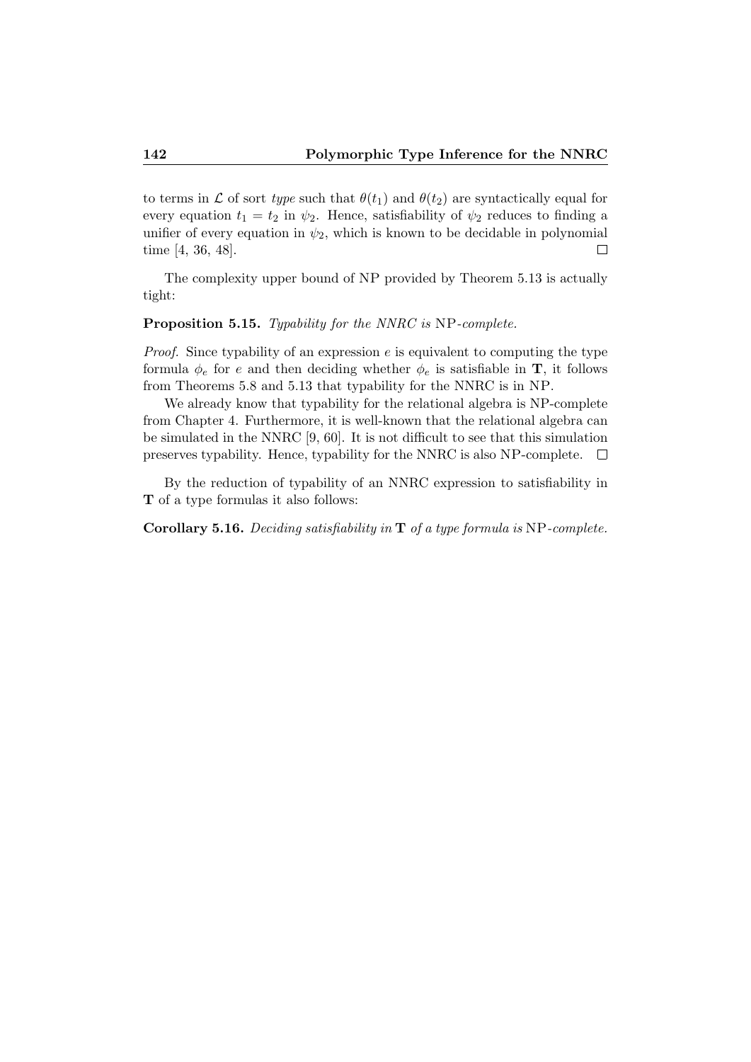to terms in $\mathcal{L}$ of sort *type* such that $\theta(t_1)$ and $\theta(t_2)$ are syntactically equal for every equation $t_1 = t_2$ in $\psi_2$. Hence, satisfiability of $\psi_2$ reduces to finding a unifier of every equation in $\psi_2$, which is known to be decidable in polynomial time [4, 36, 48]. □

The complexity upper bound of NP provided by Theorem 5.13 is actually tight:

**Proposition 5.15.** *Typability for the NNRC is* NP*-complete.*

*Proof.* Since typability of an expression $e$ is equivalent to computing the type formula $\phi_e$ for $e$ and then deciding whether $\phi_e$ is satisfiable in $\mathbf{T}$, it follows from Theorems 5.8 and 5.13 that typability for the NNRC is in NP.

We already know that typability for the relational algebra is NP-complete from Chapter 4. Furthermore, it is well-known that the relational algebra can be simulated in the NNRC [9, 60]. It is not difficult to see that this simulation preserves typability. Hence, typability for the NNRC is also NP-complete. □

By the reduction of typability of an NNRC expression to satisfiability in $\mathbf{T}$ of a type formulas it also follows:

**Corollary 5.16.** *Deciding satisfiability in* $\mathbf{T}$ *of a type formula is* NP*-complete.*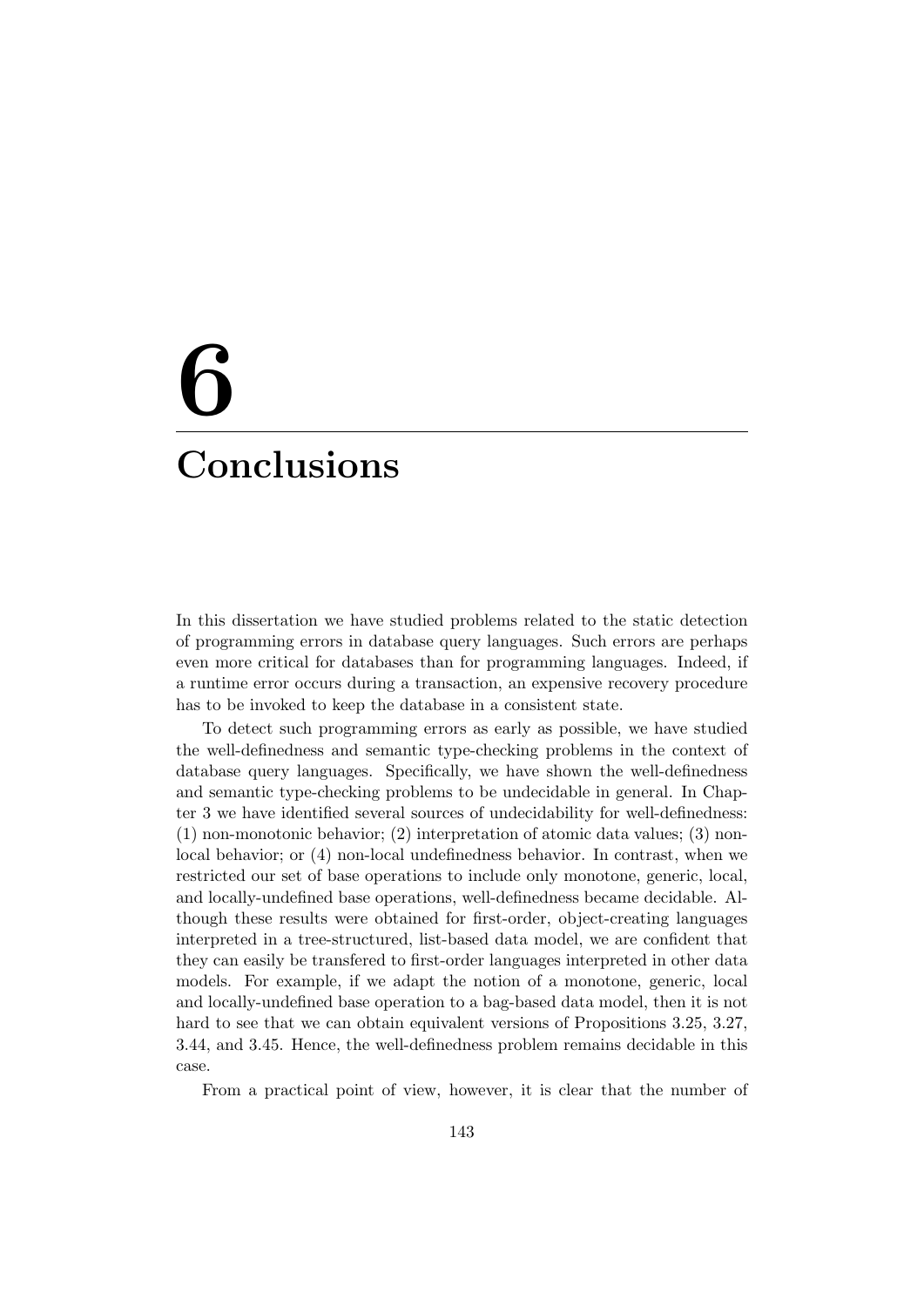# 6
# Conclusions

In this dissertation we have studied problems related to the static detection of programming errors in database query languages. Such errors are perhaps even more critical for databases than for programming languages. Indeed, if a runtime error occurs during a transaction, an expensive recovery procedure has to be invoked to keep the database in a consistent state.

To detect such programming errors as early as possible, we have studied the well-definedness and semantic type-checking problems in the context of database query languages. Specifically, we have shown the well-definedness and semantic type-checking problems to be undecidable in general. In Chapter 3 we have identified several sources of undecidability for well-definedness: (1) non-monotonic behavior; (2) interpretation of atomic data values; (3) non-local behavior; or (4) non-local undefinedness behavior. In contrast, when we restricted our set of base operations to include only monotone, generic, local, and locally-undefined base operations, well-definedness became decidable. Although these results were obtained for first-order, object-creating languages interpreted in a tree-structured, list-based data model, we are confident that they can easily be transfered to first-order languages interpreted in other data models. For example, if we adapt the notion of a monotone, generic, local and locally-undefined base operation to a bag-based data model, then it is not hard to see that we can obtain equivalent versions of Propositions 3.25, 3.27, 3.44, and 3.45. Hence, the well-definedness problem remains decidable in this case.

From a practical point of view, however, it is clear that the number of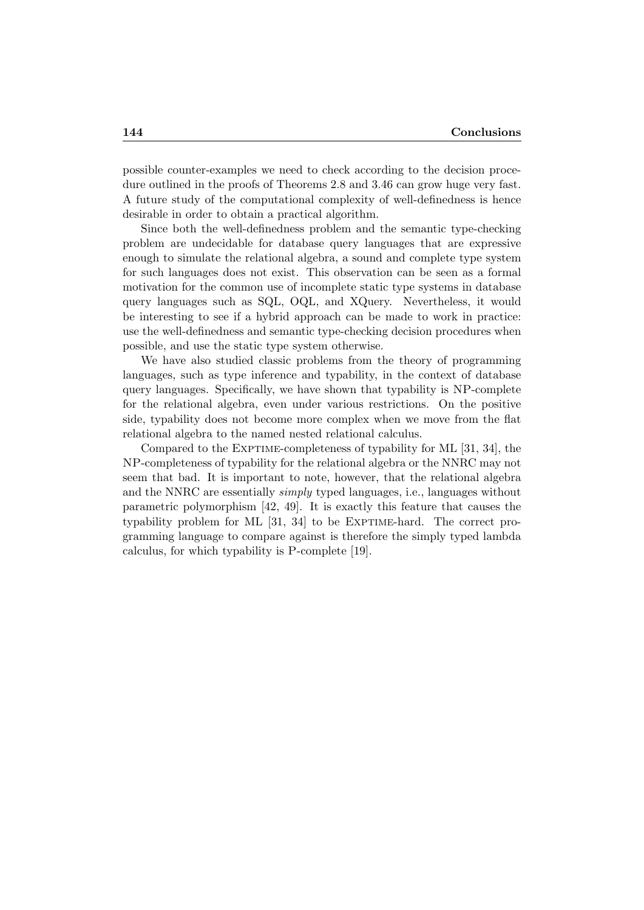possible counter-examples we need to check according to the decision procedure outlined in the proofs of Theorems 2.8 and 3.46 can grow huge very fast. A future study of the computational complexity of well-definedness is hence desirable in order to obtain a practical algorithm.

Since both the well-definedness problem and the semantic type-checking problem are undecidable for database query languages that are expressive enough to simulate the relational algebra, a sound and complete type system for such languages does not exist. This observation can be seen as a formal motivation for the common use of incomplete static type systems in database query languages such as SQL, OQL, and XQuery. Nevertheless, it would be interesting to see if a hybrid approach can be made to work in practice: use the well-definedness and semantic type-checking decision procedures when possible, and use the static type system otherwise.

We have also studied classic problems from the theory of programming languages, such as type inference and typability, in the context of database query languages. Specifically, we have shown that typability is NP-complete for the relational algebra, even under various restrictions. On the positive side, typability does not become more complex when we move from the flat relational algebra to the named nested relational calculus.

Compared to the Exptime-completeness of typability for ML [31, 34], the NP-completeness of typability for the relational algebra or the NNRC may not seem that bad. It is important to note, however, that the relational algebra and the NNRC are essentially *simply* typed languages, i.e., languages without parametric polymorphism [42, 49]. It is exactly this feature that causes the typability problem for ML [31, 34] to be Exptime-hard. The correct programming language to compare against is therefore the simply typed lambda calculus, for which typability is P-complete [19].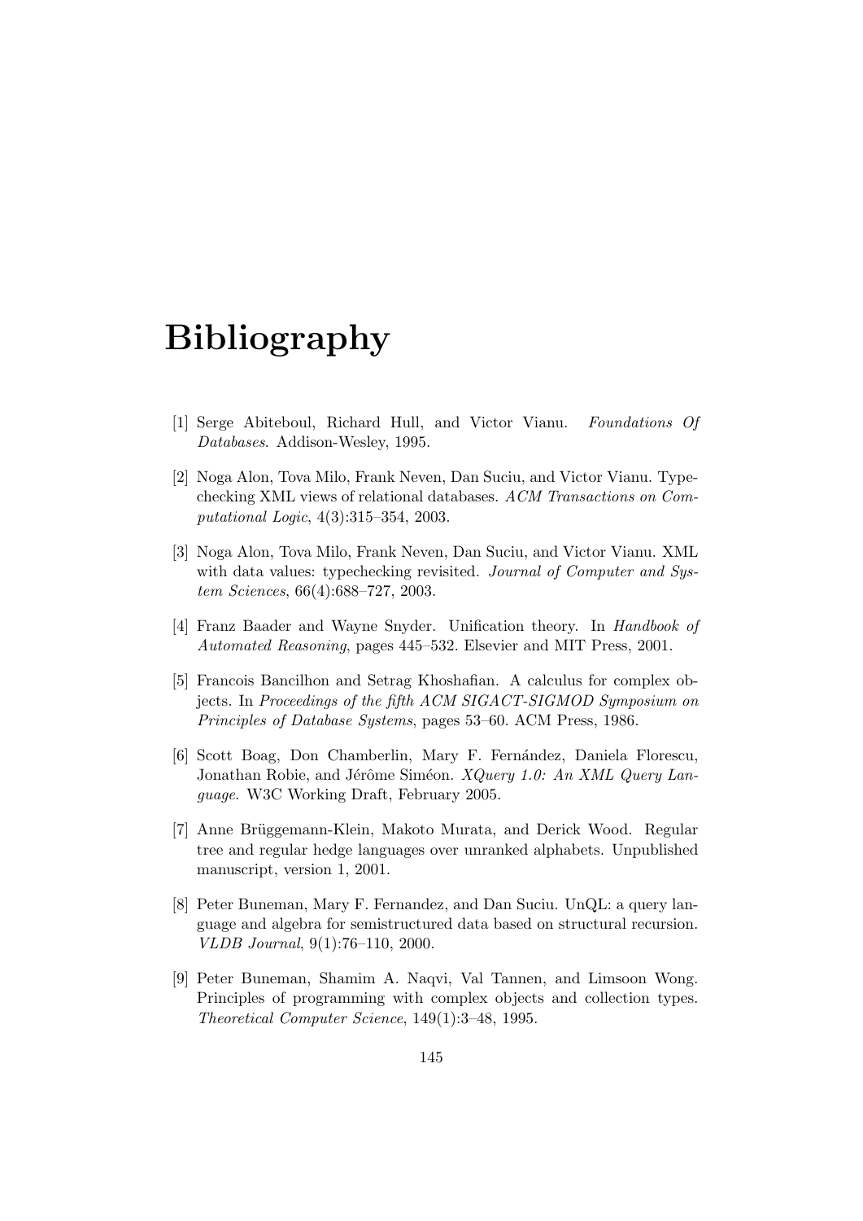# Bibliography

[1] Serge Abiteboul, Richard Hull, and Victor Vianu. *Foundations Of Databases*. Addison-Wesley, 1995.

[2] Noga Alon, Tova Milo, Frank Neven, Dan Suciu, and Victor Vianu. Typechecking XML views of relational databases. *ACM Transactions on Computational Logic*, 4(3):315–354, 2003.

[3] Noga Alon, Tova Milo, Frank Neven, Dan Suciu, and Victor Vianu. XML with data values: typechecking revisited. *Journal of Computer and System Sciences*, 66(4):688–727, 2003.

[4] Franz Baader and Wayne Snyder. Unification theory. In *Handbook of Automated Reasoning*, pages 445–532. Elsevier and MIT Press, 2001.

[5] Francois Bancilhon and Setrag Khoshafian. A calculus for complex objects. In *Proceedings of the fifth ACM SIGACT-SIGMOD Symposium on Principles of Database Systems*, pages 53–60. ACM Press, 1986.

[6] Scott Boag, Don Chamberlin, Mary F. Fernández, Daniela Florescu, Jonathan Robie, and Jérôme Siméon. *XQuery 1.0: An XML Query Language.* W3C Working Draft, February 2005.

[7] Anne Brüggemann-Klein, Makoto Murata, and Derick Wood. Regular tree and regular hedge languages over unranked alphabets. Unpublished manuscript, version 1, 2001.

[8] Peter Buneman, Mary F. Fernandez, and Dan Suciu. UnQL: a query language and algebra for semistructured data based on structural recursion. *VLDB Journal*, 9(1):76–110, 2000.

[9] Peter Buneman, Shamim A. Naqvi, Val Tannen, and Limsoon Wong. Principles of programming with complex objects and collection types. *Theoretical Computer Science*, 149(1):3–48, 1995.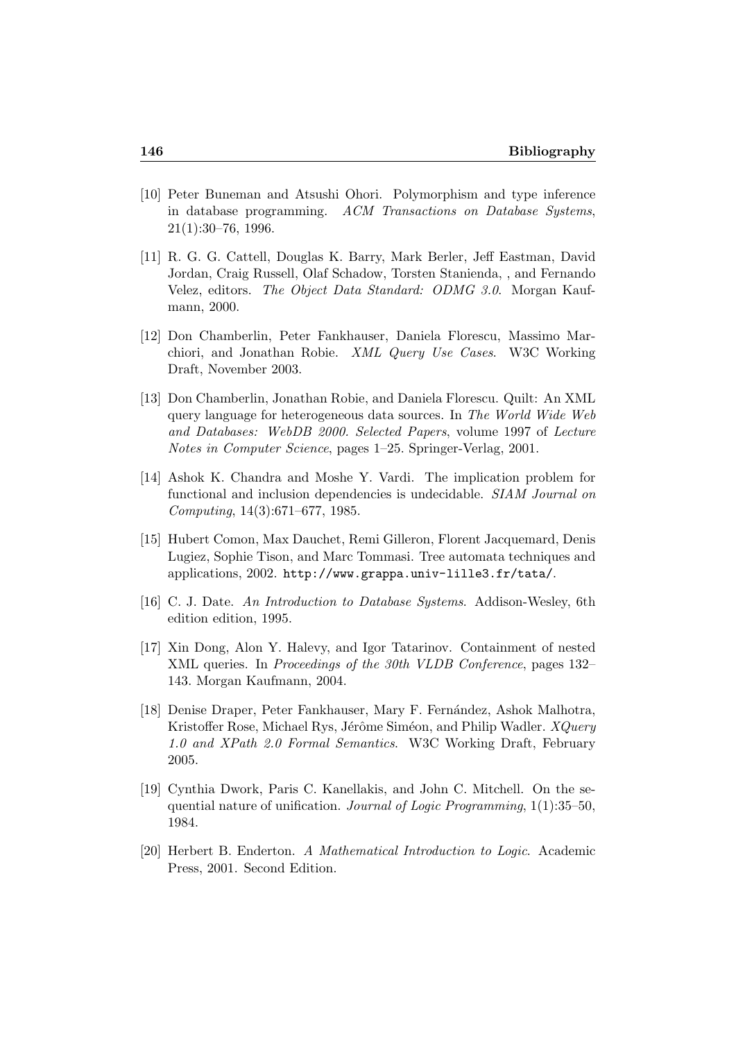[10] Peter Buneman and Atsushi Ohori. Polymorphism and type inference in database programming. *ACM Transactions on Database Systems*, 21(1):30–76, 1996.

[11] R. G. G. Cattell, Douglas K. Barry, Mark Berler, Jeff Eastman, David Jordan, Craig Russell, Olaf Schadow, Torsten Stanienda, , and Fernando Velez, editors. *The Object Data Standard: ODMG 3.0*. Morgan Kaufmann, 2000.

[12] Don Chamberlin, Peter Fankhauser, Daniela Florescu, Massimo Marchiori, and Jonathan Robie. *XML Query Use Cases*. W3C Working Draft, November 2003.

[13] Don Chamberlin, Jonathan Robie, and Daniela Florescu. Quilt: An XML query language for heterogeneous data sources. In *The World Wide Web and Databases: WebDB 2000. Selected Papers*, volume 1997 of *Lecture Notes in Computer Science*, pages 1–25. Springer-Verlag, 2001.

[14] Ashok K. Chandra and Moshe Y. Vardi. The implication problem for functional and inclusion dependencies is undecidable. *SIAM Journal on Computing*, 14(3):671–677, 1985.

[15] Hubert Comon, Max Dauchet, Remi Gilleron, Florent Jacquemard, Denis Lugiez, Sophie Tison, and Marc Tommasi. Tree automata techniques and applications, 2002. `http://www.grappa.univ-lille3.fr/tata/`.

[16] C. J. Date. *An Introduction to Database Systems*. Addison-Wesley, 6th edition edition, 1995.

[17] Xin Dong, Alon Y. Halevy, and Igor Tatarinov. Containment of nested XML queries. In *Proceedings of the 30th VLDB Conference*, pages 132–143. Morgan Kaufmann, 2004.

[18] Denise Draper, Peter Fankhauser, Mary F. Fernández, Ashok Malhotra, Kristoffer Rose, Michael Rys, Jérôme Siméon, and Philip Wadler. *XQuery 1.0 and XPath 2.0 Formal Semantics*. W3C Working Draft, February 2005.

[19] Cynthia Dwork, Paris C. Kanellakis, and John C. Mitchell. On the sequential nature of unification. *Journal of Logic Programming*, 1(1):35–50, 1984.

[20] Herbert B. Enderton. *A Mathematical Introduction to Logic*. Academic Press, 2001. Second Edition.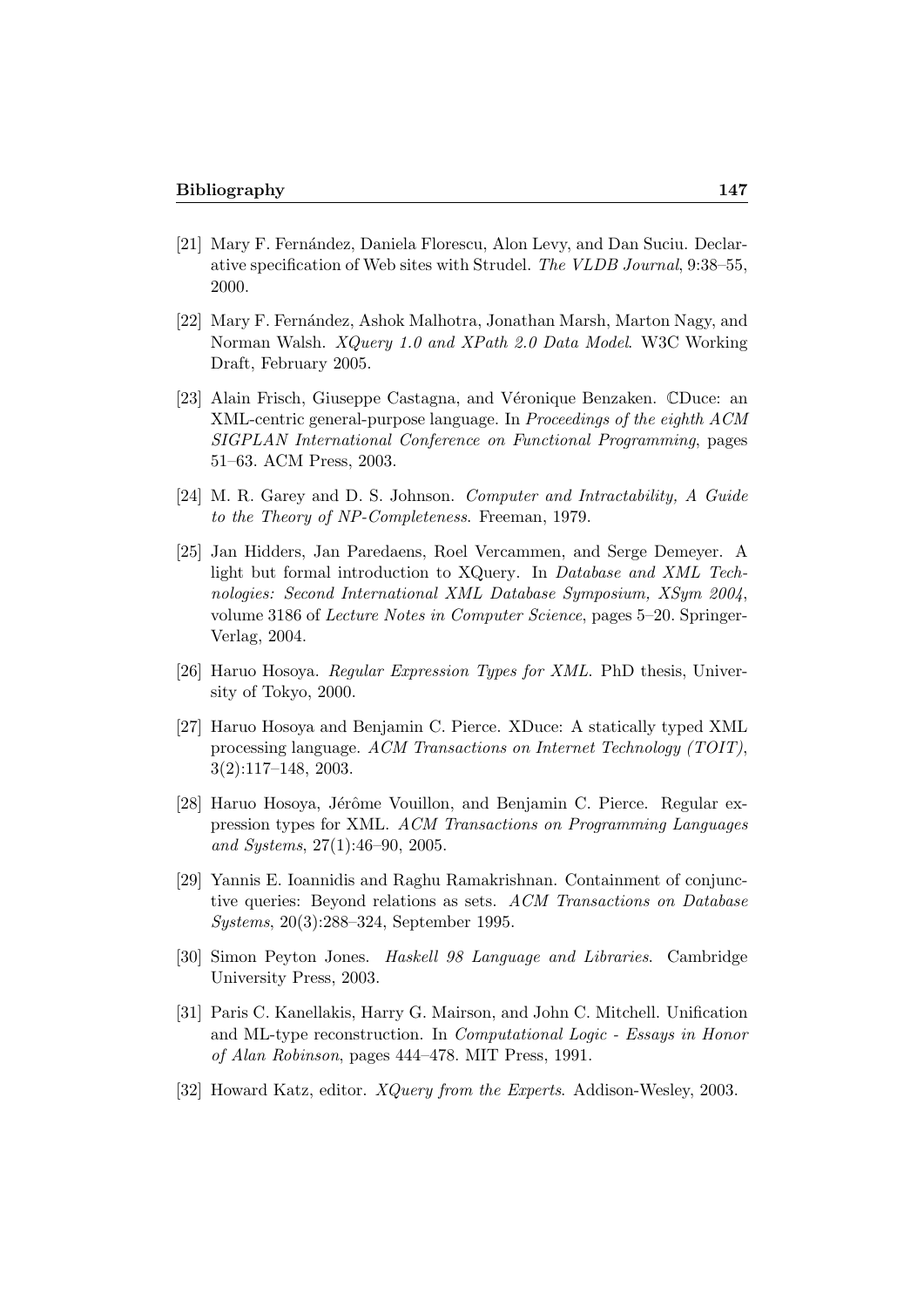[21] Mary F. Fernández, Daniela Florescu, Alon Levy, and Dan Suciu. Declarative specification of Web sites with Strudel. *The VLDB Journal*, 9:38–55, 2000.

[22] Mary F. Fernández, Ashok Malhotra, Jonathan Marsh, Marton Nagy, and Norman Walsh. *XQuery 1.0 and XPath 2.0 Data Model*. W3C Working Draft, February 2005.

[23] Alain Frisch, Giuseppe Castagna, and Véronique Benzaken. ℂDuce: an XML-centric general-purpose language. In *Proceedings of the eighth ACM SIGPLAN International Conference on Functional Programming*, pages 51–63. ACM Press, 2003.

[24] M. R. Garey and D. S. Johnson. *Computer and Intractability, A Guide to the Theory of NP-Completeness*. Freeman, 1979.

[25] Jan Hidders, Jan Paredaens, Roel Vercammen, and Serge Demeyer. A light but formal introduction to XQuery. In *Database and XML Technologies: Second International XML Database Symposium, XSym 2004*, volume 3186 of *Lecture Notes in Computer Science*, pages 5–20. Springer-Verlag, 2004.

[26] Haruo Hosoya. *Regular Expression Types for XML*. PhD thesis, University of Tokyo, 2000.

[27] Haruo Hosoya and Benjamin C. Pierce. XDuce: A statically typed XML processing language. *ACM Transactions on Internet Technology (TOIT)*, 3(2):117–148, 2003.

[28] Haruo Hosoya, Jérôme Vouillon, and Benjamin C. Pierce. Regular expression types for XML. *ACM Transactions on Programming Languages and Systems*, 27(1):46–90, 2005.

[29] Yannis E. Ioannidis and Raghu Ramakrishnan. Containment of conjunctive queries: Beyond relations as sets. *ACM Transactions on Database Systems*, 20(3):288–324, September 1995.

[30] Simon Peyton Jones. *Haskell 98 Language and Libraries*. Cambridge University Press, 2003.

[31] Paris C. Kanellakis, Harry G. Mairson, and John C. Mitchell. Unification and ML-type reconstruction. In *Computational Logic - Essays in Honor of Alan Robinson*, pages 444–478. MIT Press, 1991.

[32] Howard Katz, editor. *XQuery from the Experts*. Addison-Wesley, 2003.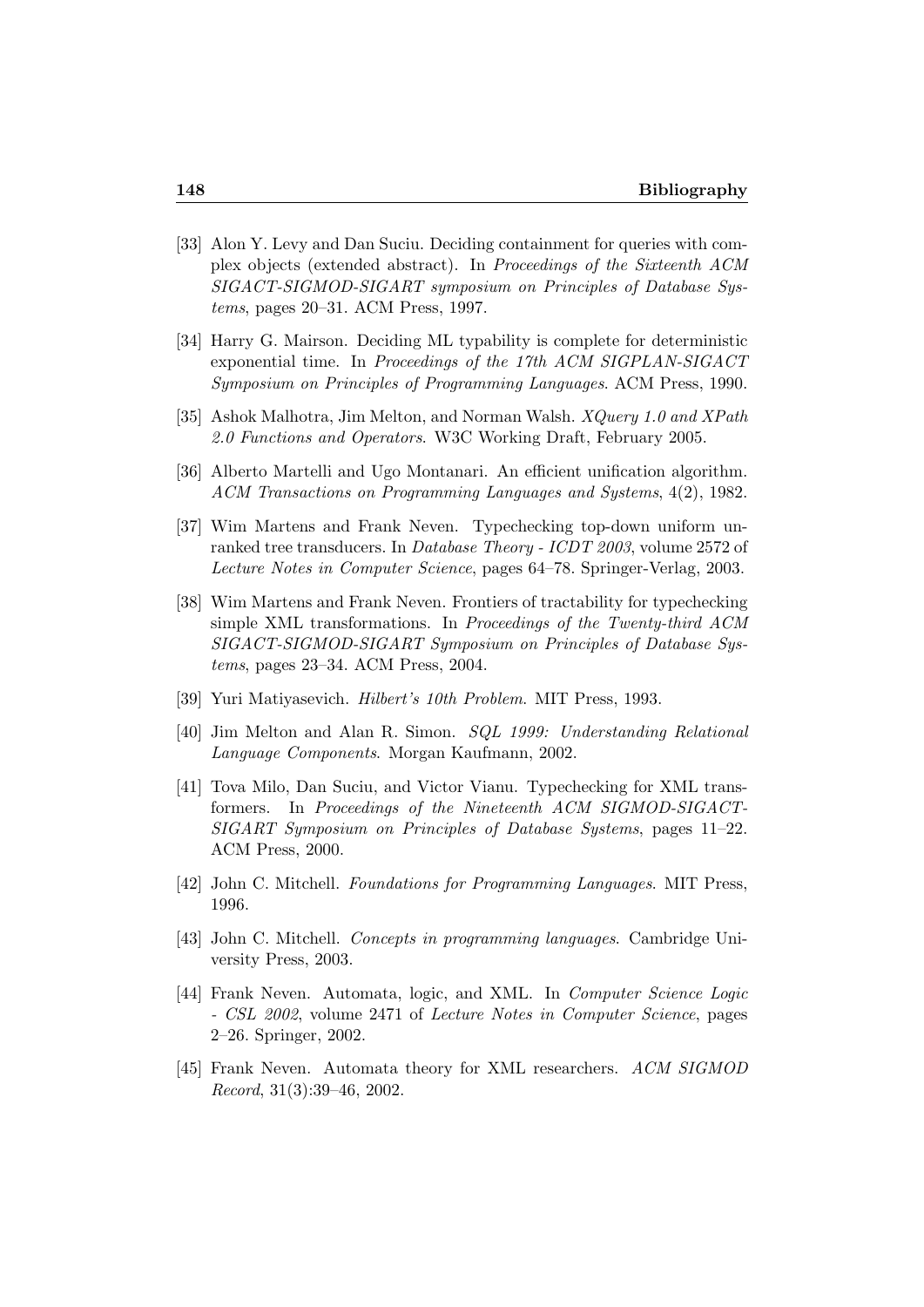[33] Alon Y. Levy and Dan Suciu. Deciding containment for queries with complex objects (extended abstract). In *Proceedings of the Sixteenth ACM SIGACT-SIGMOD-SIGART symposium on Principles of Database Systems*, pages 20–31. ACM Press, 1997.

[34] Harry G. Mairson. Deciding ML typability is complete for deterministic exponential time. In *Proceedings of the 17th ACM SIGPLAN-SIGACT Symposium on Principles of Programming Languages*. ACM Press, 1990.

[35] Ashok Malhotra, Jim Melton, and Norman Walsh. *XQuery 1.0 and XPath 2.0 Functions and Operators*. W3C Working Draft, February 2005.

[36] Alberto Martelli and Ugo Montanari. An efficient unification algorithm. *ACM Transactions on Programming Languages and Systems*, 4(2), 1982.

[37] Wim Martens and Frank Neven. Typechecking top-down uniform unranked tree transducers. In *Database Theory - ICDT 2003*, volume 2572 of *Lecture Notes in Computer Science*, pages 64–78. Springer-Verlag, 2003.

[38] Wim Martens and Frank Neven. Frontiers of tractability for typechecking simple XML transformations. In *Proceedings of the Twenty-third ACM SIGACT-SIGMOD-SIGART Symposium on Principles of Database Systems*, pages 23–34. ACM Press, 2004.

[39] Yuri Matiyasevich. *Hilbert's 10th Problem*. MIT Press, 1993.

[40] Jim Melton and Alan R. Simon. *SQL 1999: Understanding Relational Language Components*. Morgan Kaufmann, 2002.

[41] Tova Milo, Dan Suciu, and Victor Vianu. Typechecking for XML transformers. In *Proceedings of the Nineteenth ACM SIGMOD-SIGACT-SIGART Symposium on Principles of Database Systems*, pages 11–22. ACM Press, 2000.

[42] John C. Mitchell. *Foundations for Programming Languages*. MIT Press, 1996.

[43] John C. Mitchell. *Concepts in programming languages*. Cambridge University Press, 2003.

[44] Frank Neven. Automata, logic, and XML. In *Computer Science Logic - CSL 2002*, volume 2471 of *Lecture Notes in Computer Science*, pages 2–26. Springer, 2002.

[45] Frank Neven. Automata theory for XML researchers. *ACM SIGMOD Record*, 31(3):39–46, 2002.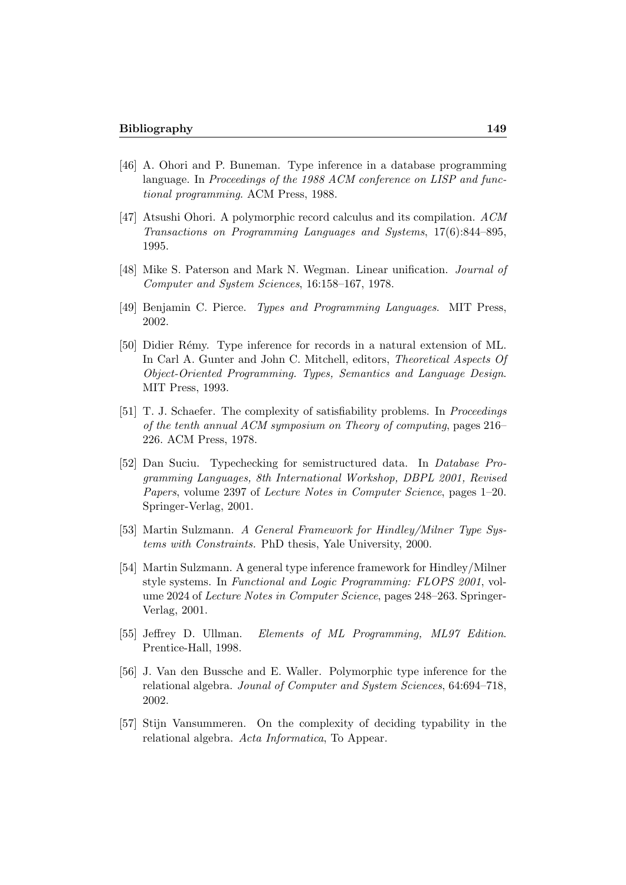[46] A. Ohori and P. Buneman. Type inference in a database programming language. In *Proceedings of the 1988 ACM conference on LISP and functional programming*. ACM Press, 1988.

[47] Atsushi Ohori. A polymorphic record calculus and its compilation. *ACM Transactions on Programming Languages and Systems*, 17(6):844–895, 1995.

[48] Mike S. Paterson and Mark N. Wegman. Linear unification. *Journal of Computer and System Sciences*, 16:158–167, 1978.

[49] Benjamin C. Pierce. *Types and Programming Languages*. MIT Press, 2002.

[50] Didier Rémy. Type inference for records in a natural extension of ML. In Carl A. Gunter and John C. Mitchell, editors, *Theoretical Aspects Of Object-Oriented Programming. Types, Semantics and Language Design*. MIT Press, 1993.

[51] T. J. Schaefer. The complexity of satisfiability problems. In *Proceedings of the tenth annual ACM symposium on Theory of computing*, pages 216–226. ACM Press, 1978.

[52] Dan Suciu. Typechecking for semistructured data. In *Database Programming Languages, 8th International Workshop, DBPL 2001, Revised Papers*, volume 2397 of *Lecture Notes in Computer Science*, pages 1–20. Springer-Verlag, 2001.

[53] Martin Sulzmann. *A General Framework for Hindley/Milner Type Systems with Constraints.* PhD thesis, Yale University, 2000.

[54] Martin Sulzmann. A general type inference framework for Hindley/Milner style systems. In *Functional and Logic Programming: FLOPS 2001*, volume 2024 of *Lecture Notes in Computer Science*, pages 248–263. Springer-Verlag, 2001.

[55] Jeffrey D. Ullman. *Elements of ML Programming, ML97 Edition*. Prentice-Hall, 1998.

[56] J. Van den Bussche and E. Waller. Polymorphic type inference for the relational algebra. *Jounal of Computer and System Sciences*, 64:694–718, 2002.

[57] Stijn Vansummeren. On the complexity of deciding typability in the relational algebra. *Acta Informatica*, To Appear.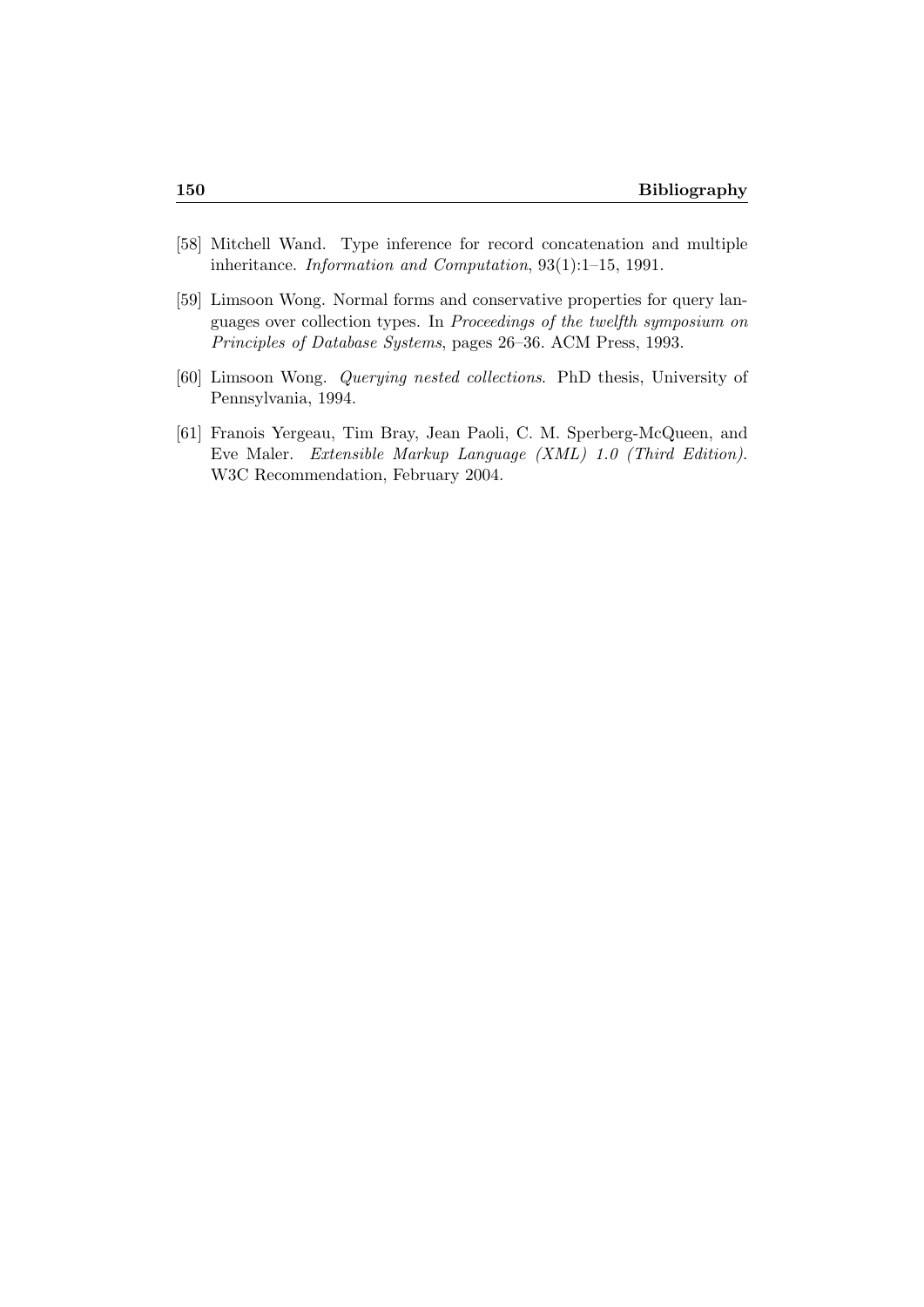[58] Mitchell Wand. Type inference for record concatenation and multiple inheritance. *Information and Computation*, 93(1):1–15, 1991.

[59] Limsoon Wong. Normal forms and conservative properties for query languages over collection types. In *Proceedings of the twelfth symposium on Principles of Database Systems*, pages 26–36. ACM Press, 1993.

[60] Limsoon Wong. *Querying nested collections*. PhD thesis, University of Pennsylvania, 1994.

[61] Franois Yergeau, Tim Bray, Jean Paoli, C. M. Sperberg-McQueen, and Eve Maler. *Extensible Markup Language (XML) 1.0 (Third Edition)*. W3C Recommendation, February 2004.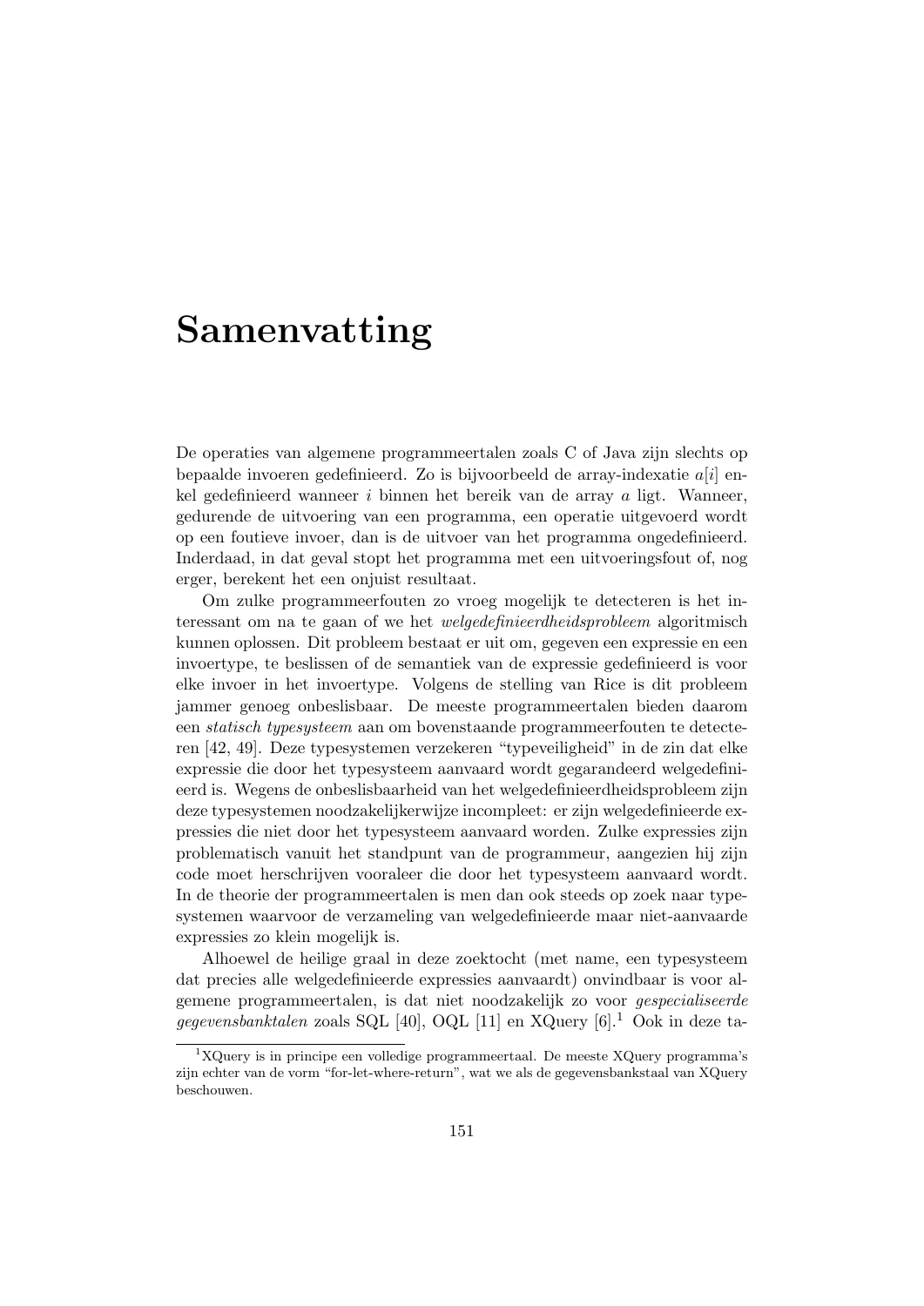# Samenvatting

De operaties van algemene programmeertalen zoals C of Java zijn slechts op bepaalde invoeren gedefinieerd. Zo is bijvoorbeeld de array-indexatie $a[i]$ enkel gedefinieerd wanneer $i$ binnen het bereik van de array $a$ ligt. Wanneer, gedurende de uitvoering van een programma, een operatie uitgevoerd wordt op een foutieve invoer, dan is de uitvoer van het programma ongedefinieerd. Inderdaad, in dat geval stopt het programma met een uitvoeringsfout of, nog erger, berekent het een onjuist resultaat.

Om zulke programmeerfouten zo vroeg mogelijk te detecteren is het interessant om na te gaan of we het *welgedefinieerdheidsprobleem* algoritmisch kunnen oplossen. Dit probleem bestaat er uit om, gegeven een expressie en een invoertype, te beslissen of de semantiek van de expressie gedefinieerd is voor elke invoer in het invoertype. Volgens de stelling van Rice is dit probleem jammer genoeg onbeslisbaar. De meeste programmeertalen bieden daarom een *statisch typesysteem* aan om bovenstaande programmeerfouten te detecteren [42, 49]. Deze typesystemen verzekeren "typeveiligheid" in de zin dat elke expressie die door het typesysteem aanvaard wordt gegarandeerd welgedefinieerd is. Wegens de onbeslisbaarheid van het welgedefinieerdheidsprobleem zijn deze typesystemen noodzakelijkerwijze incompleet: er zijn welgedefinieerde expressies die niet door het typesysteem aanvaard worden. Zulke expressies zijn problematisch vanuit het standpunt van de programmeur, aangezien hij zijn code moet herschrijven vooraleer die door het typesysteem aanvaard wordt. In de theorie der programmeertalen is men dan ook steeds op zoek naar typesystemen waarvoor de verzameling van welgedefinieerde maar niet-aanvaarde expressies zo klein mogelijk is.

Alhoewel de heilige graal in deze zoektocht (met name, een typesysteem dat precies alle welgedefinieerde expressies aanvaardt) onvindbaar is voor algemene programmeertalen, is dat niet noodzakelijk zo voor *gespecialiseerde gegevensbanktalen* zoals SQL [40], OQL [11] en XQuery [6].[1] Ook in deze ta-

[1] XQuery is in principe een volledige programmeertaal. De meeste XQuery programma's zijn echter van de vorm "for-let-where-return", wat we als de gegevensbankstaal van XQuery beschouwen.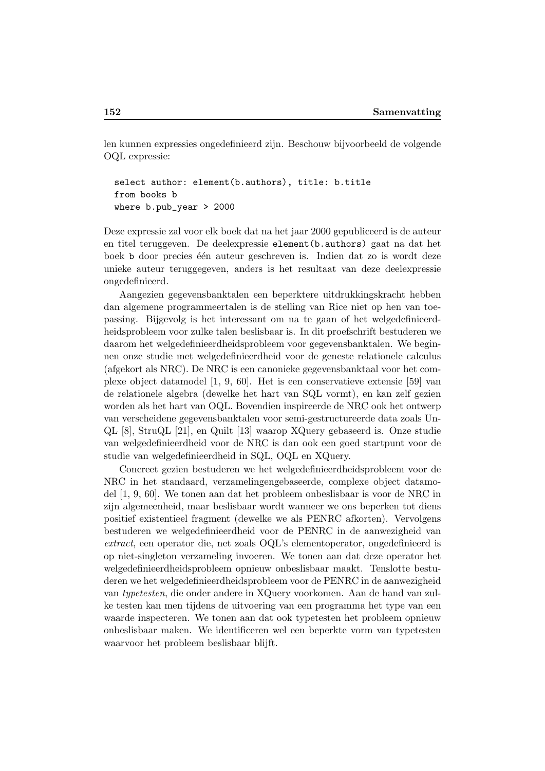len kunnen expressies ongedefinieerd zijn. Beschouw bijvoorbeeld de volgende OQL expressie:

```
select author: element(b.authors), title: b.title
from books b
where b.pub_year > 2000
```

Deze expressie zal voor elk boek dat na het jaar 2000 gepubliceerd is de auteur en titel teruggeven. De deelexpressie `element(b.authors)` gaat na dat het boek `b` door precies één auteur geschreven is. Indien dat zo is wordt deze unieke auteur teruggegeven, anders is het resultaat van deze deelexpressie ongedefinieerd.

Aangezien gegevensbanktalen een beperktere uitdrukkingskracht hebben dan algemene programmeertalen is de stelling van Rice niet op hen van toepassing. Bijgevolg is het interessant om na te gaan of het welgedefinieerdheidsprobleem voor zulke talen beslisbaar is. In dit proefschrift bestuderen we daarom het welgedefinieerdheidsprobleem voor gegevensbanktalen. We beginnen onze studie met welgedefinieerdheid voor de geneste relationele calculus (afgekort als NRC). De NRC is een canonieke gegevensbanktaal voor het complexe object datamodel [1, 9, 60]. Het is een conservatieve extensie [59] van de relationele algebra (dewelke het hart van SQL vormt), en kan zelf gezien worden als het hart van OQL. Bovendien inspireerde de NRC ook het ontwerp van verscheidene gegevensbanktalen voor semi-gestructureerde data zoals UnQL [8], StruQL [21], en Quilt [13] waarop XQuery gebaseerd is. Onze studie van welgedefinieerdheid voor de NRC is dan ook een goed startpunt voor de studie van welgedefinieerdheid in SQL, OQL en XQuery.

Concreet gezien bestuderen we het welgedefinieerdheidsprobleem voor de NRC in het standaard, verzamelingengebaseerde, complexe object datamodel [1, 9, 60]. We tonen aan dat het probleem onbeslisbaar is voor de NRC in zijn algemeenheid, maar beslisbaar wordt wanneer we ons beperken tot diens positief existentieel fragment (dewelke we als PENRC afkorten). Vervolgens bestuderen we welgedefinieerdheid voor de PENRC in de aanwezigheid van *extract*, een operator die, net zoals OQL's elementoperator, ongedefinieerd is op niet-singleton verzameling invoeren. We tonen aan dat deze operator het welgedefinieerdheidsprobleem opnieuw onbeslisbaar maakt. Tenslotte bestuderen we het welgedefinieerdheidsprobleem voor de PENRC in de aanwezigheid van *typetesten*, die onder andere in XQuery voorkomen. Aan de hand van zulke testen kan men tijdens de uitvoering van een programma het type van een waarde inspecteren. We tonen aan dat ook typetesten het probleem opnieuw onbeslisbaar maken. We identificeren wel een beperkte vorm van typetesten waarvoor het probleem beslisbaar blijft.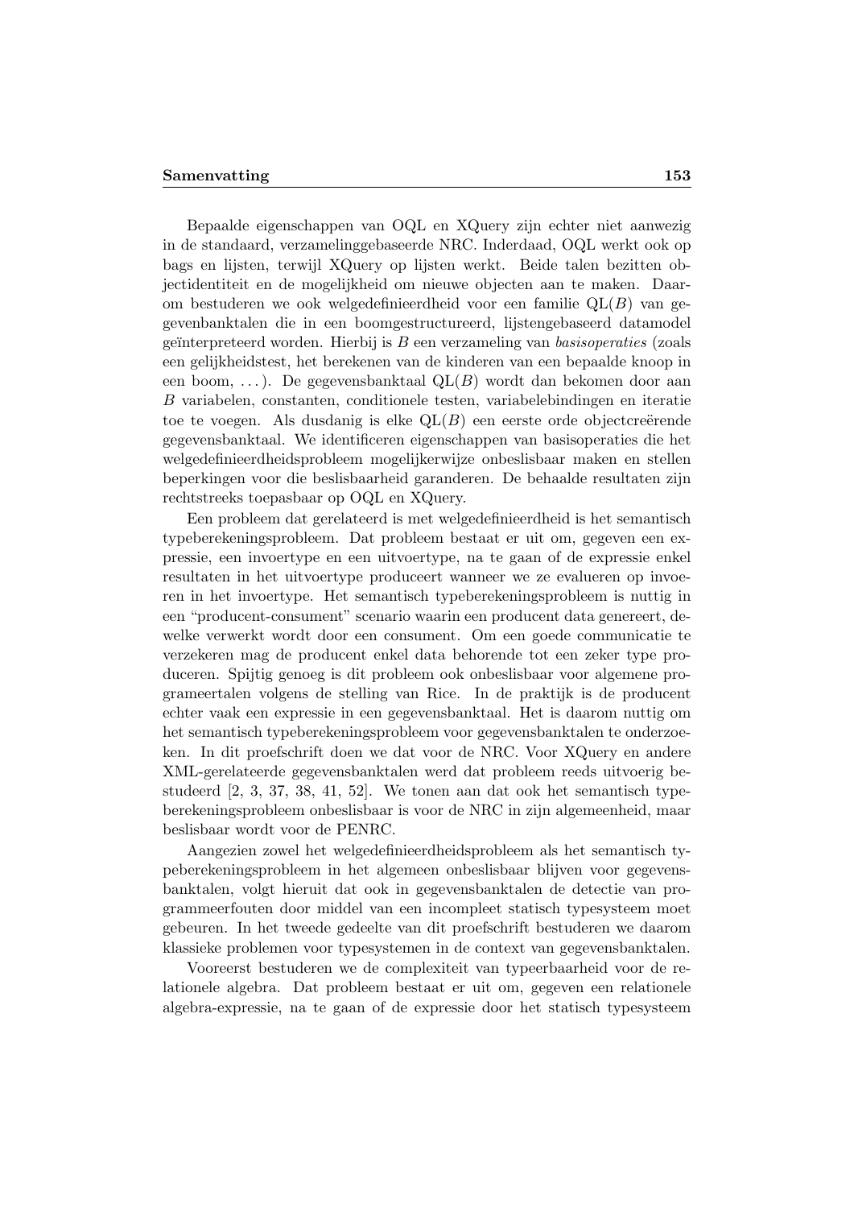Bepaalde eigenschappen van OQL en XQuery zijn echter niet aanwezig in de standaard, verzamelinggebaseerde NRC. Inderdaad, OQL werkt ook op bags en lijsten, terwijl XQuery op lijsten werkt. Beide talen bezitten objectidentiteit en de mogelijkheid om nieuwe objecten aan te maken. Daarom bestuderen we ook welgedefinieerdheid voor een familie $\text{QL}(B)$ van gegevenbanktalen die in een boomgestructureerd, lijstengebaseerd datamodel geïnterpreteerd worden. Hierbij is $B$ een verzameling van *basisoperaties* (zoals een gelijkheidstest, het berekenen van de kinderen van een bepaalde knoop in een boom, ...). De gegevensbanktaal $\text{QL}(B)$ wordt dan bekomen door aan $B$ variabelen, constanten, conditionele testen, variabelebindingen en iteratie toe te voegen. Als dusdanig is elke $\text{QL}(B)$ een eerste orde objectcreërende gegevensbanktaal. We identificeren eigenschappen van basisoperaties die het welgedefinieerdheidsprobleem mogelijkerwijze onbeslisbaar maken en stellen beperkingen voor die beslisbaarheid garanderen. De behaalde resultaten zijn rechtstreeks toepasbaar op OQL en XQuery.

Een probleem dat gerelateerd is met welgedefinieerdheid is het semantisch typeberekeningsprobleem. Dat probleem bestaat er uit om, gegeven een expressie, een invoertype en een uitvoertype, na te gaan of de expressie enkel resultaten in het uitvoertype produceert wanneer we ze evalueren op invoeren in het invoertype. Het semantisch typeberekeningsprobleem is nuttig in een "producent-consument" scenario waarin een producent data genereert, dewelke verwerkt wordt door een consument. Om een goede communicatie te verzekeren mag de producent enkel data behorende tot een zeker type produceren. Spijtig genoeg is dit probleem ook onbeslisbaar voor algemene programeertalen volgens de stelling van Rice. In de praktijk is de producent echter vaak een expressie in een gegevensbanktaal. Het is daarom nuttig om het semantisch typeberekeningsprobleem voor gegevensbanktalen te onderzoeken. In dit proefschrift doen we dat voor de NRC. Voor XQuery en andere XML-gerelateerde gegevensbanktalen werd dat probleem reeds uitvoerig bestudeerd [2, 3, 37, 38, 41, 52]. We tonen aan dat ook het semantisch typeberekeningsprobleem onbeslisbaar is voor de NRC in zijn algemeenheid, maar beslisbaar wordt voor de PENRC.

Aangezien zowel het welgedefinieerdheidsprobleem als het semantisch typeberekeningsprobleem in het algemeen onbeslisbaar blijven voor gegevensbanktalen, volgt hieruit dat ook in gegevensbanktalen de detectie van programmeerfouten door middel van een incompleet statisch typesysteem moet gebeuren. In het tweede gedeelte van dit proefschrift bestuderen we daarom klassieke problemen voor typesystemen in de context van gegevensbanktalen.

Vooreerst bestuderen we de complexiteit van typeerbaarheid voor de relationele algebra. Dat probleem bestaat er uit om, gegeven een relationele algebra-expressie, na te gaan of de expressie door het statisch typesysteem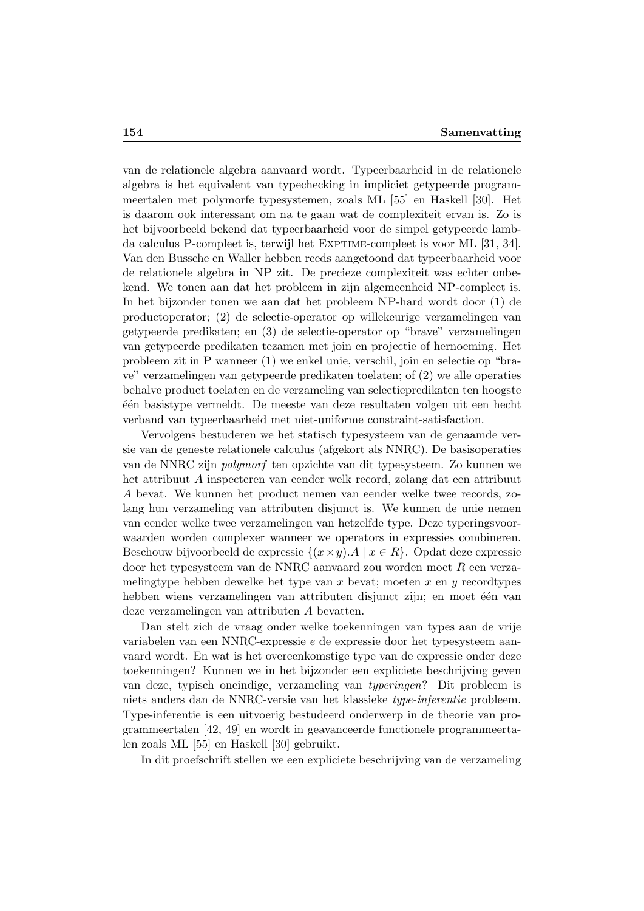van de relationele algebra aanvaard wordt. Typeerbaarheid in de relationele algebra is het equivalent van typechecking in impliciet getypeerde programmeertalen met polymorfe typesystemen, zoals ML [55] en Haskell [30]. Het is daarom ook interessant om na te gaan wat de complexiteit ervan is. Zo is het bijvoorbeeld bekend dat typeerbaarheid voor de simpel getypeerde lambda calculus P-compleet is, terwijl het EXPTIME-compleet is voor ML [31, 34]. Van den Bussche en Waller hebben reeds aangetoond dat typeerbaarheid voor de relationele algebra in NP zit. De precieze complexiteit was echter onbekend. We tonen aan dat het probleem in zijn algemeenheid NP-compleet is. In het bijzonder tonen we aan dat het probleem NP-hard wordt door (1) de productoperator; (2) de selectie-operator op willekeurige verzamelingen van getypeerde predikaten; en (3) de selectie-operator op "brave" verzamelingen van getypeerde predikaten tezamen met join en projectie of hernoeming. Het probleem zit in P wanneer (1) we enkel unie, verschil, join en selectie op "brave" verzamelingen van getypeerde predikaten toelaten; of (2) we alle operaties behalve product toelaten en de verzameling van selectiepredikaten ten hoogste één basistype vermeldt. De meeste van deze resultaten volgen uit een hecht verband van typeerbaarheid met niet-uniforme constraint-satisfaction.

Vervolgens bestuderen we het statisch typesysteem van de genaamde versie van de geneste relationele calculus (afgekort als NNRC). De basisoperaties van de NNRC zijn *polymorf* ten opzichte van dit typesysteem. Zo kunnen we het attribuut $A$ inspecteren van eender welk record, zolang dat een attribuut $A$ bevat. We kunnen het product nemen van eender welke twee records, zolang hun verzameling van attributen disjunct is. We kunnen de unie nemen van eender welke twee verzamelingen van hetzelfde type. Deze typeringsvoorwaarden worden complexer wanneer we operators in expressies combineren. Beschouw bijvoorbeeld de expressie $\{(x \times y).A \mid x \in R\}$. Opdat deze expressie door het typesysteem van de NNRC aanvaard zou worden moet $R$ een verzamelingtype hebben dewelke het type van $x$ bevat; moeten $x$ en $y$ recordtypes hebben wiens verzamelingen van attributen disjunct zijn; en moet één van deze verzamelingen van attributen $A$ bevatten.

Dan stelt zich de vraag onder welke toekenningen van types aan de vrije variabelen van een NNRC-expressie $e$ de expressie door het typesysteem aanvaard wordt. En wat is het overeenkomstige type van de expressie onder deze toekenningen? Kunnen we in het bijzonder een expliciete beschrijving geven van deze, typisch oneindige, verzameling van *typeringen*? Dit probleem is niets anders dan de NNRC-versie van het klassieke *type-inferentie* probleem. Type-inferentie is een uitvoerig bestudeerd onderwerp in de theorie van programmeertalen [42, 49] en wordt in geavanceerde functionele programmeertalen zoals ML [55] en Haskell [30] gebruikt.

In dit proefschrift stellen we een expliciete beschrijving van de verzameling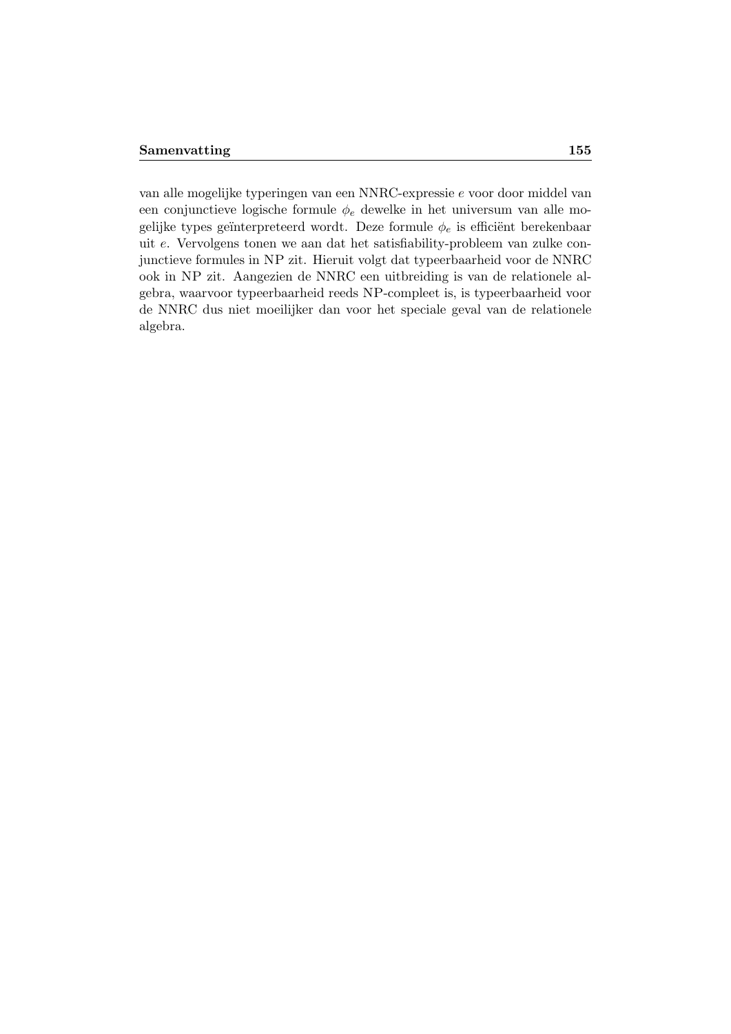van alle mogelijke typeringen van een NNRC-expressie $e$ voor door middel van een conjunctieve logische formule $\phi_e$ dewelke in het universum van alle mogelijke types geïnterpreteerd wordt. Deze formule $\phi_e$ is efficiënt berekenbaar uit $e$. Vervolgens tonen we aan dat het satisfiability-probleem van zulke conjunctieve formules in NP zit. Hieruit volgt dat typeerbaarheid voor de NNRC ook in NP zit. Aangezien de NNRC een uitbreiding is van de relationele algebra, waarvoor typeerbaarheid reeds NP-compleet is, is typeerbaarheid voor de NNRC dus niet moeilijker dan voor het speciale geval van de relationele algebra.